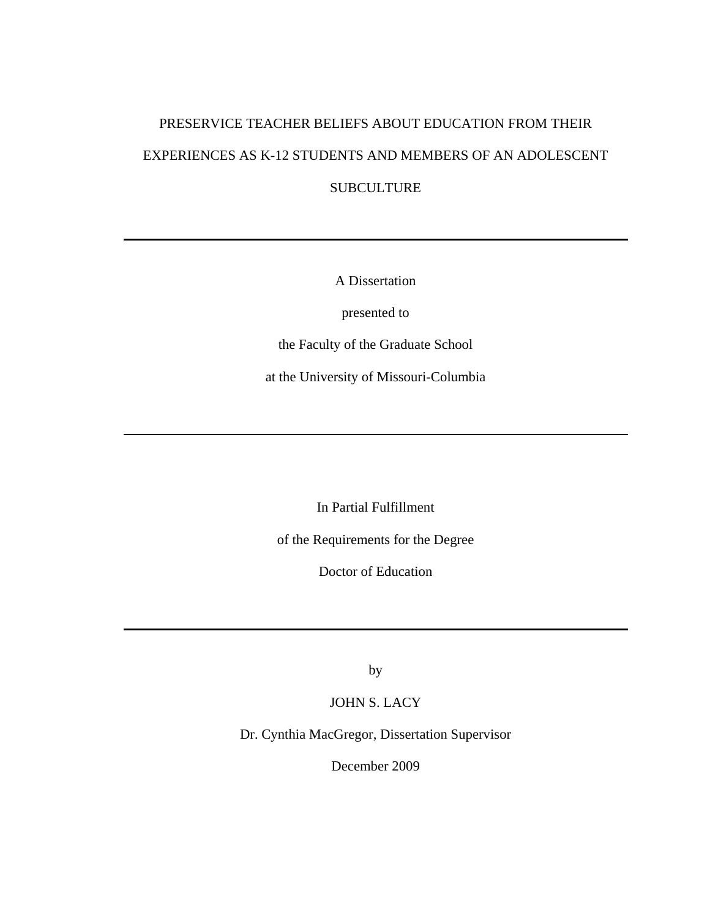# PRESERVICE TEACHER BELIEFS ABOUT EDUCATION FROM THEIR EXPERIENCES AS K-12 STUDENTS AND MEMBERS OF AN ADOLESCENT SUBCULTURE

---

A Dissertation

presented to

the Faculty of the Graduate School

at the University of Missouri-Columbia

---

In Partial Fulfillment

of the Requirements for the Degree

Doctor of Education

---

by

JOHN S. LACY

Dr. Cynthia MacGregor, Dissertation Supervisor

December 2009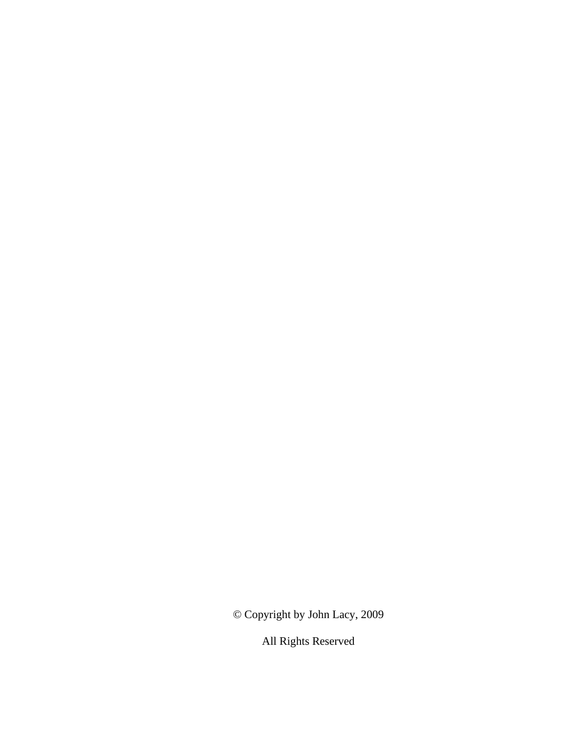© Copyright by John Lacy, 2009

All Rights Reserved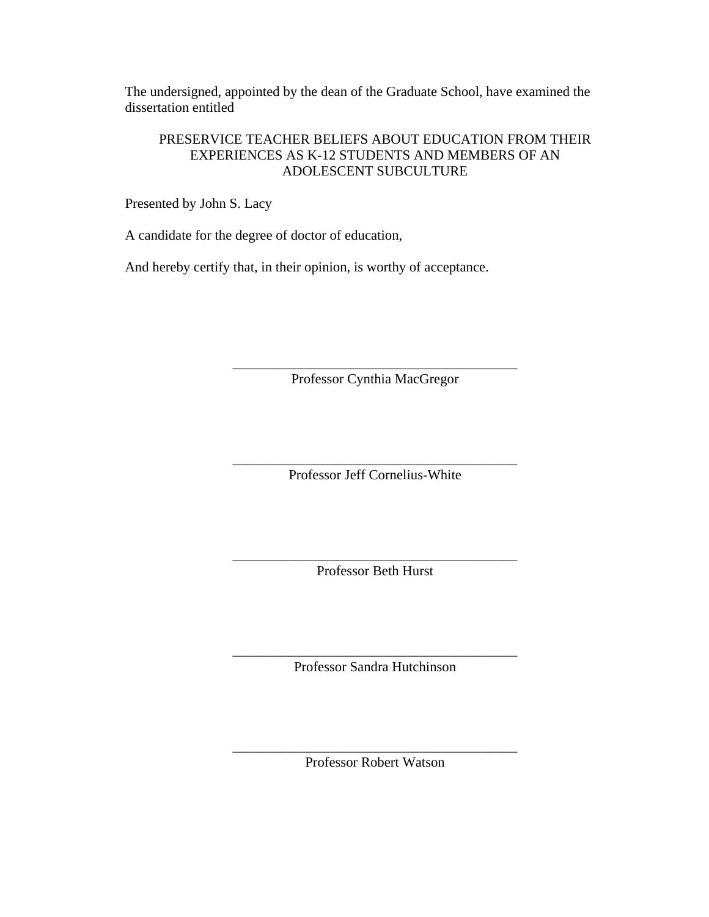The undersigned, appointed by the dean of the Graduate School, have examined the dissertation entitled

PRESERVICE TEACHER BELIEFS ABOUT EDUCATION FROM THEIR EXPERIENCES AS K-12 STUDENTS AND MEMBERS OF AN ADOLESCENT SUBCULTURE

Presented by John S. Lacy

A candidate for the degree of doctor of education,

And hereby certify that, in their opinion, is worthy of acceptance.

\_\_\_\_\_\_\_\_\_\_\_\_\_\_\_\_\_\_\_\_\_\_\_\_\_\_\_\_\_\_\_\_\_\_\_\_\_\_\_\_\_\_

Professor Cynthia MacGregor

\_\_\_\_\_\_\_\_\_\_\_\_\_\_\_\_\_\_\_\_\_\_\_\_\_\_\_\_\_\_\_\_\_\_\_\_\_\_\_\_\_\_

Professor Jeff Cornelius-White

\_\_\_\_\_\_\_\_\_\_\_\_\_\_\_\_\_\_\_\_\_\_\_\_\_\_\_\_\_\_\_\_\_\_\_\_\_\_\_\_\_\_

Professor Beth Hurst

\_\_\_\_\_\_\_\_\_\_\_\_\_\_\_\_\_\_\_\_\_\_\_\_\_\_\_\_\_\_\_\_\_\_\_\_\_\_\_\_\_\_

Professor Sandra Hutchinson

\_\_\_\_\_\_\_\_\_\_\_\_\_\_\_\_\_\_\_\_\_\_\_\_\_\_\_\_\_\_\_\_\_\_\_\_\_\_\_\_\_\_

Professor Robert Watson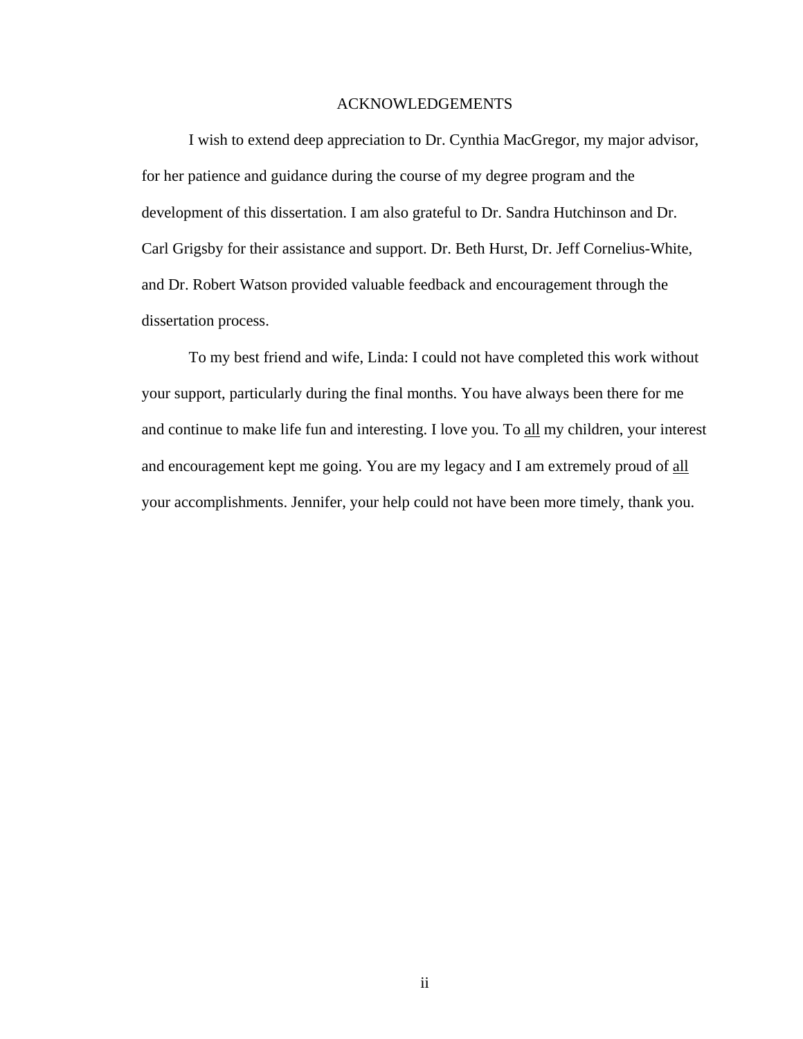# ACKNOWLEDGEMENTS

I wish to extend deep appreciation to Dr. Cynthia MacGregor, my major advisor, for her patience and guidance during the course of my degree program and the development of this dissertation. I am also grateful to Dr. Sandra Hutchinson and Dr. Carl Grigsby for their assistance and support. Dr. Beth Hurst, Dr. Jeff Cornelius-White, and Dr. Robert Watson provided valuable feedback and encouragement through the dissertation process.

To my best friend and wife, Linda: I could not have completed this work without your support, particularly during the final months. You have always been there for me and continue to make life fun and interesting. I love you. To <u>all</u> my children, your interest and encouragement kept me going. You are my legacy and I am extremely proud of <u>all</u> your accomplishments. Jennifer, your help could not have been more timely, thank you.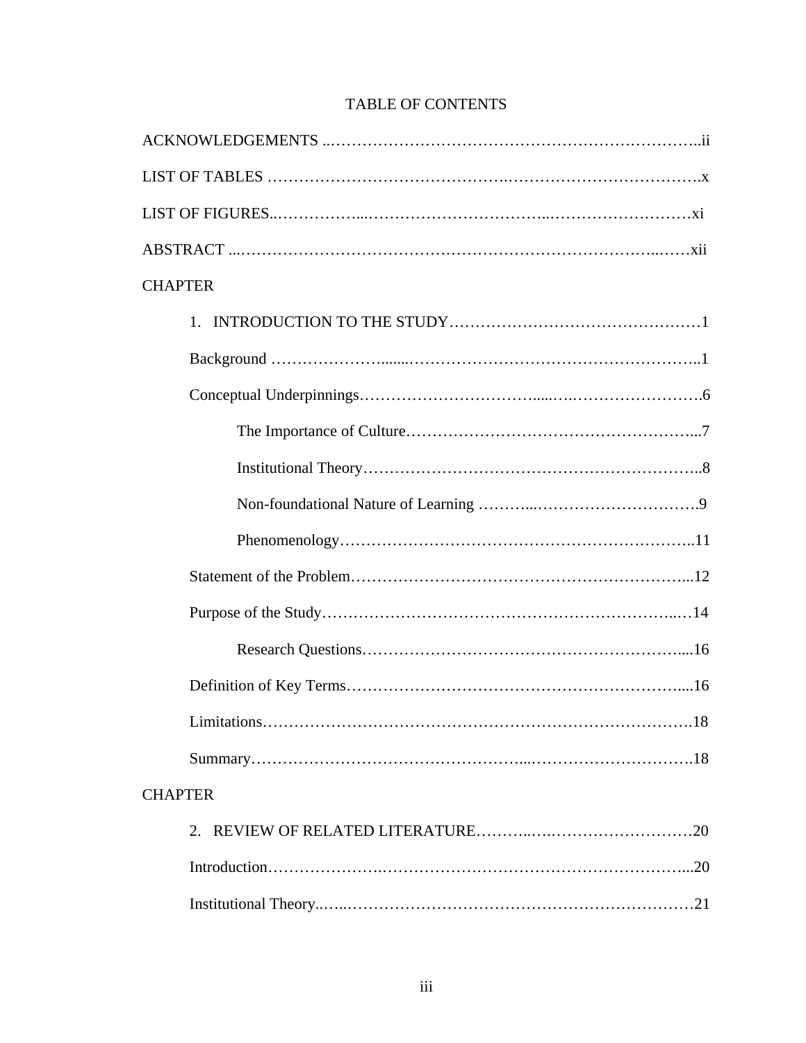# TABLE OF CONTENTS

ACKNOWLEDGEMENTS ....................................................................ii

LIST OF TABLES ....................................................................x

LIST OF FIGURES....................................................................xi

ABSTRACT ....................................................................xii

CHAPTER

1. INTRODUCTION TO THE STUDY....................................................................1

Background ....................................................................1

Conceptual Underpinnings....................................................................6

The Importance of Culture....................................................................7

Institutional Theory....................................................................8

Non-foundational Nature of Learning ....................................................................9

Phenomenology....................................................................11

Statement of the Problem....................................................................12

Purpose of the Study....................................................................14

Research Questions....................................................................16

Definition of Key Terms....................................................................16

Limitations....................................................................18

Summary....................................................................18

CHAPTER

2. REVIEW OF RELATED LITERATURE....................................................................20

Introduction....................................................................20

Institutional Theory....................................................................21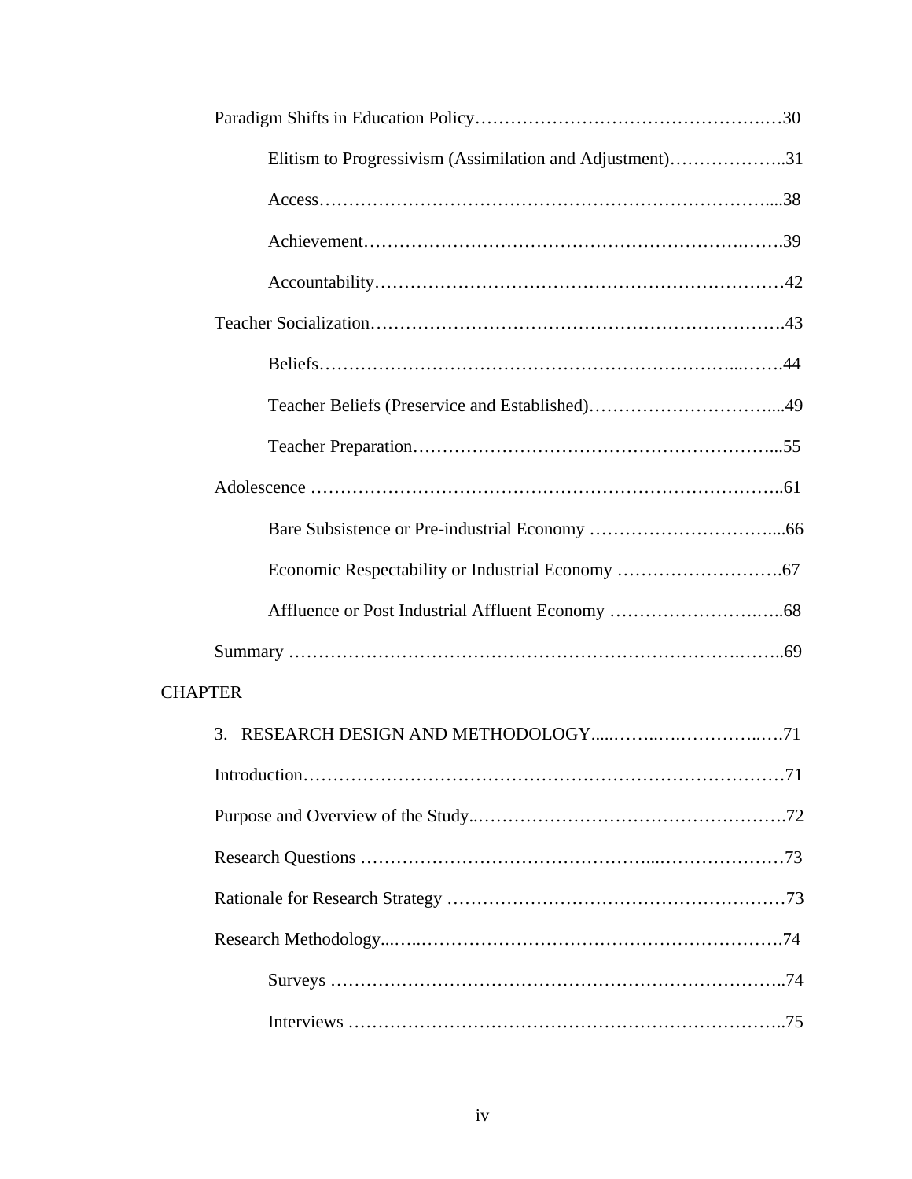Paradigm Shifts in Education Policy……………………………………………30

Elitism to Progressivism (Assimilation and Adjustment)………………..31

Access……………………………………………………………………....38

Achievement…………………………………………………………….…….39

Accountability…………………………………………………………………42

Teacher Socialization…………………………………………………………….43

Beliefs………………………………………………………………...…….44

Teacher Beliefs (Preservice and Established)…………………………....49

Teacher Preparation…………………………………………………….....55

Adolescence ……………………………………………………………………..61

Bare Subsistence or Pre-industrial Economy …………………………....66

Economic Respectability or Industrial Economy ……………………….67

Affluence or Post Industrial Affluent Economy ………………………..…..68

Summary ………………………………………………………………….……..69

CHAPTER

3. RESEARCH DESIGN AND METHODOLOGY.....……..….…………..…71

Introduction………………………………………………………………………71

Purpose and Overview of the Study..…………………………………………….72

Research Questions …………………………………………...…………………73

Rationale for Research Strategy …………………………………………………73

Research Methodology...…..…………………………………………………….74

Surveys ………………………………………………………………………..74

Interviews ………………………………………………………………………..75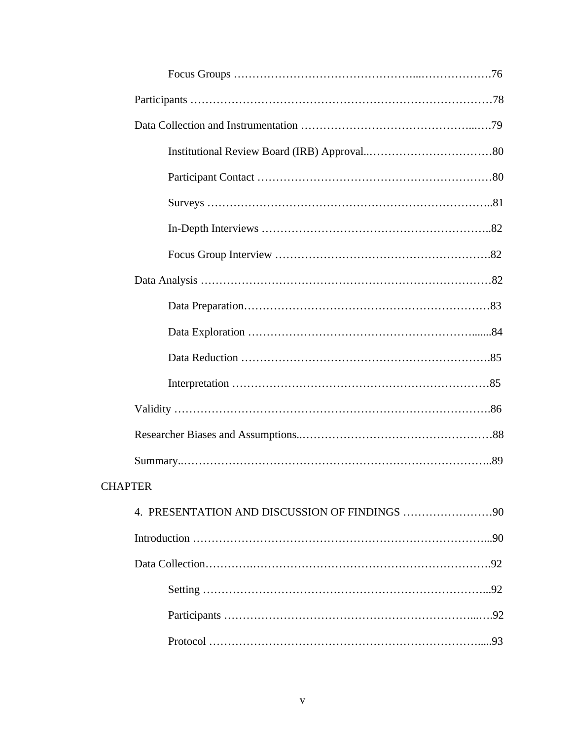Focus Groups ………………………………………...……………….76

Participants ………………………………………………………………………78

Data Collection and Instrumentation ……………………………………...….79

Institutional Review Board (IRB) Approval..……………………………80

Participant Contact ……………………………………………………80

Surveys ………………………………………………………………..81

In-Depth Interviews …………………………………………………..82

Focus Group Interview ………………………………………………….82

Data Analysis ……………………………………………………………………82

Data Preparation…………………………………………………………83

Data Exploration ………………………………………………….......84

Data Reduction ………………………………………………………….85

Interpretation ……………………………………………………………85

Validity …………………………………………………………………………….86

Researcher Biases and Assumptions..……………………………………………88

Summary..………………………………………………………………………..89

CHAPTER

4. PRESENTATION AND DISCUSSION OF FINDINGS ……………………90

Introduction ……………………………………………………………………...90

Data Collection………….………………………………………….………….92

Setting …………………………………………………………………...92

Participants ……………………………………………………………...….92

Protocol ……………………………………………………………….....93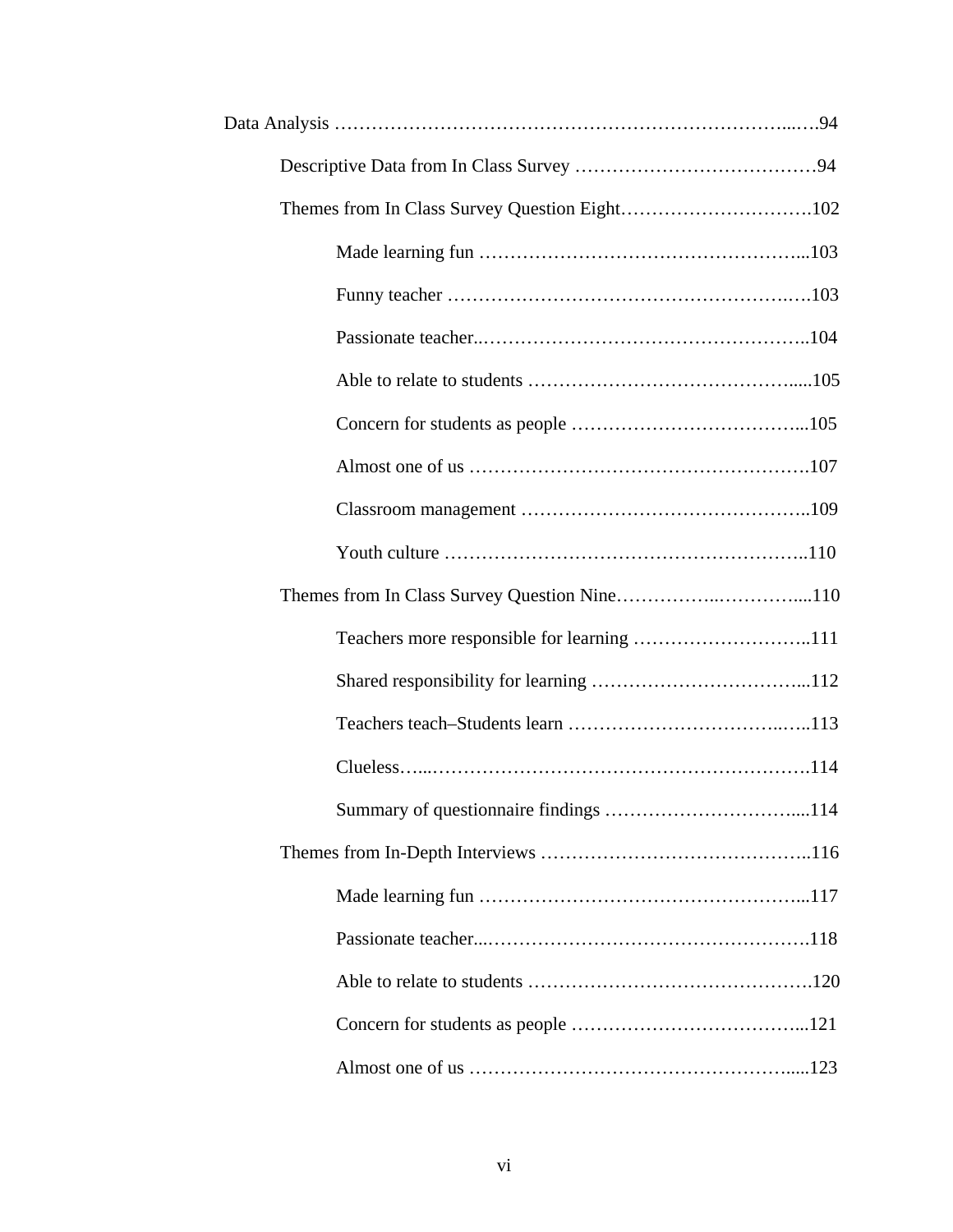Data Analysis …………………………………………………………………...….94

- Descriptive Data from In Class Survey …………………………………94
- Themes from In Class Survey Question Eight………………………….102
  - Made learning fun ……………………………………………...103
  - Funny teacher ……………………………………………….….103
  - Passionate teacher..……………………………………………..104
  - Able to relate to students …………………………………….....105
  - Concern for students as people ………………………………...105
  - Almost one of us ………………………………………………107
  - Classroom management ………………………………………..109
  - Youth culture …………………………………………………..110
- Themes from In Class Survey Question Nine……………..…………....110
  - Teachers more responsible for learning ………………………..111
  - Shared responsibility for learning ……………………………...112
  - Teachers teach–Students learn ……………………………..…..113
  - Clueless…...…………………………………………………….114
  - Summary of questionnaire findings …………………………....114
- Themes from In-Depth Interviews ……………………………………..116
  - Made learning fun ……………………………………………...117
  - Passionate teacher...…………….……………………………….118
  - Able to relate to students ……………………………………….120
  - Concern for students as people ………………………………...121
  - Almost one of us ……………………………………………….....123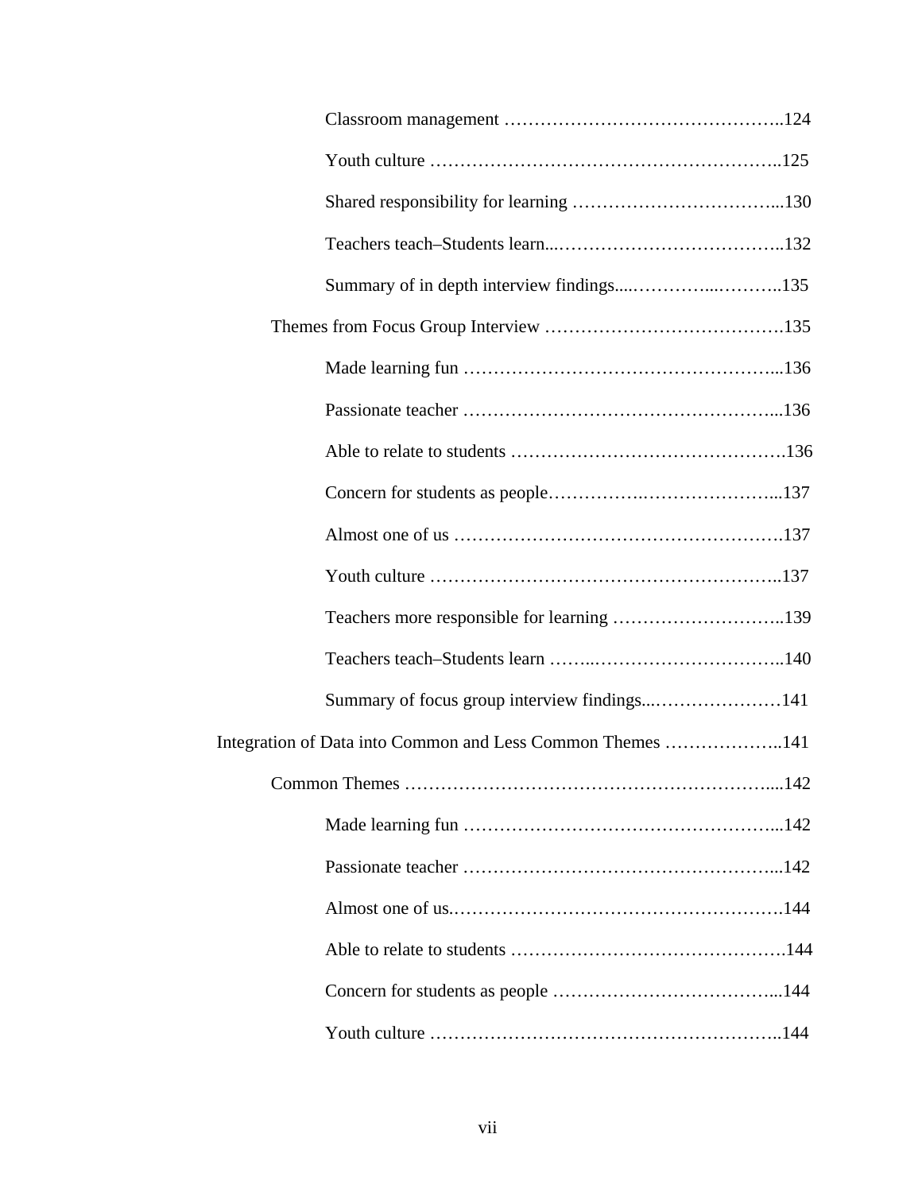Classroom management ………………………………………..124

Youth culture …………………………………………………..125

Shared responsibility for learning ……………………………...130

Teachers teach–Students learn...………………………………..132

Summary of in depth interview findings....…………...………..135

Themes from Focus Group Interview ………………………………….135

Made learning fun ……………………………………………...136

Passionate teacher ……………………………………………...136

Able to relate to students ……………………………………….136

Concern for students as people…………….…………………...137

Almost one of us ……………………………………………….137

Youth culture …………………………………………………..137

Teachers more responsible for learning ………………………..139

Teachers teach–Students learn ……..…………………………..140

Summary of focus group interview findings...…………………141

Integration of Data into Common and Less Common Themes ………………..141

Common Themes …………………………………………………….....142

Made learning fun ……………………………………………...142

Passionate teacher ……………………………………………...142

Almost one of us.……………….…………………….…………144

Able to relate to students ……………………………………….144

Concern for students as people ………………………………...144

Youth culture …………………………………………………..144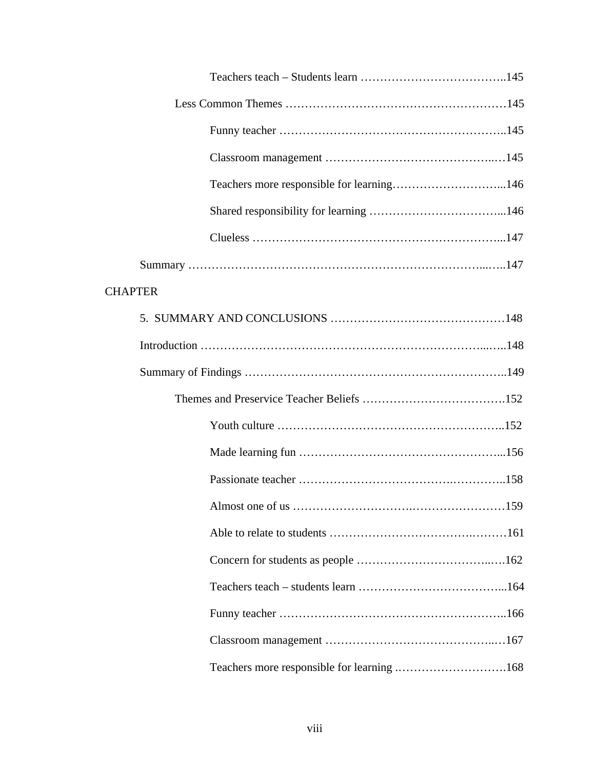Teachers teach – Students learn ..........145

Less Common Themes ..........145

Funny teacher ..........145

Classroom management ..........145

Teachers more responsible for learning..........146

Shared responsibility for learning ..........146

Clueless ..........147

Summary ..........147

CHAPTER

5. SUMMARY AND CONCLUSIONS ..........148

Introduction ..........148

Summary of Findings ..........149

Themes and Preservice Teacher Beliefs ..........152

Youth culture ..........152

Made learning fun ..........156

Passionate teacher ..........158

Almost one of us ..........159

Able to relate to students ..........161

Concern for students as people ..........162

Teachers teach – students learn ..........164

Funny teacher ..........166

Classroom management ..........167

Teachers more responsible for learning ..........168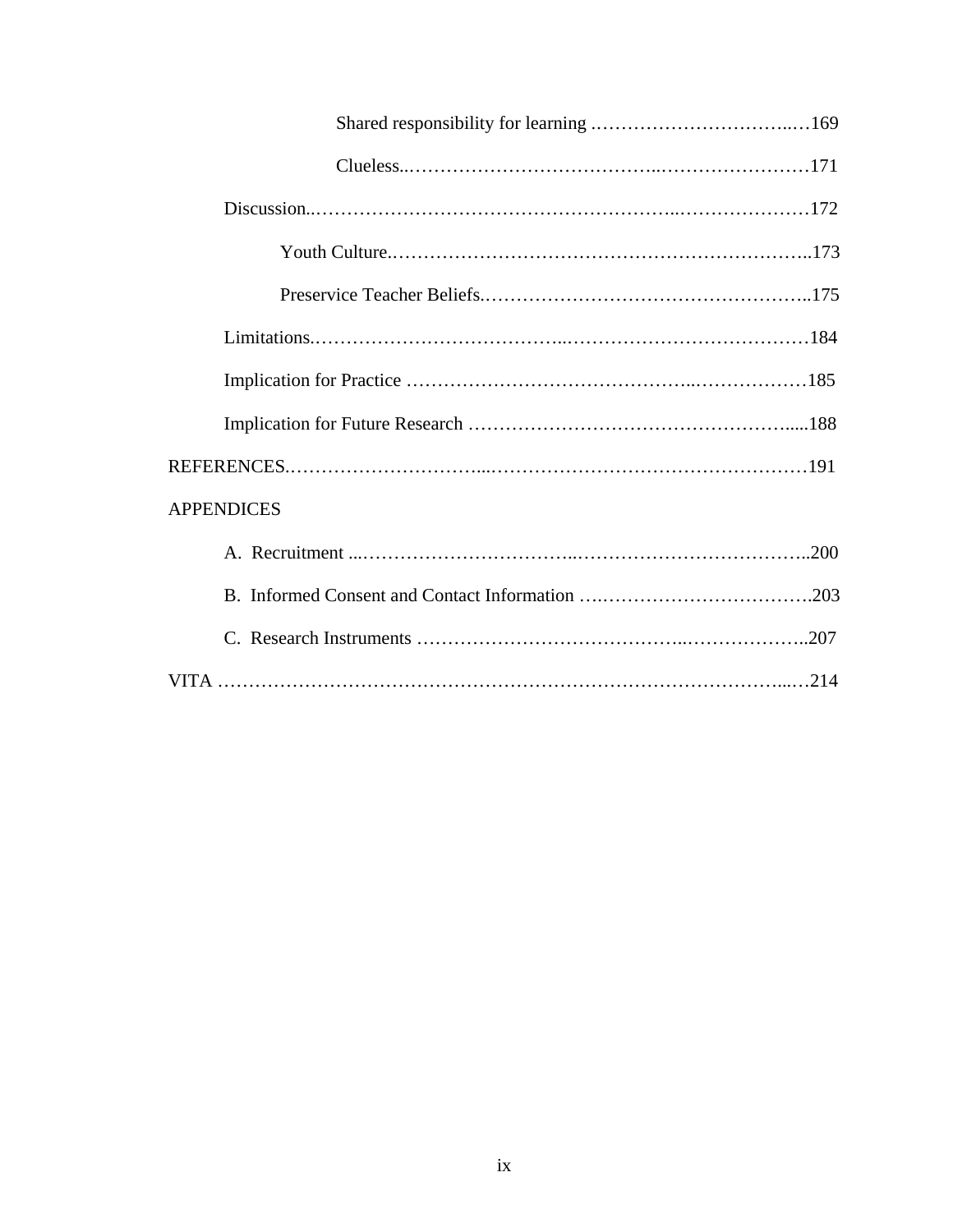Shared responsibility for learning ......................................169

Clueless................................................................171

Discussion..............................................................172

Youth Culture..........................................................173

Preservice Teacher Beliefs...........................................175

Limitations..............................................................184

Implication for Practice ..............................................185

Implication for Future Research ...................................188

REFERENCES............................................................191

APPENDICES

A. Recruitment ..........................................................200

B. Informed Consent and Contact Information ...............203

C. Research Instruments ............................................207

VITA ........................................................................214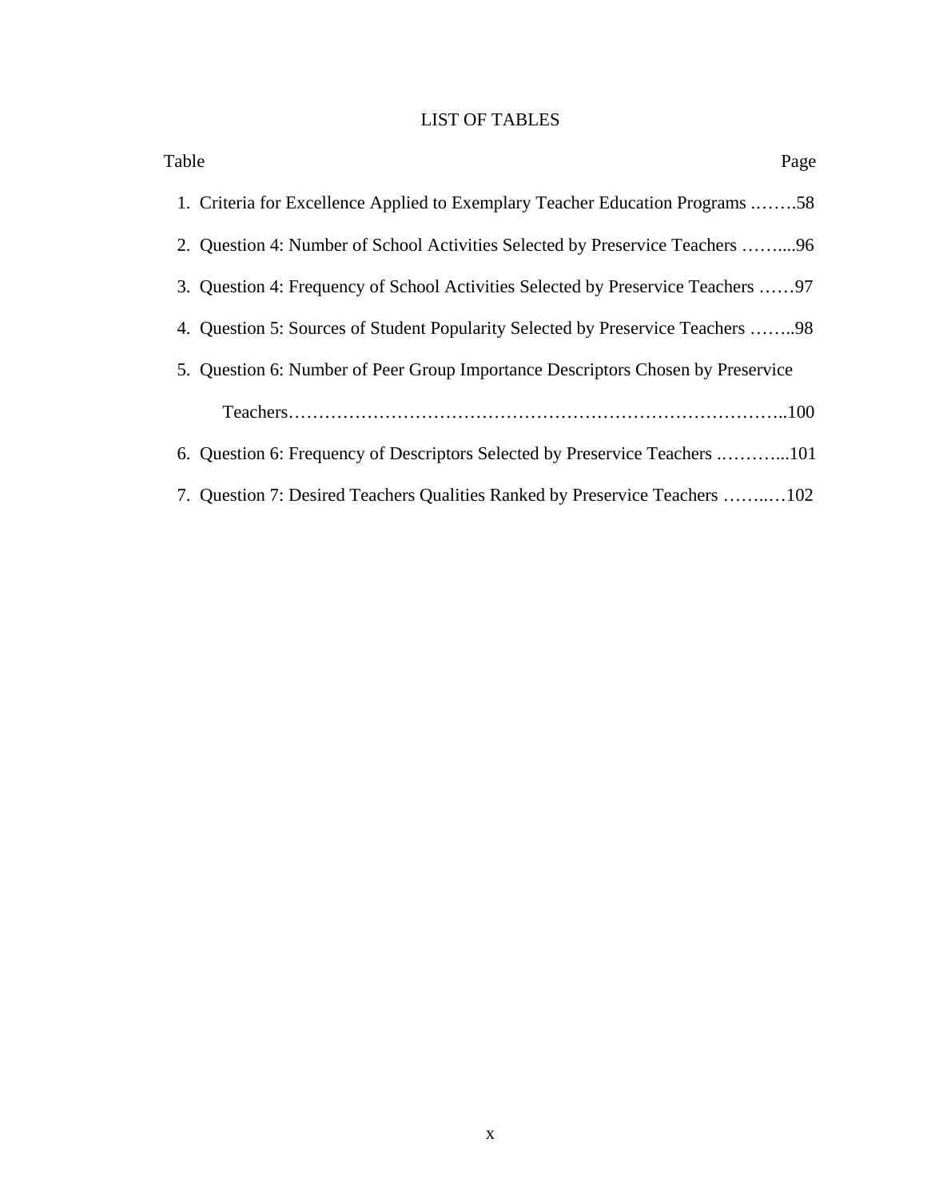# LIST OF TABLES

Table Page

1. Criteria for Excellence Applied to Exemplary Teacher Education Programs .…….58
2. Question 4: Number of School Activities Selected by Preservice Teachers ……....96
3. Question 4: Frequency of School Activities Selected by Preservice Teachers ……97
4. Question 5: Sources of Student Popularity Selected by Preservice Teachers ……..98
5. Question 6: Number of Peer Group Importance Descriptors Chosen by Preservice Teachers………………………………………………………………………..100
6. Question 6: Frequency of Descriptors Selected by Preservice Teachers .………...101
7. Question 7: Desired Teachers Qualities Ranked by Preservice Teachers ……..…102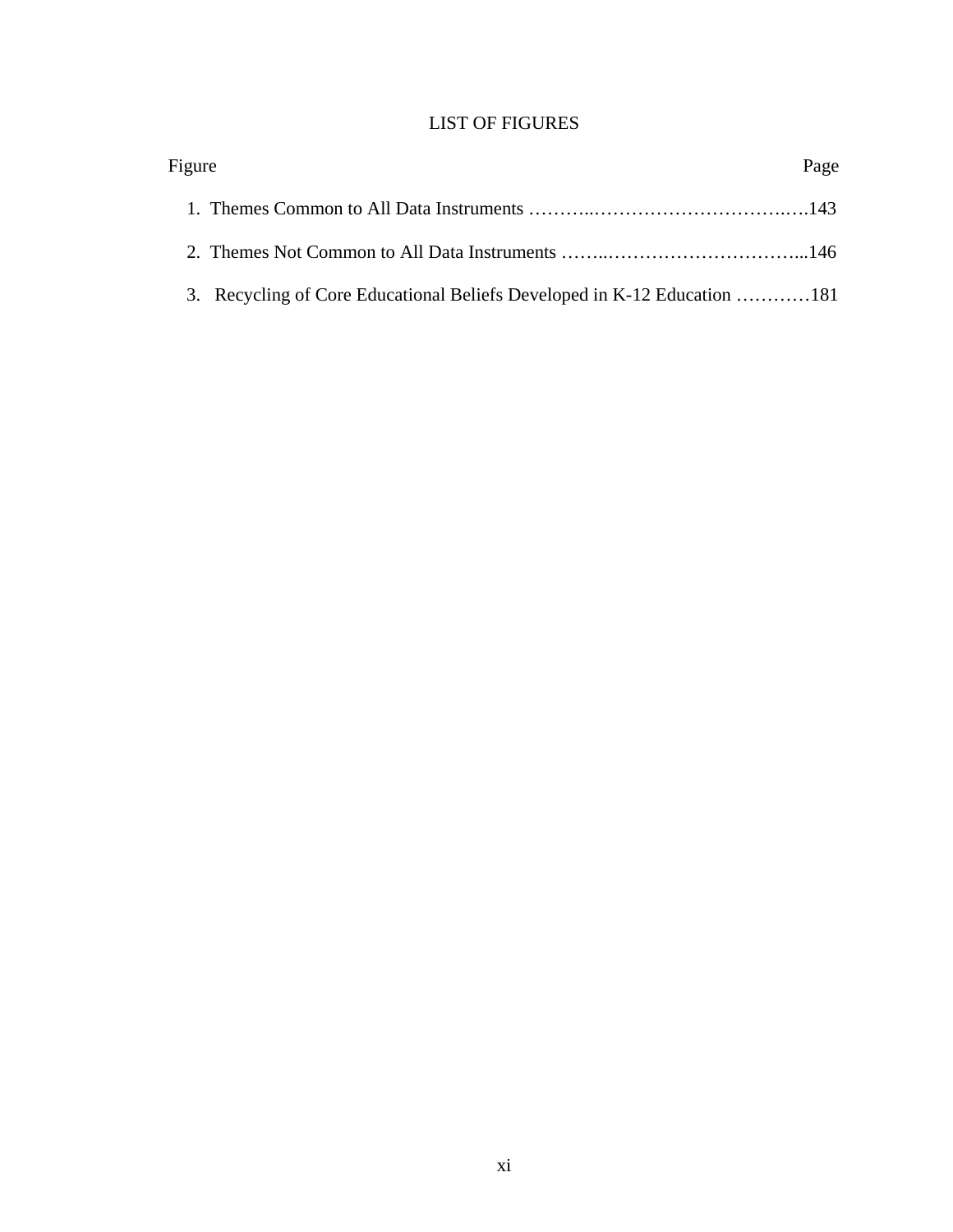# LIST OF FIGURES

| Figure | Page |
|---|---|
| 1. Themes Common to All Data Instruments | 143 |
| 2. Themes Not Common to All Data Instruments | 146 |
| 3. Recycling of Core Educational Beliefs Developed in K-12 Education | 181 |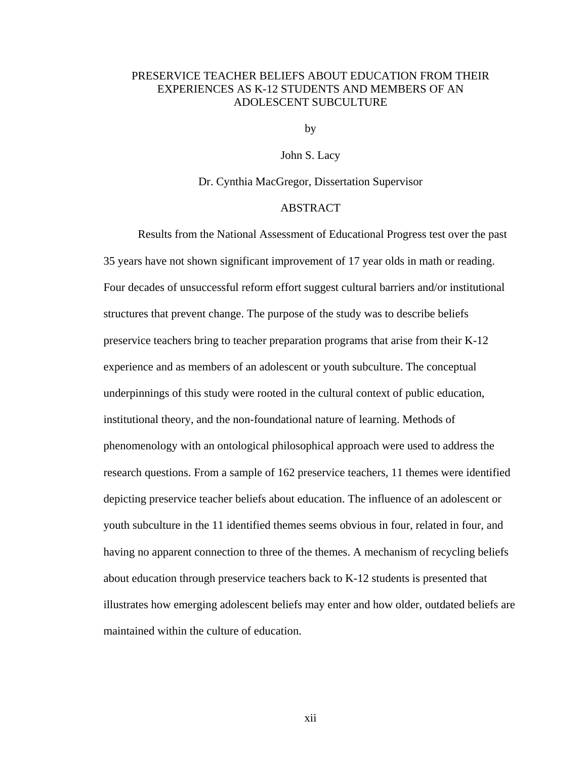PRESERVICE TEACHER BELIEFS ABOUT EDUCATION FROM THEIR EXPERIENCES AS K-12 STUDENTS AND MEMBERS OF AN ADOLESCENT SUBCULTURE

by

John S. Lacy

Dr. Cynthia MacGregor, Dissertation Supervisor

## ABSTRACT

Results from the National Assessment of Educational Progress test over the past 35 years have not shown significant improvement of 17 year olds in math or reading. Four decades of unsuccessful reform effort suggest cultural barriers and/or institutional structures that prevent change. The purpose of the study was to describe beliefs preservice teachers bring to teacher preparation programs that arise from their K-12 experience and as members of an adolescent or youth subculture. The conceptual underpinnings of this study were rooted in the cultural context of public education, institutional theory, and the non-foundational nature of learning. Methods of phenomenology with an ontological philosophical approach were used to address the research questions. From a sample of 162 preservice teachers, 11 themes were identified depicting preservice teacher beliefs about education. The influence of an adolescent or youth subculture in the 11 identified themes seems obvious in four, related in four, and having no apparent connection to three of the themes. A mechanism of recycling beliefs about education through preservice teachers back to K-12 students is presented that illustrates how emerging adolescent beliefs may enter and how older, outdated beliefs are maintained within the culture of education.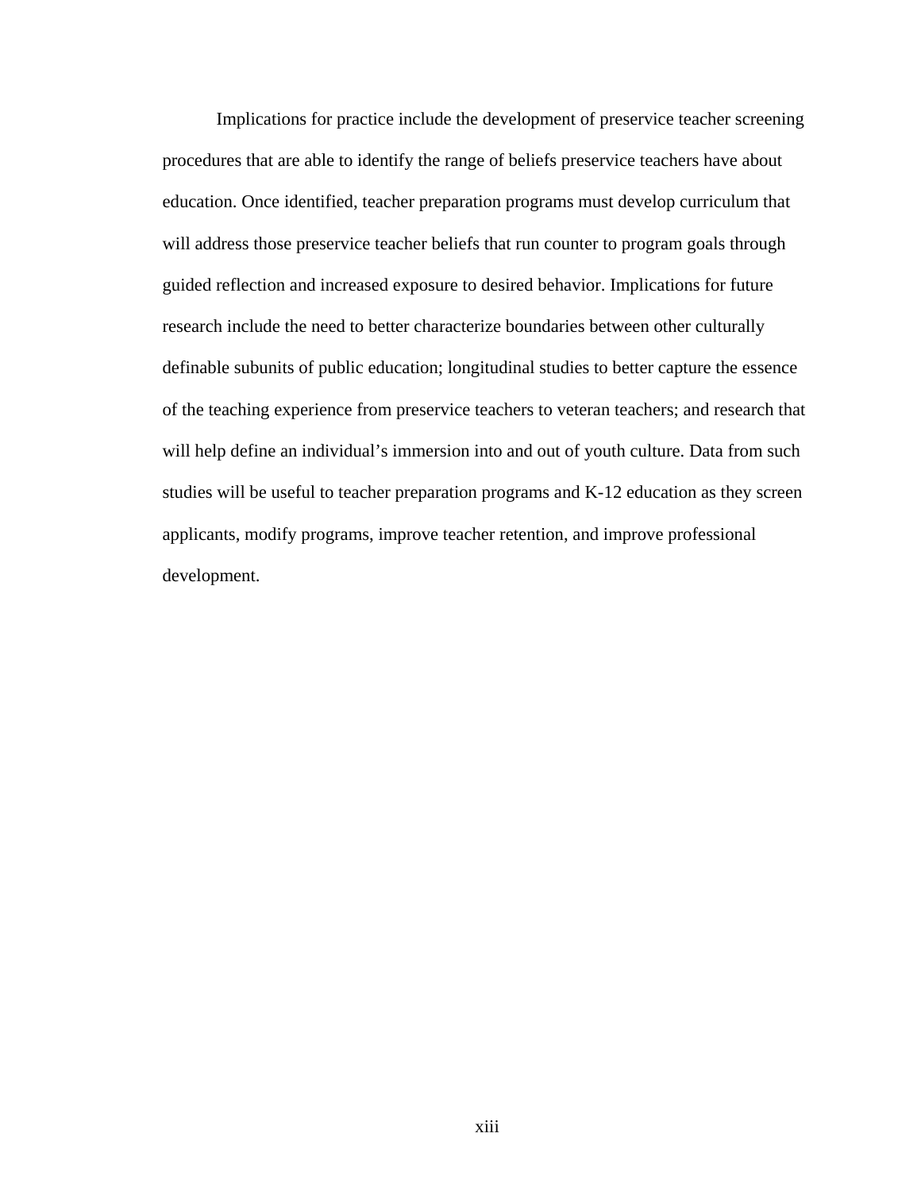Implications for practice include the development of preservice teacher screening procedures that are able to identify the range of beliefs preservice teachers have about education. Once identified, teacher preparation programs must develop curriculum that will address those preservice teacher beliefs that run counter to program goals through guided reflection and increased exposure to desired behavior. Implications for future research include the need to better characterize boundaries between other culturally definable subunits of public education; longitudinal studies to better capture the essence of the teaching experience from preservice teachers to veteran teachers; and research that will help define an individual's immersion into and out of youth culture. Data from such studies will be useful to teacher preparation programs and K-12 education as they screen applicants, modify programs, improve teacher retention, and improve professional development.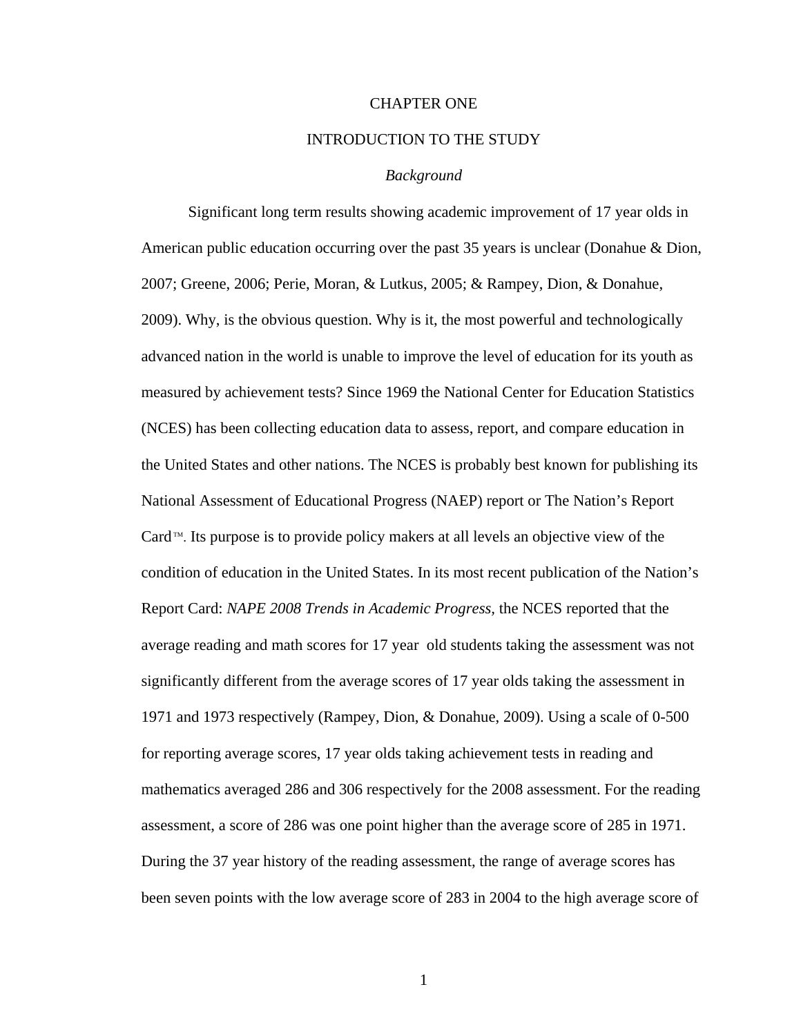# CHAPTER ONE

# INTRODUCTION TO THE STUDY

### *Background*

Significant long term results showing academic improvement of 17 year olds in American public education occurring over the past 35 years is unclear (Donahue & Dion, 2007; Greene, 2006; Perie, Moran, & Lutkus, 2005; & Rampey, Dion, & Donahue, 2009). Why, is the obvious question. Why is it, the most powerful and technologically advanced nation in the world is unable to improve the level of education for its youth as measured by achievement tests? Since 1969 the National Center for Education Statistics (NCES) has been collecting education data to assess, report, and compare education in the United States and other nations. The NCES is probably best known for publishing its National Assessment of Educational Progress (NAEP) report or The Nation's Report Card™. Its purpose is to provide policy makers at all levels an objective view of the condition of education in the United States. In its most recent publication of the Nation's Report Card: *NAPE 2008 Trends in Academic Progress,* the NCES reported that the average reading and math scores for 17 year old students taking the assessment was not significantly different from the average scores of 17 year olds taking the assessment in 1971 and 1973 respectively (Rampey, Dion, & Donahue, 2009). Using a scale of 0-500 for reporting average scores, 17 year olds taking achievement tests in reading and mathematics averaged 286 and 306 respectively for the 2008 assessment. For the reading assessment, a score of 286 was one point higher than the average score of 285 in 1971. During the 37 year history of the reading assessment, the range of average scores has been seven points with the low average score of 283 in 2004 to the high average score of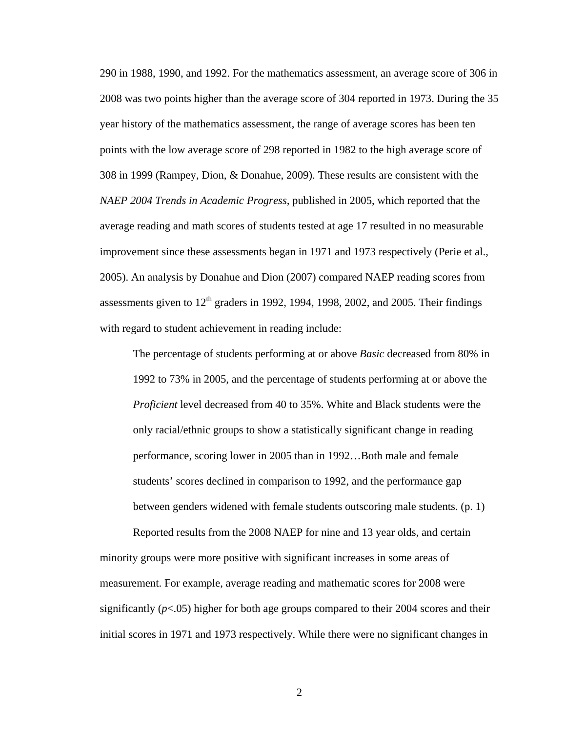290 in 1988, 1990, and 1992. For the mathematics assessment, an average score of 306 in 2008 was two points higher than the average score of 304 reported in 1973. During the 35 year history of the mathematics assessment, the range of average scores has been ten points with the low average score of 298 reported in 1982 to the high average score of 308 in 1999 (Rampey, Dion, & Donahue, 2009). These results are consistent with the *NAEP 2004 Trends in Academic Progress*, published in 2005, which reported that the average reading and math scores of students tested at age 17 resulted in no measurable improvement since these assessments began in 1971 and 1973 respectively (Perie et al., 2005). An analysis by Donahue and Dion (2007) compared NAEP reading scores from assessments given to 12th graders in 1992, 1994, 1998, 2002, and 2005. Their findings with regard to student achievement in reading include:

> The percentage of students performing at or above *Basic* decreased from 80% in 1992 to 73% in 2005, and the percentage of students performing at or above the *Proficient* level decreased from 40 to 35%. White and Black students were the only racial/ethnic groups to show a statistically significant change in reading performance, scoring lower in 2005 than in 1992…Both male and female students' scores declined in comparison to 1992, and the performance gap between genders widened with female students outscoring male students. (p. 1)

Reported results from the 2008 NAEP for nine and 13 year olds, and certain minority groups were more positive with significant increases in some areas of measurement. For example, average reading and mathematic scores for 2008 were significantly ($p$<.05) higher for both age groups compared to their 2004 scores and their initial scores in 1971 and 1973 respectively. While there were no significant changes in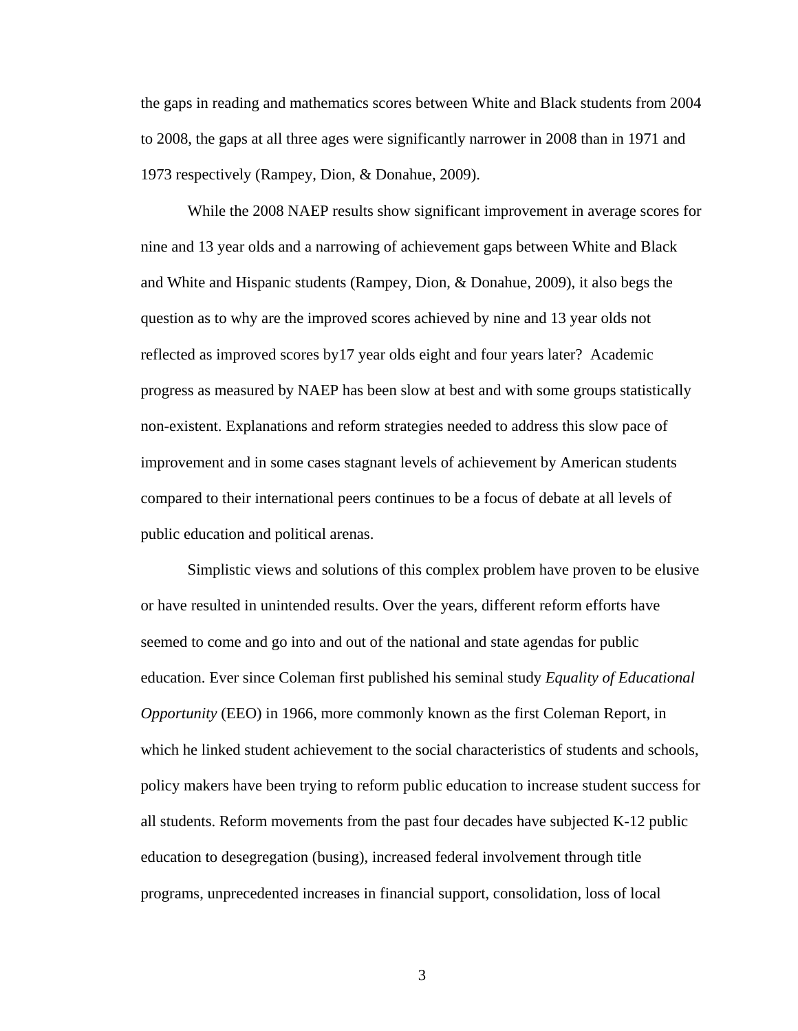the gaps in reading and mathematics scores between White and Black students from 2004 to 2008, the gaps at all three ages were significantly narrower in 2008 than in 1971 and 1973 respectively (Rampey, Dion, & Donahue, 2009).

While the 2008 NAEP results show significant improvement in average scores for nine and 13 year olds and a narrowing of achievement gaps between White and Black and White and Hispanic students (Rampey, Dion, & Donahue, 2009), it also begs the question as to why are the improved scores achieved by nine and 13 year olds not reflected as improved scores by17 year olds eight and four years later? Academic progress as measured by NAEP has been slow at best and with some groups statistically non-existent. Explanations and reform strategies needed to address this slow pace of improvement and in some cases stagnant levels of achievement by American students compared to their international peers continues to be a focus of debate at all levels of public education and political arenas.

Simplistic views and solutions of this complex problem have proven to be elusive or have resulted in unintended results. Over the years, different reform efforts have seemed to come and go into and out of the national and state agendas for public education. Ever since Coleman first published his seminal study *Equality of Educational Opportunity* (EEO) in 1966, more commonly known as the first Coleman Report, in which he linked student achievement to the social characteristics of students and schools, policy makers have been trying to reform public education to increase student success for all students. Reform movements from the past four decades have subjected K-12 public education to desegregation (busing), increased federal involvement through title programs, unprecedented increases in financial support, consolidation, loss of local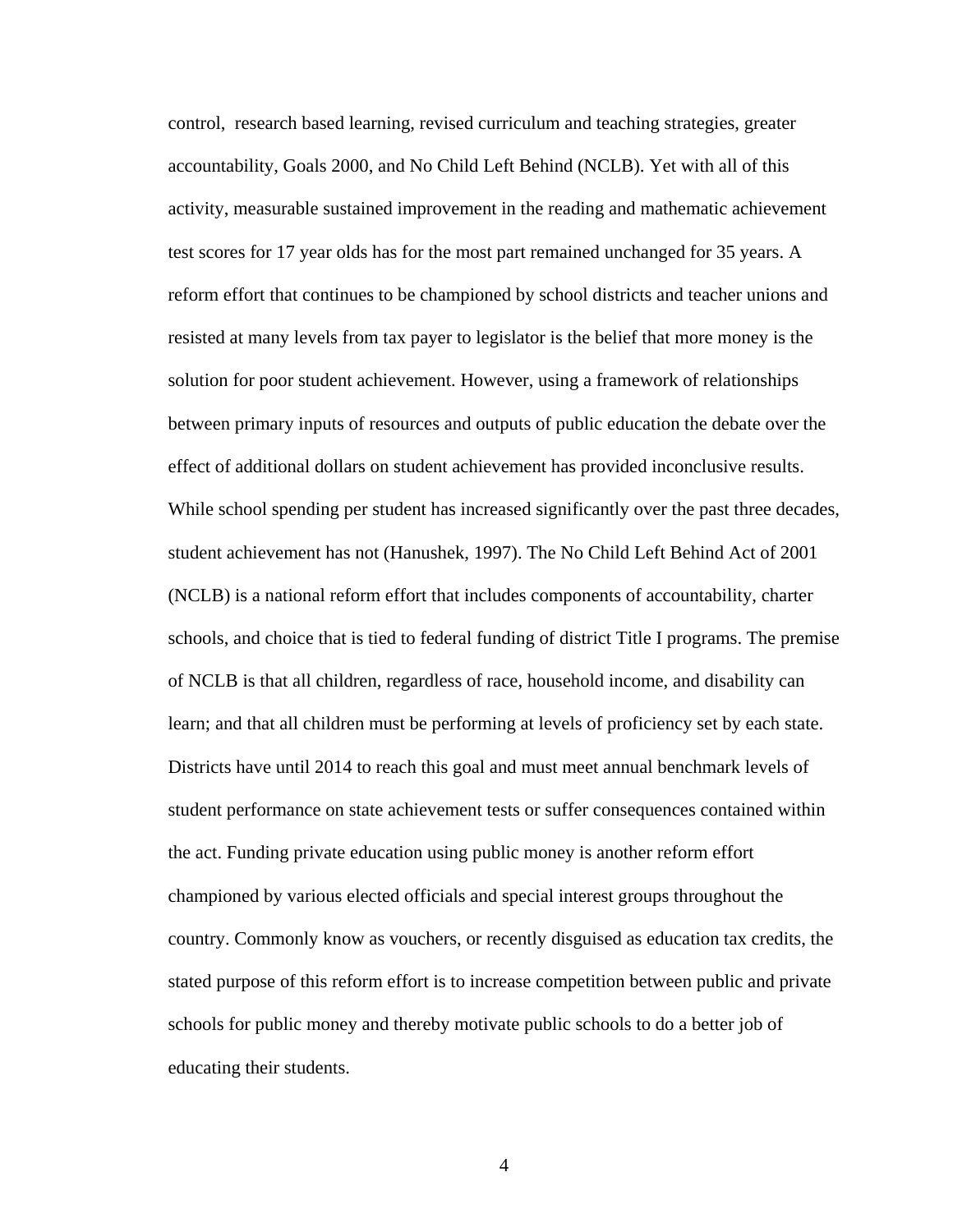control, research based learning, revised curriculum and teaching strategies, greater accountability, Goals 2000, and No Child Left Behind (NCLB). Yet with all of this activity, measurable sustained improvement in the reading and mathematic achievement test scores for 17 year olds has for the most part remained unchanged for 35 years. A reform effort that continues to be championed by school districts and teacher unions and resisted at many levels from tax payer to legislator is the belief that more money is the solution for poor student achievement. However, using a framework of relationships between primary inputs of resources and outputs of public education the debate over the effect of additional dollars on student achievement has provided inconclusive results. While school spending per student has increased significantly over the past three decades, student achievement has not (Hanushek, 1997). The No Child Left Behind Act of 2001 (NCLB) is a national reform effort that includes components of accountability, charter schools, and choice that is tied to federal funding of district Title I programs. The premise of NCLB is that all children, regardless of race, household income, and disability can learn; and that all children must be performing at levels of proficiency set by each state. Districts have until 2014 to reach this goal and must meet annual benchmark levels of student performance on state achievement tests or suffer consequences contained within the act. Funding private education using public money is another reform effort championed by various elected officials and special interest groups throughout the country. Commonly know as vouchers, or recently disguised as education tax credits, the stated purpose of this reform effort is to increase competition between public and private schools for public money and thereby motivate public schools to do a better job of educating their students.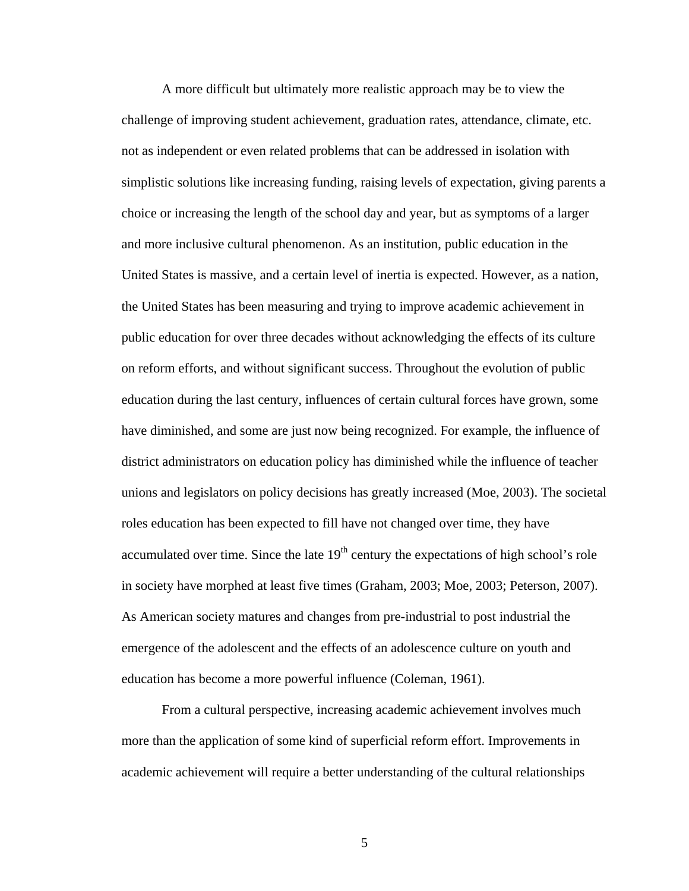A more difficult but ultimately more realistic approach may be to view the challenge of improving student achievement, graduation rates, attendance, climate, etc. not as independent or even related problems that can be addressed in isolation with simplistic solutions like increasing funding, raising levels of expectation, giving parents a choice or increasing the length of the school day and year, but as symptoms of a larger and more inclusive cultural phenomenon. As an institution, public education in the United States is massive, and a certain level of inertia is expected. However, as a nation, the United States has been measuring and trying to improve academic achievement in public education for over three decades without acknowledging the effects of its culture on reform efforts, and without significant success. Throughout the evolution of public education during the last century, influences of certain cultural forces have grown, some have diminished, and some are just now being recognized. For example, the influence of district administrators on education policy has diminished while the influence of teacher unions and legislators on policy decisions has greatly increased (Moe, 2003). The societal roles education has been expected to fill have not changed over time, they have accumulated over time. Since the late 19th century the expectations of high school's role in society have morphed at least five times (Graham, 2003; Moe, 2003; Peterson, 2007). As American society matures and changes from pre-industrial to post industrial the emergence of the adolescent and the effects of an adolescence culture on youth and education has become a more powerful influence (Coleman, 1961).

From a cultural perspective, increasing academic achievement involves much more than the application of some kind of superficial reform effort. Improvements in academic achievement will require a better understanding of the cultural relationships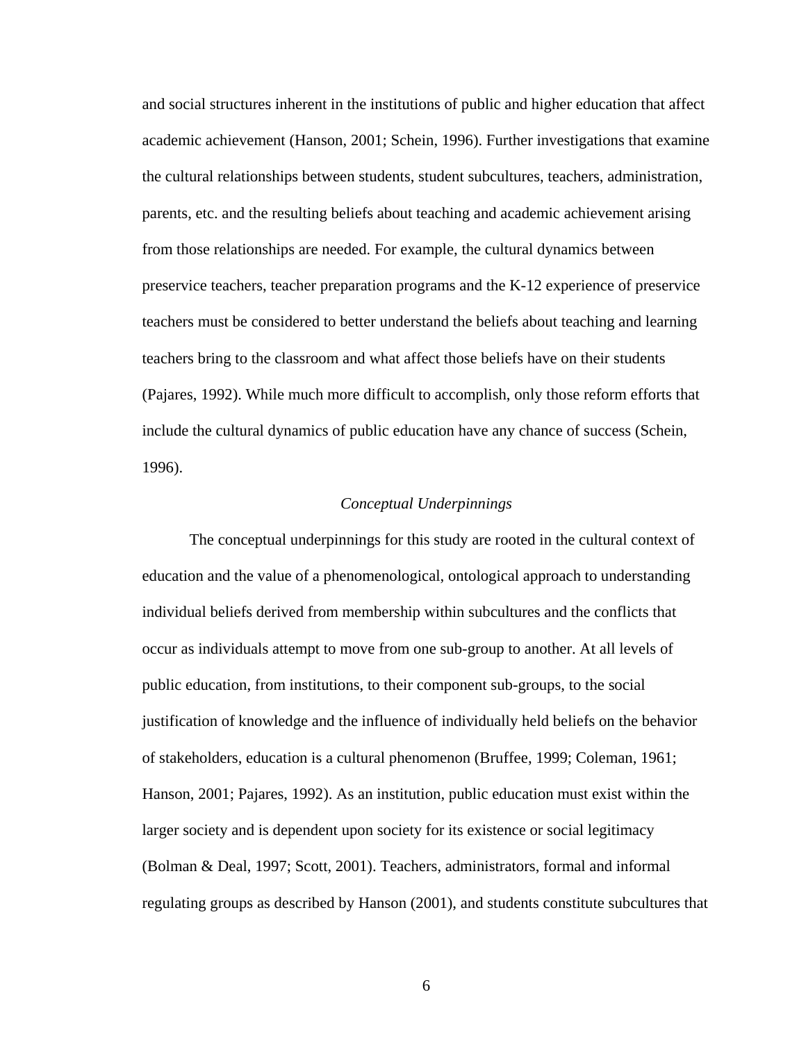and social structures inherent in the institutions of public and higher education that affect academic achievement (Hanson, 2001; Schein, 1996). Further investigations that examine the cultural relationships between students, student subcultures, teachers, administration, parents, etc. and the resulting beliefs about teaching and academic achievement arising from those relationships are needed. For example, the cultural dynamics between preservice teachers, teacher preparation programs and the K-12 experience of preservice teachers must be considered to better understand the beliefs about teaching and learning teachers bring to the classroom and what affect those beliefs have on their students (Pajares, 1992). While much more difficult to accomplish, only those reform efforts that include the cultural dynamics of public education have any chance of success (Schein, 1996).

### *Conceptual Underpinnings*

The conceptual underpinnings for this study are rooted in the cultural context of education and the value of a phenomenological, ontological approach to understanding individual beliefs derived from membership within subcultures and the conflicts that occur as individuals attempt to move from one sub-group to another. At all levels of public education, from institutions, to their component sub-groups, to the social justification of knowledge and the influence of individually held beliefs on the behavior of stakeholders, education is a cultural phenomenon (Bruffee, 1999; Coleman, 1961; Hanson, 2001; Pajares, 1992). As an institution, public education must exist within the larger society and is dependent upon society for its existence or social legitimacy (Bolman & Deal, 1997; Scott, 2001). Teachers, administrators, formal and informal regulating groups as described by Hanson (2001), and students constitute subcultures that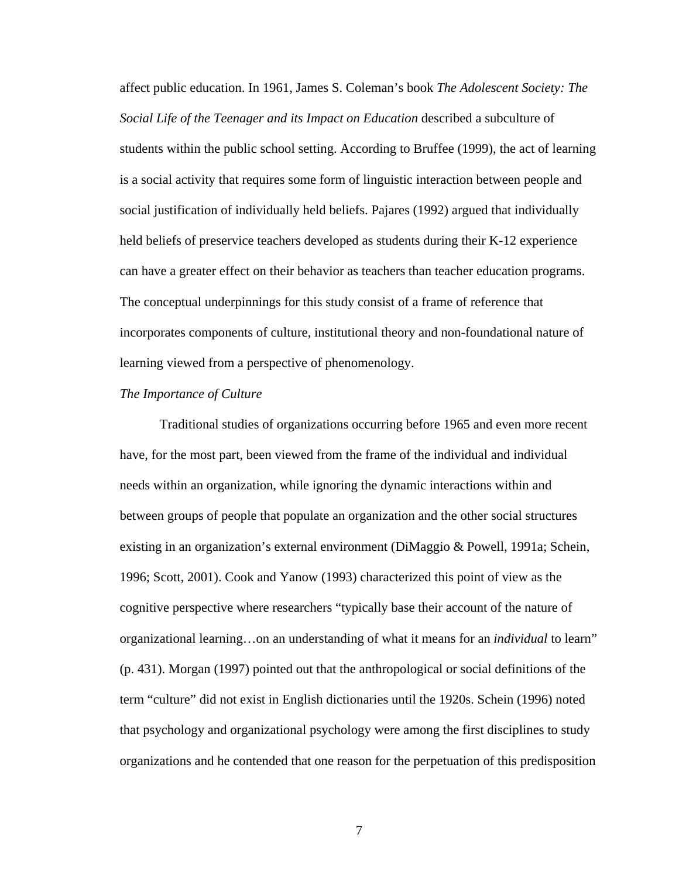affect public education. In 1961, James S. Coleman's book *The Adolescent Society: The Social Life of the Teenager and its Impact on Education* described a subculture of students within the public school setting. According to Bruffee (1999), the act of learning is a social activity that requires some form of linguistic interaction between people and social justification of individually held beliefs. Pajares (1992) argued that individually held beliefs of preservice teachers developed as students during their K-12 experience can have a greater effect on their behavior as teachers than teacher education programs. The conceptual underpinnings for this study consist of a frame of reference that incorporates components of culture, institutional theory and non-foundational nature of learning viewed from a perspective of phenomenology.

*The Importance of Culture*

Traditional studies of organizations occurring before 1965 and even more recent have, for the most part, been viewed from the frame of the individual and individual needs within an organization, while ignoring the dynamic interactions within and between groups of people that populate an organization and the other social structures existing in an organization's external environment (DiMaggio & Powell, 1991a; Schein, 1996; Scott, 2001). Cook and Yanow (1993) characterized this point of view as the cognitive perspective where researchers "typically base their account of the nature of organizational learning…on an understanding of what it means for an *individual* to learn" (p. 431). Morgan (1997) pointed out that the anthropological or social definitions of the term "culture" did not exist in English dictionaries until the 1920s. Schein (1996) noted that psychology and organizational psychology were among the first disciplines to study organizations and he contended that one reason for the perpetuation of this predisposition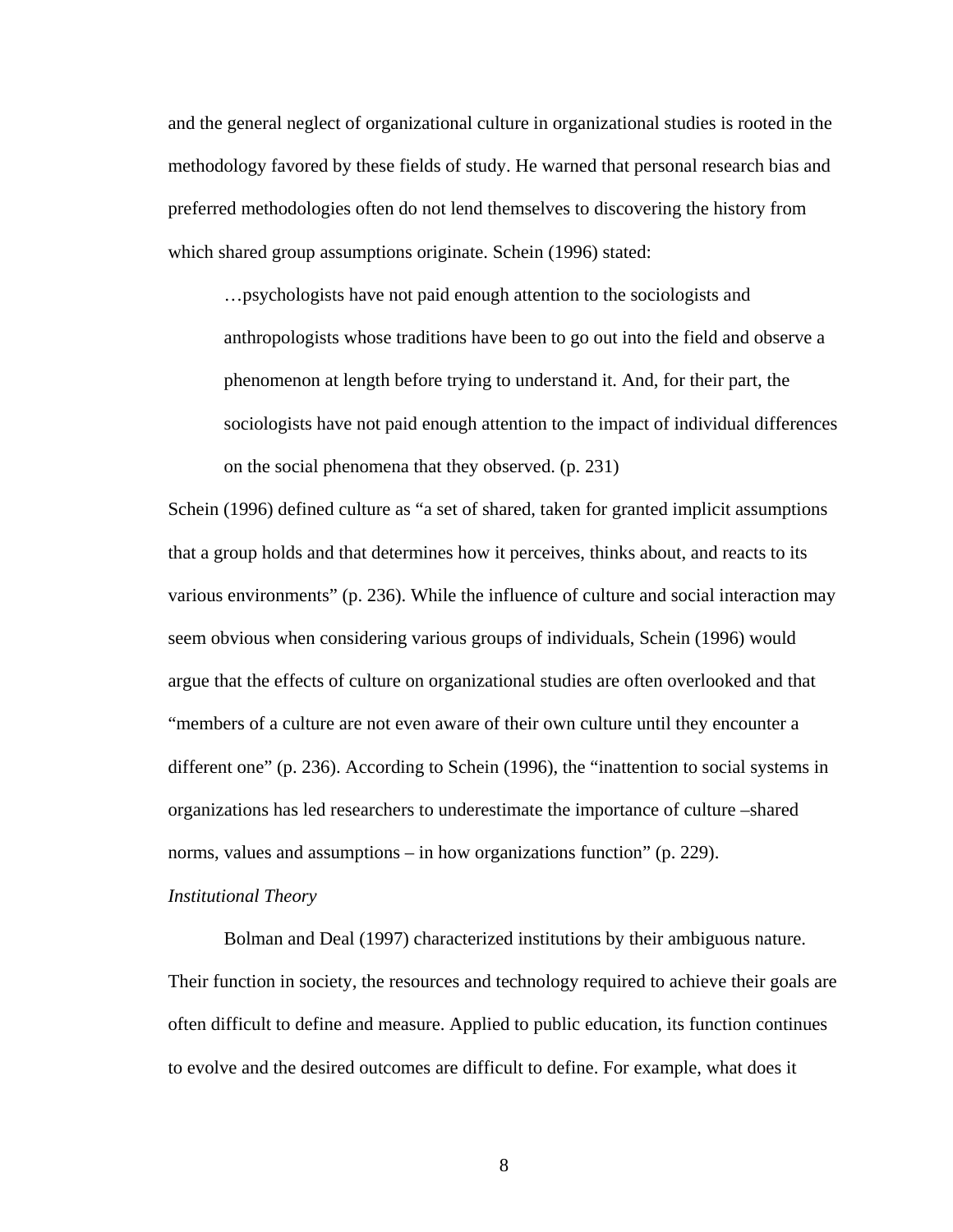and the general neglect of organizational culture in organizational studies is rooted in the methodology favored by these fields of study. He warned that personal research bias and preferred methodologies often do not lend themselves to discovering the history from which shared group assumptions originate. Schein (1996) stated:

> …psychologists have not paid enough attention to the sociologists and anthropologists whose traditions have been to go out into the field and observe a phenomenon at length before trying to understand it. And, for their part, the sociologists have not paid enough attention to the impact of individual differences on the social phenomena that they observed. (p. 231)

Schein (1996) defined culture as "a set of shared, taken for granted implicit assumptions that a group holds and that determines how it perceives, thinks about, and reacts to its various environments" (p. 236). While the influence of culture and social interaction may seem obvious when considering various groups of individuals, Schein (1996) would argue that the effects of culture on organizational studies are often overlooked and that "members of a culture are not even aware of their own culture until they encounter a different one" (p. 236). According to Schein (1996), the "inattention to social systems in organizations has led researchers to underestimate the importance of culture –shared norms, values and assumptions – in how organizations function" (p. 229).

*Institutional Theory*

Bolman and Deal (1997) characterized institutions by their ambiguous nature. Their function in society, the resources and technology required to achieve their goals are often difficult to define and measure. Applied to public education, its function continues to evolve and the desired outcomes are difficult to define. For example, what does it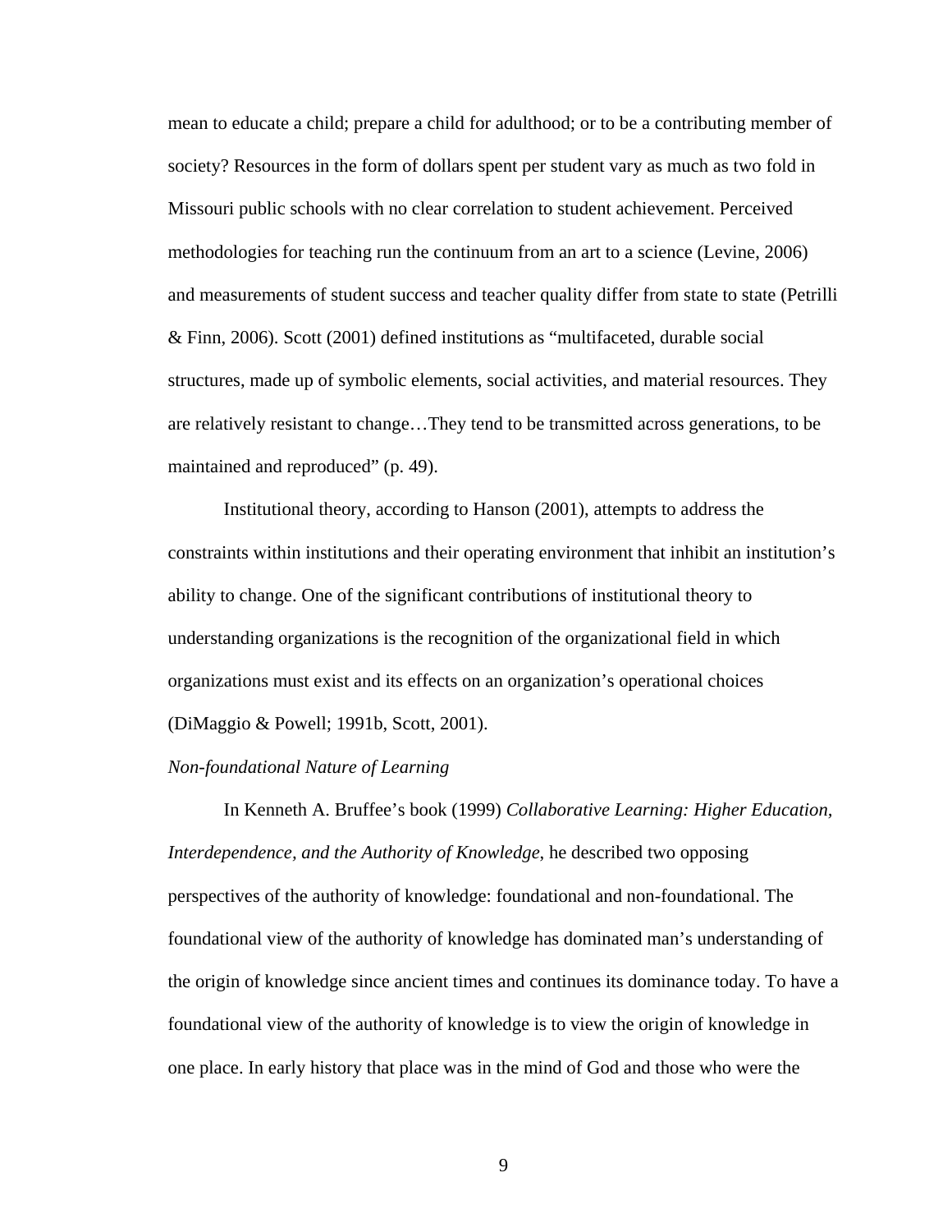mean to educate a child; prepare a child for adulthood; or to be a contributing member of society? Resources in the form of dollars spent per student vary as much as two fold in Missouri public schools with no clear correlation to student achievement. Perceived methodologies for teaching run the continuum from an art to a science (Levine, 2006) and measurements of student success and teacher quality differ from state to state (Petrilli & Finn, 2006). Scott (2001) defined institutions as "multifaceted, durable social structures, made up of symbolic elements, social activities, and material resources. They are relatively resistant to change…They tend to be transmitted across generations, to be maintained and reproduced" (p. 49).

Institutional theory, according to Hanson (2001), attempts to address the constraints within institutions and their operating environment that inhibit an institution's ability to change. One of the significant contributions of institutional theory to understanding organizations is the recognition of the organizational field in which organizations must exist and its effects on an organization's operational choices (DiMaggio & Powell; 1991b, Scott, 2001).

*Non-foundational Nature of Learning*

In Kenneth A. Bruffee's book (1999) *Collaborative Learning: Higher Education, Interdependence, and the Authority of Knowledge*, he described two opposing perspectives of the authority of knowledge: foundational and non-foundational. The foundational view of the authority of knowledge has dominated man's understanding of the origin of knowledge since ancient times and continues its dominance today. To have a foundational view of the authority of knowledge is to view the origin of knowledge in one place. In early history that place was in the mind of God and those who were the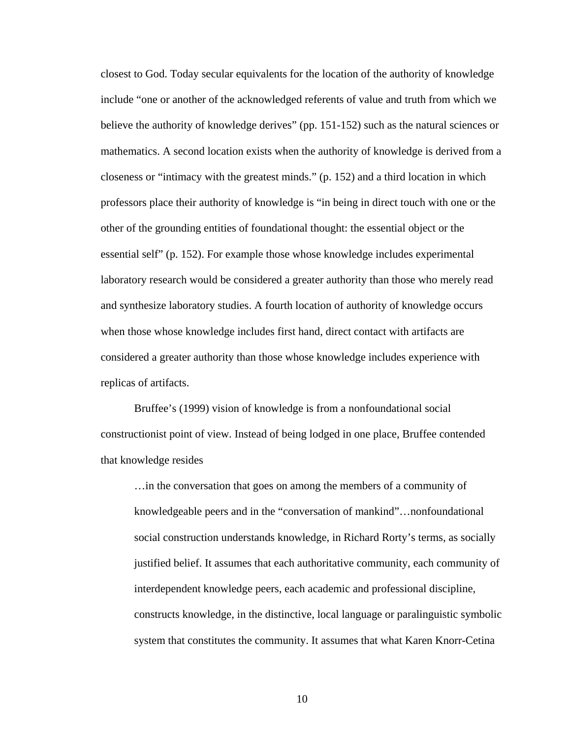closest to God. Today secular equivalents for the location of the authority of knowledge include “one or another of the acknowledged referents of value and truth from which we believe the authority of knowledge derives” (pp. 151-152) such as the natural sciences or mathematics. A second location exists when the authority of knowledge is derived from a closeness or “intimacy with the greatest minds.” (p. 152) and a third location in which professors place their authority of knowledge is “in being in direct touch with one or the other of the grounding entities of foundational thought: the essential object or the essential self” (p. 152). For example those whose knowledge includes experimental laboratory research would be considered a greater authority than those who merely read and synthesize laboratory studies. A fourth location of authority of knowledge occurs when those whose knowledge includes first hand, direct contact with artifacts are considered a greater authority than those whose knowledge includes experience with replicas of artifacts.

Bruffee’s (1999) vision of knowledge is from a nonfoundational social constructionist point of view. Instead of being lodged in one place, Bruffee contended that knowledge resides

> …in the conversation that goes on among the members of a community of knowledgeable peers and in the “conversation of mankind”…nonfoundational social construction understands knowledge, in Richard Rorty’s terms, as socially justified belief. It assumes that each authoritative community, each community of interdependent knowledge peers, each academic and professional discipline, constructs knowledge, in the distinctive, local language or paralinguistic symbolic system that constitutes the community. It assumes that what Karen Knorr-Cetina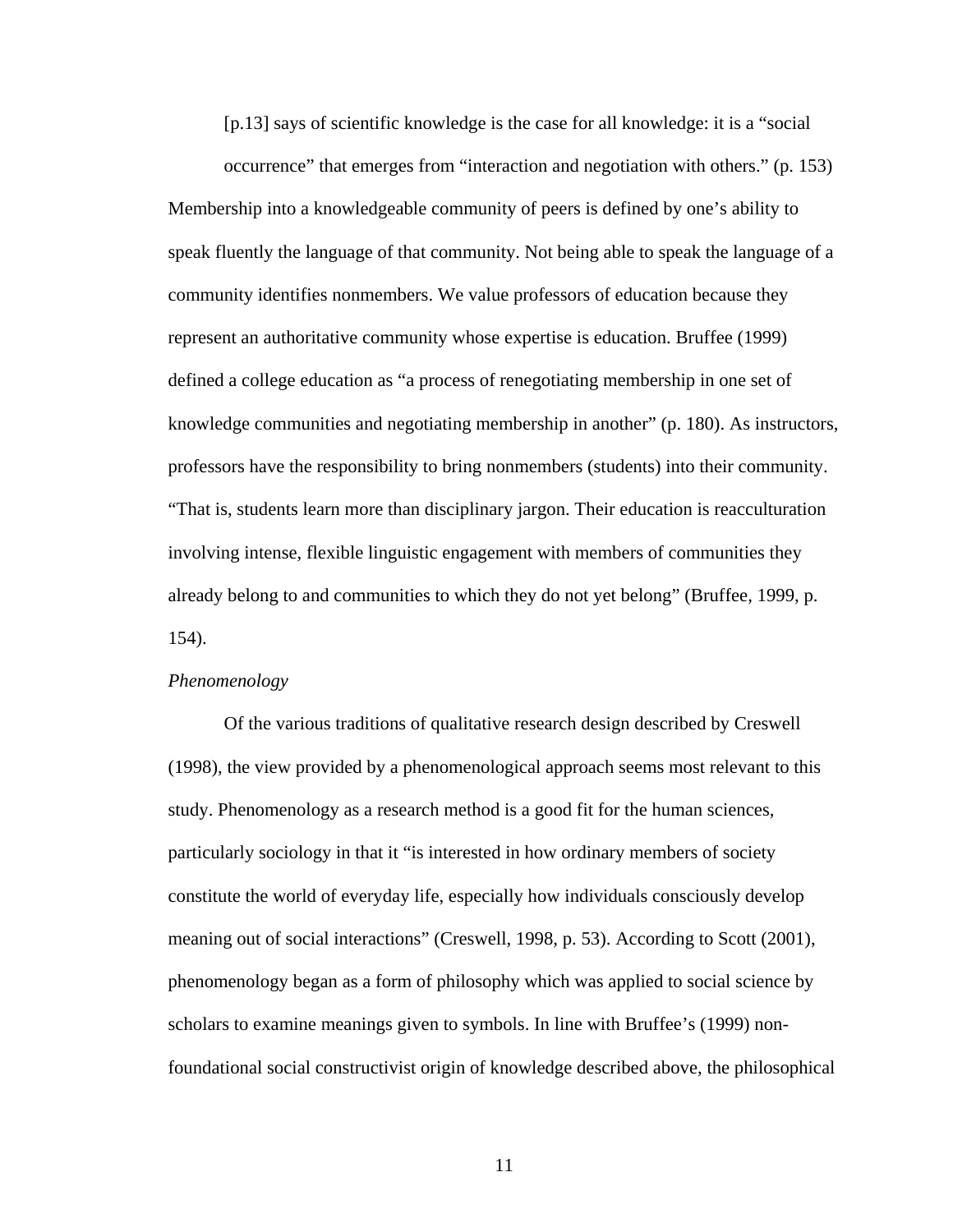[p.13] says of scientific knowledge is the case for all knowledge: it is a "social occurrence" that emerges from "interaction and negotiation with others." (p. 153)

Membership into a knowledgeable community of peers is defined by one's ability to speak fluently the language of that community. Not being able to speak the language of a community identifies nonmembers. We value professors of education because they represent an authoritative community whose expertise is education. Bruffee (1999) defined a college education as "a process of renegotiating membership in one set of knowledge communities and negotiating membership in another" (p. 180). As instructors, professors have the responsibility to bring nonmembers (students) into their community. "That is, students learn more than disciplinary jargon. Their education is reacculturation involving intense, flexible linguistic engagement with members of communities they already belong to and communities to which they do not yet belong" (Bruffee, 1999, p. 154).

*Phenomenology*

Of the various traditions of qualitative research design described by Creswell (1998), the view provided by a phenomenological approach seems most relevant to this study. Phenomenology as a research method is a good fit for the human sciences, particularly sociology in that it "is interested in how ordinary members of society constitute the world of everyday life, especially how individuals consciously develop meaning out of social interactions" (Creswell, 1998, p. 53). According to Scott (2001), phenomenology began as a form of philosophy which was applied to social science by scholars to examine meanings given to symbols. In line with Bruffee's (1999) non-foundational social constructivist origin of knowledge described above, the philosophical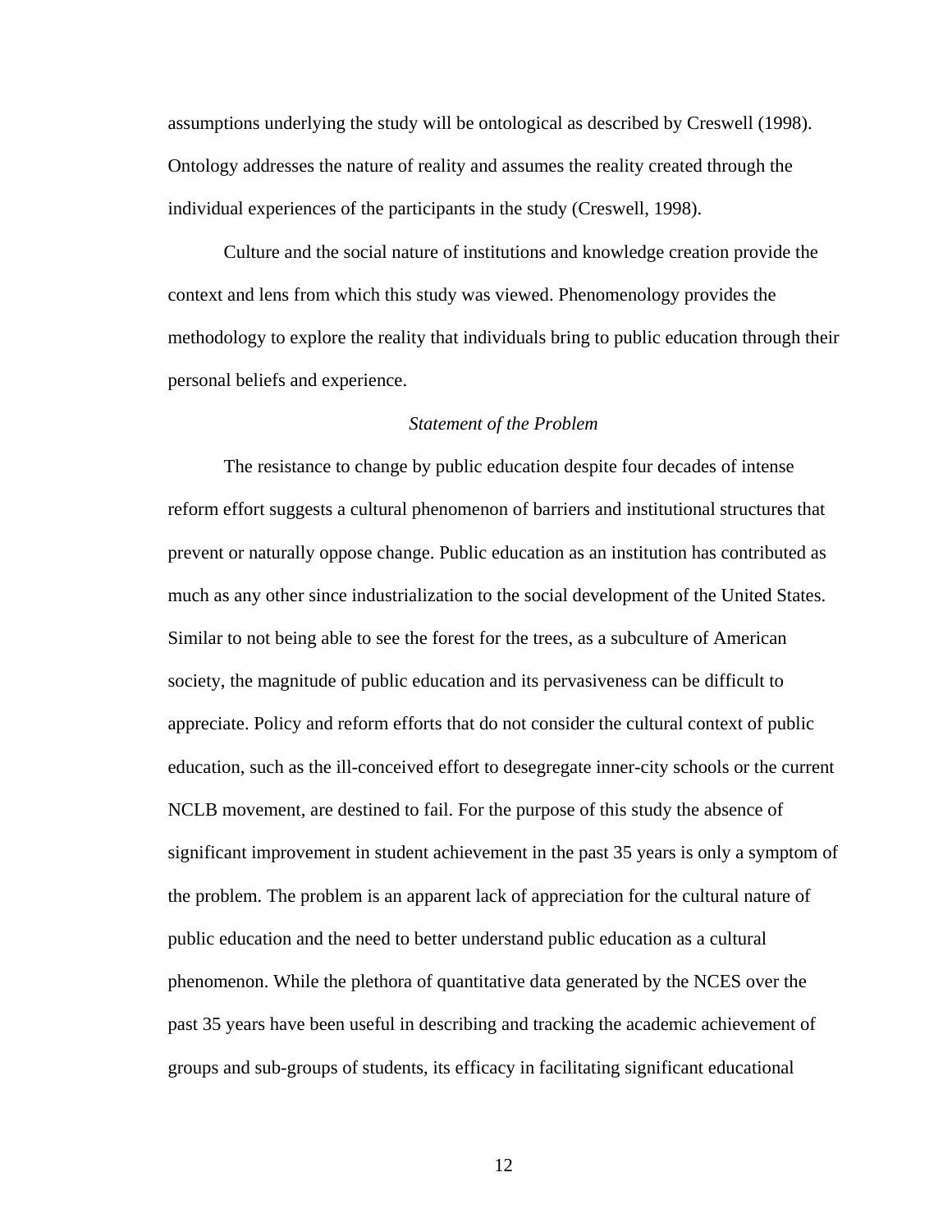assumptions underlying the study will be ontological as described by Creswell (1998). Ontology addresses the nature of reality and assumes the reality created through the individual experiences of the participants in the study (Creswell, 1998).

Culture and the social nature of institutions and knowledge creation provide the context and lens from which this study was viewed. Phenomenology provides the methodology to explore the reality that individuals bring to public education through their personal beliefs and experience.

### *Statement of the Problem*

The resistance to change by public education despite four decades of intense reform effort suggests a cultural phenomenon of barriers and institutional structures that prevent or naturally oppose change. Public education as an institution has contributed as much as any other since industrialization to the social development of the United States. Similar to not being able to see the forest for the trees, as a subculture of American society, the magnitude of public education and its pervasiveness can be difficult to appreciate. Policy and reform efforts that do not consider the cultural context of public education, such as the ill-conceived effort to desegregate inner-city schools or the current NCLB movement, are destined to fail. For the purpose of this study the absence of significant improvement in student achievement in the past 35 years is only a symptom of the problem. The problem is an apparent lack of appreciation for the cultural nature of public education and the need to better understand public education as a cultural phenomenon. While the plethora of quantitative data generated by the NCES over the past 35 years have been useful in describing and tracking the academic achievement of groups and sub-groups of students, its efficacy in facilitating significant educational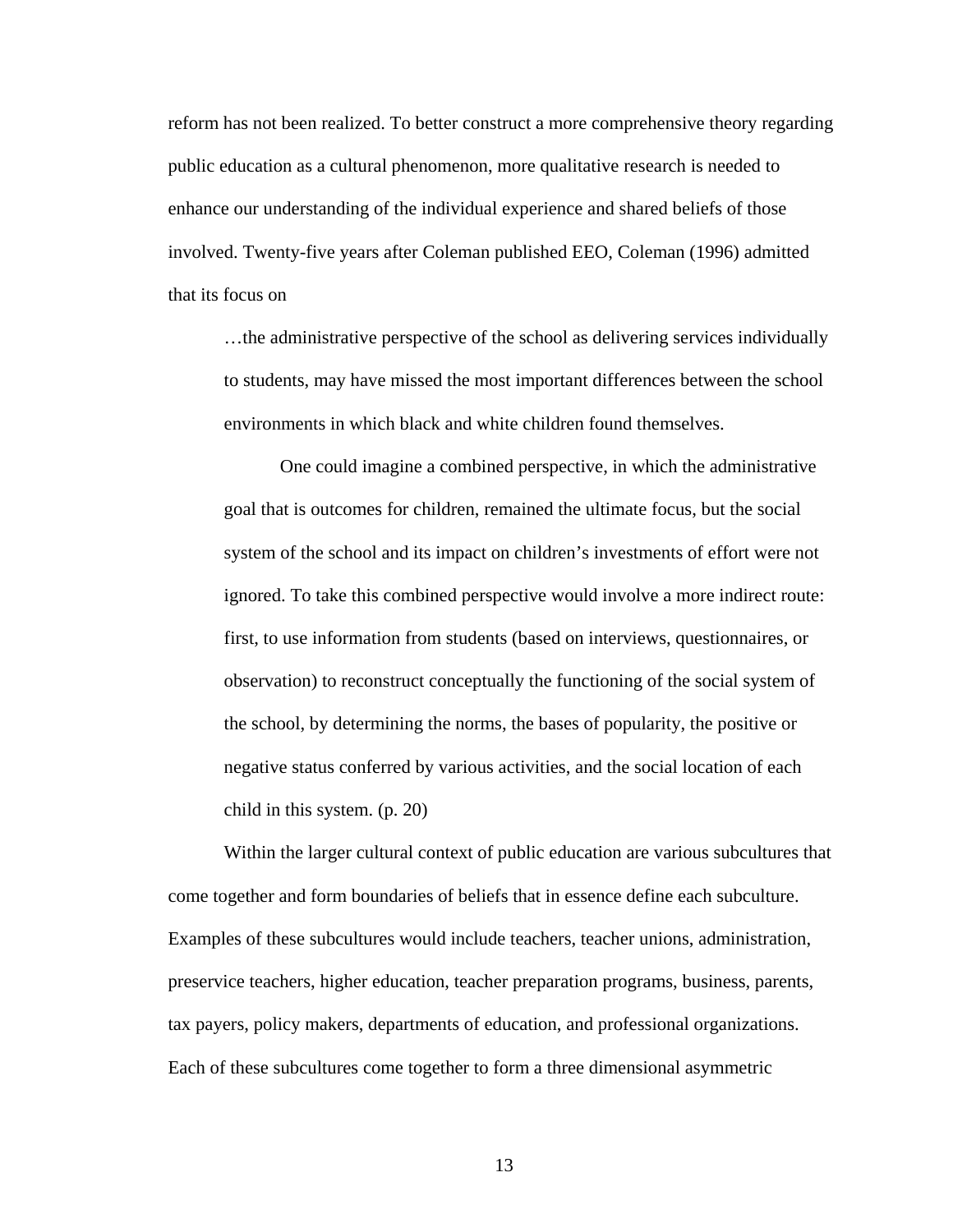reform has not been realized. To better construct a more comprehensive theory regarding public education as a cultural phenomenon, more qualitative research is needed to enhance our understanding of the individual experience and shared beliefs of those involved. Twenty-five years after Coleman published EEO, Coleman (1996) admitted that its focus on

> …the administrative perspective of the school as delivering services individually to students, may have missed the most important differences between the school environments in which black and white children found themselves.
>
> One could imagine a combined perspective, in which the administrative goal that is outcomes for children, remained the ultimate focus, but the social system of the school and its impact on children's investments of effort were not ignored. To take this combined perspective would involve a more indirect route: first, to use information from students (based on interviews, questionnaires, or observation) to reconstruct conceptually the functioning of the social system of the school, by determining the norms, the bases of popularity, the positive or negative status conferred by various activities, and the social location of each child in this system. (p. 20)

Within the larger cultural context of public education are various subcultures that come together and form boundaries of beliefs that in essence define each subculture. Examples of these subcultures would include teachers, teacher unions, administration, preservice teachers, higher education, teacher preparation programs, business, parents, tax payers, policy makers, departments of education, and professional organizations. Each of these subcultures come together to form a three dimensional asymmetric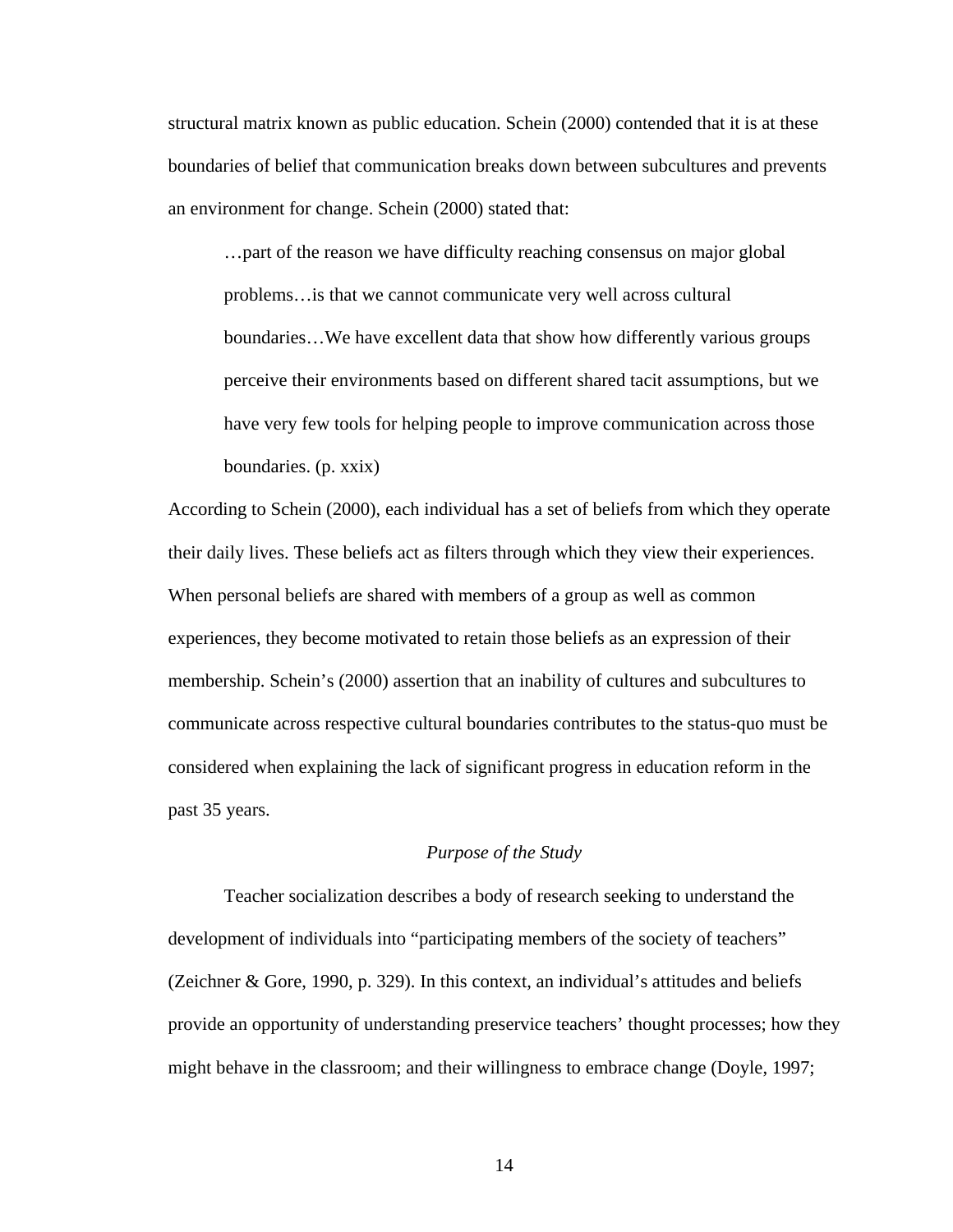structural matrix known as public education. Schein (2000) contended that it is at these boundaries of belief that communication breaks down between subcultures and prevents an environment for change. Schein (2000) stated that:

> …part of the reason we have difficulty reaching consensus on major global problems…is that we cannot communicate very well across cultural boundaries…We have excellent data that show how differently various groups perceive their environments based on different shared tacit assumptions, but we have very few tools for helping people to improve communication across those boundaries. (p. xxix)

According to Schein (2000), each individual has a set of beliefs from which they operate their daily lives. These beliefs act as filters through which they view their experiences. When personal beliefs are shared with members of a group as well as common experiences, they become motivated to retain those beliefs as an expression of their membership. Schein's (2000) assertion that an inability of cultures and subcultures to communicate across respective cultural boundaries contributes to the status-quo must be considered when explaining the lack of significant progress in education reform in the past 35 years.

### *Purpose of the Study*

Teacher socialization describes a body of research seeking to understand the development of individuals into "participating members of the society of teachers" (Zeichner & Gore, 1990, p. 329). In this context, an individual's attitudes and beliefs provide an opportunity of understanding preservice teachers' thought processes; how they might behave in the classroom; and their willingness to embrace change (Doyle, 1997;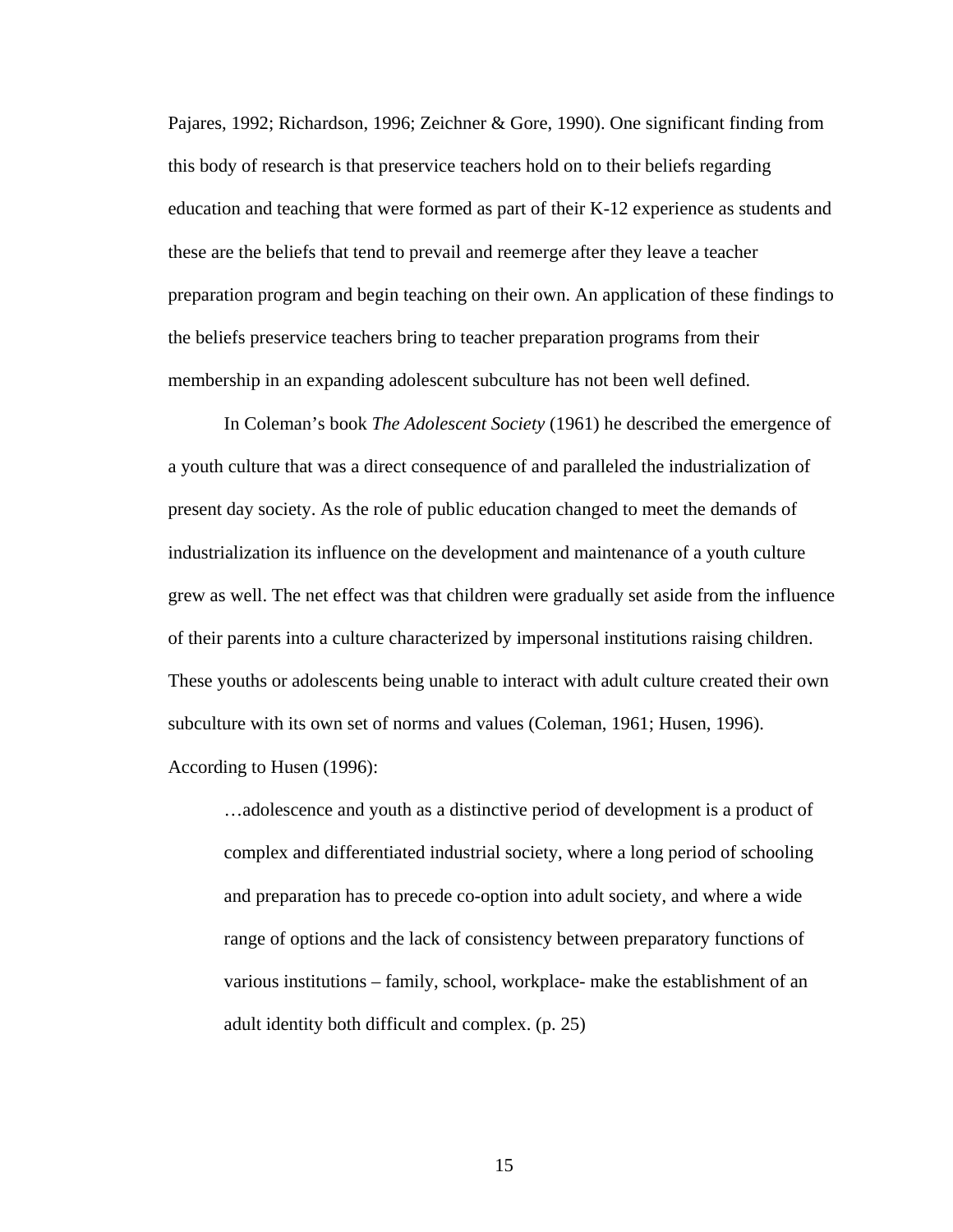Pajares, 1992; Richardson, 1996; Zeichner & Gore, 1990). One significant finding from this body of research is that preservice teachers hold on to their beliefs regarding education and teaching that were formed as part of their K-12 experience as students and these are the beliefs that tend to prevail and reemerge after they leave a teacher preparation program and begin teaching on their own. An application of these findings to the beliefs preservice teachers bring to teacher preparation programs from their membership in an expanding adolescent subculture has not been well defined.

In Coleman's book *The Adolescent Society* (1961) he described the emergence of a youth culture that was a direct consequence of and paralleled the industrialization of present day society. As the role of public education changed to meet the demands of industrialization its influence on the development and maintenance of a youth culture grew as well. The net effect was that children were gradually set aside from the influence of their parents into a culture characterized by impersonal institutions raising children. These youths or adolescents being unable to interact with adult culture created their own subculture with its own set of norms and values (Coleman, 1961; Husen, 1996). According to Husen (1996):

> …adolescence and youth as a distinctive period of development is a product of complex and differentiated industrial society, where a long period of schooling and preparation has to precede co-option into adult society, and where a wide range of options and the lack of consistency between preparatory functions of various institutions – family, school, workplace- make the establishment of an adult identity both difficult and complex. (p. 25)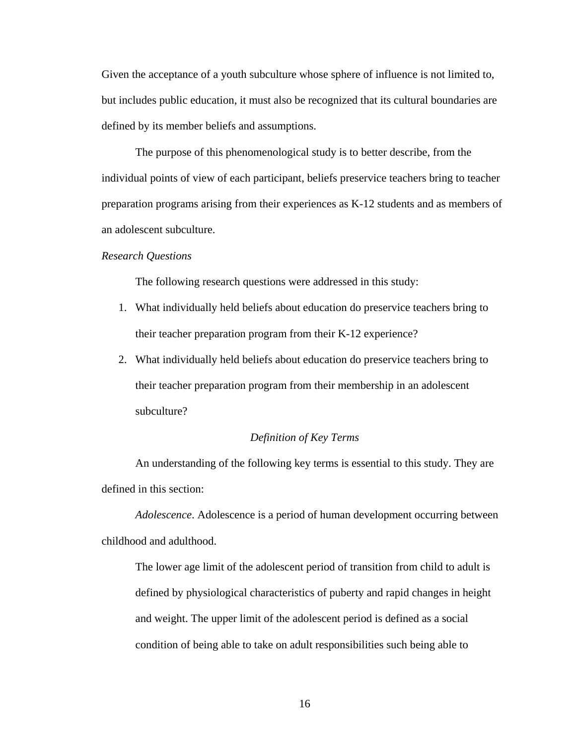Given the acceptance of a youth subculture whose sphere of influence is not limited to, but includes public education, it must also be recognized that its cultural boundaries are defined by its member beliefs and assumptions.

The purpose of this phenomenological study is to better describe, from the individual points of view of each participant, beliefs preservice teachers bring to teacher preparation programs arising from their experiences as K-12 students and as members of an adolescent subculture.

*Research Questions*

The following research questions were addressed in this study:

1. What individually held beliefs about education do preservice teachers bring to their teacher preparation program from their K-12 experience?
2. What individually held beliefs about education do preservice teachers bring to their teacher preparation program from their membership in an adolescent subculture?

## *Definition of Key Terms*

An understanding of the following key terms is essential to this study. They are defined in this section:

*Adolescence*. Adolescence is a period of human development occurring between childhood and adulthood.

> The lower age limit of the adolescent period of transition from child to adult is defined by physiological characteristics of puberty and rapid changes in height and weight. The upper limit of the adolescent period is defined as a social condition of being able to take on adult responsibilities such being able to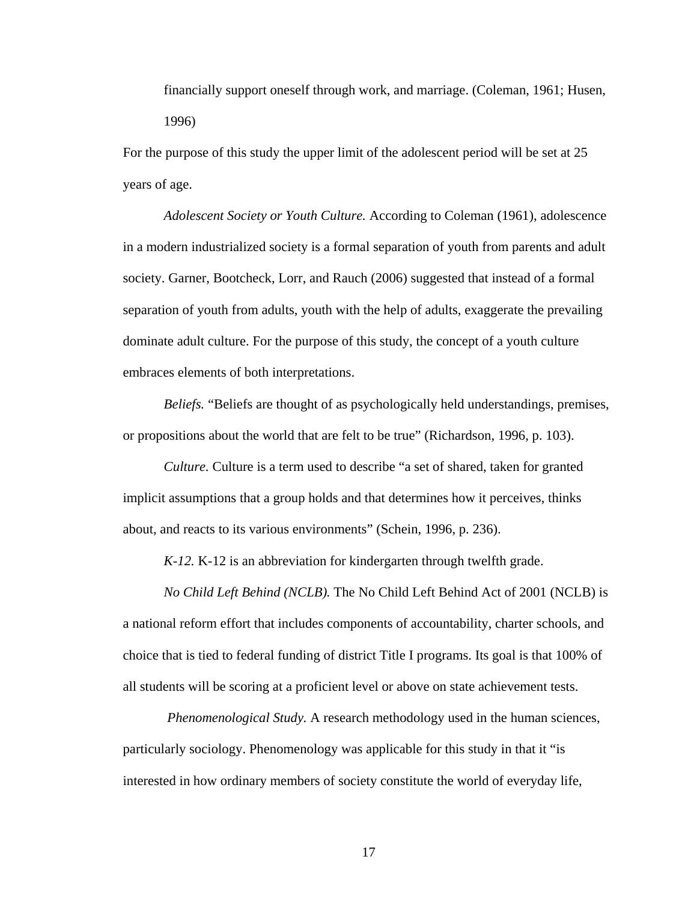financially support oneself through work, and marriage. (Coleman, 1961; Husen, 1996)

For the purpose of this study the upper limit of the adolescent period will be set at 25 years of age.

*Adolescent Society or Youth Culture.* According to Coleman (1961), adolescence in a modern industrialized society is a formal separation of youth from parents and adult society. Garner, Bootcheck, Lorr, and Rauch (2006) suggested that instead of a formal separation of youth from adults, youth with the help of adults, exaggerate the prevailing dominate adult culture. For the purpose of this study, the concept of a youth culture embraces elements of both interpretations.

*Beliefs.* "Beliefs are thought of as psychologically held understandings, premises, or propositions about the world that are felt to be true" (Richardson, 1996, p. 103).

*Culture.* Culture is a term used to describe "a set of shared, taken for granted implicit assumptions that a group holds and that determines how it perceives, thinks about, and reacts to its various environments" (Schein, 1996, p. 236).

*K-12.* K-12 is an abbreviation for kindergarten through twelfth grade.

*No Child Left Behind (NCLB).* The No Child Left Behind Act of 2001 (NCLB) is a national reform effort that includes components of accountability, charter schools, and choice that is tied to federal funding of district Title I programs. Its goal is that 100% of all students will be scoring at a proficient level or above on state achievement tests.

*Phenomenological Study.* A research methodology used in the human sciences, particularly sociology. Phenomenology was applicable for this study in that it "is interested in how ordinary members of society constitute the world of everyday life,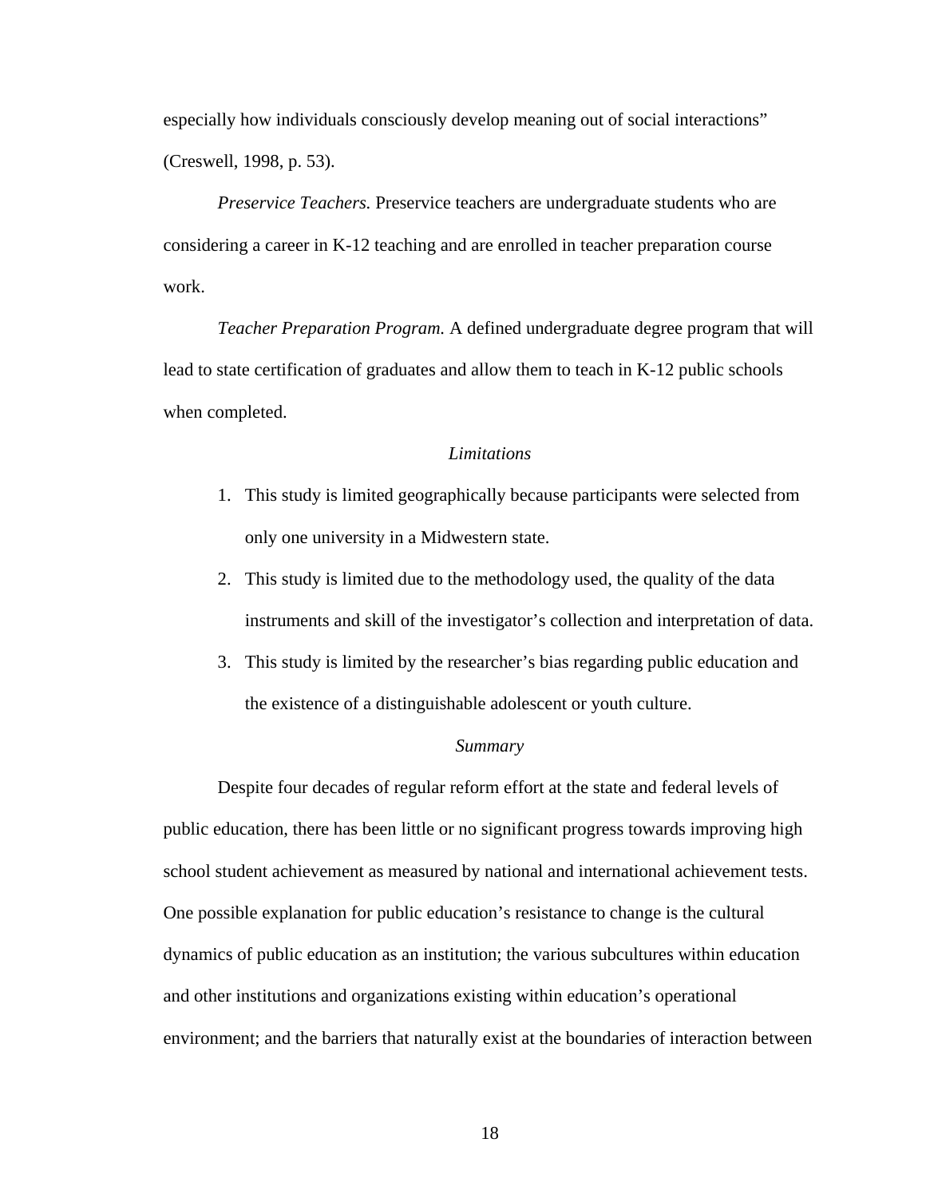especially how individuals consciously develop meaning out of social interactions" (Creswell, 1998, p. 53).

*Preservice Teachers.* Preservice teachers are undergraduate students who are considering a career in K-12 teaching and are enrolled in teacher preparation course work.

*Teacher Preparation Program.* A defined undergraduate degree program that will lead to state certification of graduates and allow them to teach in K-12 public schools when completed.

### *Limitations*

1. This study is limited geographically because participants were selected from only one university in a Midwestern state.
2. This study is limited due to the methodology used, the quality of the data instruments and skill of the investigator's collection and interpretation of data.
3. This study is limited by the researcher's bias regarding public education and the existence of a distinguishable adolescent or youth culture.

### *Summary*

Despite four decades of regular reform effort at the state and federal levels of public education, there has been little or no significant progress towards improving high school student achievement as measured by national and international achievement tests. One possible explanation for public education's resistance to change is the cultural dynamics of public education as an institution; the various subcultures within education and other institutions and organizations existing within education's operational environment; and the barriers that naturally exist at the boundaries of interaction between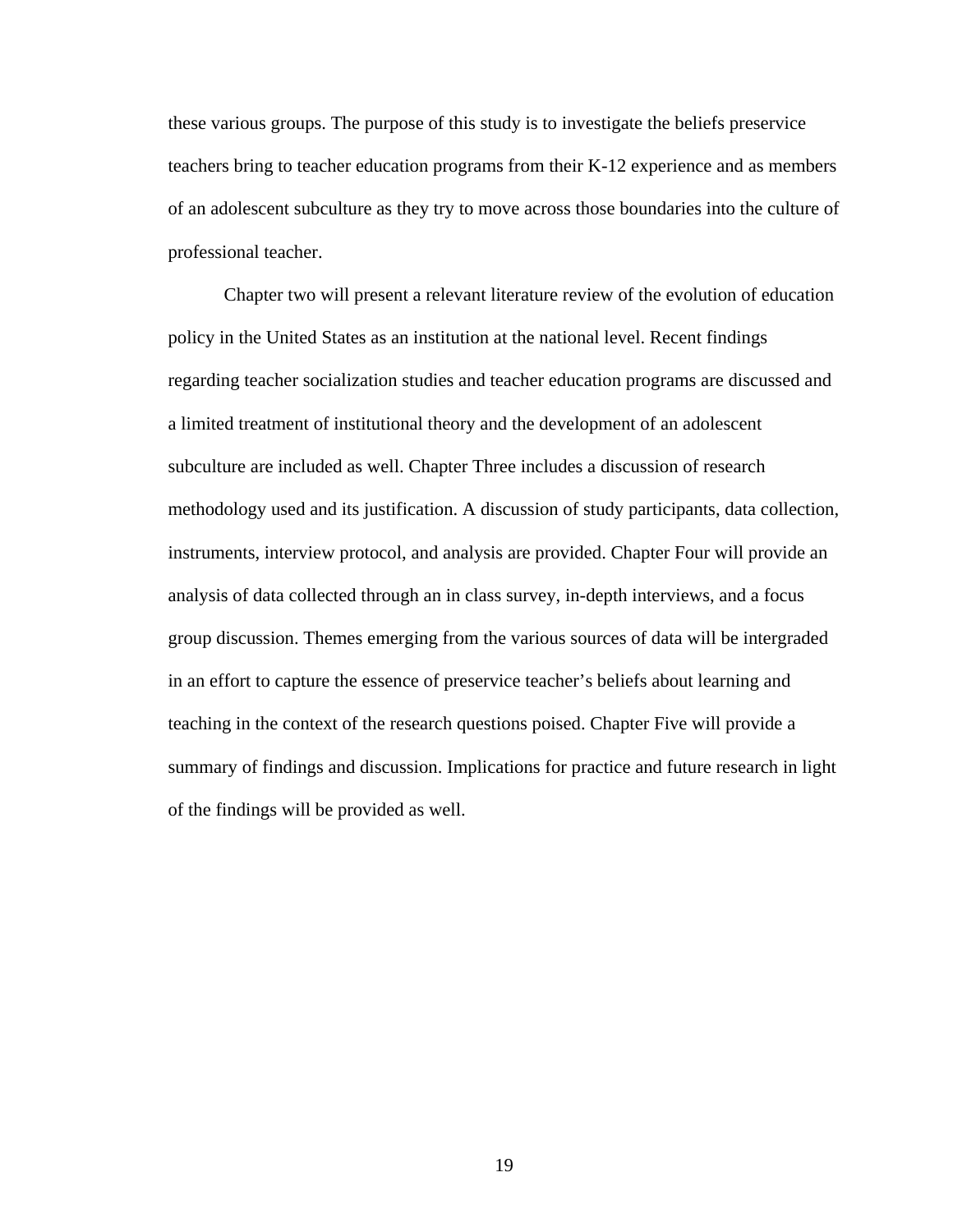these various groups. The purpose of this study is to investigate the beliefs preservice teachers bring to teacher education programs from their K-12 experience and as members of an adolescent subculture as they try to move across those boundaries into the culture of professional teacher.

Chapter two will present a relevant literature review of the evolution of education policy in the United States as an institution at the national level. Recent findings regarding teacher socialization studies and teacher education programs are discussed and a limited treatment of institutional theory and the development of an adolescent subculture are included as well. Chapter Three includes a discussion of research methodology used and its justification. A discussion of study participants, data collection, instruments, interview protocol, and analysis are provided. Chapter Four will provide an analysis of data collected through an in class survey, in-depth interviews, and a focus group discussion. Themes emerging from the various sources of data will be intergraded in an effort to capture the essence of preservice teacher's beliefs about learning and teaching in the context of the research questions poised. Chapter Five will provide a summary of findings and discussion. Implications for practice and future research in light of the findings will be provided as well.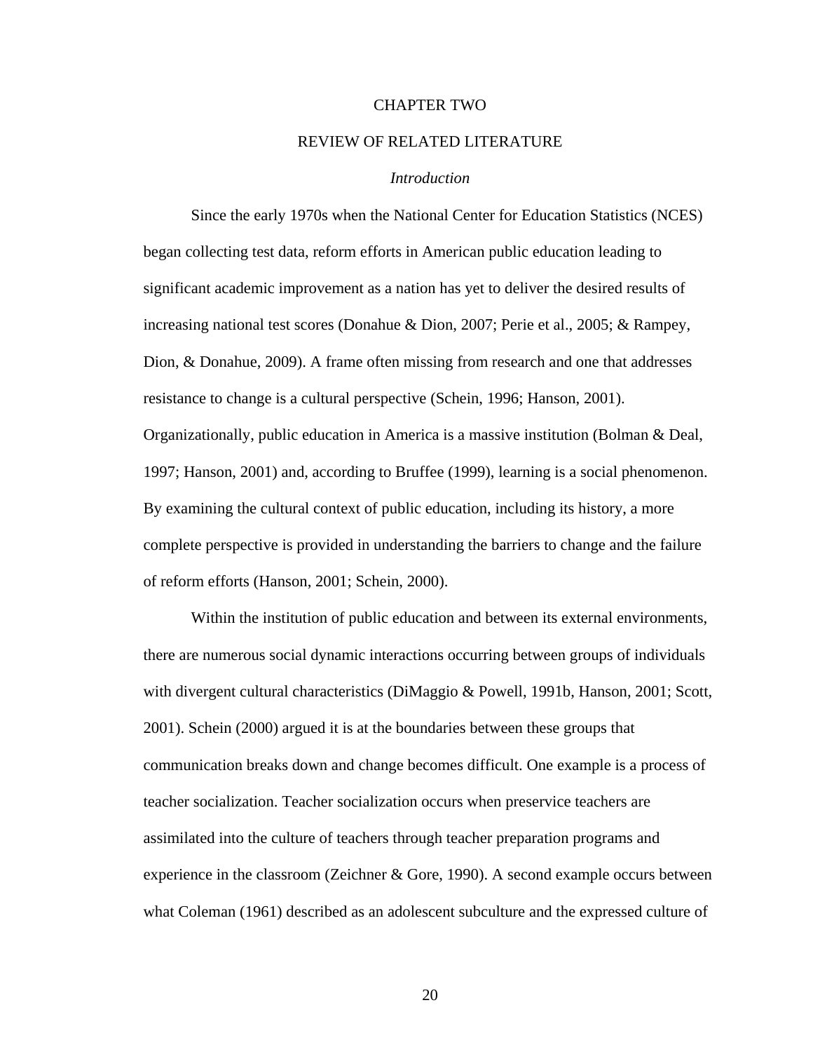# CHAPTER TWO

# REVIEW OF RELATED LITERATURE

## *Introduction*

Since the early 1970s when the National Center for Education Statistics (NCES) began collecting test data, reform efforts in American public education leading to significant academic improvement as a nation has yet to deliver the desired results of increasing national test scores (Donahue & Dion, 2007; Perie et al., 2005; & Rampey, Dion, & Donahue, 2009). A frame often missing from research and one that addresses resistance to change is a cultural perspective (Schein, 1996; Hanson, 2001). Organizationally, public education in America is a massive institution (Bolman & Deal, 1997; Hanson, 2001) and, according to Bruffee (1999), learning is a social phenomenon. By examining the cultural context of public education, including its history, a more complete perspective is provided in understanding the barriers to change and the failure of reform efforts (Hanson, 2001; Schein, 2000).

Within the institution of public education and between its external environments, there are numerous social dynamic interactions occurring between groups of individuals with divergent cultural characteristics (DiMaggio & Powell, 1991b, Hanson, 2001; Scott, 2001). Schein (2000) argued it is at the boundaries between these groups that communication breaks down and change becomes difficult. One example is a process of teacher socialization. Teacher socialization occurs when preservice teachers are assimilated into the culture of teachers through teacher preparation programs and experience in the classroom (Zeichner & Gore, 1990). A second example occurs between what Coleman (1961) described as an adolescent subculture and the expressed culture of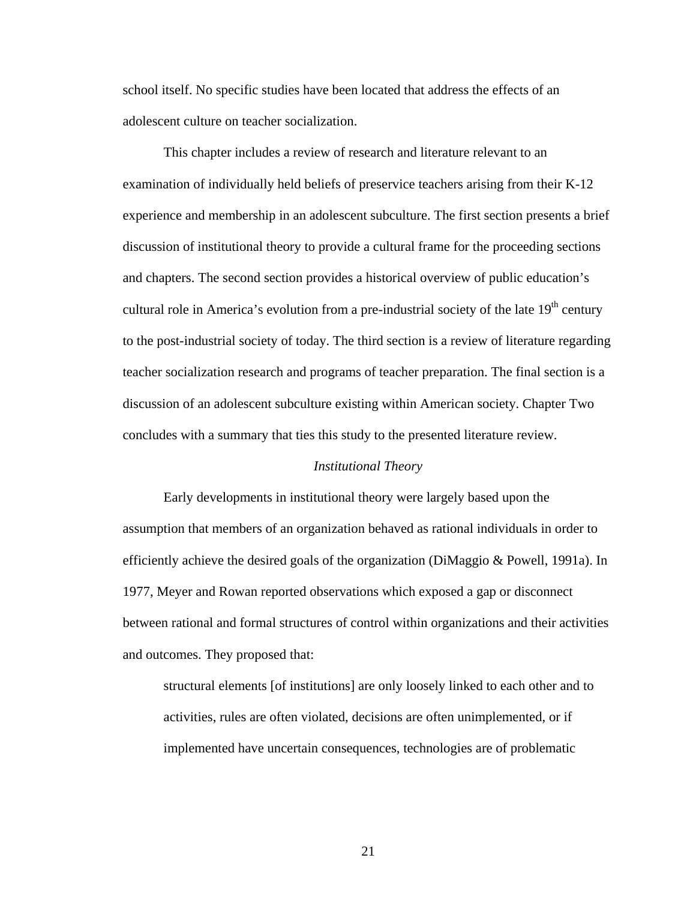school itself. No specific studies have been located that address the effects of an adolescent culture on teacher socialization.

This chapter includes a review of research and literature relevant to an examination of individually held beliefs of preservice teachers arising from their K-12 experience and membership in an adolescent subculture. The first section presents a brief discussion of institutional theory to provide a cultural frame for the proceeding sections and chapters. The second section provides a historical overview of public education's cultural role in America's evolution from a pre-industrial society of the late 19th century to the post-industrial society of today. The third section is a review of literature regarding teacher socialization research and programs of teacher preparation. The final section is a discussion of an adolescent subculture existing within American society. Chapter Two concludes with a summary that ties this study to the presented literature review.

### *Institutional Theory*

Early developments in institutional theory were largely based upon the assumption that members of an organization behaved as rational individuals in order to efficiently achieve the desired goals of the organization (DiMaggio & Powell, 1991a). In 1977, Meyer and Rowan reported observations which exposed a gap or disconnect between rational and formal structures of control within organizations and their activities and outcomes. They proposed that:

> structural elements [of institutions] are only loosely linked to each other and to activities, rules are often violated, decisions are often unimplemented, or if implemented have uncertain consequences, technologies are of problematic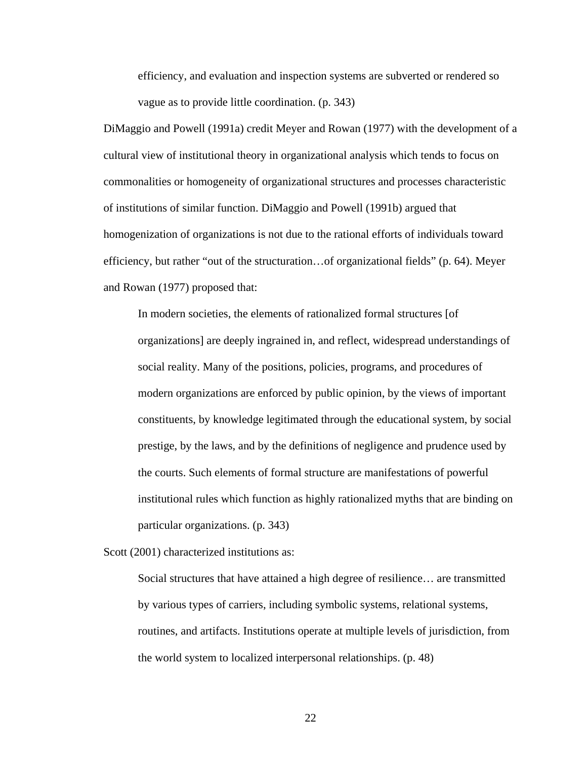> efficiency, and evaluation and inspection systems are subverted or rendered so vague as to provide little coordination. (p. 343)

DiMaggio and Powell (1991a) credit Meyer and Rowan (1977) with the development of a cultural view of institutional theory in organizational analysis which tends to focus on commonalities or homogeneity of organizational structures and processes characteristic of institutions of similar function. DiMaggio and Powell (1991b) argued that homogenization of organizations is not due to the rational efforts of individuals toward efficiency, but rather "out of the structuration…of organizational fields" (p. 64). Meyer and Rowan (1977) proposed that:

> In modern societies, the elements of rationalized formal structures [of organizations] are deeply ingrained in, and reflect, widespread understandings of social reality. Many of the positions, policies, programs, and procedures of modern organizations are enforced by public opinion, by the views of important constituents, by knowledge legitimated through the educational system, by social prestige, by the laws, and by the definitions of negligence and prudence used by the courts. Such elements of formal structure are manifestations of powerful institutional rules which function as highly rationalized myths that are binding on particular organizations. (p. 343)

Scott (2001) characterized institutions as:

> Social structures that have attained a high degree of resilience… are transmitted by various types of carriers, including symbolic systems, relational systems, routines, and artifacts. Institutions operate at multiple levels of jurisdiction, from the world system to localized interpersonal relationships. (p. 48)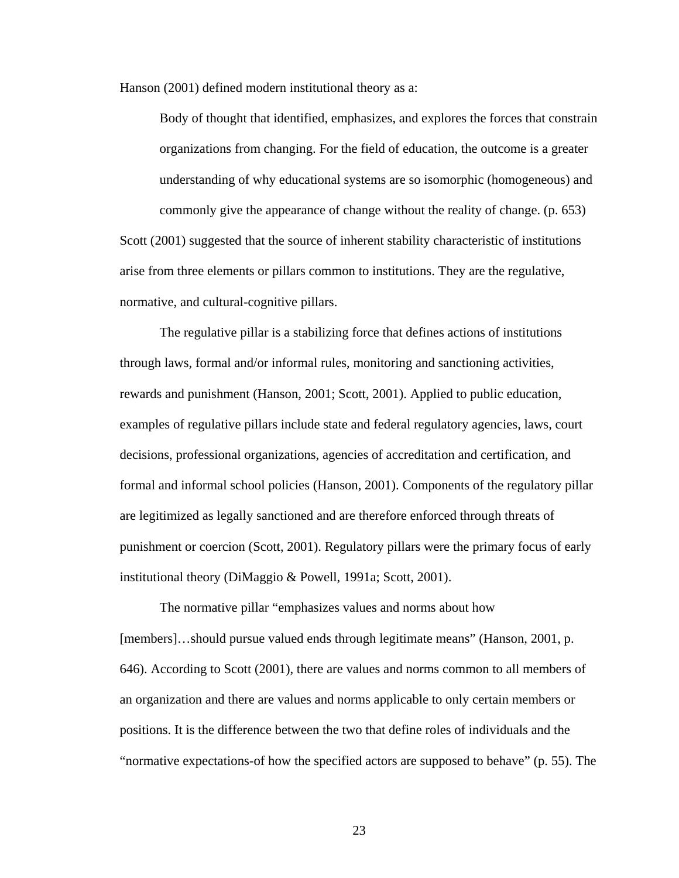Hanson (2001) defined modern institutional theory as a:

> Body of thought that identified, emphasizes, and explores the forces that constrain organizations from changing. For the field of education, the outcome is a greater understanding of why educational systems are so isomorphic (homogeneous) and commonly give the appearance of change without the reality of change. (p. 653)

Scott (2001) suggested that the source of inherent stability characteristic of institutions arise from three elements or pillars common to institutions. They are the regulative, normative, and cultural-cognitive pillars.

The regulative pillar is a stabilizing force that defines actions of institutions through laws, formal and/or informal rules, monitoring and sanctioning activities, rewards and punishment (Hanson, 2001; Scott, 2001). Applied to public education, examples of regulative pillars include state and federal regulatory agencies, laws, court decisions, professional organizations, agencies of accreditation and certification, and formal and informal school policies (Hanson, 2001). Components of the regulatory pillar are legitimized as legally sanctioned and are therefore enforced through threats of punishment or coercion (Scott, 2001). Regulatory pillars were the primary focus of early institutional theory (DiMaggio & Powell, 1991a; Scott, 2001).

The normative pillar "emphasizes values and norms about how [members]…should pursue valued ends through legitimate means" (Hanson, 2001, p. 646). According to Scott (2001), there are values and norms common to all members of an organization and there are values and norms applicable to only certain members or positions. It is the difference between the two that define roles of individuals and the "normative expectations-of how the specified actors are supposed to behave" (p. 55). The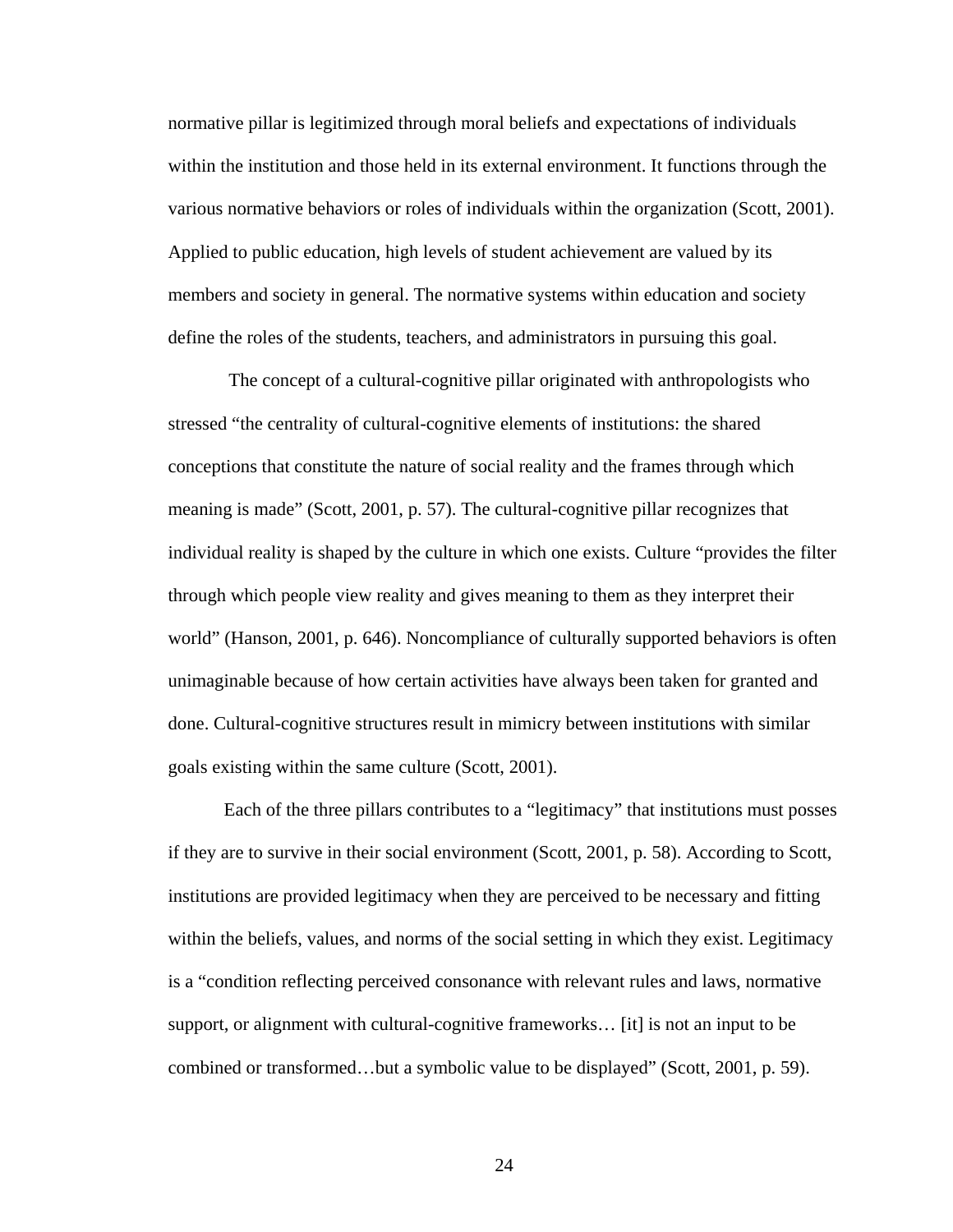normative pillar is legitimized through moral beliefs and expectations of individuals within the institution and those held in its external environment. It functions through the various normative behaviors or roles of individuals within the organization (Scott, 2001). Applied to public education, high levels of student achievement are valued by its members and society in general. The normative systems within education and society define the roles of the students, teachers, and administrators in pursuing this goal.

The concept of a cultural-cognitive pillar originated with anthropologists who stressed "the centrality of cultural-cognitive elements of institutions: the shared conceptions that constitute the nature of social reality and the frames through which meaning is made" (Scott, 2001, p. 57). The cultural-cognitive pillar recognizes that individual reality is shaped by the culture in which one exists. Culture "provides the filter through which people view reality and gives meaning to them as they interpret their world" (Hanson, 2001, p. 646). Noncompliance of culturally supported behaviors is often unimaginable because of how certain activities have always been taken for granted and done. Cultural-cognitive structures result in mimicry between institutions with similar goals existing within the same culture (Scott, 2001).

Each of the three pillars contributes to a "legitimacy" that institutions must posses if they are to survive in their social environment (Scott, 2001, p. 58). According to Scott, institutions are provided legitimacy when they are perceived to be necessary and fitting within the beliefs, values, and norms of the social setting in which they exist. Legitimacy is a "condition reflecting perceived consonance with relevant rules and laws, normative support, or alignment with cultural-cognitive frameworks… [it] is not an input to be combined or transformed…but a symbolic value to be displayed" (Scott, 2001, p. 59).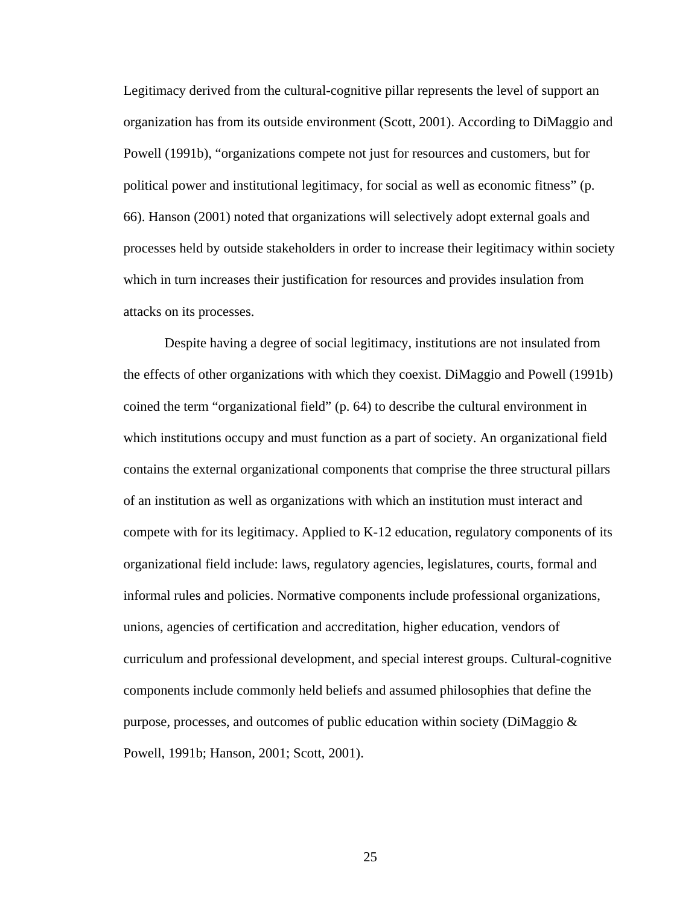Legitimacy derived from the cultural-cognitive pillar represents the level of support an organization has from its outside environment (Scott, 2001). According to DiMaggio and Powell (1991b), “organizations compete not just for resources and customers, but for political power and institutional legitimacy, for social as well as economic fitness” (p. 66). Hanson (2001) noted that organizations will selectively adopt external goals and processes held by outside stakeholders in order to increase their legitimacy within society which in turn increases their justification for resources and provides insulation from attacks on its processes.

Despite having a degree of social legitimacy, institutions are not insulated from the effects of other organizations with which they coexist. DiMaggio and Powell (1991b) coined the term “organizational field” (p. 64) to describe the cultural environment in which institutions occupy and must function as a part of society. An organizational field contains the external organizational components that comprise the three structural pillars of an institution as well as organizations with which an institution must interact and compete with for its legitimacy. Applied to K-12 education, regulatory components of its organizational field include: laws, regulatory agencies, legislatures, courts, formal and informal rules and policies. Normative components include professional organizations, unions, agencies of certification and accreditation, higher education, vendors of curriculum and professional development, and special interest groups. Cultural-cognitive components include commonly held beliefs and assumed philosophies that define the purpose, processes, and outcomes of public education within society (DiMaggio & Powell, 1991b; Hanson, 2001; Scott, 2001).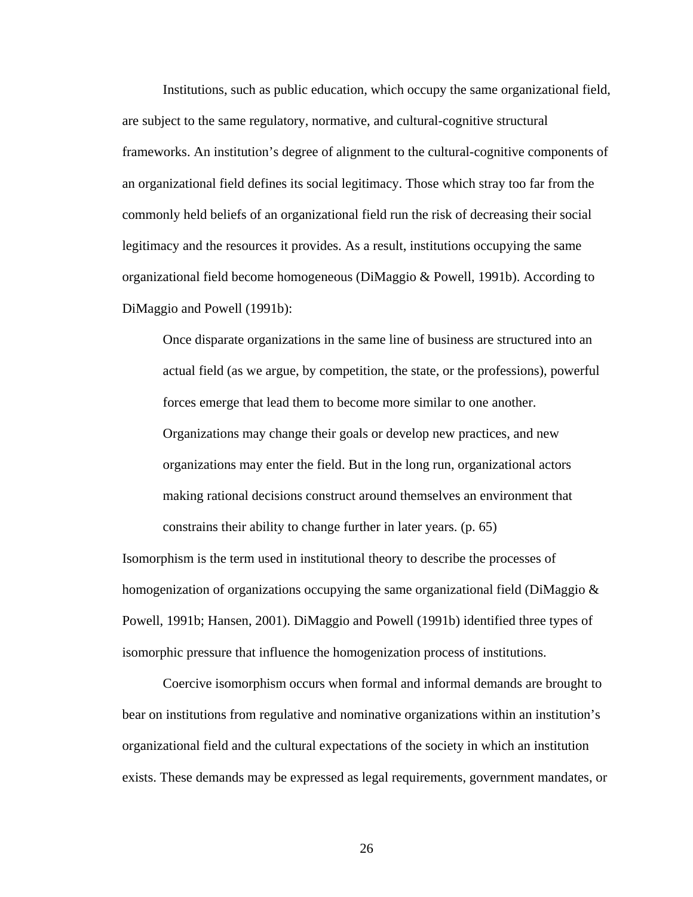Institutions, such as public education, which occupy the same organizational field, are subject to the same regulatory, normative, and cultural-cognitive structural frameworks. An institution's degree of alignment to the cultural-cognitive components of an organizational field defines its social legitimacy. Those which stray too far from the commonly held beliefs of an organizational field run the risk of decreasing their social legitimacy and the resources it provides. As a result, institutions occupying the same organizational field become homogeneous (DiMaggio & Powell, 1991b). According to DiMaggio and Powell (1991b):

> Once disparate organizations in the same line of business are structured into an actual field (as we argue, by competition, the state, or the professions), powerful forces emerge that lead them to become more similar to one another. Organizations may change their goals or develop new practices, and new organizations may enter the field. But in the long run, organizational actors making rational decisions construct around themselves an environment that constrains their ability to change further in later years. (p. 65)

Isomorphism is the term used in institutional theory to describe the processes of homogenization of organizations occupying the same organizational field (DiMaggio & Powell, 1991b; Hansen, 2001). DiMaggio and Powell (1991b) identified three types of isomorphic pressure that influence the homogenization process of institutions.

Coercive isomorphism occurs when formal and informal demands are brought to bear on institutions from regulative and nominative organizations within an institution's organizational field and the cultural expectations of the society in which an institution exists. These demands may be expressed as legal requirements, government mandates, or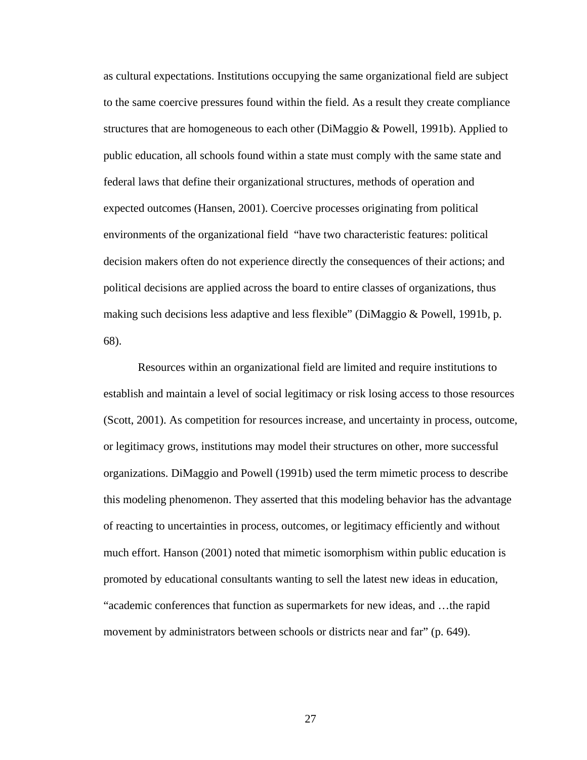as cultural expectations. Institutions occupying the same organizational field are subject to the same coercive pressures found within the field. As a result they create compliance structures that are homogeneous to each other (DiMaggio & Powell, 1991b). Applied to public education, all schools found within a state must comply with the same state and federal laws that define their organizational structures, methods of operation and expected outcomes (Hansen, 2001). Coercive processes originating from political environments of the organizational field "have two characteristic features: political decision makers often do not experience directly the consequences of their actions; and political decisions are applied across the board to entire classes of organizations, thus making such decisions less adaptive and less flexible" (DiMaggio & Powell, 1991b, p. 68).

Resources within an organizational field are limited and require institutions to establish and maintain a level of social legitimacy or risk losing access to those resources (Scott, 2001). As competition for resources increase, and uncertainty in process, outcome, or legitimacy grows, institutions may model their structures on other, more successful organizations. DiMaggio and Powell (1991b) used the term mimetic process to describe this modeling phenomenon. They asserted that this modeling behavior has the advantage of reacting to uncertainties in process, outcomes, or legitimacy efficiently and without much effort. Hanson (2001) noted that mimetic isomorphism within public education is promoted by educational consultants wanting to sell the latest new ideas in education, "academic conferences that function as supermarkets for new ideas, and …the rapid movement by administrators between schools or districts near and far" (p. 649).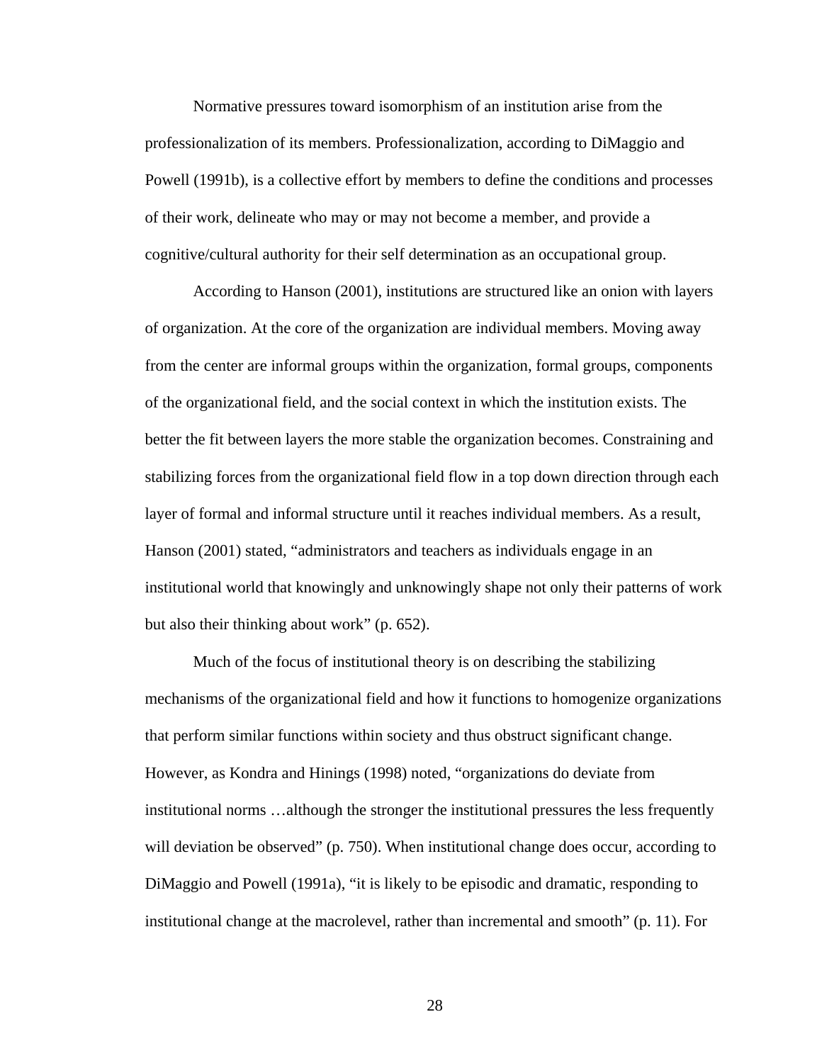Normative pressures toward isomorphism of an institution arise from the professionalization of its members. Professionalization, according to DiMaggio and Powell (1991b), is a collective effort by members to define the conditions and processes of their work, delineate who may or may not become a member, and provide a cognitive/cultural authority for their self determination as an occupational group.

According to Hanson (2001), institutions are structured like an onion with layers of organization. At the core of the organization are individual members. Moving away from the center are informal groups within the organization, formal groups, components of the organizational field, and the social context in which the institution exists. The better the fit between layers the more stable the organization becomes. Constraining and stabilizing forces from the organizational field flow in a top down direction through each layer of formal and informal structure until it reaches individual members. As a result, Hanson (2001) stated, "administrators and teachers as individuals engage in an institutional world that knowingly and unknowingly shape not only their patterns of work but also their thinking about work" (p. 652).

Much of the focus of institutional theory is on describing the stabilizing mechanisms of the organizational field and how it functions to homogenize organizations that perform similar functions within society and thus obstruct significant change. However, as Kondra and Hinings (1998) noted, "organizations do deviate from institutional norms …although the stronger the institutional pressures the less frequently will deviation be observed" (p. 750). When institutional change does occur, according to DiMaggio and Powell (1991a), "it is likely to be episodic and dramatic, responding to institutional change at the macrolevel, rather than incremental and smooth" (p. 11). For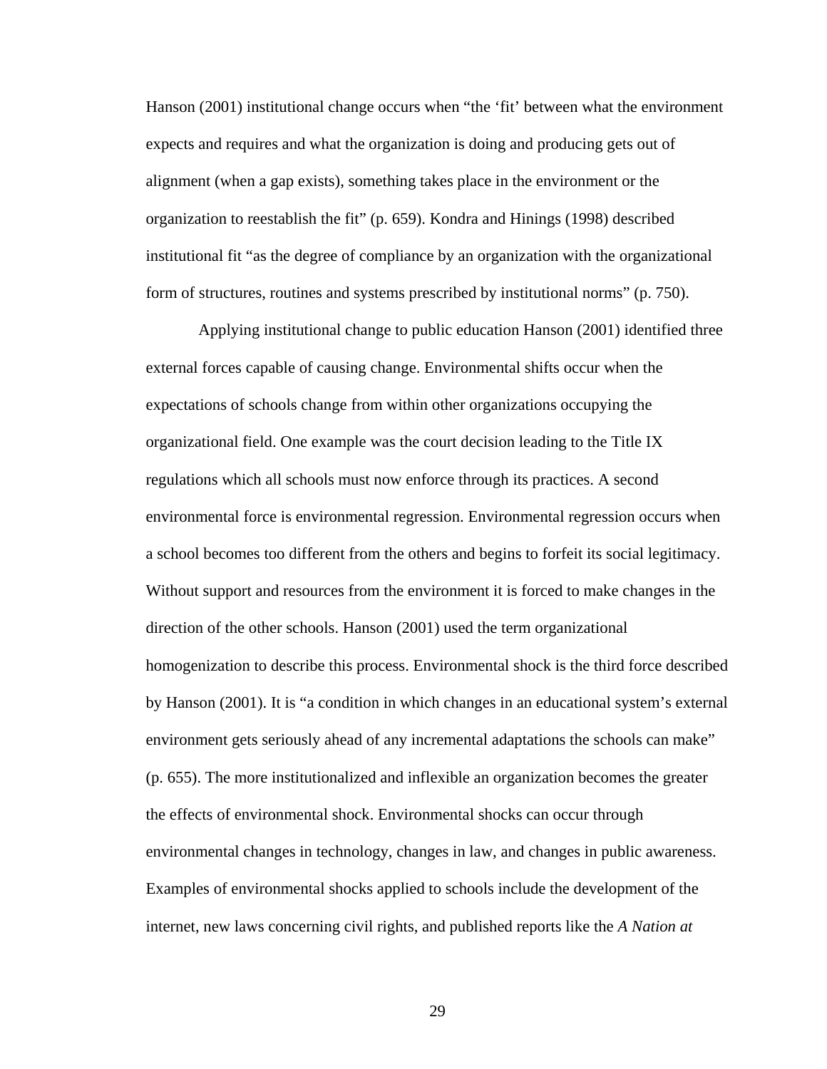Hanson (2001) institutional change occurs when "the 'fit' between what the environment expects and requires and what the organization is doing and producing gets out of alignment (when a gap exists), something takes place in the environment or the organization to reestablish the fit" (p. 659). Kondra and Hinings (1998) described institutional fit "as the degree of compliance by an organization with the organizational form of structures, routines and systems prescribed by institutional norms" (p. 750).

Applying institutional change to public education Hanson (2001) identified three external forces capable of causing change. Environmental shifts occur when the expectations of schools change from within other organizations occupying the organizational field. One example was the court decision leading to the Title IX regulations which all schools must now enforce through its practices. A second environmental force is environmental regression. Environmental regression occurs when a school becomes too different from the others and begins to forfeit its social legitimacy. Without support and resources from the environment it is forced to make changes in the direction of the other schools. Hanson (2001) used the term organizational homogenization to describe this process. Environmental shock is the third force described by Hanson (2001). It is "a condition in which changes in an educational system's external environment gets seriously ahead of any incremental adaptations the schools can make" (p. 655). The more institutionalized and inflexible an organization becomes the greater the effects of environmental shock. Environmental shocks can occur through environmental changes in technology, changes in law, and changes in public awareness. Examples of environmental shocks applied to schools include the development of the internet, new laws concerning civil rights, and published reports like the *A Nation at*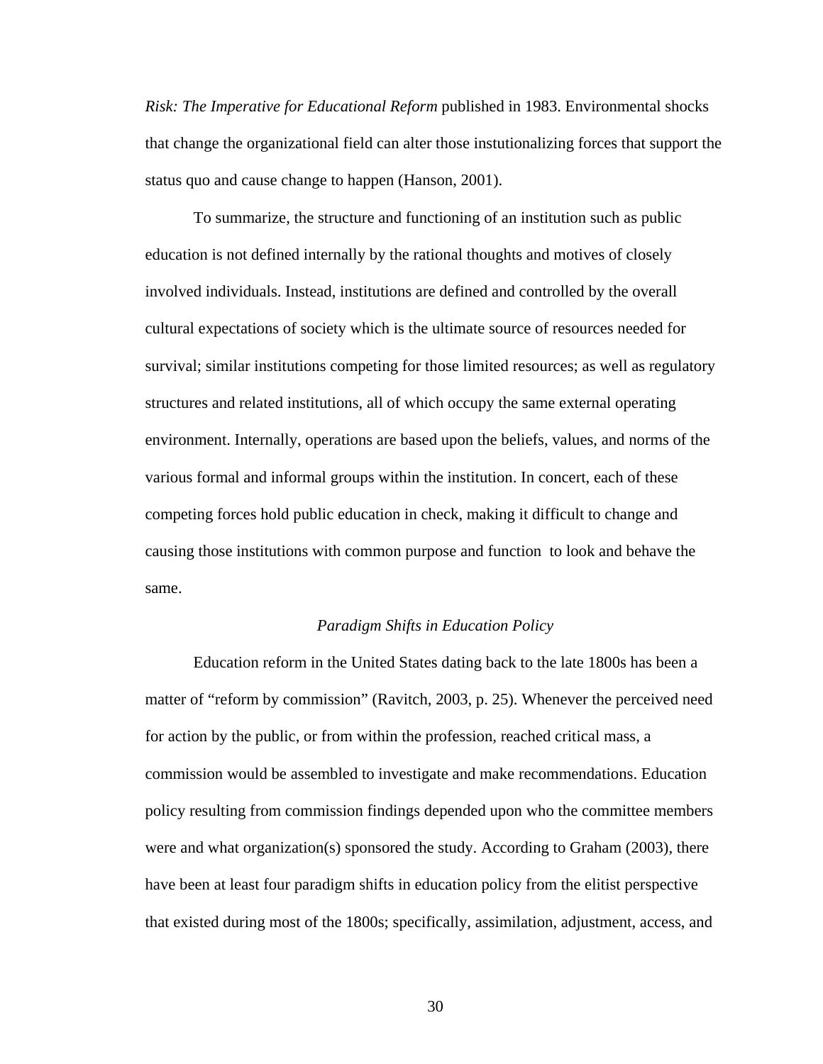*Risk: The Imperative for Educational Reform* published in 1983. Environmental shocks that change the organizational field can alter those instutionalizing forces that support the status quo and cause change to happen (Hanson, 2001).

To summarize, the structure and functioning of an institution such as public education is not defined internally by the rational thoughts and motives of closely involved individuals. Instead, institutions are defined and controlled by the overall cultural expectations of society which is the ultimate source of resources needed for survival; similar institutions competing for those limited resources; as well as regulatory structures and related institutions, all of which occupy the same external operating environment. Internally, operations are based upon the beliefs, values, and norms of the various formal and informal groups within the institution. In concert, each of these competing forces hold public education in check, making it difficult to change and causing those institutions with common purpose and function  to look and behave the same.

### *Paradigm Shifts in Education Policy*

Education reform in the United States dating back to the late 1800s has been a matter of "reform by commission" (Ravitch, 2003, p. 25). Whenever the perceived need for action by the public, or from within the profession, reached critical mass, a commission would be assembled to investigate and make recommendations. Education policy resulting from commission findings depended upon who the committee members were and what organization(s) sponsored the study. According to Graham (2003), there have been at least four paradigm shifts in education policy from the elitist perspective that existed during most of the 1800s; specifically, assimilation, adjustment, access, and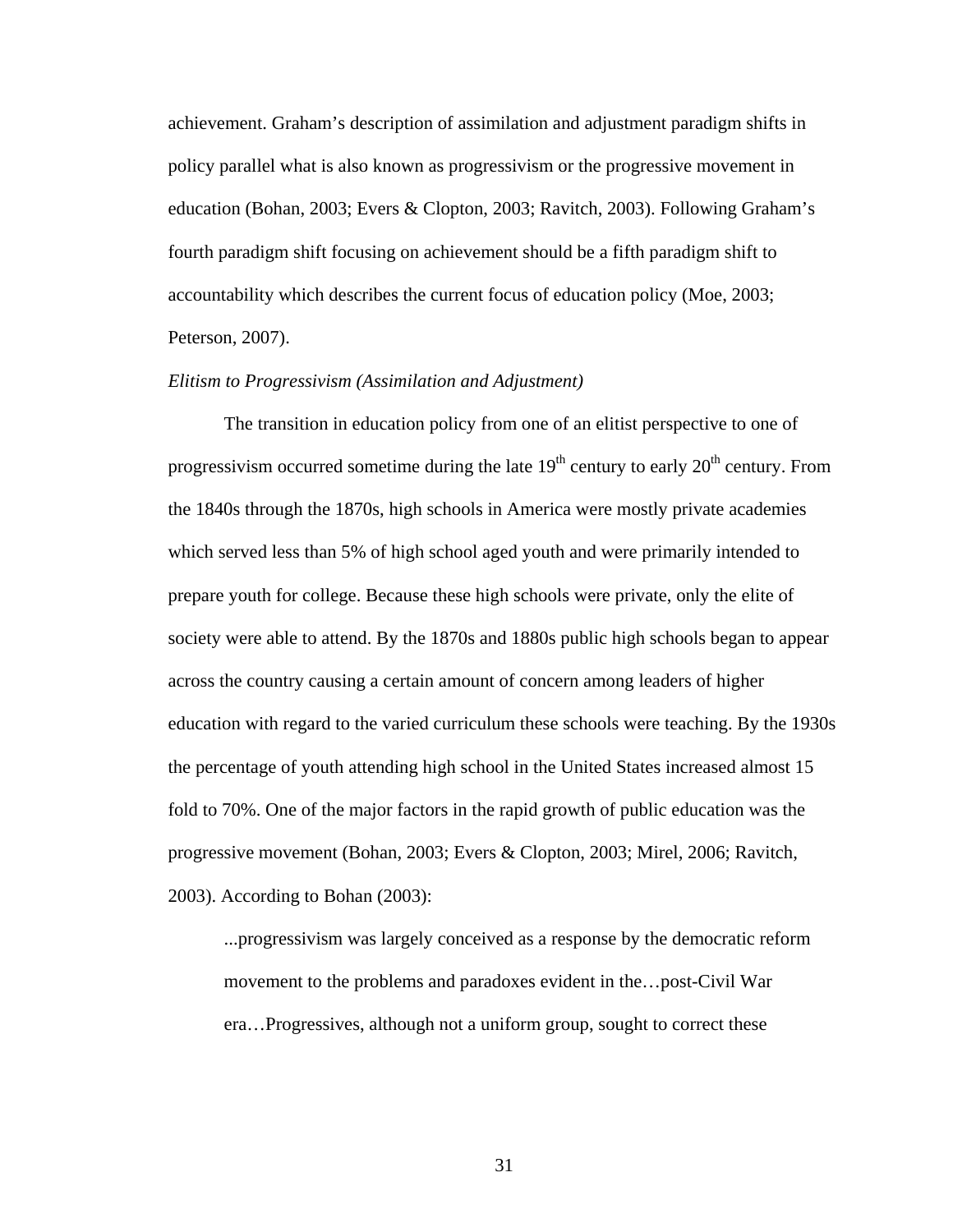achievement. Graham's description of assimilation and adjustment paradigm shifts in policy parallel what is also known as progressivism or the progressive movement in education (Bohan, 2003; Evers & Clopton, 2003; Ravitch, 2003). Following Graham's fourth paradigm shift focusing on achievement should be a fifth paradigm shift to accountability which describes the current focus of education policy (Moe, 2003; Peterson, 2007).

*Elitism to Progressivism (Assimilation and Adjustment)*

The transition in education policy from one of an elitist perspective to one of progressivism occurred sometime during the late 19th century to early 20th century. From the 1840s through the 1870s, high schools in America were mostly private academies which served less than 5% of high school aged youth and were primarily intended to prepare youth for college. Because these high schools were private, only the elite of society were able to attend. By the 1870s and 1880s public high schools began to appear across the country causing a certain amount of concern among leaders of higher education with regard to the varied curriculum these schools were teaching. By the 1930s the percentage of youth attending high school in the United States increased almost 15 fold to 70%. One of the major factors in the rapid growth of public education was the progressive movement (Bohan, 2003; Evers & Clopton, 2003; Mirel, 2006; Ravitch, 2003). According to Bohan (2003):

> ...progressivism was largely conceived as a response by the democratic reform movement to the problems and paradoxes evident in the…post-Civil War era…Progressives, although not a uniform group, sought to correct these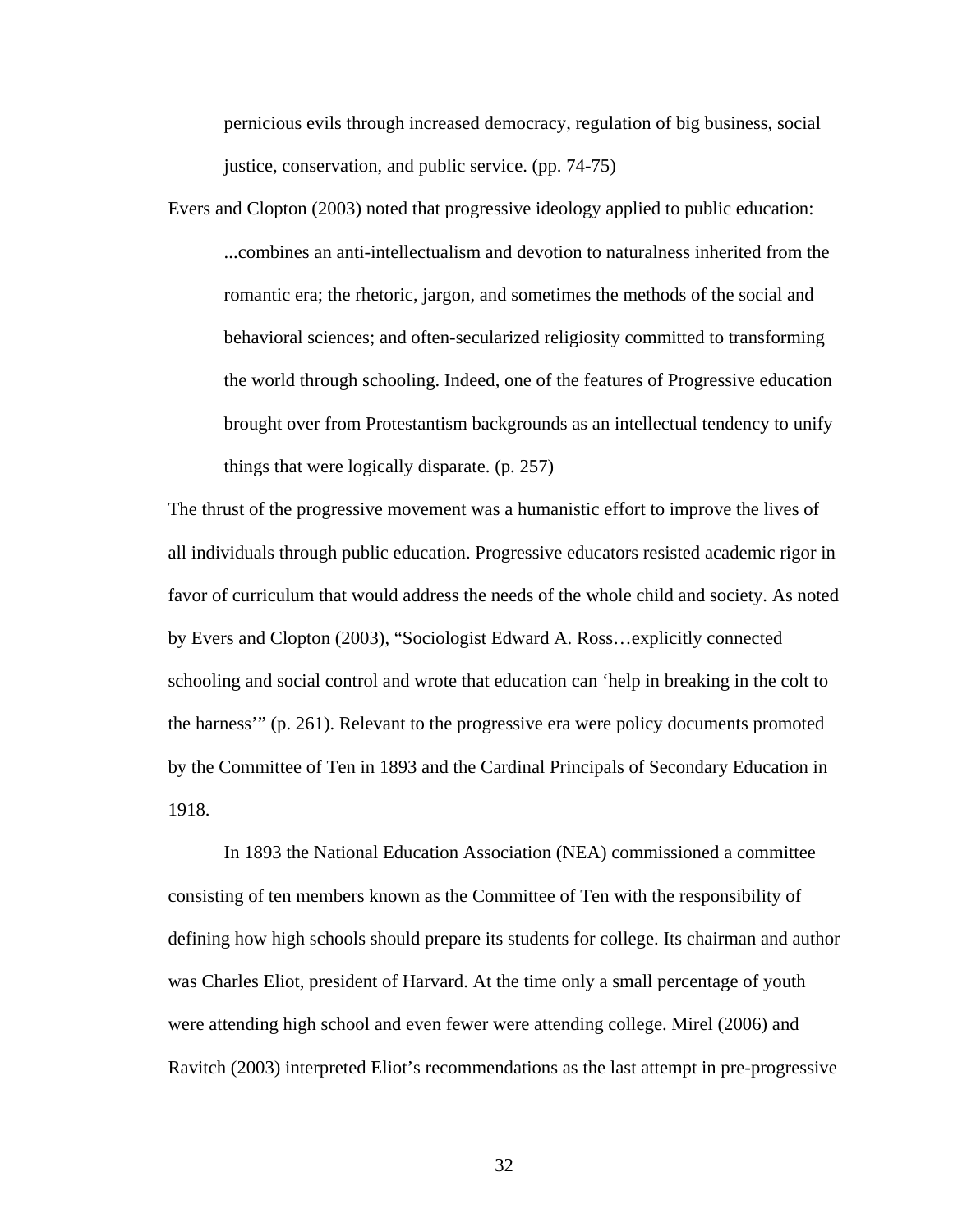> pernicious evils through increased democracy, regulation of big business, social justice, conservation, and public service. (pp. 74-75)

Evers and Clopton (2003) noted that progressive ideology applied to public education:

> ...combines an anti-intellectualism and devotion to naturalness inherited from the romantic era; the rhetoric, jargon, and sometimes the methods of the social and behavioral sciences; and often-secularized religiosity committed to transforming the world through schooling. Indeed, one of the features of Progressive education brought over from Protestantism backgrounds as an intellectual tendency to unify things that were logically disparate. (p. 257)

The thrust of the progressive movement was a humanistic effort to improve the lives of all individuals through public education. Progressive educators resisted academic rigor in favor of curriculum that would address the needs of the whole child and society. As noted by Evers and Clopton (2003), "Sociologist Edward A. Ross…explicitly connected schooling and social control and wrote that education can 'help in breaking in the colt to the harness'" (p. 261). Relevant to the progressive era were policy documents promoted by the Committee of Ten in 1893 and the Cardinal Principals of Secondary Education in 1918.

In 1893 the National Education Association (NEA) commissioned a committee consisting of ten members known as the Committee of Ten with the responsibility of defining how high schools should prepare its students for college. Its chairman and author was Charles Eliot, president of Harvard. At the time only a small percentage of youth were attending high school and even fewer were attending college. Mirel (2006) and Ravitch (2003) interpreted Eliot's recommendations as the last attempt in pre-progressive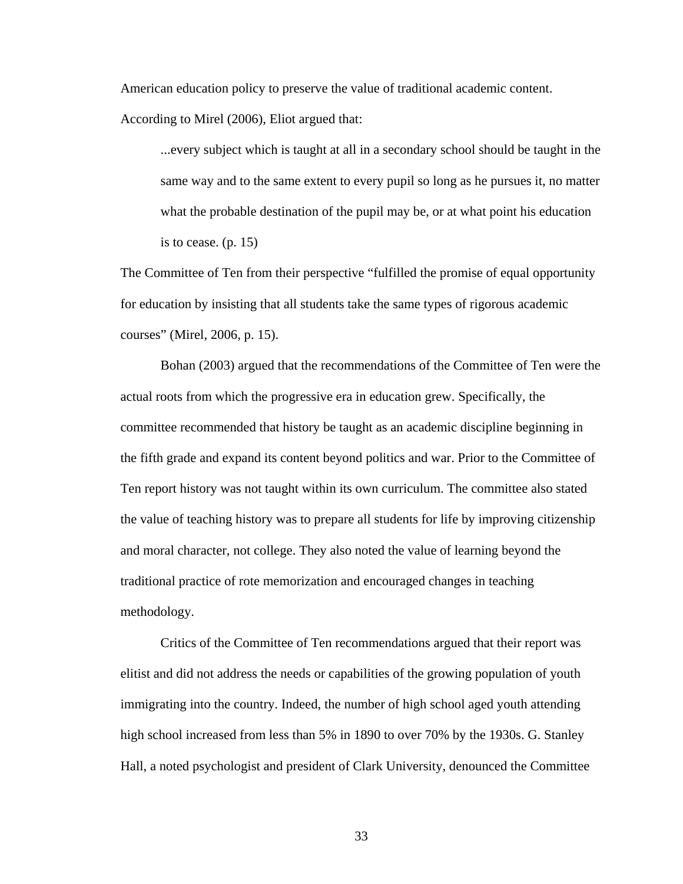American education policy to preserve the value of traditional academic content. According to Mirel (2006), Eliot argued that:

> ...every subject which is taught at all in a secondary school should be taught in the same way and to the same extent to every pupil so long as he pursues it, no matter what the probable destination of the pupil may be, or at what point his education is to cease. (p. 15)

The Committee of Ten from their perspective “fulfilled the promise of equal opportunity for education by insisting that all students take the same types of rigorous academic courses” (Mirel, 2006, p. 15).

Bohan (2003) argued that the recommendations of the Committee of Ten were the actual roots from which the progressive era in education grew. Specifically, the committee recommended that history be taught as an academic discipline beginning in the fifth grade and expand its content beyond politics and war. Prior to the Committee of Ten report history was not taught within its own curriculum. The committee also stated the value of teaching history was to prepare all students for life by improving citizenship and moral character, not college. They also noted the value of learning beyond the traditional practice of rote memorization and encouraged changes in teaching methodology.

Critics of the Committee of Ten recommendations argued that their report was elitist and did not address the needs or capabilities of the growing population of youth immigrating into the country. Indeed, the number of high school aged youth attending high school increased from less than 5% in 1890 to over 70% by the 1930s. G. Stanley Hall, a noted psychologist and president of Clark University, denounced the Committee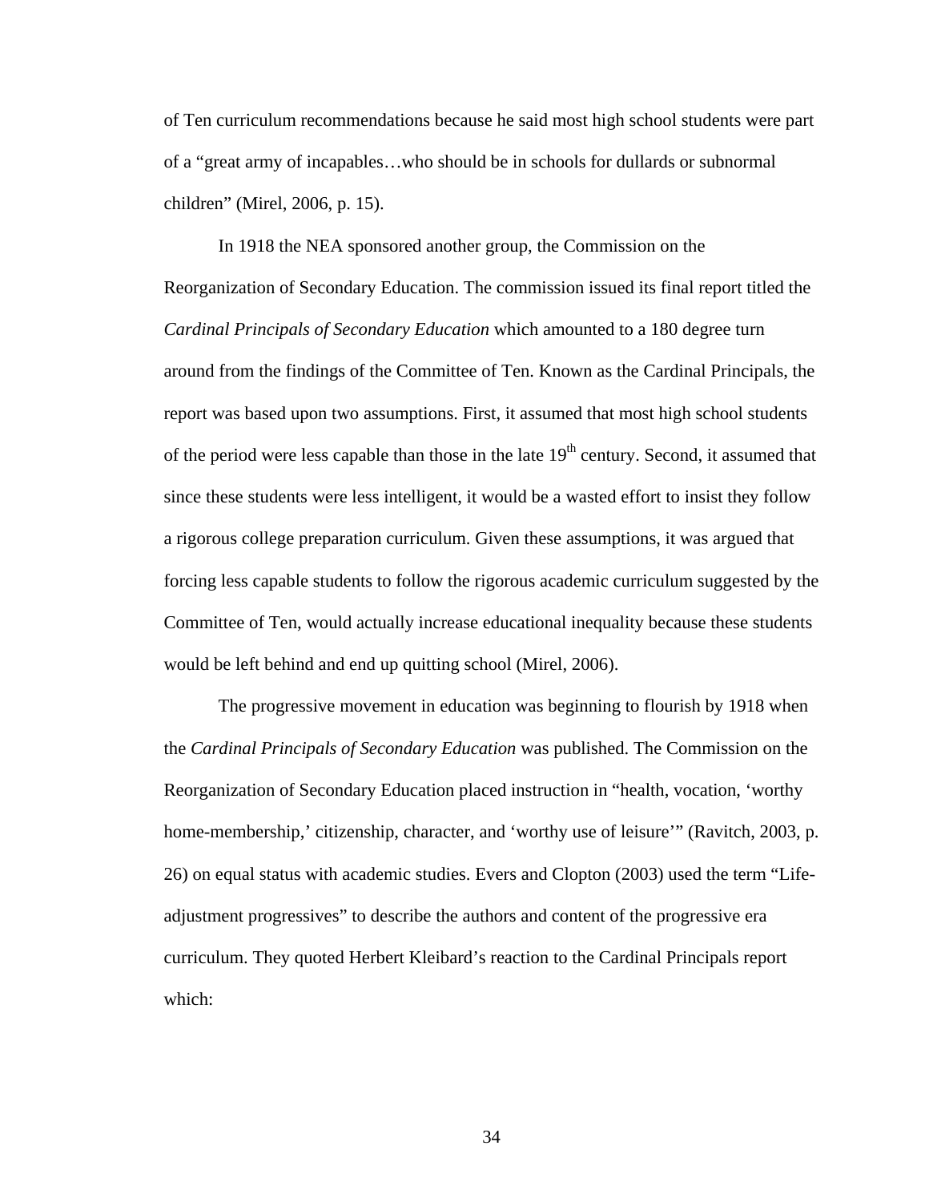of Ten curriculum recommendations because he said most high school students were part of a "great army of incapables…who should be in schools for dullards or subnormal children" (Mirel, 2006, p. 15).

In 1918 the NEA sponsored another group, the Commission on the Reorganization of Secondary Education. The commission issued its final report titled the *Cardinal Principals of Secondary Education* which amounted to a 180 degree turn around from the findings of the Committee of Ten. Known as the Cardinal Principals, the report was based upon two assumptions. First, it assumed that most high school students of the period were less capable than those in the late 19th century. Second, it assumed that since these students were less intelligent, it would be a wasted effort to insist they follow a rigorous college preparation curriculum. Given these assumptions, it was argued that forcing less capable students to follow the rigorous academic curriculum suggested by the Committee of Ten, would actually increase educational inequality because these students would be left behind and end up quitting school (Mirel, 2006).

The progressive movement in education was beginning to flourish by 1918 when the *Cardinal Principals of Secondary Education* was published. The Commission on the Reorganization of Secondary Education placed instruction in "health, vocation, 'worthy home-membership,' citizenship, character, and 'worthy use of leisure'" (Ravitch, 2003, p. 26) on equal status with academic studies. Evers and Clopton (2003) used the term "Life-adjustment progressives" to describe the authors and content of the progressive era curriculum. They quoted Herbert Kleibard's reaction to the Cardinal Principals report which: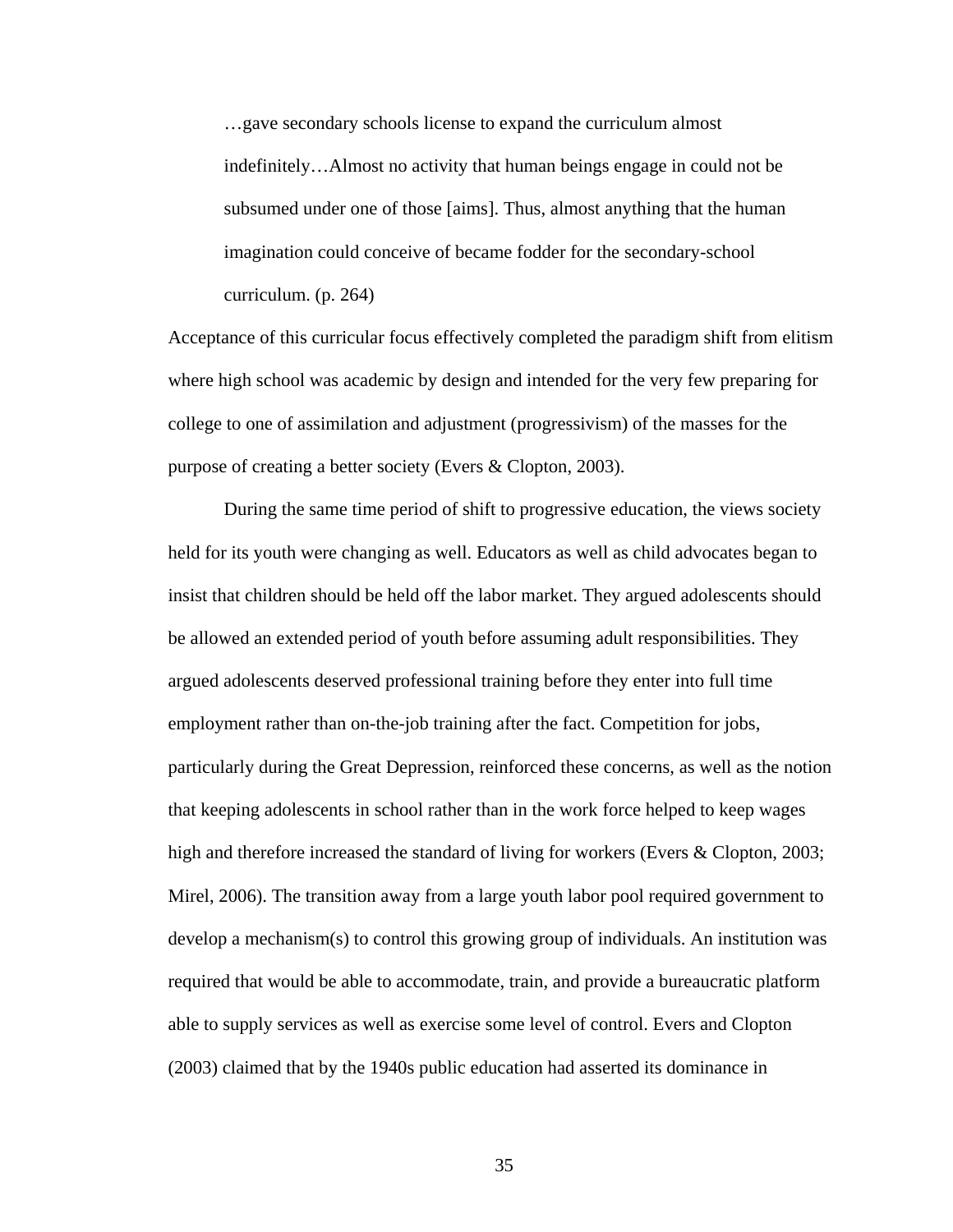> …gave secondary schools license to expand the curriculum almost indefinitely…Almost no activity that human beings engage in could not be subsumed under one of those [aims]. Thus, almost anything that the human imagination could conceive of became fodder for the secondary-school curriculum. (p. 264)

Acceptance of this curricular focus effectively completed the paradigm shift from elitism where high school was academic by design and intended for the very few preparing for college to one of assimilation and adjustment (progressivism) of the masses for the purpose of creating a better society (Evers & Clopton, 2003).

During the same time period of shift to progressive education, the views society held for its youth were changing as well. Educators as well as child advocates began to insist that children should be held off the labor market. They argued adolescents should be allowed an extended period of youth before assuming adult responsibilities. They argued adolescents deserved professional training before they enter into full time employment rather than on-the-job training after the fact. Competition for jobs, particularly during the Great Depression, reinforced these concerns, as well as the notion that keeping adolescents in school rather than in the work force helped to keep wages high and therefore increased the standard of living for workers (Evers & Clopton, 2003; Mirel, 2006). The transition away from a large youth labor pool required government to develop a mechanism(s) to control this growing group of individuals. An institution was required that would be able to accommodate, train, and provide a bureaucratic platform able to supply services as well as exercise some level of control. Evers and Clopton (2003) claimed that by the 1940s public education had asserted its dominance in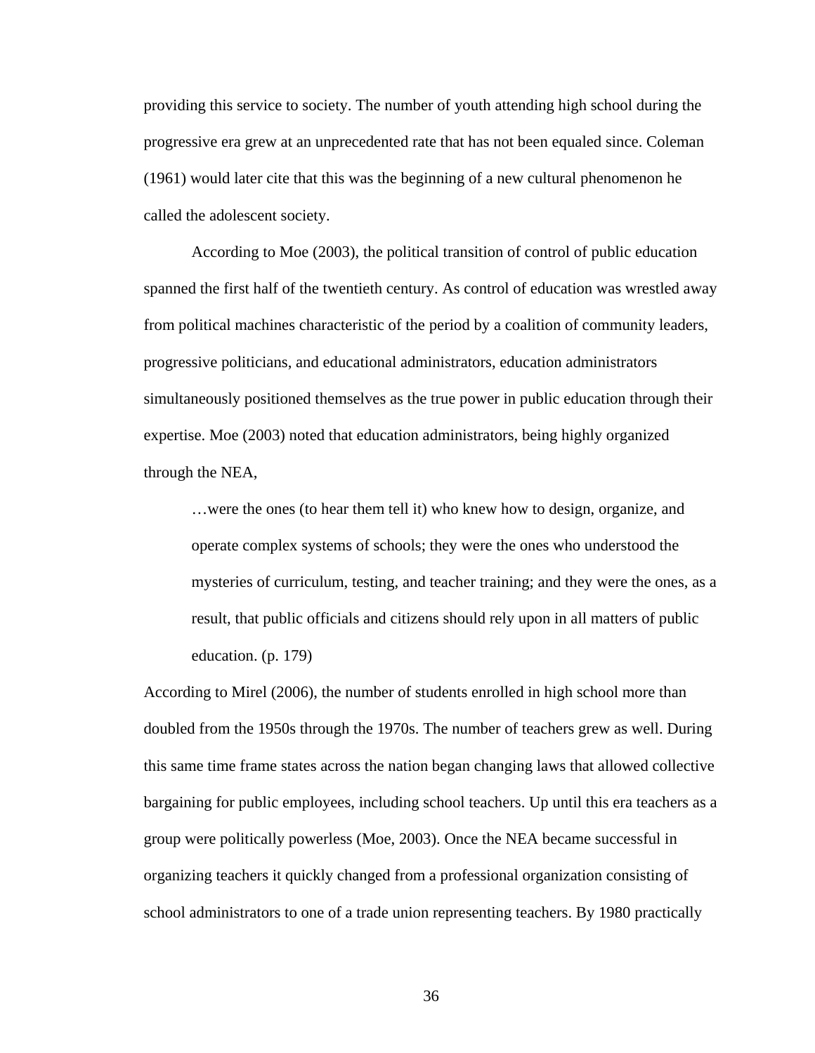providing this service to society. The number of youth attending high school during the progressive era grew at an unprecedented rate that has not been equaled since. Coleman (1961) would later cite that this was the beginning of a new cultural phenomenon he called the adolescent society.

According to Moe (2003), the political transition of control of public education spanned the first half of the twentieth century. As control of education was wrestled away from political machines characteristic of the period by a coalition of community leaders, progressive politicians, and educational administrators, education administrators simultaneously positioned themselves as the true power in public education through their expertise. Moe (2003) noted that education administrators, being highly organized through the NEA,

> …were the ones (to hear them tell it) who knew how to design, organize, and operate complex systems of schools; they were the ones who understood the mysteries of curriculum, testing, and teacher training; and they were the ones, as a result, that public officials and citizens should rely upon in all matters of public education. (p. 179)

According to Mirel (2006), the number of students enrolled in high school more than doubled from the 1950s through the 1970s. The number of teachers grew as well. During this same time frame states across the nation began changing laws that allowed collective bargaining for public employees, including school teachers. Up until this era teachers as a group were politically powerless (Moe, 2003). Once the NEA became successful in organizing teachers it quickly changed from a professional organization consisting of school administrators to one of a trade union representing teachers. By 1980 practically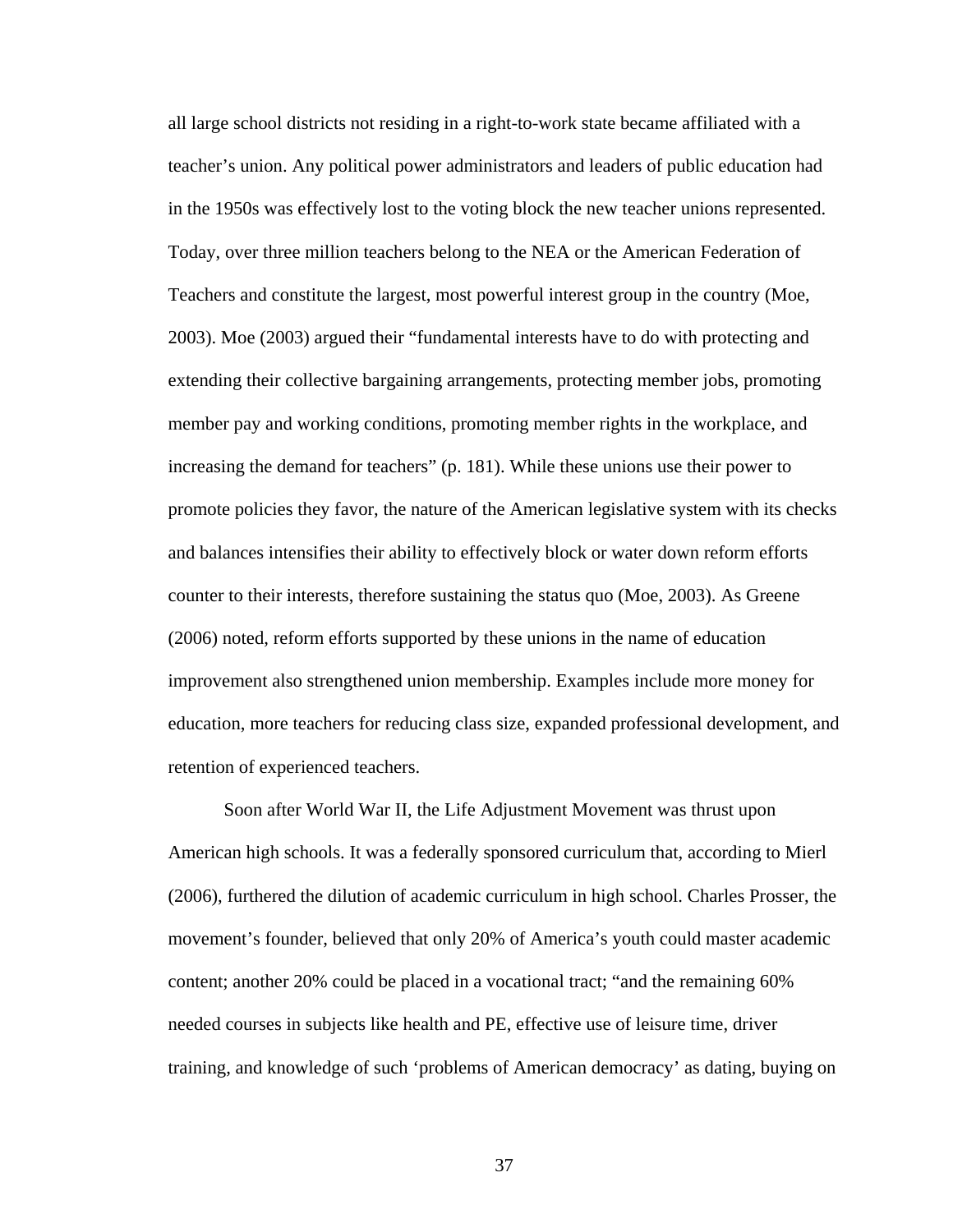all large school districts not residing in a right-to-work state became affiliated with a teacher's union. Any political power administrators and leaders of public education had in the 1950s was effectively lost to the voting block the new teacher unions represented. Today, over three million teachers belong to the NEA or the American Federation of Teachers and constitute the largest, most powerful interest group in the country (Moe, 2003). Moe (2003) argued their "fundamental interests have to do with protecting and extending their collective bargaining arrangements, protecting member jobs, promoting member pay and working conditions, promoting member rights in the workplace, and increasing the demand for teachers" (p. 181). While these unions use their power to promote policies they favor, the nature of the American legislative system with its checks and balances intensifies their ability to effectively block or water down reform efforts counter to their interests, therefore sustaining the status quo (Moe, 2003). As Greene (2006) noted, reform efforts supported by these unions in the name of education improvement also strengthened union membership. Examples include more money for education, more teachers for reducing class size, expanded professional development, and retention of experienced teachers.

Soon after World War II, the Life Adjustment Movement was thrust upon American high schools. It was a federally sponsored curriculum that, according to Mierl (2006), furthered the dilution of academic curriculum in high school. Charles Prosser, the movement's founder, believed that only 20% of America's youth could master academic content; another 20% could be placed in a vocational tract; "and the remaining 60% needed courses in subjects like health and PE, effective use of leisure time, driver training, and knowledge of such 'problems of American democracy' as dating, buying on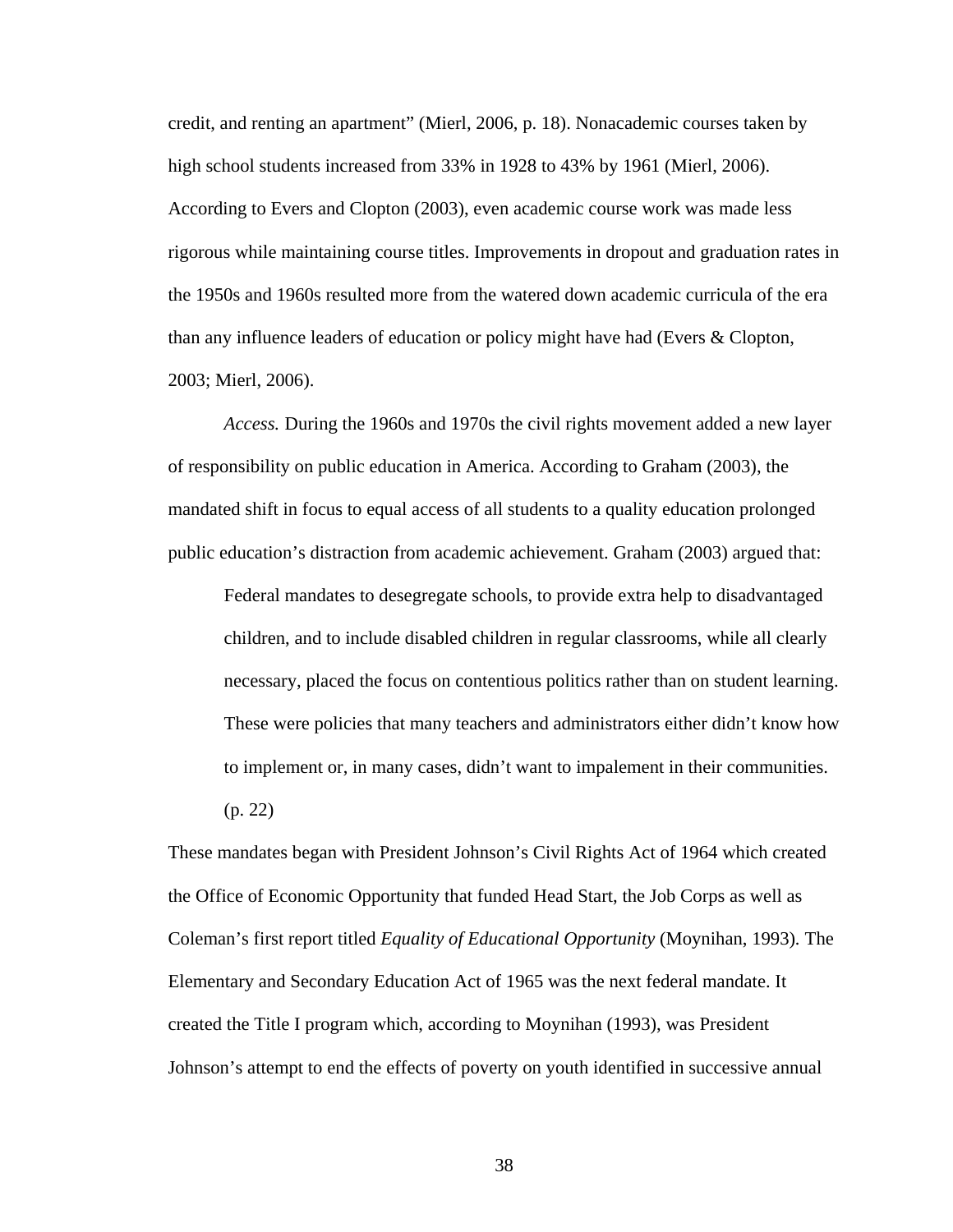credit, and renting an apartment" (Mierl, 2006, p. 18). Nonacademic courses taken by high school students increased from 33% in 1928 to 43% by 1961 (Mierl, 2006). According to Evers and Clopton (2003), even academic course work was made less rigorous while maintaining course titles. Improvements in dropout and graduation rates in the 1950s and 1960s resulted more from the watered down academic curricula of the era than any influence leaders of education or policy might have had (Evers & Clopton, 2003; Mierl, 2006).

*Access.* During the 1960s and 1970s the civil rights movement added a new layer of responsibility on public education in America. According to Graham (2003), the mandated shift in focus to equal access of all students to a quality education prolonged public education's distraction from academic achievement. Graham (2003) argued that:

> Federal mandates to desegregate schools, to provide extra help to disadvantaged children, and to include disabled children in regular classrooms, while all clearly necessary, placed the focus on contentious politics rather than on student learning. These were policies that many teachers and administrators either didn't know how to implement or, in many cases, didn't want to impalement in their communities. (p. 22)

These mandates began with President Johnson's Civil Rights Act of 1964 which created the Office of Economic Opportunity that funded Head Start, the Job Corps as well as Coleman's first report titled *Equality of Educational Opportunity* (Moynihan, 1993). The Elementary and Secondary Education Act of 1965 was the next federal mandate. It created the Title I program which, according to Moynihan (1993), was President Johnson's attempt to end the effects of poverty on youth identified in successive annual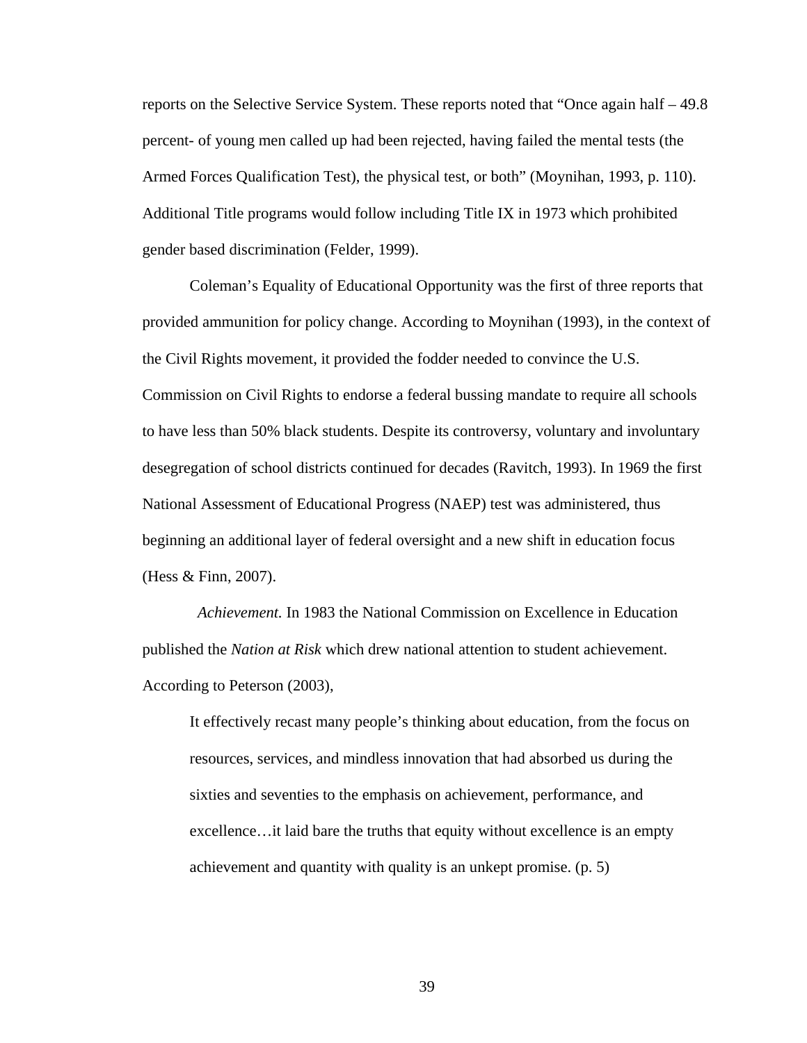reports on the Selective Service System. These reports noted that "Once again half – 49.8 percent- of young men called up had been rejected, having failed the mental tests (the Armed Forces Qualification Test), the physical test, or both" (Moynihan, 1993, p. 110). Additional Title programs would follow including Title IX in 1973 which prohibited gender based discrimination (Felder, 1999).

Coleman's Equality of Educational Opportunity was the first of three reports that provided ammunition for policy change. According to Moynihan (1993), in the context of the Civil Rights movement, it provided the fodder needed to convince the U.S. Commission on Civil Rights to endorse a federal bussing mandate to require all schools to have less than 50% black students. Despite its controversy, voluntary and involuntary desegregation of school districts continued for decades (Ravitch, 1993). In 1969 the first National Assessment of Educational Progress (NAEP) test was administered, thus beginning an additional layer of federal oversight and a new shift in education focus (Hess & Finn, 2007).

*Achievement.* In 1983 the National Commission on Excellence in Education published the *Nation at Risk* which drew national attention to student achievement. According to Peterson (2003),

> It effectively recast many people's thinking about education, from the focus on resources, services, and mindless innovation that had absorbed us during the sixties and seventies to the emphasis on achievement, performance, and excellence…it laid bare the truths that equity without excellence is an empty achievement and quantity with quality is an unkept promise. (p. 5)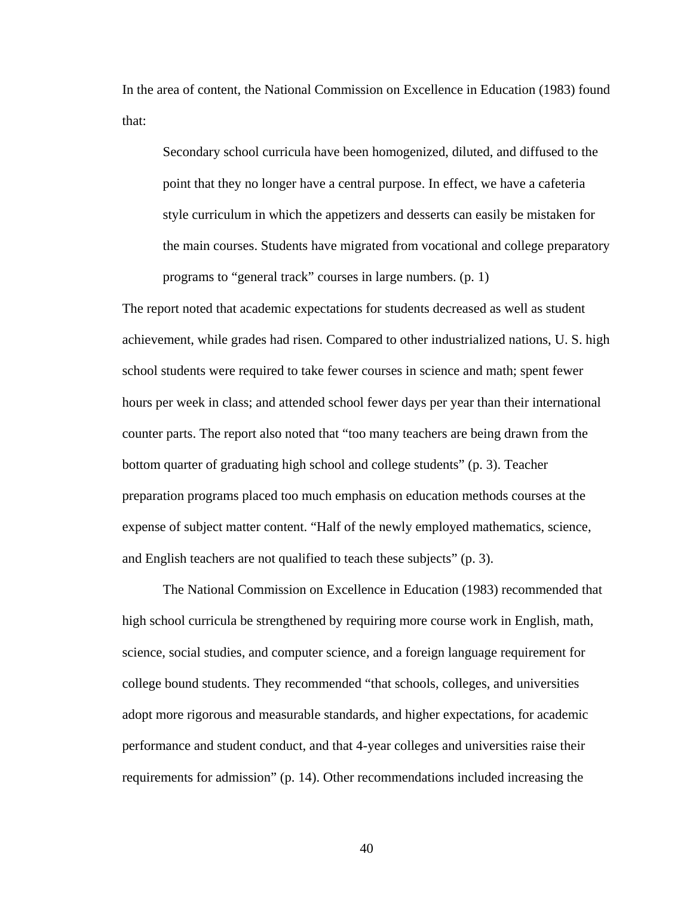In the area of content, the National Commission on Excellence in Education (1983) found that:

> Secondary school curricula have been homogenized, diluted, and diffused to the point that they no longer have a central purpose. In effect, we have a cafeteria style curriculum in which the appetizers and desserts can easily be mistaken for the main courses. Students have migrated from vocational and college preparatory programs to "general track" courses in large numbers. (p. 1)

The report noted that academic expectations for students decreased as well as student achievement, while grades had risen. Compared to other industrialized nations, U. S. high school students were required to take fewer courses in science and math; spent fewer hours per week in class; and attended school fewer days per year than their international counter parts. The report also noted that "too many teachers are being drawn from the bottom quarter of graduating high school and college students" (p. 3). Teacher preparation programs placed too much emphasis on education methods courses at the expense of subject matter content. "Half of the newly employed mathematics, science, and English teachers are not qualified to teach these subjects" (p. 3).

The National Commission on Excellence in Education (1983) recommended that high school curricula be strengthened by requiring more course work in English, math, science, social studies, and computer science, and a foreign language requirement for college bound students. They recommended "that schools, colleges, and universities adopt more rigorous and measurable standards, and higher expectations, for academic performance and student conduct, and that 4-year colleges and universities raise their requirements for admission" (p. 14). Other recommendations included increasing the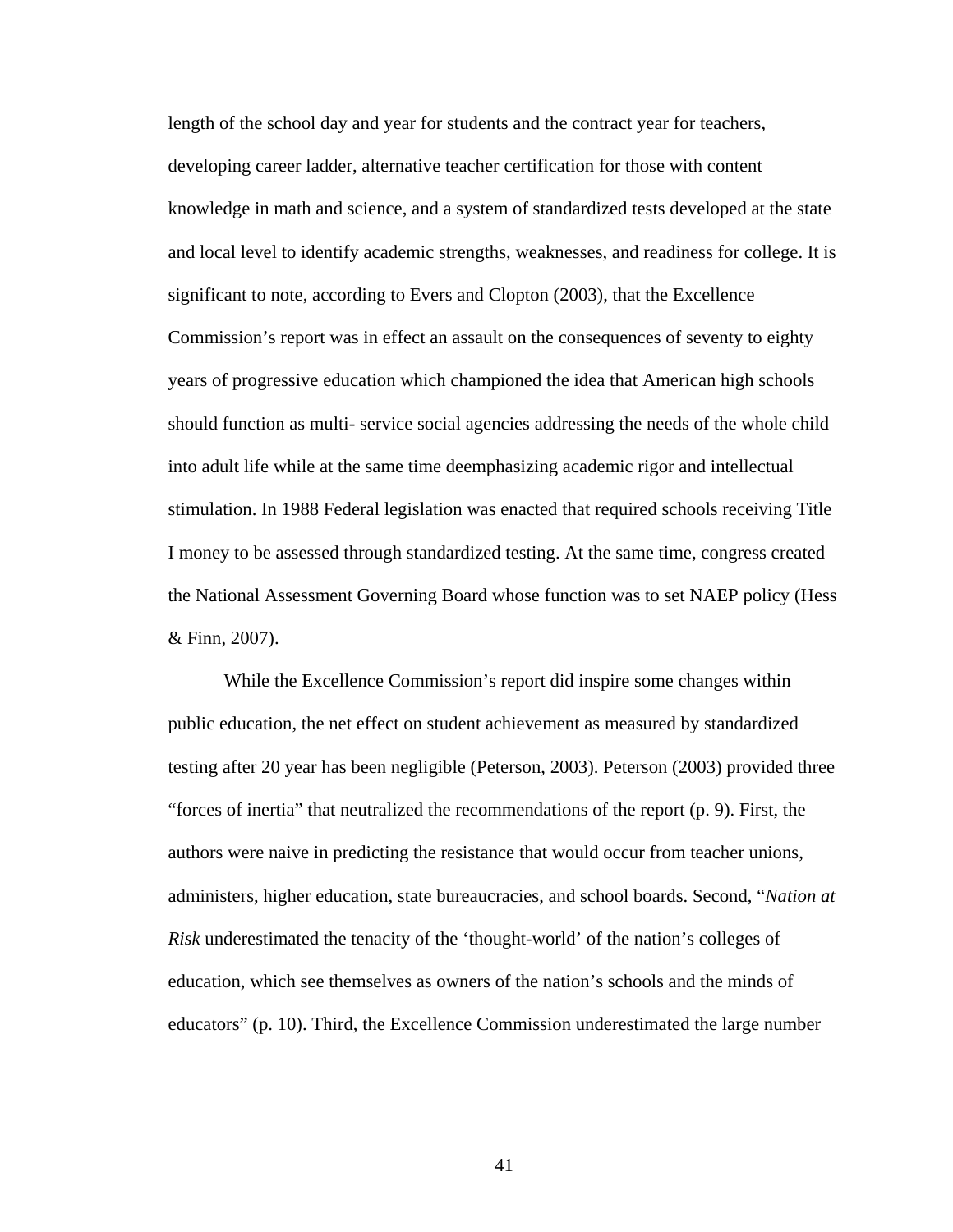length of the school day and year for students and the contract year for teachers, developing career ladder, alternative teacher certification for those with content knowledge in math and science, and a system of standardized tests developed at the state and local level to identify academic strengths, weaknesses, and readiness for college. It is significant to note, according to Evers and Clopton (2003), that the Excellence Commission's report was in effect an assault on the consequences of seventy to eighty years of progressive education which championed the idea that American high schools should function as multi- service social agencies addressing the needs of the whole child into adult life while at the same time deemphasizing academic rigor and intellectual stimulation. In 1988 Federal legislation was enacted that required schools receiving Title I money to be assessed through standardized testing. At the same time, congress created the National Assessment Governing Board whose function was to set NAEP policy (Hess & Finn, 2007).

While the Excellence Commission's report did inspire some changes within public education, the net effect on student achievement as measured by standardized testing after 20 year has been negligible (Peterson, 2003). Peterson (2003) provided three "forces of inertia" that neutralized the recommendations of the report (p. 9). First, the authors were naive in predicting the resistance that would occur from teacher unions, administers, higher education, state bureaucracies, and school boards. Second, "*Nation at Risk* underestimated the tenacity of the 'thought-world' of the nation's colleges of education, which see themselves as owners of the nation's schools and the minds of educators" (p. 10). Third, the Excellence Commission underestimated the large number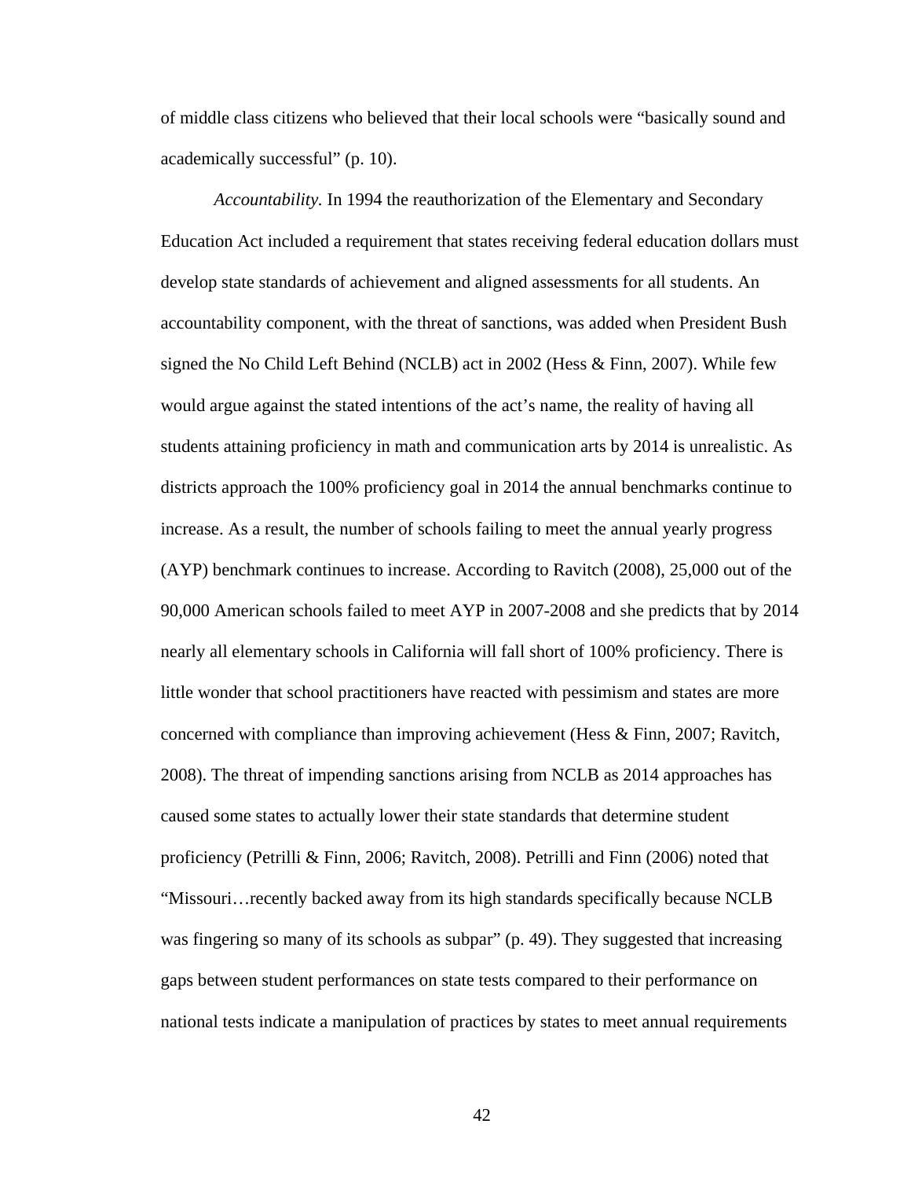of middle class citizens who believed that their local schools were “basically sound and academically successful” (p. 10).

*Accountability.* In 1994 the reauthorization of the Elementary and Secondary Education Act included a requirement that states receiving federal education dollars must develop state standards of achievement and aligned assessments for all students. An accountability component, with the threat of sanctions, was added when President Bush signed the No Child Left Behind (NCLB) act in 2002 (Hess & Finn, 2007). While few would argue against the stated intentions of the act’s name, the reality of having all students attaining proficiency in math and communication arts by 2014 is unrealistic. As districts approach the 100% proficiency goal in 2014 the annual benchmarks continue to increase. As a result, the number of schools failing to meet the annual yearly progress (AYP) benchmark continues to increase. According to Ravitch (2008), 25,000 out of the 90,000 American schools failed to meet AYP in 2007-2008 and she predicts that by 2014 nearly all elementary schools in California will fall short of 100% proficiency. There is little wonder that school practitioners have reacted with pessimism and states are more concerned with compliance than improving achievement (Hess & Finn, 2007; Ravitch, 2008). The threat of impending sanctions arising from NCLB as 2014 approaches has caused some states to actually lower their state standards that determine student proficiency (Petrilli & Finn, 2006; Ravitch, 2008). Petrilli and Finn (2006) noted that “Missouri…recently backed away from its high standards specifically because NCLB was fingering so many of its schools as subpar” (p. 49). They suggested that increasing gaps between student performances on state tests compared to their performance on national tests indicate a manipulation of practices by states to meet annual requirements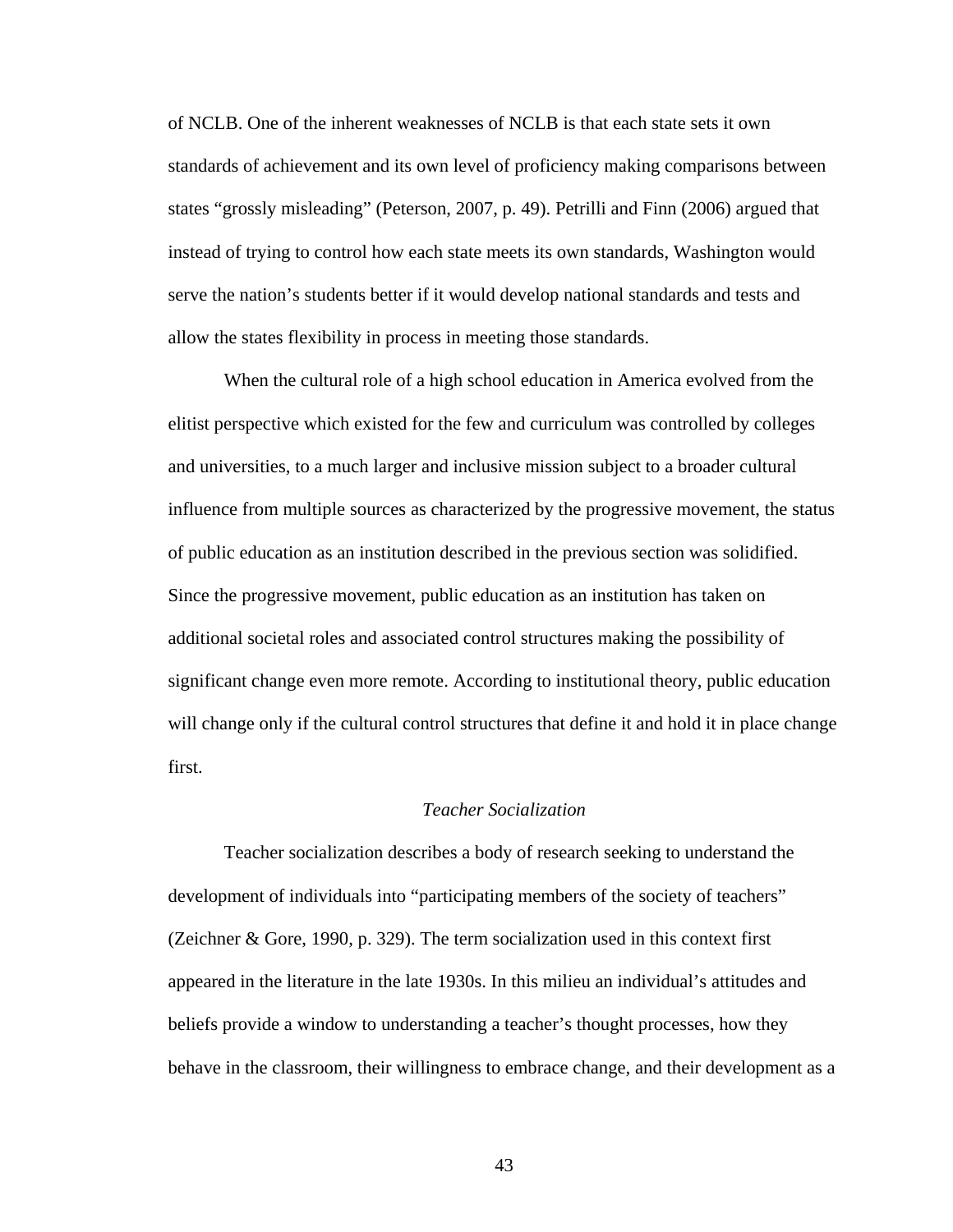of NCLB. One of the inherent weaknesses of NCLB is that each state sets it own standards of achievement and its own level of proficiency making comparisons between states "grossly misleading" (Peterson, 2007, p. 49). Petrilli and Finn (2006) argued that instead of trying to control how each state meets its own standards, Washington would serve the nation's students better if it would develop national standards and tests and allow the states flexibility in process in meeting those standards.

When the cultural role of a high school education in America evolved from the elitist perspective which existed for the few and curriculum was controlled by colleges and universities, to a much larger and inclusive mission subject to a broader cultural influence from multiple sources as characterized by the progressive movement, the status of public education as an institution described in the previous section was solidified. Since the progressive movement, public education as an institution has taken on additional societal roles and associated control structures making the possibility of significant change even more remote. According to institutional theory, public education will change only if the cultural control structures that define it and hold it in place change first.

### *Teacher Socialization*

Teacher socialization describes a body of research seeking to understand the development of individuals into "participating members of the society of teachers" (Zeichner & Gore, 1990, p. 329). The term socialization used in this context first appeared in the literature in the late 1930s. In this milieu an individual's attitudes and beliefs provide a window to understanding a teacher's thought processes, how they behave in the classroom, their willingness to embrace change, and their development as a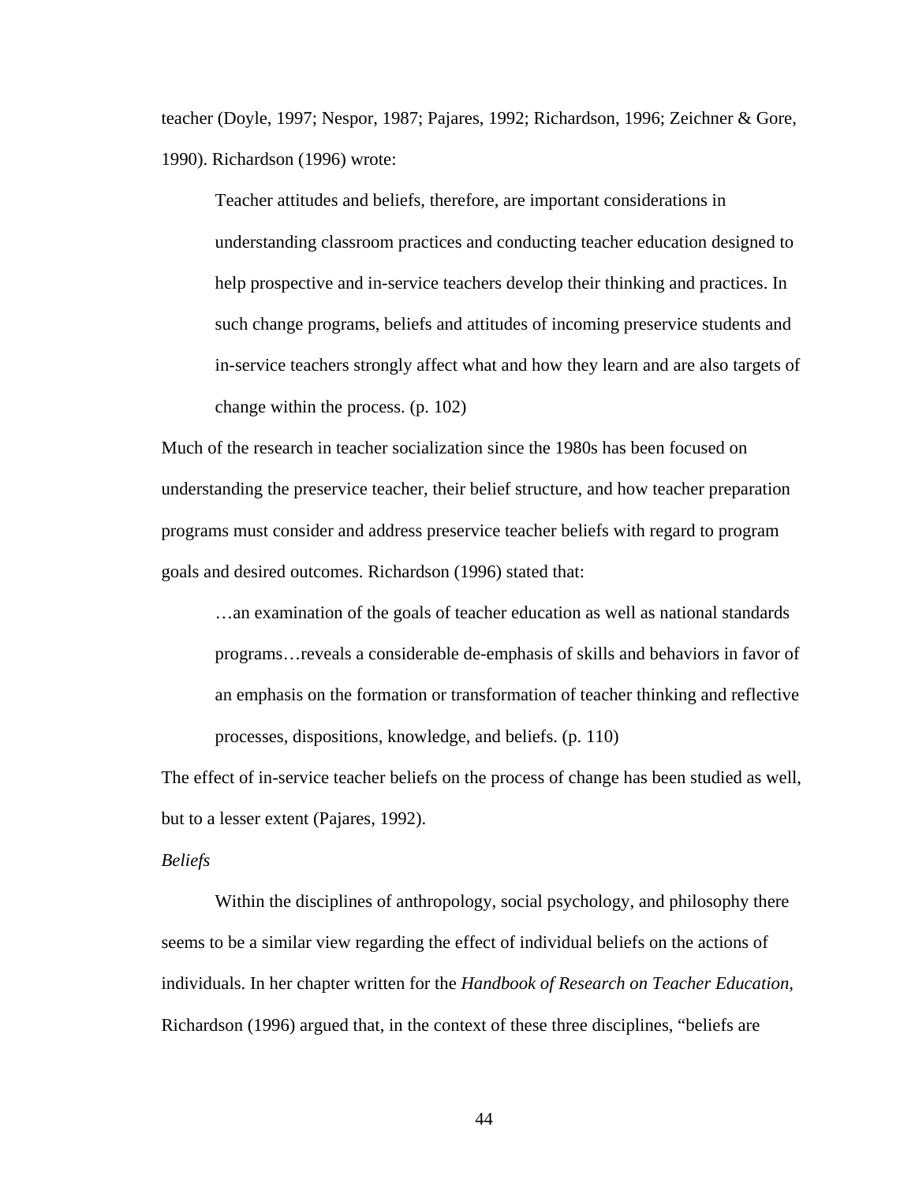teacher (Doyle, 1997; Nespor, 1987; Pajares, 1992; Richardson, 1996; Zeichner & Gore, 1990). Richardson (1996) wrote:

> Teacher attitudes and beliefs, therefore, are important considerations in understanding classroom practices and conducting teacher education designed to help prospective and in-service teachers develop their thinking and practices. In such change programs, beliefs and attitudes of incoming preservice students and in-service teachers strongly affect what and how they learn and are also targets of change within the process. (p. 102)

Much of the research in teacher socialization since the 1980s has been focused on understanding the preservice teacher, their belief structure, and how teacher preparation programs must consider and address preservice teacher beliefs with regard to program goals and desired outcomes. Richardson (1996) stated that:

> …an examination of the goals of teacher education as well as national standards programs…reveals a considerable de-emphasis of skills and behaviors in favor of an emphasis on the formation or transformation of teacher thinking and reflective processes, dispositions, knowledge, and beliefs. (p. 110)

The effect of in-service teacher beliefs on the process of change has been studied as well, but to a lesser extent (Pajares, 1992).

*Beliefs*

Within the disciplines of anthropology, social psychology, and philosophy there seems to be a similar view regarding the effect of individual beliefs on the actions of individuals. In her chapter written for the *Handbook of Research on Teacher Education*, Richardson (1996) argued that, in the context of these three disciplines, "beliefs are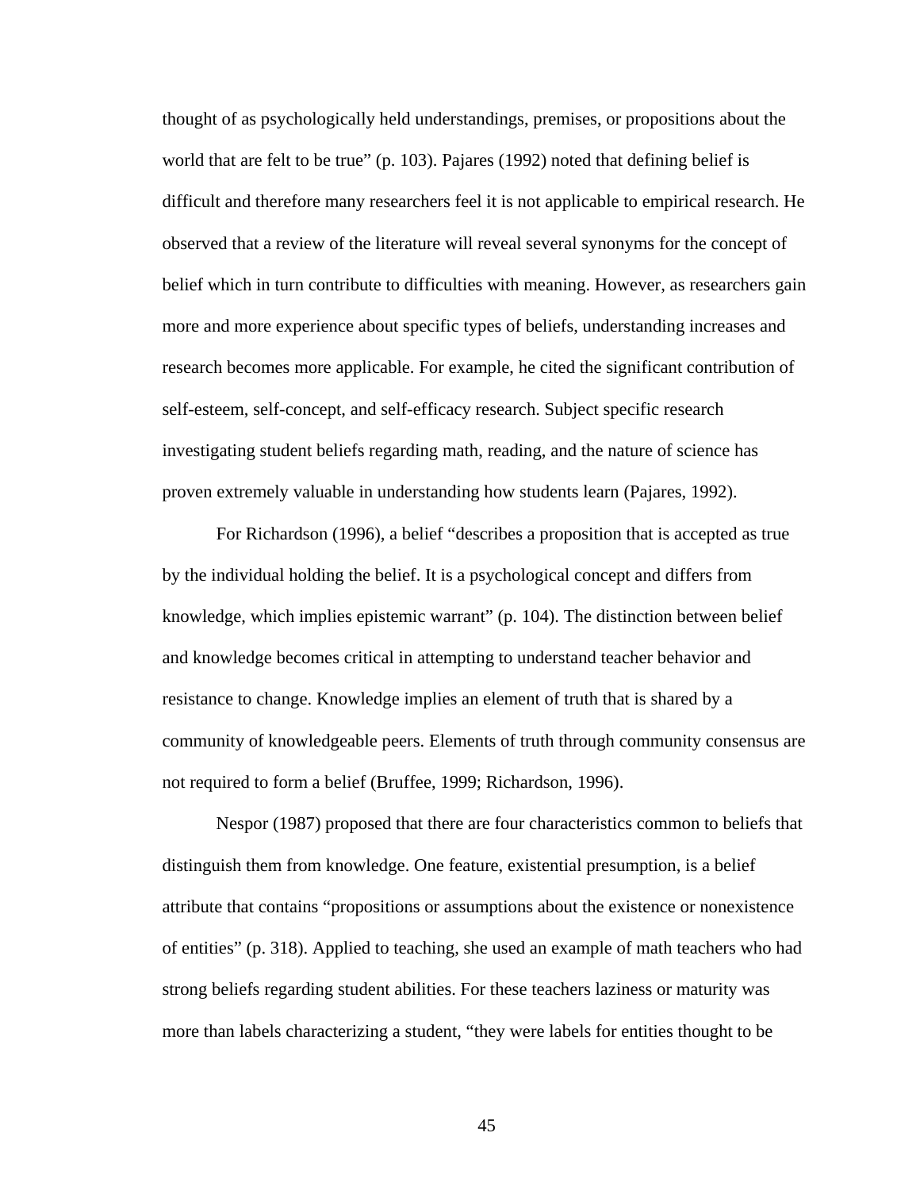thought of as psychologically held understandings, premises, or propositions about the world that are felt to be true" (p. 103). Pajares (1992) noted that defining belief is difficult and therefore many researchers feel it is not applicable to empirical research. He observed that a review of the literature will reveal several synonyms for the concept of belief which in turn contribute to difficulties with meaning. However, as researchers gain more and more experience about specific types of beliefs, understanding increases and research becomes more applicable. For example, he cited the significant contribution of self-esteem, self-concept, and self-efficacy research. Subject specific research investigating student beliefs regarding math, reading, and the nature of science has proven extremely valuable in understanding how students learn (Pajares, 1992).

For Richardson (1996), a belief "describes a proposition that is accepted as true by the individual holding the belief. It is a psychological concept and differs from knowledge, which implies epistemic warrant" (p. 104). The distinction between belief and knowledge becomes critical in attempting to understand teacher behavior and resistance to change. Knowledge implies an element of truth that is shared by a community of knowledgeable peers. Elements of truth through community consensus are not required to form a belief (Bruffee, 1999; Richardson, 1996).

Nespor (1987) proposed that there are four characteristics common to beliefs that distinguish them from knowledge. One feature, existential presumption, is a belief attribute that contains "propositions or assumptions about the existence or nonexistence of entities" (p. 318). Applied to teaching, she used an example of math teachers who had strong beliefs regarding student abilities. For these teachers laziness or maturity was more than labels characterizing a student, "they were labels for entities thought to be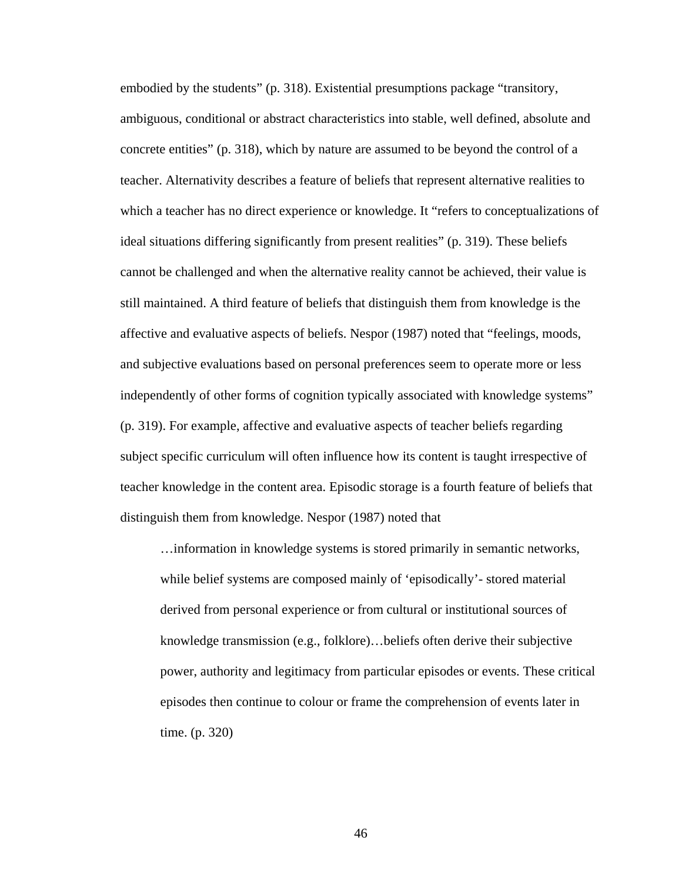embodied by the students" (p. 318). Existential presumptions package "transitory, ambiguous, conditional or abstract characteristics into stable, well defined, absolute and concrete entities" (p. 318), which by nature are assumed to be beyond the control of a teacher. Alternativity describes a feature of beliefs that represent alternative realities to which a teacher has no direct experience or knowledge. It "refers to conceptualizations of ideal situations differing significantly from present realities" (p. 319). These beliefs cannot be challenged and when the alternative reality cannot be achieved, their value is still maintained. A third feature of beliefs that distinguish them from knowledge is the affective and evaluative aspects of beliefs. Nespor (1987) noted that "feelings, moods, and subjective evaluations based on personal preferences seem to operate more or less independently of other forms of cognition typically associated with knowledge systems" (p. 319). For example, affective and evaluative aspects of teacher beliefs regarding subject specific curriculum will often influence how its content is taught irrespective of teacher knowledge in the content area. Episodic storage is a fourth feature of beliefs that distinguish them from knowledge. Nespor (1987) noted that

> …information in knowledge systems is stored primarily in semantic networks, while belief systems are composed mainly of 'episodically'- stored material derived from personal experience or from cultural or institutional sources of knowledge transmission (e.g., folklore)…beliefs often derive their subjective power, authority and legitimacy from particular episodes or events. These critical episodes then continue to colour or frame the comprehension of events later in time. (p. 320)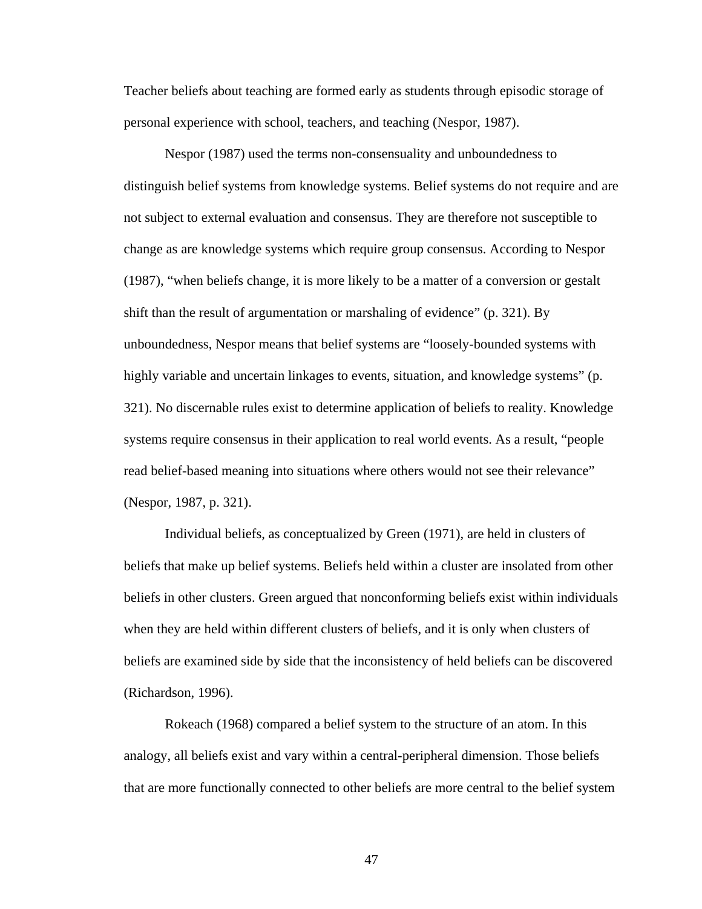Teacher beliefs about teaching are formed early as students through episodic storage of personal experience with school, teachers, and teaching (Nespor, 1987).

Nespor (1987) used the terms non-consensuality and unboundedness to distinguish belief systems from knowledge systems. Belief systems do not require and are not subject to external evaluation and consensus. They are therefore not susceptible to change as are knowledge systems which require group consensus. According to Nespor (1987), "when beliefs change, it is more likely to be a matter of a conversion or gestalt shift than the result of argumentation or marshaling of evidence" (p. 321). By unboundedness, Nespor means that belief systems are "loosely-bounded systems with highly variable and uncertain linkages to events, situation, and knowledge systems" (p. 321). No discernable rules exist to determine application of beliefs to reality. Knowledge systems require consensus in their application to real world events. As a result, "people read belief-based meaning into situations where others would not see their relevance" (Nespor, 1987, p. 321).

Individual beliefs, as conceptualized by Green (1971), are held in clusters of beliefs that make up belief systems. Beliefs held within a cluster are insolated from other beliefs in other clusters. Green argued that nonconforming beliefs exist within individuals when they are held within different clusters of beliefs, and it is only when clusters of beliefs are examined side by side that the inconsistency of held beliefs can be discovered (Richardson, 1996).

Rokeach (1968) compared a belief system to the structure of an atom. In this analogy, all beliefs exist and vary within a central-peripheral dimension. Those beliefs that are more functionally connected to other beliefs are more central to the belief system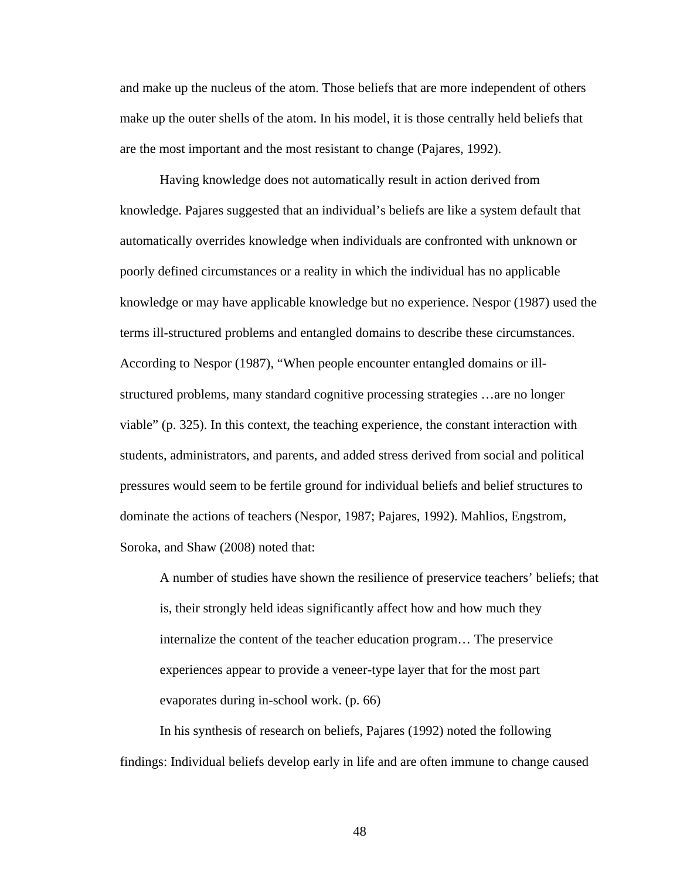and make up the nucleus of the atom. Those beliefs that are more independent of others make up the outer shells of the atom. In his model, it is those centrally held beliefs that are the most important and the most resistant to change (Pajares, 1992).

Having knowledge does not automatically result in action derived from knowledge. Pajares suggested that an individual's beliefs are like a system default that automatically overrides knowledge when individuals are confronted with unknown or poorly defined circumstances or a reality in which the individual has no applicable knowledge or may have applicable knowledge but no experience. Nespor (1987) used the terms ill-structured problems and entangled domains to describe these circumstances. According to Nespor (1987), "When people encounter entangled domains or ill-structured problems, many standard cognitive processing strategies …are no longer viable" (p. 325). In this context, the teaching experience, the constant interaction with students, administrators, and parents, and added stress derived from social and political pressures would seem to be fertile ground for individual beliefs and belief structures to dominate the actions of teachers (Nespor, 1987; Pajares, 1992). Mahlios, Engstrom, Soroka, and Shaw (2008) noted that:

> A number of studies have shown the resilience of preservice teachers' beliefs; that is, their strongly held ideas significantly affect how and how much they internalize the content of the teacher education program… The preservice experiences appear to provide a veneer-type layer that for the most part evaporates during in-school work. (p. 66)

In his synthesis of research on beliefs, Pajares (1992) noted the following findings: Individual beliefs develop early in life and are often immune to change caused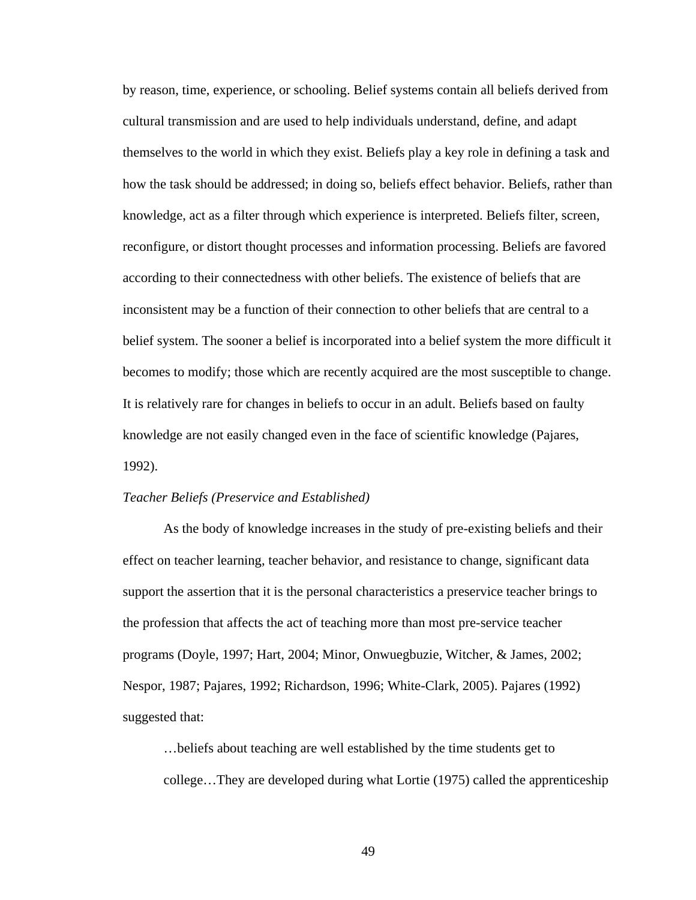by reason, time, experience, or schooling. Belief systems contain all beliefs derived from cultural transmission and are used to help individuals understand, define, and adapt themselves to the world in which they exist. Beliefs play a key role in defining a task and how the task should be addressed; in doing so, beliefs effect behavior. Beliefs, rather than knowledge, act as a filter through which experience is interpreted. Beliefs filter, screen, reconfigure, or distort thought processes and information processing. Beliefs are favored according to their connectedness with other beliefs. The existence of beliefs that are inconsistent may be a function of their connection to other beliefs that are central to a belief system. The sooner a belief is incorporated into a belief system the more difficult it becomes to modify; those which are recently acquired are the most susceptible to change. It is relatively rare for changes in beliefs to occur in an adult. Beliefs based on faulty knowledge are not easily changed even in the face of scientific knowledge (Pajares, 1992).

*Teacher Beliefs (Preservice and Established)*

As the body of knowledge increases in the study of pre-existing beliefs and their effect on teacher learning, teacher behavior, and resistance to change, significant data support the assertion that it is the personal characteristics a preservice teacher brings to the profession that affects the act of teaching more than most pre-service teacher programs (Doyle, 1997; Hart, 2004; Minor, Onwuegbuzie, Witcher, & James, 2002; Nespor, 1987; Pajares, 1992; Richardson, 1996; White-Clark, 2005). Pajares (1992) suggested that:

> …beliefs about teaching are well established by the time students get to college…They are developed during what Lortie (1975) called the apprenticeship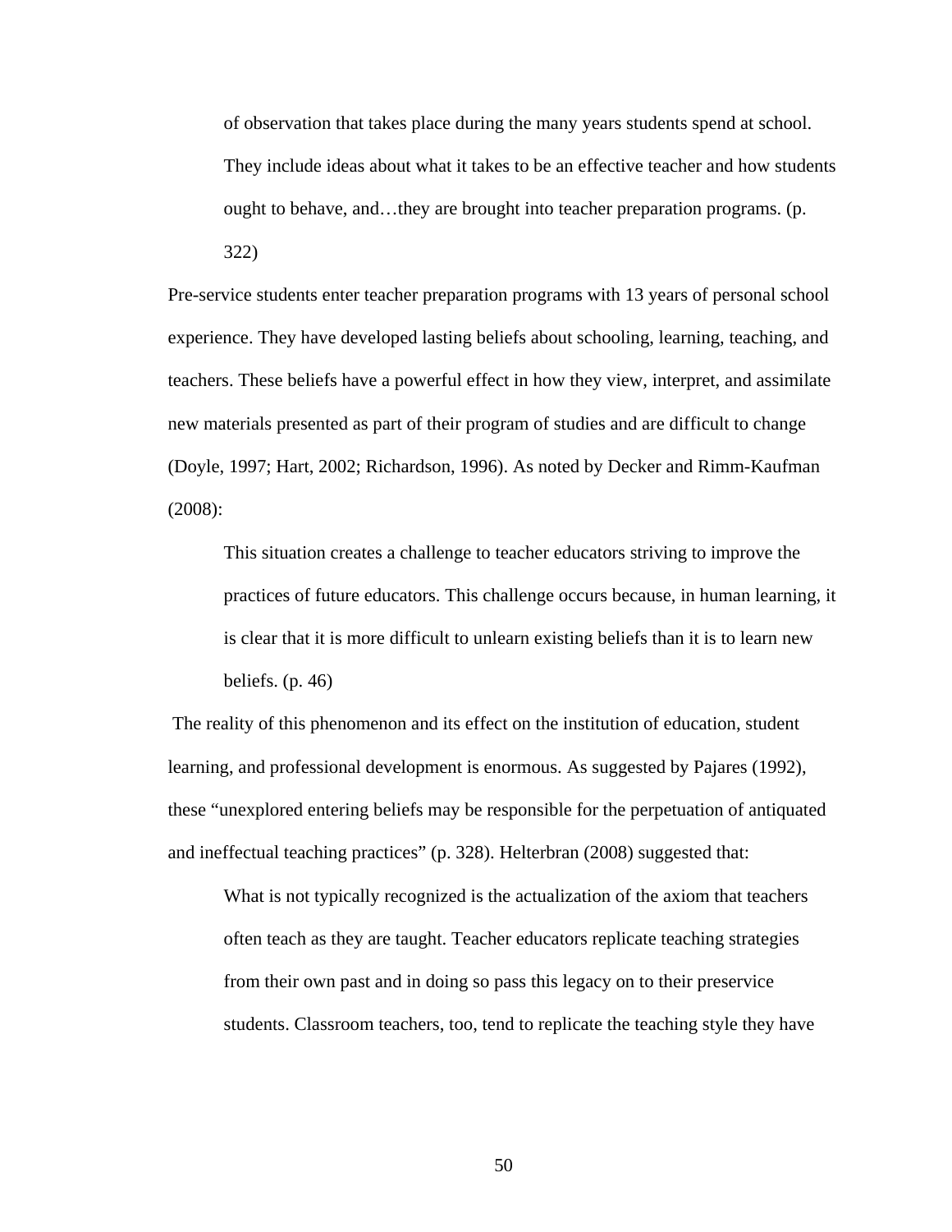> of observation that takes place during the many years students spend at school. They include ideas about what it takes to be an effective teacher and how students ought to behave, and…they are brought into teacher preparation programs. (p. 322)

Pre-service students enter teacher preparation programs with 13 years of personal school experience. They have developed lasting beliefs about schooling, learning, teaching, and teachers. These beliefs have a powerful effect in how they view, interpret, and assimilate new materials presented as part of their program of studies and are difficult to change (Doyle, 1997; Hart, 2002; Richardson, 1996). As noted by Decker and Rimm-Kaufman (2008):

> This situation creates a challenge to teacher educators striving to improve the practices of future educators. This challenge occurs because, in human learning, it is clear that it is more difficult to unlearn existing beliefs than it is to learn new beliefs. (p. 46)

The reality of this phenomenon and its effect on the institution of education, student learning, and professional development is enormous. As suggested by Pajares (1992), these "unexplored entering beliefs may be responsible for the perpetuation of antiquated and ineffectual teaching practices" (p. 328). Helterbran (2008) suggested that:

> What is not typically recognized is the actualization of the axiom that teachers often teach as they are taught. Teacher educators replicate teaching strategies from their own past and in doing so pass this legacy on to their preservice students. Classroom teachers, too, tend to replicate the teaching style they have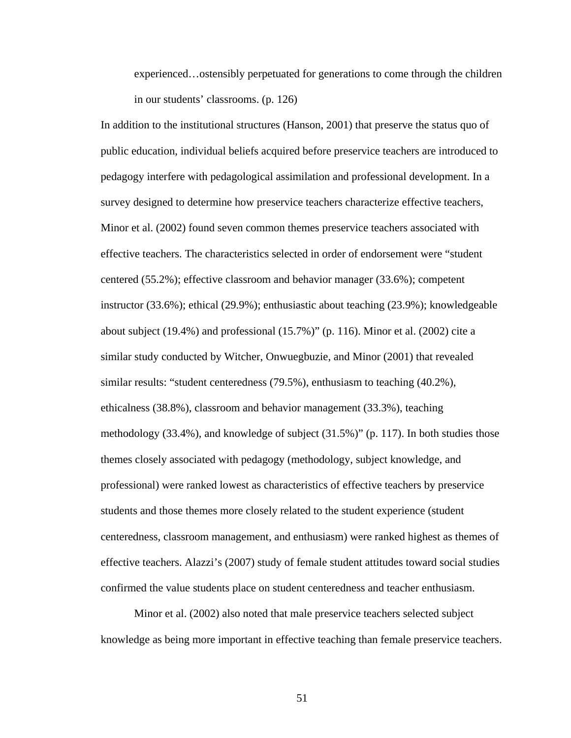> experienced…ostensibly perpetuated for generations to come through the children in our students' classrooms. (p. 126)

In addition to the institutional structures (Hanson, 2001) that preserve the status quo of public education, individual beliefs acquired before preservice teachers are introduced to pedagogy interfere with pedagogological assimilation and professional development. In a survey designed to determine how preservice teachers characterize effective teachers, Minor et al. (2002) found seven common themes preservice teachers associated with effective teachers. The characteristics selected in order of endorsement were "student centered (55.2%); effective classroom and behavior manager (33.6%); competent instructor (33.6%); ethical (29.9%); enthusiastic about teaching (23.9%); knowledgeable about subject (19.4%) and professional (15.7%)" (p. 116). Minor et al. (2002) cite a similar study conducted by Witcher, Onwuegbuzie, and Minor (2001) that revealed similar results: "student centeredness (79.5%), enthusiasm to teaching (40.2%), ethicalness (38.8%), classroom and behavior management (33.3%), teaching methodology (33.4%), and knowledge of subject (31.5%)" (p. 117). In both studies those themes closely associated with pedagogy (methodology, subject knowledge, and professional) were ranked lowest as characteristics of effective teachers by preservice students and those themes more closely related to the student experience (student centeredness, classroom management, and enthusiasm) were ranked highest as themes of effective teachers. Alazzi's (2007) study of female student attitudes toward social studies confirmed the value students place on student centeredness and teacher enthusiasm.

Minor et al. (2002) also noted that male preservice teachers selected subject knowledge as being more important in effective teaching than female preservice teachers.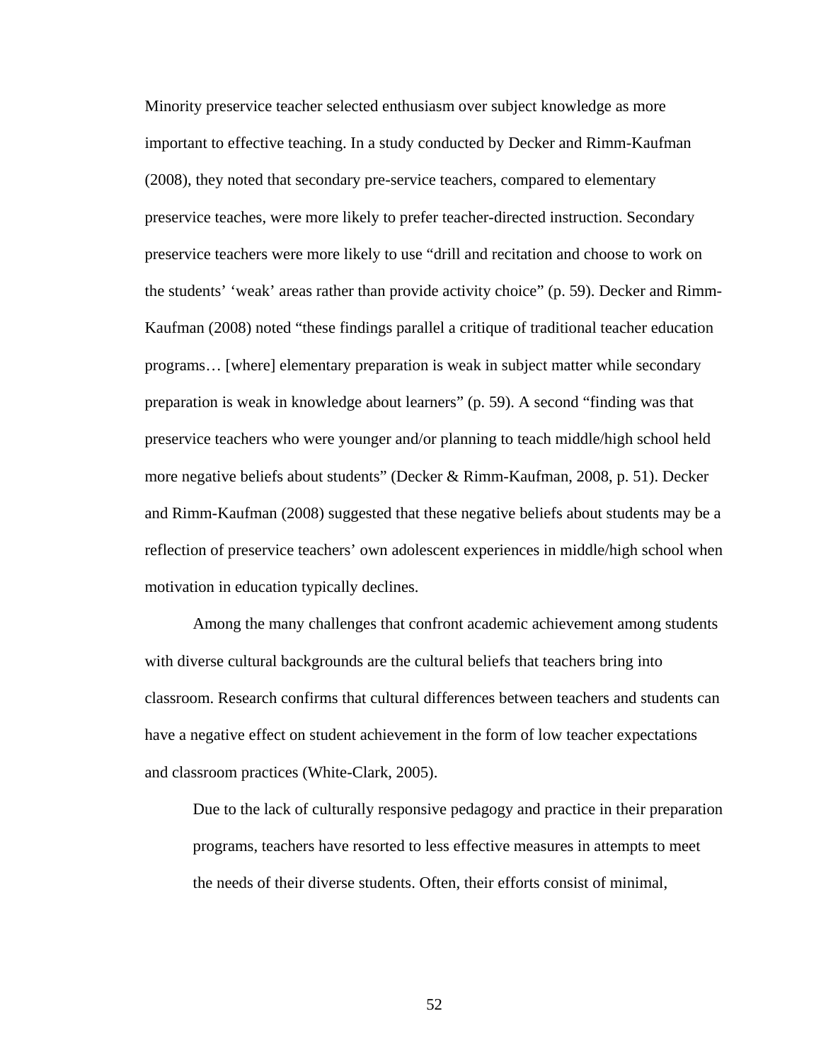Minority preservice teacher selected enthusiasm over subject knowledge as more important to effective teaching. In a study conducted by Decker and Rimm-Kaufman (2008), they noted that secondary pre-service teachers, compared to elementary preservice teaches, were more likely to prefer teacher-directed instruction. Secondary preservice teachers were more likely to use "drill and recitation and choose to work on the students' 'weak' areas rather than provide activity choice" (p. 59). Decker and Rimm-Kaufman (2008) noted "these findings parallel a critique of traditional teacher education programs… [where] elementary preparation is weak in subject matter while secondary preparation is weak in knowledge about learners" (p. 59). A second "finding was that preservice teachers who were younger and/or planning to teach middle/high school held more negative beliefs about students" (Decker & Rimm-Kaufman, 2008, p. 51). Decker and Rimm-Kaufman (2008) suggested that these negative beliefs about students may be a reflection of preservice teachers' own adolescent experiences in middle/high school when motivation in education typically declines.

Among the many challenges that confront academic achievement among students with diverse cultural backgrounds are the cultural beliefs that teachers bring into classroom. Research confirms that cultural differences between teachers and students can have a negative effect on student achievement in the form of low teacher expectations and classroom practices (White-Clark, 2005).

> Due to the lack of culturally responsive pedagogy and practice in their preparation programs, teachers have resorted to less effective measures in attempts to meet the needs of their diverse students. Often, their efforts consist of minimal,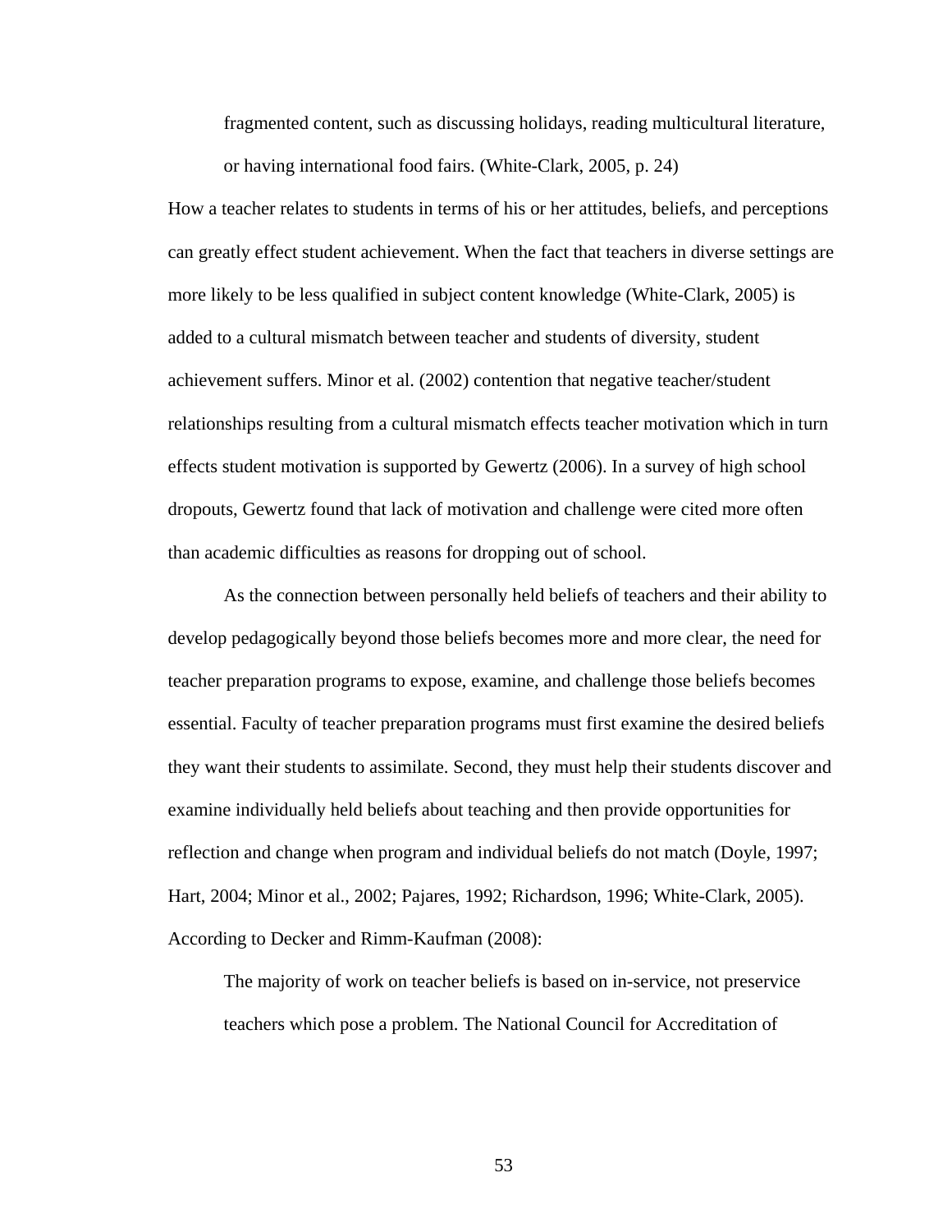> fragmented content, such as discussing holidays, reading multicultural literature, or having international food fairs. (White-Clark, 2005, p. 24)

How a teacher relates to students in terms of his or her attitudes, beliefs, and perceptions can greatly effect student achievement. When the fact that teachers in diverse settings are more likely to be less qualified in subject content knowledge (White-Clark, 2005) is added to a cultural mismatch between teacher and students of diversity, student achievement suffers. Minor et al. (2002) contention that negative teacher/student relationships resulting from a cultural mismatch effects teacher motivation which in turn effects student motivation is supported by Gewertz (2006). In a survey of high school dropouts, Gewertz found that lack of motivation and challenge were cited more often than academic difficulties as reasons for dropping out of school.

As the connection between personally held beliefs of teachers and their ability to develop pedagogically beyond those beliefs becomes more and more clear, the need for teacher preparation programs to expose, examine, and challenge those beliefs becomes essential. Faculty of teacher preparation programs must first examine the desired beliefs they want their students to assimilate. Second, they must help their students discover and examine individually held beliefs about teaching and then provide opportunities for reflection and change when program and individual beliefs do not match (Doyle, 1997; Hart, 2004; Minor et al., 2002; Pajares, 1992; Richardson, 1996; White-Clark, 2005). According to Decker and Rimm-Kaufman (2008):

> The majority of work on teacher beliefs is based on in-service, not preservice teachers which pose a problem. The National Council for Accreditation of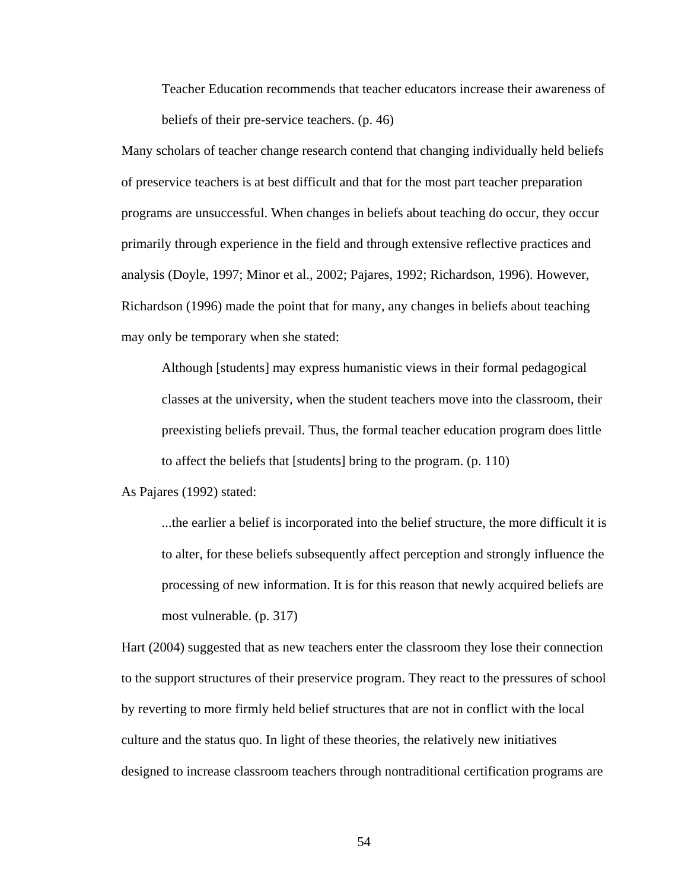> Teacher Education recommends that teacher educators increase their awareness of beliefs of their pre-service teachers. (p. 46)

Many scholars of teacher change research contend that changing individually held beliefs of preservice teachers is at best difficult and that for the most part teacher preparation programs are unsuccessful. When changes in beliefs about teaching do occur, they occur primarily through experience in the field and through extensive reflective practices and analysis (Doyle, 1997; Minor et al., 2002; Pajares, 1992; Richardson, 1996). However, Richardson (1996) made the point that for many, any changes in beliefs about teaching may only be temporary when she stated:

> Although [students] may express humanistic views in their formal pedagogical classes at the university, when the student teachers move into the classroom, their preexisting beliefs prevail. Thus, the formal teacher education program does little to affect the beliefs that [students] bring to the program. (p. 110)

As Pajares (1992) stated:

> ...the earlier a belief is incorporated into the belief structure, the more difficult it is to alter, for these beliefs subsequently affect perception and strongly influence the processing of new information. It is for this reason that newly acquired beliefs are most vulnerable. (p. 317)

Hart (2004) suggested that as new teachers enter the classroom they lose their connection to the support structures of their preservice program. They react to the pressures of school by reverting to more firmly held belief structures that are not in conflict with the local culture and the status quo. In light of these theories, the relatively new initiatives designed to increase classroom teachers through nontraditional certification programs are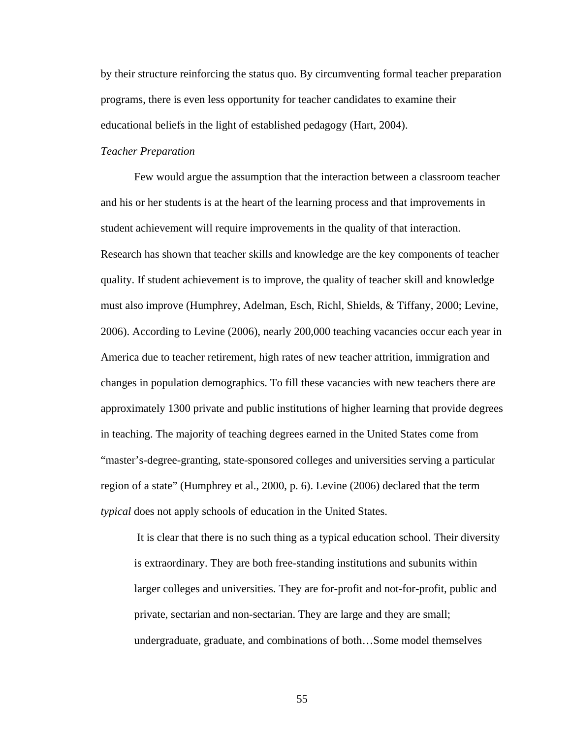by their structure reinforcing the status quo. By circumventing formal teacher preparation programs, there is even less opportunity for teacher candidates to examine their educational beliefs in the light of established pedagogy (Hart, 2004).

*Teacher Preparation*

Few would argue the assumption that the interaction between a classroom teacher and his or her students is at the heart of the learning process and that improvements in student achievement will require improvements in the quality of that interaction. Research has shown that teacher skills and knowledge are the key components of teacher quality. If student achievement is to improve, the quality of teacher skill and knowledge must also improve (Humphrey, Adelman, Esch, Richl, Shields, & Tiffany, 2000; Levine, 2006). According to Levine (2006), nearly 200,000 teaching vacancies occur each year in America due to teacher retirement, high rates of new teacher attrition, immigration and changes in population demographics. To fill these vacancies with new teachers there are approximately 1300 private and public institutions of higher learning that provide degrees in teaching. The majority of teaching degrees earned in the United States come from "master's-degree-granting, state-sponsored colleges and universities serving a particular region of a state" (Humphrey et al., 2000, p. 6). Levine (2006) declared that the term *typical* does not apply schools of education in the United States.

> It is clear that there is no such thing as a typical education school. Their diversity is extraordinary. They are both free-standing institutions and subunits within larger colleges and universities. They are for-profit and not-for-profit, public and private, sectarian and non-sectarian. They are large and they are small; undergraduate, graduate, and combinations of both…Some model themselves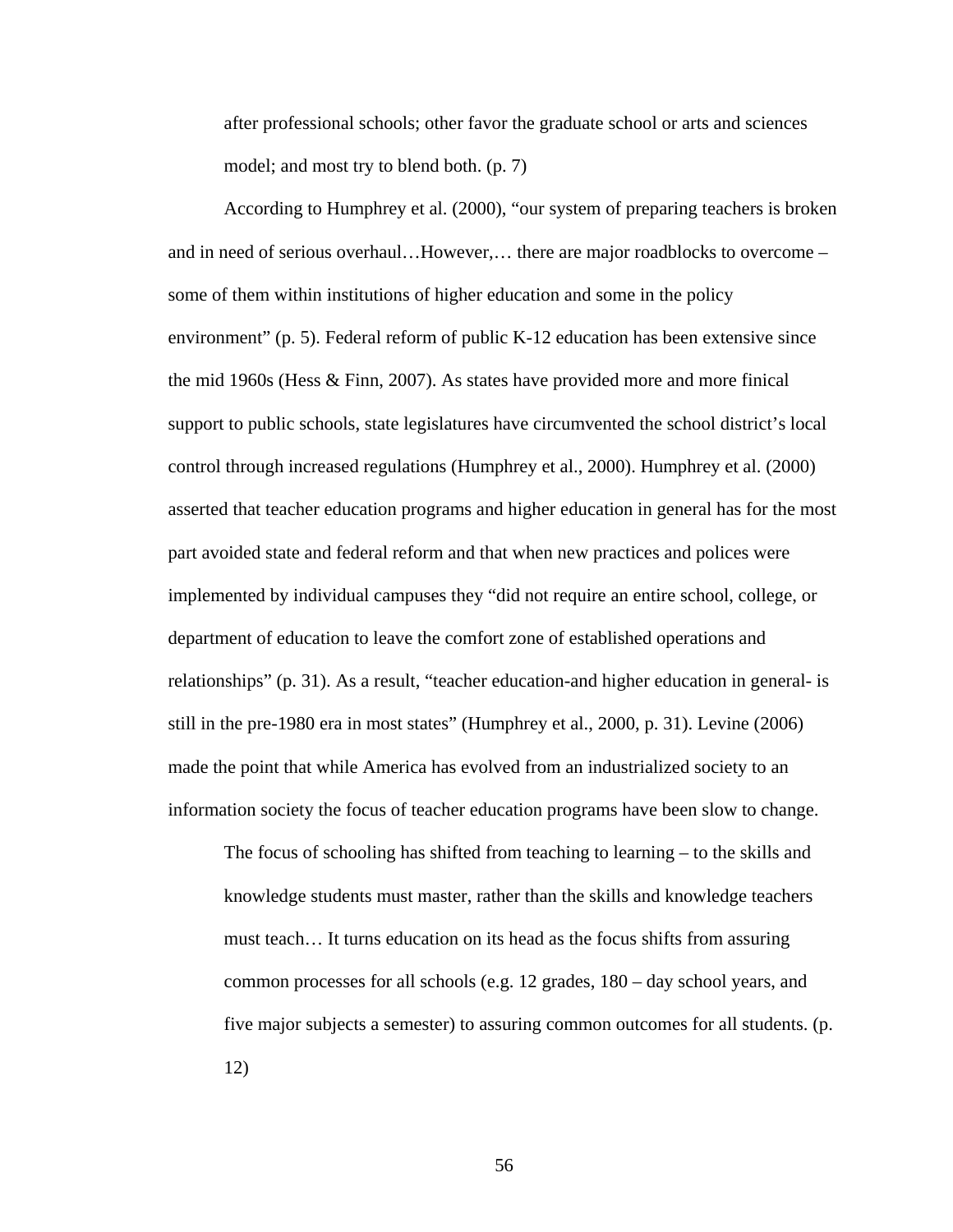> after professional schools; other favor the graduate school or arts and sciences model; and most try to blend both. (p. 7)

According to Humphrey et al. (2000), "our system of preparing teachers is broken and in need of serious overhaul…However,… there are major roadblocks to overcome – some of them within institutions of higher education and some in the policy environment" (p. 5). Federal reform of public K-12 education has been extensive since the mid 1960s (Hess & Finn, 2007). As states have provided more and more finical support to public schools, state legislatures have circumvented the school district's local control through increased regulations (Humphrey et al., 2000). Humphrey et al. (2000) asserted that teacher education programs and higher education in general has for the most part avoided state and federal reform and that when new practices and polices were implemented by individual campuses they "did not require an entire school, college, or department of education to leave the comfort zone of established operations and relationships" (p. 31). As a result, "teacher education-and higher education in general- is still in the pre-1980 era in most states" (Humphrey et al., 2000, p. 31). Levine (2006) made the point that while America has evolved from an industrialized society to an information society the focus of teacher education programs have been slow to change.

> The focus of schooling has shifted from teaching to learning – to the skills and knowledge students must master, rather than the skills and knowledge teachers must teach… It turns education on its head as the focus shifts from assuring common processes for all schools (e.g. 12 grades, 180 – day school years, and five major subjects a semester) to assuring common outcomes for all students. (p. 12)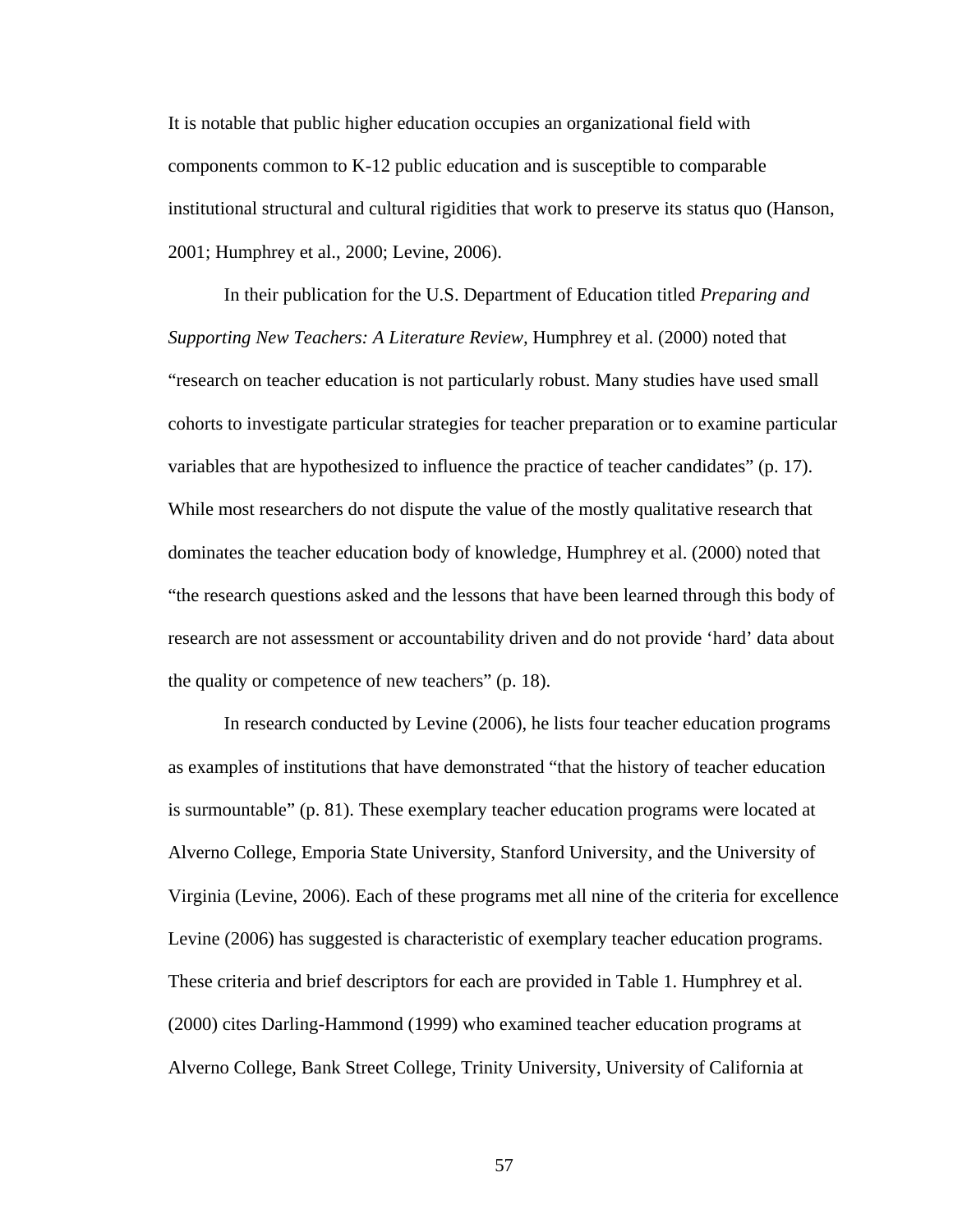It is notable that public higher education occupies an organizational field with components common to K-12 public education and is susceptible to comparable institutional structural and cultural rigidities that work to preserve its status quo (Hanson, 2001; Humphrey et al., 2000; Levine, 2006).

In their publication for the U.S. Department of Education titled *Preparing and Supporting New Teachers: A Literature Review,* Humphrey et al. (2000) noted that "research on teacher education is not particularly robust. Many studies have used small cohorts to investigate particular strategies for teacher preparation or to examine particular variables that are hypothesized to influence the practice of teacher candidates" (p. 17). While most researchers do not dispute the value of the mostly qualitative research that dominates the teacher education body of knowledge, Humphrey et al. (2000) noted that "the research questions asked and the lessons that have been learned through this body of research are not assessment or accountability driven and do not provide 'hard' data about the quality or competence of new teachers" (p. 18).

In research conducted by Levine (2006), he lists four teacher education programs as examples of institutions that have demonstrated "that the history of teacher education is surmountable" (p. 81). These exemplary teacher education programs were located at Alverno College, Emporia State University, Stanford University, and the University of Virginia (Levine, 2006). Each of these programs met all nine of the criteria for excellence Levine (2006) has suggested is characteristic of exemplary teacher education programs. These criteria and brief descriptors for each are provided in Table 1. Humphrey et al. (2000) cites Darling-Hammond (1999) who examined teacher education programs at Alverno College, Bank Street College, Trinity University, University of California at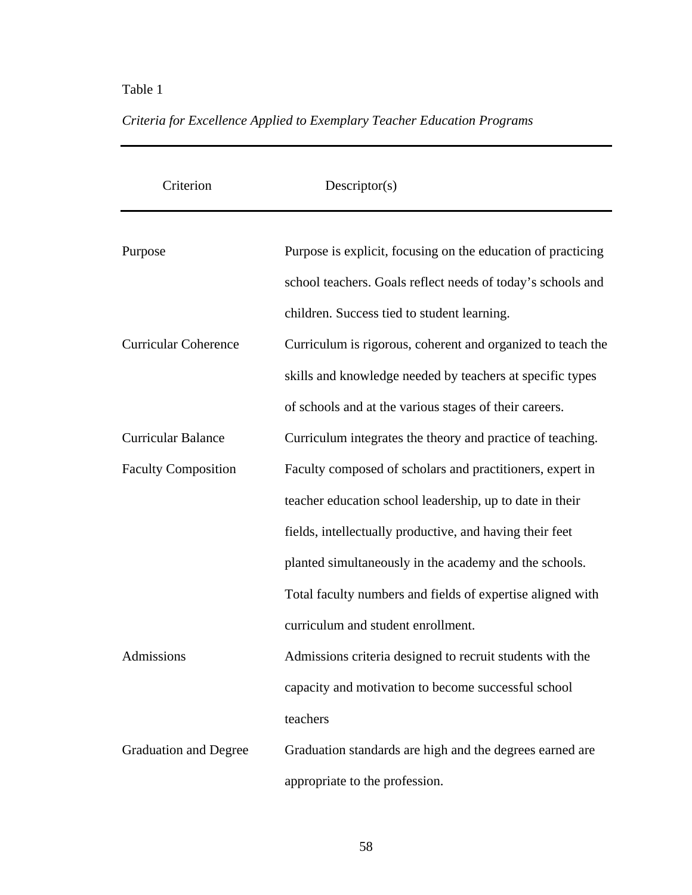Table 1

*Criteria for Excellence Applied to Exemplary Teacher Education Programs*

| Criterion | Descriptor(s) |
| --- | --- |
| Purpose | Purpose is explicit, focusing on the education of practicing school teachers. Goals reflect needs of today's schools and children. Success tied to student learning. |
| Curricular Coherence | Curriculum is rigorous, coherent and organized to teach the skills and knowledge needed by teachers at specific types of schools and at the various stages of their careers. |
| Curricular Balance | Curriculum integrates the theory and practice of teaching. |
| Faculty Composition | Faculty composed of scholars and practitioners, expert in teacher education school leadership, up to date in their fields, intellectually productive, and having their feet planted simultaneously in the academy and the schools. Total faculty numbers and fields of expertise aligned with curriculum and student enrollment. |
| Admissions | Admissions criteria designed to recruit students with the capacity and motivation to become successful school teachers |
| Graduation and Degree | Graduation standards are high and the degrees earned are appropriate to the profession. |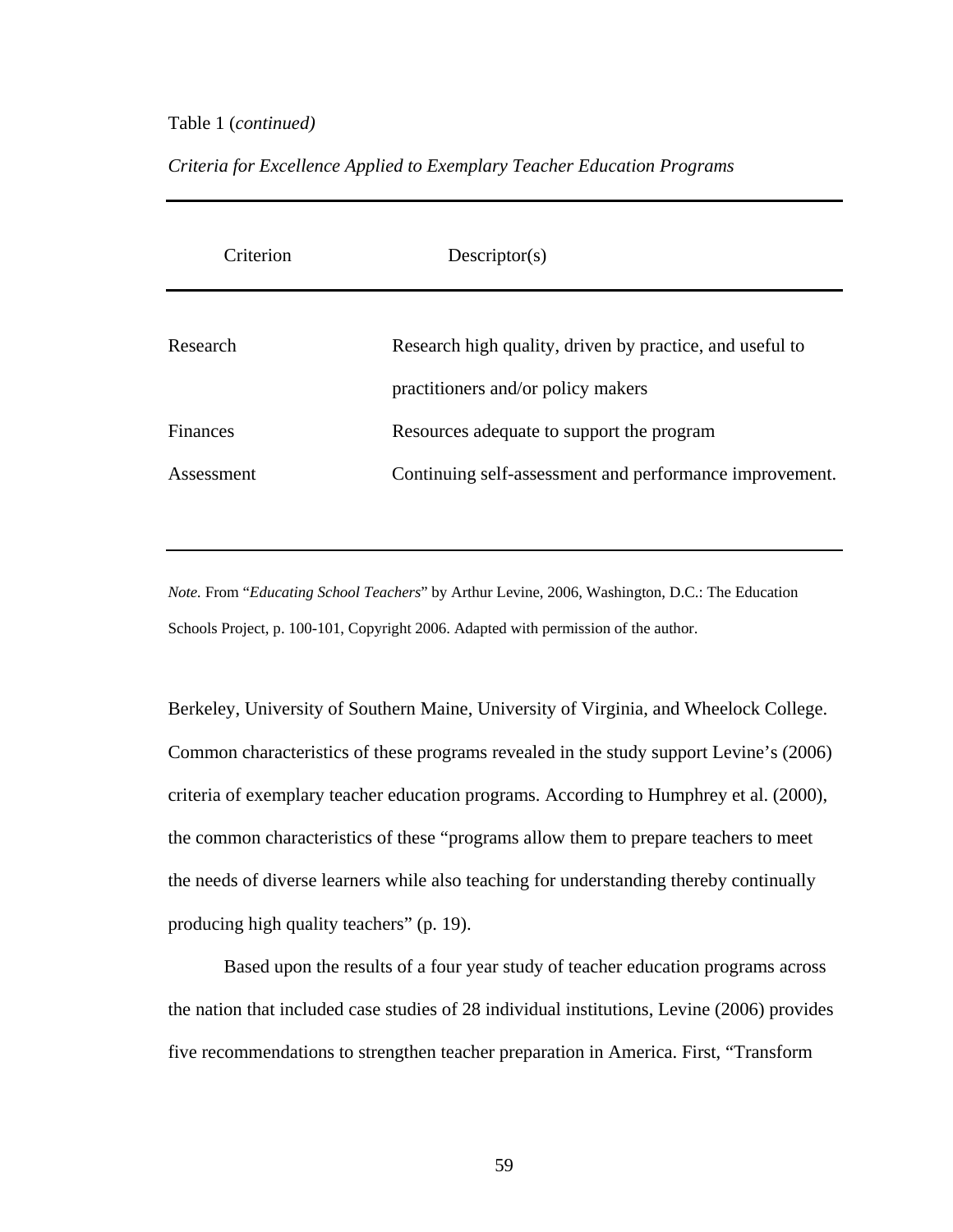Table 1 (*continued*)

*Criteria for Excellence Applied to Exemplary Teacher Education Programs*

| Criterion | Descriptor(s) |
| --- | --- |
| Research | Research high quality, driven by practice, and useful to practitioners and/or policy makers |
| Finances | Resources adequate to support the program |
| Assessment | Continuing self-assessment and performance improvement. |

*Note.* From "*Educating School Teachers*" by Arthur Levine, 2006, Washington, D.C.: The Education Schools Project, p. 100-101, Copyright 2006. Adapted with permission of the author.

Berkeley, University of Southern Maine, University of Virginia, and Wheelock College. Common characteristics of these programs revealed in the study support Levine's (2006) criteria of exemplary teacher education programs. According to Humphrey et al. (2000), the common characteristics of these "programs allow them to prepare teachers to meet the needs of diverse learners while also teaching for understanding thereby continually producing high quality teachers" (p. 19).

Based upon the results of a four year study of teacher education programs across the nation that included case studies of 28 individual institutions, Levine (2006) provides five recommendations to strengthen teacher preparation in America. First, "Transform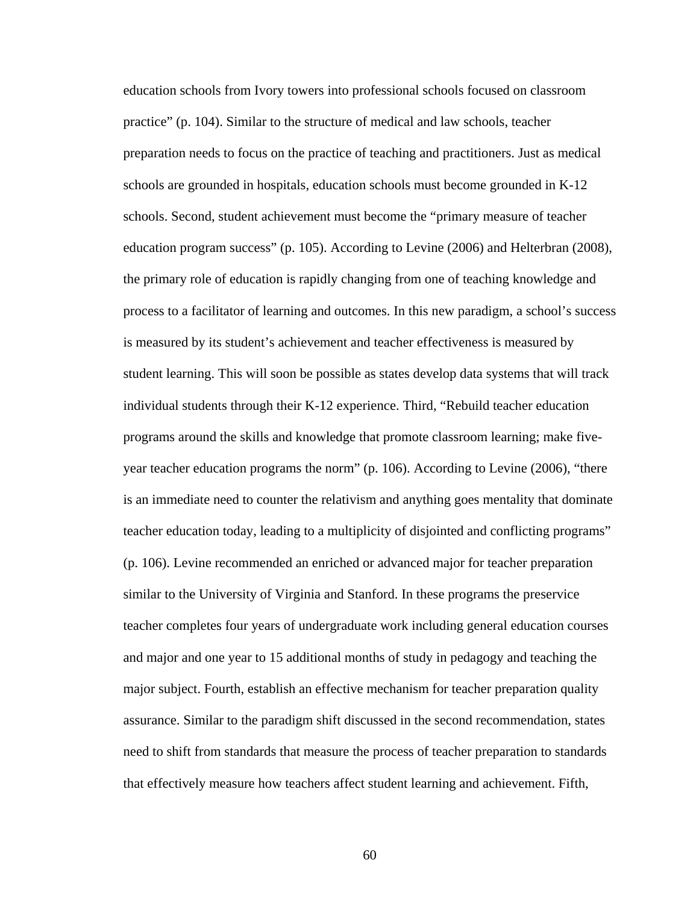education schools from Ivory towers into professional schools focused on classroom practice” (p. 104). Similar to the structure of medical and law schools, teacher preparation needs to focus on the practice of teaching and practitioners. Just as medical schools are grounded in hospitals, education schools must become grounded in K-12 schools. Second, student achievement must become the “primary measure of teacher education program success” (p. 105). According to Levine (2006) and Helterbran (2008), the primary role of education is rapidly changing from one of teaching knowledge and process to a facilitator of learning and outcomes. In this new paradigm, a school’s success is measured by its student’s achievement and teacher effectiveness is measured by student learning. This will soon be possible as states develop data systems that will track individual students through their K-12 experience. Third, “Rebuild teacher education programs around the skills and knowledge that promote classroom learning; make five-year teacher education programs the norm” (p. 106). According to Levine (2006), “there is an immediate need to counter the relativism and anything goes mentality that dominate teacher education today, leading to a multiplicity of disjointed and conflicting programs” (p. 106). Levine recommended an enriched or advanced major for teacher preparation similar to the University of Virginia and Stanford. In these programs the preservice teacher completes four years of undergraduate work including general education courses and major and one year to 15 additional months of study in pedagogy and teaching the major subject. Fourth, establish an effective mechanism for teacher preparation quality assurance. Similar to the paradigm shift discussed in the second recommendation, states need to shift from standards that measure the process of teacher preparation to standards that effectively measure how teachers affect student learning and achievement. Fifth,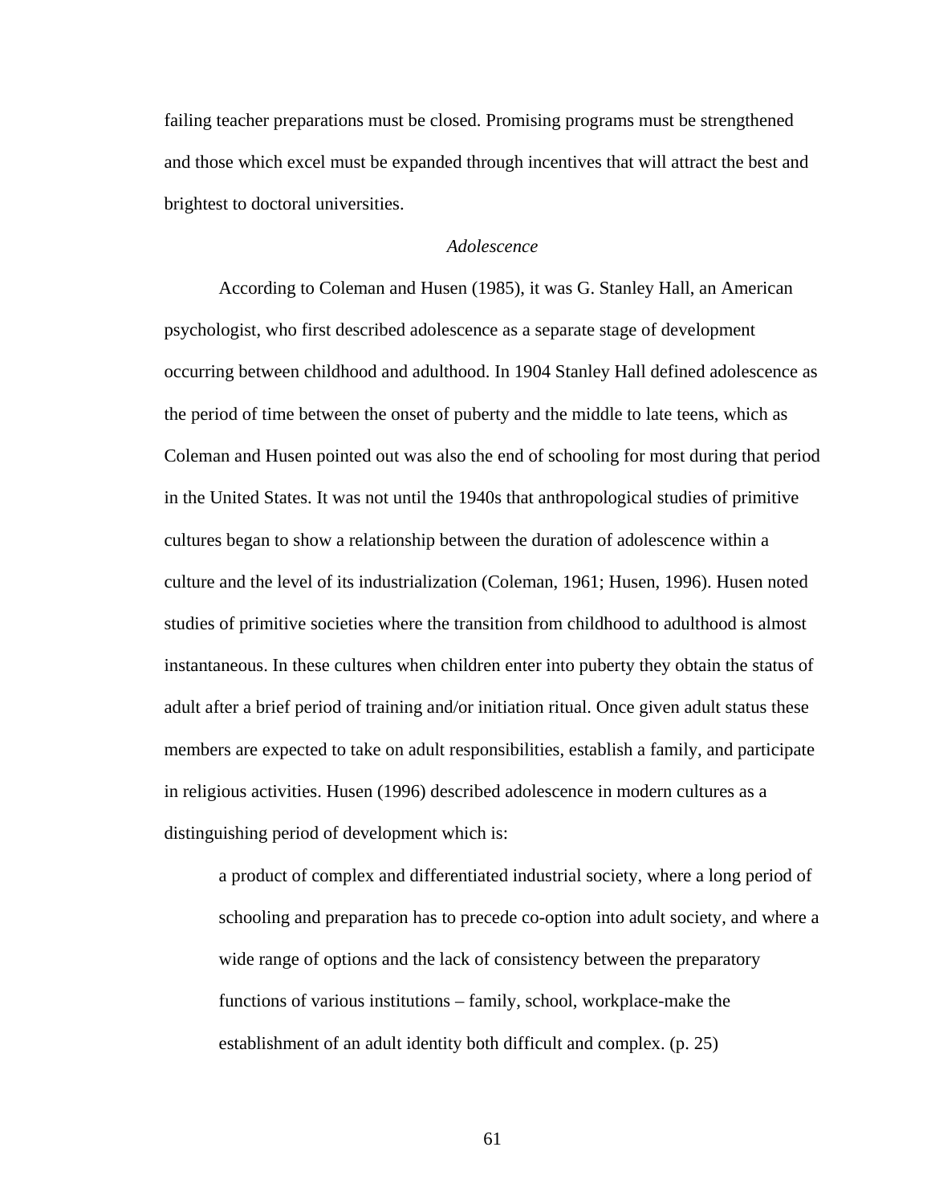failing teacher preparations must be closed. Promising programs must be strengthened and those which excel must be expanded through incentives that will attract the best and brightest to doctoral universities.

### *Adolescence*

According to Coleman and Husen (1985), it was G. Stanley Hall, an American psychologist, who first described adolescence as a separate stage of development occurring between childhood and adulthood. In 1904 Stanley Hall defined adolescence as the period of time between the onset of puberty and the middle to late teens, which as Coleman and Husen pointed out was also the end of schooling for most during that period in the United States. It was not until the 1940s that anthropological studies of primitive cultures began to show a relationship between the duration of adolescence within a culture and the level of its industrialization (Coleman, 1961; Husen, 1996). Husen noted studies of primitive societies where the transition from childhood to adulthood is almost instantaneous. In these cultures when children enter into puberty they obtain the status of adult after a brief period of training and/or initiation ritual. Once given adult status these members are expected to take on adult responsibilities, establish a family, and participate in religious activities. Husen (1996) described adolescence in modern cultures as a distinguishing period of development which is:

> a product of complex and differentiated industrial society, where a long period of schooling and preparation has to precede co-option into adult society, and where a wide range of options and the lack of consistency between the preparatory functions of various institutions – family, school, workplace-make the establishment of an adult identity both difficult and complex. (p. 25)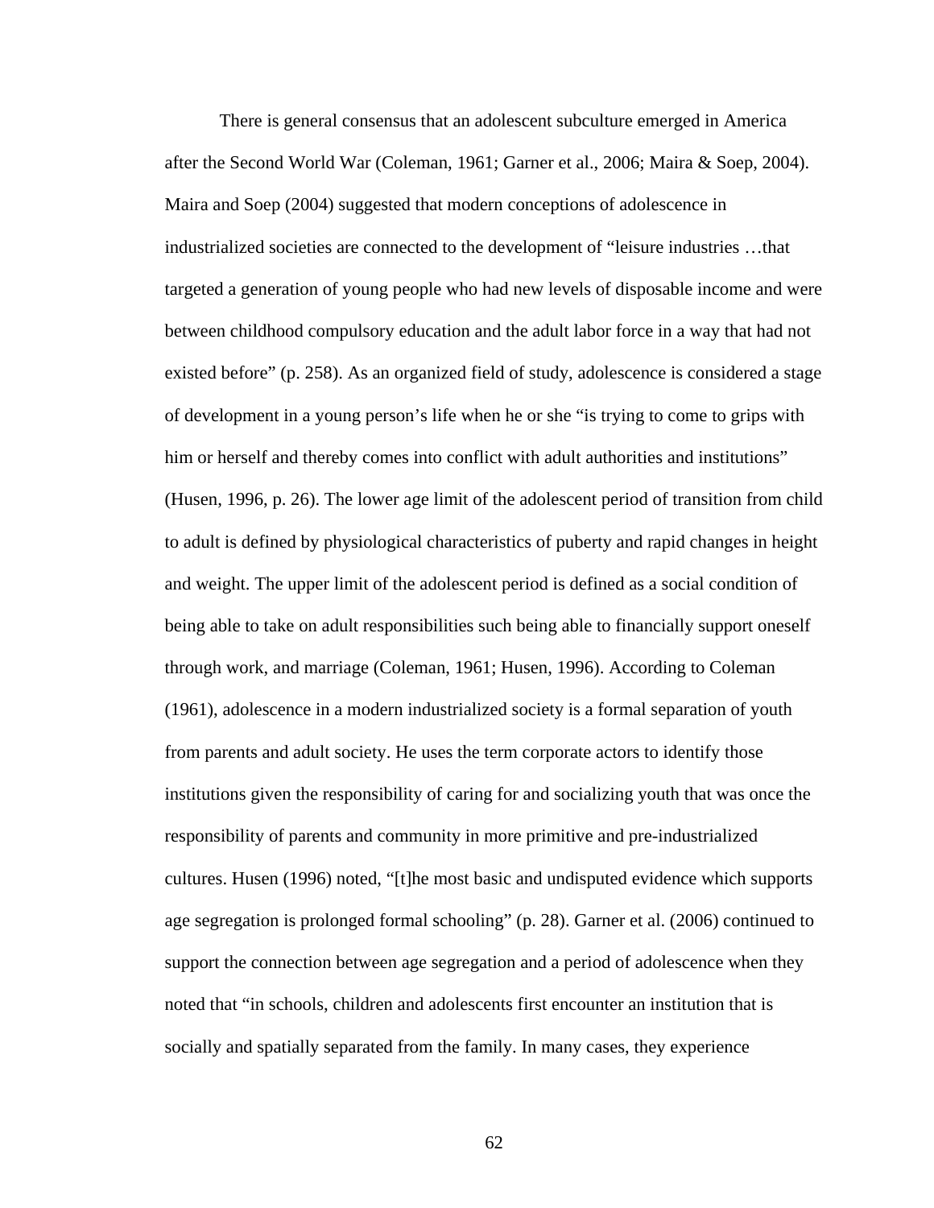There is general consensus that an adolescent subculture emerged in America after the Second World War (Coleman, 1961; Garner et al., 2006; Maira & Soep, 2004). Maira and Soep (2004) suggested that modern conceptions of adolescence in industrialized societies are connected to the development of "leisure industries …that targeted a generation of young people who had new levels of disposable income and were between childhood compulsory education and the adult labor force in a way that had not existed before" (p. 258). As an organized field of study, adolescence is considered a stage of development in a young person's life when he or she "is trying to come to grips with him or herself and thereby comes into conflict with adult authorities and institutions" (Husen, 1996, p. 26). The lower age limit of the adolescent period of transition from child to adult is defined by physiological characteristics of puberty and rapid changes in height and weight. The upper limit of the adolescent period is defined as a social condition of being able to take on adult responsibilities such being able to financially support oneself through work, and marriage (Coleman, 1961; Husen, 1996). According to Coleman (1961), adolescence in a modern industrialized society is a formal separation of youth from parents and adult society. He uses the term corporate actors to identify those institutions given the responsibility of caring for and socializing youth that was once the responsibility of parents and community in more primitive and pre-industrialized cultures. Husen (1996) noted, "[t]he most basic and undisputed evidence which supports age segregation is prolonged formal schooling" (p. 28). Garner et al. (2006) continued to support the connection between age segregation and a period of adolescence when they noted that "in schools, children and adolescents first encounter an institution that is socially and spatially separated from the family. In many cases, they experience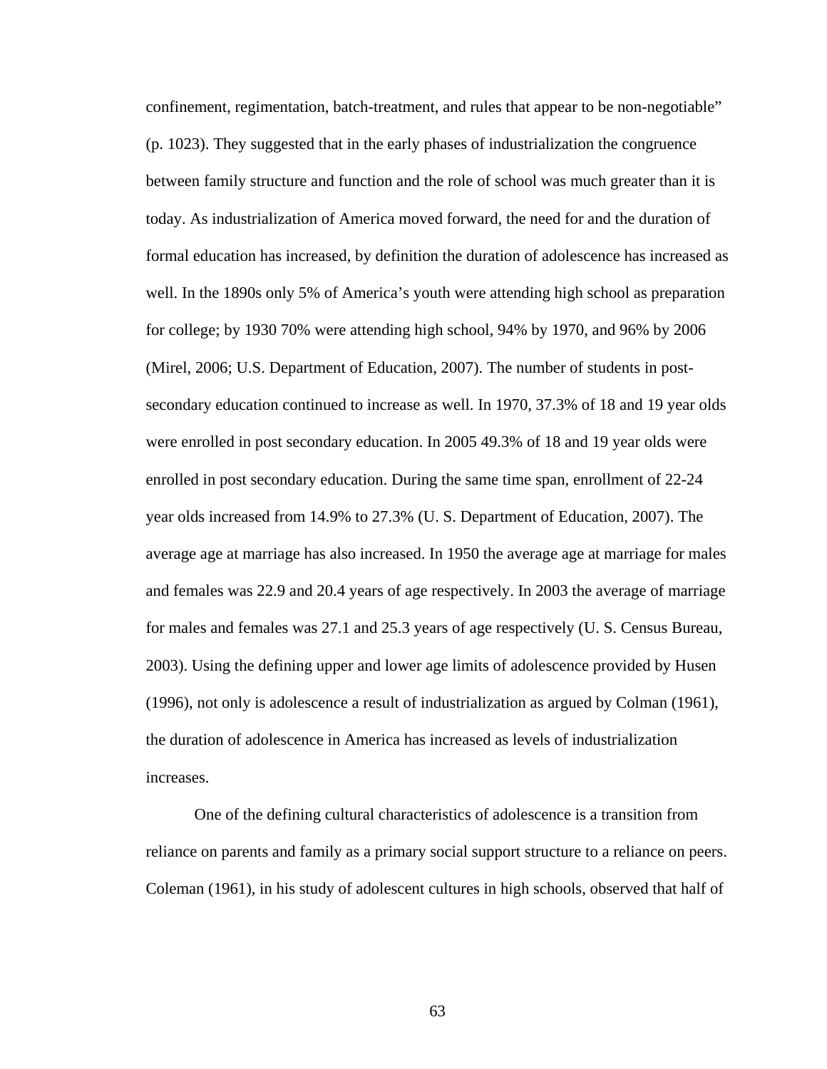confinement, regimentation, batch-treatment, and rules that appear to be non-negotiable" (p. 1023). They suggested that in the early phases of industrialization the congruence between family structure and function and the role of school was much greater than it is today. As industrialization of America moved forward, the need for and the duration of formal education has increased, by definition the duration of adolescence has increased as well. In the 1890s only 5% of America's youth were attending high school as preparation for college; by 1930 70% were attending high school, 94% by 1970, and 96% by 2006 (Mirel, 2006; U.S. Department of Education, 2007). The number of students in post-secondary education continued to increase as well. In 1970, 37.3% of 18 and 19 year olds were enrolled in post secondary education. In 2005 49.3% of 18 and 19 year olds were enrolled in post secondary education. During the same time span, enrollment of 22-24 year olds increased from 14.9% to 27.3% (U. S. Department of Education, 2007). The average age at marriage has also increased. In 1950 the average age at marriage for males and females was 22.9 and 20.4 years of age respectively. In 2003 the average of marriage for males and females was 27.1 and 25.3 years of age respectively (U. S. Census Bureau, 2003). Using the defining upper and lower age limits of adolescence provided by Husen (1996), not only is adolescence a result of industrialization as argued by Colman (1961), the duration of adolescence in America has increased as levels of industrialization increases.

One of the defining cultural characteristics of adolescence is a transition from reliance on parents and family as a primary social support structure to a reliance on peers. Coleman (1961), in his study of adolescent cultures in high schools, observed that half of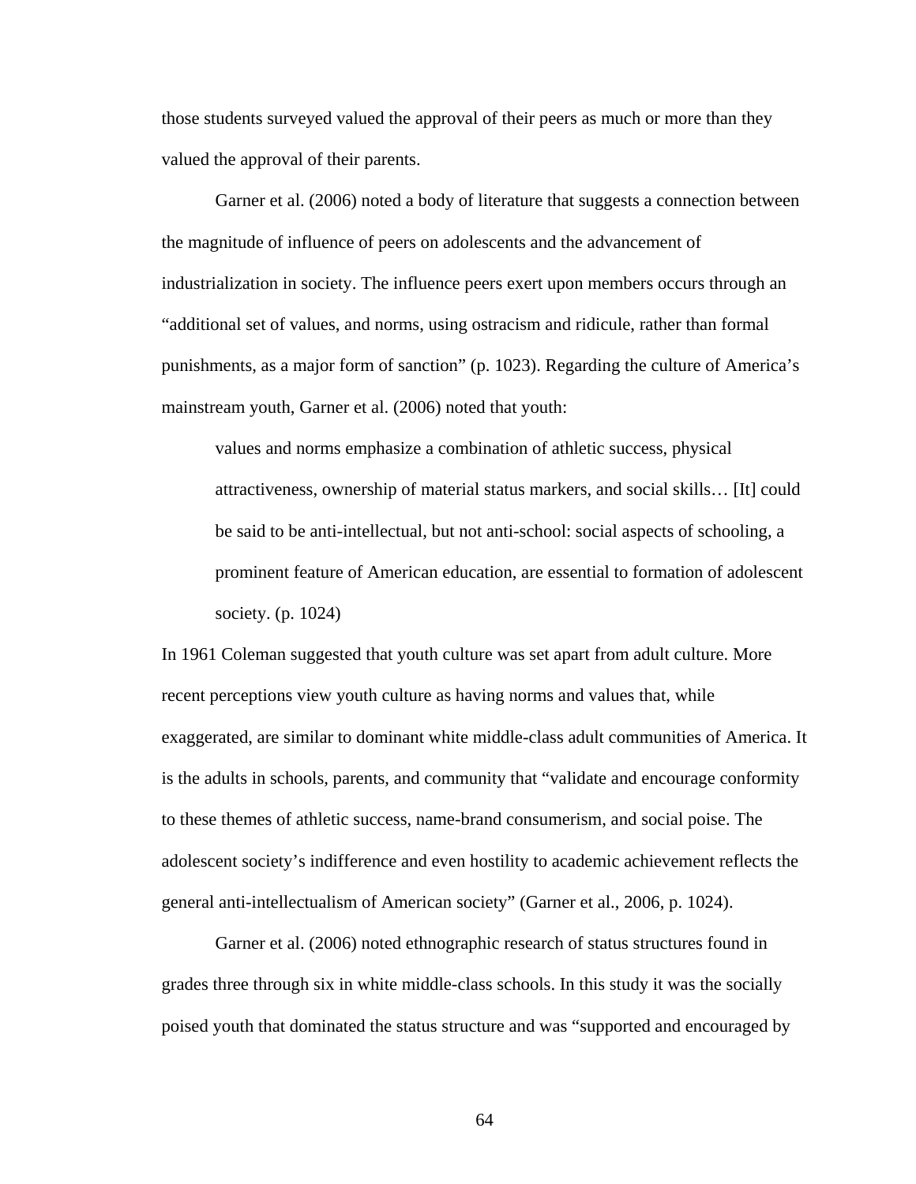those students surveyed valued the approval of their peers as much or more than they valued the approval of their parents.

Garner et al. (2006) noted a body of literature that suggests a connection between the magnitude of influence of peers on adolescents and the advancement of industrialization in society. The influence peers exert upon members occurs through an “additional set of values, and norms, using ostracism and ridicule, rather than formal punishments, as a major form of sanction” (p. 1023). Regarding the culture of America’s mainstream youth, Garner et al. (2006) noted that youth:

> values and norms emphasize a combination of athletic success, physical attractiveness, ownership of material status markers, and social skills… [It] could be said to be anti-intellectual, but not anti-school: social aspects of schooling, a prominent feature of American education, are essential to formation of adolescent society. (p. 1024)

In 1961 Coleman suggested that youth culture was set apart from adult culture. More recent perceptions view youth culture as having norms and values that, while exaggerated, are similar to dominant white middle-class adult communities of America. It is the adults in schools, parents, and community that “validate and encourage conformity to these themes of athletic success, name-brand consumerism, and social poise. The adolescent society’s indifference and even hostility to academic achievement reflects the general anti-intellectualism of American society” (Garner et al., 2006, p. 1024).

Garner et al. (2006) noted ethnographic research of status structures found in grades three through six in white middle-class schools. In this study it was the socially poised youth that dominated the status structure and was “supported and encouraged by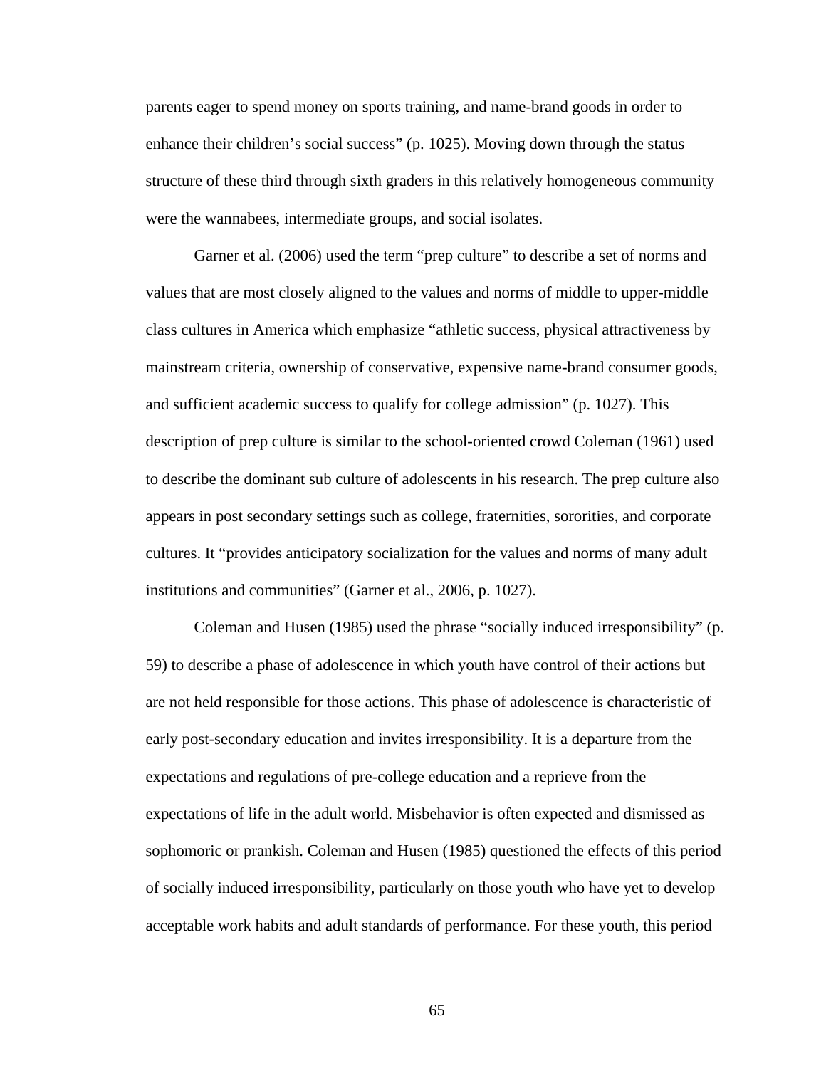parents eager to spend money on sports training, and name-brand goods in order to enhance their children's social success" (p. 1025). Moving down through the status structure of these third through sixth graders in this relatively homogeneous community were the wannabees, intermediate groups, and social isolates.

Garner et al. (2006) used the term "prep culture" to describe a set of norms and values that are most closely aligned to the values and norms of middle to upper-middle class cultures in America which emphasize "athletic success, physical attractiveness by mainstream criteria, ownership of conservative, expensive name-brand consumer goods, and sufficient academic success to qualify for college admission" (p. 1027). This description of prep culture is similar to the school-oriented crowd Coleman (1961) used to describe the dominant sub culture of adolescents in his research. The prep culture also appears in post secondary settings such as college, fraternities, sororities, and corporate cultures. It "provides anticipatory socialization for the values and norms of many adult institutions and communities" (Garner et al., 2006, p. 1027).

Coleman and Husen (1985) used the phrase "socially induced irresponsibility" (p. 59) to describe a phase of adolescence in which youth have control of their actions but are not held responsible for those actions. This phase of adolescence is characteristic of early post-secondary education and invites irresponsibility. It is a departure from the expectations and regulations of pre-college education and a reprieve from the expectations of life in the adult world. Misbehavior is often expected and dismissed as sophomoric or prankish. Coleman and Husen (1985) questioned the effects of this period of socially induced irresponsibility, particularly on those youth who have yet to develop acceptable work habits and adult standards of performance. For these youth, this period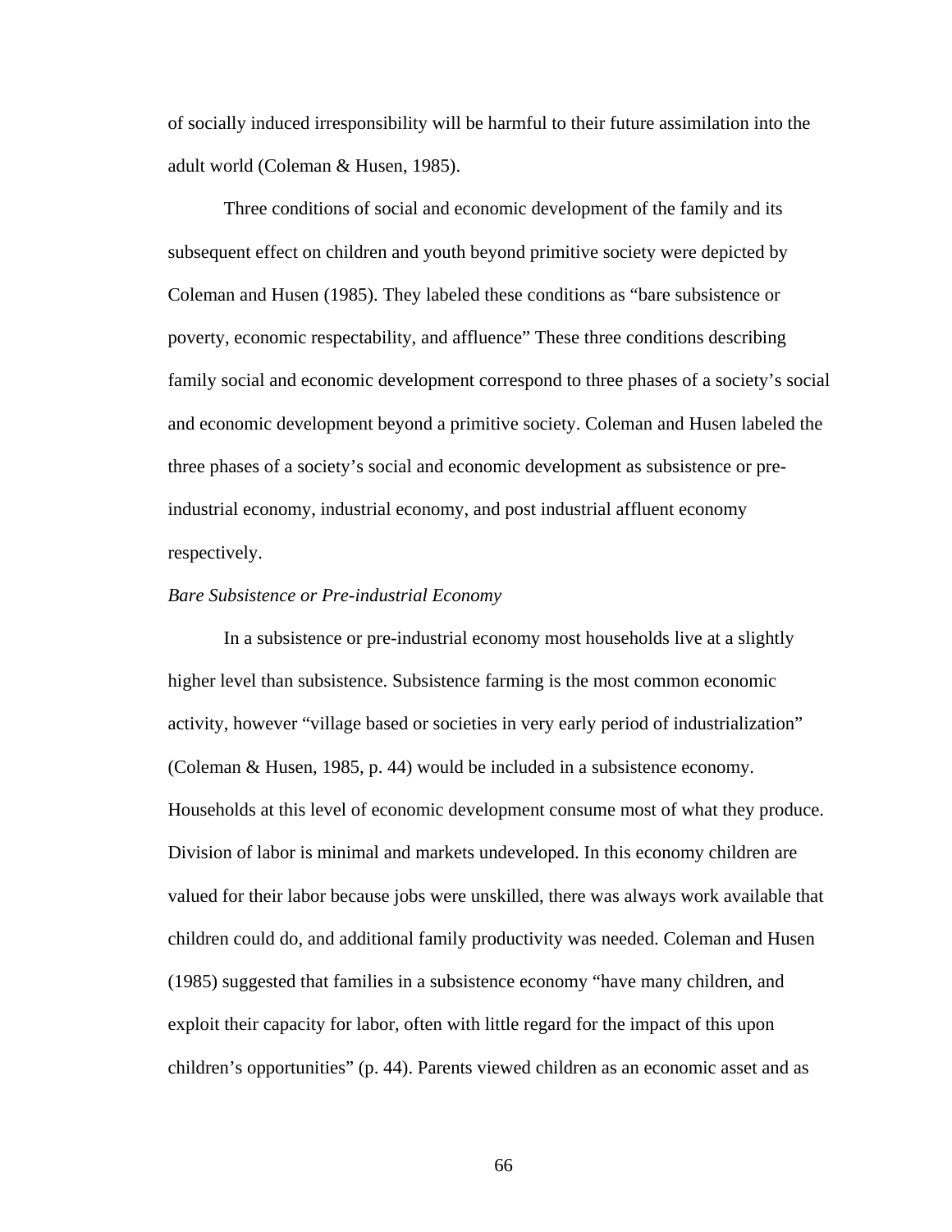of socially induced irresponsibility will be harmful to their future assimilation into the adult world (Coleman & Husen, 1985).

Three conditions of social and economic development of the family and its subsequent effect on children and youth beyond primitive society were depicted by Coleman and Husen (1985). They labeled these conditions as "bare subsistence or poverty, economic respectability, and affluence" These three conditions describing family social and economic development correspond to three phases of a society's social and economic development beyond a primitive society. Coleman and Husen labeled the three phases of a society's social and economic development as subsistence or pre-industrial economy, industrial economy, and post industrial affluent economy respectively.

*Bare Subsistence or Pre-industrial Economy*

In a subsistence or pre-industrial economy most households live at a slightly higher level than subsistence. Subsistence farming is the most common economic activity, however "village based or societies in very early period of industrialization" (Coleman & Husen, 1985, p. 44) would be included in a subsistence economy. Households at this level of economic development consume most of what they produce. Division of labor is minimal and markets undeveloped. In this economy children are valued for their labor because jobs were unskilled, there was always work available that children could do, and additional family productivity was needed. Coleman and Husen (1985) suggested that families in a subsistence economy "have many children, and exploit their capacity for labor, often with little regard for the impact of this upon children's opportunities" (p. 44). Parents viewed children as an economic asset and as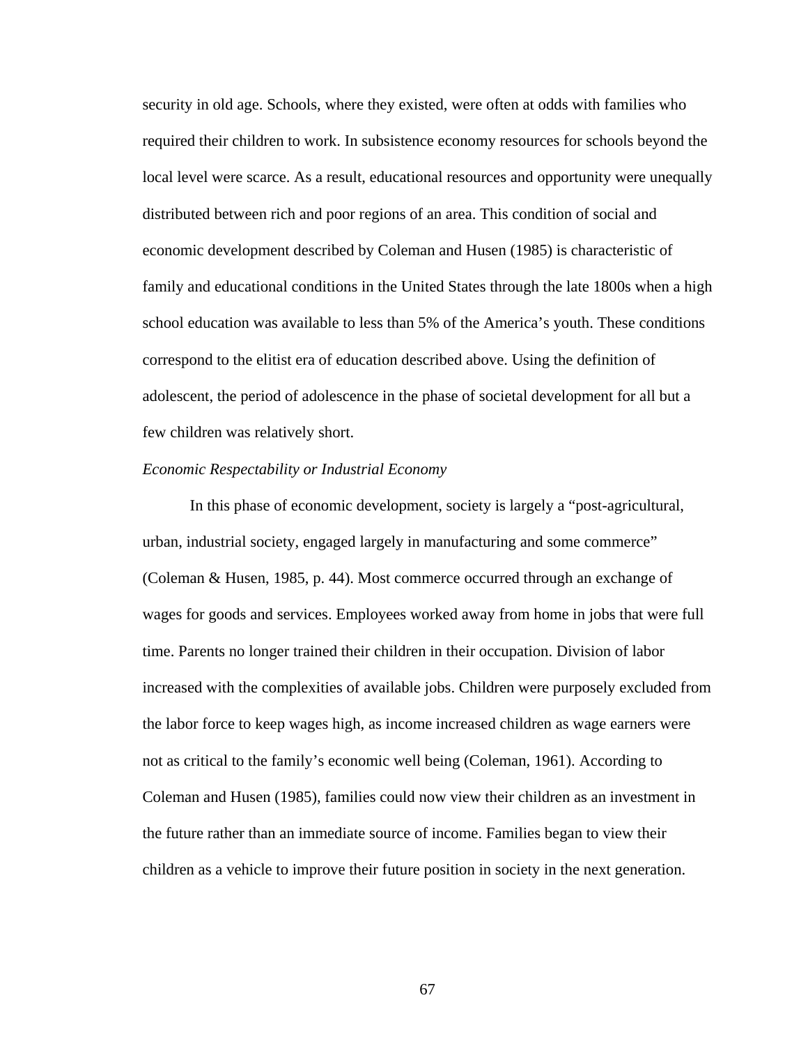security in old age. Schools, where they existed, were often at odds with families who required their children to work. In subsistence economy resources for schools beyond the local level were scarce. As a result, educational resources and opportunity were unequally distributed between rich and poor regions of an area. This condition of social and economic development described by Coleman and Husen (1985) is characteristic of family and educational conditions in the United States through the late 1800s when a high school education was available to less than 5% of the America's youth. These conditions correspond to the elitist era of education described above. Using the definition of adolescent, the period of adolescence in the phase of societal development for all but a few children was relatively short.

*Economic Respectability or Industrial Economy*

In this phase of economic development, society is largely a "post-agricultural, urban, industrial society, engaged largely in manufacturing and some commerce" (Coleman & Husen, 1985, p. 44). Most commerce occurred through an exchange of wages for goods and services. Employees worked away from home in jobs that were full time. Parents no longer trained their children in their occupation. Division of labor increased with the complexities of available jobs. Children were purposely excluded from the labor force to keep wages high, as income increased children as wage earners were not as critical to the family's economic well being (Coleman, 1961). According to Coleman and Husen (1985), families could now view their children as an investment in the future rather than an immediate source of income. Families began to view their children as a vehicle to improve their future position in society in the next generation.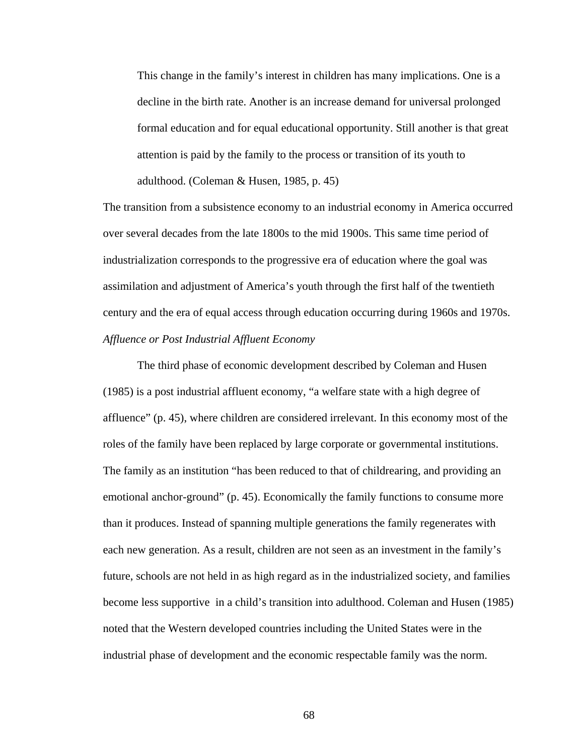> This change in the family's interest in children has many implications. One is a decline in the birth rate. Another is an increase demand for universal prolonged formal education and for equal educational opportunity. Still another is that great attention is paid by the family to the process or transition of its youth to adulthood. (Coleman & Husen, 1985, p. 45)

The transition from a subsistence economy to an industrial economy in America occurred over several decades from the late 1800s to the mid 1900s. This same time period of industrialization corresponds to the progressive era of education where the goal was assimilation and adjustment of America's youth through the first half of the twentieth century and the era of equal access through education occurring during 1960s and 1970s.

*Affluence or Post Industrial Affluent Economy*

The third phase of economic development described by Coleman and Husen (1985) is a post industrial affluent economy, "a welfare state with a high degree of affluence" (p. 45), where children are considered irrelevant. In this economy most of the roles of the family have been replaced by large corporate or governmental institutions. The family as an institution "has been reduced to that of childrearing, and providing an emotional anchor-ground" (p. 45). Economically the family functions to consume more than it produces. Instead of spanning multiple generations the family regenerates with each new generation. As a result, children are not seen as an investment in the family's future, schools are not held in as high regard as in the industrialized society, and families become less supportive in a child's transition into adulthood. Coleman and Husen (1985) noted that the Western developed countries including the United States were in the industrial phase of development and the economic respectable family was the norm.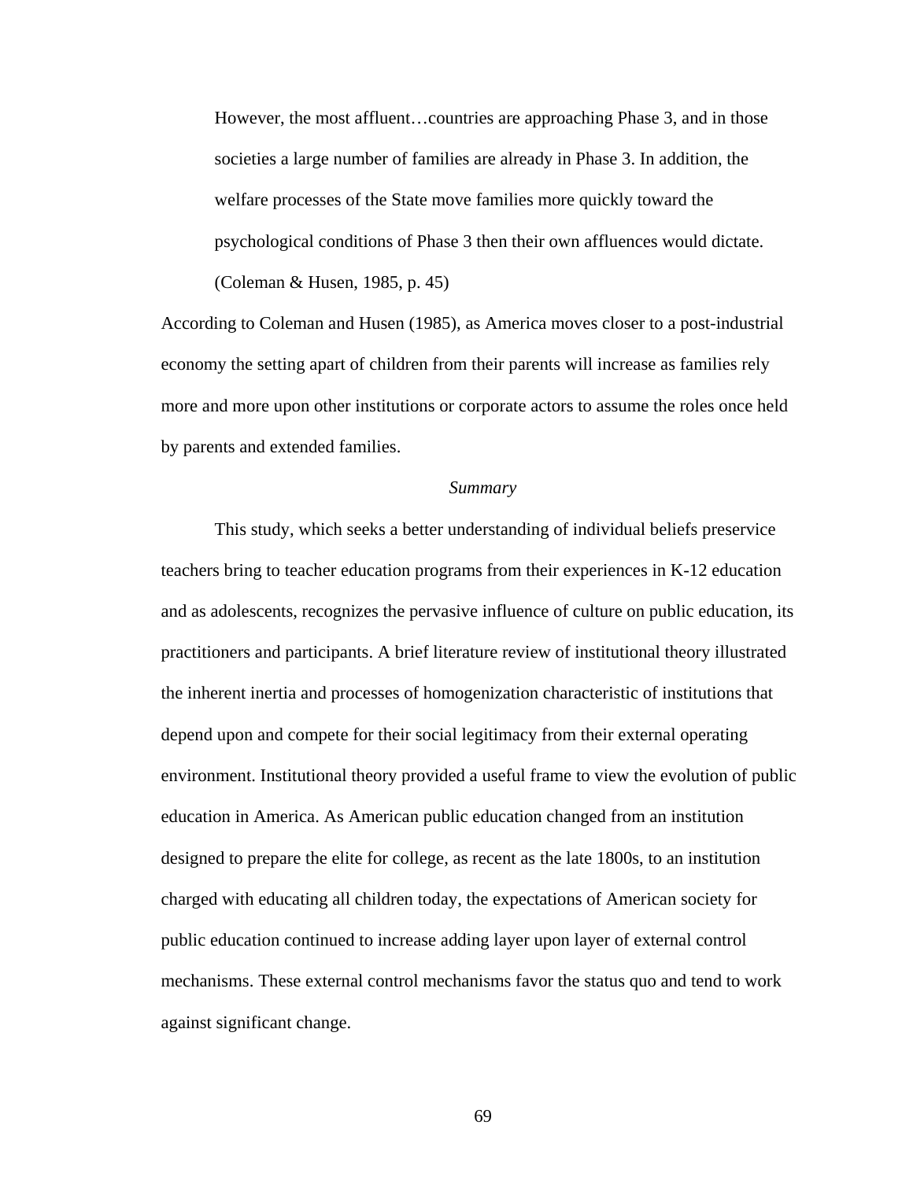> However, the most affluent…countries are approaching Phase 3, and in those societies a large number of families are already in Phase 3. In addition, the welfare processes of the State move families more quickly toward the psychological conditions of Phase 3 then their own affluences would dictate. (Coleman & Husen, 1985, p. 45)

According to Coleman and Husen (1985), as America moves closer to a post-industrial economy the setting apart of children from their parents will increase as families rely more and more upon other institutions or corporate actors to assume the roles once held by parents and extended families.

*Summary*

This study, which seeks a better understanding of individual beliefs preservice teachers bring to teacher education programs from their experiences in K-12 education and as adolescents, recognizes the pervasive influence of culture on public education, its practitioners and participants. A brief literature review of institutional theory illustrated the inherent inertia and processes of homogenization characteristic of institutions that depend upon and compete for their social legitimacy from their external operating environment. Institutional theory provided a useful frame to view the evolution of public education in America. As American public education changed from an institution designed to prepare the elite for college, as recent as the late 1800s, to an institution charged with educating all children today, the expectations of American society for public education continued to increase adding layer upon layer of external control mechanisms. These external control mechanisms favor the status quo and tend to work against significant change.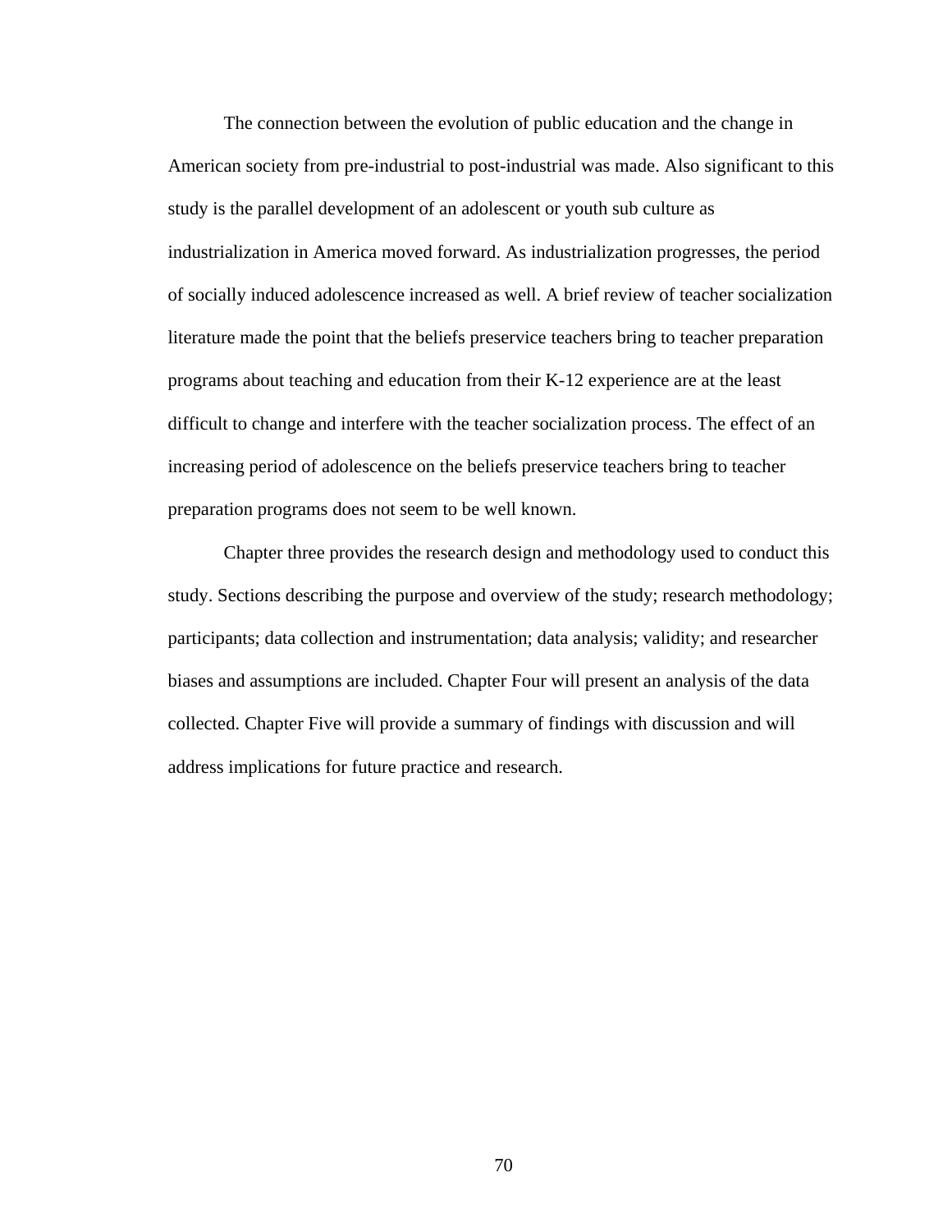The connection between the evolution of public education and the change in American society from pre-industrial to post-industrial was made. Also significant to this study is the parallel development of an adolescent or youth sub culture as industrialization in America moved forward. As industrialization progresses, the period of socially induced adolescence increased as well. A brief review of teacher socialization literature made the point that the beliefs preservice teachers bring to teacher preparation programs about teaching and education from their K-12 experience are at the least difficult to change and interfere with the teacher socialization process. The effect of an increasing period of adolescence on the beliefs preservice teachers bring to teacher preparation programs does not seem to be well known.

Chapter three provides the research design and methodology used to conduct this study. Sections describing the purpose and overview of the study; research methodology; participants; data collection and instrumentation; data analysis; validity; and researcher biases and assumptions are included. Chapter Four will present an analysis of the data collected. Chapter Five will provide a summary of findings with discussion and will address implications for future practice and research.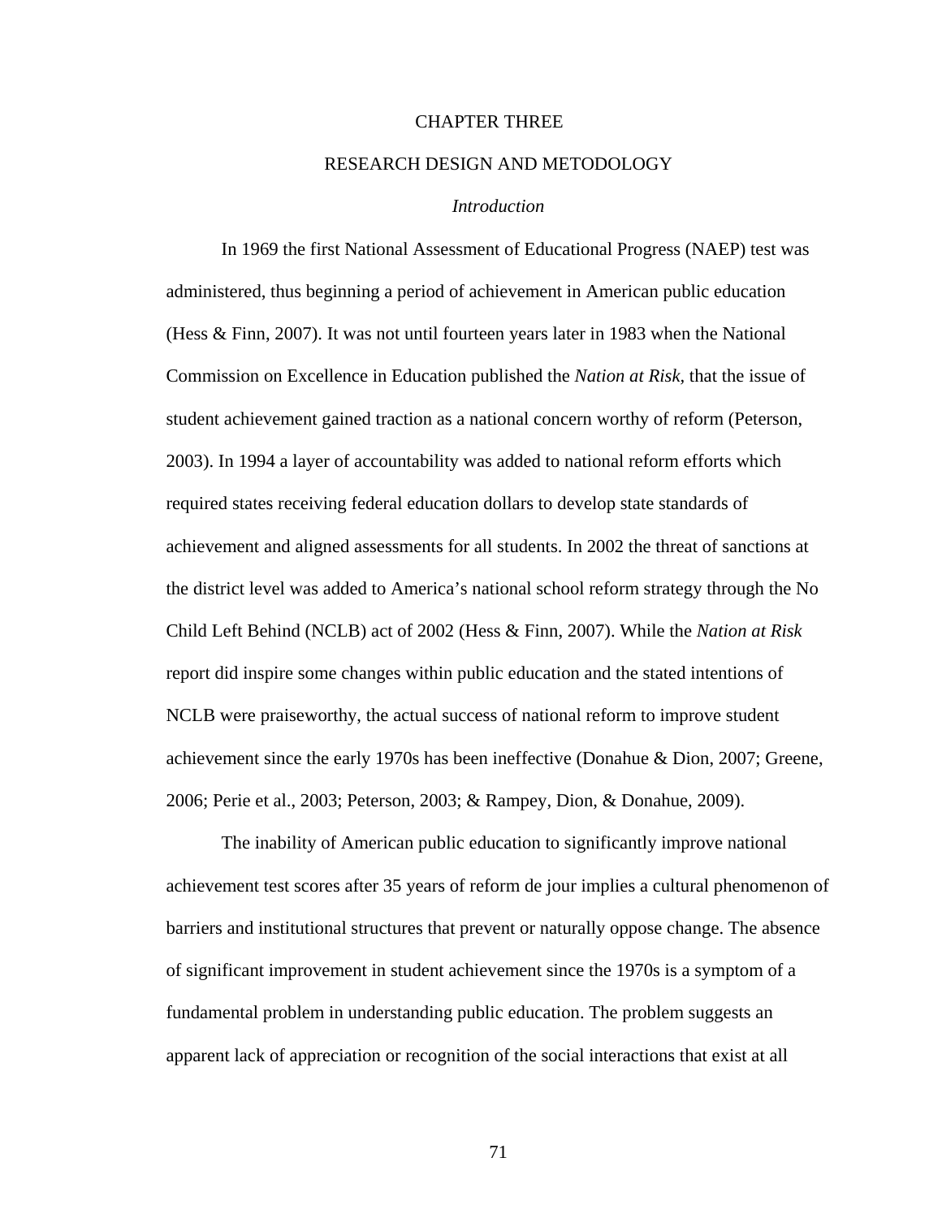# CHAPTER THREE

# RESEARCH DESIGN AND METODOLOGY

### *Introduction*

In 1969 the first National Assessment of Educational Progress (NAEP) test was administered, thus beginning a period of achievement in American public education (Hess & Finn, 2007). It was not until fourteen years later in 1983 when the National Commission on Excellence in Education published the *Nation at Risk*, that the issue of student achievement gained traction as a national concern worthy of reform (Peterson, 2003). In 1994 a layer of accountability was added to national reform efforts which required states receiving federal education dollars to develop state standards of achievement and aligned assessments for all students. In 2002 the threat of sanctions at the district level was added to America's national school reform strategy through the No Child Left Behind (NCLB) act of 2002 (Hess & Finn, 2007). While the *Nation at Risk* report did inspire some changes within public education and the stated intentions of NCLB were praiseworthy, the actual success of national reform to improve student achievement since the early 1970s has been ineffective (Donahue & Dion, 2007; Greene, 2006; Perie et al., 2003; Peterson, 2003; & Rampey, Dion, & Donahue, 2009).

The inability of American public education to significantly improve national achievement test scores after 35 years of reform de jour implies a cultural phenomenon of barriers and institutional structures that prevent or naturally oppose change. The absence of significant improvement in student achievement since the 1970s is a symptom of a fundamental problem in understanding public education. The problem suggests an apparent lack of appreciation or recognition of the social interactions that exist at all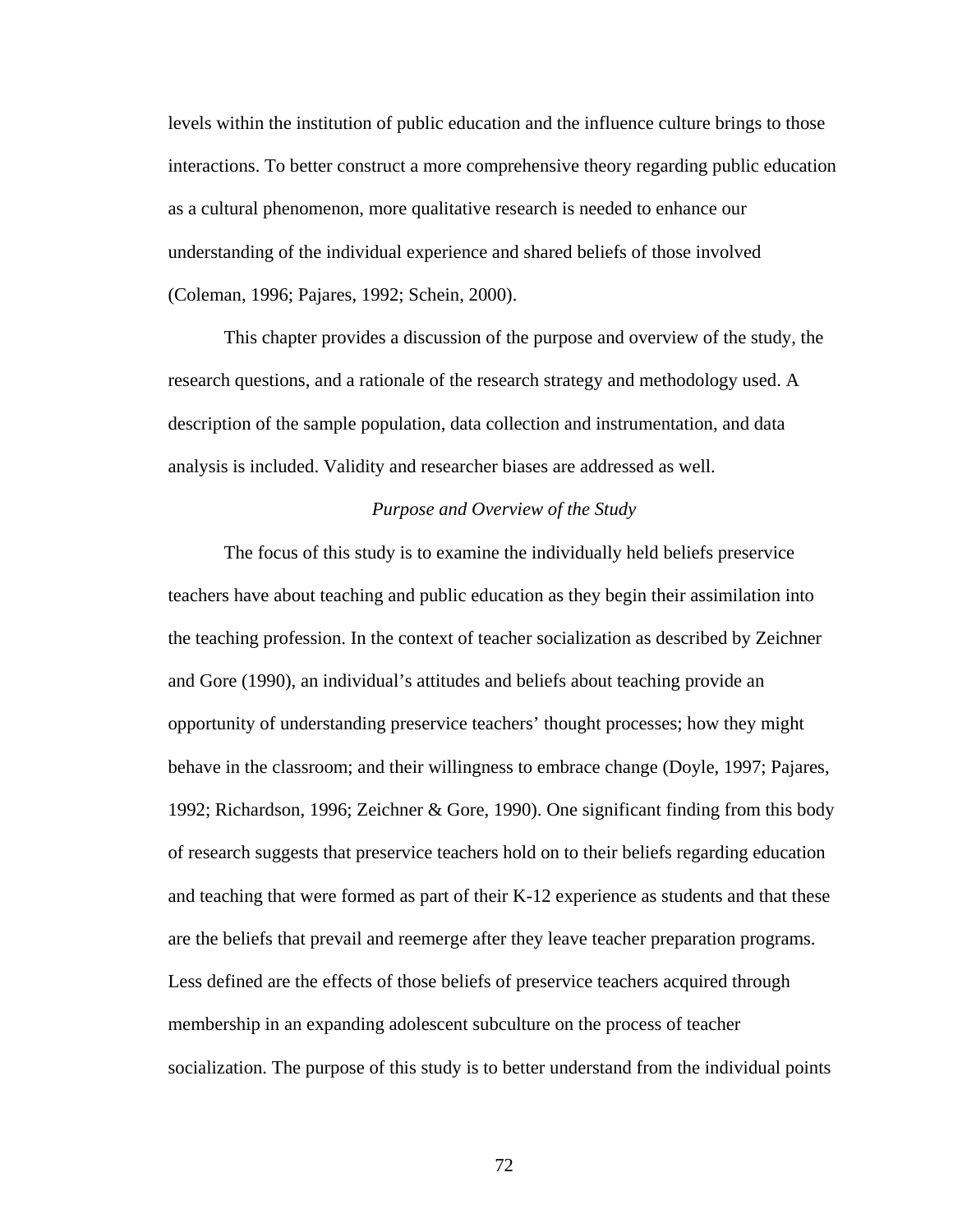levels within the institution of public education and the influence culture brings to those interactions. To better construct a more comprehensive theory regarding public education as a cultural phenomenon, more qualitative research is needed to enhance our understanding of the individual experience and shared beliefs of those involved (Coleman, 1996; Pajares, 1992; Schein, 2000).

This chapter provides a discussion of the purpose and overview of the study, the research questions, and a rationale of the research strategy and methodology used. A description of the sample population, data collection and instrumentation, and data analysis is included. Validity and researcher biases are addressed as well.

### *Purpose and Overview of the Study*

The focus of this study is to examine the individually held beliefs preservice teachers have about teaching and public education as they begin their assimilation into the teaching profession. In the context of teacher socialization as described by Zeichner and Gore (1990), an individual's attitudes and beliefs about teaching provide an opportunity of understanding preservice teachers' thought processes; how they might behave in the classroom; and their willingness to embrace change (Doyle, 1997; Pajares, 1992; Richardson, 1996; Zeichner & Gore, 1990). One significant finding from this body of research suggests that preservice teachers hold on to their beliefs regarding education and teaching that were formed as part of their K-12 experience as students and that these are the beliefs that prevail and reemerge after they leave teacher preparation programs. Less defined are the effects of those beliefs of preservice teachers acquired through membership in an expanding adolescent subculture on the process of teacher socialization. The purpose of this study is to better understand from the individual points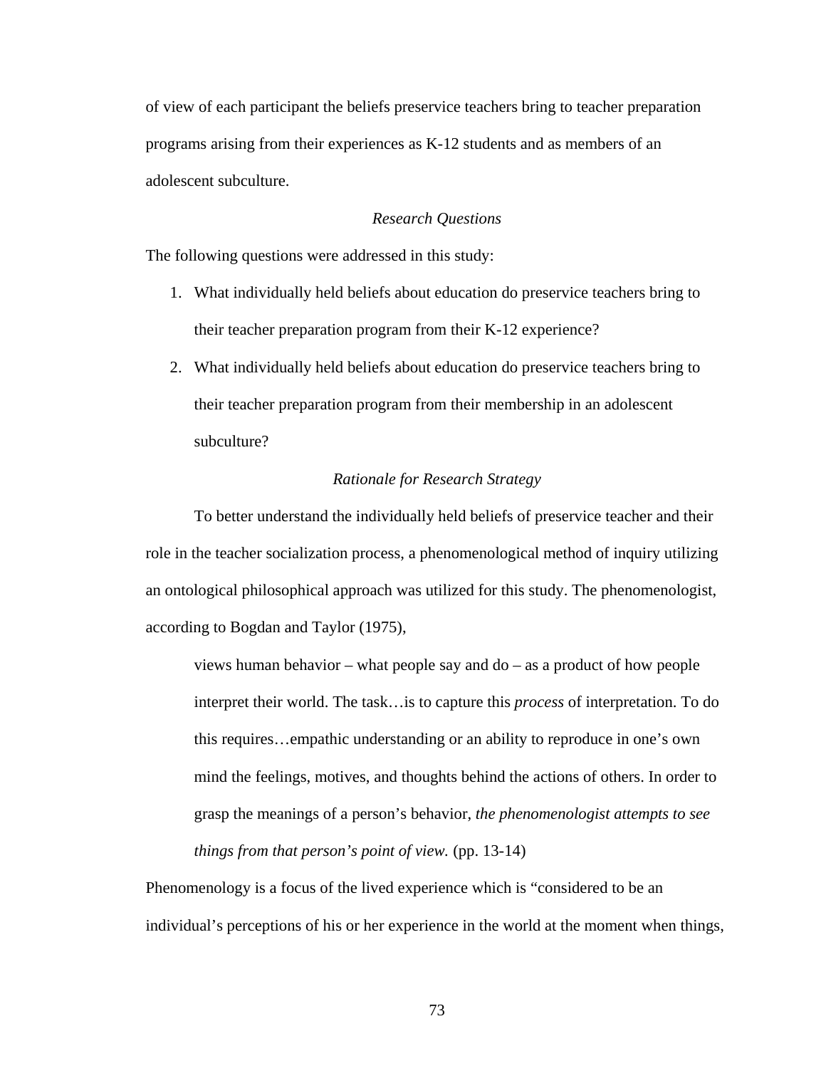of view of each participant the beliefs preservice teachers bring to teacher preparation programs arising from their experiences as K-12 students and as members of an adolescent subculture.

### *Research Questions*

The following questions were addressed in this study:

1. What individually held beliefs about education do preservice teachers bring to their teacher preparation program from their K-12 experience?
2. What individually held beliefs about education do preservice teachers bring to their teacher preparation program from their membership in an adolescent subculture?

### *Rationale for Research Strategy*

To better understand the individually held beliefs of preservice teacher and their role in the teacher socialization process, a phenomenological method of inquiry utilizing an ontological philosophical approach was utilized for this study. The phenomenologist, according to Bogdan and Taylor (1975),

> views human behavior – what people say and do – as a product of how people interpret their world. The task…is to capture this *process* of interpretation. To do this requires…empathic understanding or an ability to reproduce in one's own mind the feelings, motives, and thoughts behind the actions of others. In order to grasp the meanings of a person's behavior, *the phenomenologist attempts to see things from that person's point of view.* (pp. 13-14)

Phenomenology is a focus of the lived experience which is "considered to be an individual's perceptions of his or her experience in the world at the moment when things,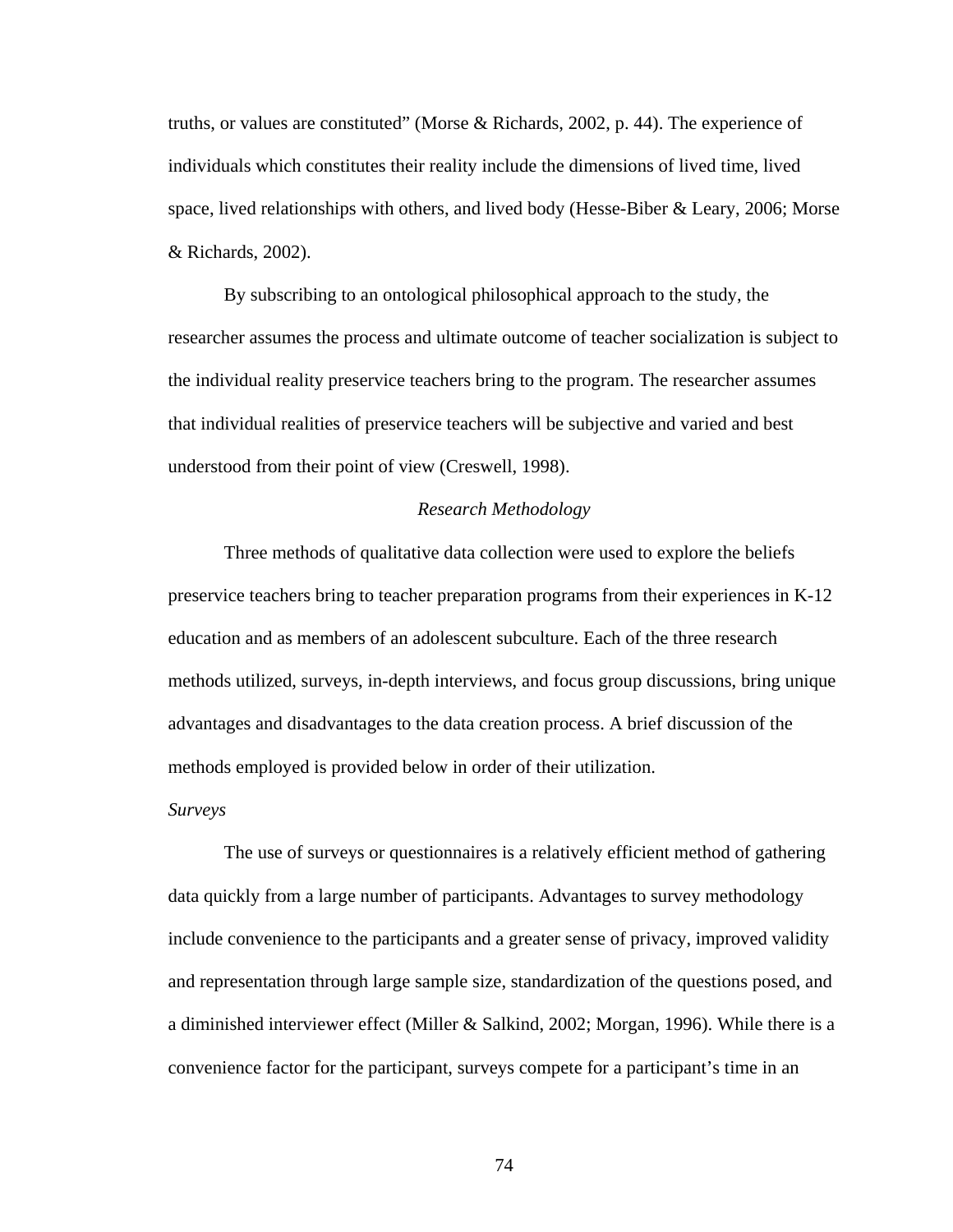truths, or values are constituted" (Morse & Richards, 2002, p. 44). The experience of individuals which constitutes their reality include the dimensions of lived time, lived space, lived relationships with others, and lived body (Hesse-Biber & Leary, 2006; Morse & Richards, 2002).

By subscribing to an ontological philosophical approach to the study, the researcher assumes the process and ultimate outcome of teacher socialization is subject to the individual reality preservice teachers bring to the program. The researcher assumes that individual realities of preservice teachers will be subjective and varied and best understood from their point of view (Creswell, 1998).

## *Research Methodology*

Three methods of qualitative data collection were used to explore the beliefs preservice teachers bring to teacher preparation programs from their experiences in K-12 education and as members of an adolescent subculture. Each of the three research methods utilized, surveys, in-depth interviews, and focus group discussions, bring unique advantages and disadvantages to the data creation process. A brief discussion of the methods employed is provided below in order of their utilization.

### *Surveys*

The use of surveys or questionnaires is a relatively efficient method of gathering data quickly from a large number of participants. Advantages to survey methodology include convenience to the participants and a greater sense of privacy, improved validity and representation through large sample size, standardization of the questions posed, and a diminished interviewer effect (Miller & Salkind, 2002; Morgan, 1996). While there is a convenience factor for the participant, surveys compete for a participant's time in an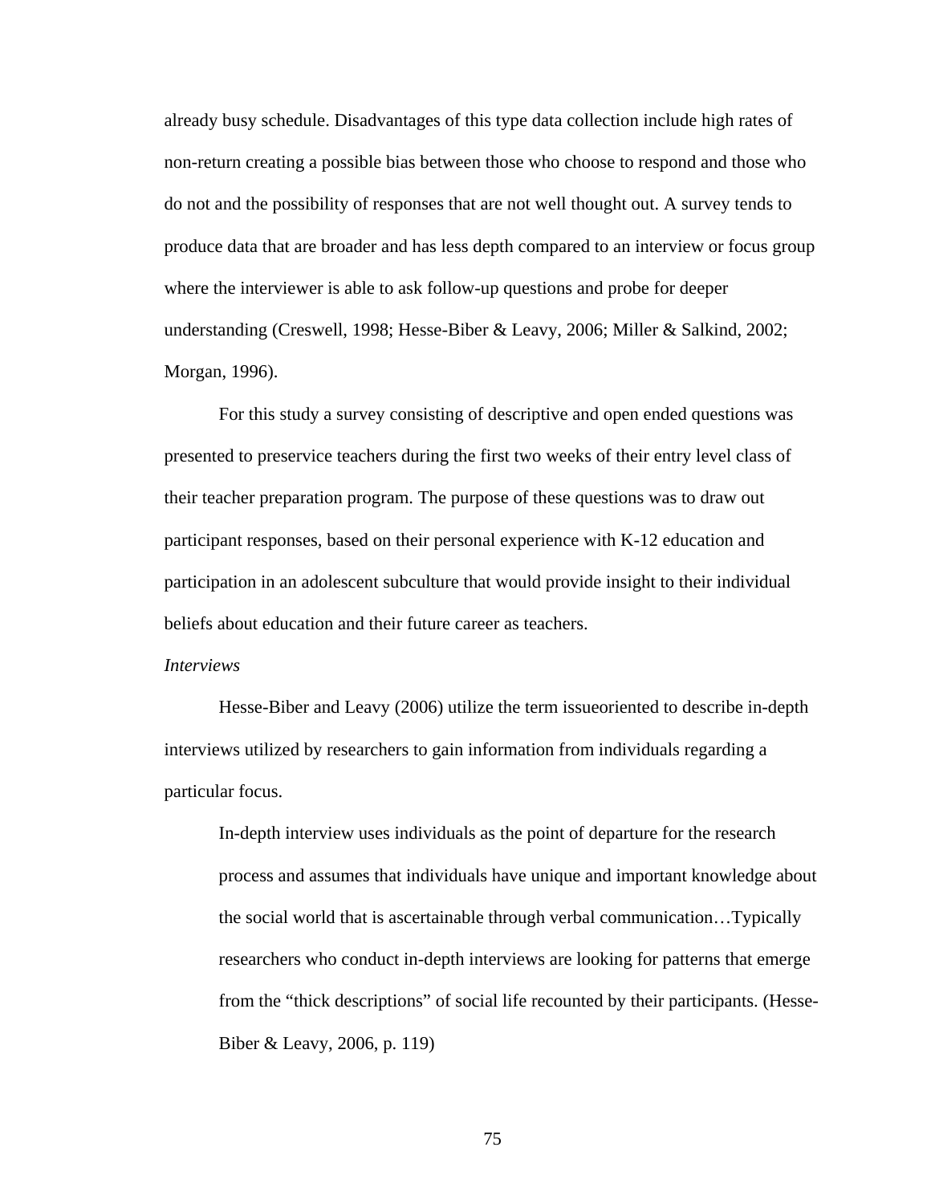already busy schedule. Disadvantages of this type data collection include high rates of non-return creating a possible bias between those who choose to respond and those who do not and the possibility of responses that are not well thought out. A survey tends to produce data that are broader and has less depth compared to an interview or focus group where the interviewer is able to ask follow-up questions and probe for deeper understanding (Creswell, 1998; Hesse-Biber & Leavy, 2006; Miller & Salkind, 2002; Morgan, 1996).

For this study a survey consisting of descriptive and open ended questions was presented to preservice teachers during the first two weeks of their entry level class of their teacher preparation program. The purpose of these questions was to draw out participant responses, based on their personal experience with K-12 education and participation in an adolescent subculture that would provide insight to their individual beliefs about education and their future career as teachers.

*Interviews*

Hesse-Biber and Leavy (2006) utilize the term issueoriented to describe in-depth interviews utilized by researchers to gain information from individuals regarding a particular focus.

> In-depth interview uses individuals as the point of departure for the research process and assumes that individuals have unique and important knowledge about the social world that is ascertainable through verbal communication…Typically researchers who conduct in-depth interviews are looking for patterns that emerge from the "thick descriptions" of social life recounted by their participants. (Hesse-Biber & Leavy, 2006, p. 119)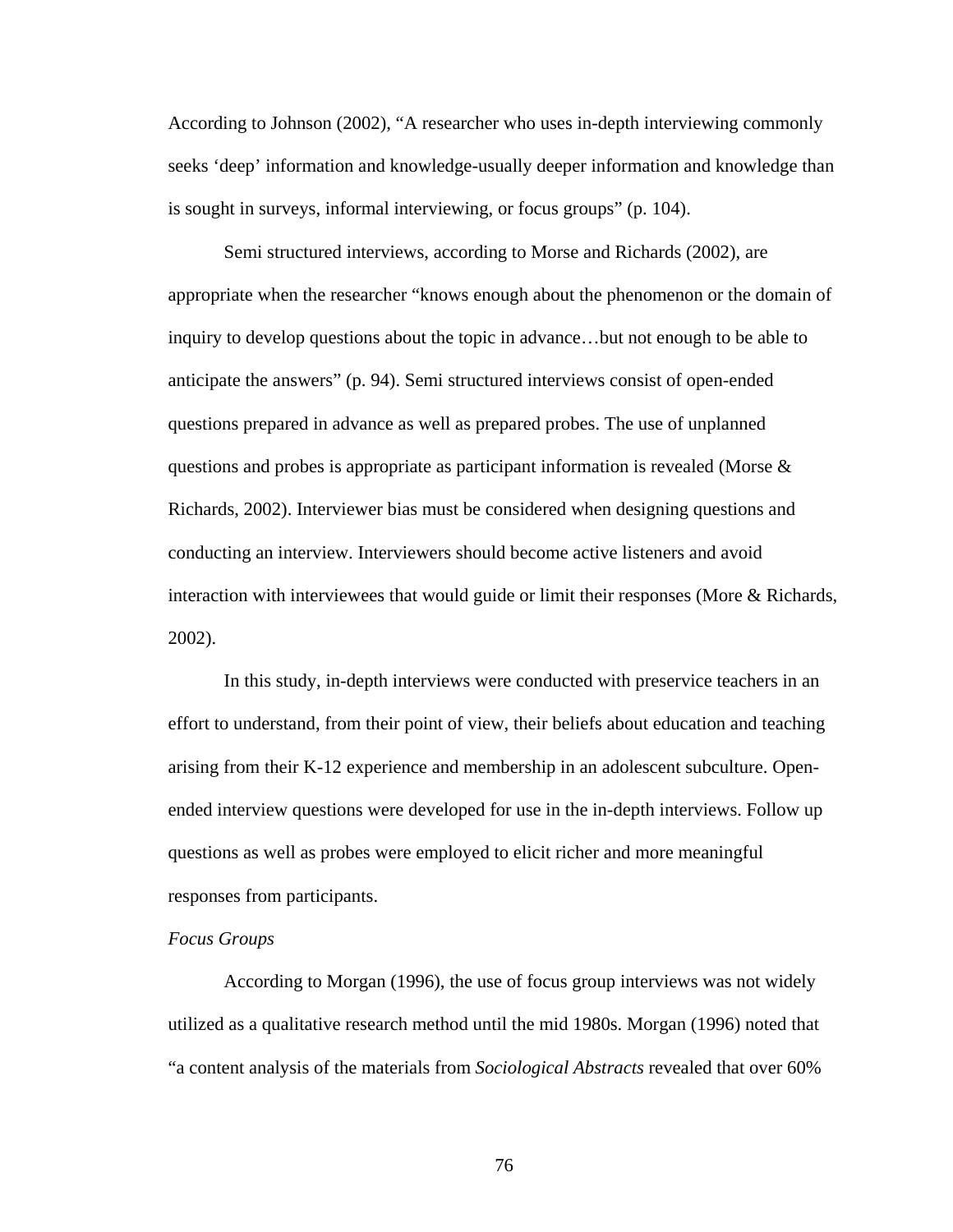According to Johnson (2002), "A researcher who uses in-depth interviewing commonly seeks 'deep' information and knowledge-usually deeper information and knowledge than is sought in surveys, informal interviewing, or focus groups" (p. 104).

Semi structured interviews, according to Morse and Richards (2002), are appropriate when the researcher "knows enough about the phenomenon or the domain of inquiry to develop questions about the topic in advance…but not enough to be able to anticipate the answers" (p. 94). Semi structured interviews consist of open-ended questions prepared in advance as well as prepared probes. The use of unplanned questions and probes is appropriate as participant information is revealed (Morse & Richards, 2002). Interviewer bias must be considered when designing questions and conducting an interview. Interviewers should become active listeners and avoid interaction with interviewees that would guide or limit their responses (More & Richards, 2002).

In this study, in-depth interviews were conducted with preservice teachers in an effort to understand, from their point of view, their beliefs about education and teaching arising from their K-12 experience and membership in an adolescent subculture. Open-ended interview questions were developed for use in the in-depth interviews. Follow up questions as well as probes were employed to elicit richer and more meaningful responses from participants.

*Focus Groups*

According to Morgan (1996), the use of focus group interviews was not widely utilized as a qualitative research method until the mid 1980s. Morgan (1996) noted that "a content analysis of the materials from *Sociological Abstracts* revealed that over 60%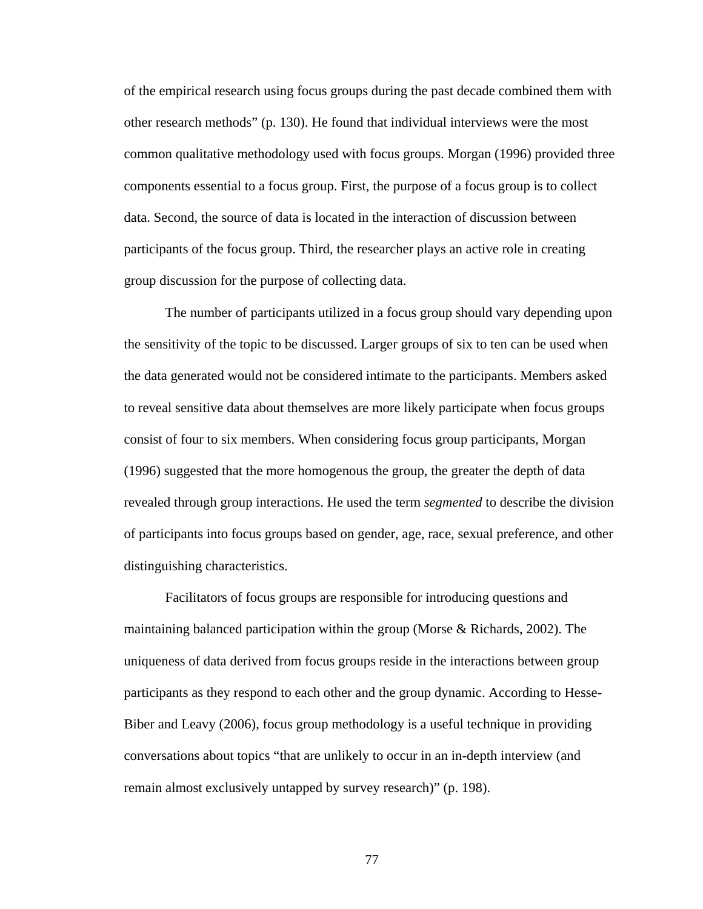of the empirical research using focus groups during the past decade combined them with other research methods” (p. 130). He found that individual interviews were the most common qualitative methodology used with focus groups. Morgan (1996) provided three components essential to a focus group. First, the purpose of a focus group is to collect data. Second, the source of data is located in the interaction of discussion between participants of the focus group. Third, the researcher plays an active role in creating group discussion for the purpose of collecting data.

The number of participants utilized in a focus group should vary depending upon the sensitivity of the topic to be discussed. Larger groups of six to ten can be used when the data generated would not be considered intimate to the participants. Members asked to reveal sensitive data about themselves are more likely participate when focus groups consist of four to six members. When considering focus group participants, Morgan (1996) suggested that the more homogenous the group, the greater the depth of data revealed through group interactions. He used the term *segmented* to describe the division of participants into focus groups based on gender, age, race, sexual preference, and other distinguishing characteristics.

Facilitators of focus groups are responsible for introducing questions and maintaining balanced participation within the group (Morse & Richards, 2002). The uniqueness of data derived from focus groups reside in the interactions between group participants as they respond to each other and the group dynamic. According to Hesse-Biber and Leavy (2006), focus group methodology is a useful technique in providing conversations about topics “that are unlikely to occur in an in-depth interview (and remain almost exclusively untapped by survey research)” (p. 198).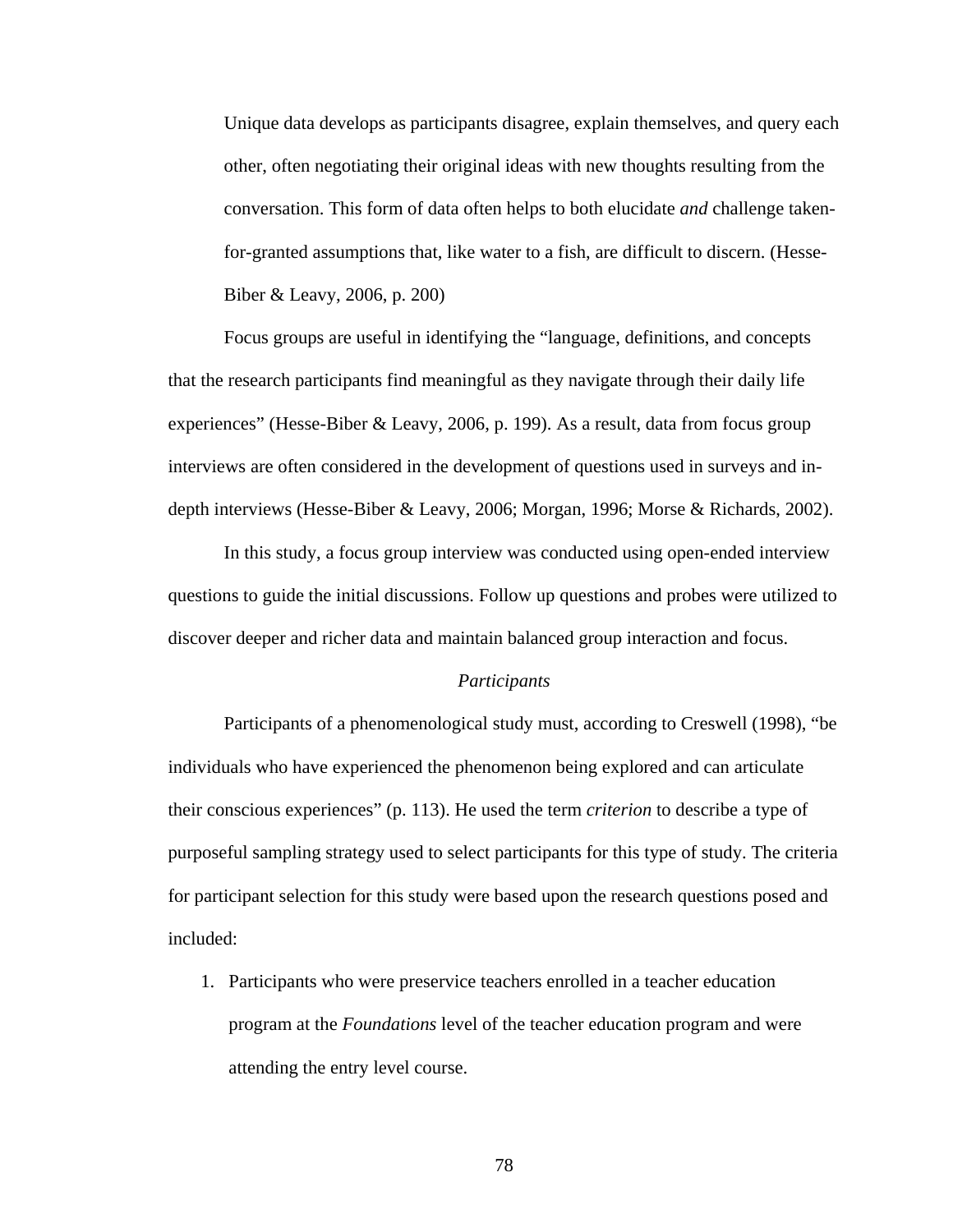> Unique data develops as participants disagree, explain themselves, and query each other, often negotiating their original ideas with new thoughts resulting from the conversation. This form of data often helps to both elucidate *and* challenge taken-for-granted assumptions that, like water to a fish, are difficult to discern. (Hesse-Biber & Leavy, 2006, p. 200)

Focus groups are useful in identifying the "language, definitions, and concepts that the research participants find meaningful as they navigate through their daily life experiences" (Hesse-Biber & Leavy, 2006, p. 199). As a result, data from focus group interviews are often considered in the development of questions used in surveys and in-depth interviews (Hesse-Biber & Leavy, 2006; Morgan, 1996; Morse & Richards, 2002).

In this study, a focus group interview was conducted using open-ended interview questions to guide the initial discussions. Follow up questions and probes were utilized to discover deeper and richer data and maintain balanced group interaction and focus.

### *Participants*

Participants of a phenomenological study must, according to Creswell (1998), "be individuals who have experienced the phenomenon being explored and can articulate their conscious experiences" (p. 113). He used the term *criterion* to describe a type of purposeful sampling strategy used to select participants for this type of study. The criteria for participant selection for this study were based upon the research questions posed and included:

1. Participants who were preservice teachers enrolled in a teacher education program at the *Foundations* level of the teacher education program and were attending the entry level course.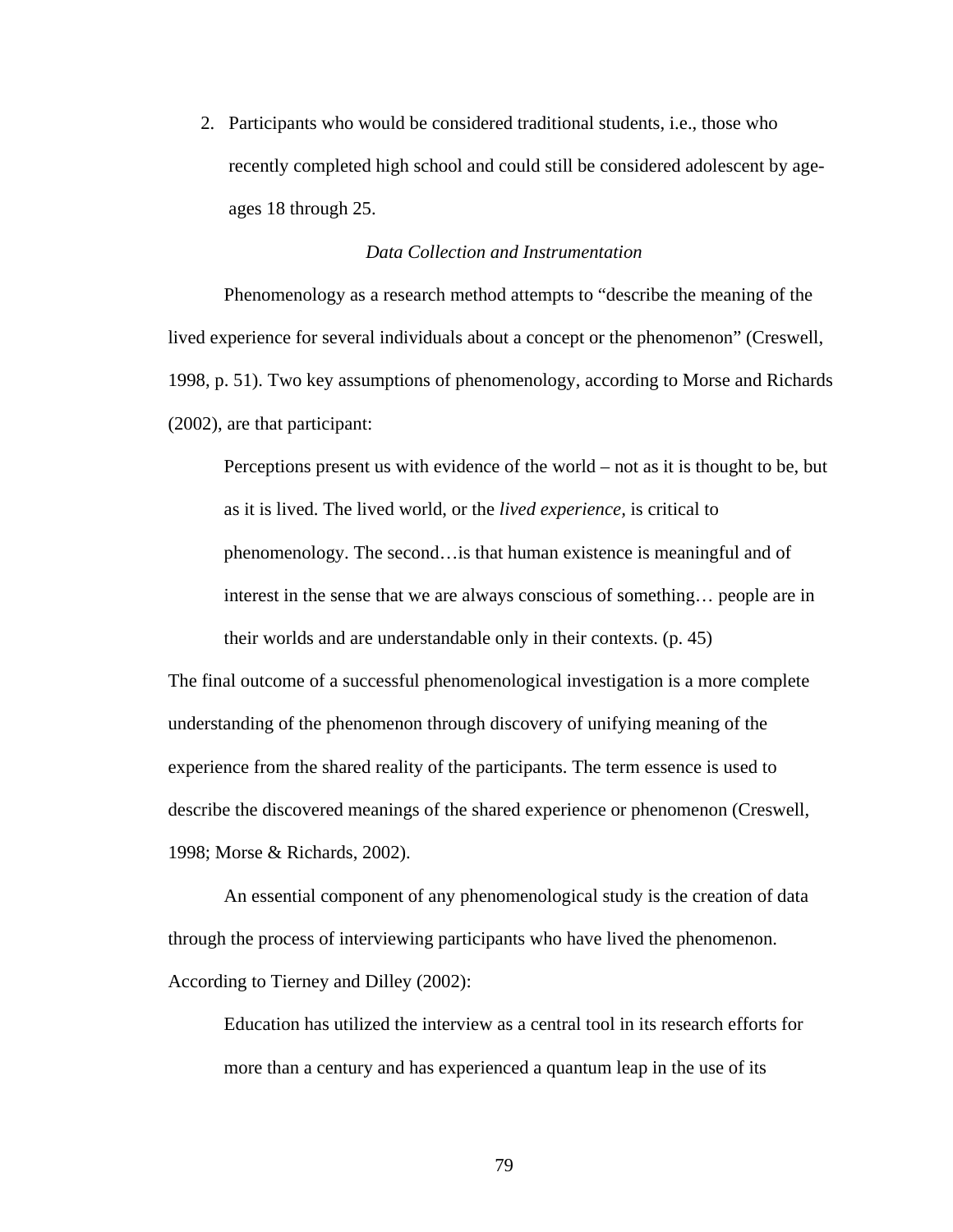2. Participants who would be considered traditional students, i.e., those who recently completed high school and could still be considered adolescent by age-ages 18 through 25.

### *Data Collection and Instrumentation*

Phenomenology as a research method attempts to "describe the meaning of the lived experience for several individuals about a concept or the phenomenon" (Creswell, 1998, p. 51). Two key assumptions of phenomenology, according to Morse and Richards (2002), are that participant:

> Perceptions present us with evidence of the world – not as it is thought to be, but as it is lived. The lived world, or the *lived experience*, is critical to phenomenology. The second…is that human existence is meaningful and of interest in the sense that we are always conscious of something… people are in their worlds and are understandable only in their contexts. (p. 45)

The final outcome of a successful phenomenological investigation is a more complete understanding of the phenomenon through discovery of unifying meaning of the experience from the shared reality of the participants. The term essence is used to describe the discovered meanings of the shared experience or phenomenon (Creswell, 1998; Morse & Richards, 2002).

An essential component of any phenomenological study is the creation of data through the process of interviewing participants who have lived the phenomenon. According to Tierney and Dilley (2002):

> Education has utilized the interview as a central tool in its research efforts for more than a century and has experienced a quantum leap in the use of its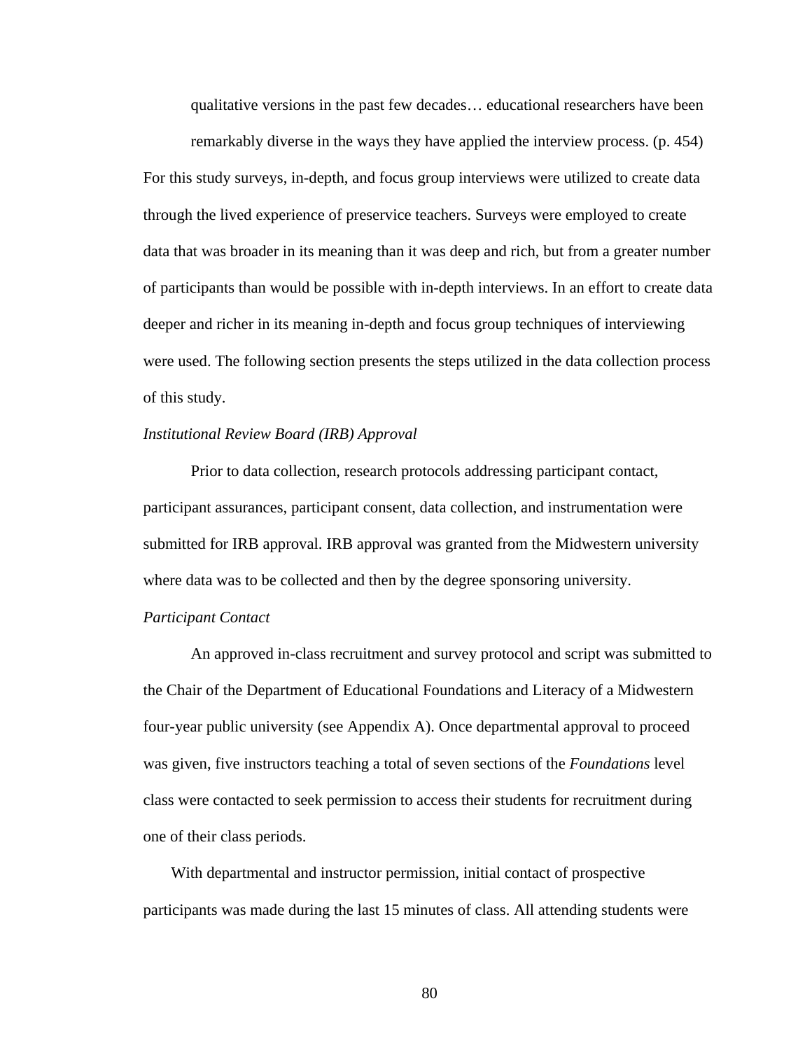> qualitative versions in the past few decades… educational researchers have been remarkably diverse in the ways they have applied the interview process. (p. 454)

For this study surveys, in-depth, and focus group interviews were utilized to create data through the lived experience of preservice teachers. Surveys were employed to create data that was broader in its meaning than it was deep and rich, but from a greater number of participants than would be possible with in-depth interviews. In an effort to create data deeper and richer in its meaning in-depth and focus group techniques of interviewing were used. The following section presents the steps utilized in the data collection process of this study.

*Institutional Review Board (IRB) Approval*

Prior to data collection, research protocols addressing participant contact, participant assurances, participant consent, data collection, and instrumentation were submitted for IRB approval. IRB approval was granted from the Midwestern university where data was to be collected and then by the degree sponsoring university.

*Participant Contact*

An approved in-class recruitment and survey protocol and script was submitted to the Chair of the Department of Educational Foundations and Literacy of a Midwestern four-year public university (see Appendix A). Once departmental approval to proceed was given, five instructors teaching a total of seven sections of the *Foundations* level class were contacted to seek permission to access their students for recruitment during one of their class periods.

With departmental and instructor permission, initial contact of prospective participants was made during the last 15 minutes of class. All attending students were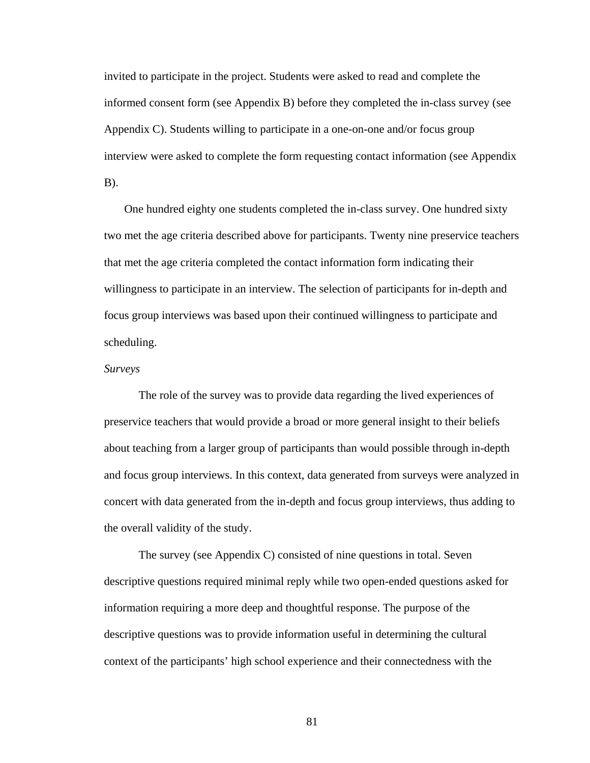invited to participate in the project. Students were asked to read and complete the informed consent form (see Appendix B) before they completed the in-class survey (see Appendix C). Students willing to participate in a one-on-one and/or focus group interview were asked to complete the form requesting contact information (see Appendix B).

One hundred eighty one students completed the in-class survey. One hundred sixty two met the age criteria described above for participants. Twenty nine preservice teachers that met the age criteria completed the contact information form indicating their willingness to participate in an interview. The selection of participants for in-depth and focus group interviews was based upon their continued willingness to participate and scheduling.

*Surveys*

The role of the survey was to provide data regarding the lived experiences of preservice teachers that would provide a broad or more general insight to their beliefs about teaching from a larger group of participants than would possible through in-depth and focus group interviews. In this context, data generated from surveys were analyzed in concert with data generated from the in-depth and focus group interviews, thus adding to the overall validity of the study.

The survey (see Appendix C) consisted of nine questions in total. Seven descriptive questions required minimal reply while two open-ended questions asked for information requiring a more deep and thoughtful response. The purpose of the descriptive questions was to provide information useful in determining the cultural context of the participants' high school experience and their connectedness with the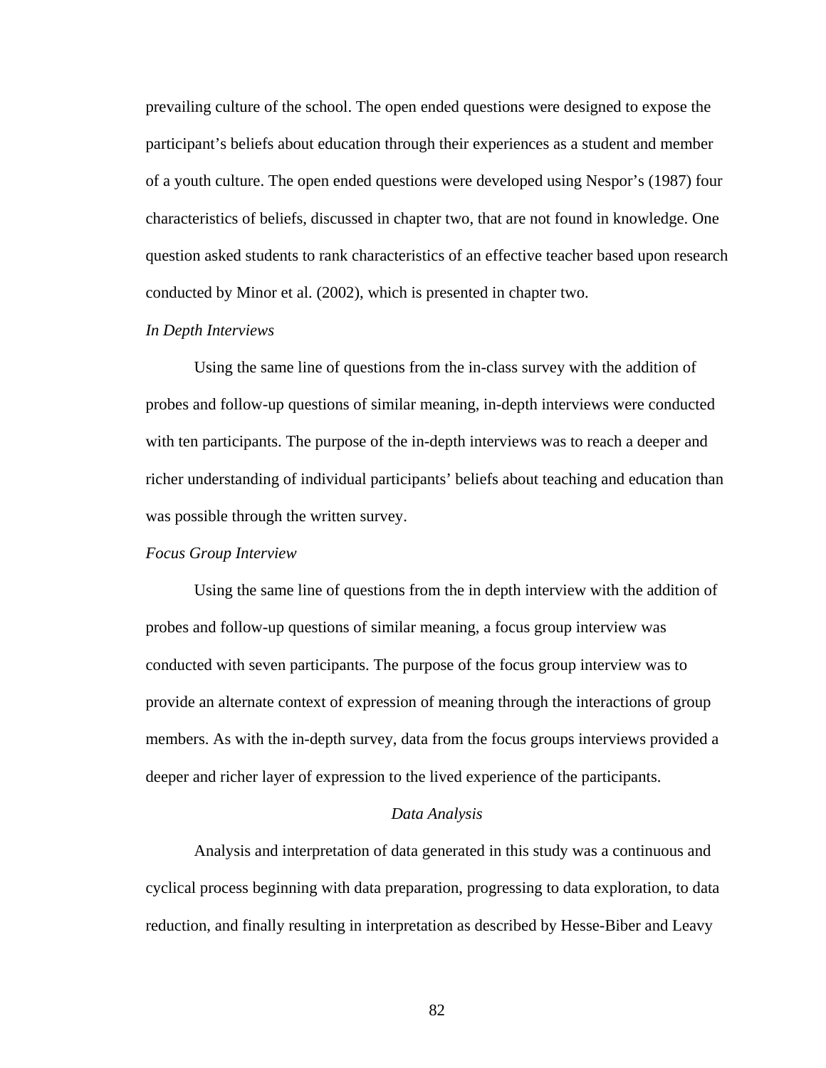prevailing culture of the school. The open ended questions were designed to expose the participant's beliefs about education through their experiences as a student and member of a youth culture. The open ended questions were developed using Nespor's (1987) four characteristics of beliefs, discussed in chapter two, that are not found in knowledge. One question asked students to rank characteristics of an effective teacher based upon research conducted by Minor et al. (2002), which is presented in chapter two.

*In Depth Interviews*

Using the same line of questions from the in-class survey with the addition of probes and follow-up questions of similar meaning, in-depth interviews were conducted with ten participants. The purpose of the in-depth interviews was to reach a deeper and richer understanding of individual participants' beliefs about teaching and education than was possible through the written survey.

*Focus Group Interview*

Using the same line of questions from the in depth interview with the addition of probes and follow-up questions of similar meaning, a focus group interview was conducted with seven participants. The purpose of the focus group interview was to provide an alternate context of expression of meaning through the interactions of group members. As with the in-depth survey, data from the focus groups interviews provided a deeper and richer layer of expression to the lived experience of the participants.

## *Data Analysis*

Analysis and interpretation of data generated in this study was a continuous and cyclical process beginning with data preparation, progressing to data exploration, to data reduction, and finally resulting in interpretation as described by Hesse-Biber and Leavy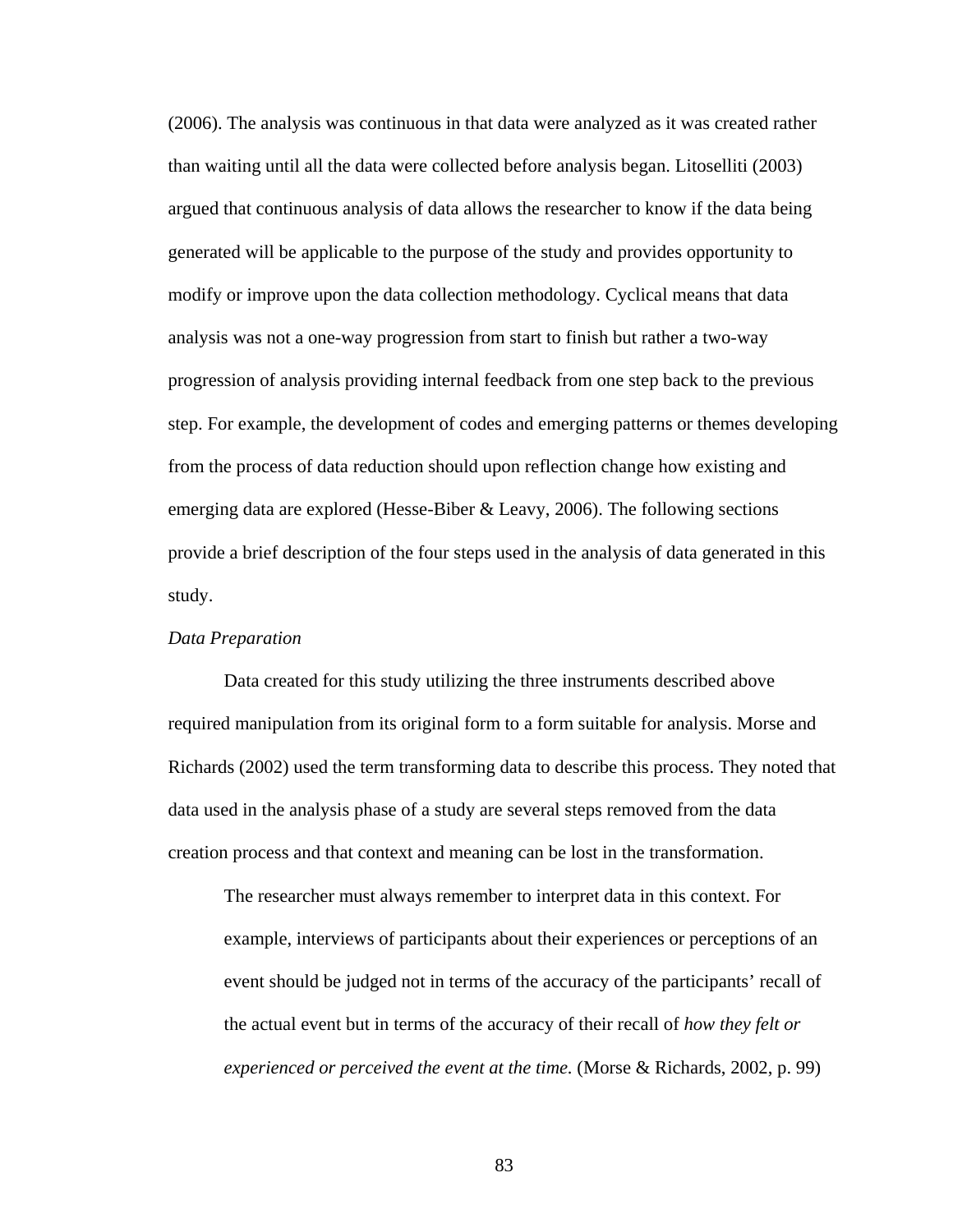(2006). The analysis was continuous in that data were analyzed as it was created rather than waiting until all the data were collected before analysis began. Litoselliti (2003) argued that continuous analysis of data allows the researcher to know if the data being generated will be applicable to the purpose of the study and provides opportunity to modify or improve upon the data collection methodology. Cyclical means that data analysis was not a one-way progression from start to finish but rather a two-way progression of analysis providing internal feedback from one step back to the previous step. For example, the development of codes and emerging patterns or themes developing from the process of data reduction should upon reflection change how existing and emerging data are explored (Hesse-Biber & Leavy, 2006). The following sections provide a brief description of the four steps used in the analysis of data generated in this study.

*Data Preparation*

Data created for this study utilizing the three instruments described above required manipulation from its original form to a form suitable for analysis. Morse and Richards (2002) used the term transforming data to describe this process. They noted that data used in the analysis phase of a study are several steps removed from the data creation process and that context and meaning can be lost in the transformation.

> The researcher must always remember to interpret data in this context. For example, interviews of participants about their experiences or perceptions of an event should be judged not in terms of the accuracy of the participants' recall of the actual event but in terms of the accuracy of their recall of *how they felt or experienced or perceived the event at the time.* (Morse & Richards, 2002, p. 99)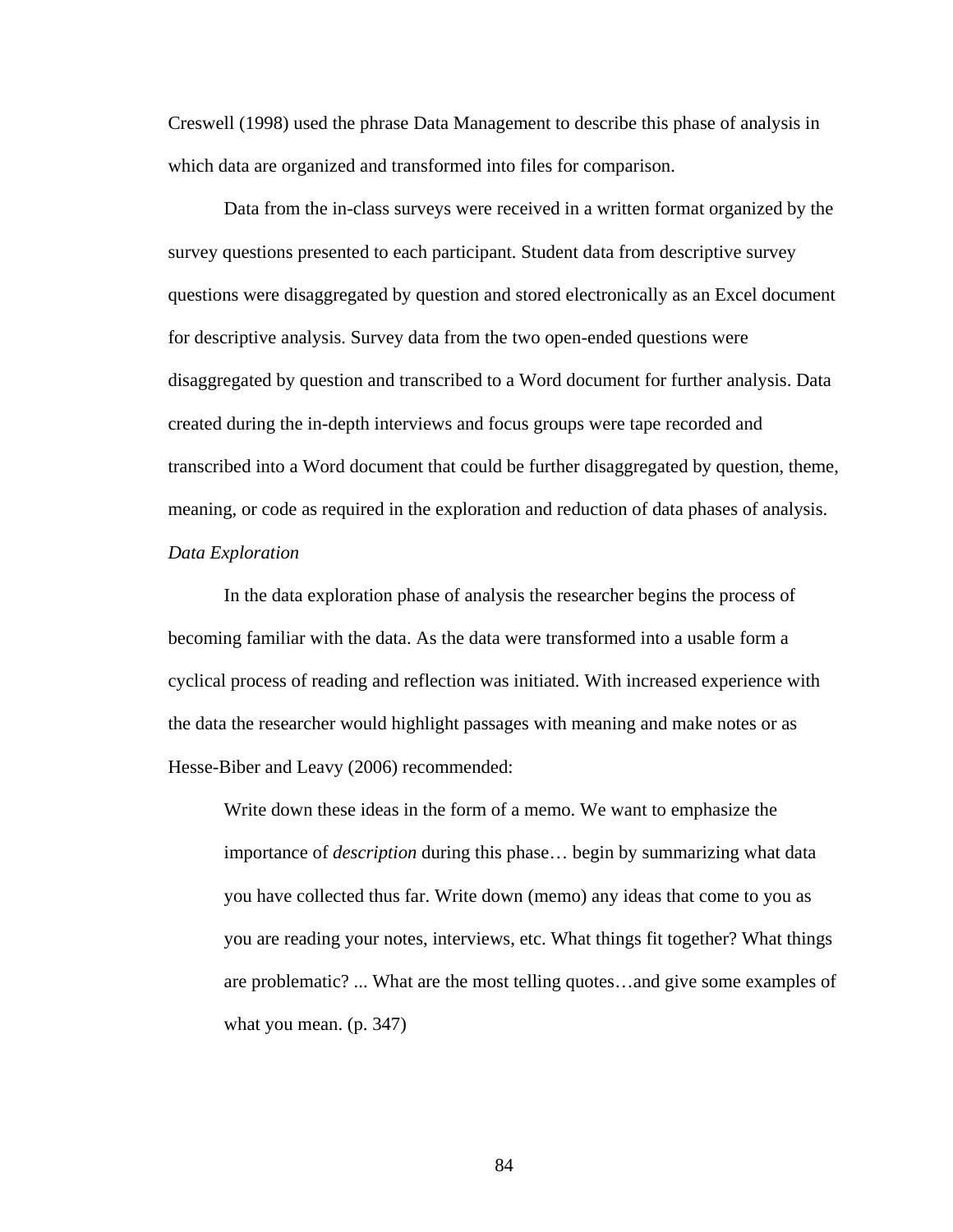Creswell (1998) used the phrase Data Management to describe this phase of analysis in which data are organized and transformed into files for comparison.

Data from the in-class surveys were received in a written format organized by the survey questions presented to each participant. Student data from descriptive survey questions were disaggregated by question and stored electronically as an Excel document for descriptive analysis. Survey data from the two open-ended questions were disaggregated by question and transcribed to a Word document for further analysis. Data created during the in-depth interviews and focus groups were tape recorded and transcribed into a Word document that could be further disaggregated by question, theme, meaning, or code as required in the exploration and reduction of data phases of analysis.

*Data Exploration*

In the data exploration phase of analysis the researcher begins the process of becoming familiar with the data. As the data were transformed into a usable form a cyclical process of reading and reflection was initiated. With increased experience with the data the researcher would highlight passages with meaning and make notes or as Hesse-Biber and Leavy (2006) recommended:

> Write down these ideas in the form of a memo. We want to emphasize the importance of *description* during this phase… begin by summarizing what data you have collected thus far. Write down (memo) any ideas that come to you as you are reading your notes, interviews, etc. What things fit together? What things are problematic? ... What are the most telling quotes…and give some examples of what you mean. (p. 347)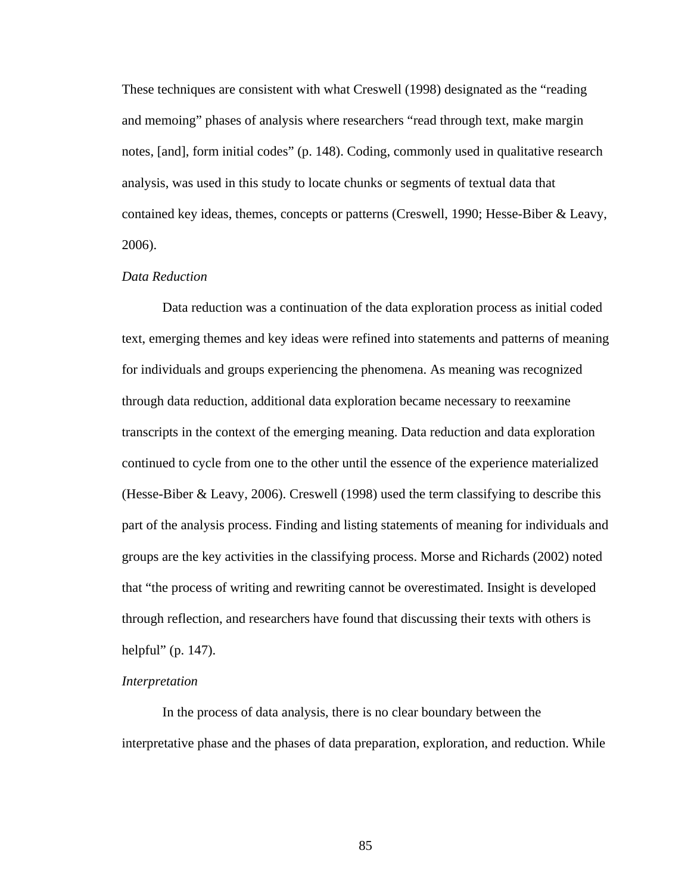These techniques are consistent with what Creswell (1998) designated as the “reading and memoing” phases of analysis where researchers “read through text, make margin notes, [and], form initial codes” (p. 148). Coding, commonly used in qualitative research analysis, was used in this study to locate chunks or segments of textual data that contained key ideas, themes, concepts or patterns (Creswell, 1990; Hesse-Biber & Leavy, 2006).

*Data Reduction*

Data reduction was a continuation of the data exploration process as initial coded text, emerging themes and key ideas were refined into statements and patterns of meaning for individuals and groups experiencing the phenomena. As meaning was recognized through data reduction, additional data exploration became necessary to reexamine transcripts in the context of the emerging meaning. Data reduction and data exploration continued to cycle from one to the other until the essence of the experience materialized (Hesse-Biber & Leavy, 2006). Creswell (1998) used the term classifying to describe this part of the analysis process. Finding and listing statements of meaning for individuals and groups are the key activities in the classifying process. Morse and Richards (2002) noted that “the process of writing and rewriting cannot be overestimated. Insight is developed through reflection, and researchers have found that discussing their texts with others is helpful” (p. 147).

*Interpretation*

In the process of data analysis, there is no clear boundary between the interpretative phase and the phases of data preparation, exploration, and reduction. While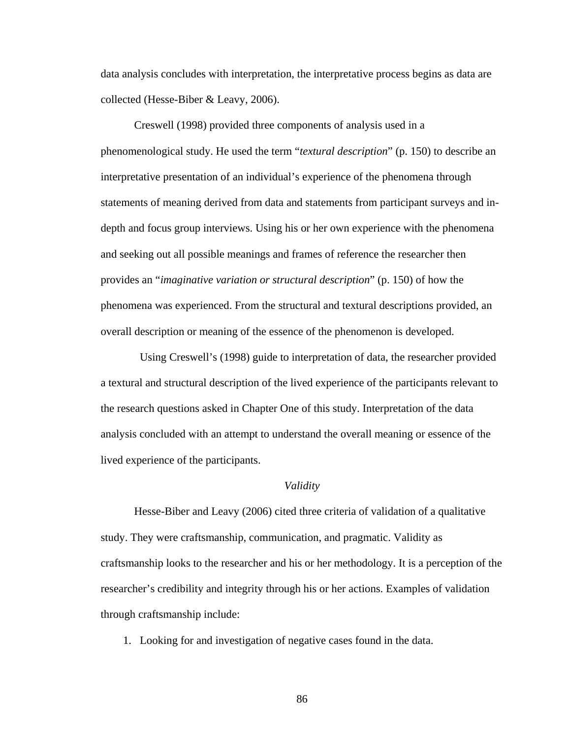data analysis concludes with interpretation, the interpretative process begins as data are collected (Hesse-Biber & Leavy, 2006).

Creswell (1998) provided three components of analysis used in a phenomenological study. He used the term "*textural description*" (p. 150) to describe an interpretative presentation of an individual's experience of the phenomena through statements of meaning derived from data and statements from participant surveys and in-depth and focus group interviews. Using his or her own experience with the phenomena and seeking out all possible meanings and frames of reference the researcher then provides an "*imaginative variation or structural description*" (p. 150) of how the phenomena was experienced. From the structural and textural descriptions provided, an overall description or meaning of the essence of the phenomenon is developed.

Using Creswell's (1998) guide to interpretation of data, the researcher provided a textural and structural description of the lived experience of the participants relevant to the research questions asked in Chapter One of this study. Interpretation of the data analysis concluded with an attempt to understand the overall meaning or essence of the lived experience of the participants.

### *Validity*

Hesse-Biber and Leavy (2006) cited three criteria of validation of a qualitative study. They were craftsmanship, communication, and pragmatic. Validity as craftsmanship looks to the researcher and his or her methodology. It is a perception of the researcher's credibility and integrity through his or her actions. Examples of validation through craftsmanship include:

1. Looking for and investigation of negative cases found in the data.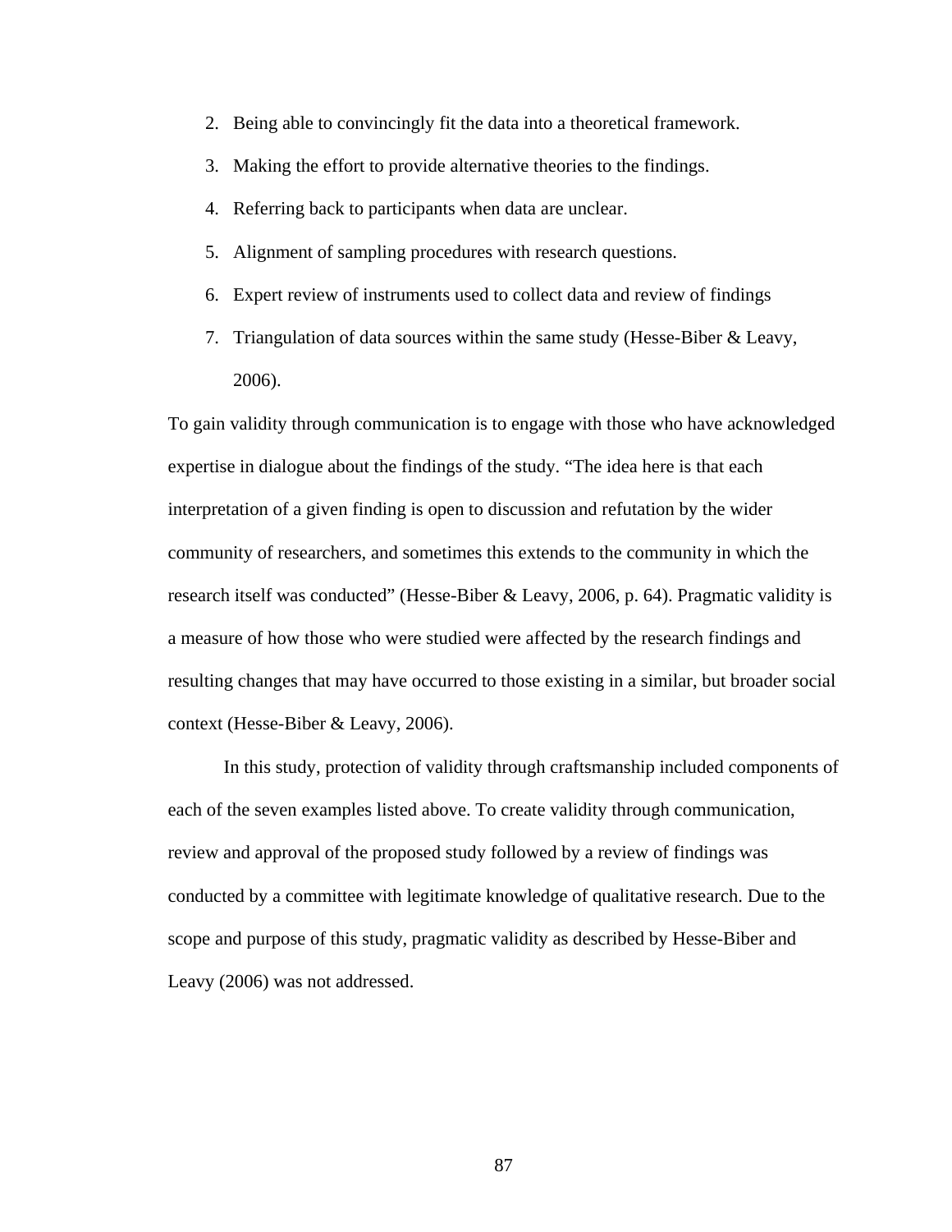2. Being able to convincingly fit the data into a theoretical framework.
3. Making the effort to provide alternative theories to the findings.
4. Referring back to participants when data are unclear.
5. Alignment of sampling procedures with research questions.
6. Expert review of instruments used to collect data and review of findings
7. Triangulation of data sources within the same study (Hesse-Biber & Leavy, 2006).

To gain validity through communication is to engage with those who have acknowledged expertise in dialogue about the findings of the study. "The idea here is that each interpretation of a given finding is open to discussion and refutation by the wider community of researchers, and sometimes this extends to the community in which the research itself was conducted" (Hesse-Biber & Leavy, 2006, p. 64). Pragmatic validity is a measure of how those who were studied were affected by the research findings and resulting changes that may have occurred to those existing in a similar, but broader social context (Hesse-Biber & Leavy, 2006).

In this study, protection of validity through craftsmanship included components of each of the seven examples listed above. To create validity through communication, review and approval of the proposed study followed by a review of findings was conducted by a committee with legitimate knowledge of qualitative research. Due to the scope and purpose of this study, pragmatic validity as described by Hesse-Biber and Leavy (2006) was not addressed.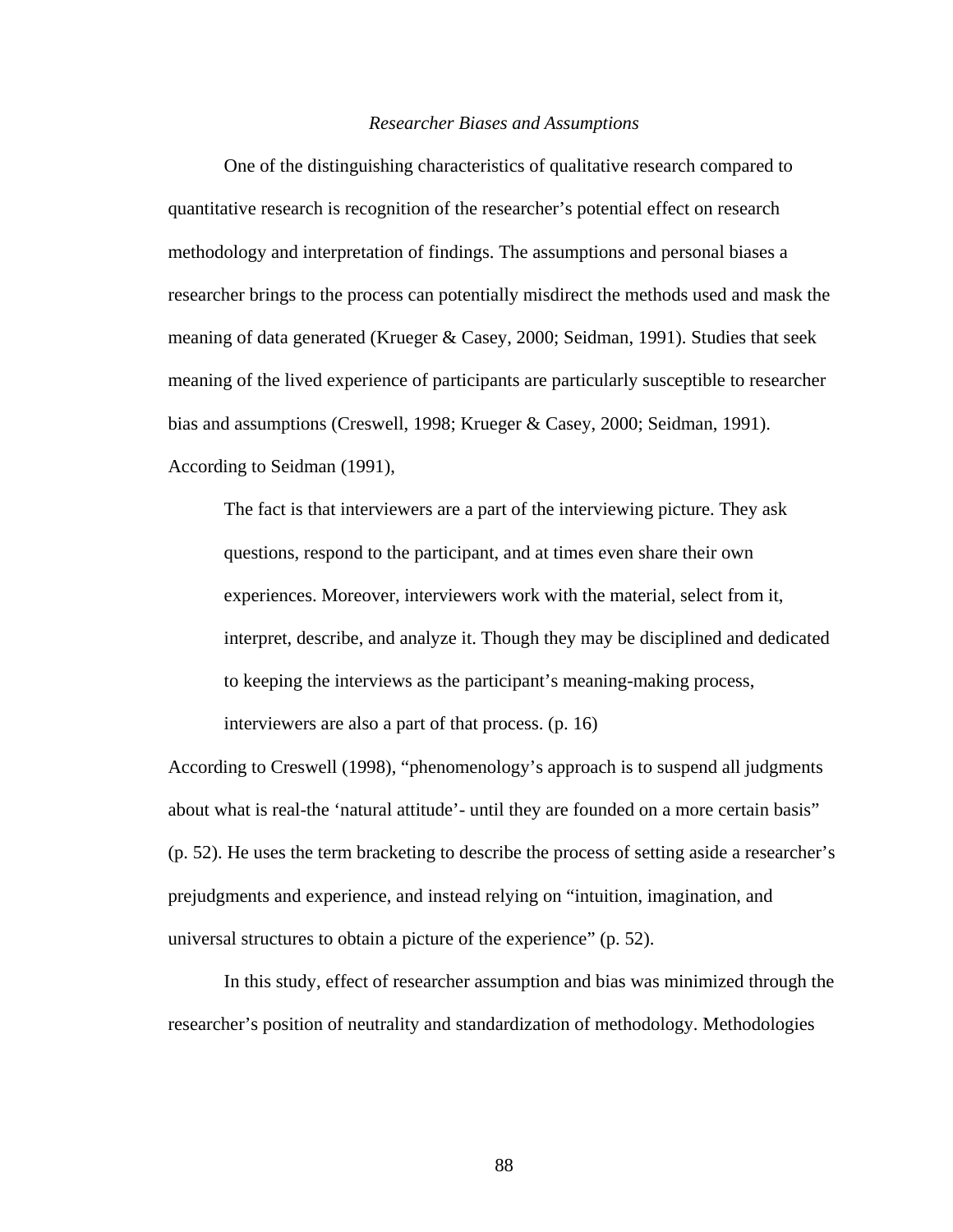### *Researcher Biases and Assumptions*

One of the distinguishing characteristics of qualitative research compared to quantitative research is recognition of the researcher's potential effect on research methodology and interpretation of findings. The assumptions and personal biases a researcher brings to the process can potentially misdirect the methods used and mask the meaning of data generated (Krueger & Casey, 2000; Seidman, 1991). Studies that seek meaning of the lived experience of participants are particularly susceptible to researcher bias and assumptions (Creswell, 1998; Krueger & Casey, 2000; Seidman, 1991). According to Seidman (1991),

> The fact is that interviewers are a part of the interviewing picture. They ask questions, respond to the participant, and at times even share their own experiences. Moreover, interviewers work with the material, select from it, interpret, describe, and analyze it. Though they may be disciplined and dedicated to keeping the interviews as the participant's meaning-making process, interviewers are also a part of that process. (p. 16)

According to Creswell (1998), "phenomenology's approach is to suspend all judgments about what is real-the 'natural attitude'- until they are founded on a more certain basis" (p. 52). He uses the term bracketing to describe the process of setting aside a researcher's prejudgments and experience, and instead relying on "intuition, imagination, and universal structures to obtain a picture of the experience" (p. 52).

In this study, effect of researcher assumption and bias was minimized through the researcher's position of neutrality and standardization of methodology. Methodologies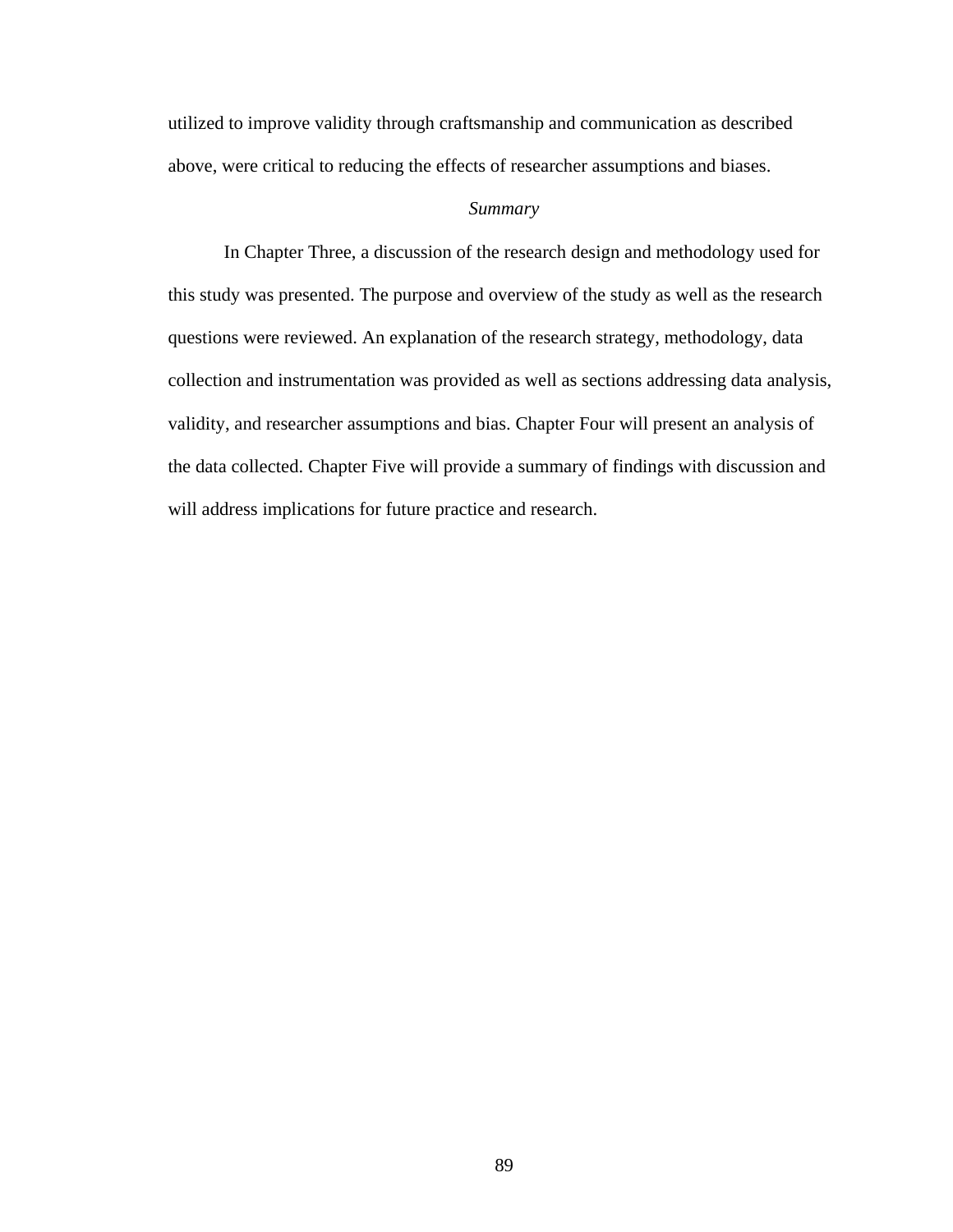utilized to improve validity through craftsmanship and communication as described above, were critical to reducing the effects of researcher assumptions and biases.

### *Summary*

In Chapter Three, a discussion of the research design and methodology used for this study was presented. The purpose and overview of the study as well as the research questions were reviewed. An explanation of the research strategy, methodology, data collection and instrumentation was provided as well as sections addressing data analysis, validity, and researcher assumptions and bias. Chapter Four will present an analysis of the data collected. Chapter Five will provide a summary of findings with discussion and will address implications for future practice and research.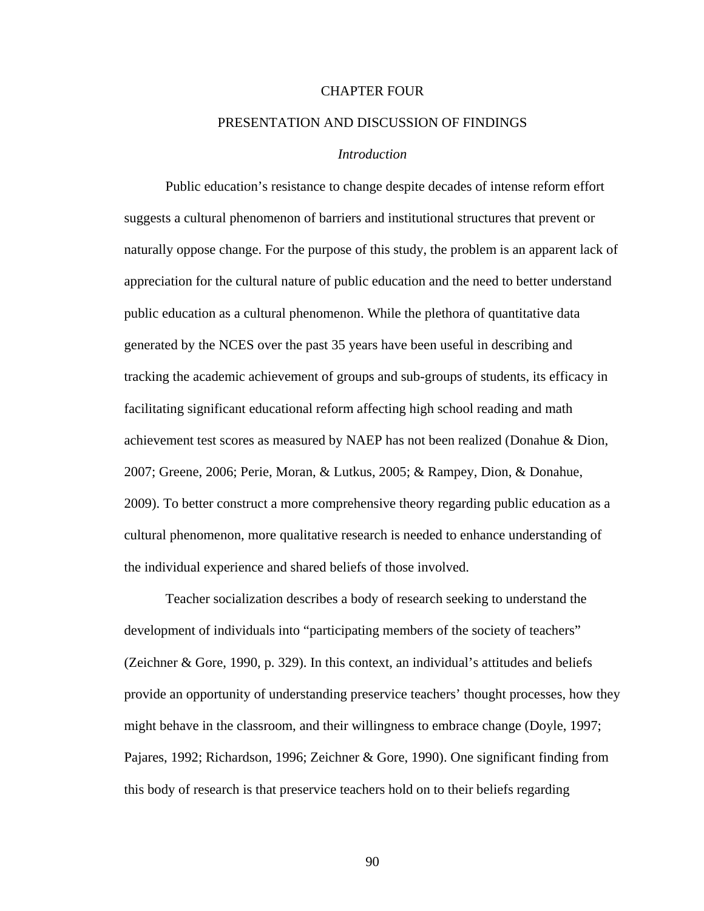# CHAPTER FOUR

# PRESENTATION AND DISCUSSION OF FINDINGS

## *Introduction*

Public education's resistance to change despite decades of intense reform effort suggests a cultural phenomenon of barriers and institutional structures that prevent or naturally oppose change. For the purpose of this study, the problem is an apparent lack of appreciation for the cultural nature of public education and the need to better understand public education as a cultural phenomenon. While the plethora of quantitative data generated by the NCES over the past 35 years have been useful in describing and tracking the academic achievement of groups and sub-groups of students, its efficacy in facilitating significant educational reform affecting high school reading and math achievement test scores as measured by NAEP has not been realized (Donahue & Dion, 2007; Greene, 2006; Perie, Moran, & Lutkus, 2005; & Rampey, Dion, & Donahue, 2009). To better construct a more comprehensive theory regarding public education as a cultural phenomenon, more qualitative research is needed to enhance understanding of the individual experience and shared beliefs of those involved.

Teacher socialization describes a body of research seeking to understand the development of individuals into "participating members of the society of teachers" (Zeichner & Gore, 1990, p. 329). In this context, an individual's attitudes and beliefs provide an opportunity of understanding preservice teachers' thought processes, how they might behave in the classroom, and their willingness to embrace change (Doyle, 1997; Pajares, 1992; Richardson, 1996; Zeichner & Gore, 1990). One significant finding from this body of research is that preservice teachers hold on to their beliefs regarding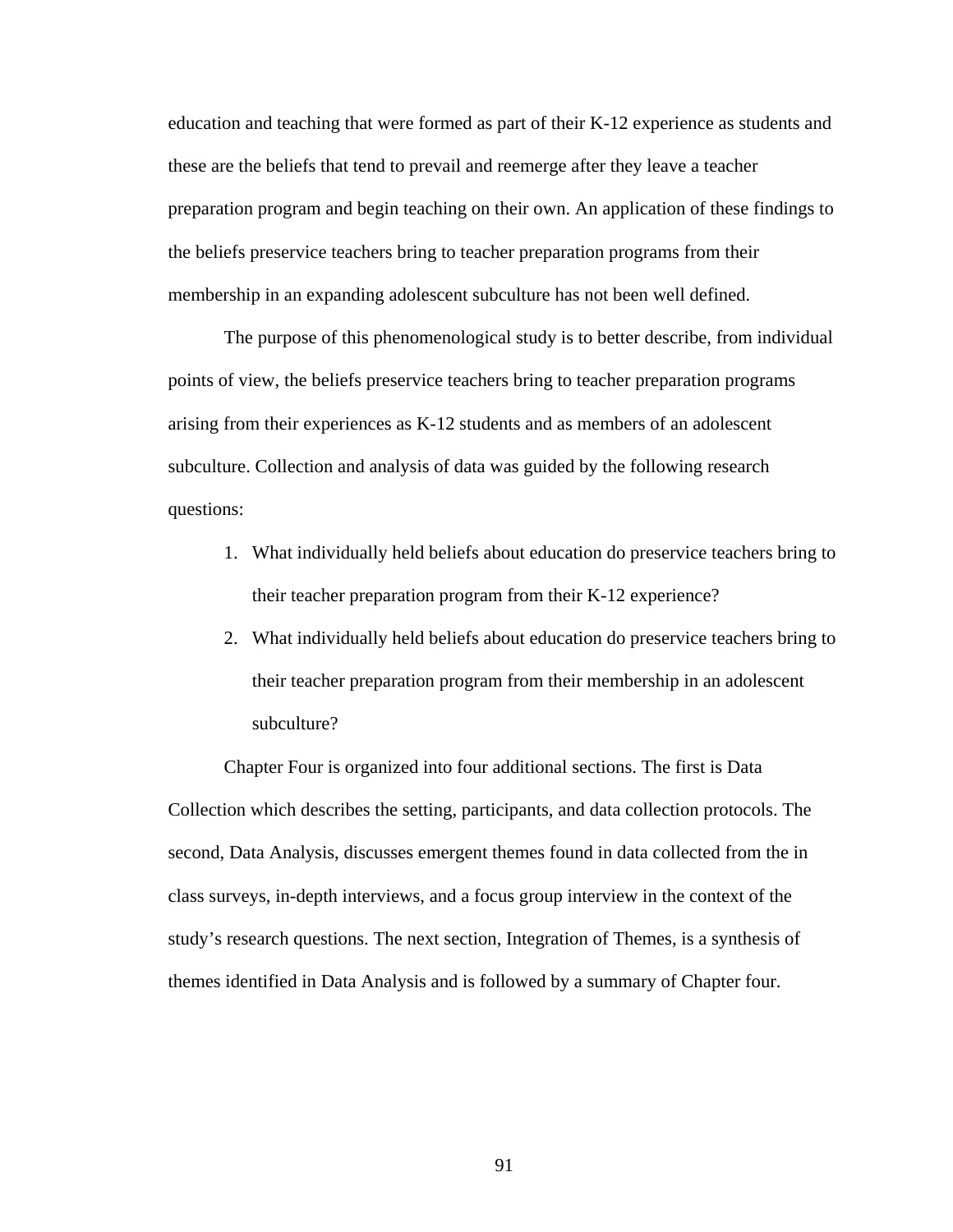education and teaching that were formed as part of their K-12 experience as students and these are the beliefs that tend to prevail and reemerge after they leave a teacher preparation program and begin teaching on their own. An application of these findings to the beliefs preservice teachers bring to teacher preparation programs from their membership in an expanding adolescent subculture has not been well defined.

The purpose of this phenomenological study is to better describe, from individual points of view, the beliefs preservice teachers bring to teacher preparation programs arising from their experiences as K-12 students and as members of an adolescent subculture. Collection and analysis of data was guided by the following research questions:

1. What individually held beliefs about education do preservice teachers bring to their teacher preparation program from their K-12 experience?
2. What individually held beliefs about education do preservice teachers bring to their teacher preparation program from their membership in an adolescent subculture?

Chapter Four is organized into four additional sections. The first is Data Collection which describes the setting, participants, and data collection protocols. The second, Data Analysis, discusses emergent themes found in data collected from the in class surveys, in-depth interviews, and a focus group interview in the context of the study's research questions. The next section, Integration of Themes, is a synthesis of themes identified in Data Analysis and is followed by a summary of Chapter four.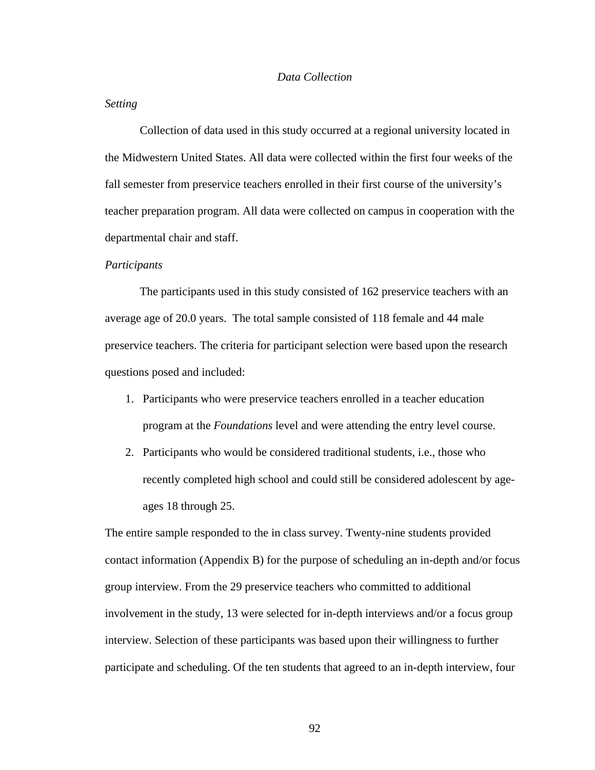## *Data Collection*

### *Setting*

Collection of data used in this study occurred at a regional university located in the Midwestern United States. All data were collected within the first four weeks of the fall semester from preservice teachers enrolled in their first course of the university's teacher preparation program. All data were collected on campus in cooperation with the departmental chair and staff.

### *Participants*

The participants used in this study consisted of 162 preservice teachers with an average age of 20.0 years. The total sample consisted of 118 female and 44 male preservice teachers. The criteria for participant selection were based upon the research questions posed and included:

1. Participants who were preservice teachers enrolled in a teacher education program at the *Foundations* level and were attending the entry level course.
2. Participants who would be considered traditional students, i.e., those who recently completed high school and could still be considered adolescent by age-ages 18 through 25.

The entire sample responded to the in class survey. Twenty-nine students provided contact information (Appendix B) for the purpose of scheduling an in-depth and/or focus group interview. From the 29 preservice teachers who committed to additional involvement in the study, 13 were selected for in-depth interviews and/or a focus group interview. Selection of these participants was based upon their willingness to further participate and scheduling. Of the ten students that agreed to an in-depth interview, four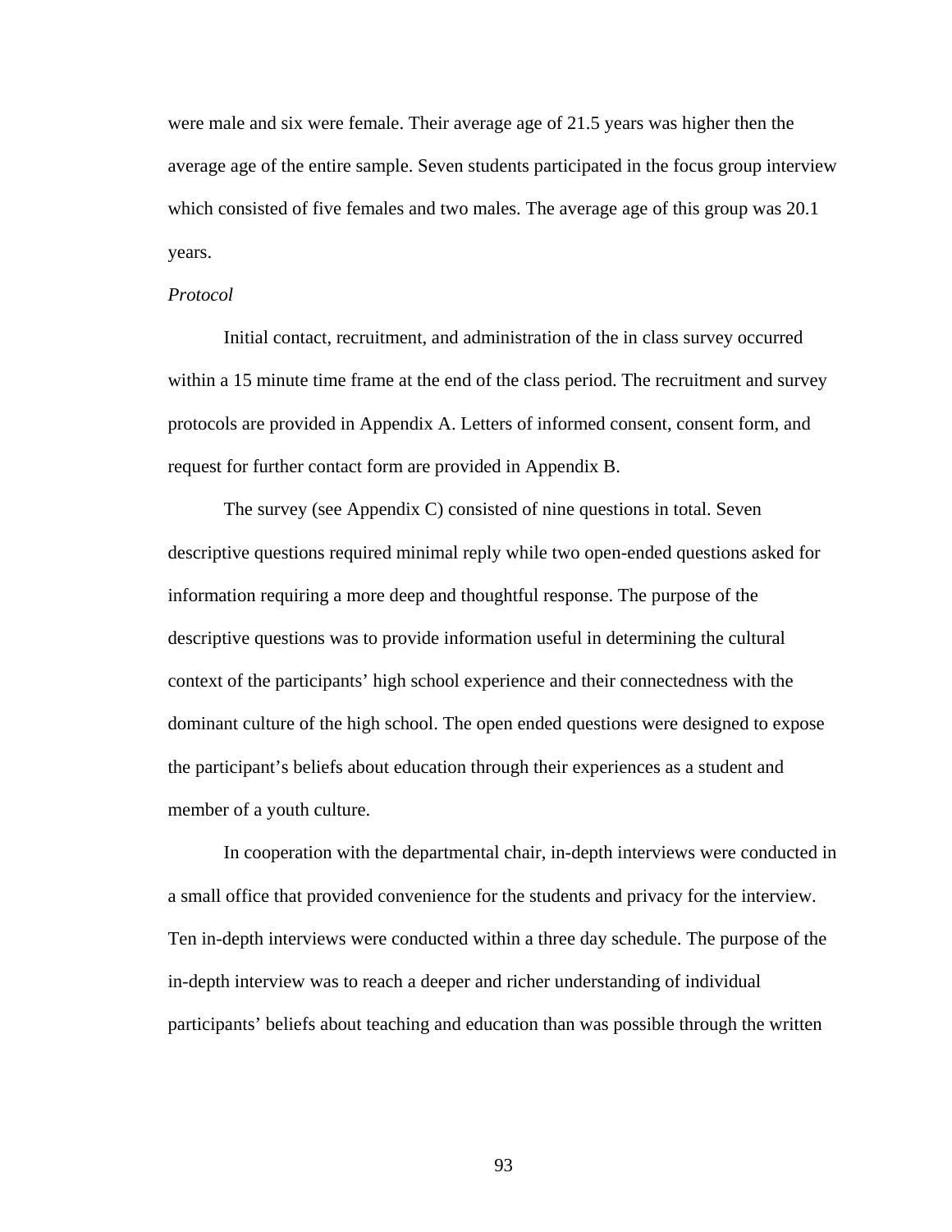were male and six were female. Their average age of 21.5 years was higher then the average age of the entire sample. Seven students participated in the focus group interview which consisted of five females and two males. The average age of this group was 20.1 years.

*Protocol*

Initial contact, recruitment, and administration of the in class survey occurred within a 15 minute time frame at the end of the class period. The recruitment and survey protocols are provided in Appendix A. Letters of informed consent, consent form, and request for further contact form are provided in Appendix B.

The survey (see Appendix C) consisted of nine questions in total. Seven descriptive questions required minimal reply while two open-ended questions asked for information requiring a more deep and thoughtful response. The purpose of the descriptive questions was to provide information useful in determining the cultural context of the participants' high school experience and their connectedness with the dominant culture of the high school. The open ended questions were designed to expose the participant's beliefs about education through their experiences as a student and member of a youth culture.

In cooperation with the departmental chair, in-depth interviews were conducted in a small office that provided convenience for the students and privacy for the interview. Ten in-depth interviews were conducted within a three day schedule. The purpose of the in-depth interview was to reach a deeper and richer understanding of individual participants' beliefs about teaching and education than was possible through the written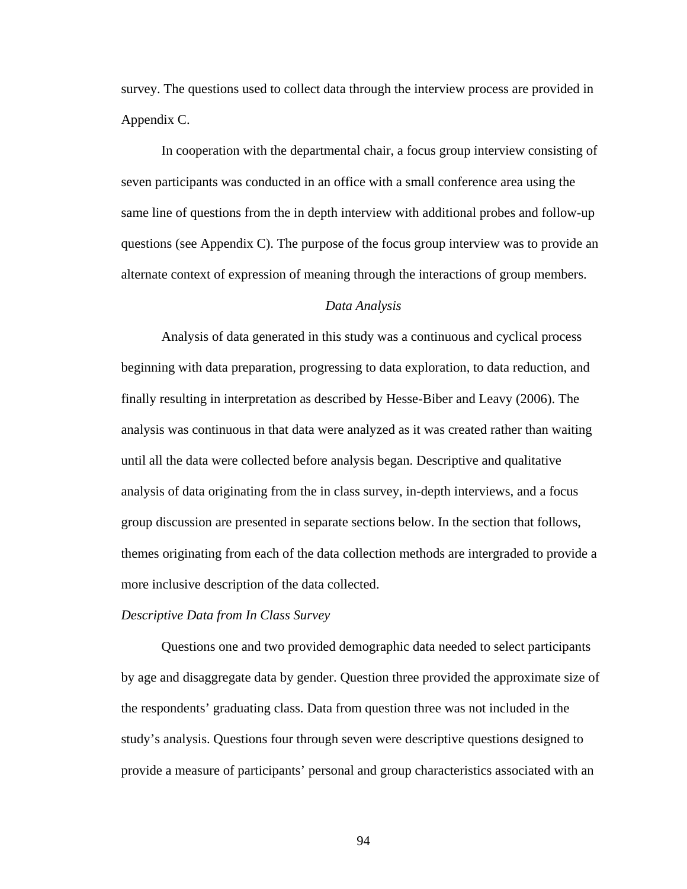survey. The questions used to collect data through the interview process are provided in Appendix C.

In cooperation with the departmental chair, a focus group interview consisting of seven participants was conducted in an office with a small conference area using the same line of questions from the in depth interview with additional probes and follow-up questions (see Appendix C). The purpose of the focus group interview was to provide an alternate context of expression of meaning through the interactions of group members.

### *Data Analysis*

Analysis of data generated in this study was a continuous and cyclical process beginning with data preparation, progressing to data exploration, to data reduction, and finally resulting in interpretation as described by Hesse-Biber and Leavy (2006). The analysis was continuous in that data were analyzed as it was created rather than waiting until all the data were collected before analysis began. Descriptive and qualitative analysis of data originating from the in class survey, in-depth interviews, and a focus group discussion are presented in separate sections below. In the section that follows, themes originating from each of the data collection methods are intergraded to provide a more inclusive description of the data collected.

#### *Descriptive Data from In Class Survey*

Questions one and two provided demographic data needed to select participants by age and disaggregate data by gender. Question three provided the approximate size of the respondents' graduating class. Data from question three was not included in the study's analysis. Questions four through seven were descriptive questions designed to provide a measure of participants' personal and group characteristics associated with an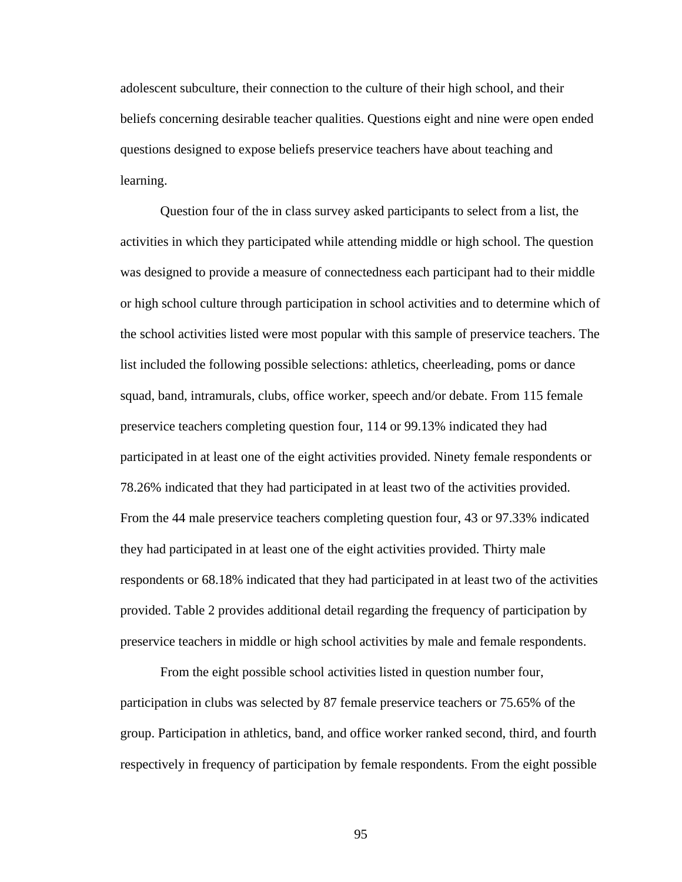adolescent subculture, their connection to the culture of their high school, and their beliefs concerning desirable teacher qualities. Questions eight and nine were open ended questions designed to expose beliefs preservice teachers have about teaching and learning.

Question four of the in class survey asked participants to select from a list, the activities in which they participated while attending middle or high school. The question was designed to provide a measure of connectedness each participant had to their middle or high school culture through participation in school activities and to determine which of the school activities listed were most popular with this sample of preservice teachers. The list included the following possible selections: athletics, cheerleading, poms or dance squad, band, intramurals, clubs, office worker, speech and/or debate. From 115 female preservice teachers completing question four, 114 or 99.13% indicated they had participated in at least one of the eight activities provided. Ninety female respondents or 78.26% indicated that they had participated in at least two of the activities provided. From the 44 male preservice teachers completing question four, 43 or 97.33% indicated they had participated in at least one of the eight activities provided. Thirty male respondents or 68.18% indicated that they had participated in at least two of the activities provided. Table 2 provides additional detail regarding the frequency of participation by preservice teachers in middle or high school activities by male and female respondents.

From the eight possible school activities listed in question number four, participation in clubs was selected by 87 female preservice teachers or 75.65% of the group. Participation in athletics, band, and office worker ranked second, third, and fourth respectively in frequency of participation by female respondents. From the eight possible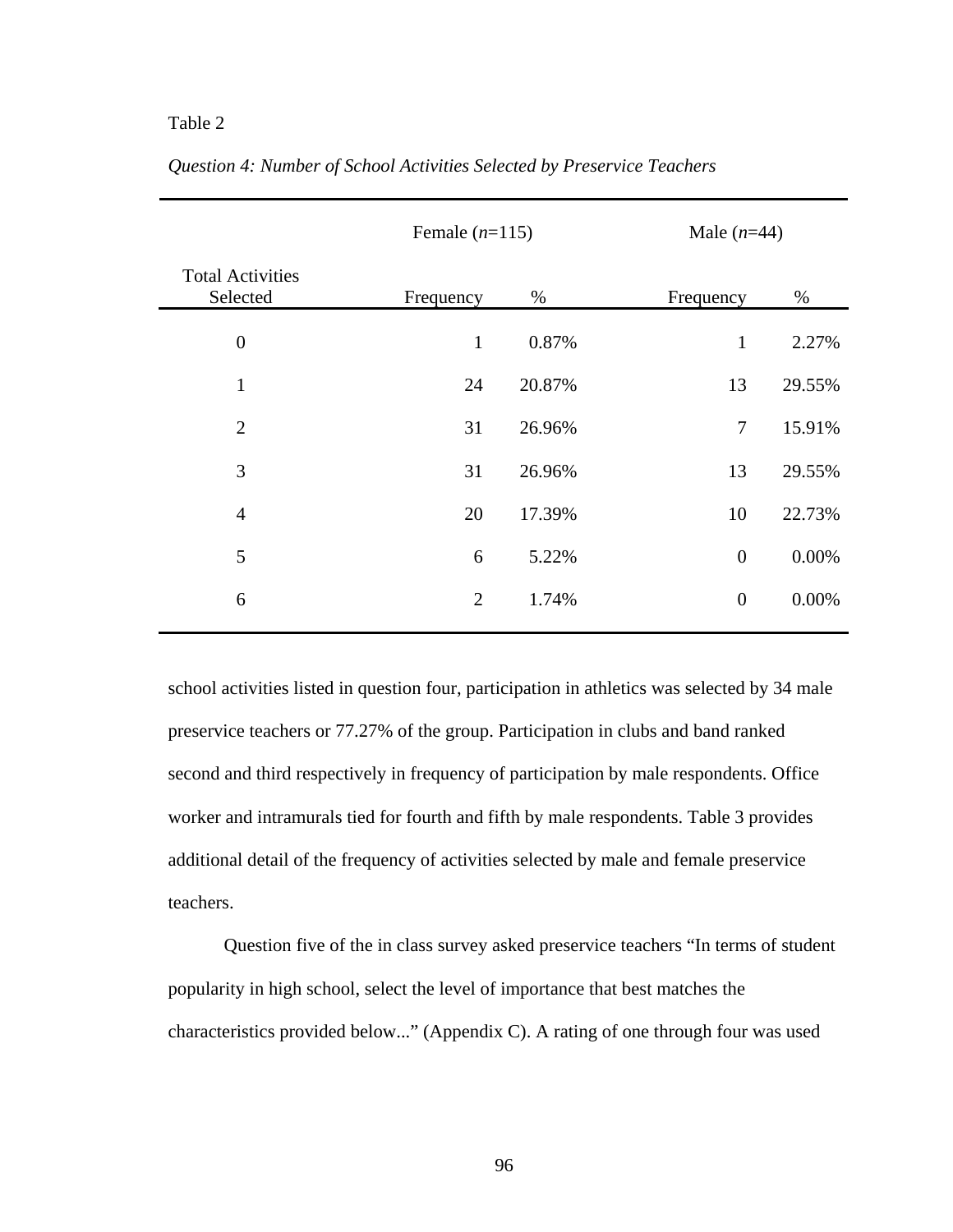Table 2

*Question 4: Number of School Activities Selected by Preservice Teachers*

| | Female (*n*=115) | | Male (*n*=44) | |
|---|---|---|---|---|
| Total Activities Selected | Frequency | % | Frequency | % |
| 0 | 1 | 0.87% | 1 | 2.27% |
| 1 | 24 | 20.87% | 13 | 29.55% |
| 2 | 31 | 26.96% | 7 | 15.91% |
| 3 | 31 | 26.96% | 13 | 29.55% |
| 4 | 20 | 17.39% | 10 | 22.73% |
| 5 | 6 | 5.22% | 0 | 0.00% |
| 6 | 2 | 1.74% | 0 | 0.00% |

school activities listed in question four, participation in athletics was selected by 34 male preservice teachers or 77.27% of the group. Participation in clubs and band ranked second and third respectively in frequency of participation by male respondents. Office worker and intramurals tied for fourth and fifth by male respondents. Table 3 provides additional detail of the frequency of activities selected by male and female preservice teachers.

Question five of the in class survey asked preservice teachers "In terms of student popularity in high school, select the level of importance that best matches the characteristics provided below..." (Appendix C). A rating of one through four was used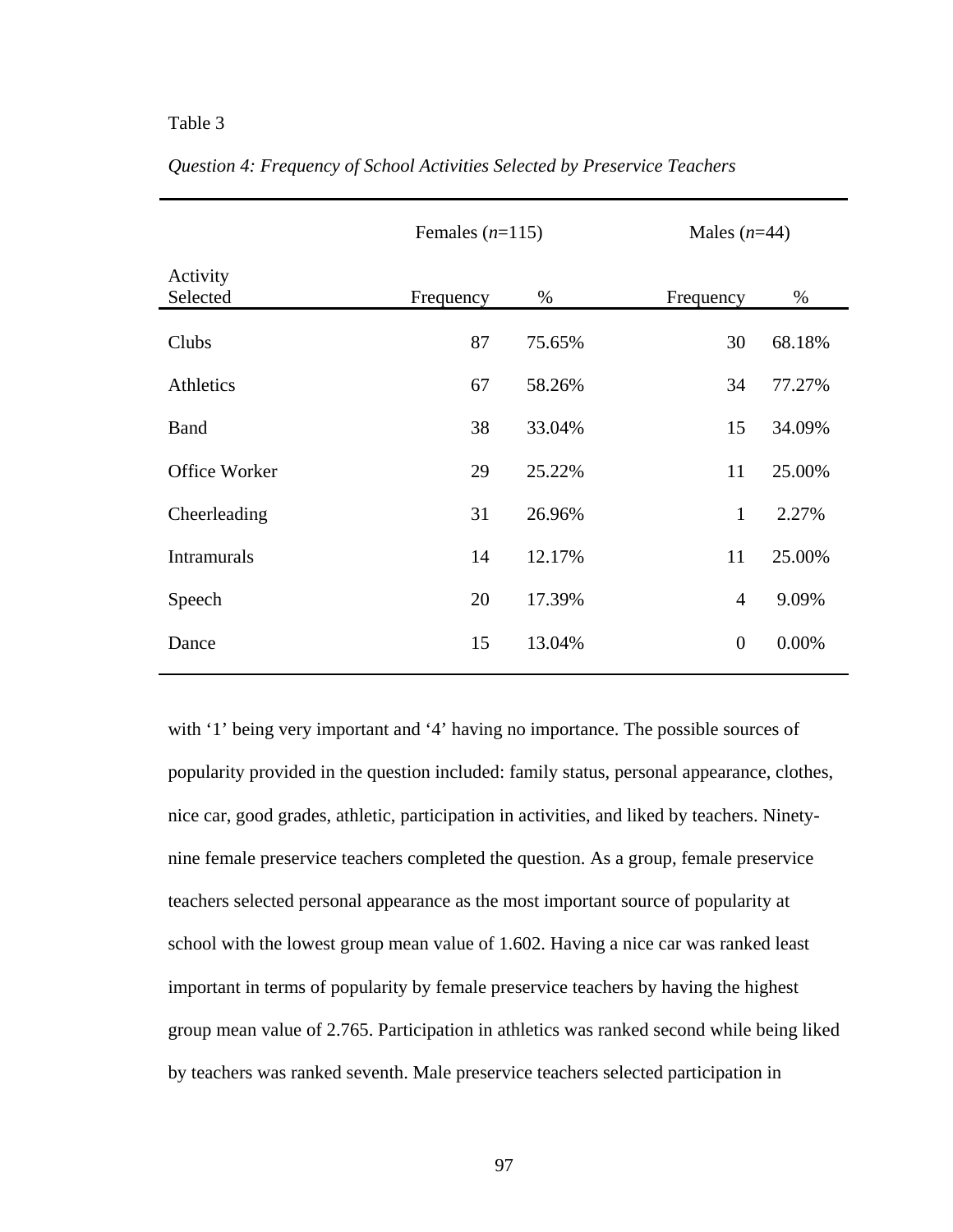Table 3

*Question 4: Frequency of School Activities Selected by Preservice Teachers*

| | Females (*n*=115) | | Males (*n*=44) | |
|---|---|---|---|---|
| Activity Selected | Frequency | % | Frequency | % |
| Clubs | 87 | 75.65% | 30 | 68.18% |
| Athletics | 67 | 58.26% | 34 | 77.27% |
| Band | 38 | 33.04% | 15 | 34.09% |
| Office Worker | 29 | 25.22% | 11 | 25.00% |
| Cheerleading | 31 | 26.96% | 1 | 2.27% |
| Intramurals | 14 | 12.17% | 11 | 25.00% |
| Speech | 20 | 17.39% | 4 | 9.09% |
| Dance | 15 | 13.04% | 0 | 0.00% |

with '1' being very important and '4' having no importance. The possible sources of popularity provided in the question included: family status, personal appearance, clothes, nice car, good grades, athletic, participation in activities, and liked by teachers. Ninety-nine female preservice teachers completed the question. As a group, female preservice teachers selected personal appearance as the most important source of popularity at school with the lowest group mean value of 1.602. Having a nice car was ranked least important in terms of popularity by female preservice teachers by having the highest group mean value of 2.765. Participation in athletics was ranked second while being liked by teachers was ranked seventh. Male preservice teachers selected participation in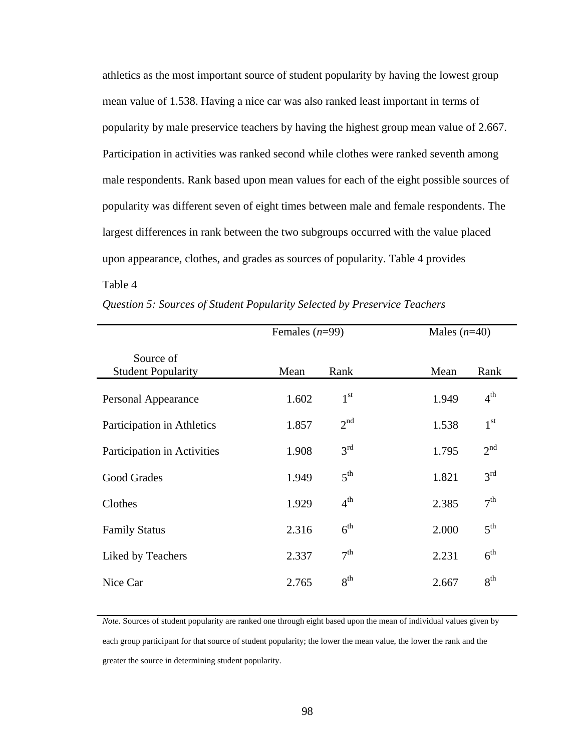athletics as the most important source of student popularity by having the lowest group mean value of 1.538. Having a nice car was also ranked least important in terms of popularity by male preservice teachers by having the highest group mean value of 2.667. Participation in activities was ranked second while clothes were ranked seventh among male respondents. Rank based upon mean values for each of the eight possible sources of popularity was different seven of eight times between male and female respondents. The largest differences in rank between the two subgroups occurred with the value placed upon appearance, clothes, and grades as sources of popularity. Table 4 provides

Table 4

*Question 5: Sources of Student Popularity Selected by Preservice Teachers*

| | Females (*n*=99) | | Males (*n*=40) | |
|---|---|---|---|---|
| Source of Student Popularity | Mean | Rank | Mean | Rank |
| Personal Appearance | 1.602 | 1st | 1.949 | 4th |
| Participation in Athletics | 1.857 | 2nd | 1.538 | 1st |
| Participation in Activities | 1.908 | 3rd | 1.795 | 2nd |
| Good Grades | 1.949 | 5th | 1.821 | 3rd |
| Clothes | 1.929 | 4th | 2.385 | 7th |
| Family Status | 2.316 | 6th | 2.000 | 5th |
| Liked by Teachers | 2.337 | 7th | 2.231 | 6th |
| Nice Car | 2.765 | 8th | 2.667 | 8th |

*Note*. Sources of student popularity are ranked one through eight based upon the mean of individual values given by each group participant for that source of student popularity; the lower the mean value, the lower the rank and the greater the source in determining student popularity.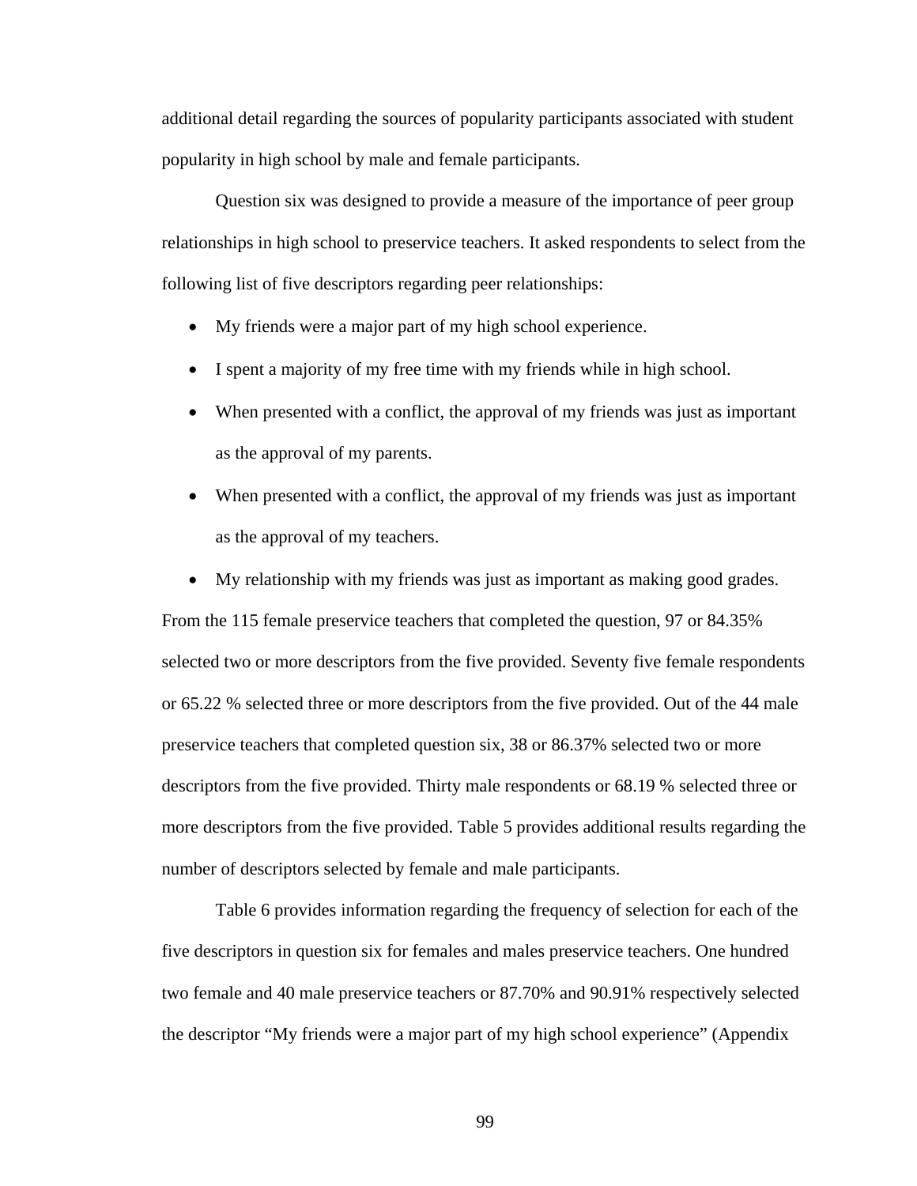additional detail regarding the sources of popularity participants associated with student popularity in high school by male and female participants.

Question six was designed to provide a measure of the importance of peer group relationships in high school to preservice teachers. It asked respondents to select from the following list of five descriptors regarding peer relationships:

- My friends were a major part of my high school experience.
- I spent a majority of my free time with my friends while in high school.
- When presented with a conflict, the approval of my friends was just as important as the approval of my parents.
- When presented with a conflict, the approval of my friends was just as important as the approval of my teachers.
- My relationship with my friends was just as important as making good grades.

From the 115 female preservice teachers that completed the question, 97 or 84.35% selected two or more descriptors from the five provided. Seventy five female respondents or 65.22 % selected three or more descriptors from the five provided. Out of the 44 male preservice teachers that completed question six, 38 or 86.37% selected two or more descriptors from the five provided. Thirty male respondents or 68.19 % selected three or more descriptors from the five provided. Table 5 provides additional results regarding the number of descriptors selected by female and male participants.

Table 6 provides information regarding the frequency of selection for each of the five descriptors in question six for females and males preservice teachers. One hundred two female and 40 male preservice teachers or 87.70% and 90.91% respectively selected the descriptor "My friends were a major part of my high school experience" (Appendix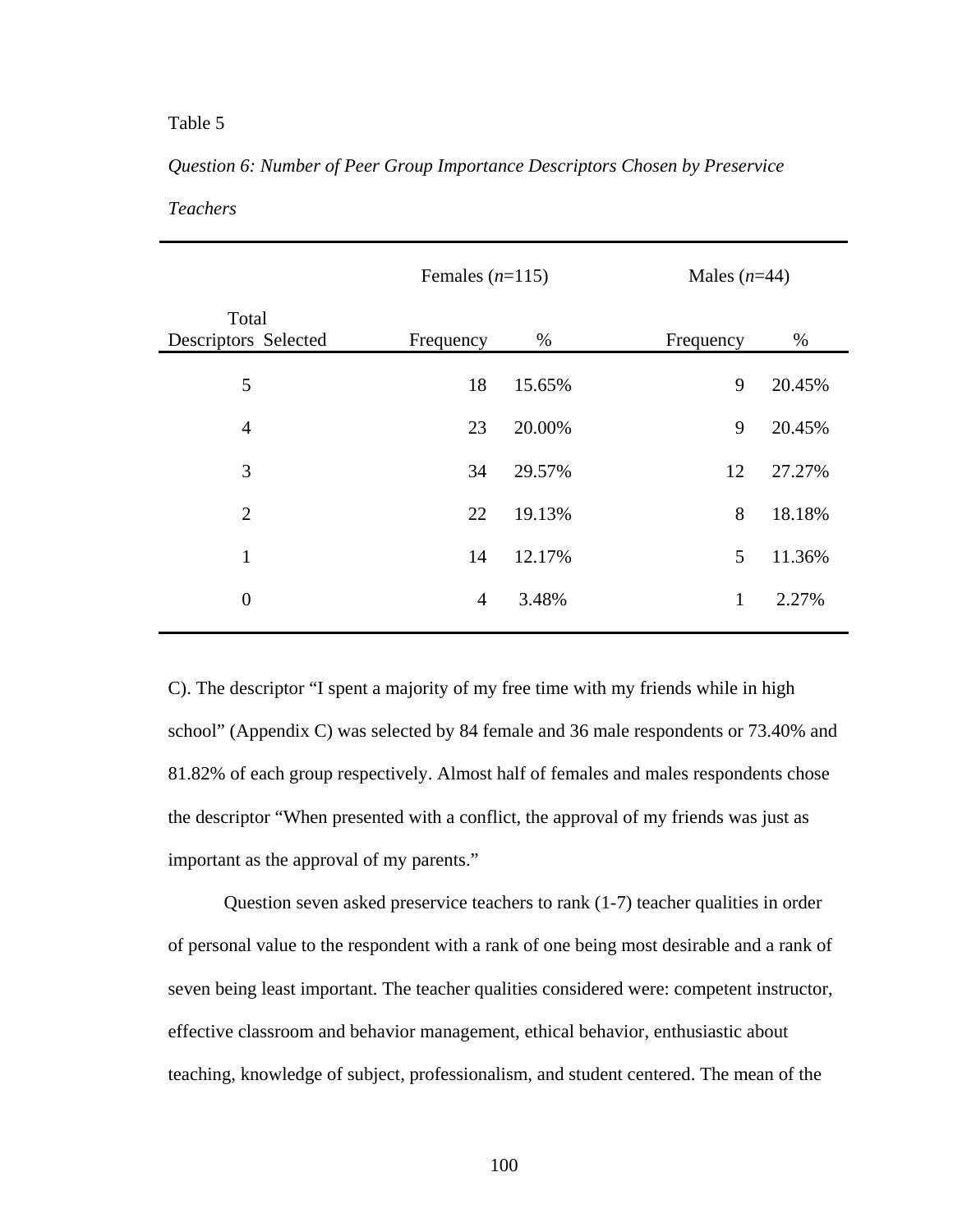Table 5

*Question 6: Number of Peer Group Importance Descriptors Chosen by Preservice Teachers*

| | Females (*n*=115) | | Males (*n*=44) | |
|---|---|---|---|---|
| Total Descriptors Selected | Frequency | % | Frequency | % |
| 5 | 18 | 15.65% | 9 | 20.45% |
| 4 | 23 | 20.00% | 9 | 20.45% |
| 3 | 34 | 29.57% | 12 | 27.27% |
| 2 | 22 | 19.13% | 8 | 18.18% |
| 1 | 14 | 12.17% | 5 | 11.36% |
| 0 | 4 | 3.48% | 1 | 2.27% |

C). The descriptor "I spent a majority of my free time with my friends while in high school" (Appendix C) was selected by 84 female and 36 male respondents or 73.40% and 81.82% of each group respectively. Almost half of females and males respondents chose the descriptor "When presented with a conflict, the approval of my friends was just as important as the approval of my parents."

Question seven asked preservice teachers to rank (1-7) teacher qualities in order of personal value to the respondent with a rank of one being most desirable and a rank of seven being least important. The teacher qualities considered were: competent instructor, effective classroom and behavior management, ethical behavior, enthusiastic about teaching, knowledge of subject, professionalism, and student centered. The mean of the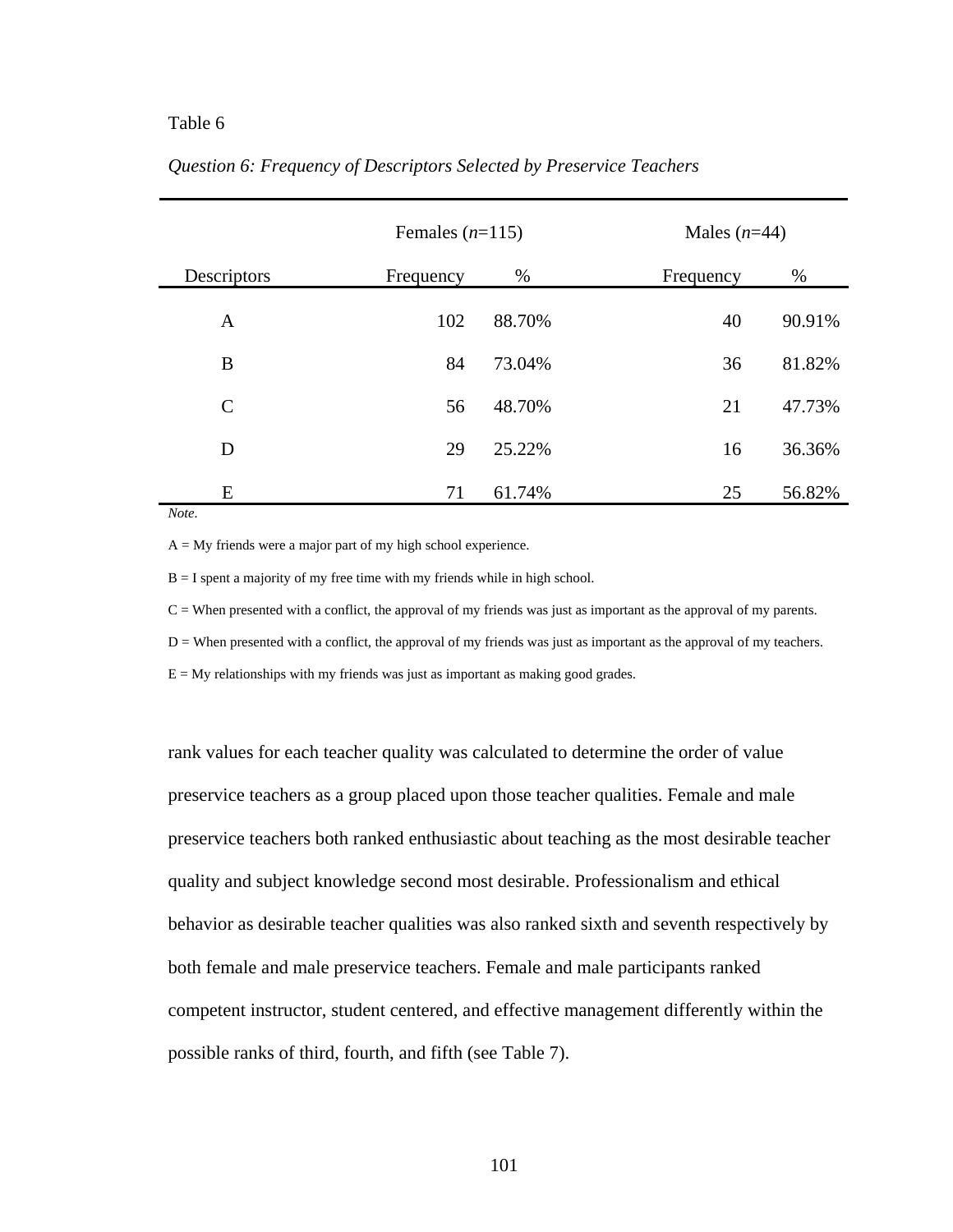Table 6

*Question 6: Frequency of Descriptors Selected by Preservice Teachers*

| | Females (*n*=115) | | Males (*n*=44) | |
|---|---|---|---|---|
| Descriptors | Frequency | % | Frequency | % |
| A | 102 | 88.70% | 40 | 90.91% |
| B | 84 | 73.04% | 36 | 81.82% |
| C | 56 | 48.70% | 21 | 47.73% |
| D | 29 | 25.22% | 16 | 36.36% |
| E | 71 | 61.74% | 25 | 56.82% |

*Note*.

A = My friends were a major part of my high school experience.

B = I spent a majority of my free time with my friends while in high school.

C = When presented with a conflict, the approval of my friends was just as important as the approval of my parents.

D = When presented with a conflict, the approval of my friends was just as important as the approval of my teachers.

E = My relationships with my friends was just as important as making good grades.

rank values for each teacher quality was calculated to determine the order of value preservice teachers as a group placed upon those teacher qualities. Female and male preservice teachers both ranked enthusiastic about teaching as the most desirable teacher quality and subject knowledge second most desirable. Professionalism and ethical behavior as desirable teacher qualities was also ranked sixth and seventh respectively by both female and male preservice teachers. Female and male participants ranked competent instructor, student centered, and effective management differently within the possible ranks of third, fourth, and fifth (see Table 7).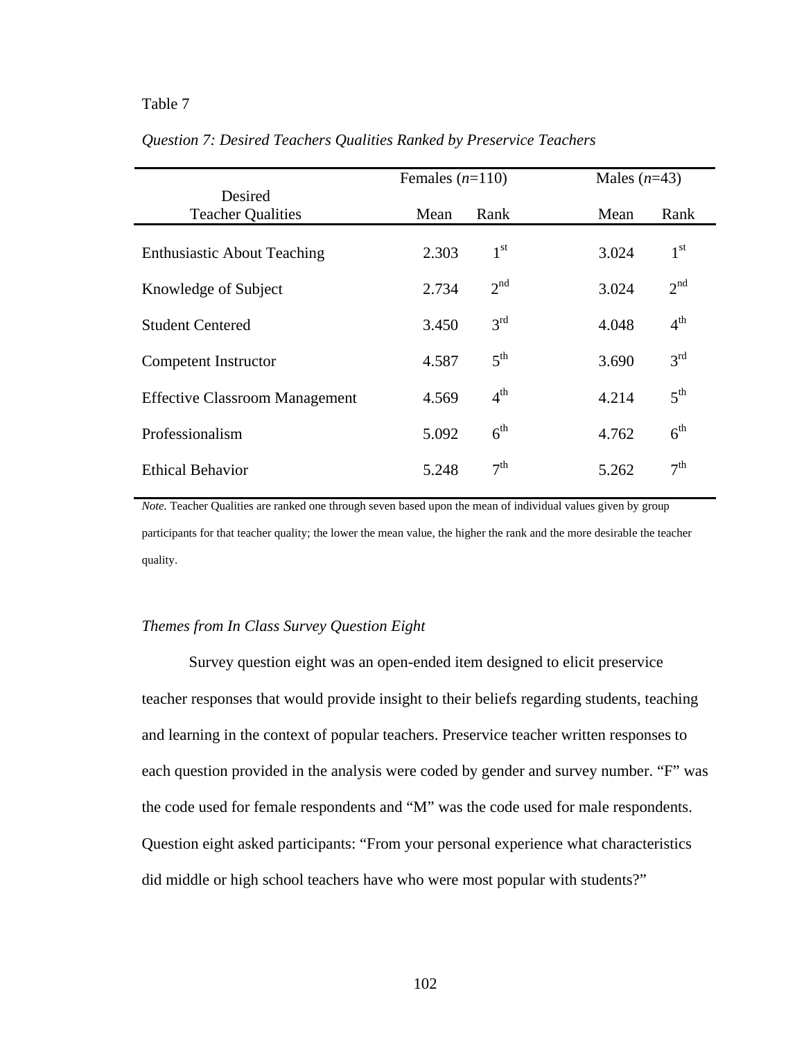Table 7

*Question 7: Desired Teachers Qualities Ranked by Preservice Teachers*

| Desired Teacher Qualities | Females (*n*=110) | | Males (*n*=43) | |
|---|---|---|---|---|
| | Mean | Rank | Mean | Rank |
| Enthusiastic About Teaching | 2.303 | 1st | 3.024 | 1st |
| Knowledge of Subject | 2.734 | 2nd | 3.024 | 2nd |
| Student Centered | 3.450 | 3rd | 4.048 | 4th |
| Competent Instructor | 4.587 | 5th | 3.690 | 3rd |
| Effective Classroom Management | 4.569 | 4th | 4.214 | 5th |
| Professionalism | 5.092 | 6th | 4.762 | 6th |
| Ethical Behavior | 5.248 | 7th | 5.262 | 7th |

*Note.* Teacher Qualities are ranked one through seven based upon the mean of individual values given by group participants for that teacher quality; the lower the mean value, the higher the rank and the more desirable the teacher quality.

### *Themes from In Class Survey Question Eight*

Survey question eight was an open-ended item designed to elicit preservice teacher responses that would provide insight to their beliefs regarding students, teaching and learning in the context of popular teachers. Preservice teacher written responses to each question provided in the analysis were coded by gender and survey number. "F" was the code used for female respondents and "M" was the code used for male respondents. Question eight asked participants: "From your personal experience what characteristics did middle or high school teachers have who were most popular with students?"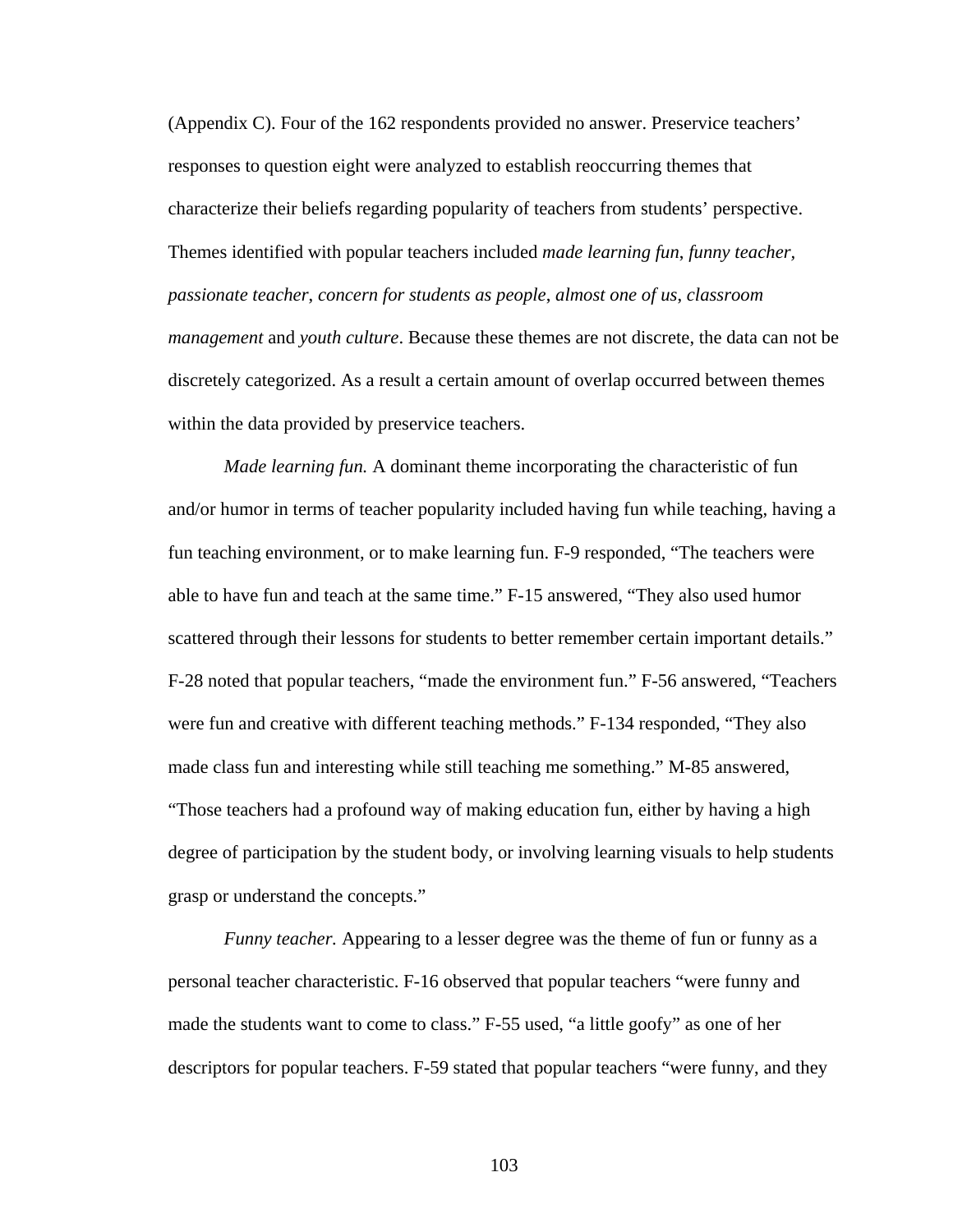(Appendix C). Four of the 162 respondents provided no answer. Preservice teachers' responses to question eight were analyzed to establish reoccurring themes that characterize their beliefs regarding popularity of teachers from students' perspective. Themes identified with popular teachers included *made learning fun*, *funny teacher*, *passionate teacher*, *concern for students as people*, *almost one of us*, *classroom management* and *youth culture*. Because these themes are not discrete, the data can not be discretely categorized. As a result a certain amount of overlap occurred between themes within the data provided by preservice teachers.

*Made learning fun.* A dominant theme incorporating the characteristic of fun and/or humor in terms of teacher popularity included having fun while teaching, having a fun teaching environment, or to make learning fun. F-9 responded, "The teachers were able to have fun and teach at the same time." F-15 answered, "They also used humor scattered through their lessons for students to better remember certain important details." F-28 noted that popular teachers, "made the environment fun." F-56 answered, "Teachers were fun and creative with different teaching methods." F-134 responded, "They also made class fun and interesting while still teaching me something." M-85 answered, "Those teachers had a profound way of making education fun, either by having a high degree of participation by the student body, or involving learning visuals to help students grasp or understand the concepts."

*Funny teacher.* Appearing to a lesser degree was the theme of fun or funny as a personal teacher characteristic. F-16 observed that popular teachers "were funny and made the students want to come to class." F-55 used, "a little goofy" as one of her descriptors for popular teachers. F-59 stated that popular teachers "were funny, and they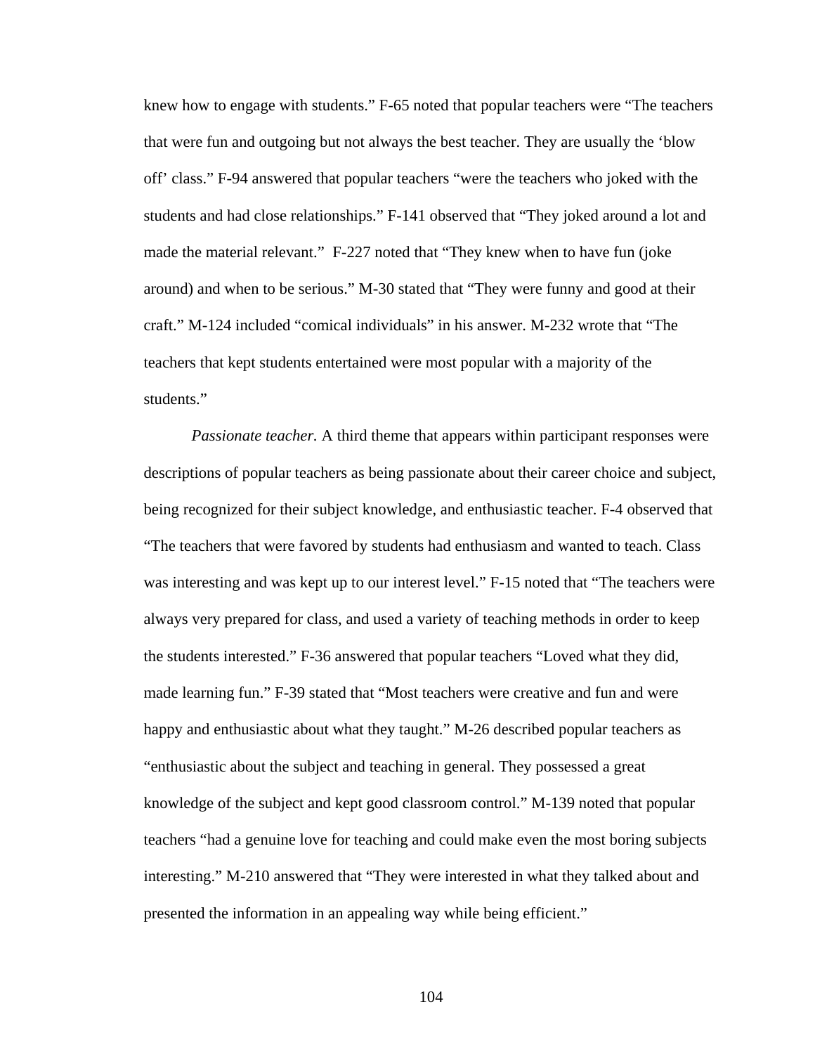knew how to engage with students." F-65 noted that popular teachers were "The teachers that were fun and outgoing but not always the best teacher. They are usually the 'blow off' class." F-94 answered that popular teachers "were the teachers who joked with the students and had close relationships." F-141 observed that "They joked around a lot and made the material relevant." F-227 noted that "They knew when to have fun (joke around) and when to be serious." M-30 stated that "They were funny and good at their craft." M-124 included "comical individuals" in his answer. M-232 wrote that "The teachers that kept students entertained were most popular with a majority of the students."

*Passionate teacher.* A third theme that appears within participant responses were descriptions of popular teachers as being passionate about their career choice and subject, being recognized for their subject knowledge, and enthusiastic teacher. F-4 observed that "The teachers that were favored by students had enthusiasm and wanted to teach. Class was interesting and was kept up to our interest level." F-15 noted that "The teachers were always very prepared for class, and used a variety of teaching methods in order to keep the students interested." F-36 answered that popular teachers "Loved what they did, made learning fun." F-39 stated that "Most teachers were creative and fun and were happy and enthusiastic about what they taught." M-26 described popular teachers as "enthusiastic about the subject and teaching in general. They possessed a great knowledge of the subject and kept good classroom control." M-139 noted that popular teachers "had a genuine love for teaching and could make even the most boring subjects interesting." M-210 answered that "They were interested in what they talked about and presented the information in an appealing way while being efficient."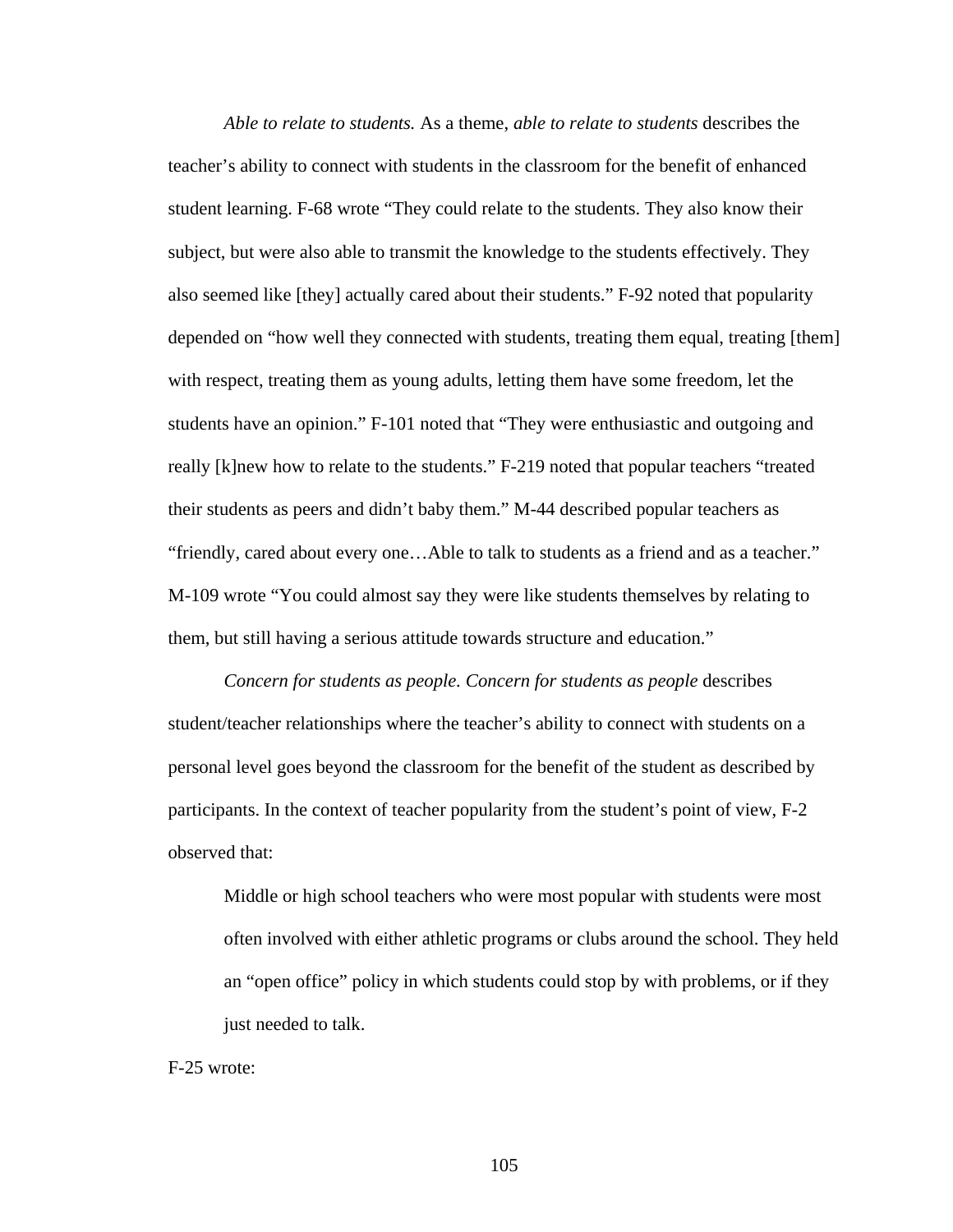*Able to relate to students.* As a theme, *able to relate to students* describes the teacher's ability to connect with students in the classroom for the benefit of enhanced student learning. F-68 wrote "They could relate to the students. They also know their subject, but were also able to transmit the knowledge to the students effectively. They also seemed like [they] actually cared about their students." F-92 noted that popularity depended on "how well they connected with students, treating them equal, treating [them] with respect, treating them as young adults, letting them have some freedom, let the students have an opinion." F-101 noted that "They were enthusiastic and outgoing and really [k]new how to relate to the students." F-219 noted that popular teachers "treated their students as peers and didn't baby them." M-44 described popular teachers as "friendly, cared about every one…Able to talk to students as a friend and as a teacher." M-109 wrote "You could almost say they were like students themselves by relating to them, but still having a serious attitude towards structure and education."

*Concern for students as people. Concern for students as people* describes student/teacher relationships where the teacher's ability to connect with students on a personal level goes beyond the classroom for the benefit of the student as described by participants. In the context of teacher popularity from the student's point of view, F-2 observed that:

> Middle or high school teachers who were most popular with students were most often involved with either athletic programs or clubs around the school. They held an "open office" policy in which students could stop by with problems, or if they just needed to talk.

F-25 wrote: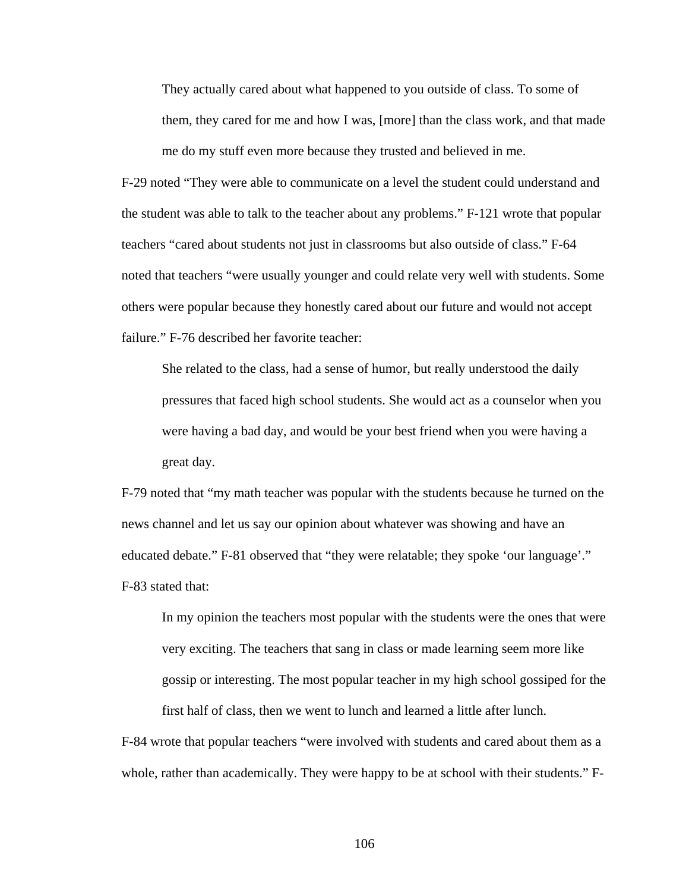> They actually cared about what happened to you outside of class. To some of them, they cared for me and how I was, [more] than the class work, and that made me do my stuff even more because they trusted and believed in me.

F-29 noted "They were able to communicate on a level the student could understand and the student was able to talk to the teacher about any problems." F-121 wrote that popular teachers "cared about students not just in classrooms but also outside of class." F-64 noted that teachers "were usually younger and could relate very well with students. Some others were popular because they honestly cared about our future and would not accept failure." F-76 described her favorite teacher:

> She related to the class, had a sense of humor, but really understood the daily pressures that faced high school students. She would act as a counselor when you were having a bad day, and would be your best friend when you were having a great day.

F-79 noted that "my math teacher was popular with the students because he turned on the news channel and let us say our opinion about whatever was showing and have an educated debate." F-81 observed that "they were relatable; they spoke 'our language'." F-83 stated that:

> In my opinion the teachers most popular with the students were the ones that were very exciting. The teachers that sang in class or made learning seem more like gossip or interesting. The most popular teacher in my high school gossiped for the first half of class, then we went to lunch and learned a little after lunch.

F-84 wrote that popular teachers "were involved with students and cared about them as a whole, rather than academically. They were happy to be at school with their students." F-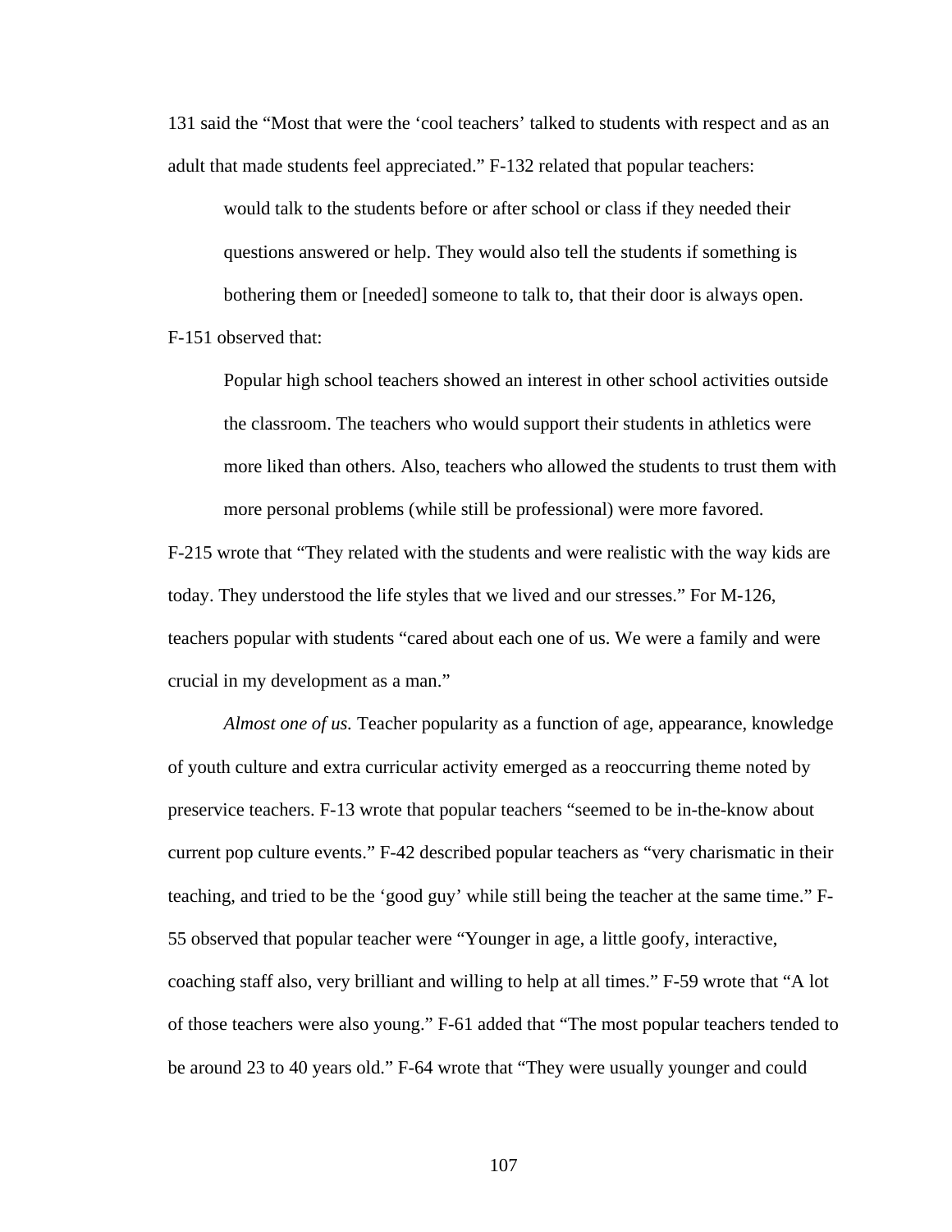131 said the "Most that were the 'cool teachers' talked to students with respect and as an adult that made students feel appreciated." F-132 related that popular teachers:

> would talk to the students before or after school or class if they needed their questions answered or help. They would also tell the students if something is bothering them or [needed] someone to talk to, that their door is always open.

F-151 observed that:

> Popular high school teachers showed an interest in other school activities outside the classroom. The teachers who would support their students in athletics were more liked than others. Also, teachers who allowed the students to trust them with more personal problems (while still be professional) were more favored.

F-215 wrote that "They related with the students and were realistic with the way kids are today. They understood the life styles that we lived and our stresses." For M-126, teachers popular with students "cared about each one of us. We were a family and were crucial in my development as a man."

*Almost one of us.* Teacher popularity as a function of age, appearance, knowledge of youth culture and extra curricular activity emerged as a reoccurring theme noted by preservice teachers. F-13 wrote that popular teachers "seemed to be in-the-know about current pop culture events." F-42 described popular teachers as "very charismatic in their teaching, and tried to be the 'good guy' while still being the teacher at the same time." F-55 observed that popular teacher were "Younger in age, a little goofy, interactive, coaching staff also, very brilliant and willing to help at all times." F-59 wrote that "A lot of those teachers were also young." F-61 added that "The most popular teachers tended to be around 23 to 40 years old." F-64 wrote that "They were usually younger and could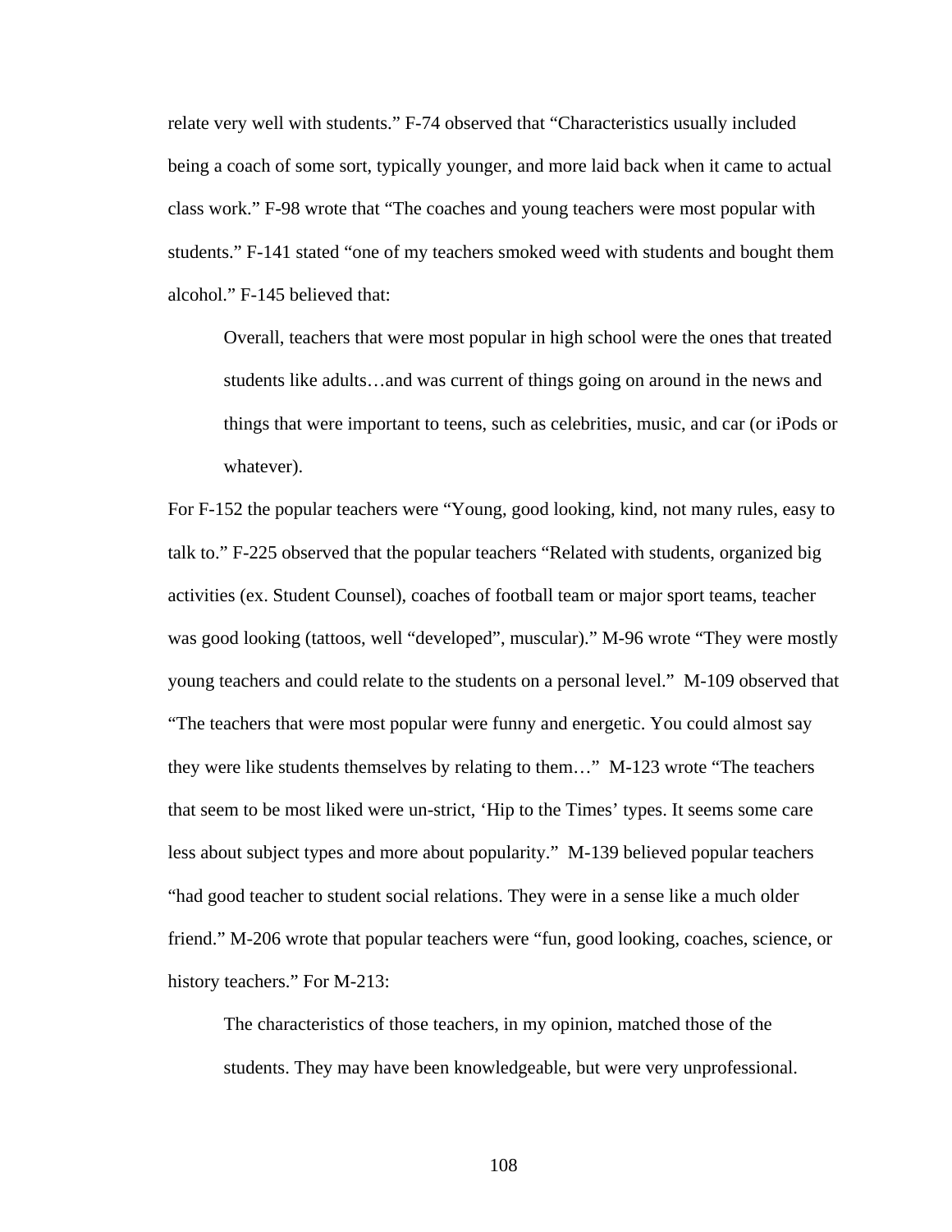relate very well with students." F-74 observed that "Characteristics usually included being a coach of some sort, typically younger, and more laid back when it came to actual class work." F-98 wrote that "The coaches and young teachers were most popular with students." F-141 stated "one of my teachers smoked weed with students and bought them alcohol." F-145 believed that:

> Overall, teachers that were most popular in high school were the ones that treated students like adults…and was current of things going on around in the news and things that were important to teens, such as celebrities, music, and car (or iPods or whatever).

For F-152 the popular teachers were "Young, good looking, kind, not many rules, easy to talk to." F-225 observed that the popular teachers "Related with students, organized big activities (ex. Student Counsel), coaches of football team or major sport teams, teacher was good looking (tattoos, well "developed", muscular)." M-96 wrote "They were mostly young teachers and could relate to the students on a personal level." M-109 observed that "The teachers that were most popular were funny and energetic. You could almost say they were like students themselves by relating to them…" M-123 wrote "The teachers that seem to be most liked were un-strict, 'Hip to the Times' types. It seems some care less about subject types and more about popularity." M-139 believed popular teachers "had good teacher to student social relations. They were in a sense like a much older friend." M-206 wrote that popular teachers were "fun, good looking, coaches, science, or history teachers." For M-213:

> The characteristics of those teachers, in my opinion, matched those of the students. They may have been knowledgeable, but were very unprofessional.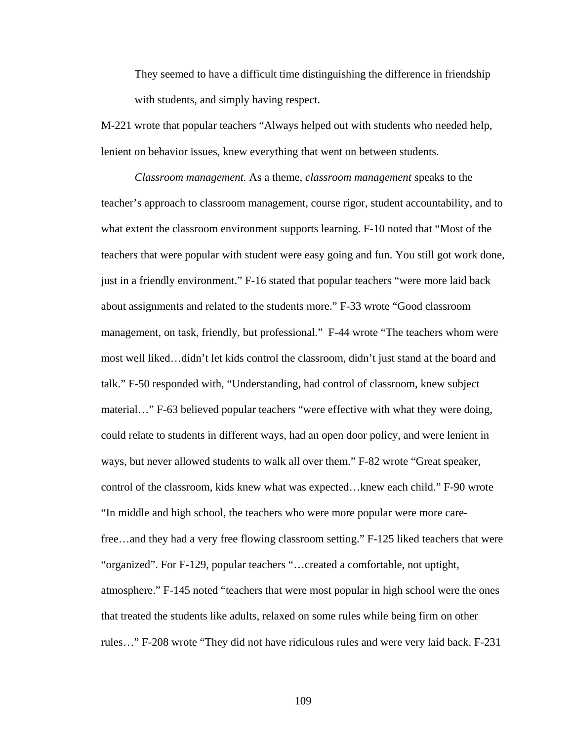> They seemed to have a difficult time distinguishing the difference in friendship with students, and simply having respect.

M-221 wrote that popular teachers "Always helped out with students who needed help, lenient on behavior issues, knew everything that went on between students.

*Classroom management.* As a theme, *classroom management* speaks to the teacher's approach to classroom management, course rigor, student accountability, and to what extent the classroom environment supports learning. F-10 noted that "Most of the teachers that were popular with student were easy going and fun. You still got work done, just in a friendly environment." F-16 stated that popular teachers "were more laid back about assignments and related to the students more." F-33 wrote "Good classroom management, on task, friendly, but professional." F-44 wrote "The teachers whom were most well liked…didn't let kids control the classroom, didn't just stand at the board and talk." F-50 responded with, "Understanding, had control of classroom, knew subject material…" F-63 believed popular teachers "were effective with what they were doing, could relate to students in different ways, had an open door policy, and were lenient in ways, but never allowed students to walk all over them." F-82 wrote "Great speaker, control of the classroom, kids knew what was expected…knew each child." F-90 wrote "In middle and high school, the teachers who were more popular were more care-free…and they had a very free flowing classroom setting." F-125 liked teachers that were "organized". For F-129, popular teachers "…created a comfortable, not uptight, atmosphere." F-145 noted "teachers that were most popular in high school were the ones that treated the students like adults, relaxed on some rules while being firm on other rules…" F-208 wrote "They did not have ridiculous rules and were very laid back. F-231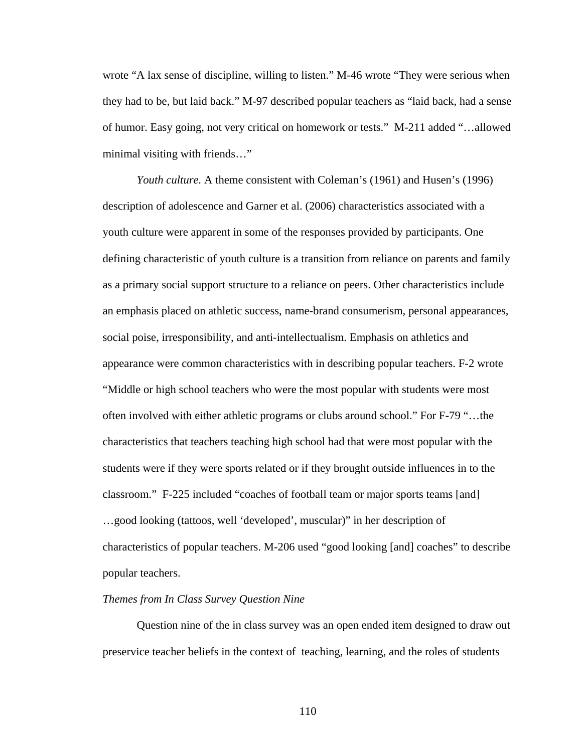wrote “A lax sense of discipline, willing to listen.” M-46 wrote “They were serious when they had to be, but laid back.” M-97 described popular teachers as “laid back, had a sense of humor. Easy going, not very critical on homework or tests.” M-211 added “…allowed minimal visiting with friends…”

*Youth culture.* A theme consistent with Coleman’s (1961) and Husen’s (1996) description of adolescence and Garner et al. (2006) characteristics associated with a youth culture were apparent in some of the responses provided by participants. One defining characteristic of youth culture is a transition from reliance on parents and family as a primary social support structure to a reliance on peers. Other characteristics include an emphasis placed on athletic success, name-brand consumerism, personal appearances, social poise, irresponsibility, and anti-intellectualism. Emphasis on athletics and appearance were common characteristics with in describing popular teachers. F-2 wrote “Middle or high school teachers who were the most popular with students were most often involved with either athletic programs or clubs around school.” For F-79 “…the characteristics that teachers teaching high school had that were most popular with the students were if they were sports related or if they brought outside influences in to the classroom.” F-225 included “coaches of football team or major sports teams [and] …good looking (tattoos, well ‘developed’, muscular)” in her description of characteristics of popular teachers. M-206 used “good looking [and] coaches” to describe popular teachers.

*Themes from In Class Survey Question Nine*

Question nine of the in class survey was an open ended item designed to draw out preservice teacher beliefs in the context of teaching, learning, and the roles of students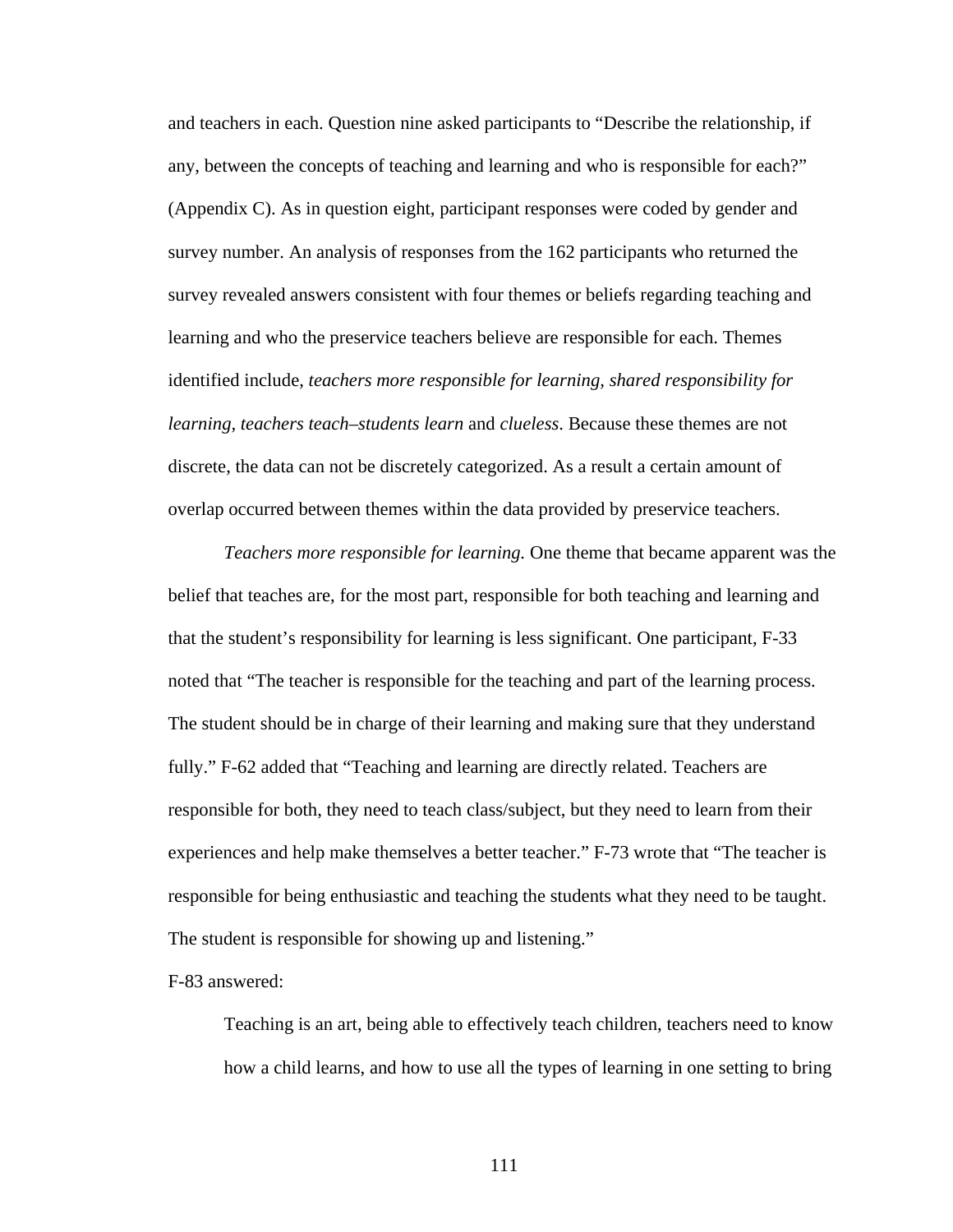and teachers in each. Question nine asked participants to "Describe the relationship, if any, between the concepts of teaching and learning and who is responsible for each?" (Appendix C). As in question eight, participant responses were coded by gender and survey number. An analysis of responses from the 162 participants who returned the survey revealed answers consistent with four themes or beliefs regarding teaching and learning and who the preservice teachers believe are responsible for each. Themes identified include, *teachers more responsible for learning, shared responsibility for learning, teachers teach–students learn* and *clueless*. Because these themes are not discrete, the data can not be discretely categorized. As a result a certain amount of overlap occurred between themes within the data provided by preservice teachers.

*Teachers more responsible for learning.* One theme that became apparent was the belief that teaches are, for the most part, responsible for both teaching and learning and that the student's responsibility for learning is less significant. One participant, F-33 noted that "The teacher is responsible for the teaching and part of the learning process. The student should be in charge of their learning and making sure that they understand fully." F-62 added that "Teaching and learning are directly related. Teachers are responsible for both, they need to teach class/subject, but they need to learn from their experiences and help make themselves a better teacher." F-73 wrote that "The teacher is responsible for being enthusiastic and teaching the students what they need to be taught. The student is responsible for showing up and listening."

F-83 answered:

> Teaching is an art, being able to effectively teach children, teachers need to know how a child learns, and how to use all the types of learning in one setting to bring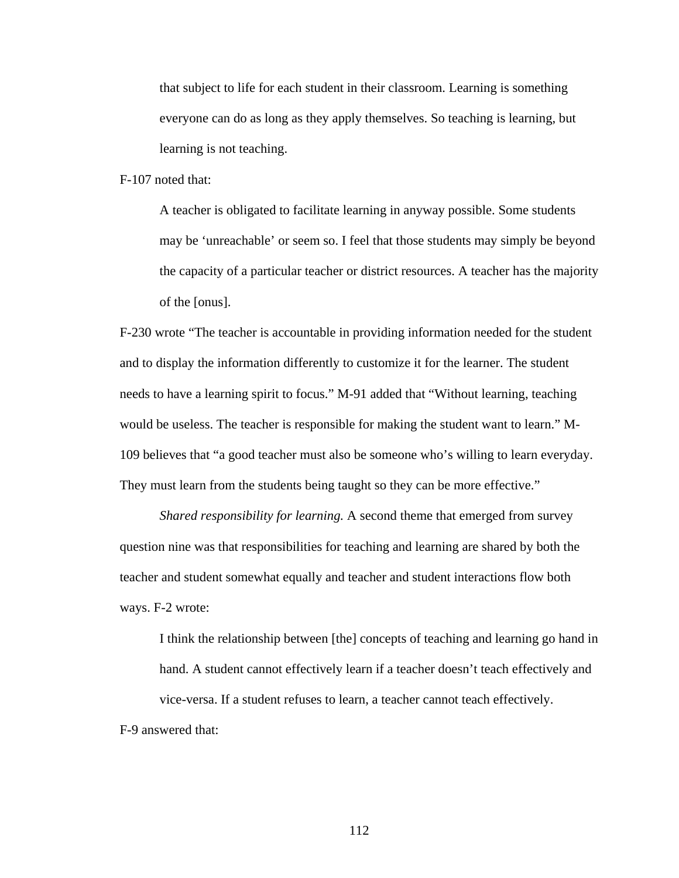> that subject to life for each student in their classroom. Learning is something everyone can do as long as they apply themselves. So teaching is learning, but learning is not teaching.

F-107 noted that:

> A teacher is obligated to facilitate learning in anyway possible. Some students may be 'unreachable' or seem so. I feel that those students may simply be beyond the capacity of a particular teacher or district resources. A teacher has the majority of the [onus].

F-230 wrote "The teacher is accountable in providing information needed for the student and to display the information differently to customize it for the learner. The student needs to have a learning spirit to focus." M-91 added that "Without learning, teaching would be useless. The teacher is responsible for making the student want to learn." M-109 believes that "a good teacher must also be someone who's willing to learn everyday. They must learn from the students being taught so they can be more effective."

*Shared responsibility for learning.* A second theme that emerged from survey question nine was that responsibilities for teaching and learning are shared by both the teacher and student somewhat equally and teacher and student interactions flow both ways. F-2 wrote:

> I think the relationship between [the] concepts of teaching and learning go hand in hand. A student cannot effectively learn if a teacher doesn't teach effectively and vice-versa. If a student refuses to learn, a teacher cannot teach effectively.

F-9 answered that: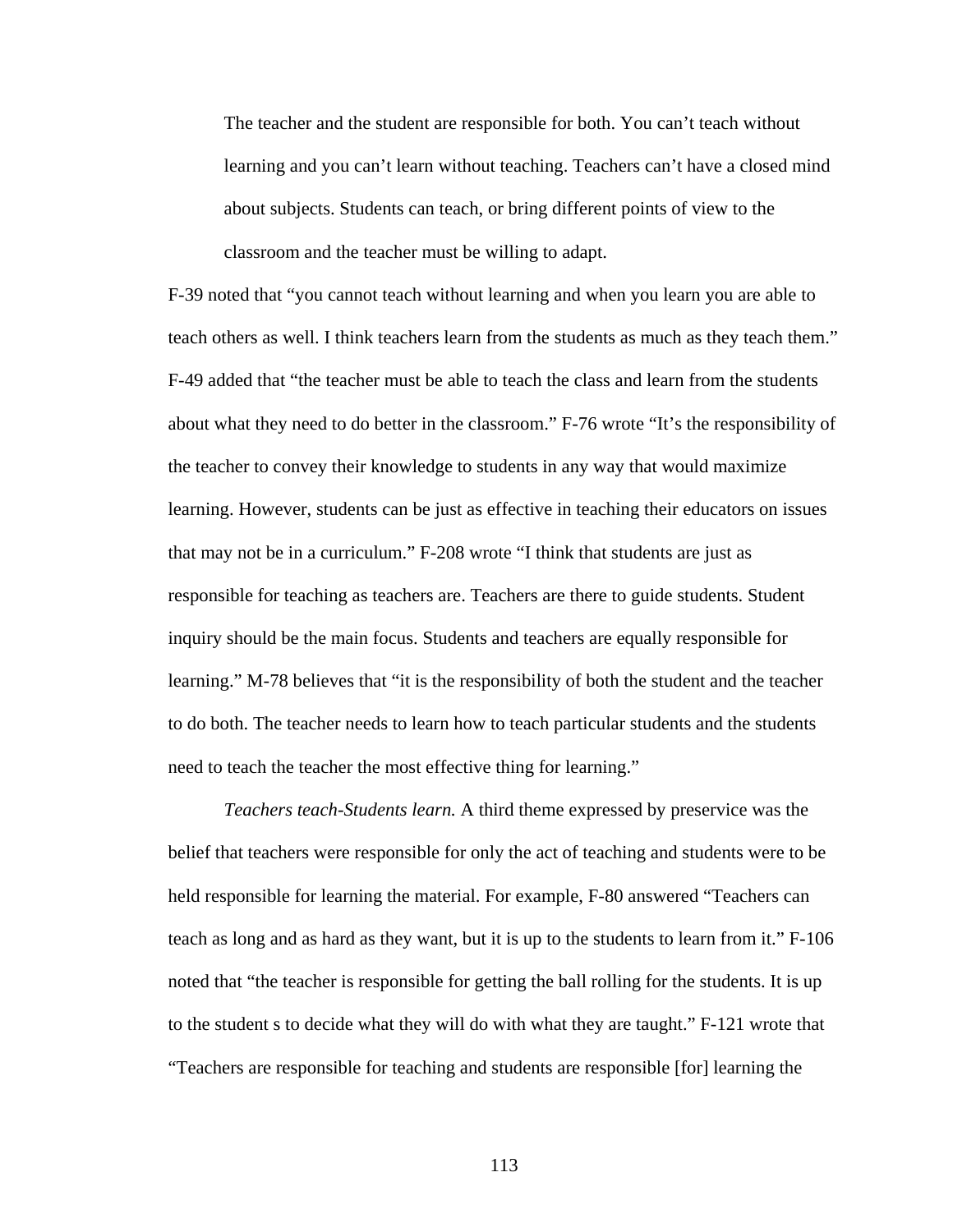> The teacher and the student are responsible for both. You can't teach without learning and you can't learn without teaching. Teachers can't have a closed mind about subjects. Students can teach, or bring different points of view to the classroom and the teacher must be willing to adapt.

F-39 noted that "you cannot teach without learning and when you learn you are able to teach others as well. I think teachers learn from the students as much as they teach them." F-49 added that "the teacher must be able to teach the class and learn from the students about what they need to do better in the classroom." F-76 wrote "It's the responsibility of the teacher to convey their knowledge to students in any way that would maximize learning. However, students can be just as effective in teaching their educators on issues that may not be in a curriculum." F-208 wrote "I think that students are just as responsible for teaching as teachers are. Teachers are there to guide students. Student inquiry should be the main focus. Students and teachers are equally responsible for learning." M-78 believes that "it is the responsibility of both the student and the teacher to do both. The teacher needs to learn how to teach particular students and the students need to teach the teacher the most effective thing for learning."

*Teachers teach-Students learn.* A third theme expressed by preservice was the belief that teachers were responsible for only the act of teaching and students were to be held responsible for learning the material. For example, F-80 answered "Teachers can teach as long and as hard as they want, but it is up to the students to learn from it." F-106 noted that "the teacher is responsible for getting the ball rolling for the students. It is up to the student s to decide what they will do with what they are taught." F-121 wrote that "Teachers are responsible for teaching and students are responsible [for] learning the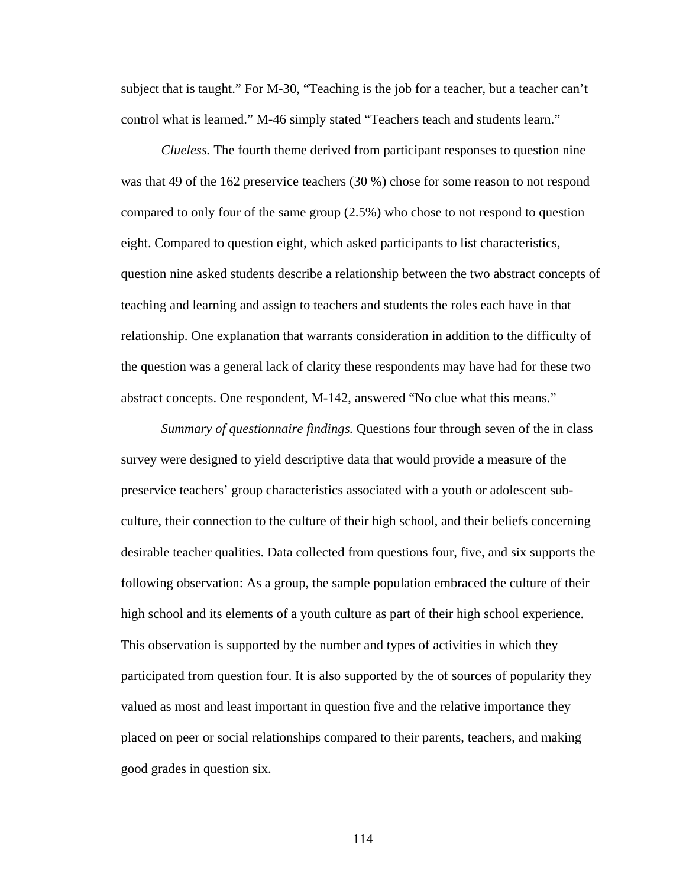subject that is taught." For M-30, "Teaching is the job for a teacher, but a teacher can't control what is learned." M-46 simply stated "Teachers teach and students learn."

*Clueless.* The fourth theme derived from participant responses to question nine was that 49 of the 162 preservice teachers (30 %) chose for some reason to not respond compared to only four of the same group (2.5%) who chose to not respond to question eight. Compared to question eight, which asked participants to list characteristics, question nine asked students describe a relationship between the two abstract concepts of teaching and learning and assign to teachers and students the roles each have in that relationship. One explanation that warrants consideration in addition to the difficulty of the question was a general lack of clarity these respondents may have had for these two abstract concepts. One respondent, M-142, answered "No clue what this means."

*Summary of questionnaire findings.* Questions four through seven of the in class survey were designed to yield descriptive data that would provide a measure of the preservice teachers' group characteristics associated with a youth or adolescent sub-culture, their connection to the culture of their high school, and their beliefs concerning desirable teacher qualities. Data collected from questions four, five, and six supports the following observation: As a group, the sample population embraced the culture of their high school and its elements of a youth culture as part of their high school experience. This observation is supported by the number and types of activities in which they participated from question four. It is also supported by the of sources of popularity they valued as most and least important in question five and the relative importance they placed on peer or social relationships compared to their parents, teachers, and making good grades in question six.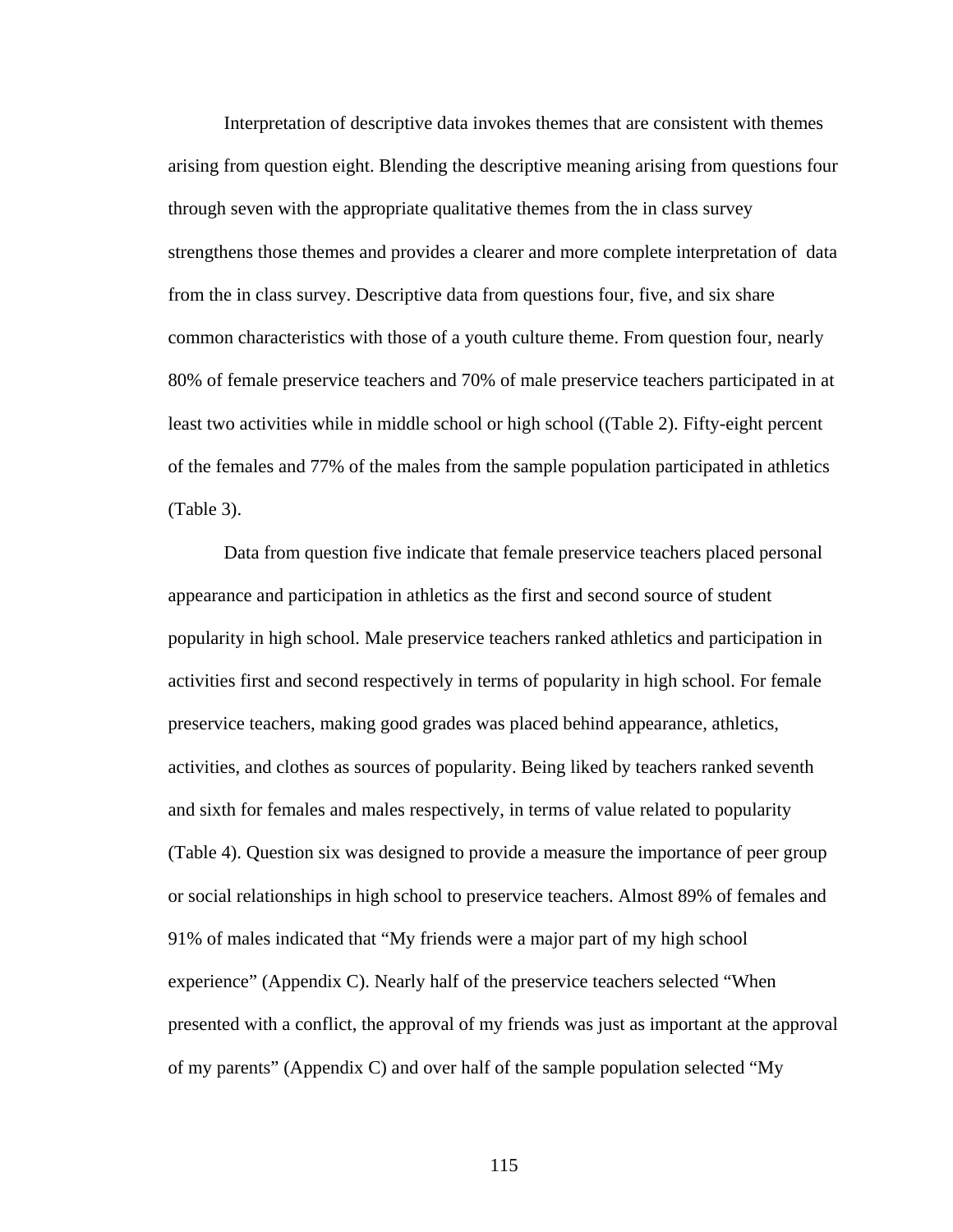Interpretation of descriptive data invokes themes that are consistent with themes arising from question eight. Blending the descriptive meaning arising from questions four through seven with the appropriate qualitative themes from the in class survey strengthens those themes and provides a clearer and more complete interpretation of data from the in class survey. Descriptive data from questions four, five, and six share common characteristics with those of a youth culture theme. From question four, nearly 80% of female preservice teachers and 70% of male preservice teachers participated in at least two activities while in middle school or high school ((Table 2). Fifty-eight percent of the females and 77% of the males from the sample population participated in athletics (Table 3).

Data from question five indicate that female preservice teachers placed personal appearance and participation in athletics as the first and second source of student popularity in high school. Male preservice teachers ranked athletics and participation in activities first and second respectively in terms of popularity in high school. For female preservice teachers, making good grades was placed behind appearance, athletics, activities, and clothes as sources of popularity. Being liked by teachers ranked seventh and sixth for females and males respectively, in terms of value related to popularity (Table 4). Question six was designed to provide a measure the importance of peer group or social relationships in high school to preservice teachers. Almost 89% of females and 91% of males indicated that "My friends were a major part of my high school experience" (Appendix C). Nearly half of the preservice teachers selected "When presented with a conflict, the approval of my friends was just as important at the approval of my parents" (Appendix C) and over half of the sample population selected "My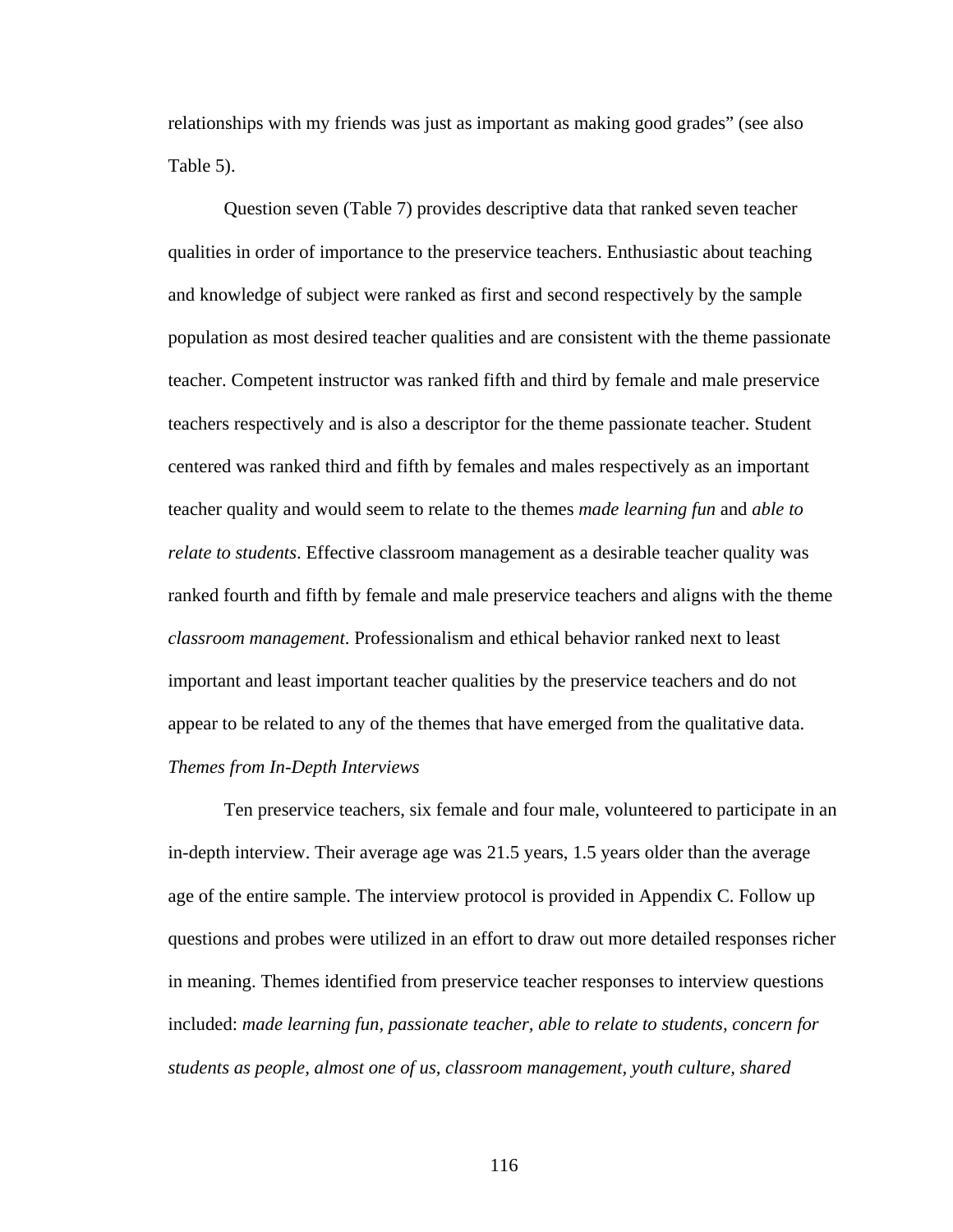relationships with my friends was just as important as making good grades" (see also Table 5).

Question seven (Table 7) provides descriptive data that ranked seven teacher qualities in order of importance to the preservice teachers. Enthusiastic about teaching and knowledge of subject were ranked as first and second respectively by the sample population as most desired teacher qualities and are consistent with the theme passionate teacher. Competent instructor was ranked fifth and third by female and male preservice teachers respectively and is also a descriptor for the theme passionate teacher. Student centered was ranked third and fifth by females and males respectively as an important teacher quality and would seem to relate to the themes *made learning fun* and *able to relate to students*. Effective classroom management as a desirable teacher quality was ranked fourth and fifth by female and male preservice teachers and aligns with the theme *classroom management*. Professionalism and ethical behavior ranked next to least important and least important teacher qualities by the preservice teachers and do not appear to be related to any of the themes that have emerged from the qualitative data.

*Themes from In-Depth Interviews*

Ten preservice teachers, six female and four male, volunteered to participate in an in-depth interview. Their average age was 21.5 years, 1.5 years older than the average age of the entire sample. The interview protocol is provided in Appendix C. Follow up questions and probes were utilized in an effort to draw out more detailed responses richer in meaning. Themes identified from preservice teacher responses to interview questions included: *made learning fun, passionate teacher, able to relate to students, concern for students as people, almost one of us, classroom management, youth culture, shared*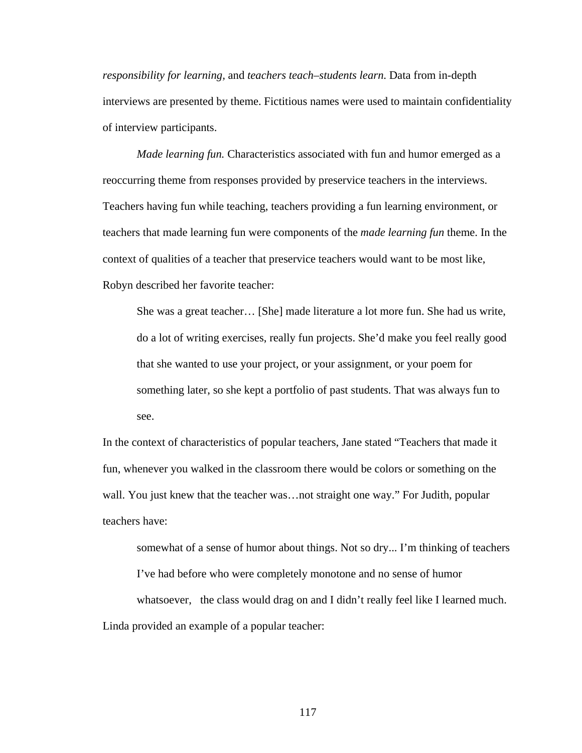*responsibility for learning,* and *teachers teach–students learn.* Data from in-depth interviews are presented by theme. Fictitious names were used to maintain confidentiality of interview participants.

*Made learning fun.* Characteristics associated with fun and humor emerged as a reoccurring theme from responses provided by preservice teachers in the interviews. Teachers having fun while teaching, teachers providing a fun learning environment, or teachers that made learning fun were components of the *made learning fun* theme. In the context of qualities of a teacher that preservice teachers would want to be most like, Robyn described her favorite teacher:

> She was a great teacher… [She] made literature a lot more fun. She had us write, do a lot of writing exercises, really fun projects. She'd make you feel really good that she wanted to use your project, or your assignment, or your poem for something later, so she kept a portfolio of past students. That was always fun to see.

In the context of characteristics of popular teachers, Jane stated "Teachers that made it fun, whenever you walked in the classroom there would be colors or something on the wall. You just knew that the teacher was…not straight one way." For Judith, popular teachers have:

> somewhat of a sense of humor about things. Not so dry... I'm thinking of teachers I've had before who were completely monotone and no sense of humor whatsoever, the class would drag on and I didn't really feel like I learned much.

Linda provided an example of a popular teacher: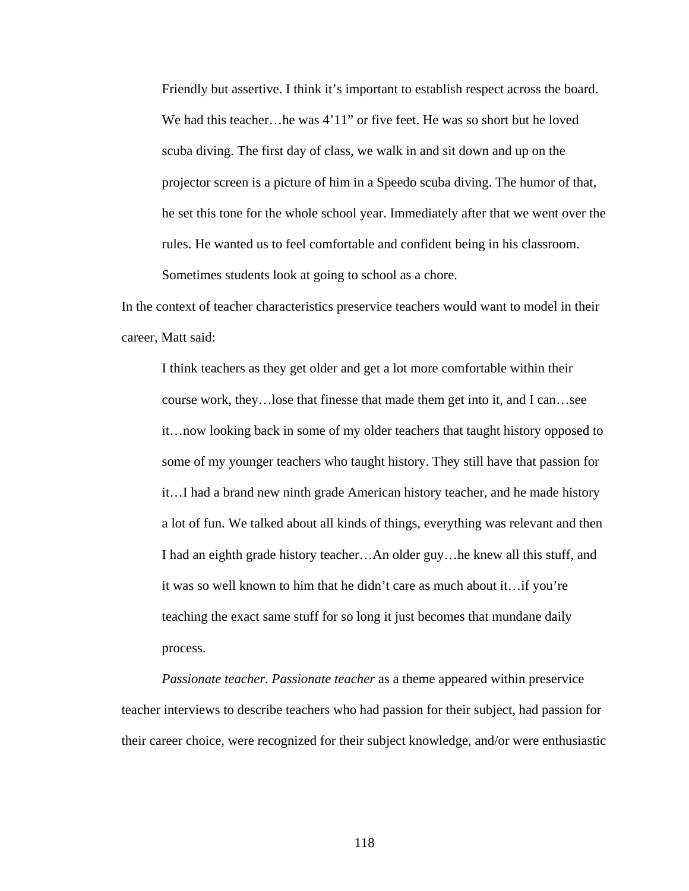> Friendly but assertive. I think it's important to establish respect across the board. We had this teacher…he was 4'11" or five feet. He was so short but he loved scuba diving. The first day of class, we walk in and sit down and up on the projector screen is a picture of him in a Speedo scuba diving. The humor of that, he set this tone for the whole school year. Immediately after that we went over the rules. He wanted us to feel comfortable and confident being in his classroom. Sometimes students look at going to school as a chore.

In the context of teacher characteristics preservice teachers would want to model in their career, Matt said:

> I think teachers as they get older and get a lot more comfortable within their course work, they…lose that finesse that made them get into it, and I can…see it…now looking back in some of my older teachers that taught history opposed to some of my younger teachers who taught history. They still have that passion for it…I had a brand new ninth grade American history teacher, and he made history a lot of fun. We talked about all kinds of things, everything was relevant and then I had an eighth grade history teacher…An older guy…he knew all this stuff, and it was so well known to him that he didn't care as much about it…if you're teaching the exact same stuff for so long it just becomes that mundane daily process.

*Passionate teacher. Passionate teacher* as a theme appeared within preservice teacher interviews to describe teachers who had passion for their subject, had passion for their career choice, were recognized for their subject knowledge, and/or were enthusiastic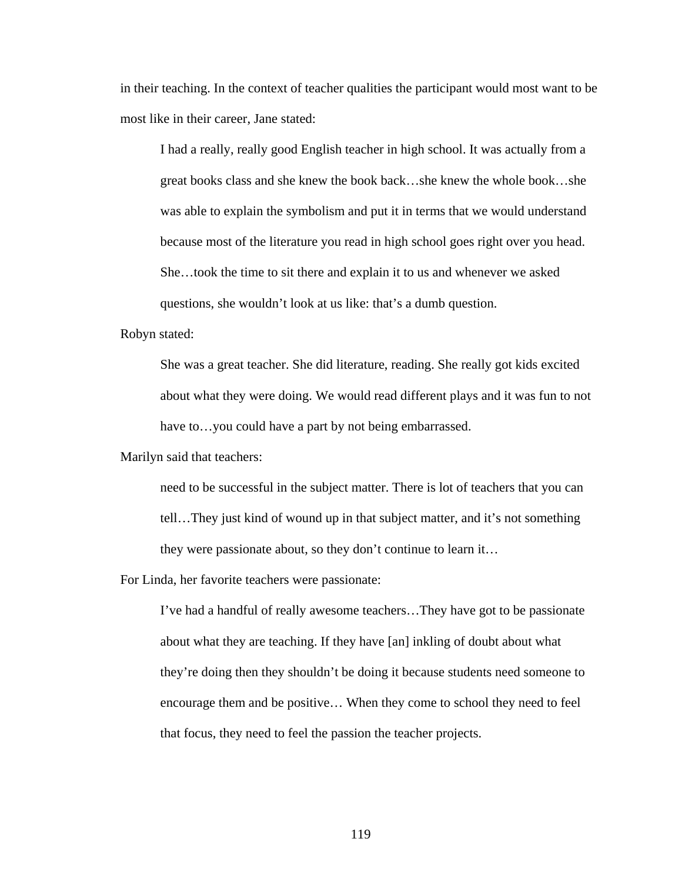in their teaching. In the context of teacher qualities the participant would most want to be most like in their career, Jane stated:

> I had a really, really good English teacher in high school. It was actually from a great books class and she knew the book back…she knew the whole book…she was able to explain the symbolism and put it in terms that we would understand because most of the literature you read in high school goes right over you head. She…took the time to sit there and explain it to us and whenever we asked questions, she wouldn't look at us like: that's a dumb question.

Robyn stated:

> She was a great teacher. She did literature, reading. She really got kids excited about what they were doing. We would read different plays and it was fun to not have to…you could have a part by not being embarrassed.

Marilyn said that teachers:

> need to be successful in the subject matter. There is lot of teachers that you can tell…They just kind of wound up in that subject matter, and it's not something they were passionate about, so they don't continue to learn it…

For Linda, her favorite teachers were passionate:

> I've had a handful of really awesome teachers…They have got to be passionate about what they are teaching. If they have [an] inkling of doubt about what they're doing then they shouldn't be doing it because students need someone to encourage them and be positive… When they come to school they need to feel that focus, they need to feel the passion the teacher projects.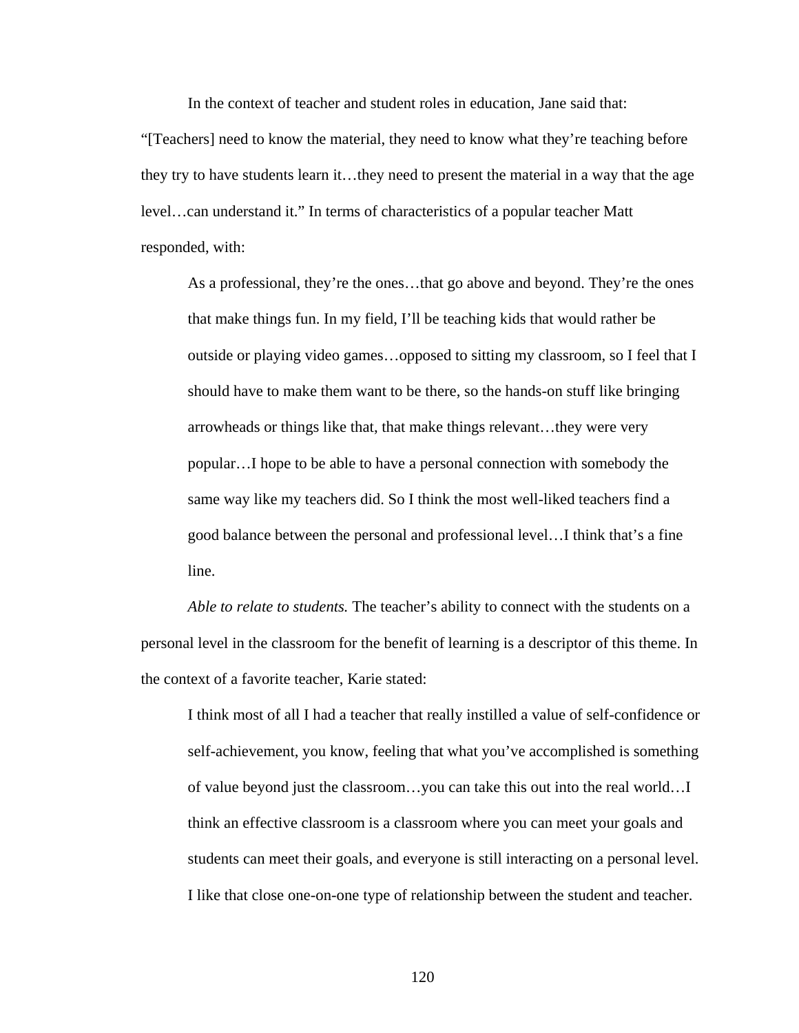In the context of teacher and student roles in education, Jane said that: "[Teachers] need to know the material, they need to know what they're teaching before they try to have students learn it…they need to present the material in a way that the age level…can understand it." In terms of characteristics of a popular teacher Matt responded, with:

> As a professional, they're the ones…that go above and beyond. They're the ones that make things fun. In my field, I'll be teaching kids that would rather be outside or playing video games…opposed to sitting my classroom, so I feel that I should have to make them want to be there, so the hands-on stuff like bringing arrowheads or things like that, that make things relevant…they were very popular…I hope to be able to have a personal connection with somebody the same way like my teachers did. So I think the most well-liked teachers find a good balance between the personal and professional level…I think that's a fine line.

*Able to relate to students.* The teacher's ability to connect with the students on a personal level in the classroom for the benefit of learning is a descriptor of this theme. In the context of a favorite teacher, Karie stated:

> I think most of all I had a teacher that really instilled a value of self-confidence or self-achievement, you know, feeling that what you've accomplished is something of value beyond just the classroom…you can take this out into the real world…I think an effective classroom is a classroom where you can meet your goals and students can meet their goals, and everyone is still interacting on a personal level. I like that close one-on-one type of relationship between the student and teacher.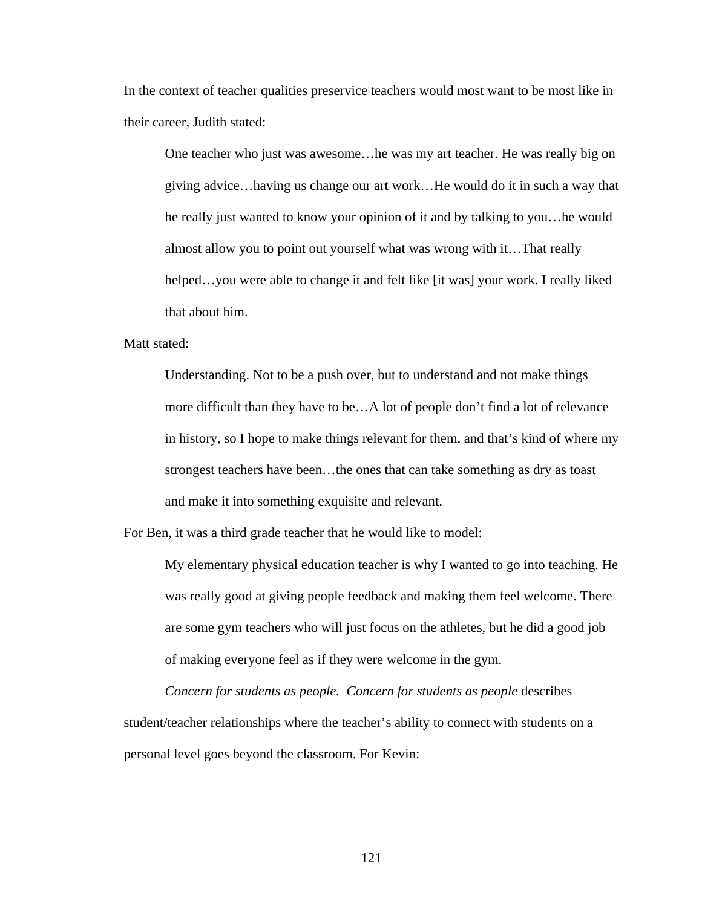In the context of teacher qualities preservice teachers would most want to be most like in their career, Judith stated:

> One teacher who just was awesome…he was my art teacher. He was really big on giving advice…having us change our art work…He would do it in such a way that he really just wanted to know your opinion of it and by talking to you…he would almost allow you to point out yourself what was wrong with it…That really helped…you were able to change it and felt like [it was] your work. I really liked that about him.

Matt stated:

> Understanding. Not to be a push over, but to understand and not make things more difficult than they have to be…A lot of people don't find a lot of relevance in history, so I hope to make things relevant for them, and that's kind of where my strongest teachers have been…the ones that can take something as dry as toast and make it into something exquisite and relevant.

For Ben, it was a third grade teacher that he would like to model:

> My elementary physical education teacher is why I wanted to go into teaching. He was really good at giving people feedback and making them feel welcome. There are some gym teachers who will just focus on the athletes, but he did a good job of making everyone feel as if they were welcome in the gym.

*Concern for students as people.* *Concern for students as people* describes student/teacher relationships where the teacher's ability to connect with students on a personal level goes beyond the classroom. For Kevin: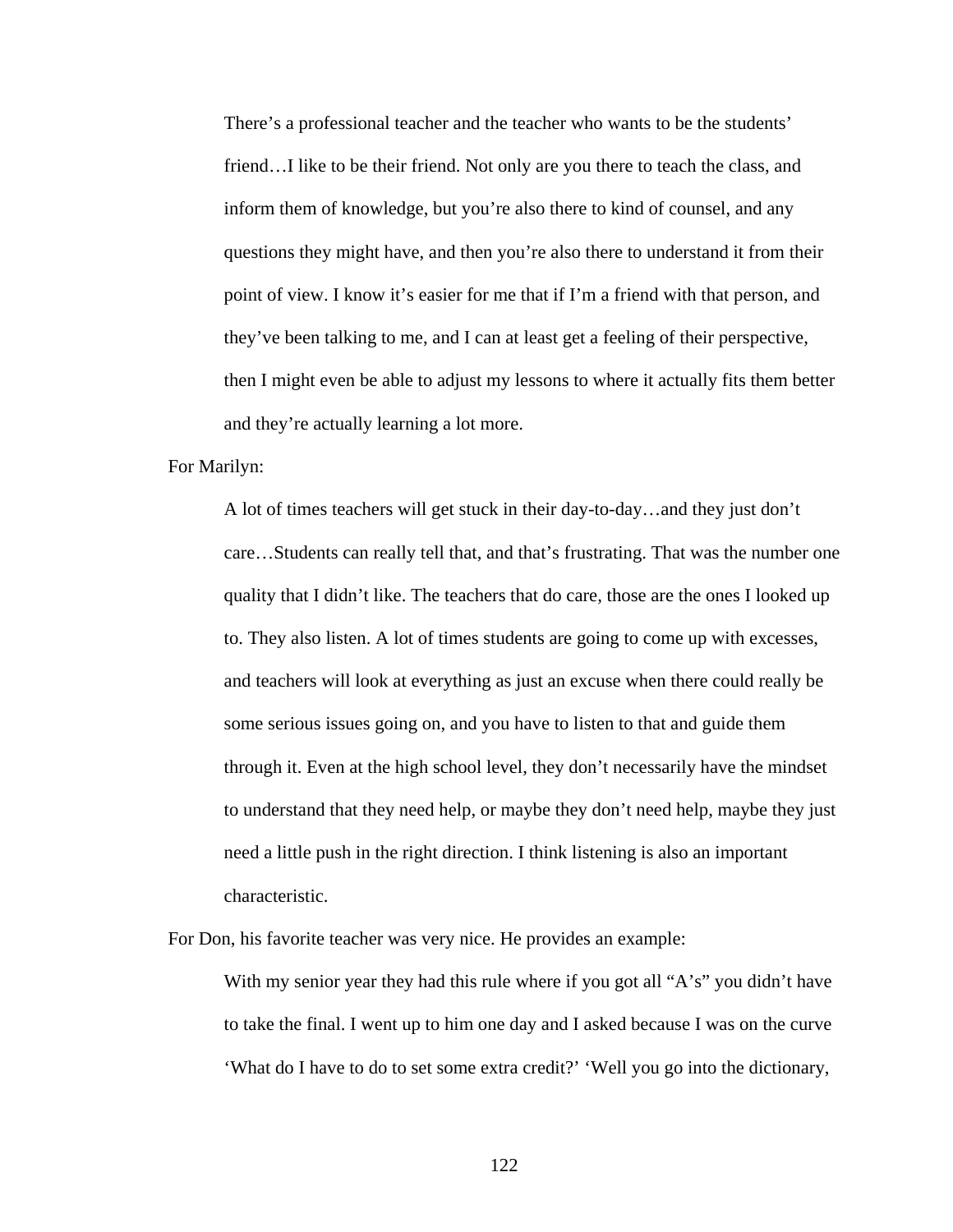> There's a professional teacher and the teacher who wants to be the students' friend…I like to be their friend. Not only are you there to teach the class, and inform them of knowledge, but you're also there to kind of counsel, and any questions they might have, and then you're also there to understand it from their point of view. I know it's easier for me that if I'm a friend with that person, and they've been talking to me, and I can at least get a feeling of their perspective, then I might even be able to adjust my lessons to where it actually fits them better and they're actually learning a lot more.

For Marilyn:

> A lot of times teachers will get stuck in their day-to-day…and they just don't care…Students can really tell that, and that's frustrating. That was the number one quality that I didn't like. The teachers that do care, those are the ones I looked up to. They also listen. A lot of times students are going to come up with excesses, and teachers will look at everything as just an excuse when there could really be some serious issues going on, and you have to listen to that and guide them through it. Even at the high school level, they don't necessarily have the mindset to understand that they need help, or maybe they don't need help, maybe they just need a little push in the right direction. I think listening is also an important characteristic.

For Don, his favorite teacher was very nice. He provides an example:

> With my senior year they had this rule where if you got all "A's" you didn't have to take the final. I went up to him one day and I asked because I was on the curve 'What do I have to do to set some extra credit?' 'Well you go into the dictionary,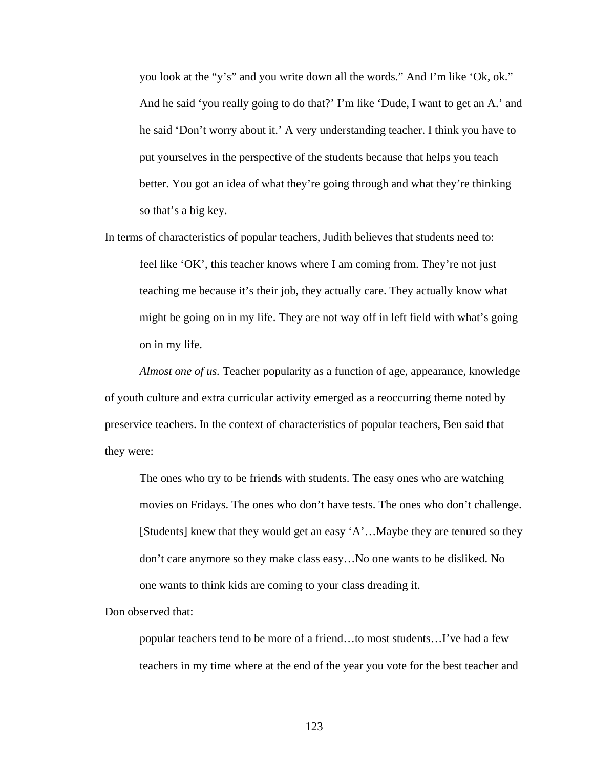> you look at the "y's" and you write down all the words." And I'm like 'Ok, ok." And he said 'you really going to do that?' I'm like 'Dude, I want to get an A.' and he said 'Don't worry about it.' A very understanding teacher. I think you have to put yourselves in the perspective of the students because that helps you teach better. You got an idea of what they're going through and what they're thinking so that's a big key.

In terms of characteristics of popular teachers, Judith believes that students need to:

> feel like 'OK', this teacher knows where I am coming from. They're not just teaching me because it's their job, they actually care. They actually know what might be going on in my life. They are not way off in left field with what's going on in my life.

*Almost one of us.* Teacher popularity as a function of age, appearance, knowledge of youth culture and extra curricular activity emerged as a reoccurring theme noted by preservice teachers. In the context of characteristics of popular teachers, Ben said that they were:

> The ones who try to be friends with students. The easy ones who are watching movies on Fridays. The ones who don't have tests. The ones who don't challenge. [Students] knew that they would get an easy 'A'…Maybe they are tenured so they don't care anymore so they make class easy…No one wants to be disliked. No one wants to think kids are coming to your class dreading it.

Don observed that:

> popular teachers tend to be more of a friend…to most students…I've had a few teachers in my time where at the end of the year you vote for the best teacher and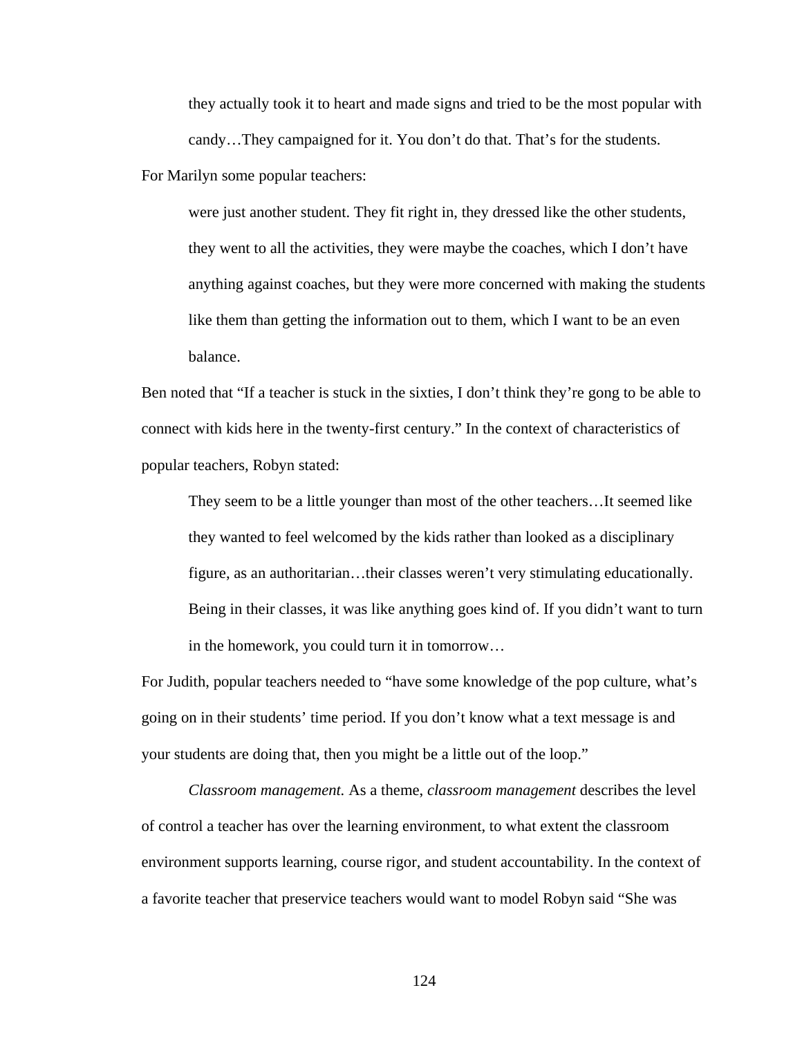> they actually took it to heart and made signs and tried to be the most popular with candy…They campaigned for it. You don't do that. That's for the students.

For Marilyn some popular teachers:

> were just another student. They fit right in, they dressed like the other students, they went to all the activities, they were maybe the coaches, which I don't have anything against coaches, but they were more concerned with making the students like them than getting the information out to them, which I want to be an even balance.

Ben noted that "If a teacher is stuck in the sixties, I don't think they're gong to be able to connect with kids here in the twenty-first century." In the context of characteristics of popular teachers, Robyn stated:

> They seem to be a little younger than most of the other teachers…It seemed like they wanted to feel welcomed by the kids rather than looked as a disciplinary figure, as an authoritarian…their classes weren't very stimulating educationally. Being in their classes, it was like anything goes kind of. If you didn't want to turn in the homework, you could turn it in tomorrow…

For Judith, popular teachers needed to "have some knowledge of the pop culture, what's going on in their students' time period. If you don't know what a text message is and your students are doing that, then you might be a little out of the loop."

*Classroom management.* As a theme, *classroom management* describes the level of control a teacher has over the learning environment, to what extent the classroom environment supports learning, course rigor, and student accountability. In the context of a favorite teacher that preservice teachers would want to model Robyn said "She was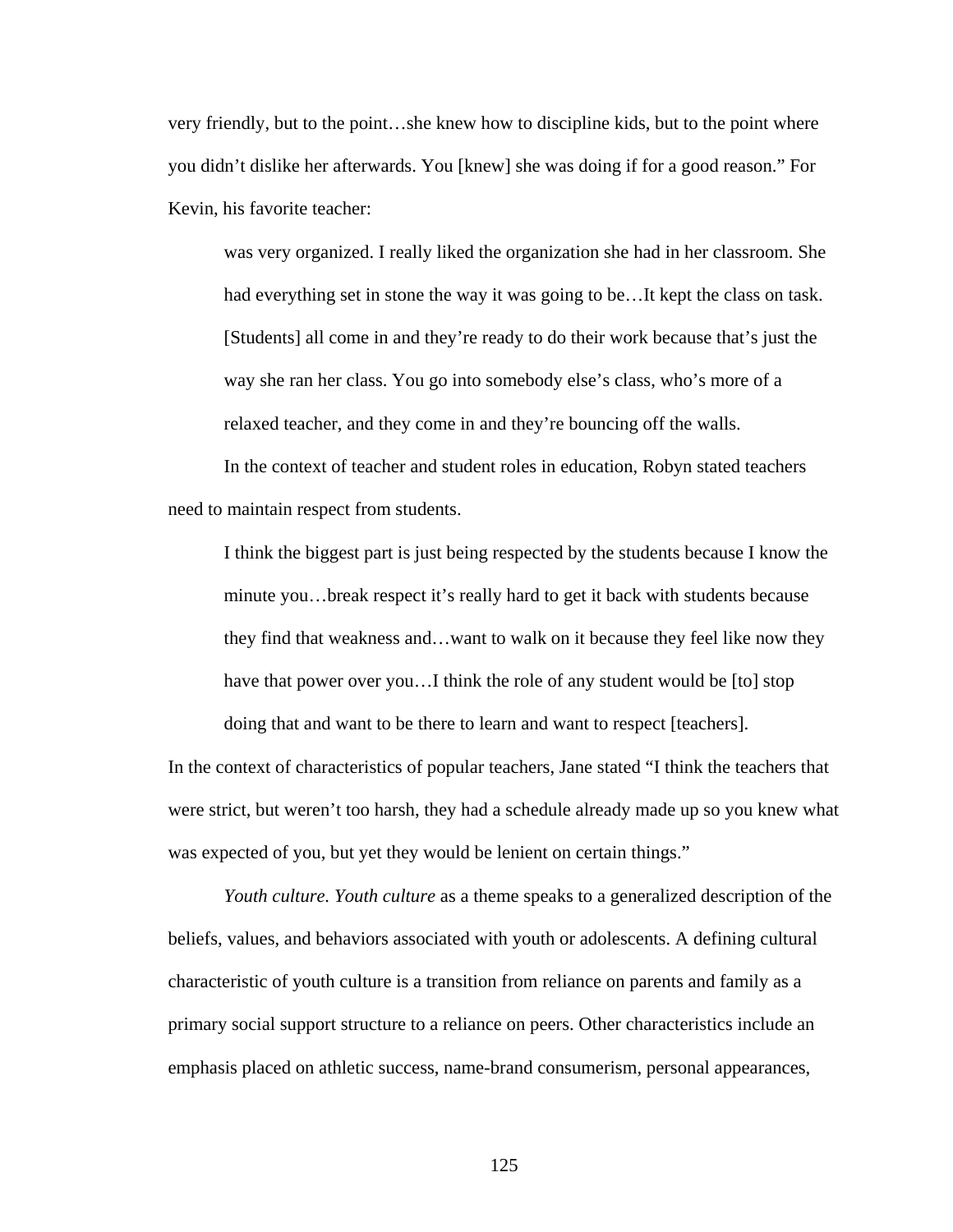very friendly, but to the point…she knew how to discipline kids, but to the point where you didn't dislike her afterwards. You [knew] she was doing if for a good reason." For Kevin, his favorite teacher:

> was very organized. I really liked the organization she had in her classroom. She had everything set in stone the way it was going to be…It kept the class on task. [Students] all come in and they're ready to do their work because that's just the way she ran her class. You go into somebody else's class, who's more of a relaxed teacher, and they come in and they're bouncing off the walls.

In the context of teacher and student roles in education, Robyn stated teachers need to maintain respect from students.

> I think the biggest part is just being respected by the students because I know the minute you…break respect it's really hard to get it back with students because they find that weakness and…want to walk on it because they feel like now they have that power over you…I think the role of any student would be [to] stop doing that and want to be there to learn and want to respect [teachers].

In the context of characteristics of popular teachers, Jane stated "I think the teachers that were strict, but weren't too harsh, they had a schedule already made up so you knew what was expected of you, but yet they would be lenient on certain things."

*Youth culture. Youth culture* as a theme speaks to a generalized description of the beliefs, values, and behaviors associated with youth or adolescents. A defining cultural characteristic of youth culture is a transition from reliance on parents and family as a primary social support structure to a reliance on peers. Other characteristics include an emphasis placed on athletic success, name-brand consumerism, personal appearances,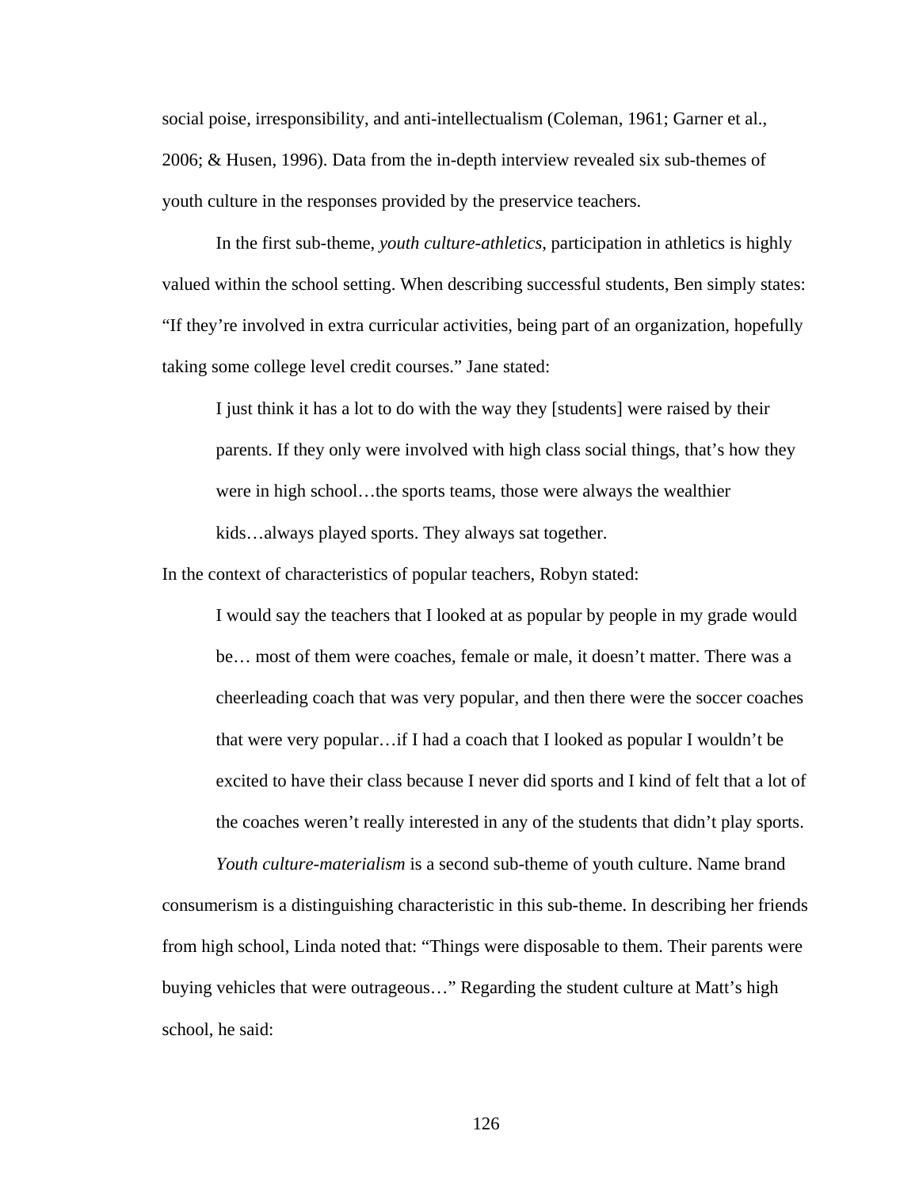social poise, irresponsibility, and anti-intellectualism (Coleman, 1961; Garner et al., 2006; & Husen, 1996). Data from the in-depth interview revealed six sub-themes of youth culture in the responses provided by the preservice teachers.

In the first sub-theme, *youth culture-athletics*, participation in athletics is highly valued within the school setting. When describing successful students, Ben simply states: "If they're involved in extra curricular activities, being part of an organization, hopefully taking some college level credit courses." Jane stated:

> I just think it has a lot to do with the way they [students] were raised by their parents. If they only were involved with high class social things, that's how they were in high school…the sports teams, those were always the wealthier kids…always played sports. They always sat together.

In the context of characteristics of popular teachers, Robyn stated:

> I would say the teachers that I looked at as popular by people in my grade would be… most of them were coaches, female or male, it doesn't matter. There was a cheerleading coach that was very popular, and then there were the soccer coaches that were very popular…if I had a coach that I looked as popular I wouldn't be excited to have their class because I never did sports and I kind of felt that a lot of the coaches weren't really interested in any of the students that didn't play sports.

*Youth culture-materialism* is a second sub-theme of youth culture. Name brand consumerism is a distinguishing characteristic in this sub-theme. In describing her friends from high school, Linda noted that: "Things were disposable to them. Their parents were buying vehicles that were outrageous…" Regarding the student culture at Matt's high school, he said: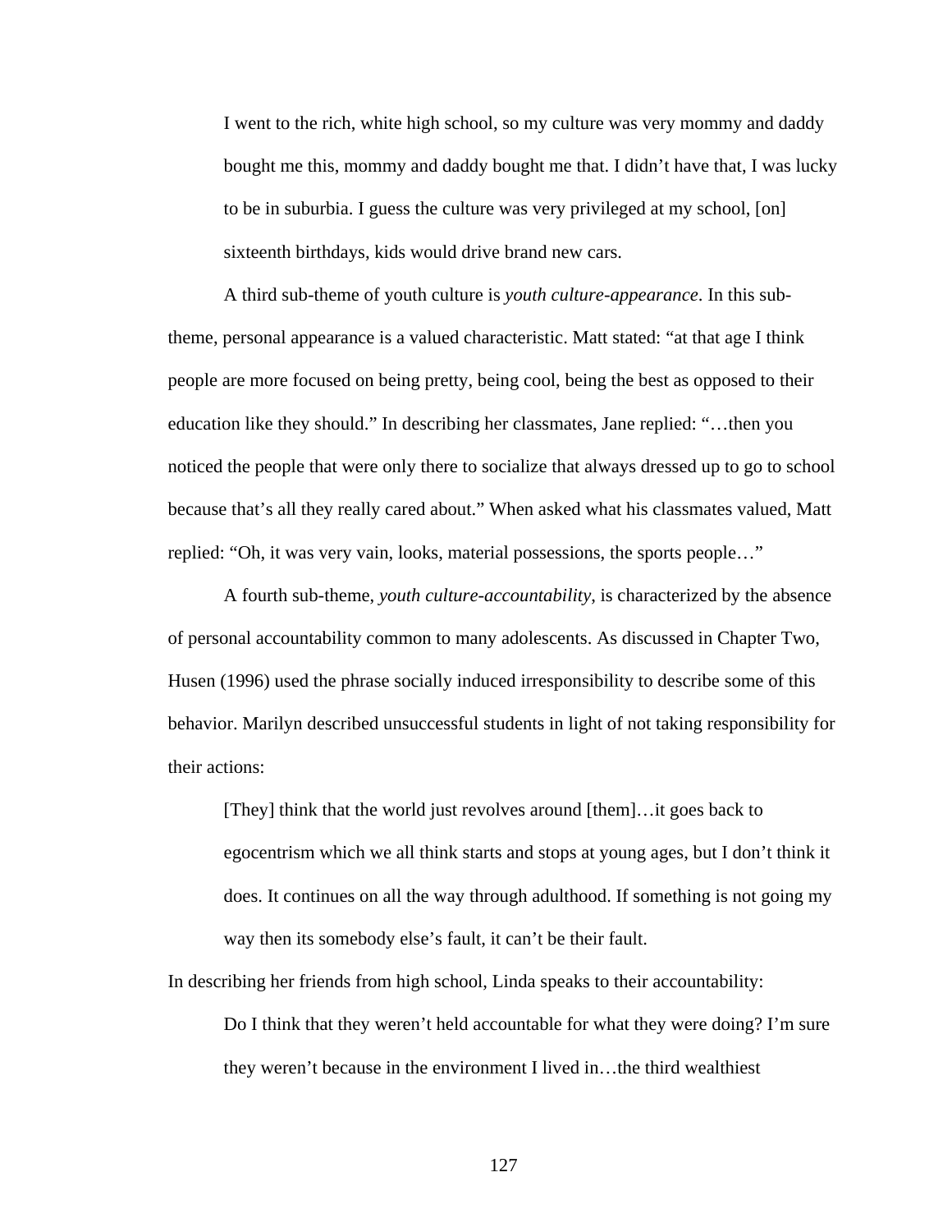> I went to the rich, white high school, so my culture was very mommy and daddy bought me this, mommy and daddy bought me that. I didn't have that, I was lucky to be in suburbia. I guess the culture was very privileged at my school, [on] sixteenth birthdays, kids would drive brand new cars.

A third sub-theme of youth culture is *youth culture-appearance*. In this sub-theme, personal appearance is a valued characteristic. Matt stated: "at that age I think people are more focused on being pretty, being cool, being the best as opposed to their education like they should." In describing her classmates, Jane replied: "…then you noticed the people that were only there to socialize that always dressed up to go to school because that's all they really cared about." When asked what his classmates valued, Matt replied: "Oh, it was very vain, looks, material possessions, the sports people…"

A fourth sub-theme, *youth culture-accountability*, is characterized by the absence of personal accountability common to many adolescents. As discussed in Chapter Two, Husen (1996) used the phrase socially induced irresponsibility to describe some of this behavior. Marilyn described unsuccessful students in light of not taking responsibility for their actions:

> [They] think that the world just revolves around [them]…it goes back to egocentrism which we all think starts and stops at young ages, but I don't think it does. It continues on all the way through adulthood. If something is not going my way then its somebody else's fault, it can't be their fault.

In describing her friends from high school, Linda speaks to their accountability:

> Do I think that they weren't held accountable for what they were doing? I'm sure they weren't because in the environment I lived in…the third wealthiest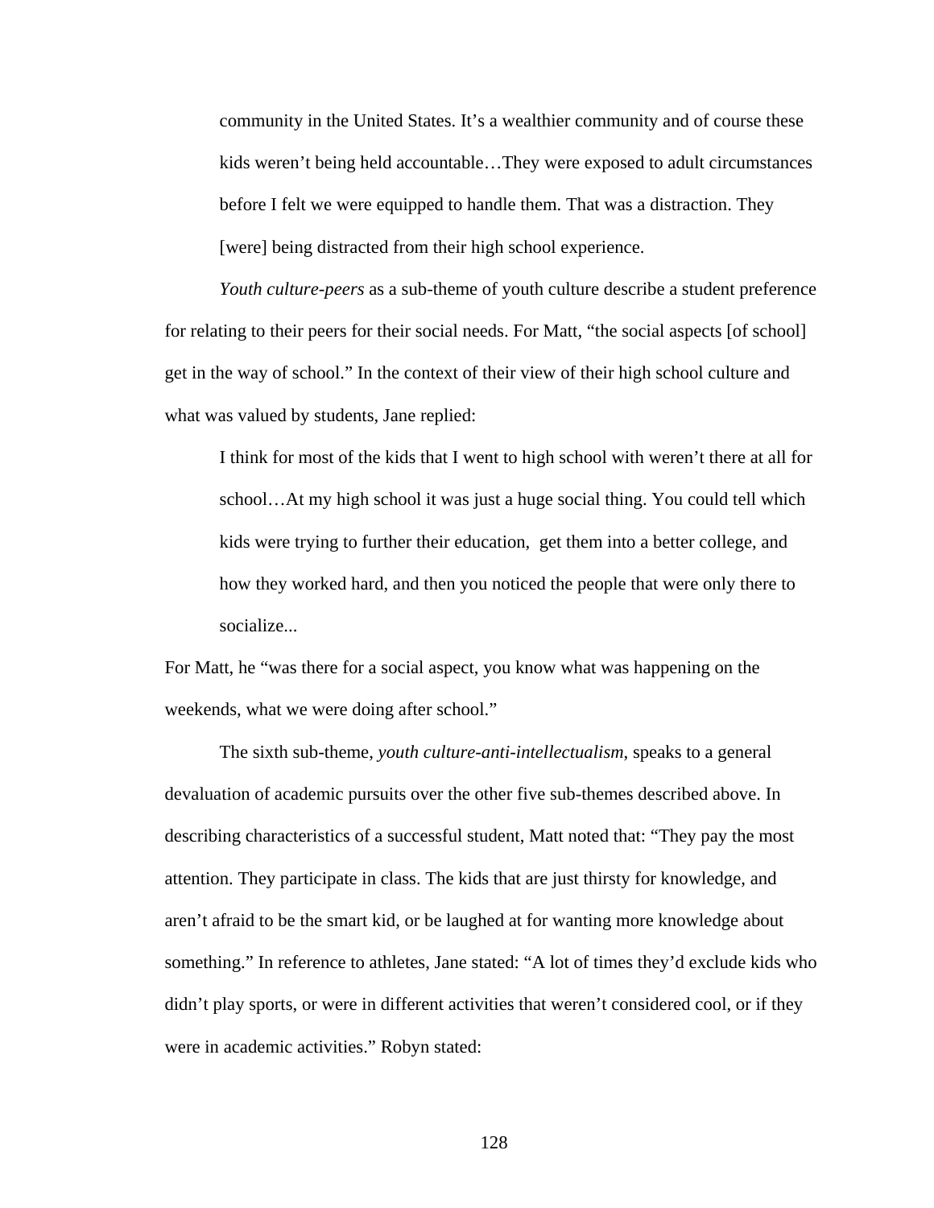> community in the United States. It's a wealthier community and of course these kids weren't being held accountable…They were exposed to adult circumstances before I felt we were equipped to handle them. That was a distraction. They [were] being distracted from their high school experience.

*Youth culture-peers* as a sub-theme of youth culture describe a student preference for relating to their peers for their social needs. For Matt, "the social aspects [of school] get in the way of school." In the context of their view of their high school culture and what was valued by students, Jane replied:

> I think for most of the kids that I went to high school with weren't there at all for school…At my high school it was just a huge social thing. You could tell which kids were trying to further their education, get them into a better college, and how they worked hard, and then you noticed the people that were only there to socialize...

For Matt, he "was there for a social aspect, you know what was happening on the weekends, what we were doing after school."

The sixth sub-theme, *youth culture-anti-intellectualism*, speaks to a general devaluation of academic pursuits over the other five sub-themes described above. In describing characteristics of a successful student, Matt noted that: "They pay the most attention. They participate in class. The kids that are just thirsty for knowledge, and aren't afraid to be the smart kid, or be laughed at for wanting more knowledge about something." In reference to athletes, Jane stated: "A lot of times they'd exclude kids who didn't play sports, or were in different activities that weren't considered cool, or if they were in academic activities." Robyn stated: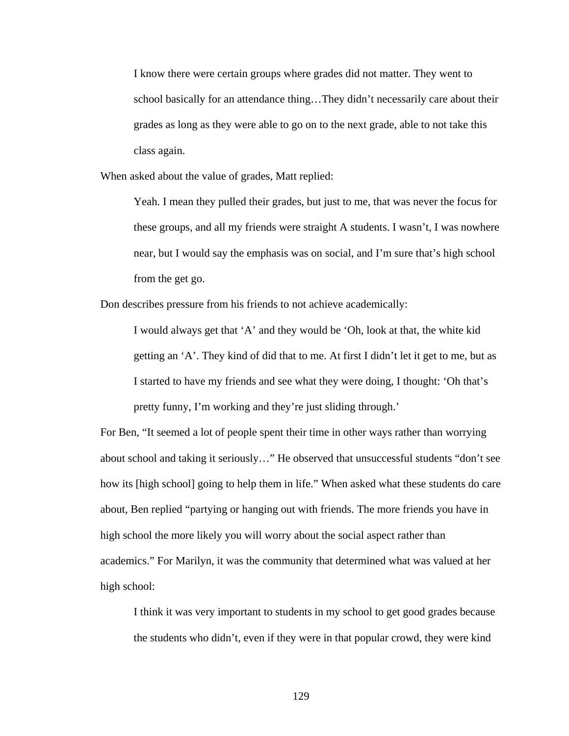> I know there were certain groups where grades did not matter. They went to school basically for an attendance thing…They didn't necessarily care about their grades as long as they were able to go on to the next grade, able to not take this class again.

When asked about the value of grades, Matt replied:

> Yeah. I mean they pulled their grades, but just to me, that was never the focus for these groups, and all my friends were straight A students. I wasn't, I was nowhere near, but I would say the emphasis was on social, and I'm sure that's high school from the get go.

Don describes pressure from his friends to not achieve academically:

> I would always get that 'A' and they would be 'Oh, look at that, the white kid getting an 'A'. They kind of did that to me. At first I didn't let it get to me, but as I started to have my friends and see what they were doing, I thought: 'Oh that's pretty funny, I'm working and they're just sliding through.'

For Ben, "It seemed a lot of people spent their time in other ways rather than worrying about school and taking it seriously…" He observed that unsuccessful students "don't see how its [high school] going to help them in life." When asked what these students do care about, Ben replied "partying or hanging out with friends. The more friends you have in high school the more likely you will worry about the social aspect rather than academics." For Marilyn, it was the community that determined what was valued at her high school:

> I think it was very important to students in my school to get good grades because the students who didn't, even if they were in that popular crowd, they were kind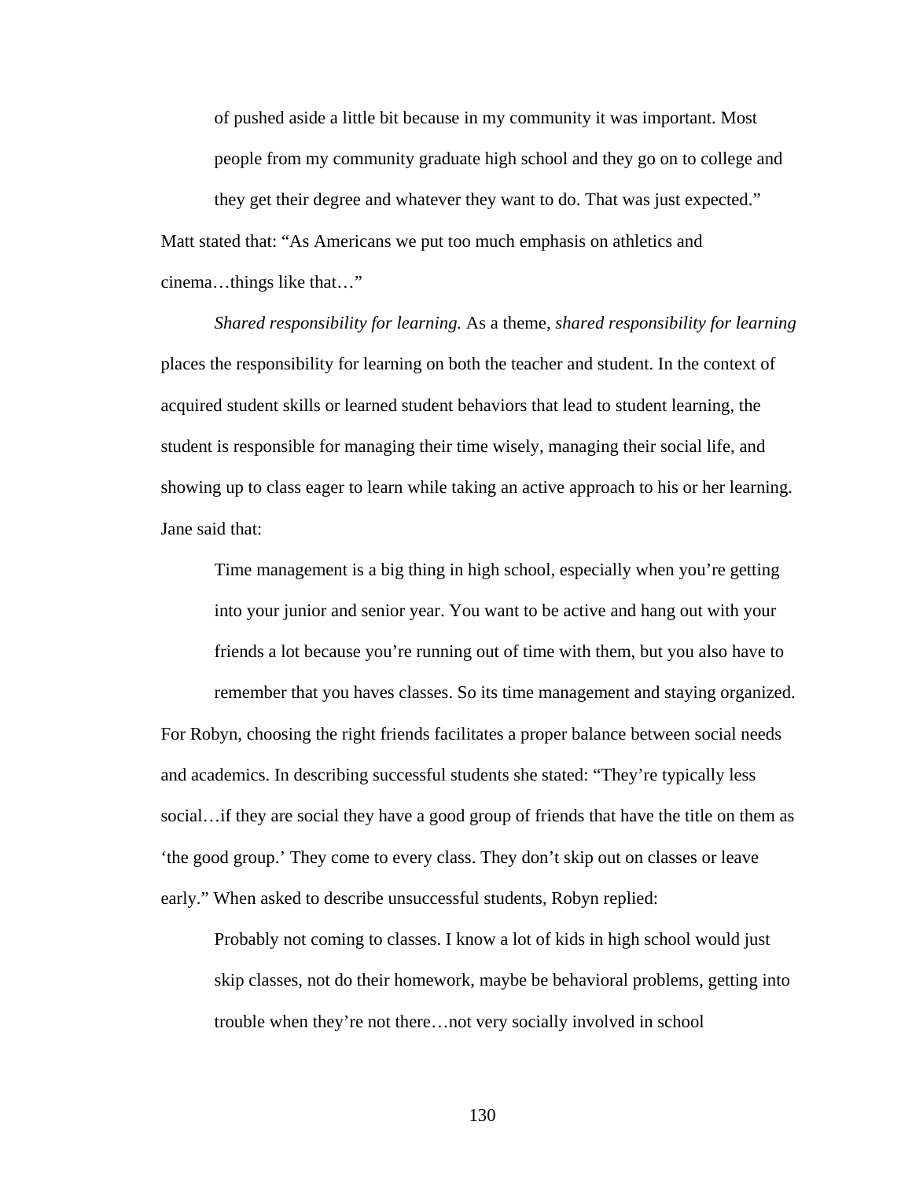> of pushed aside a little bit because in my community it was important. Most people from my community graduate high school and they go on to college and they get their degree and whatever they want to do. That was just expected."

Matt stated that: "As Americans we put too much emphasis on athletics and cinema…things like that…"

*Shared responsibility for learning.* As a theme, *shared responsibility for learning* places the responsibility for learning on both the teacher and student. In the context of acquired student skills or learned student behaviors that lead to student learning, the student is responsible for managing their time wisely, managing their social life, and showing up to class eager to learn while taking an active approach to his or her learning. Jane said that:

> Time management is a big thing in high school, especially when you're getting into your junior and senior year. You want to be active and hang out with your friends a lot because you're running out of time with them, but you also have to remember that you haves classes. So its time management and staying organized.

For Robyn, choosing the right friends facilitates a proper balance between social needs and academics. In describing successful students she stated: "They're typically less social…if they are social they have a good group of friends that have the title on them as 'the good group.' They come to every class. They don't skip out on classes or leave early." When asked to describe unsuccessful students, Robyn replied:

> Probably not coming to classes. I know a lot of kids in high school would just skip classes, not do their homework, maybe be behavioral problems, getting into trouble when they're not there…not very socially involved in school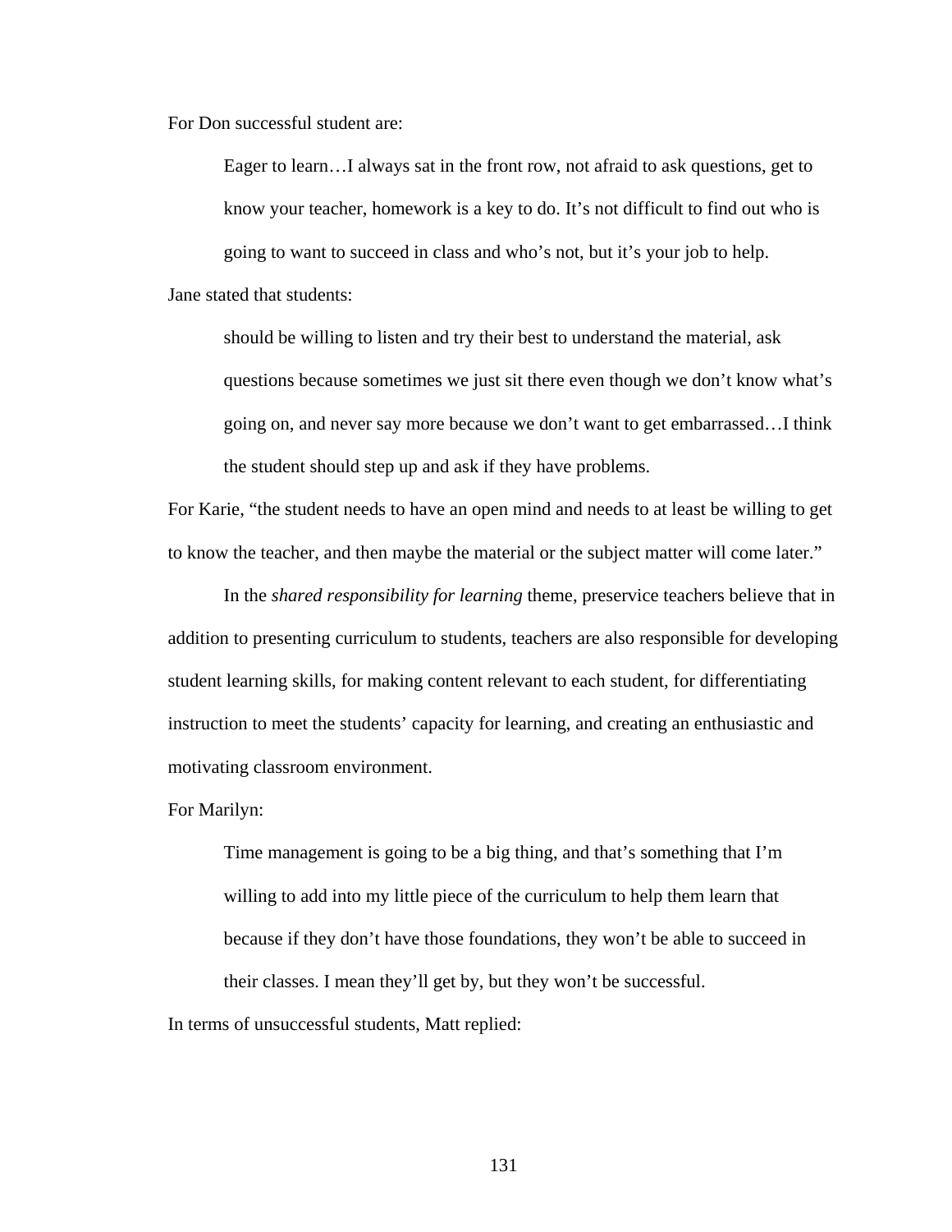For Don successful student are:

> Eager to learn…I always sat in the front row, not afraid to ask questions, get to know your teacher, homework is a key to do. It's not difficult to find out who is going to want to succeed in class and who's not, but it's your job to help.

Jane stated that students:

> should be willing to listen and try their best to understand the material, ask questions because sometimes we just sit there even though we don't know what's going on, and never say more because we don't want to get embarrassed…I think the student should step up and ask if they have problems.

For Karie, "the student needs to have an open mind and needs to at least be willing to get to know the teacher, and then maybe the material or the subject matter will come later."

In the *shared responsibility for learning* theme, preservice teachers believe that in addition to presenting curriculum to students, teachers are also responsible for developing student learning skills, for making content relevant to each student, for differentiating instruction to meet the students' capacity for learning, and creating an enthusiastic and motivating classroom environment.

For Marilyn:

> Time management is going to be a big thing, and that's something that I'm willing to add into my little piece of the curriculum to help them learn that because if they don't have those foundations, they won't be able to succeed in their classes. I mean they'll get by, but they won't be successful.

In terms of unsuccessful students, Matt replied: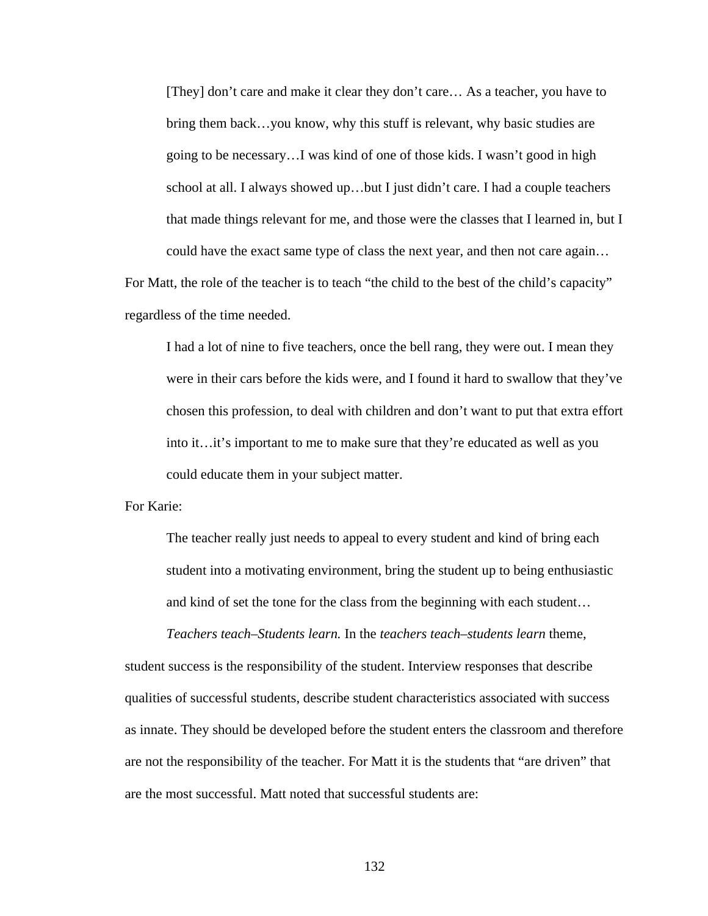> [They] don't care and make it clear they don't care… As a teacher, you have to bring them back…you know, why this stuff is relevant, why basic studies are going to be necessary…I was kind of one of those kids. I wasn't good in high school at all. I always showed up…but I just didn't care. I had a couple teachers that made things relevant for me, and those were the classes that I learned in, but I could have the exact same type of class the next year, and then not care again…

For Matt, the role of the teacher is to teach "the child to the best of the child's capacity" regardless of the time needed.

> I had a lot of nine to five teachers, once the bell rang, they were out. I mean they were in their cars before the kids were, and I found it hard to swallow that they've chosen this profession, to deal with children and don't want to put that extra effort into it…it's important to me to make sure that they're educated as well as you could educate them in your subject matter.

For Karie:

> The teacher really just needs to appeal to every student and kind of bring each student into a motivating environment, bring the student up to being enthusiastic and kind of set the tone for the class from the beginning with each student…

*Teachers teach–Students learn.* In the *teachers teach–students learn* theme, student success is the responsibility of the student. Interview responses that describe qualities of successful students, describe student characteristics associated with success as innate. They should be developed before the student enters the classroom and therefore are not the responsibility of the teacher. For Matt it is the students that "are driven" that are the most successful. Matt noted that successful students are: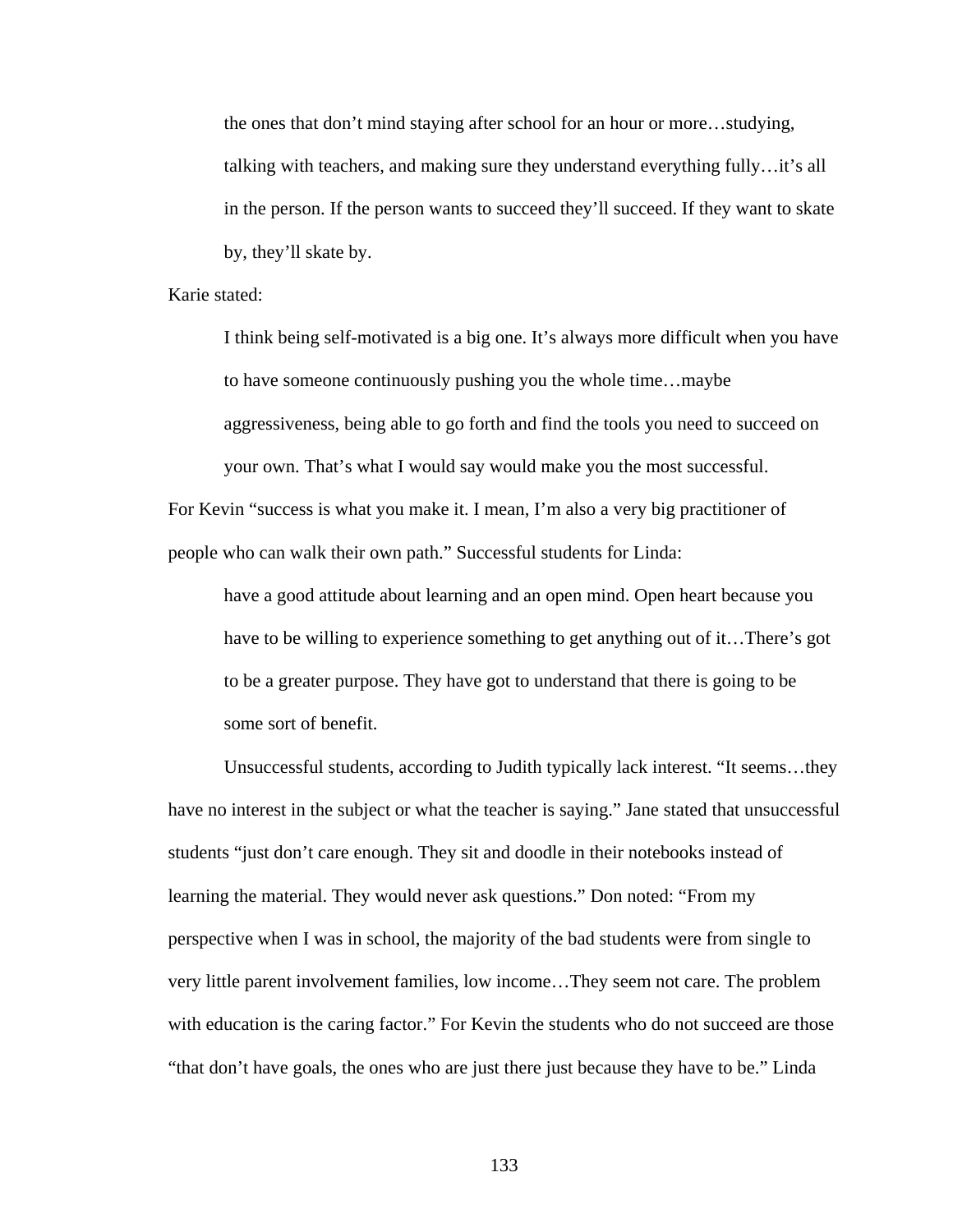> the ones that don't mind staying after school for an hour or more…studying, talking with teachers, and making sure they understand everything fully…it's all in the person. If the person wants to succeed they'll succeed. If they want to skate by, they'll skate by.

Karie stated:

> I think being self-motivated is a big one. It's always more difficult when you have to have someone continuously pushing you the whole time…maybe aggressiveness, being able to go forth and find the tools you need to succeed on your own. That's what I would say would make you the most successful.

For Kevin "success is what you make it. I mean, I'm also a very big practitioner of people who can walk their own path." Successful students for Linda:

> have a good attitude about learning and an open mind. Open heart because you have to be willing to experience something to get anything out of it…There's got to be a greater purpose. They have got to understand that there is going to be some sort of benefit.

Unsuccessful students, according to Judith typically lack interest. "It seems…they have no interest in the subject or what the teacher is saying." Jane stated that unsuccessful students "just don't care enough. They sit and doodle in their notebooks instead of learning the material. They would never ask questions." Don noted: "From my perspective when I was in school, the majority of the bad students were from single to very little parent involvement families, low income…They seem not care. The problem with education is the caring factor." For Kevin the students who do not succeed are those "that don't have goals, the ones who are just there just because they have to be." Linda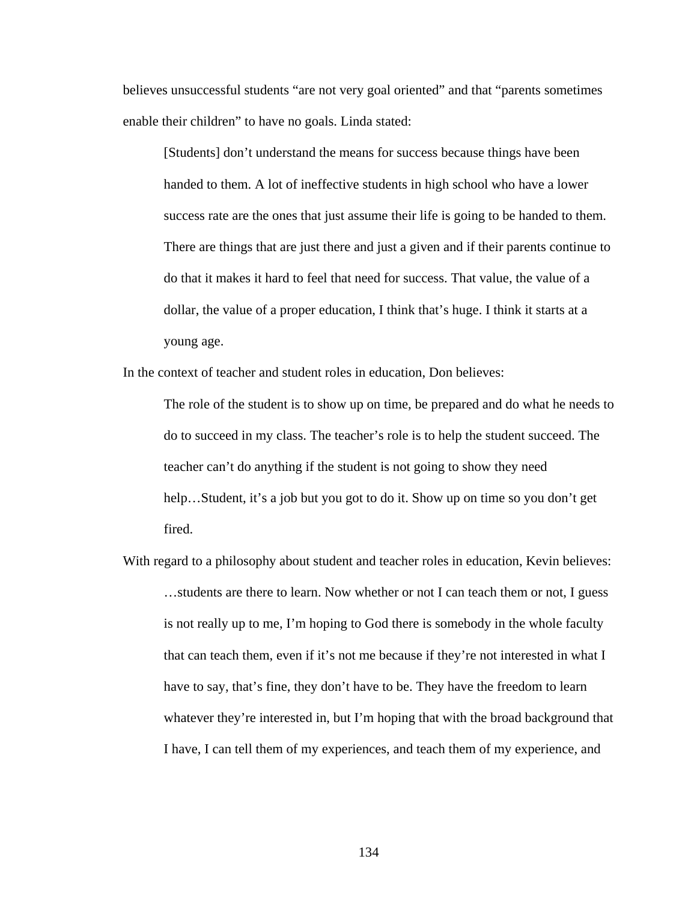believes unsuccessful students “are not very goal oriented” and that “parents sometimes enable their children” to have no goals. Linda stated:

> [Students] don’t understand the means for success because things have been handed to them. A lot of ineffective students in high school who have a lower success rate are the ones that just assume their life is going to be handed to them. There are things that are just there and just a given and if their parents continue to do that it makes it hard to feel that need for success. That value, the value of a dollar, the value of a proper education, I think that’s huge. I think it starts at a young age.

In the context of teacher and student roles in education, Don believes:

> The role of the student is to show up on time, be prepared and do what he needs to do to succeed in my class. The teacher’s role is to help the student succeed. The teacher can’t do anything if the student is not going to show they need help…Student, it’s a job but you got to do it. Show up on time so you don’t get fired.

With regard to a philosophy about student and teacher roles in education, Kevin believes:

> …students are there to learn. Now whether or not I can teach them or not, I guess is not really up to me, I’m hoping to God there is somebody in the whole faculty that can teach them, even if it’s not me because if they’re not interested in what I have to say, that’s fine, they don’t have to be. They have the freedom to learn whatever they’re interested in, but I’m hoping that with the broad background that I have, I can tell them of my experiences, and teach them of my experience, and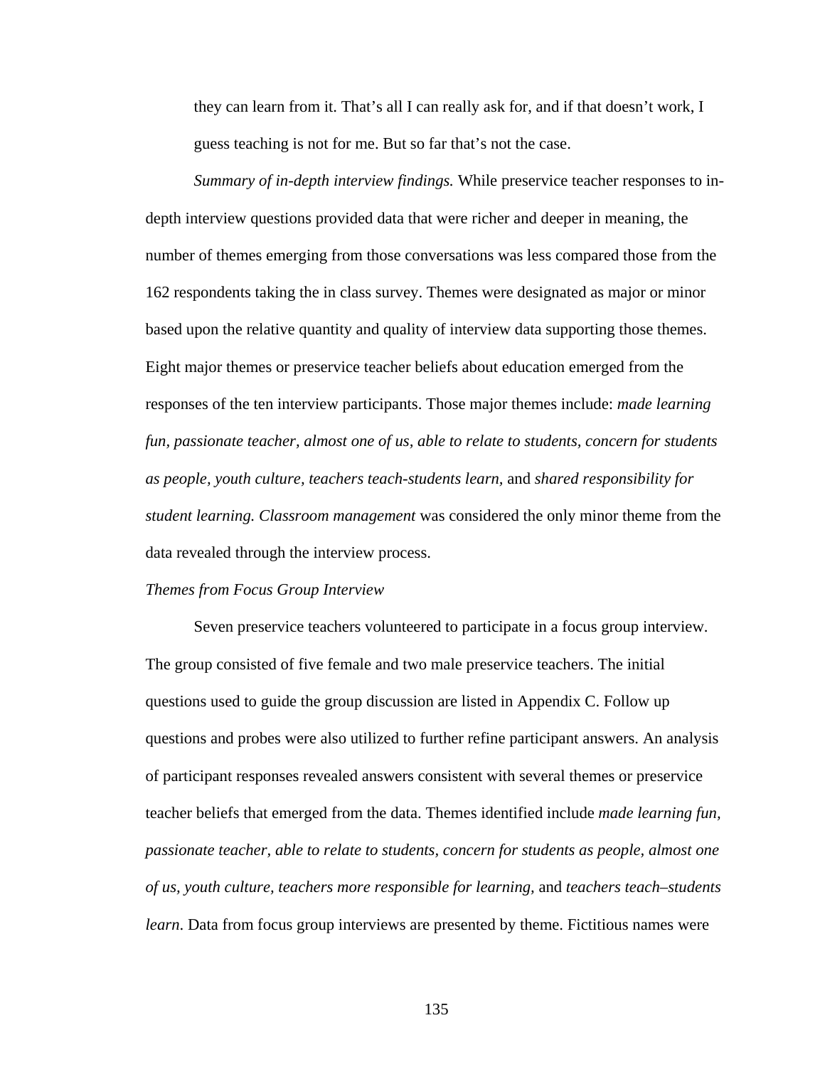> they can learn from it. That's all I can really ask for, and if that doesn't work, I guess teaching is not for me. But so far that's not the case.

*Summary of in-depth interview findings.* While preservice teacher responses to in-depth interview questions provided data that were richer and deeper in meaning, the number of themes emerging from those conversations was less compared those from the 162 respondents taking the in class survey. Themes were designated as major or minor based upon the relative quantity and quality of interview data supporting those themes. Eight major themes or preservice teacher beliefs about education emerged from the responses of the ten interview participants. Those major themes include: *made learning fun, passionate teacher, almost one of us, able to relate to students, concern for students as people, youth culture, teachers teach-students learn,* and *shared responsibility for student learning. Classroom management* was considered the only minor theme from the data revealed through the interview process.

*Themes from Focus Group Interview*

Seven preservice teachers volunteered to participate in a focus group interview. The group consisted of five female and two male preservice teachers. The initial questions used to guide the group discussion are listed in Appendix C. Follow up questions and probes were also utilized to further refine participant answers. An analysis of participant responses revealed answers consistent with several themes or preservice teacher beliefs that emerged from the data. Themes identified include *made learning fun, passionate teacher, able to relate to students, concern for students as people, almost one of us, youth culture, teachers more responsible for learning,* and *teachers teach–students learn*. Data from focus group interviews are presented by theme. Fictitious names were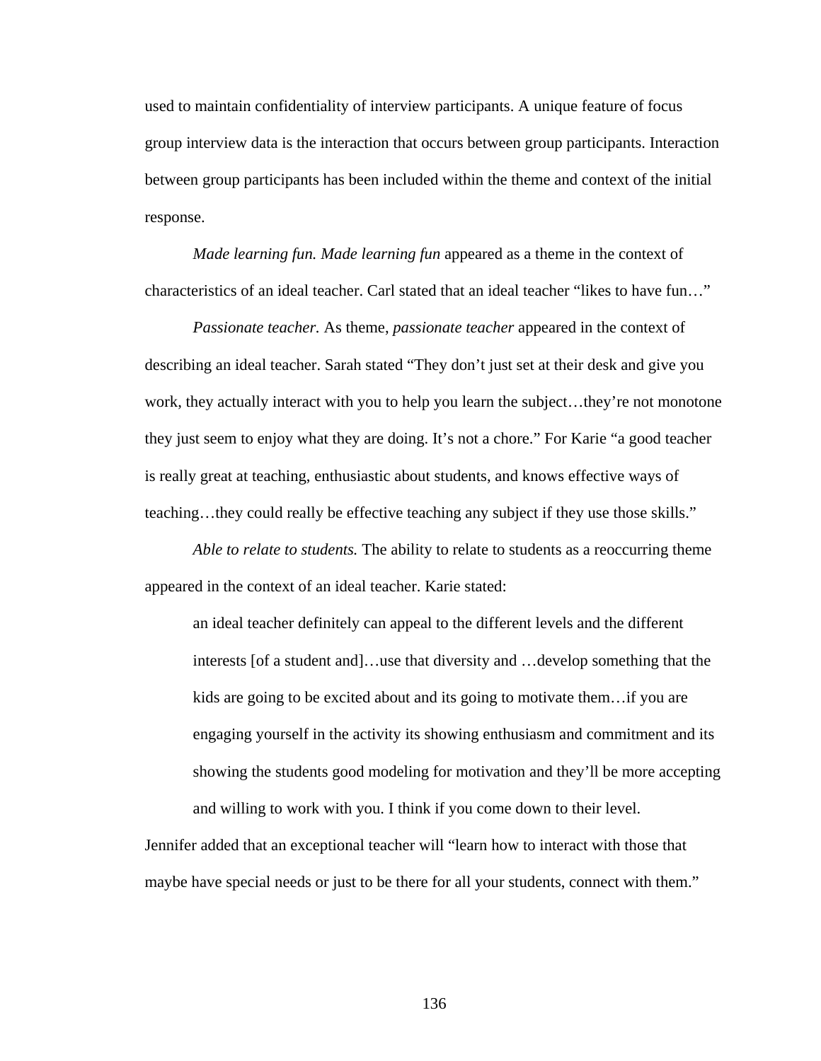used to maintain confidentiality of interview participants. A unique feature of focus group interview data is the interaction that occurs between group participants. Interaction between group participants has been included within the theme and context of the initial response.

*Made learning fun. Made learning fun* appeared as a theme in the context of characteristics of an ideal teacher. Carl stated that an ideal teacher "likes to have fun…"

*Passionate teacher.* As theme, *passionate teacher* appeared in the context of describing an ideal teacher. Sarah stated "They don't just set at their desk and give you work, they actually interact with you to help you learn the subject…they're not monotone they just seem to enjoy what they are doing. It's not a chore." For Karie "a good teacher is really great at teaching, enthusiastic about students, and knows effective ways of teaching…they could really be effective teaching any subject if they use those skills."

*Able to relate to students.* The ability to relate to students as a reoccurring theme appeared in the context of an ideal teacher. Karie stated:

> an ideal teacher definitely can appeal to the different levels and the different interests [of a student and]…use that diversity and …develop something that the kids are going to be excited about and its going to motivate them…if you are engaging yourself in the activity its showing enthusiasm and commitment and its showing the students good modeling for motivation and they'll be more accepting and willing to work with you. I think if you come down to their level.

Jennifer added that an exceptional teacher will "learn how to interact with those that maybe have special needs or just to be there for all your students, connect with them."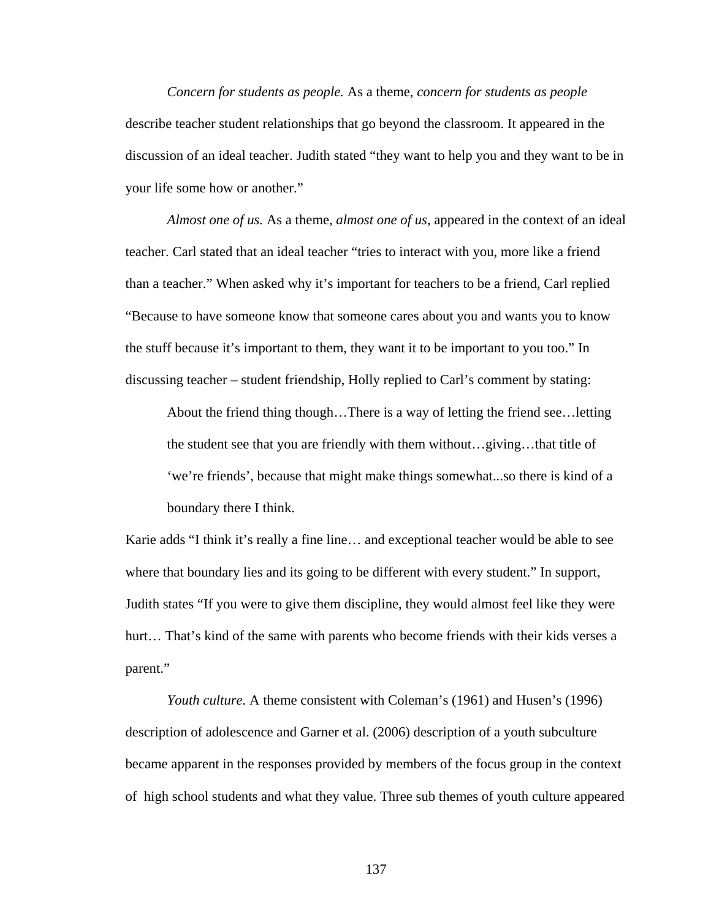*Concern for students as people.* As a theme, *concern for students as people* describe teacher student relationships that go beyond the classroom. It appeared in the discussion of an ideal teacher. Judith stated "they want to help you and they want to be in your life some how or another."

*Almost one of us.* As a theme, *almost one of us*, appeared in the context of an ideal teacher. Carl stated that an ideal teacher "tries to interact with you, more like a friend than a teacher." When asked why it's important for teachers to be a friend, Carl replied "Because to have someone know that someone cares about you and wants you to know the stuff because it's important to them, they want it to be important to you too." In discussing teacher – student friendship, Holly replied to Carl's comment by stating:

> About the friend thing though…There is a way of letting the friend see…letting the student see that you are friendly with them without…giving…that title of 'we're friends', because that might make things somewhat...so there is kind of a boundary there I think.

Karie adds "I think it's really a fine line… and exceptional teacher would be able to see where that boundary lies and its going to be different with every student." In support, Judith states "If you were to give them discipline, they would almost feel like they were hurt… That's kind of the same with parents who become friends with their kids verses a parent."

*Youth culture.* A theme consistent with Coleman's (1961) and Husen's (1996) description of adolescence and Garner et al. (2006) description of a youth subculture became apparent in the responses provided by members of the focus group in the context of high school students and what they value. Three sub themes of youth culture appeared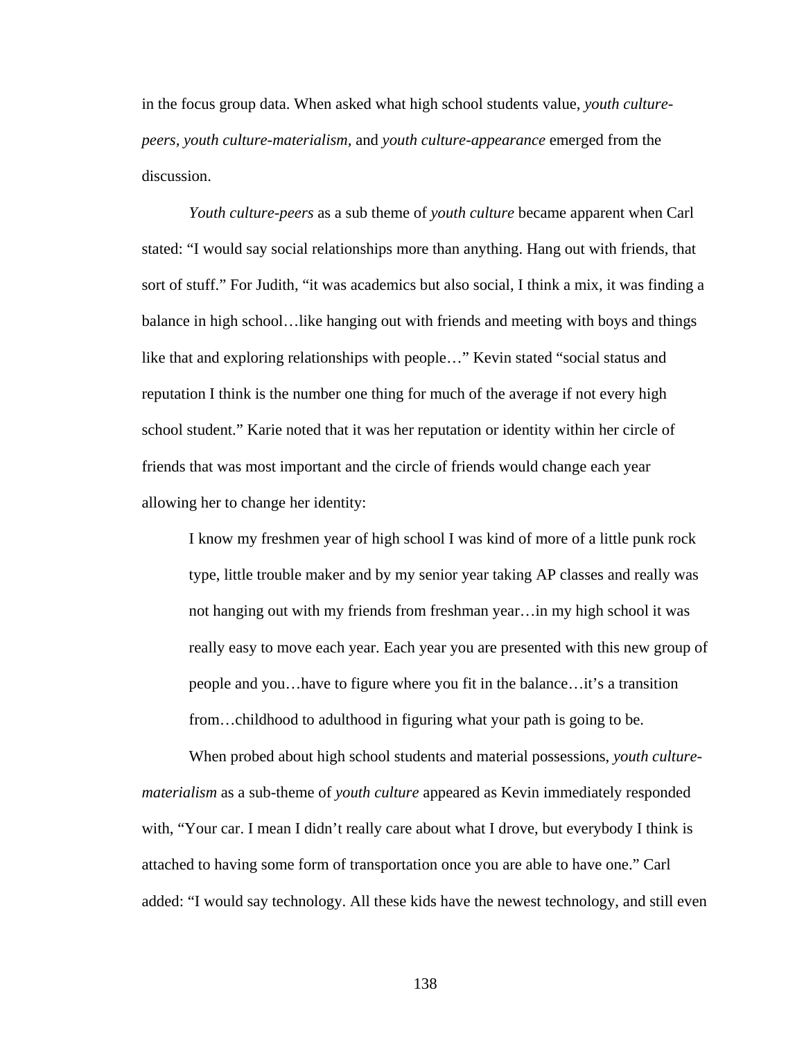in the focus group data. When asked what high school students value, *youth culture-peers, youth culture-materialism,* and *youth culture-appearance* emerged from the discussion.

*Youth culture-peers* as a sub theme of *youth culture* became apparent when Carl stated: "I would say social relationships more than anything. Hang out with friends, that sort of stuff." For Judith, "it was academics but also social, I think a mix, it was finding a balance in high school…like hanging out with friends and meeting with boys and things like that and exploring relationships with people…" Kevin stated "social status and reputation I think is the number one thing for much of the average if not every high school student." Karie noted that it was her reputation or identity within her circle of friends that was most important and the circle of friends would change each year allowing her to change her identity:

> I know my freshmen year of high school I was kind of more of a little punk rock type, little trouble maker and by my senior year taking AP classes and really was not hanging out with my friends from freshman year…in my high school it was really easy to move each year. Each year you are presented with this new group of people and you…have to figure where you fit in the balance…it's a transition from…childhood to adulthood in figuring what your path is going to be.

When probed about high school students and material possessions, *youth culture-materialism* as a sub-theme of *youth culture* appeared as Kevin immediately responded with, "Your car. I mean I didn't really care about what I drove, but everybody I think is attached to having some form of transportation once you are able to have one." Carl added: "I would say technology. All these kids have the newest technology, and still even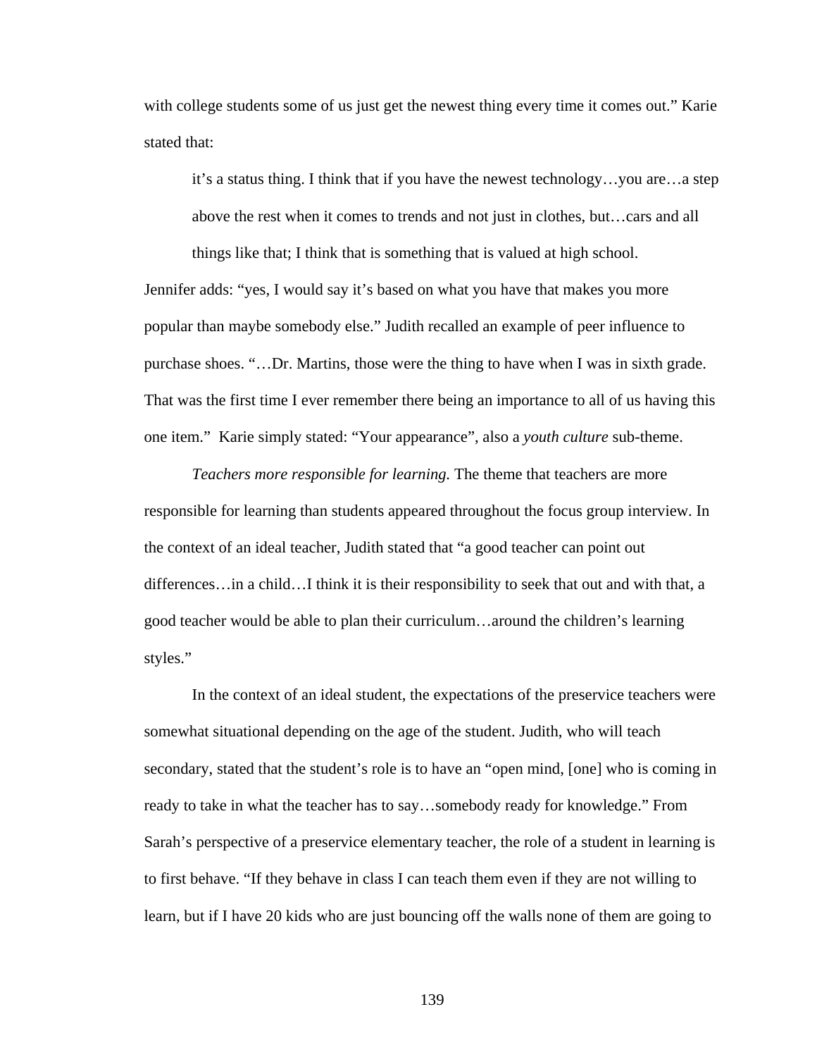with college students some of us just get the newest thing every time it comes out." Karie stated that:

> it's a status thing. I think that if you have the newest technology…you are…a step above the rest when it comes to trends and not just in clothes, but…cars and all things like that; I think that is something that is valued at high school.

Jennifer adds: "yes, I would say it's based on what you have that makes you more popular than maybe somebody else." Judith recalled an example of peer influence to purchase shoes. "…Dr. Martins, those were the thing to have when I was in sixth grade. That was the first time I ever remember there being an importance to all of us having this one item." Karie simply stated: "Your appearance", also a *youth culture* sub-theme.

*Teachers more responsible for learning.* The theme that teachers are more responsible for learning than students appeared throughout the focus group interview. In the context of an ideal teacher, Judith stated that "a good teacher can point out differences…in a child…I think it is their responsibility to seek that out and with that, a good teacher would be able to plan their curriculum…around the children's learning styles."

In the context of an ideal student, the expectations of the preservice teachers were somewhat situational depending on the age of the student. Judith, who will teach secondary, stated that the student's role is to have an "open mind, [one] who is coming in ready to take in what the teacher has to say…somebody ready for knowledge." From Sarah's perspective of a preservice elementary teacher, the role of a student in learning is to first behave. "If they behave in class I can teach them even if they are not willing to learn, but if I have 20 kids who are just bouncing off the walls none of them are going to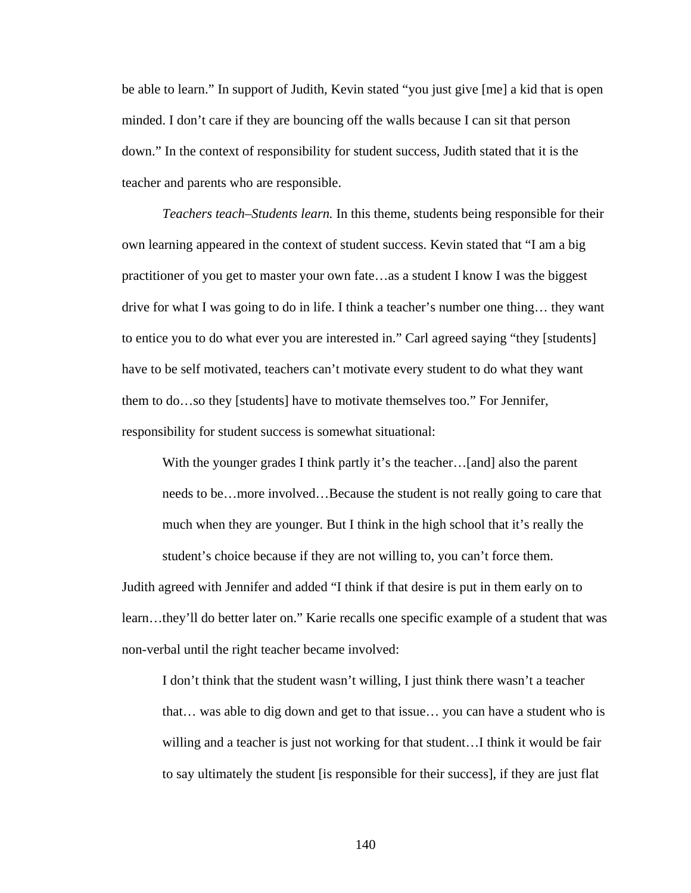be able to learn." In support of Judith, Kevin stated "you just give [me] a kid that is open minded. I don't care if they are bouncing off the walls because I can sit that person down." In the context of responsibility for student success, Judith stated that it is the teacher and parents who are responsible.

*Teachers teach–Students learn.* In this theme, students being responsible for their own learning appeared in the context of student success. Kevin stated that "I am a big practitioner of you get to master your own fate…as a student I know I was the biggest drive for what I was going to do in life. I think a teacher's number one thing… they want to entice you to do what ever you are interested in." Carl agreed saying "they [students] have to be self motivated, teachers can't motivate every student to do what they want them to do…so they [students] have to motivate themselves too." For Jennifer, responsibility for student success is somewhat situational:

> With the younger grades I think partly it's the teacher…[and] also the parent needs to be…more involved…Because the student is not really going to care that much when they are younger. But I think in the high school that it's really the student's choice because if they are not willing to, you can't force them.

Judith agreed with Jennifer and added "I think if that desire is put in them early on to learn…they'll do better later on." Karie recalls one specific example of a student that was non-verbal until the right teacher became involved:

> I don't think that the student wasn't willing, I just think there wasn't a teacher that… was able to dig down and get to that issue… you can have a student who is willing and a teacher is just not working for that student…I think it would be fair to say ultimately the student [is responsible for their success], if they are just flat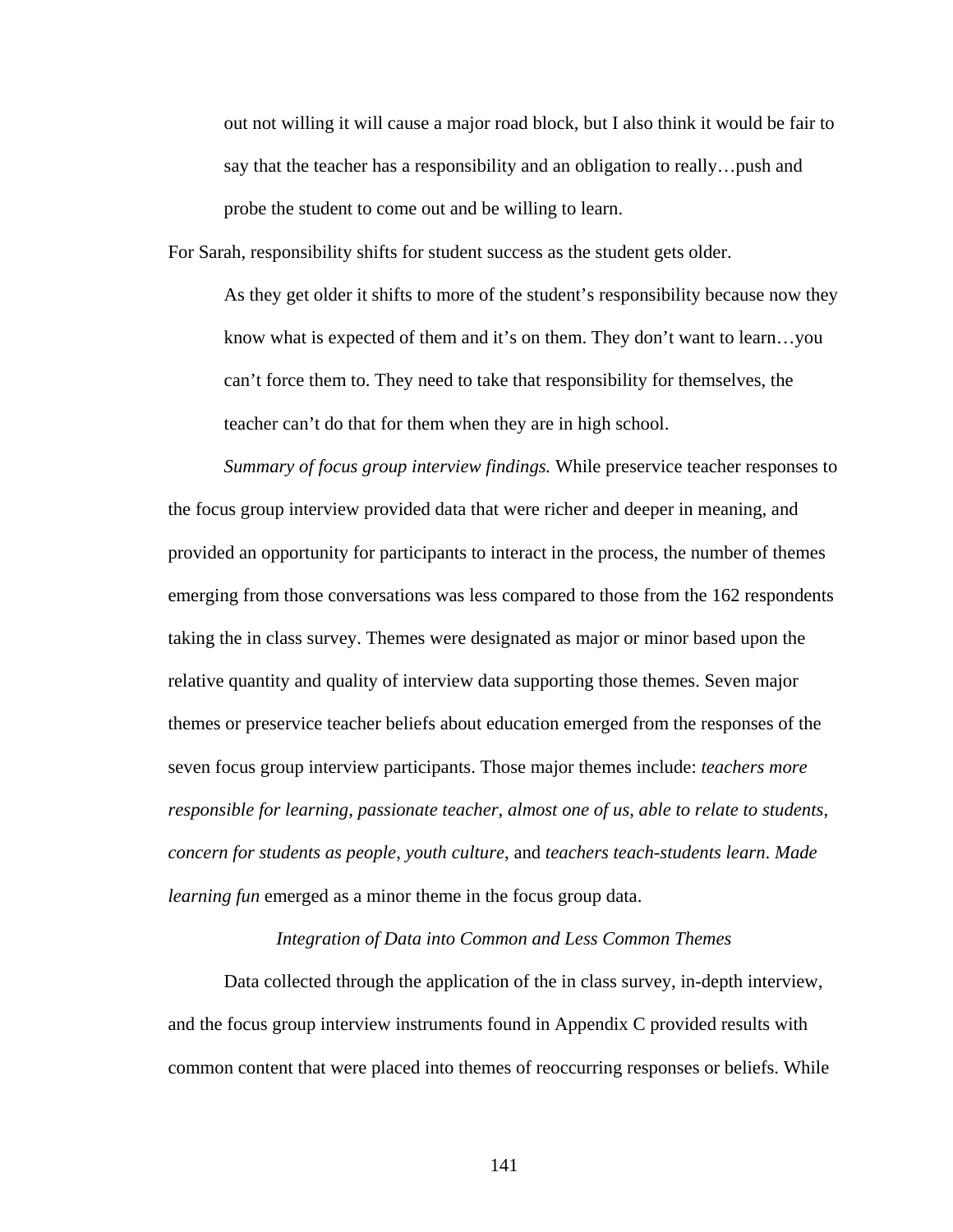> out not willing it will cause a major road block, but I also think it would be fair to say that the teacher has a responsibility and an obligation to really…push and probe the student to come out and be willing to learn.

For Sarah, responsibility shifts for student success as the student gets older.

> As they get older it shifts to more of the student's responsibility because now they know what is expected of them and it's on them. They don't want to learn…you can't force them to. They need to take that responsibility for themselves, the teacher can't do that for them when they are in high school.

*Summary of focus group interview findings.* While preservice teacher responses to the focus group interview provided data that were richer and deeper in meaning, and provided an opportunity for participants to interact in the process, the number of themes emerging from those conversations was less compared to those from the 162 respondents taking the in class survey. Themes were designated as major or minor based upon the relative quantity and quality of interview data supporting those themes. Seven major themes or preservice teacher beliefs about education emerged from the responses of the seven focus group interview participants. Those major themes include: *teachers more responsible for learning*, *passionate teacher*, *almost one of us*, *able to relate to students*, *concern for students as people*, *youth culture*, and *teachers teach-students learn*. *Made learning fun* emerged as a minor theme in the focus group data.

### *Integration of Data into Common and Less Common Themes*

Data collected through the application of the in class survey, in-depth interview, and the focus group interview instruments found in Appendix C provided results with common content that were placed into themes of reoccurring responses or beliefs. While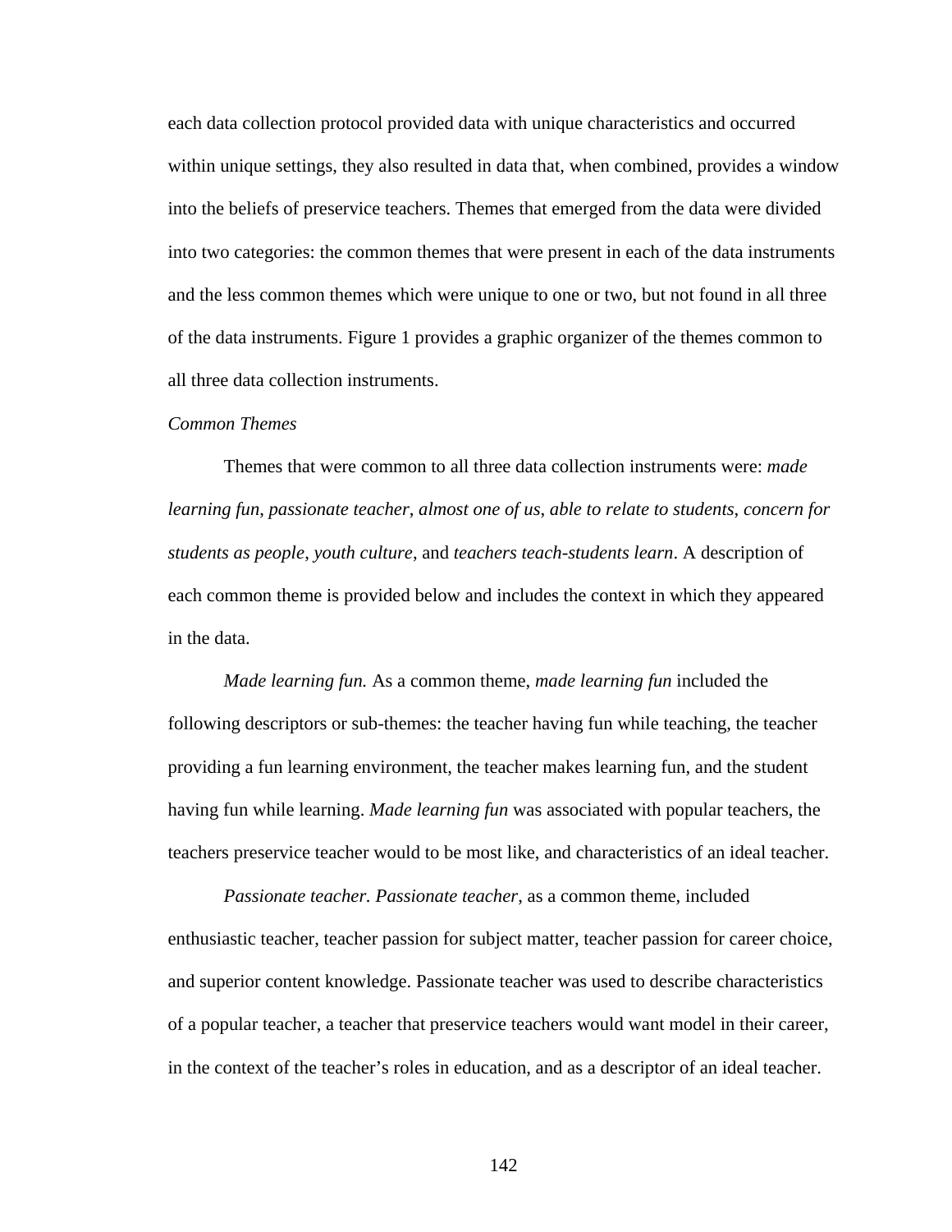each data collection protocol provided data with unique characteristics and occurred within unique settings, they also resulted in data that, when combined, provides a window into the beliefs of preservice teachers. Themes that emerged from the data were divided into two categories: the common themes that were present in each of the data instruments and the less common themes which were unique to one or two, but not found in all three of the data instruments. Figure 1 provides a graphic organizer of the themes common to all three data collection instruments.

*Common Themes*

Themes that were common to all three data collection instruments were: *made learning fun*, *passionate teacher*, *almost one of us*, *able to relate to students*, *concern for students as people*, *youth culture*, and *teachers teach-students learn*. A description of each common theme is provided below and includes the context in which they appeared in the data.

*Made learning fun.* As a common theme, *made learning fun* included the following descriptors or sub-themes: the teacher having fun while teaching, the teacher providing a fun learning environment, the teacher makes learning fun, and the student having fun while learning. *Made learning fun* was associated with popular teachers, the teachers preservice teacher would to be most like, and characteristics of an ideal teacher.

*Passionate teacher. Passionate teacher*, as a common theme, included enthusiastic teacher, teacher passion for subject matter, teacher passion for career choice, and superior content knowledge. Passionate teacher was used to describe characteristics of a popular teacher, a teacher that preservice teachers would want model in their career, in the context of the teacher's roles in education, and as a descriptor of an ideal teacher.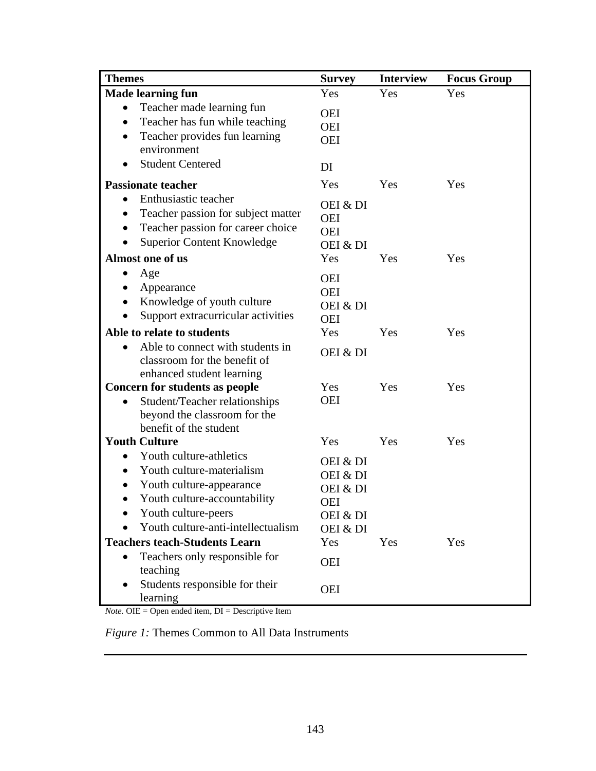| Themes | Survey | Interview | Focus Group |
|---|---|---|---|
| **Made learning fun** | Yes | Yes | Yes |
| • Teacher made learning fun | OEI | | |
| • Teacher has fun while teaching | OEI | | |
| • Teacher provides fun learning environment | OEI | | |
| • Student Centered | DI | | |
| **Passionate teacher** | Yes | Yes | Yes |
| • Enthusiastic teacher | OEI & DI | | |
| • Teacher passion for subject matter | OEI | | |
| • Teacher passion for career choice | OEI | | |
| • Superior Content Knowledge | OEI & DI | | |
| **Almost one of us** | Yes | Yes | Yes |
| • Age | OEI | | |
| • Appearance | OEI | | |
| • Knowledge of youth culture | OEI & DI | | |
| • Support extracurricular activities | OEI | | |
| **Able to relate to students** | Yes | Yes | Yes |
| • Able to connect with students in classroom for the benefit of enhanced student learning | OEI & DI | | |
| **Concern for students as people** | Yes | Yes | Yes |
| • Student/Teacher relationships beyond the classroom for the benefit of the student | OEI | | |
| **Youth Culture** | Yes | Yes | Yes |
| • Youth culture-athletics | OEI & DI | | |
| • Youth culture-materialism | OEI & DI | | |
| • Youth culture-appearance | OEI & DI | | |
| • Youth culture-accountability | OEI | | |
| • Youth culture-peers | OEI & DI | | |
| • Youth culture-anti-intellectualism | OEI & DI | | |
| **Teachers teach-Students Learn** | Yes | Yes | Yes |
| • Teachers only responsible for teaching | OEI | | |
| • Students responsible for their learning | OEI | | |

*Note.* OIE = Open ended item, DI = Descriptive Item

*Figure 1:* Themes Common to All Data Instruments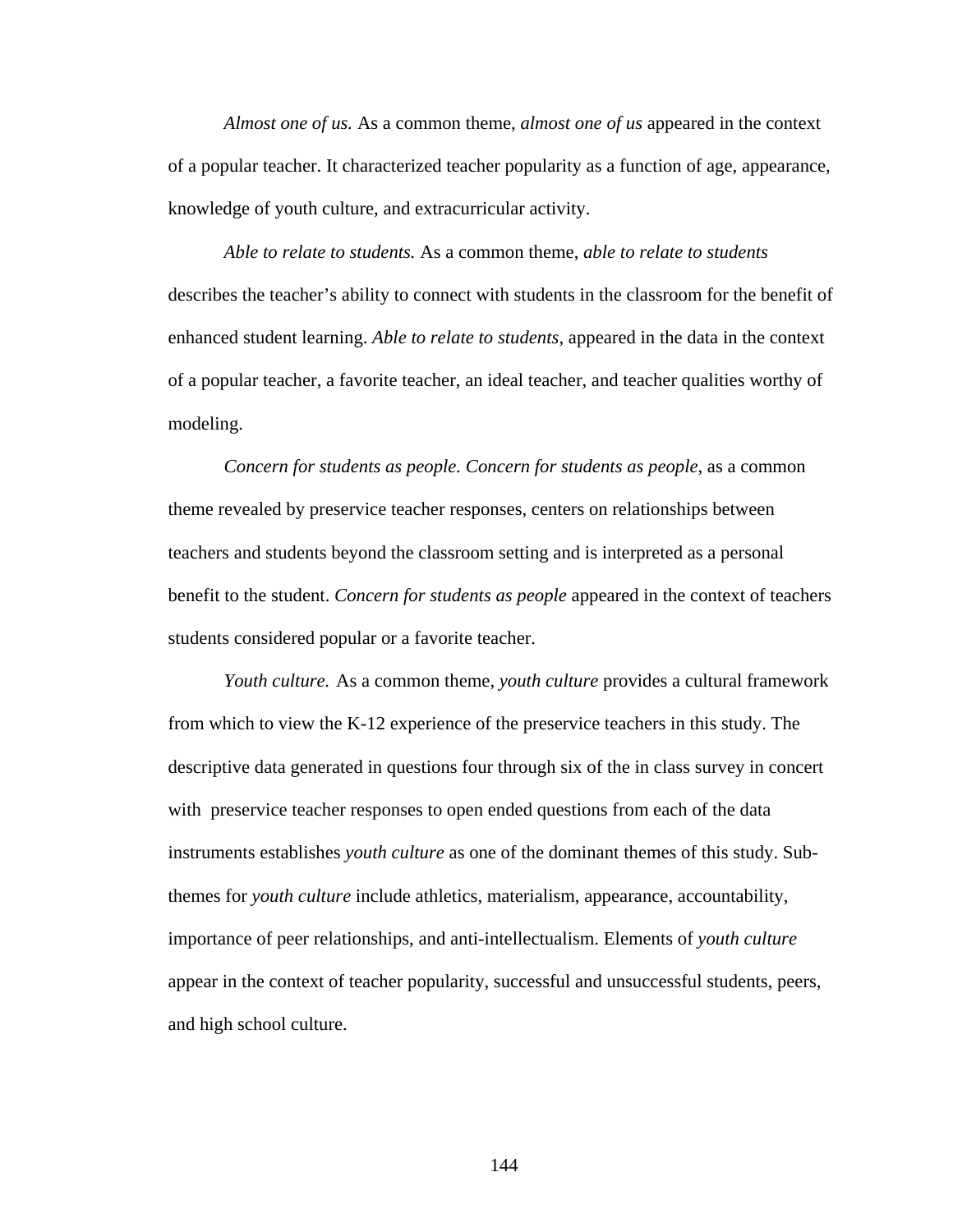*Almost one of us.* As a common theme, *almost one of us* appeared in the context of a popular teacher. It characterized teacher popularity as a function of age, appearance, knowledge of youth culture, and extracurricular activity.

*Able to relate to students.* As a common theme, *able to relate to students* describes the teacher's ability to connect with students in the classroom for the benefit of enhanced student learning. *Able to relate to students*, appeared in the data in the context of a popular teacher, a favorite teacher, an ideal teacher, and teacher qualities worthy of modeling.

*Concern for students as people. Concern for students as people*, as a common theme revealed by preservice teacher responses, centers on relationships between teachers and students beyond the classroom setting and is interpreted as a personal benefit to the student. *Concern for students as people* appeared in the context of teachers students considered popular or a favorite teacher.

*Youth culture.* As a common theme, *youth culture* provides a cultural framework from which to view the K-12 experience of the preservice teachers in this study. The descriptive data generated in questions four through six of the in class survey in concert with preservice teacher responses to open ended questions from each of the data instruments establishes *youth culture* as one of the dominant themes of this study. Sub-themes for *youth culture* include athletics, materialism, appearance, accountability, importance of peer relationships, and anti-intellectualism. Elements of *youth culture* appear in the context of teacher popularity, successful and unsuccessful students, peers, and high school culture.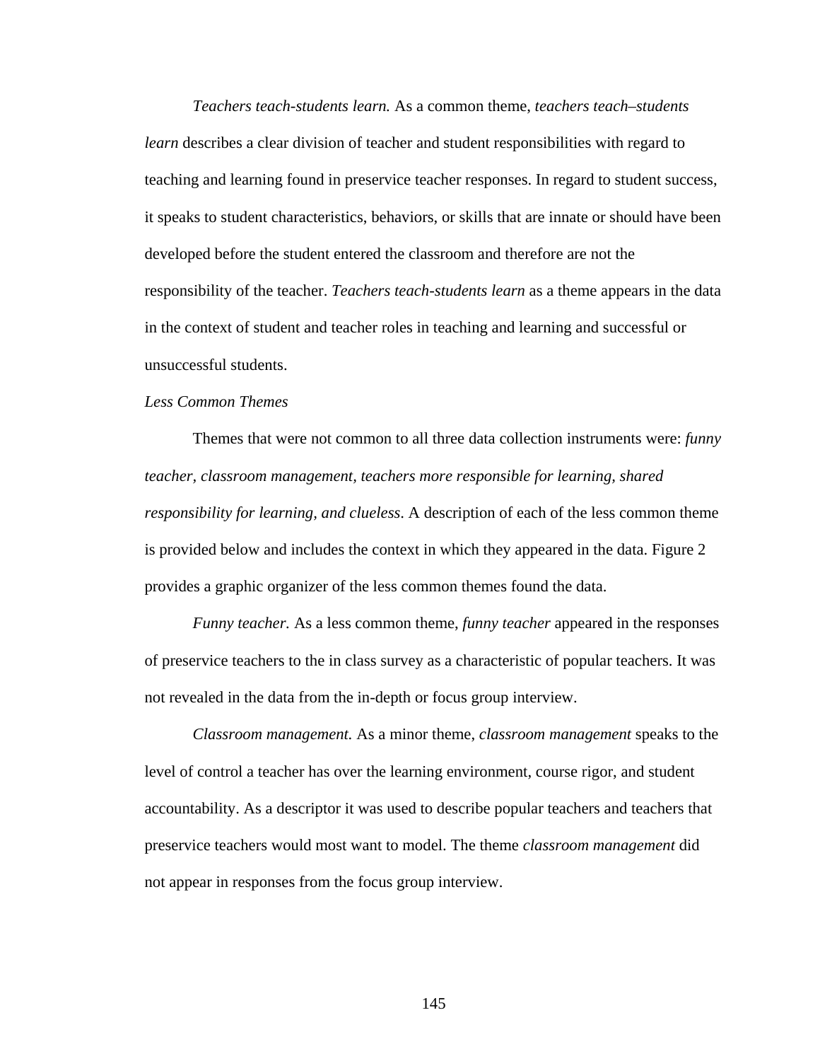*Teachers teach-students learn.* As a common theme, *teachers teach–students learn* describes a clear division of teacher and student responsibilities with regard to teaching and learning found in preservice teacher responses. In regard to student success, it speaks to student characteristics, behaviors, or skills that are innate or should have been developed before the student entered the classroom and therefore are not the responsibility of the teacher. *Teachers teach-students learn* as a theme appears in the data in the context of student and teacher roles in teaching and learning and successful or unsuccessful students.

*Less Common Themes*

Themes that were not common to all three data collection instruments were: *funny teacher, classroom management, teachers more responsible for learning, shared responsibility for learning, and clueless*. A description of each of the less common theme is provided below and includes the context in which they appeared in the data. Figure 2 provides a graphic organizer of the less common themes found the data.

*Funny teacher.* As a less common theme, *funny teacher* appeared in the responses of preservice teachers to the in class survey as a characteristic of popular teachers. It was not revealed in the data from the in-depth or focus group interview.

*Classroom management.* As a minor theme, *classroom management* speaks to the level of control a teacher has over the learning environment, course rigor, and student accountability. As a descriptor it was used to describe popular teachers and teachers that preservice teachers would most want to model. The theme *classroom management* did not appear in responses from the focus group interview.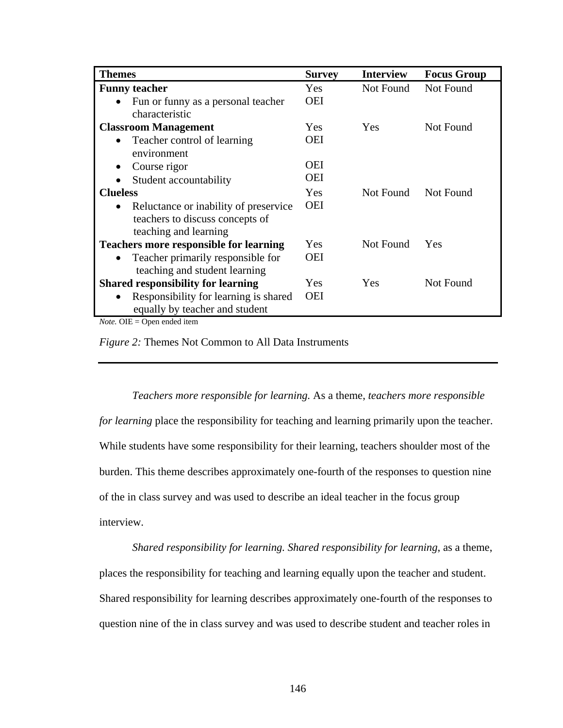| Themes | Survey | Interview | Focus Group |
|---|---|---|---|
| **Funny teacher** | Yes | Not Found | Not Found |
| • Fun or funny as a personal teacher characteristic | OEI | | |
| **Classroom Management** | Yes | Yes | Not Found |
| • Teacher control of learning environment | OEI | | |
| • Course rigor | OEI | | |
| • Student accountability | OEI | | |
| **Clueless** | Yes | Not Found | Not Found |
| • Reluctance or inability of preservice teachers to discuss concepts of teaching and learning | OEI | | |
| **Teachers more responsible for learning** | Yes | Not Found | Yes |
| • Teacher primarily responsible for teaching and student learning | OEI | | |
| **Shared responsibility for learning** | Yes | Yes | Not Found |
| • Responsibility for learning is shared equally by teacher and student | OEI | | |

*Note.* OIE = Open ended item

*Figure 2:* Themes Not Common to All Data Instruments

*Teachers more responsible for learning.* As a theme, *teachers more responsible for learning* place the responsibility for teaching and learning primarily upon the teacher. While students have some responsibility for their learning, teachers shoulder most of the burden. This theme describes approximately one-fourth of the responses to question nine of the in class survey and was used to describe an ideal teacher in the focus group interview.

*Shared responsibility for learning. Shared responsibility for learning*, as a theme, places the responsibility for teaching and learning equally upon the teacher and student. Shared responsibility for learning describes approximately one-fourth of the responses to question nine of the in class survey and was used to describe student and teacher roles in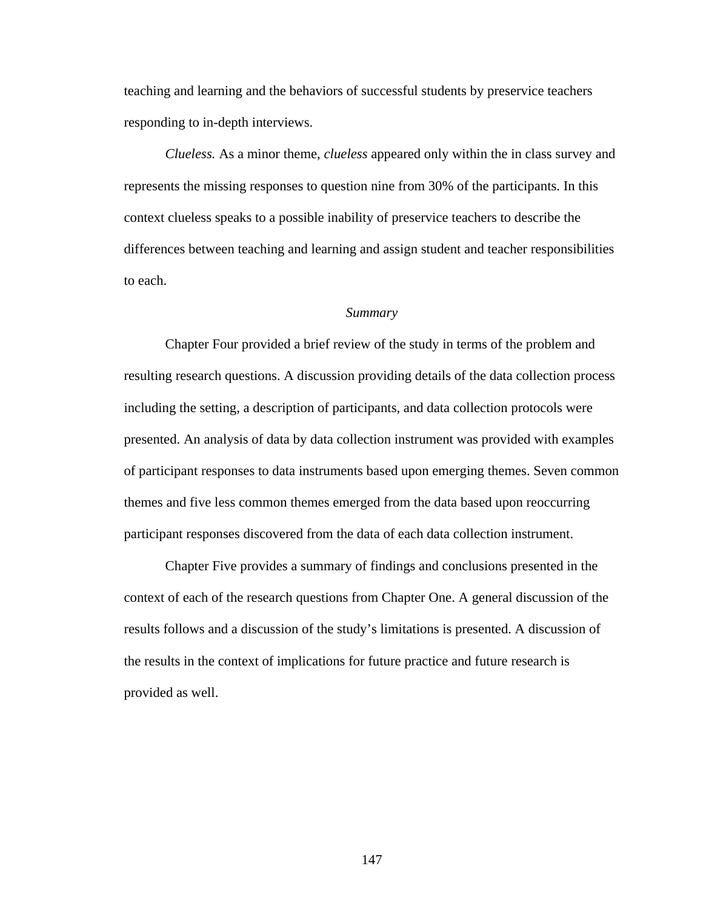teaching and learning and the behaviors of successful students by preservice teachers responding to in-depth interviews.

*Clueless.* As a minor theme, *clueless* appeared only within the in class survey and represents the missing responses to question nine from 30% of the participants. In this context clueless speaks to a possible inability of preservice teachers to describe the differences between teaching and learning and assign student and teacher responsibilities to each.

### *Summary*

Chapter Four provided a brief review of the study in terms of the problem and resulting research questions. A discussion providing details of the data collection process including the setting, a description of participants, and data collection protocols were presented. An analysis of data by data collection instrument was provided with examples of participant responses to data instruments based upon emerging themes. Seven common themes and five less common themes emerged from the data based upon reoccurring participant responses discovered from the data of each data collection instrument.

Chapter Five provides a summary of findings and conclusions presented in the context of each of the research questions from Chapter One. A general discussion of the results follows and a discussion of the study's limitations is presented. A discussion of the results in the context of implications for future practice and future research is provided as well.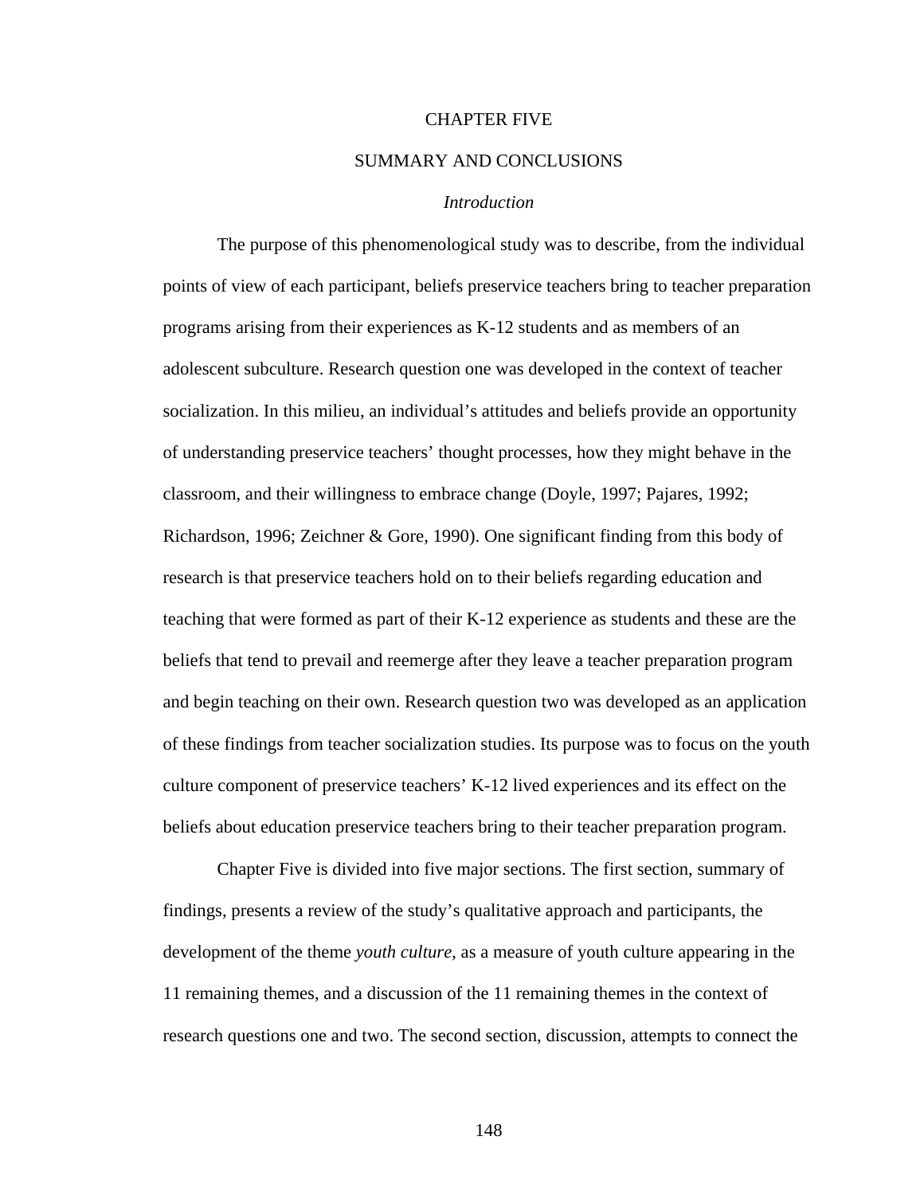# CHAPTER FIVE

# SUMMARY AND CONCLUSIONS

### *Introduction*

The purpose of this phenomenological study was to describe, from the individual points of view of each participant, beliefs preservice teachers bring to teacher preparation programs arising from their experiences as K-12 students and as members of an adolescent subculture. Research question one was developed in the context of teacher socialization. In this milieu, an individual's attitudes and beliefs provide an opportunity of understanding preservice teachers' thought processes, how they might behave in the classroom, and their willingness to embrace change (Doyle, 1997; Pajares, 1992; Richardson, 1996; Zeichner & Gore, 1990). One significant finding from this body of research is that preservice teachers hold on to their beliefs regarding education and teaching that were formed as part of their K-12 experience as students and these are the beliefs that tend to prevail and reemerge after they leave a teacher preparation program and begin teaching on their own. Research question two was developed as an application of these findings from teacher socialization studies. Its purpose was to focus on the youth culture component of preservice teachers' K-12 lived experiences and its effect on the beliefs about education preservice teachers bring to their teacher preparation program.

Chapter Five is divided into five major sections. The first section, summary of findings, presents a review of the study's qualitative approach and participants, the development of the theme *youth culture*, as a measure of youth culture appearing in the 11 remaining themes, and a discussion of the 11 remaining themes in the context of research questions one and two. The second section, discussion, attempts to connect the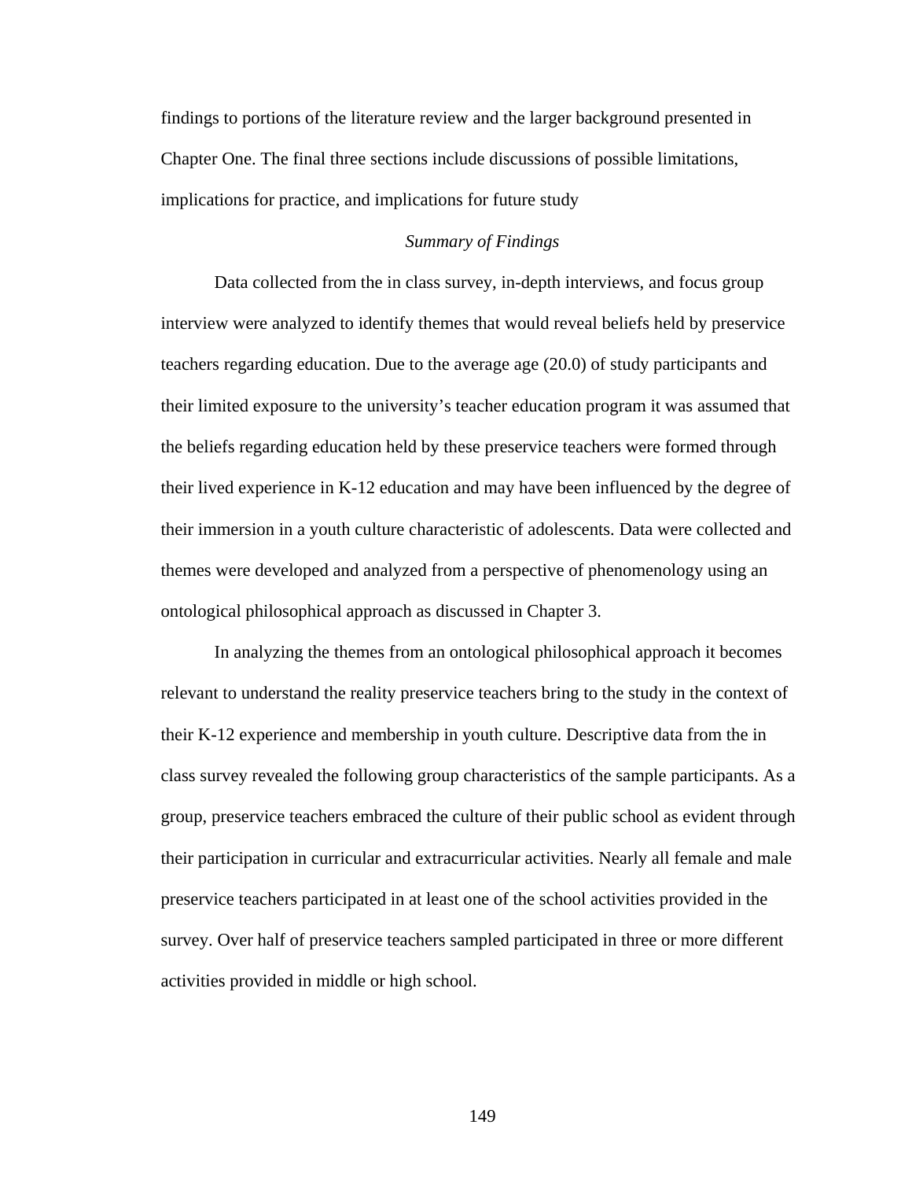findings to portions of the literature review and the larger background presented in Chapter One. The final three sections include discussions of possible limitations, implications for practice, and implications for future study

## *Summary of Findings*

Data collected from the in class survey, in-depth interviews, and focus group interview were analyzed to identify themes that would reveal beliefs held by preservice teachers regarding education. Due to the average age (20.0) of study participants and their limited exposure to the university's teacher education program it was assumed that the beliefs regarding education held by these preservice teachers were formed through their lived experience in K-12 education and may have been influenced by the degree of their immersion in a youth culture characteristic of adolescents. Data were collected and themes were developed and analyzed from a perspective of phenomenology using an ontological philosophical approach as discussed in Chapter 3.

In analyzing the themes from an ontological philosophical approach it becomes relevant to understand the reality preservice teachers bring to the study in the context of their K-12 experience and membership in youth culture. Descriptive data from the in class survey revealed the following group characteristics of the sample participants. As a group, preservice teachers embraced the culture of their public school as evident through their participation in curricular and extracurricular activities. Nearly all female and male preservice teachers participated in at least one of the school activities provided in the survey. Over half of preservice teachers sampled participated in three or more different activities provided in middle or high school.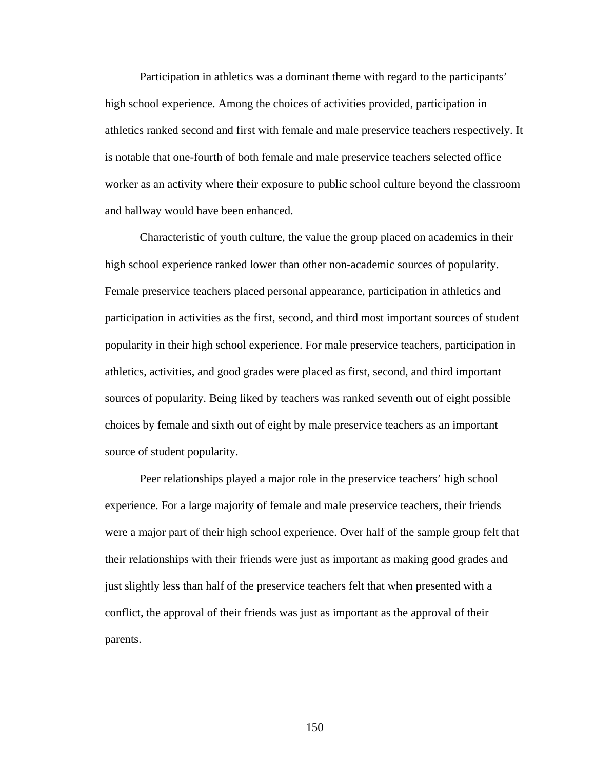Participation in athletics was a dominant theme with regard to the participants' high school experience. Among the choices of activities provided, participation in athletics ranked second and first with female and male preservice teachers respectively. It is notable that one-fourth of both female and male preservice teachers selected office worker as an activity where their exposure to public school culture beyond the classroom and hallway would have been enhanced.

Characteristic of youth culture, the value the group placed on academics in their high school experience ranked lower than other non-academic sources of popularity. Female preservice teachers placed personal appearance, participation in athletics and participation in activities as the first, second, and third most important sources of student popularity in their high school experience. For male preservice teachers, participation in athletics, activities, and good grades were placed as first, second, and third important sources of popularity. Being liked by teachers was ranked seventh out of eight possible choices by female and sixth out of eight by male preservice teachers as an important source of student popularity.

Peer relationships played a major role in the preservice teachers' high school experience. For a large majority of female and male preservice teachers, their friends were a major part of their high school experience. Over half of the sample group felt that their relationships with their friends were just as important as making good grades and just slightly less than half of the preservice teachers felt that when presented with a conflict, the approval of their friends was just as important as the approval of their parents.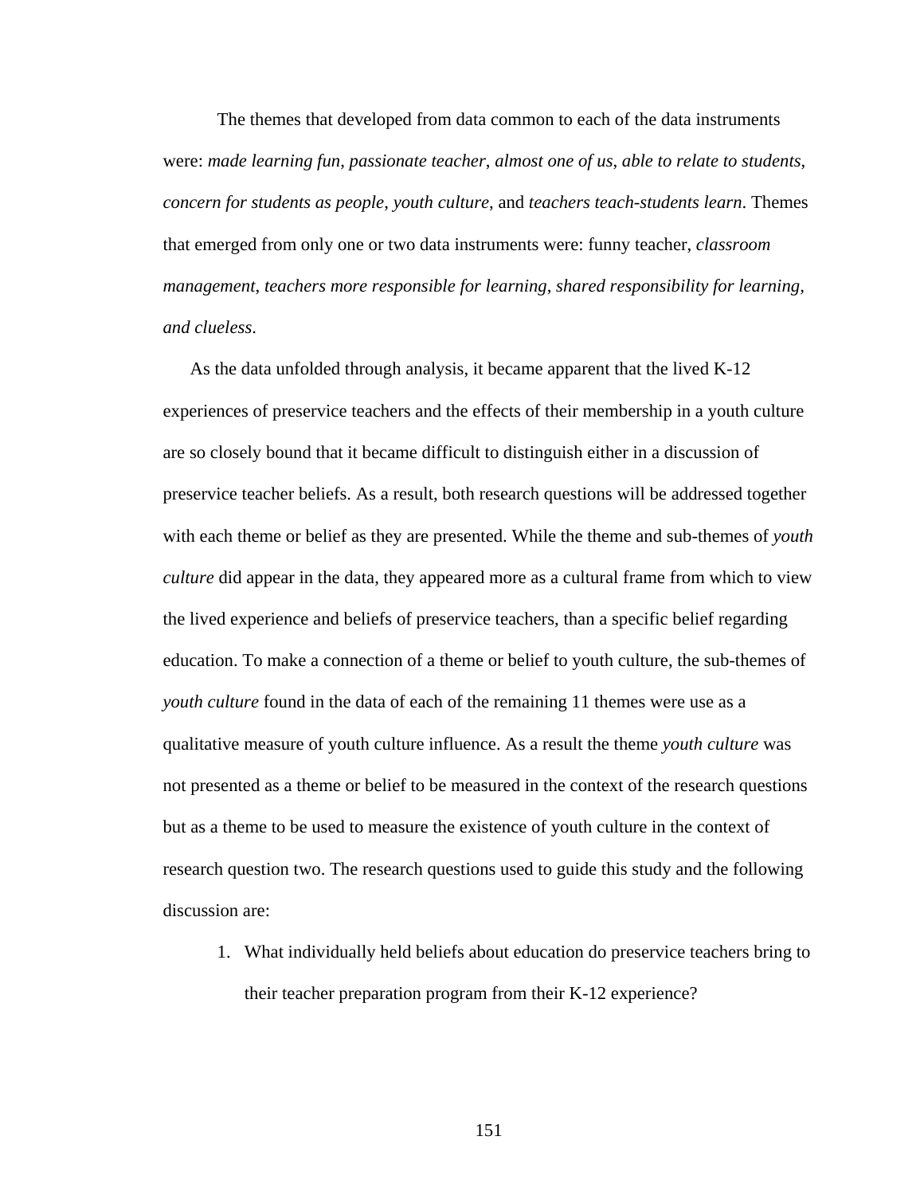The themes that developed from data common to each of the data instruments were: *made learning fun*, *passionate teacher*, *almost one of us*, *able to relate to students*, *concern for students as people*, *youth culture,* and *teachers teach-students learn*. Themes that emerged from only one or two data instruments were: funny teacher, *classroom management*, *teachers more responsible for learning, shared responsibility for learning, and clueless*.

As the data unfolded through analysis, it became apparent that the lived K-12 experiences of preservice teachers and the effects of their membership in a youth culture are so closely bound that it became difficult to distinguish either in a discussion of preservice teacher beliefs. As a result, both research questions will be addressed together with each theme or belief as they are presented. While the theme and sub-themes of *youth culture* did appear in the data, they appeared more as a cultural frame from which to view the lived experience and beliefs of preservice teachers, than a specific belief regarding education. To make a connection of a theme or belief to youth culture, the sub-themes of *youth culture* found in the data of each of the remaining 11 themes were use as a qualitative measure of youth culture influence. As a result the theme *youth culture* was not presented as a theme or belief to be measured in the context of the research questions but as a theme to be used to measure the existence of youth culture in the context of research question two. The research questions used to guide this study and the following discussion are:

1. What individually held beliefs about education do preservice teachers bring to their teacher preparation program from their K-12 experience?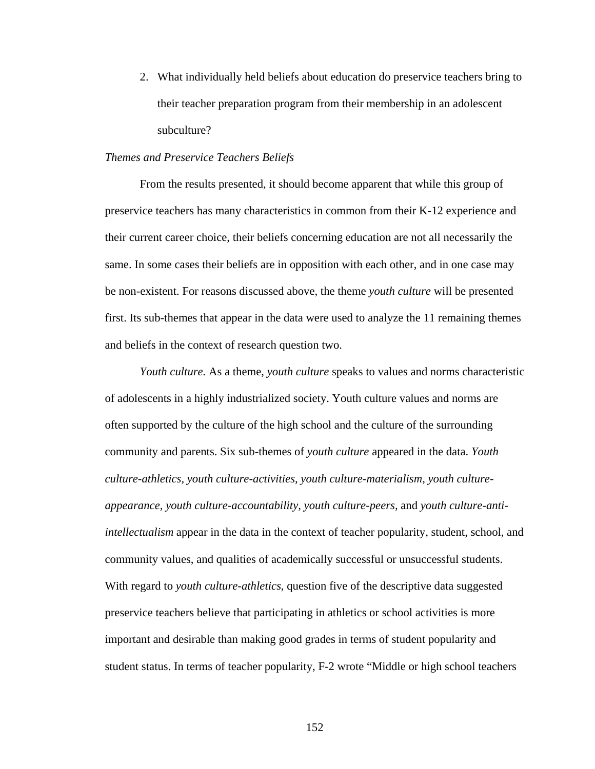2. What individually held beliefs about education do preservice teachers bring to their teacher preparation program from their membership in an adolescent subculture?

*Themes and Preservice Teachers Beliefs*

From the results presented, it should become apparent that while this group of preservice teachers has many characteristics in common from their K-12 experience and their current career choice, their beliefs concerning education are not all necessarily the same. In some cases their beliefs are in opposition with each other, and in one case may be non-existent. For reasons discussed above, the theme *youth culture* will be presented first. Its sub-themes that appear in the data were used to analyze the 11 remaining themes and beliefs in the context of research question two.

*Youth culture.* As a theme, *youth culture* speaks to values and norms characteristic of adolescents in a highly industrialized society. Youth culture values and norms are often supported by the culture of the high school and the culture of the surrounding community and parents. Six sub-themes of *youth culture* appeared in the data. *Youth culture-athletics, youth culture-activities, youth culture-materialism, youth culture-appearance, youth culture-accountability, youth culture-peers,* and *youth culture-anti-intellectualism* appear in the data in the context of teacher popularity, student, school, and community values, and qualities of academically successful or unsuccessful students. With regard to *youth culture-athletics*, question five of the descriptive data suggested preservice teachers believe that participating in athletics or school activities is more important and desirable than making good grades in terms of student popularity and student status. In terms of teacher popularity, F-2 wrote "Middle or high school teachers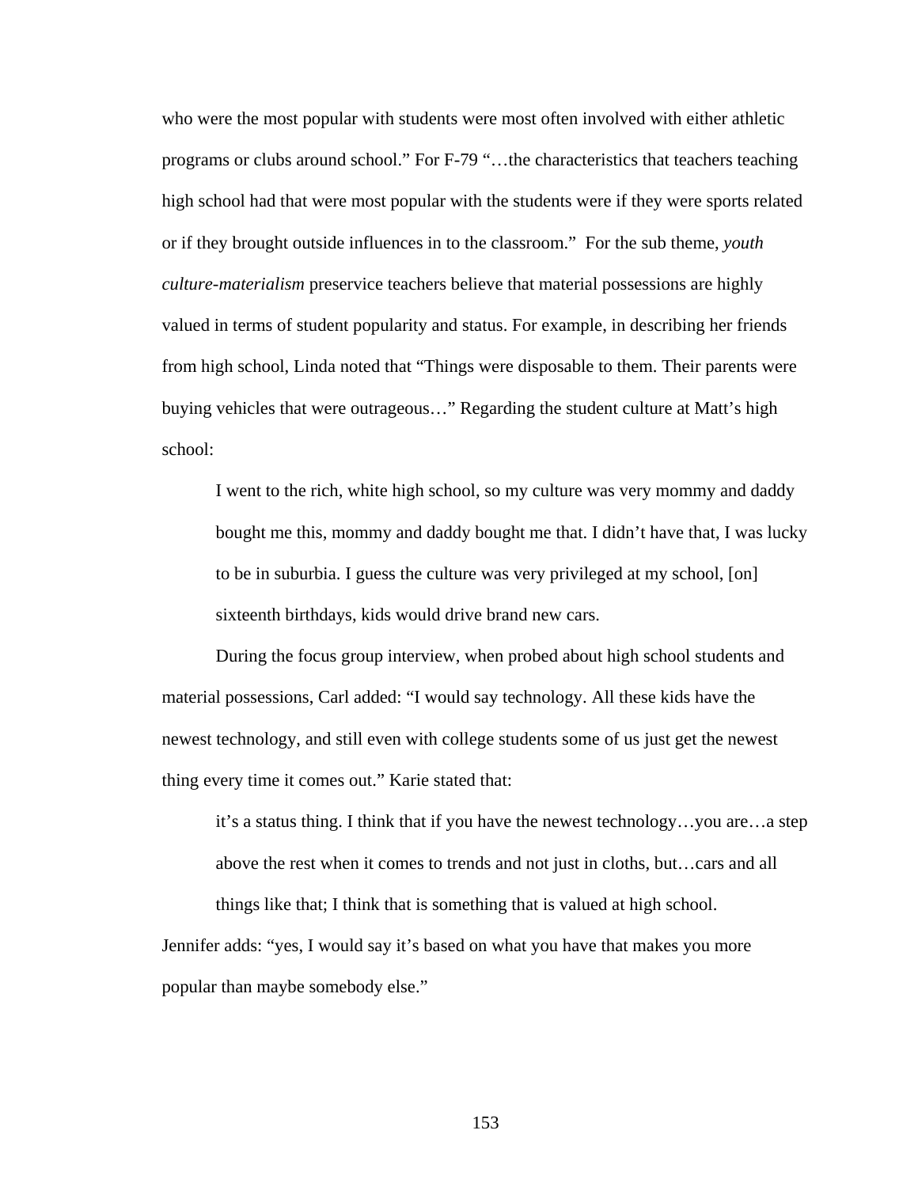who were the most popular with students were most often involved with either athletic programs or clubs around school." For F-79 "…the characteristics that teachers teaching high school had that were most popular with the students were if they were sports related or if they brought outside influences in to the classroom." For the sub theme, *youth culture-materialism* preservice teachers believe that material possessions are highly valued in terms of student popularity and status. For example, in describing her friends from high school, Linda noted that "Things were disposable to them. Their parents were buying vehicles that were outrageous…" Regarding the student culture at Matt's high school:

> I went to the rich, white high school, so my culture was very mommy and daddy bought me this, mommy and daddy bought me that. I didn't have that, I was lucky to be in suburbia. I guess the culture was very privileged at my school, [on] sixteenth birthdays, kids would drive brand new cars.

During the focus group interview, when probed about high school students and material possessions, Carl added: "I would say technology. All these kids have the newest technology, and still even with college students some of us just get the newest thing every time it comes out." Karie stated that:

> it's a status thing. I think that if you have the newest technology…you are…a step above the rest when it comes to trends and not just in cloths, but…cars and all things like that; I think that is something that is valued at high school.

Jennifer adds: "yes, I would say it's based on what you have that makes you more popular than maybe somebody else."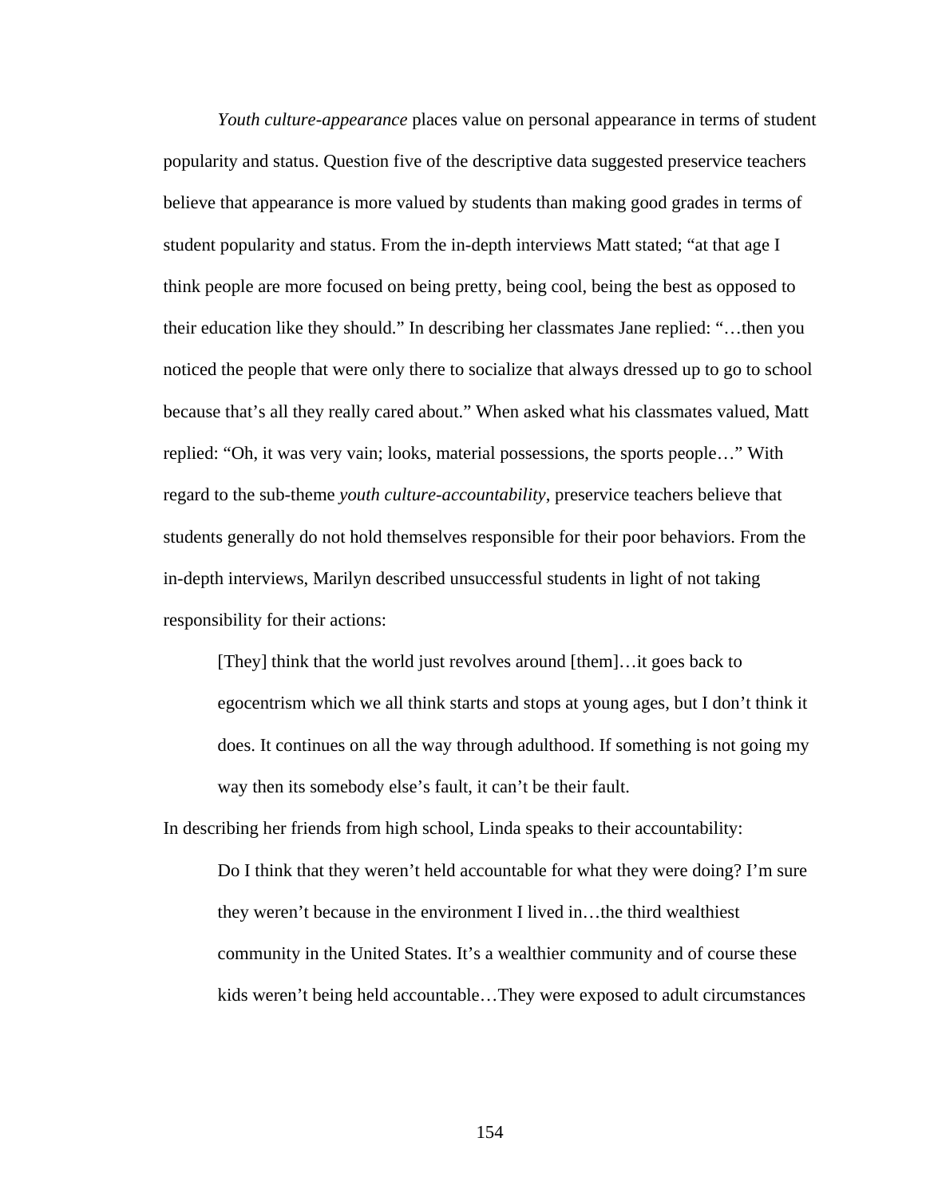*Youth culture-appearance* places value on personal appearance in terms of student popularity and status. Question five of the descriptive data suggested preservice teachers believe that appearance is more valued by students than making good grades in terms of student popularity and status. From the in-depth interviews Matt stated; "at that age I think people are more focused on being pretty, being cool, being the best as opposed to their education like they should." In describing her classmates Jane replied: "…then you noticed the people that were only there to socialize that always dressed up to go to school because that's all they really cared about." When asked what his classmates valued, Matt replied: "Oh, it was very vain; looks, material possessions, the sports people…" With regard to the sub-theme *youth culture-accountability*, preservice teachers believe that students generally do not hold themselves responsible for their poor behaviors. From the in-depth interviews, Marilyn described unsuccessful students in light of not taking responsibility for their actions:

> [They] think that the world just revolves around [them]…it goes back to egocentrism which we all think starts and stops at young ages, but I don't think it does. It continues on all the way through adulthood. If something is not going my way then its somebody else's fault, it can't be their fault.

In describing her friends from high school, Linda speaks to their accountability:

> Do I think that they weren't held accountable for what they were doing? I'm sure they weren't because in the environment I lived in…the third wealthiest community in the United States. It's a wealthier community and of course these kids weren't being held accountable…They were exposed to adult circumstances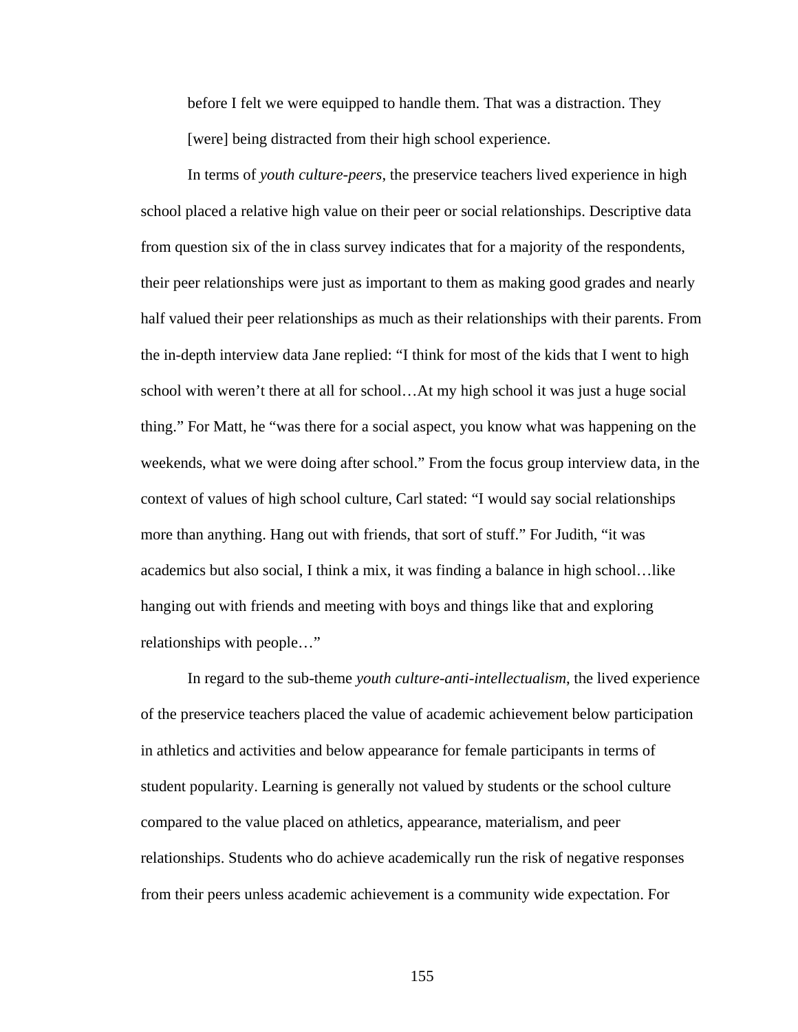before I felt we were equipped to handle them. That was a distraction. They [were] being distracted from their high school experience.

In terms of *youth culture-peers*, the preservice teachers lived experience in high school placed a relative high value on their peer or social relationships. Descriptive data from question six of the in class survey indicates that for a majority of the respondents, their peer relationships were just as important to them as making good grades and nearly half valued their peer relationships as much as their relationships with their parents. From the in-depth interview data Jane replied: "I think for most of the kids that I went to high school with weren't there at all for school…At my high school it was just a huge social thing." For Matt, he "was there for a social aspect, you know what was happening on the weekends, what we were doing after school." From the focus group interview data, in the context of values of high school culture, Carl stated: "I would say social relationships more than anything. Hang out with friends, that sort of stuff." For Judith, "it was academics but also social, I think a mix, it was finding a balance in high school…like hanging out with friends and meeting with boys and things like that and exploring relationships with people…"

In regard to the sub-theme *youth culture-anti-intellectualism*, the lived experience of the preservice teachers placed the value of academic achievement below participation in athletics and activities and below appearance for female participants in terms of student popularity. Learning is generally not valued by students or the school culture compared to the value placed on athletics, appearance, materialism, and peer relationships. Students who do achieve academically run the risk of negative responses from their peers unless academic achievement is a community wide expectation. For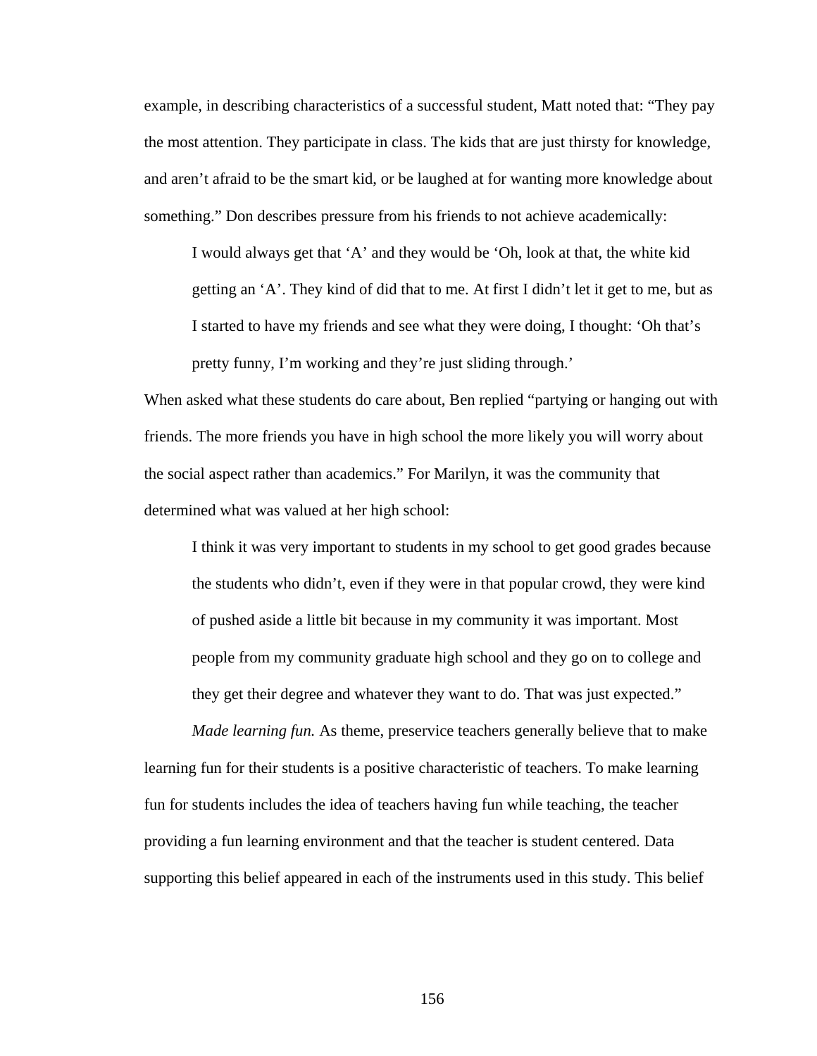example, in describing characteristics of a successful student, Matt noted that: “They pay the most attention. They participate in class. The kids that are just thirsty for knowledge, and aren’t afraid to be the smart kid, or be laughed at for wanting more knowledge about something.” Don describes pressure from his friends to not achieve academically:

> I would always get that ‘A’ and they would be ‘Oh, look at that, the white kid getting an ‘A’. They kind of did that to me. At first I didn’t let it get to me, but as I started to have my friends and see what they were doing, I thought: ‘Oh that’s pretty funny, I’m working and they’re just sliding through.’

When asked what these students do care about, Ben replied “partying or hanging out with friends. The more friends you have in high school the more likely you will worry about the social aspect rather than academics.” For Marilyn, it was the community that determined what was valued at her high school:

> I think it was very important to students in my school to get good grades because the students who didn’t, even if they were in that popular crowd, they were kind of pushed aside a little bit because in my community it was important. Most people from my community graduate high school and they go on to college and they get their degree and whatever they want to do. That was just expected.”

*Made learning fun.* As theme, preservice teachers generally believe that to make learning fun for their students is a positive characteristic of teachers. To make learning fun for students includes the idea of teachers having fun while teaching, the teacher providing a fun learning environment and that the teacher is student centered. Data supporting this belief appeared in each of the instruments used in this study. This belief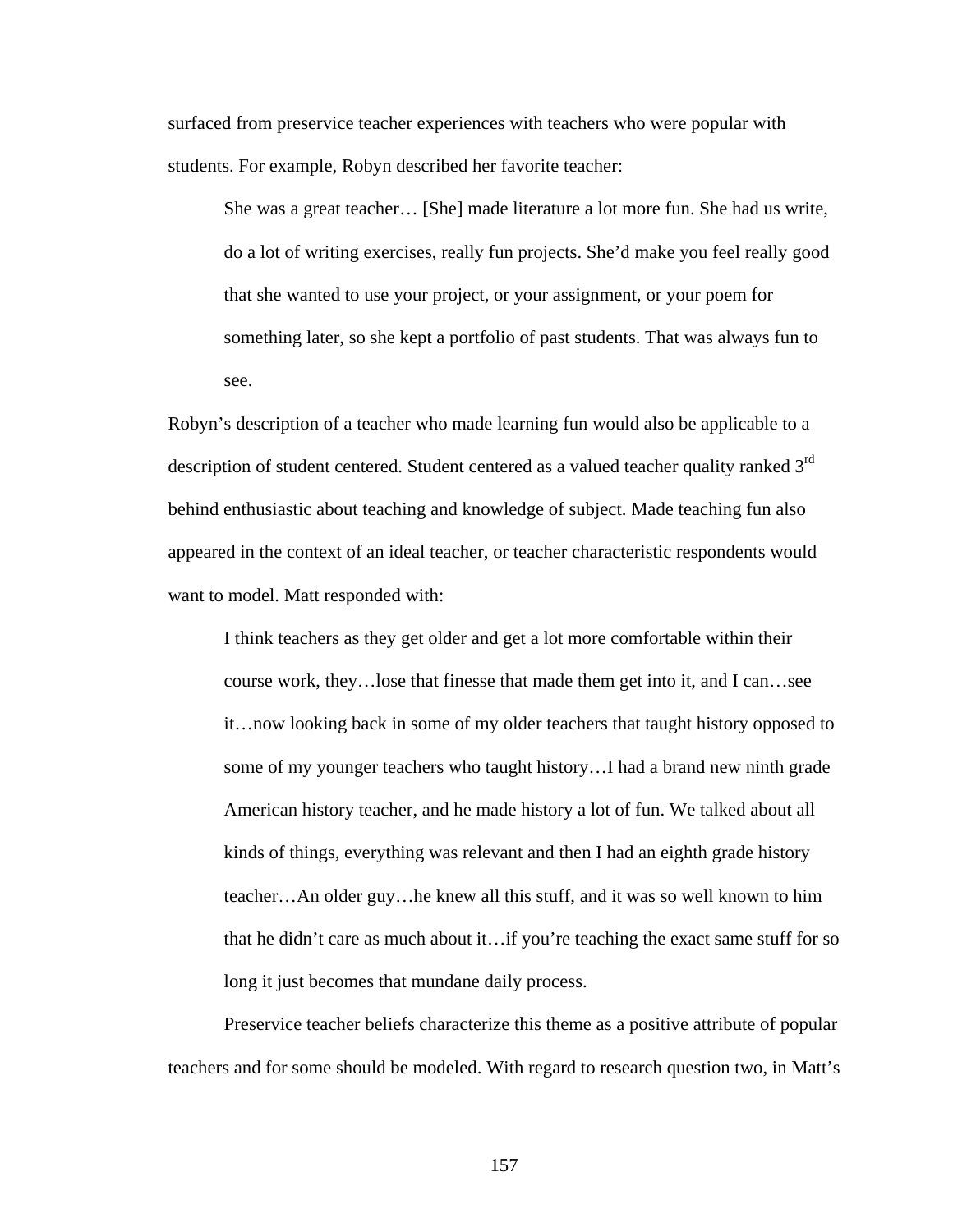surfaced from preservice teacher experiences with teachers who were popular with students. For example, Robyn described her favorite teacher:

> She was a great teacher… [She] made literature a lot more fun. She had us write, do a lot of writing exercises, really fun projects. She'd make you feel really good that she wanted to use your project, or your assignment, or your poem for something later, so she kept a portfolio of past students. That was always fun to see.

Robyn's description of a teacher who made learning fun would also be applicable to a description of student centered. Student centered as a valued teacher quality ranked 3rd behind enthusiastic about teaching and knowledge of subject. Made teaching fun also appeared in the context of an ideal teacher, or teacher characteristic respondents would want to model. Matt responded with:

> I think teachers as they get older and get a lot more comfortable within their course work, they…lose that finesse that made them get into it, and I can…see it…now looking back in some of my older teachers that taught history opposed to some of my younger teachers who taught history…I had a brand new ninth grade American history teacher, and he made history a lot of fun. We talked about all kinds of things, everything was relevant and then I had an eighth grade history teacher…An older guy…he knew all this stuff, and it was so well known to him that he didn't care as much about it…if you're teaching the exact same stuff for so long it just becomes that mundane daily process.

Preservice teacher beliefs characterize this theme as a positive attribute of popular teachers and for some should be modeled. With regard to research question two, in Matt's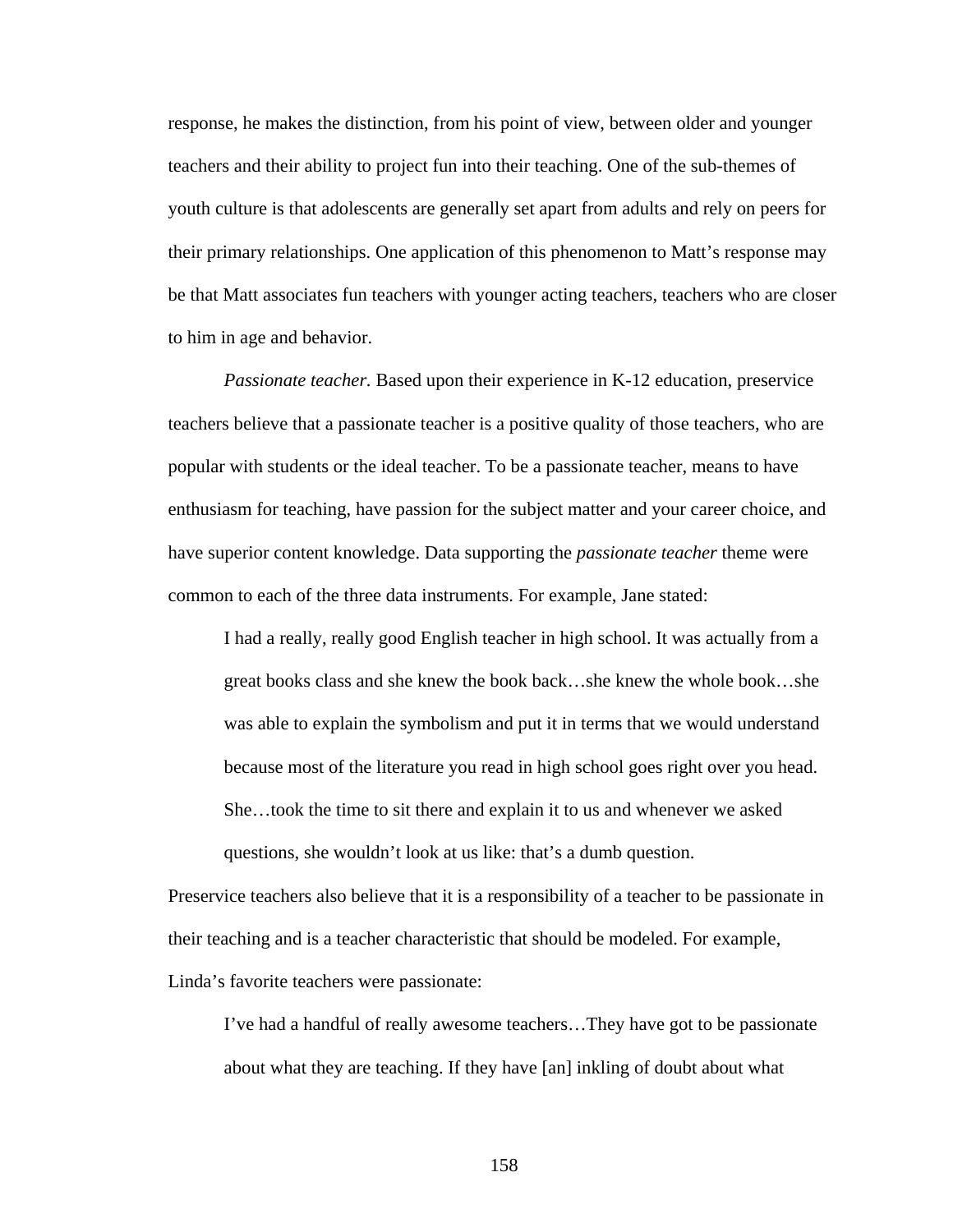response, he makes the distinction, from his point of view, between older and younger teachers and their ability to project fun into their teaching. One of the sub-themes of youth culture is that adolescents are generally set apart from adults and rely on peers for their primary relationships. One application of this phenomenon to Matt's response may be that Matt associates fun teachers with younger acting teachers, teachers who are closer to him in age and behavior.

*Passionate teacher.* Based upon their experience in K-12 education, preservice teachers believe that a passionate teacher is a positive quality of those teachers, who are popular with students or the ideal teacher. To be a passionate teacher, means to have enthusiasm for teaching, have passion for the subject matter and your career choice, and have superior content knowledge. Data supporting the *passionate teacher* theme were common to each of the three data instruments. For example, Jane stated:

> I had a really, really good English teacher in high school. It was actually from a great books class and she knew the book back…she knew the whole book…she was able to explain the symbolism and put it in terms that we would understand because most of the literature you read in high school goes right over you head. She…took the time to sit there and explain it to us and whenever we asked questions, she wouldn't look at us like: that's a dumb question.

Preservice teachers also believe that it is a responsibility of a teacher to be passionate in their teaching and is a teacher characteristic that should be modeled. For example, Linda's favorite teachers were passionate:

> I've had a handful of really awesome teachers…They have got to be passionate about what they are teaching. If they have [an] inkling of doubt about what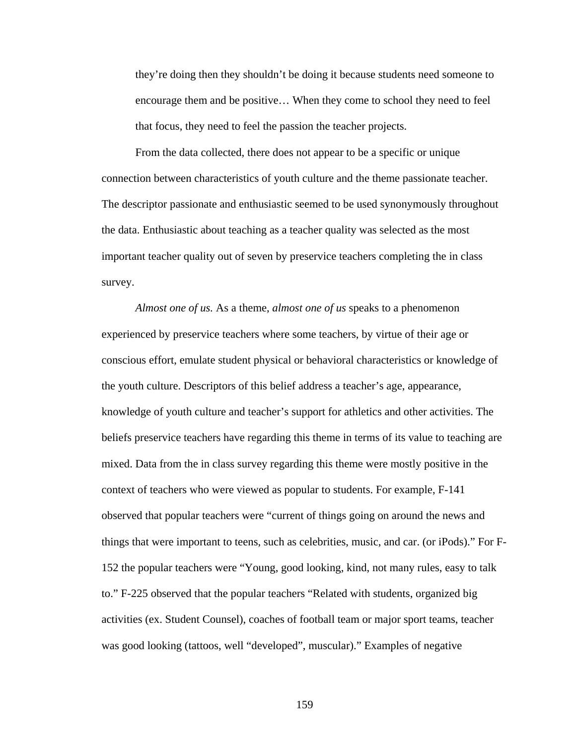> they're doing then they shouldn't be doing it because students need someone to encourage them and be positive… When they come to school they need to feel that focus, they need to feel the passion the teacher projects.

From the data collected, there does not appear to be a specific or unique connection between characteristics of youth culture and the theme passionate teacher. The descriptor passionate and enthusiastic seemed to be used synonymously throughout the data. Enthusiastic about teaching as a teacher quality was selected as the most important teacher quality out of seven by preservice teachers completing the in class survey.

*Almost one of us.* As a theme, *almost one of us* speaks to a phenomenon experienced by preservice teachers where some teachers, by virtue of their age or conscious effort, emulate student physical or behavioral characteristics or knowledge of the youth culture. Descriptors of this belief address a teacher's age, appearance, knowledge of youth culture and teacher's support for athletics and other activities. The beliefs preservice teachers have regarding this theme in terms of its value to teaching are mixed. Data from the in class survey regarding this theme were mostly positive in the context of teachers who were viewed as popular to students. For example, F-141 observed that popular teachers were "current of things going on around the news and things that were important to teens, such as celebrities, music, and car. (or iPods)." For F-152 the popular teachers were "Young, good looking, kind, not many rules, easy to talk to." F-225 observed that the popular teachers "Related with students, organized big activities (ex. Student Counsel), coaches of football team or major sport teams, teacher was good looking (tattoos, well "developed", muscular)." Examples of negative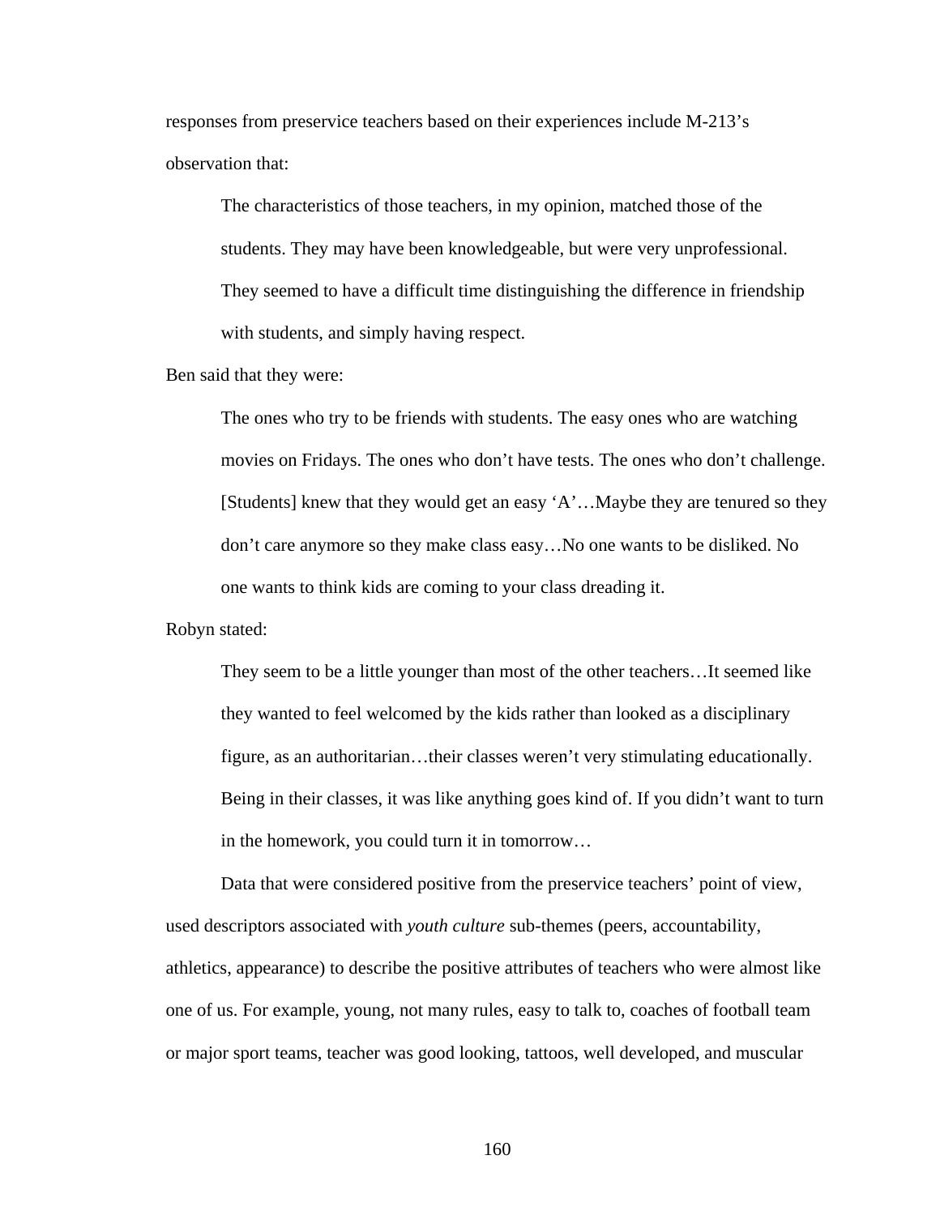responses from preservice teachers based on their experiences include M-213's observation that:

> The characteristics of those teachers, in my opinion, matched those of the students. They may have been knowledgeable, but were very unprofessional. They seemed to have a difficult time distinguishing the difference in friendship with students, and simply having respect.

Ben said that they were:

> The ones who try to be friends with students. The easy ones who are watching movies on Fridays. The ones who don't have tests. The ones who don't challenge. [Students] knew that they would get an easy 'A'…Maybe they are tenured so they don't care anymore so they make class easy…No one wants to be disliked. No one wants to think kids are coming to your class dreading it.

Robyn stated:

> They seem to be a little younger than most of the other teachers…It seemed like they wanted to feel welcomed by the kids rather than looked as a disciplinary figure, as an authoritarian…their classes weren't very stimulating educationally. Being in their classes, it was like anything goes kind of. If you didn't want to turn in the homework, you could turn it in tomorrow…

Data that were considered positive from the preservice teachers' point of view, used descriptors associated with *youth culture* sub-themes (peers, accountability, athletics, appearance) to describe the positive attributes of teachers who were almost like one of us. For example, young, not many rules, easy to talk to, coaches of football team or major sport teams, teacher was good looking, tattoos, well developed, and muscular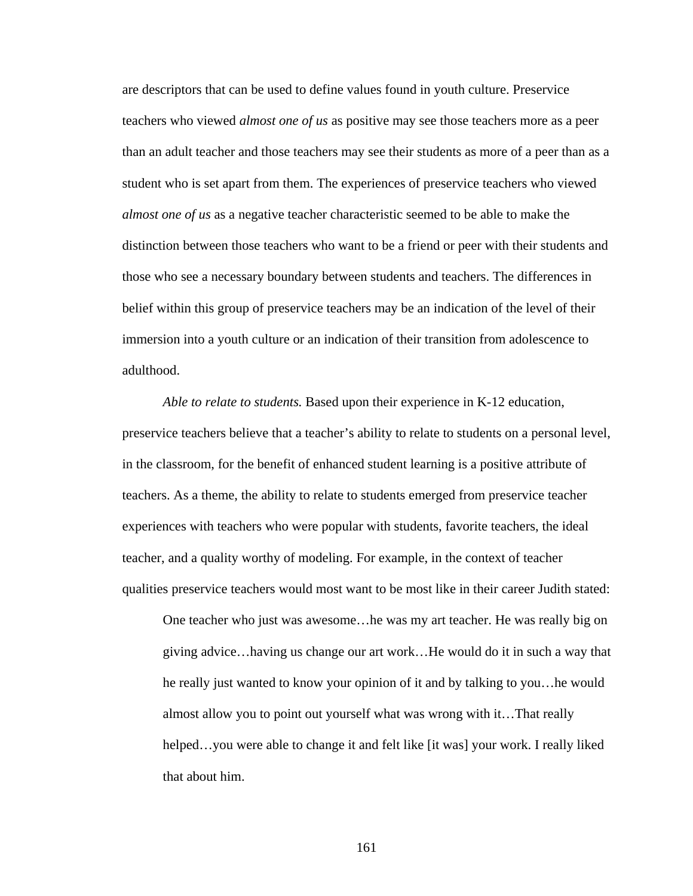are descriptors that can be used to define values found in youth culture. Preservice teachers who viewed *almost one of us* as positive may see those teachers more as a peer than an adult teacher and those teachers may see their students as more of a peer than as a student who is set apart from them. The experiences of preservice teachers who viewed *almost one of us* as a negative teacher characteristic seemed to be able to make the distinction between those teachers who want to be a friend or peer with their students and those who see a necessary boundary between students and teachers. The differences in belief within this group of preservice teachers may be an indication of the level of their immersion into a youth culture or an indication of their transition from adolescence to adulthood.

*Able to relate to students.* Based upon their experience in K-12 education, preservice teachers believe that a teacher's ability to relate to students on a personal level, in the classroom, for the benefit of enhanced student learning is a positive attribute of teachers. As a theme, the ability to relate to students emerged from preservice teacher experiences with teachers who were popular with students, favorite teachers, the ideal teacher, and a quality worthy of modeling. For example, in the context of teacher qualities preservice teachers would most want to be most like in their career Judith stated:

> One teacher who just was awesome…he was my art teacher. He was really big on giving advice…having us change our art work…He would do it in such a way that he really just wanted to know your opinion of it and by talking to you…he would almost allow you to point out yourself what was wrong with it…That really helped…you were able to change it and felt like [it was] your work. I really liked that about him.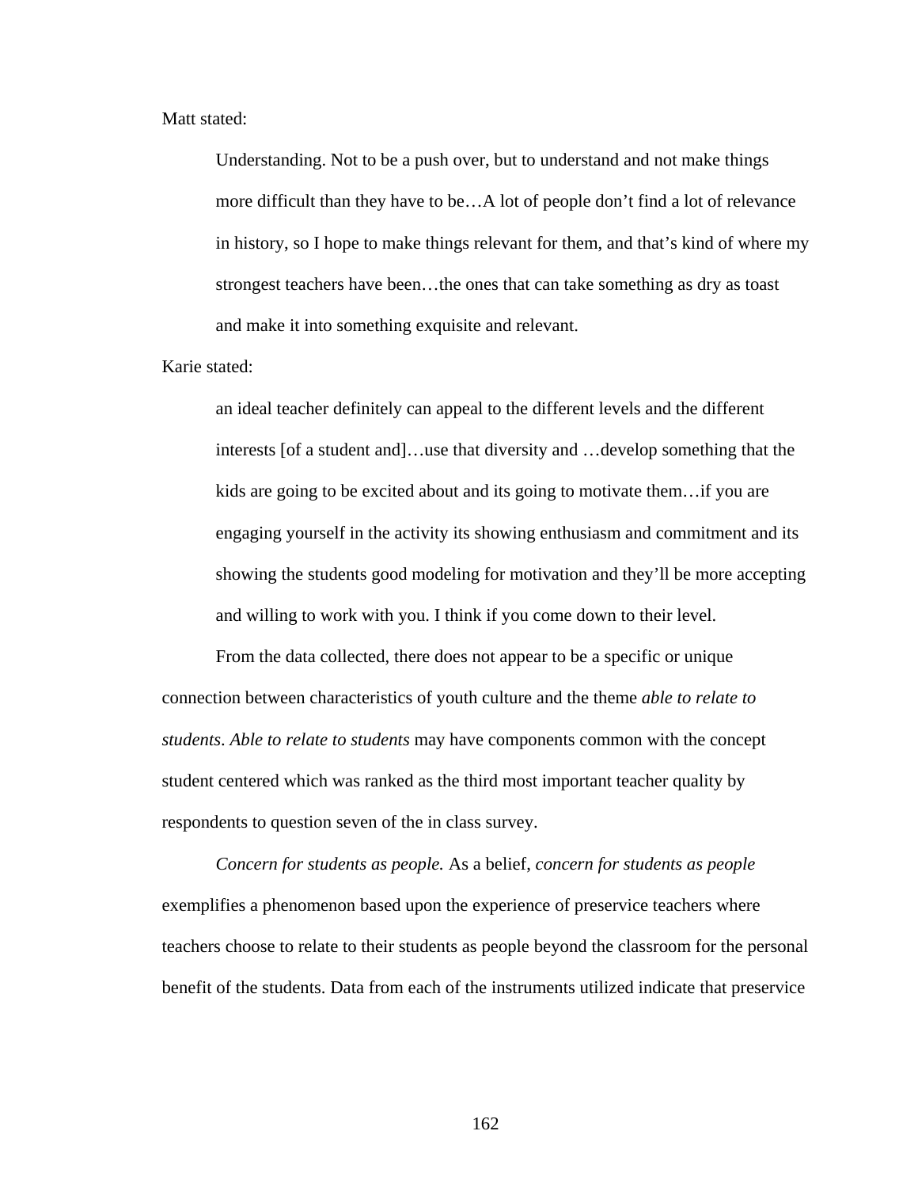Matt stated:

> Understanding. Not to be a push over, but to understand and not make things more difficult than they have to be…A lot of people don't find a lot of relevance in history, so I hope to make things relevant for them, and that's kind of where my strongest teachers have been…the ones that can take something as dry as toast and make it into something exquisite and relevant.

Karie stated:

> an ideal teacher definitely can appeal to the different levels and the different interests [of a student and]…use that diversity and …develop something that the kids are going to be excited about and its going to motivate them…if you are engaging yourself in the activity its showing enthusiasm and commitment and its showing the students good modeling for motivation and they'll be more accepting and willing to work with you. I think if you come down to their level.

From the data collected, there does not appear to be a specific or unique connection between characteristics of youth culture and the theme *able to relate to students*. *Able to relate to students* may have components common with the concept student centered which was ranked as the third most important teacher quality by respondents to question seven of the in class survey.

*Concern for students as people.* As a belief, *concern for students as people* exemplifies a phenomenon based upon the experience of preservice teachers where teachers choose to relate to their students as people beyond the classroom for the personal benefit of the students. Data from each of the instruments utilized indicate that preservice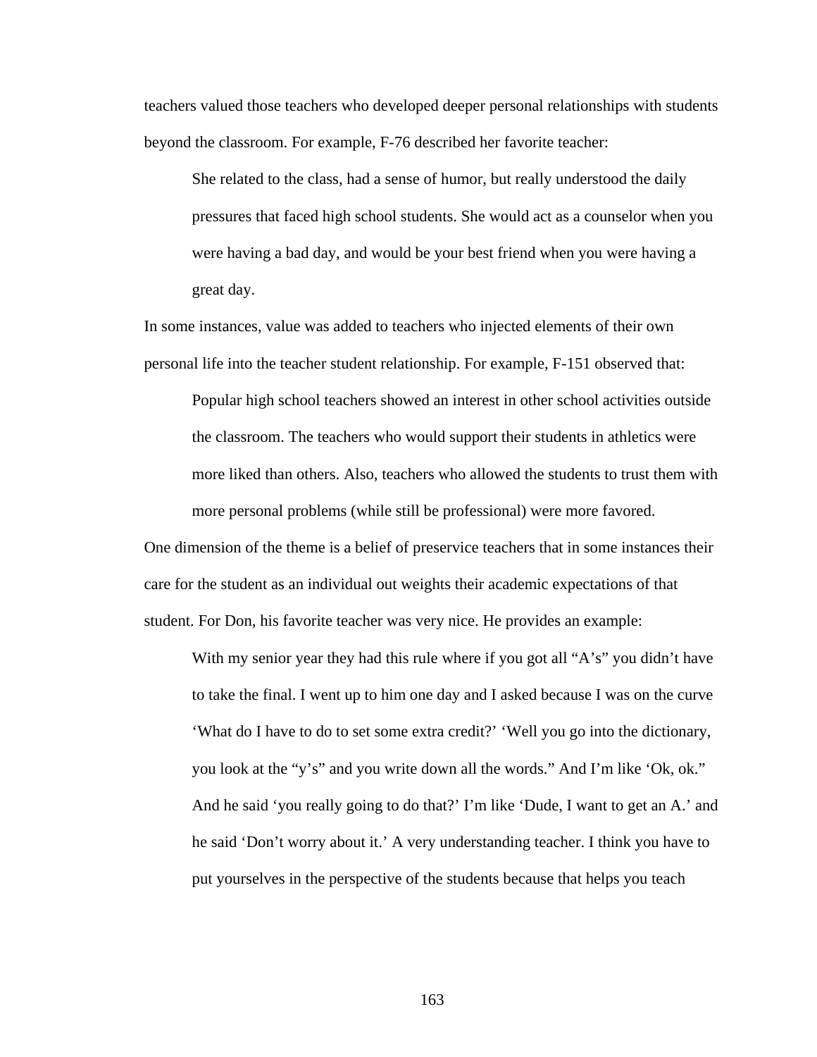teachers valued those teachers who developed deeper personal relationships with students beyond the classroom. For example, F-76 described her favorite teacher:

> She related to the class, had a sense of humor, but really understood the daily pressures that faced high school students. She would act as a counselor when you were having a bad day, and would be your best friend when you were having a great day.

In some instances, value was added to teachers who injected elements of their own personal life into the teacher student relationship. For example, F-151 observed that:

> Popular high school teachers showed an interest in other school activities outside the classroom. The teachers who would support their students in athletics were more liked than others. Also, teachers who allowed the students to trust them with more personal problems (while still be professional) were more favored.

One dimension of the theme is a belief of preservice teachers that in some instances their care for the student as an individual out weights their academic expectations of that student. For Don, his favorite teacher was very nice. He provides an example:

> With my senior year they had this rule where if you got all "A's" you didn't have to take the final. I went up to him one day and I asked because I was on the curve 'What do I have to do to set some extra credit?' 'Well you go into the dictionary, you look at the "y's" and you write down all the words." And I'm like 'Ok, ok." And he said 'you really going to do that?' I'm like 'Dude, I want to get an A.' and he said 'Don't worry about it.' A very understanding teacher. I think you have to put yourselves in the perspective of the students because that helps you teach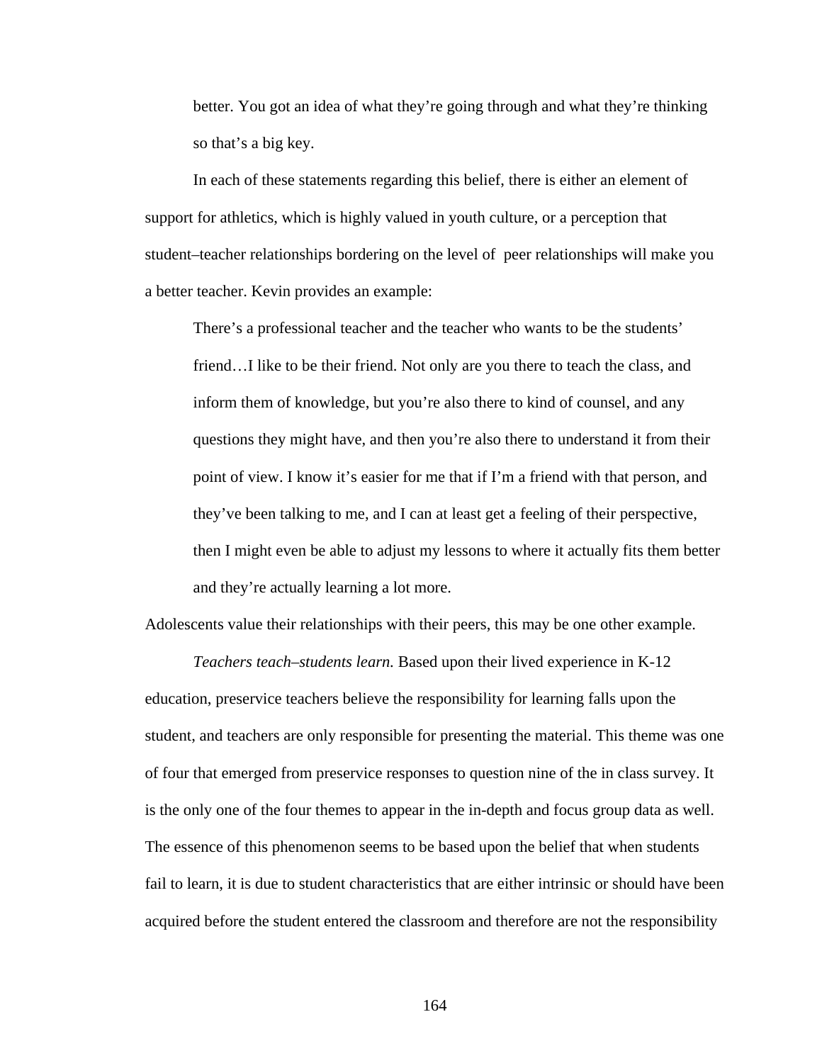> better. You got an idea of what they're going through and what they're thinking so that's a big key.

In each of these statements regarding this belief, there is either an element of support for athletics, which is highly valued in youth culture, or a perception that student–teacher relationships bordering on the level of peer relationships will make you a better teacher. Kevin provides an example:

> There's a professional teacher and the teacher who wants to be the students' friend…I like to be their friend. Not only are you there to teach the class, and inform them of knowledge, but you're also there to kind of counsel, and any questions they might have, and then you're also there to understand it from their point of view. I know it's easier for me that if I'm a friend with that person, and they've been talking to me, and I can at least get a feeling of their perspective, then I might even be able to adjust my lessons to where it actually fits them better and they're actually learning a lot more.

Adolescents value their relationships with their peers, this may be one other example.

*Teachers teach–students learn.* Based upon their lived experience in K-12 education, preservice teachers believe the responsibility for learning falls upon the student, and teachers are only responsible for presenting the material. This theme was one of four that emerged from preservice responses to question nine of the in class survey. It is the only one of the four themes to appear in the in-depth and focus group data as well. The essence of this phenomenon seems to be based upon the belief that when students fail to learn, it is due to student characteristics that are either intrinsic or should have been acquired before the student entered the classroom and therefore are not the responsibility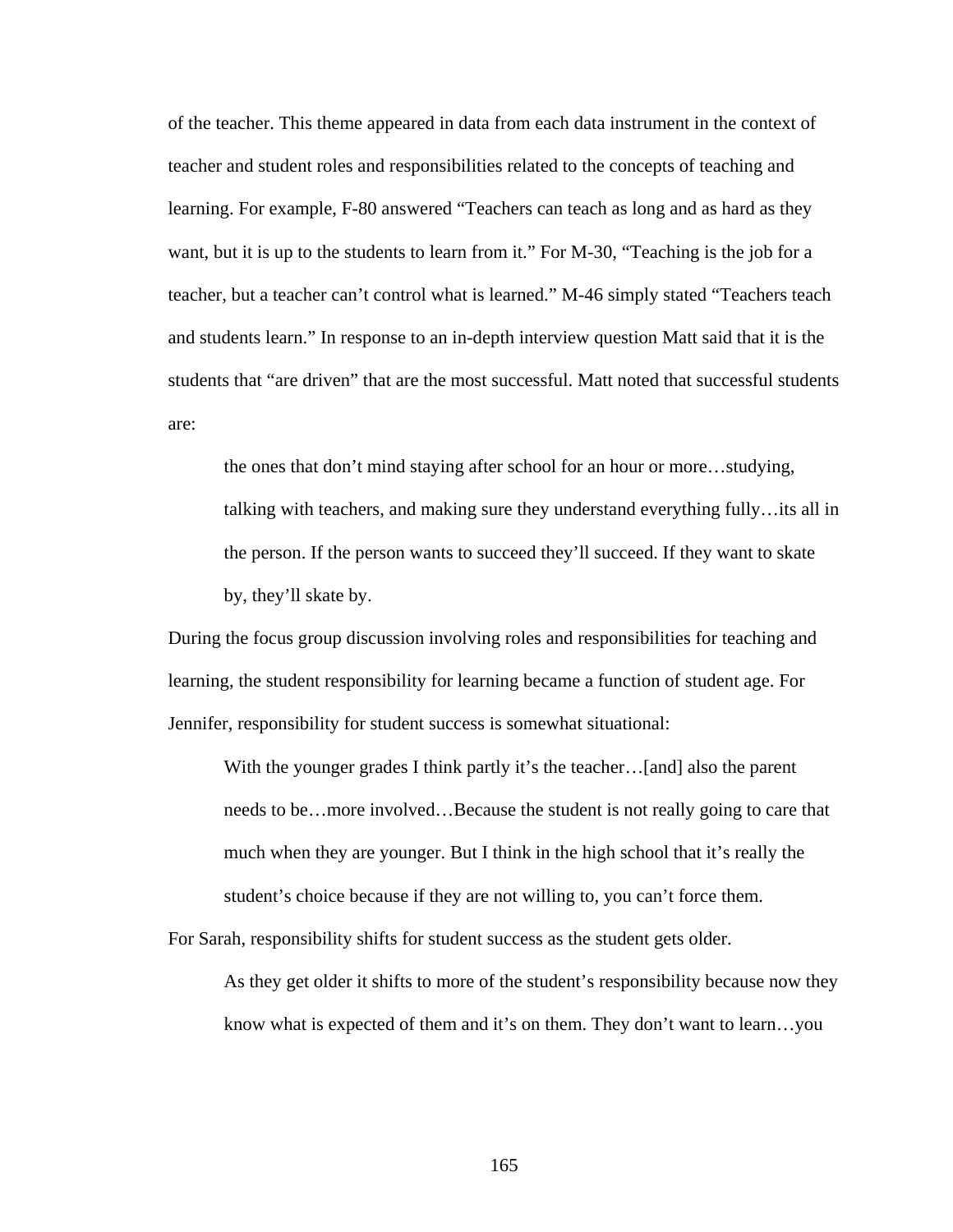of the teacher. This theme appeared in data from each data instrument in the context of teacher and student roles and responsibilities related to the concepts of teaching and learning. For example, F-80 answered “Teachers can teach as long and as hard as they want, but it is up to the students to learn from it.” For M-30, “Teaching is the job for a teacher, but a teacher can’t control what is learned.” M-46 simply stated “Teachers teach and students learn.” In response to an in-depth interview question Matt said that it is the students that “are driven” that are the most successful. Matt noted that successful students are:

> the ones that don’t mind staying after school for an hour or more…studying, talking with teachers, and making sure they understand everything fully…its all in the person. If the person wants to succeed they’ll succeed. If they want to skate by, they’ll skate by.

During the focus group discussion involving roles and responsibilities for teaching and learning, the student responsibility for learning became a function of student age. For Jennifer, responsibility for student success is somewhat situational:

> With the younger grades I think partly it’s the teacher…[and] also the parent needs to be…more involved…Because the student is not really going to care that much when they are younger. But I think in the high school that it’s really the student’s choice because if they are not willing to, you can’t force them.

For Sarah, responsibility shifts for student success as the student gets older.

> As they get older it shifts to more of the student’s responsibility because now they know what is expected of them and it’s on them. They don’t want to learn…you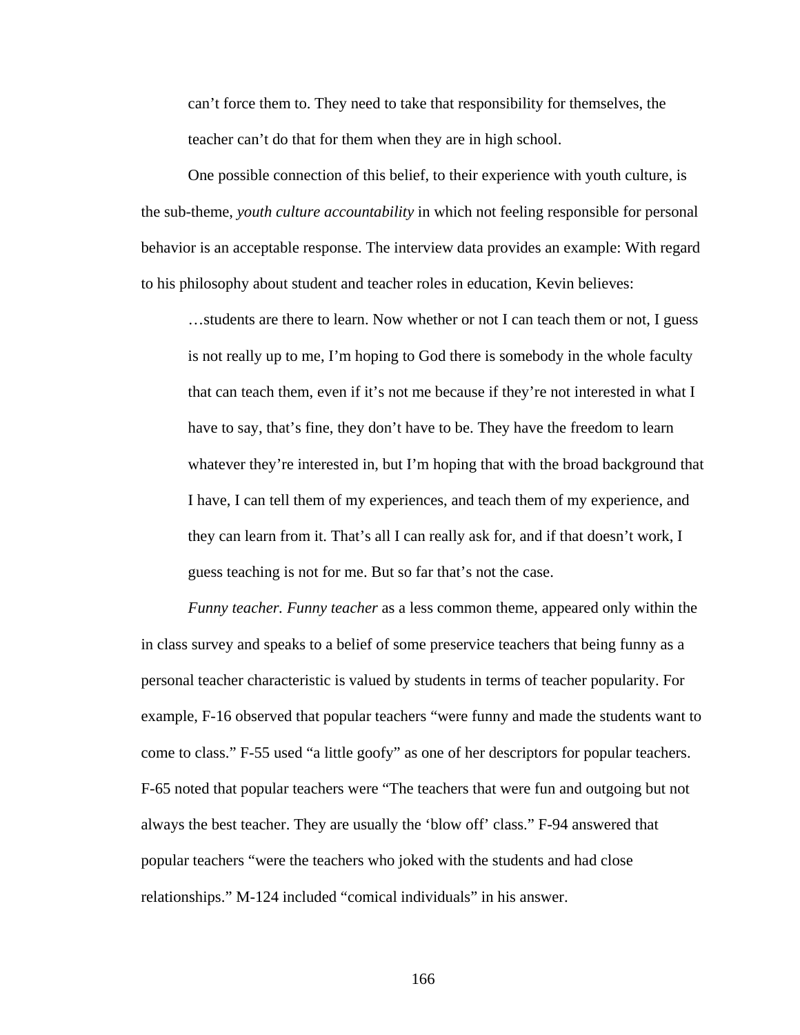can't force them to. They need to take that responsibility for themselves, the teacher can't do that for them when they are in high school.

One possible connection of this belief, to their experience with youth culture, is the sub-theme, *youth culture accountability* in which not feeling responsible for personal behavior is an acceptable response. The interview data provides an example: With regard to his philosophy about student and teacher roles in education, Kevin believes:

> …students are there to learn. Now whether or not I can teach them or not, I guess is not really up to me, I'm hoping to God there is somebody in the whole faculty that can teach them, even if it's not me because if they're not interested in what I have to say, that's fine, they don't have to be. They have the freedom to learn whatever they're interested in, but I'm hoping that with the broad background that I have, I can tell them of my experiences, and teach them of my experience, and they can learn from it. That's all I can really ask for, and if that doesn't work, I guess teaching is not for me. But so far that's not the case.

*Funny teacher. Funny teacher* as a less common theme, appeared only within the in class survey and speaks to a belief of some preservice teachers that being funny as a personal teacher characteristic is valued by students in terms of teacher popularity. For example, F-16 observed that popular teachers "were funny and made the students want to come to class." F-55 used "a little goofy" as one of her descriptors for popular teachers. F-65 noted that popular teachers were "The teachers that were fun and outgoing but not always the best teacher. They are usually the 'blow off' class." F-94 answered that popular teachers "were the teachers who joked with the students and had close relationships." M-124 included "comical individuals" in his answer.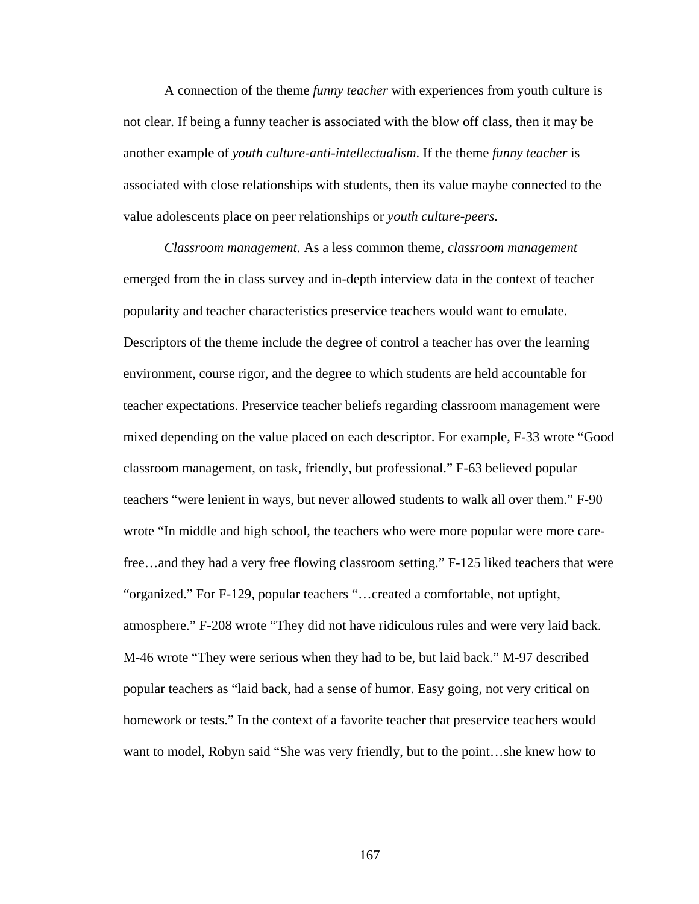A connection of the theme *funny teacher* with experiences from youth culture is not clear. If being a funny teacher is associated with the blow off class, then it may be another example of *youth culture-anti-intellectualism*. If the theme *funny teacher* is associated with close relationships with students, then its value maybe connected to the value adolescents place on peer relationships or *youth culture-peers.*

*Classroom management.* As a less common theme, *classroom management* emerged from the in class survey and in-depth interview data in the context of teacher popularity and teacher characteristics preservice teachers would want to emulate. Descriptors of the theme include the degree of control a teacher has over the learning environment, course rigor, and the degree to which students are held accountable for teacher expectations. Preservice teacher beliefs regarding classroom management were mixed depending on the value placed on each descriptor. For example, F-33 wrote "Good classroom management, on task, friendly, but professional." F-63 believed popular teachers "were lenient in ways, but never allowed students to walk all over them." F-90 wrote "In middle and high school, the teachers who were more popular were more care-free…and they had a very free flowing classroom setting." F-125 liked teachers that were "organized." For F-129, popular teachers "…created a comfortable, not uptight, atmosphere." F-208 wrote "They did not have ridiculous rules and were very laid back. M-46 wrote "They were serious when they had to be, but laid back." M-97 described popular teachers as "laid back, had a sense of humor. Easy going, not very critical on homework or tests." In the context of a favorite teacher that preservice teachers would want to model, Robyn said "She was very friendly, but to the point…she knew how to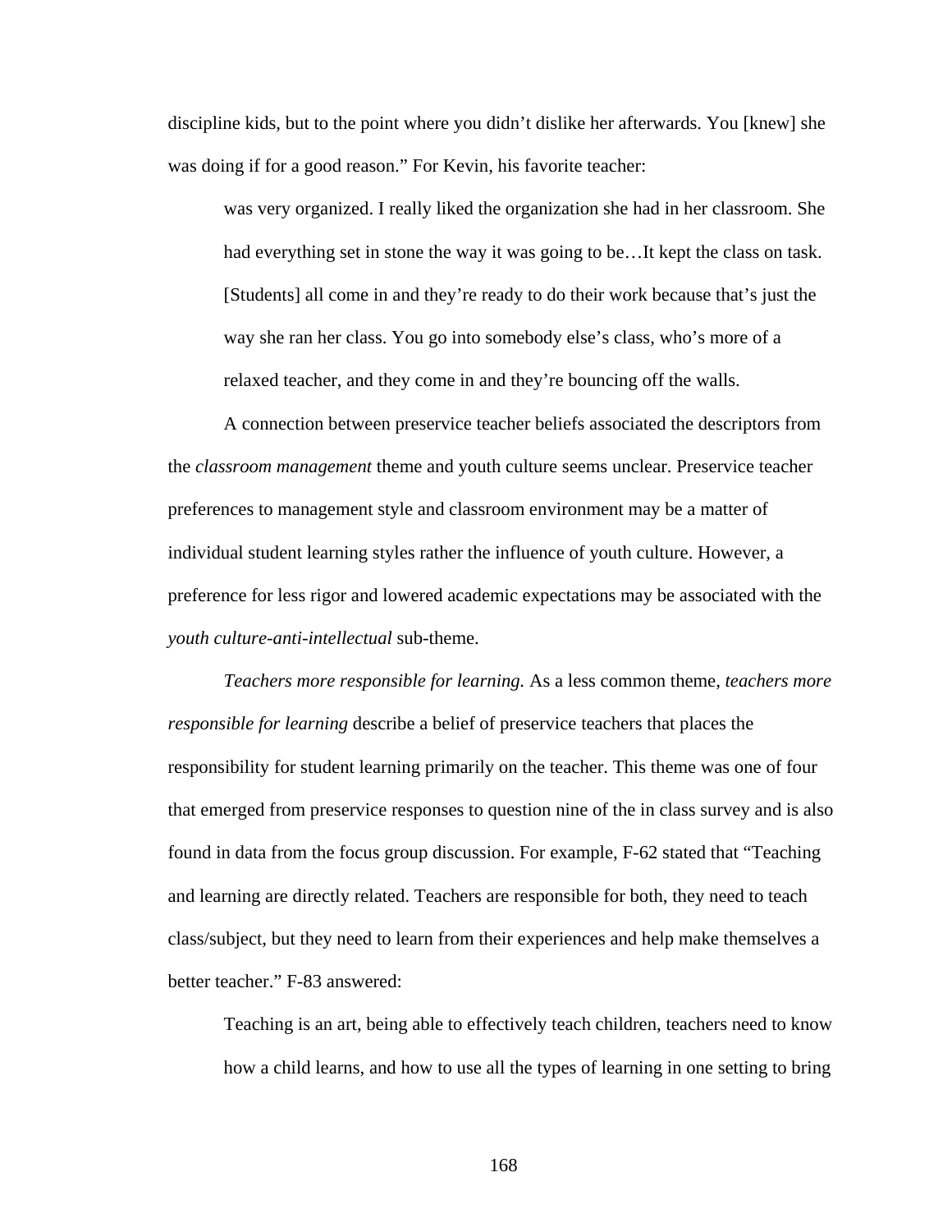discipline kids, but to the point where you didn't dislike her afterwards. You [knew] she was doing if for a good reason." For Kevin, his favorite teacher:

> was very organized. I really liked the organization she had in her classroom. She had everything set in stone the way it was going to be…It kept the class on task. [Students] all come in and they're ready to do their work because that's just the way she ran her class. You go into somebody else's class, who's more of a relaxed teacher, and they come in and they're bouncing off the walls.

A connection between preservice teacher beliefs associated the descriptors from the *classroom management* theme and youth culture seems unclear. Preservice teacher preferences to management style and classroom environment may be a matter of individual student learning styles rather the influence of youth culture. However, a preference for less rigor and lowered academic expectations may be associated with the *youth culture-anti-intellectual* sub-theme.

*Teachers more responsible for learning.* As a less common theme, *teachers more responsible for learning* describe a belief of preservice teachers that places the responsibility for student learning primarily on the teacher. This theme was one of four that emerged from preservice responses to question nine of the in class survey and is also found in data from the focus group discussion. For example, F-62 stated that "Teaching and learning are directly related. Teachers are responsible for both, they need to teach class/subject, but they need to learn from their experiences and help make themselves a better teacher." F-83 answered:

> Teaching is an art, being able to effectively teach children, teachers need to know how a child learns, and how to use all the types of learning in one setting to bring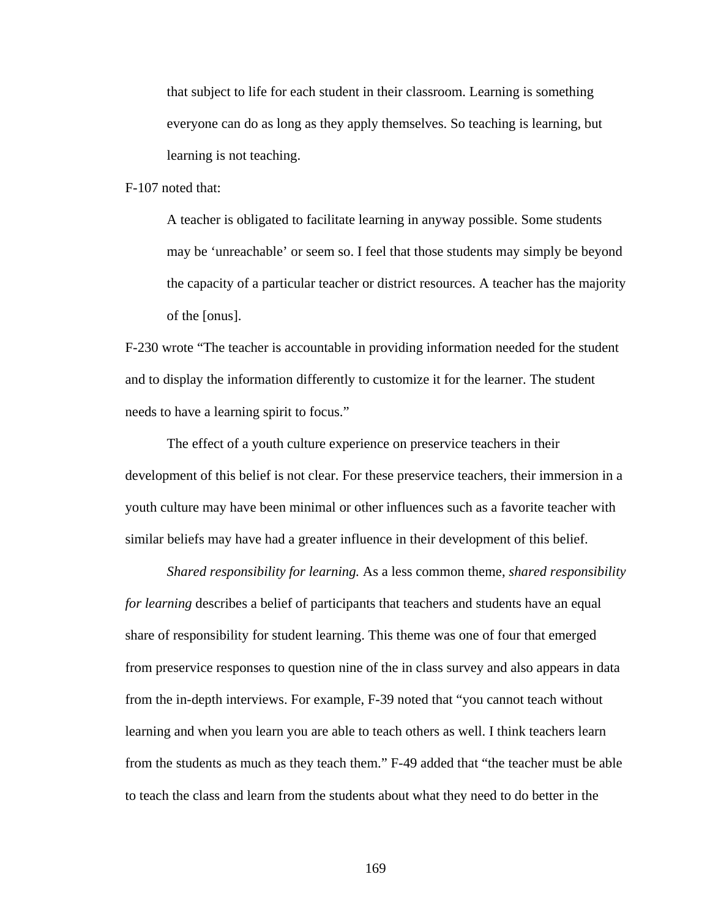> that subject to life for each student in their classroom. Learning is something everyone can do as long as they apply themselves. So teaching is learning, but learning is not teaching.

F-107 noted that:

> A teacher is obligated to facilitate learning in anyway possible. Some students may be 'unreachable' or seem so. I feel that those students may simply be beyond the capacity of a particular teacher or district resources. A teacher has the majority of the [onus].

F-230 wrote "The teacher is accountable in providing information needed for the student and to display the information differently to customize it for the learner. The student needs to have a learning spirit to focus."

The effect of a youth culture experience on preservice teachers in their development of this belief is not clear. For these preservice teachers, their immersion in a youth culture may have been minimal or other influences such as a favorite teacher with similar beliefs may have had a greater influence in their development of this belief.

*Shared responsibility for learning.* As a less common theme, *shared responsibility for learning* describes a belief of participants that teachers and students have an equal share of responsibility for student learning. This theme was one of four that emerged from preservice responses to question nine of the in class survey and also appears in data from the in-depth interviews. For example, F-39 noted that "you cannot teach without learning and when you learn you are able to teach others as well. I think teachers learn from the students as much as they teach them." F-49 added that "the teacher must be able to teach the class and learn from the students about what they need to do better in the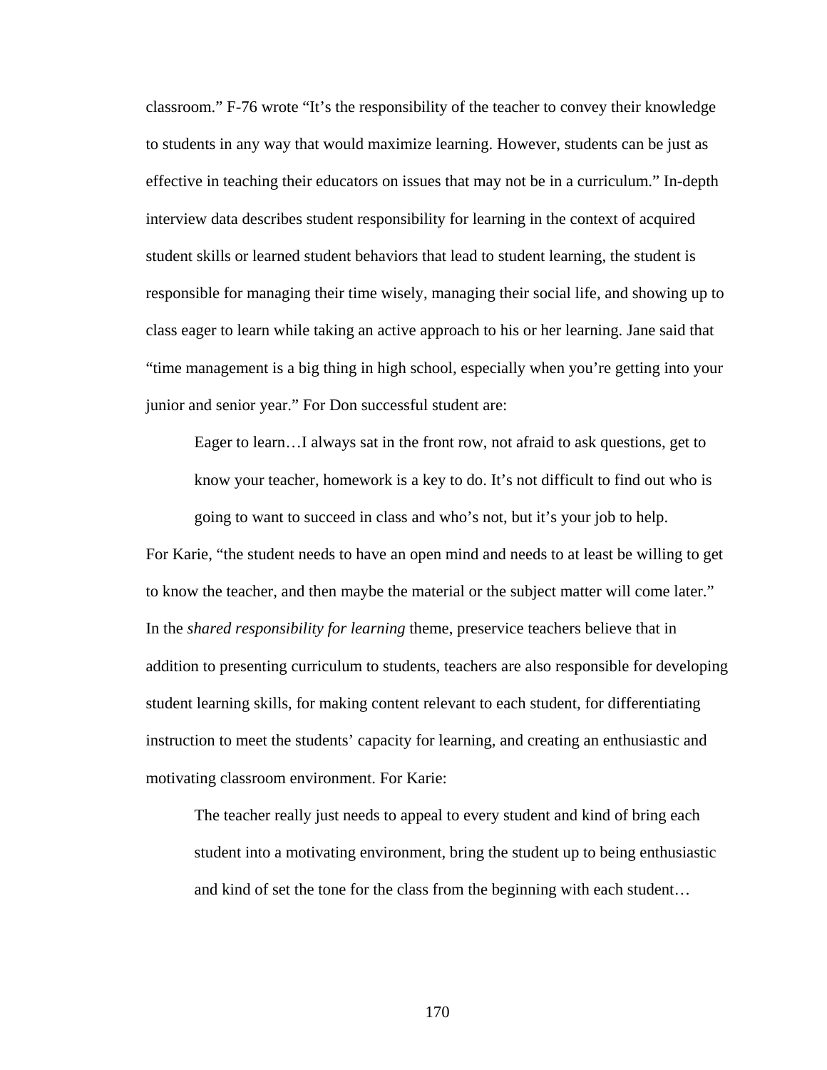classroom." F-76 wrote "It's the responsibility of the teacher to convey their knowledge to students in any way that would maximize learning. However, students can be just as effective in teaching their educators on issues that may not be in a curriculum." In-depth interview data describes student responsibility for learning in the context of acquired student skills or learned student behaviors that lead to student learning, the student is responsible for managing their time wisely, managing their social life, and showing up to class eager to learn while taking an active approach to his or her learning. Jane said that "time management is a big thing in high school, especially when you're getting into your junior and senior year." For Don successful student are:

> Eager to learn…I always sat in the front row, not afraid to ask questions, get to know your teacher, homework is a key to do. It's not difficult to find out who is going to want to succeed in class and who's not, but it's your job to help.

For Karie, "the student needs to have an open mind and needs to at least be willing to get to know the teacher, and then maybe the material or the subject matter will come later." In the *shared responsibility for learning* theme, preservice teachers believe that in addition to presenting curriculum to students, teachers are also responsible for developing student learning skills, for making content relevant to each student, for differentiating instruction to meet the students' capacity for learning, and creating an enthusiastic and motivating classroom environment. For Karie:

> The teacher really just needs to appeal to every student and kind of bring each student into a motivating environment, bring the student up to being enthusiastic and kind of set the tone for the class from the beginning with each student…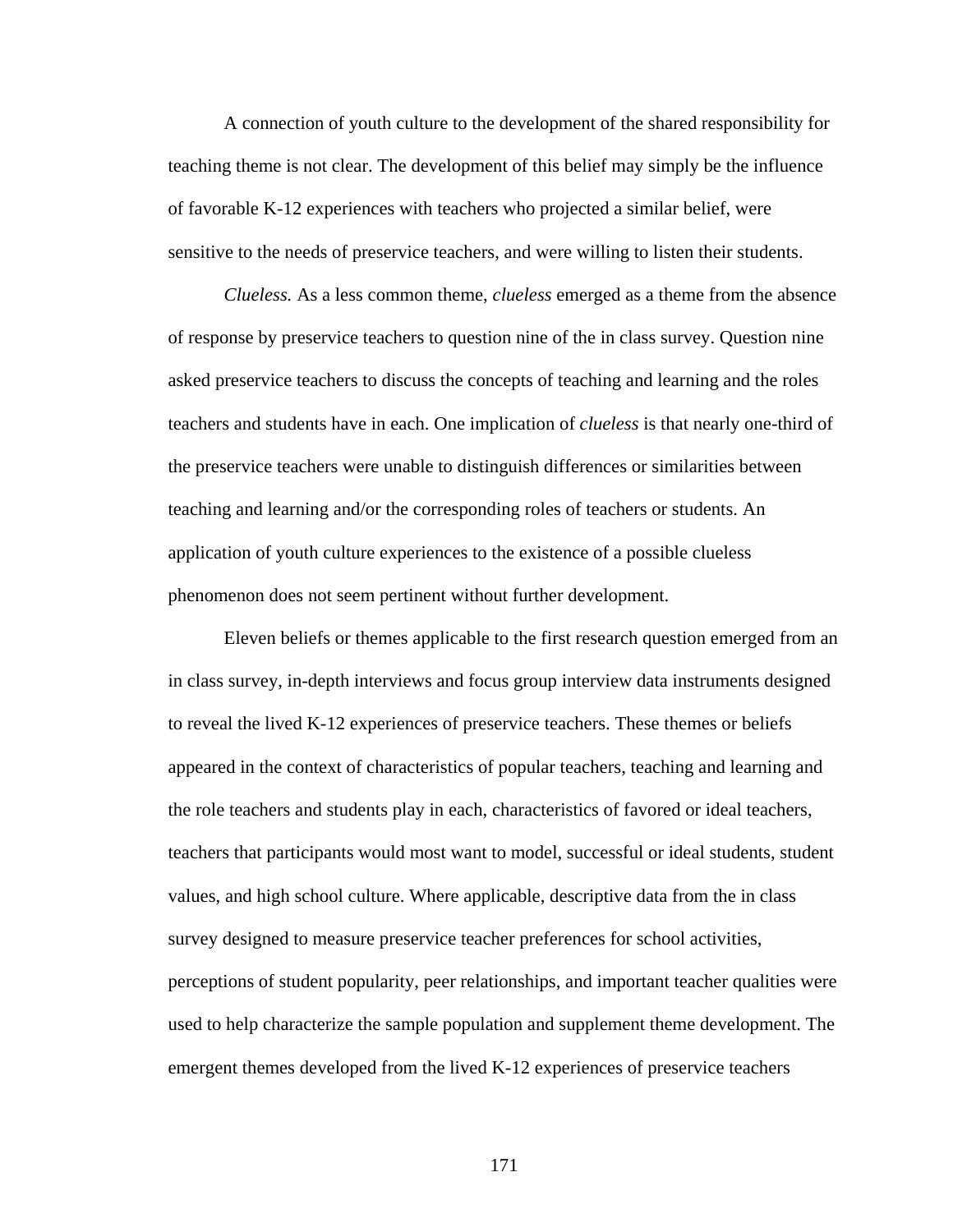A connection of youth culture to the development of the shared responsibility for teaching theme is not clear. The development of this belief may simply be the influence of favorable K-12 experiences with teachers who projected a similar belief, were sensitive to the needs of preservice teachers, and were willing to listen their students.

*Clueless.* As a less common theme, *clueless* emerged as a theme from the absence of response by preservice teachers to question nine of the in class survey. Question nine asked preservice teachers to discuss the concepts of teaching and learning and the roles teachers and students have in each. One implication of *clueless* is that nearly one-third of the preservice teachers were unable to distinguish differences or similarities between teaching and learning and/or the corresponding roles of teachers or students. An application of youth culture experiences to the existence of a possible clueless phenomenon does not seem pertinent without further development.

Eleven beliefs or themes applicable to the first research question emerged from an in class survey, in-depth interviews and focus group interview data instruments designed to reveal the lived K-12 experiences of preservice teachers. These themes or beliefs appeared in the context of characteristics of popular teachers, teaching and learning and the role teachers and students play in each, characteristics of favored or ideal teachers, teachers that participants would most want to model, successful or ideal students, student values, and high school culture. Where applicable, descriptive data from the in class survey designed to measure preservice teacher preferences for school activities, perceptions of student popularity, peer relationships, and important teacher qualities were used to help characterize the sample population and supplement theme development. The emergent themes developed from the lived K-12 experiences of preservice teachers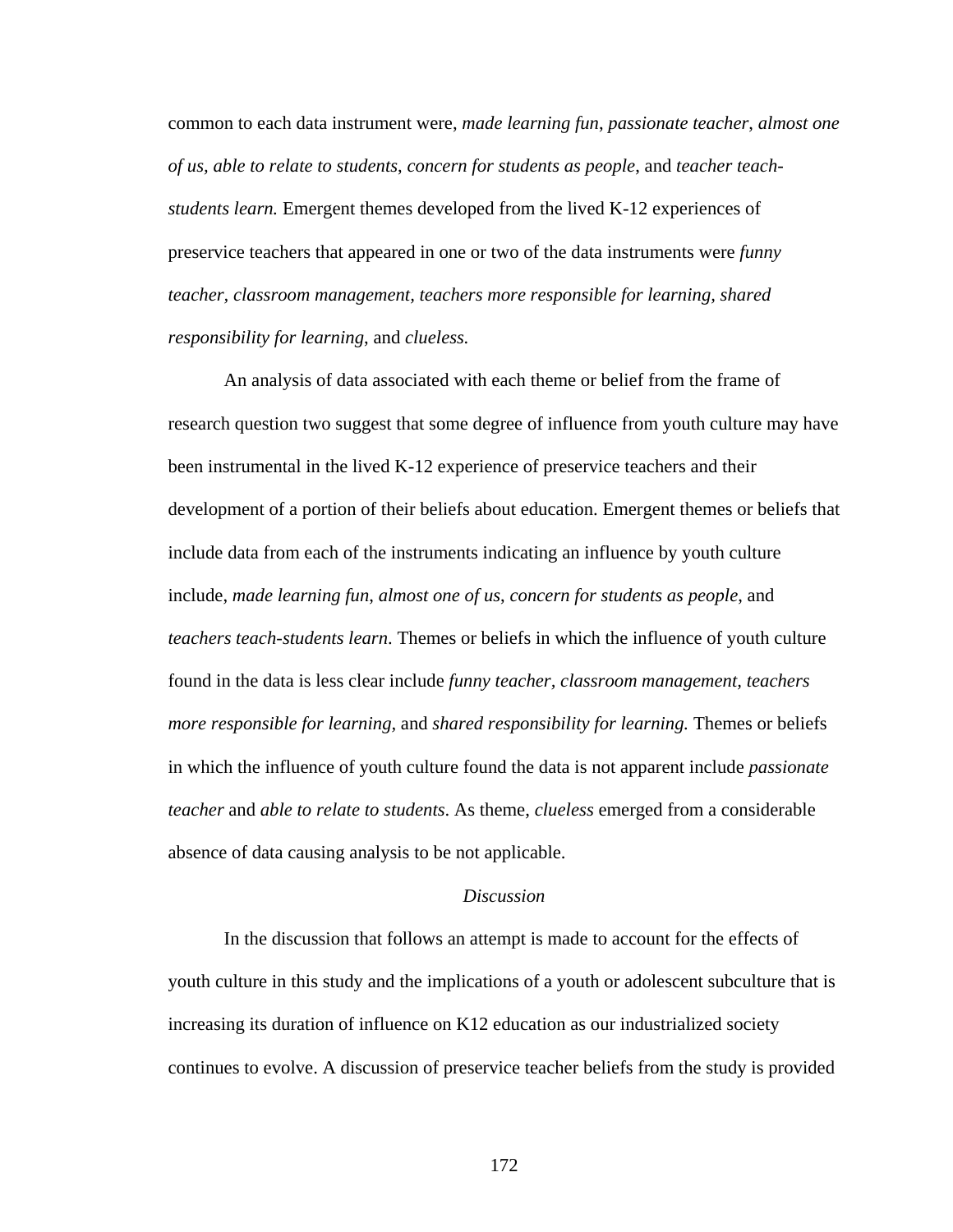common to each data instrument were, *made learning fun*, *passionate teacher*, *almost one of us*, *able to relate to students*, *concern for students as people*, and *teacher teach-students learn.* Emergent themes developed from the lived K-12 experiences of preservice teachers that appeared in one or two of the data instruments were *funny teacher, classroom management*, *teachers more responsible for learning*, *shared responsibility for learning*, and *clueless.*

An analysis of data associated with each theme or belief from the frame of research question two suggest that some degree of influence from youth culture may have been instrumental in the lived K-12 experience of preservice teachers and their development of a portion of their beliefs about education. Emergent themes or beliefs that include data from each of the instruments indicating an influence by youth culture include, *made learning fun*, *almost one of us*, *concern for students as people*, and *teachers teach-students learn*. Themes or beliefs in which the influence of youth culture found in the data is less clear include *funny teacher, classroom management, teachers more responsible for learning,* and *shared responsibility for learning.* Themes or beliefs in which the influence of youth culture found the data is not apparent include *passionate teacher* and *able to relate to students*. As theme, *clueless* emerged from a considerable absence of data causing analysis to be not applicable.

*Discussion*

In the discussion that follows an attempt is made to account for the effects of youth culture in this study and the implications of a youth or adolescent subculture that is increasing its duration of influence on K12 education as our industrialized society continues to evolve. A discussion of preservice teacher beliefs from the study is provided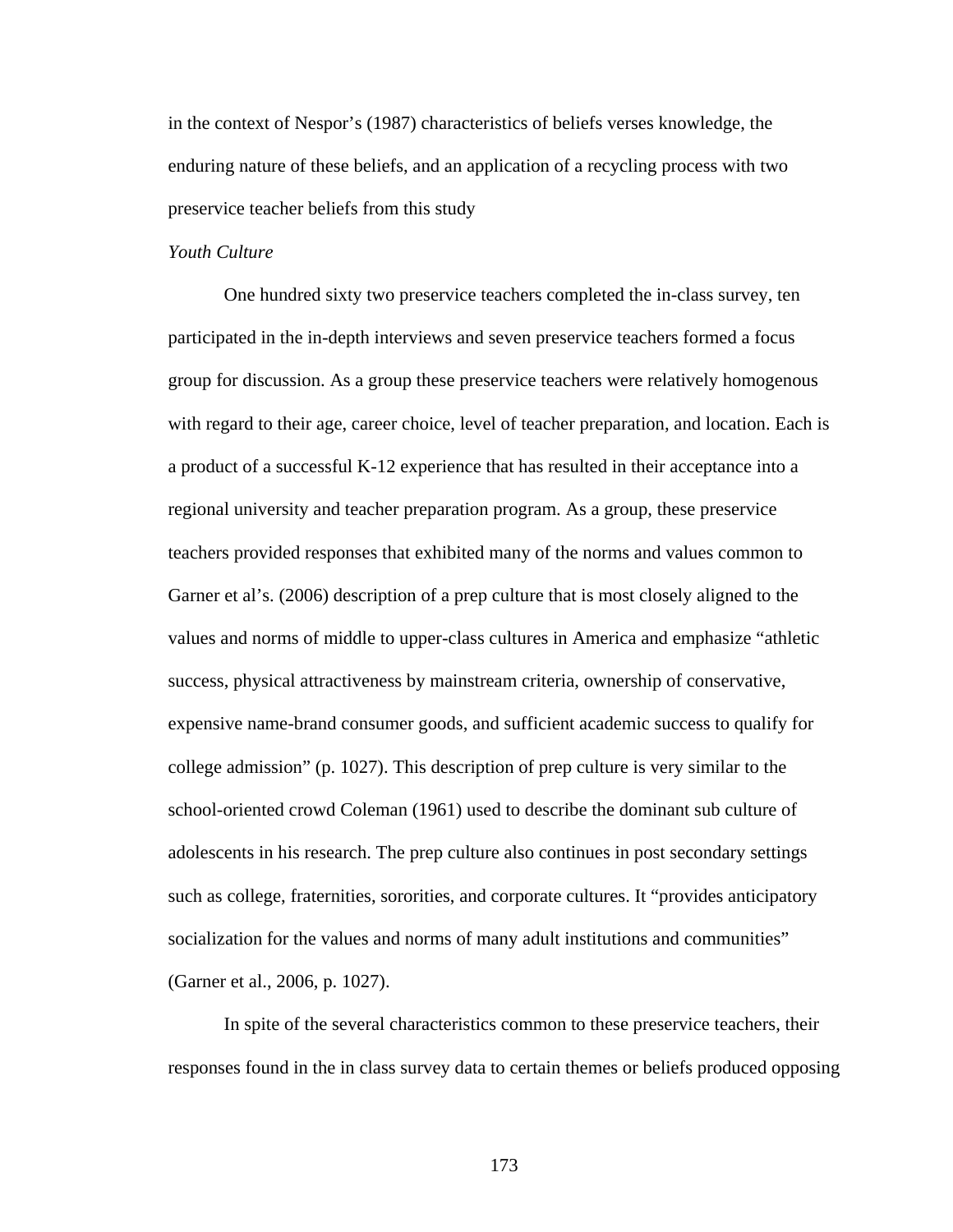in the context of Nespor's (1987) characteristics of beliefs verses knowledge, the enduring nature of these beliefs, and an application of a recycling process with two preservice teacher beliefs from this study

*Youth Culture*

One hundred sixty two preservice teachers completed the in-class survey, ten participated in the in-depth interviews and seven preservice teachers formed a focus group for discussion. As a group these preservice teachers were relatively homogenous with regard to their age, career choice, level of teacher preparation, and location. Each is a product of a successful K-12 experience that has resulted in their acceptance into a regional university and teacher preparation program. As a group, these preservice teachers provided responses that exhibited many of the norms and values common to Garner et al's. (2006) description of a prep culture that is most closely aligned to the values and norms of middle to upper-class cultures in America and emphasize "athletic success, physical attractiveness by mainstream criteria, ownership of conservative, expensive name-brand consumer goods, and sufficient academic success to qualify for college admission" (p. 1027). This description of prep culture is very similar to the school-oriented crowd Coleman (1961) used to describe the dominant sub culture of adolescents in his research. The prep culture also continues in post secondary settings such as college, fraternities, sororities, and corporate cultures. It "provides anticipatory socialization for the values and norms of many adult institutions and communities" (Garner et al., 2006, p. 1027).

In spite of the several characteristics common to these preservice teachers, their responses found in the in class survey data to certain themes or beliefs produced opposing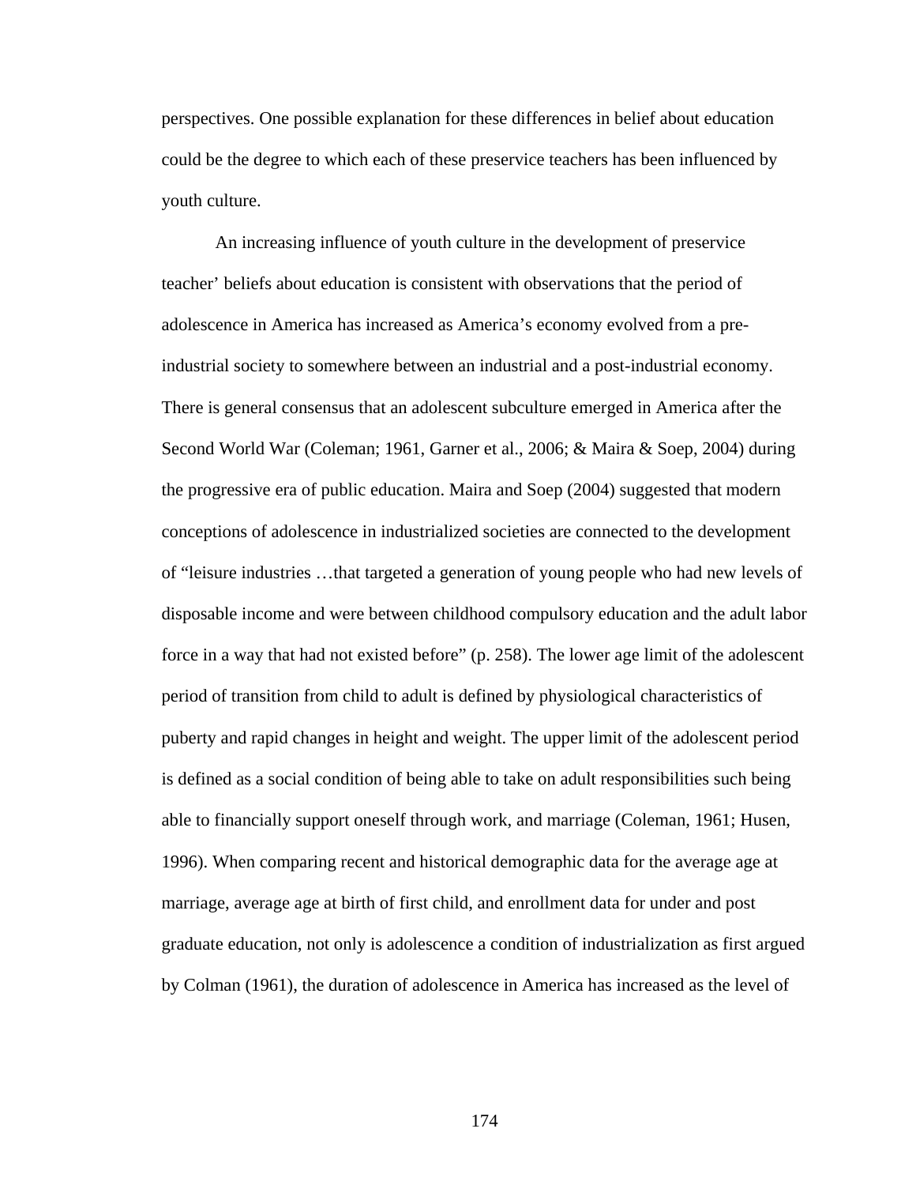perspectives. One possible explanation for these differences in belief about education could be the degree to which each of these preservice teachers has been influenced by youth culture.

An increasing influence of youth culture in the development of preservice teacher' beliefs about education is consistent with observations that the period of adolescence in America has increased as America's economy evolved from a pre-industrial society to somewhere between an industrial and a post-industrial economy. There is general consensus that an adolescent subculture emerged in America after the Second World War (Coleman; 1961, Garner et al., 2006; & Maira & Soep, 2004) during the progressive era of public education. Maira and Soep (2004) suggested that modern conceptions of adolescence in industrialized societies are connected to the development of "leisure industries …that targeted a generation of young people who had new levels of disposable income and were between childhood compulsory education and the adult labor force in a way that had not existed before" (p. 258). The lower age limit of the adolescent period of transition from child to adult is defined by physiological characteristics of puberty and rapid changes in height and weight. The upper limit of the adolescent period is defined as a social condition of being able to take on adult responsibilities such being able to financially support oneself through work, and marriage (Coleman, 1961; Husen, 1996). When comparing recent and historical demographic data for the average age at marriage, average age at birth of first child, and enrollment data for under and post graduate education, not only is adolescence a condition of industrialization as first argued by Colman (1961), the duration of adolescence in America has increased as the level of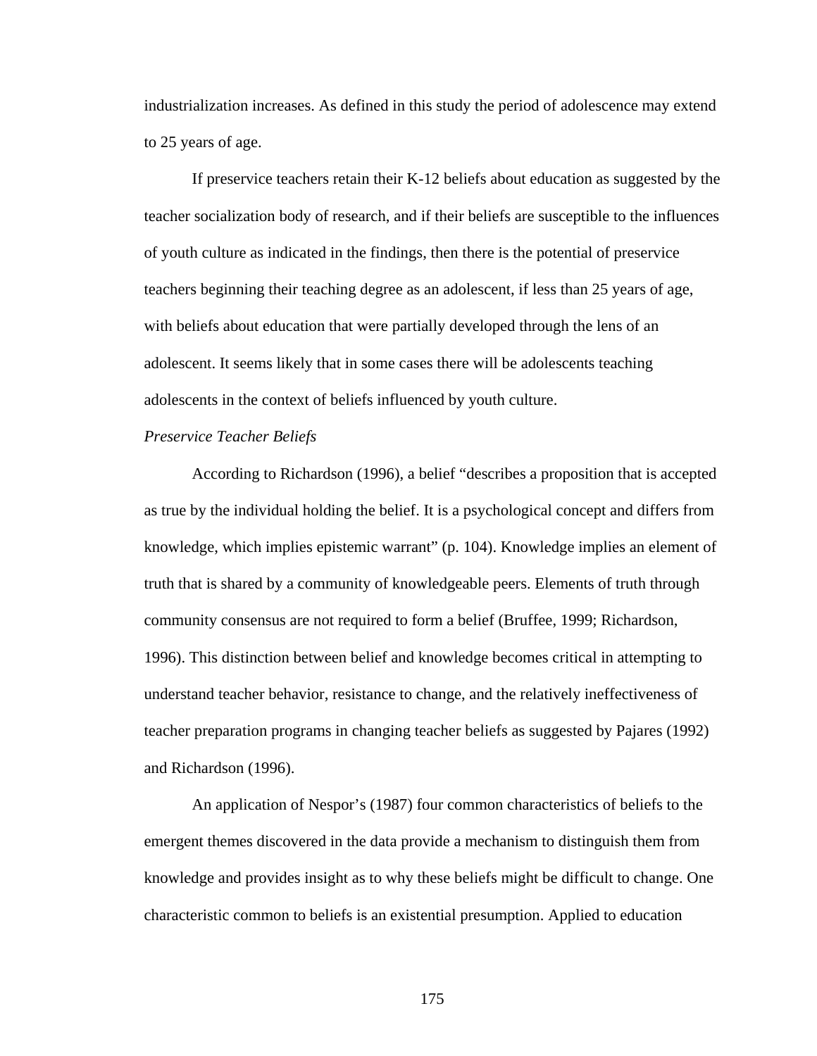industrialization increases. As defined in this study the period of adolescence may extend to 25 years of age.

If preservice teachers retain their K-12 beliefs about education as suggested by the teacher socialization body of research, and if their beliefs are susceptible to the influences of youth culture as indicated in the findings, then there is the potential of preservice teachers beginning their teaching degree as an adolescent, if less than 25 years of age, with beliefs about education that were partially developed through the lens of an adolescent. It seems likely that in some cases there will be adolescents teaching adolescents in the context of beliefs influenced by youth culture.

*Preservice Teacher Beliefs*

According to Richardson (1996), a belief "describes a proposition that is accepted as true by the individual holding the belief. It is a psychological concept and differs from knowledge, which implies epistemic warrant" (p. 104). Knowledge implies an element of truth that is shared by a community of knowledgeable peers. Elements of truth through community consensus are not required to form a belief (Bruffee, 1999; Richardson, 1996). This distinction between belief and knowledge becomes critical in attempting to understand teacher behavior, resistance to change, and the relatively ineffectiveness of teacher preparation programs in changing teacher beliefs as suggested by Pajares (1992) and Richardson (1996).

An application of Nespor's (1987) four common characteristics of beliefs to the emergent themes discovered in the data provide a mechanism to distinguish them from knowledge and provides insight as to why these beliefs might be difficult to change. One characteristic common to beliefs is an existential presumption. Applied to education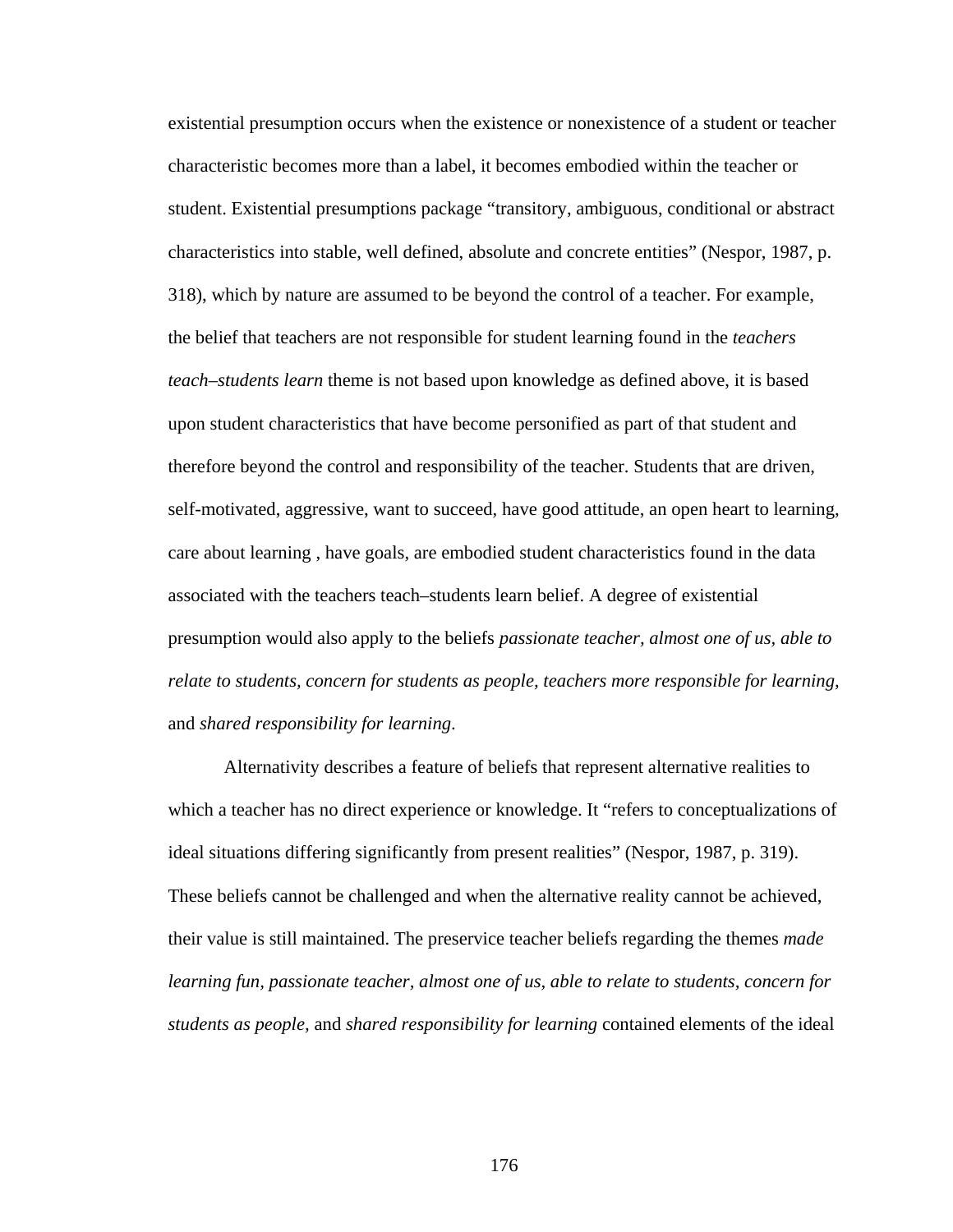existential presumption occurs when the existence or nonexistence of a student or teacher characteristic becomes more than a label, it becomes embodied within the teacher or student. Existential presumptions package “transitory, ambiguous, conditional or abstract characteristics into stable, well defined, absolute and concrete entities” (Nespor, 1987, p. 318), which by nature are assumed to be beyond the control of a teacher. For example, the belief that teachers are not responsible for student learning found in the *teachers teach–students learn* theme is not based upon knowledge as defined above, it is based upon student characteristics that have become personified as part of that student and therefore beyond the control and responsibility of the teacher. Students that are driven, self-motivated, aggressive, want to succeed, have good attitude, an open heart to learning, care about learning , have goals, are embodied student characteristics found in the data associated with the teachers teach–students learn belief. A degree of existential presumption would also apply to the beliefs *passionate teacher, almost one of us, able to relate to students, concern for students as people, teachers more responsible for learning,* and *shared responsibility for learning*.

Alternativity describes a feature of beliefs that represent alternative realities to which a teacher has no direct experience or knowledge. It “refers to conceptualizations of ideal situations differing significantly from present realities” (Nespor, 1987, p. 319). These beliefs cannot be challenged and when the alternative reality cannot be achieved, their value is still maintained. The preservice teacher beliefs regarding the themes *made learning fun, passionate teacher, almost one of us, able to relate to students, concern for students as people,* and *shared responsibility for learning* contained elements of the ideal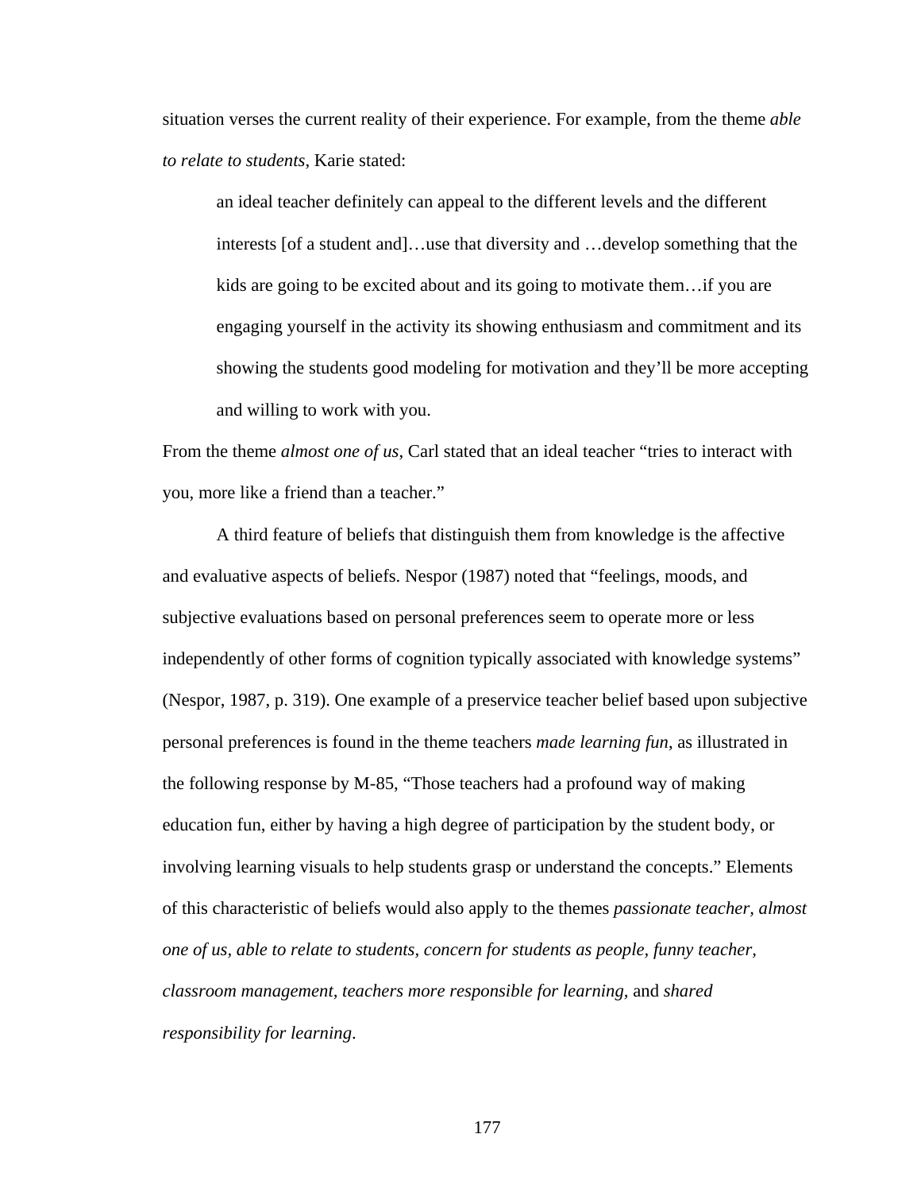situation verses the current reality of their experience. For example, from the theme *able to relate to students*, Karie stated:

> an ideal teacher definitely can appeal to the different levels and the different interests [of a student and]…use that diversity and …develop something that the kids are going to be excited about and its going to motivate them…if you are engaging yourself in the activity its showing enthusiasm and commitment and its showing the students good modeling for motivation and they'll be more accepting and willing to work with you.

From the theme *almost one of us*, Carl stated that an ideal teacher "tries to interact with you, more like a friend than a teacher."

A third feature of beliefs that distinguish them from knowledge is the affective and evaluative aspects of beliefs. Nespor (1987) noted that "feelings, moods, and subjective evaluations based on personal preferences seem to operate more or less independently of other forms of cognition typically associated with knowledge systems" (Nespor, 1987, p. 319). One example of a preservice teacher belief based upon subjective personal preferences is found in the theme teachers *made learning fun*, as illustrated in the following response by M-85, "Those teachers had a profound way of making education fun, either by having a high degree of participation by the student body, or involving learning visuals to help students grasp or understand the concepts." Elements of this characteristic of beliefs would also apply to the themes *passionate teacher, almost one of us*, *able to relate to students*, *concern for students as people*, *funny teacher*, *classroom management*, *teachers more responsible for learning*, and *shared responsibility for learning*.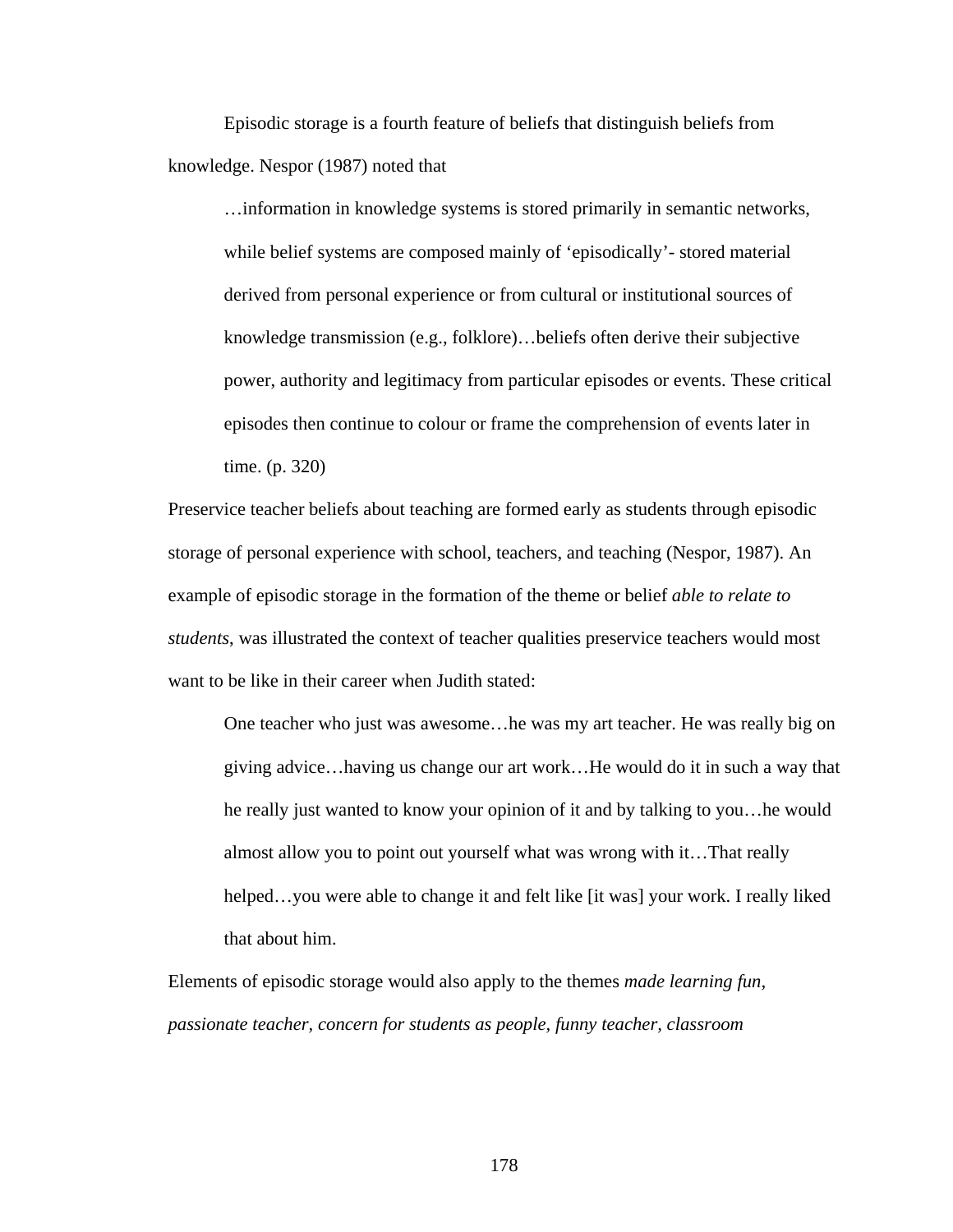Episodic storage is a fourth feature of beliefs that distinguish beliefs from knowledge. Nespor (1987) noted that

> …information in knowledge systems is stored primarily in semantic networks, while belief systems are composed mainly of 'episodically'- stored material derived from personal experience or from cultural or institutional sources of knowledge transmission (e.g., folklore)…beliefs often derive their subjective power, authority and legitimacy from particular episodes or events. These critical episodes then continue to colour or frame the comprehension of events later in time. (p. 320)

Preservice teacher beliefs about teaching are formed early as students through episodic storage of personal experience with school, teachers, and teaching (Nespor, 1987). An example of episodic storage in the formation of the theme or belief *able to relate to students,* was illustrated the context of teacher qualities preservice teachers would most want to be like in their career when Judith stated:

> One teacher who just was awesome…he was my art teacher. He was really big on giving advice…having us change our art work…He would do it in such a way that he really just wanted to know your opinion of it and by talking to you…he would almost allow you to point out yourself what was wrong with it…That really helped…you were able to change it and felt like [it was] your work. I really liked that about him.

Elements of episodic storage would also apply to the themes *made learning fun, passionate teacher, concern for students as people, funny teacher, classroom*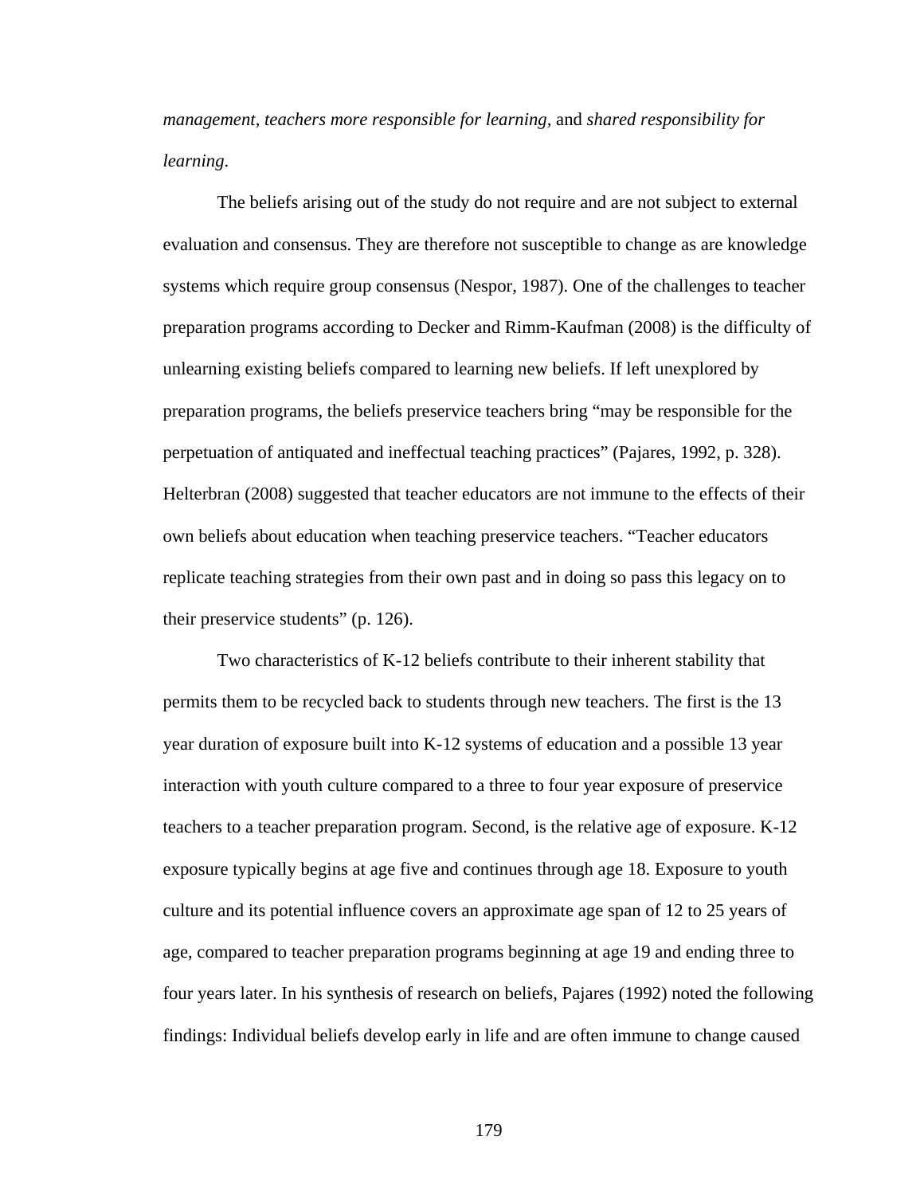*management, teachers more responsible for learning,* and *shared responsibility for learning.*

The beliefs arising out of the study do not require and are not subject to external evaluation and consensus. They are therefore not susceptible to change as are knowledge systems which require group consensus (Nespor, 1987). One of the challenges to teacher preparation programs according to Decker and Rimm-Kaufman (2008) is the difficulty of unlearning existing beliefs compared to learning new beliefs. If left unexplored by preparation programs, the beliefs preservice teachers bring "may be responsible for the perpetuation of antiquated and ineffectual teaching practices" (Pajares, 1992, p. 328). Helterbran (2008) suggested that teacher educators are not immune to the effects of their own beliefs about education when teaching preservice teachers. "Teacher educators replicate teaching strategies from their own past and in doing so pass this legacy on to their preservice students" (p. 126).

Two characteristics of K-12 beliefs contribute to their inherent stability that permits them to be recycled back to students through new teachers. The first is the 13 year duration of exposure built into K-12 systems of education and a possible 13 year interaction with youth culture compared to a three to four year exposure of preservice teachers to a teacher preparation program. Second, is the relative age of exposure. K-12 exposure typically begins at age five and continues through age 18. Exposure to youth culture and its potential influence covers an approximate age span of 12 to 25 years of age, compared to teacher preparation programs beginning at age 19 and ending three to four years later. In his synthesis of research on beliefs, Pajares (1992) noted the following findings: Individual beliefs develop early in life and are often immune to change caused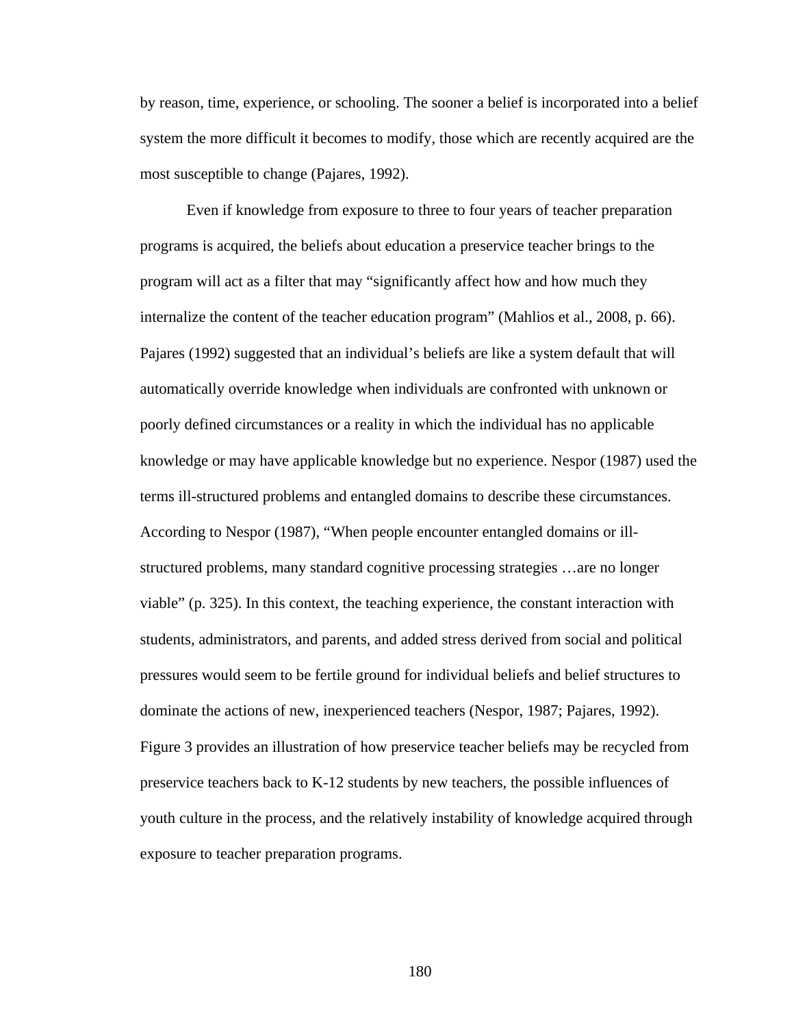by reason, time, experience, or schooling. The sooner a belief is incorporated into a belief system the more difficult it becomes to modify, those which are recently acquired are the most susceptible to change (Pajares, 1992).

Even if knowledge from exposure to three to four years of teacher preparation programs is acquired, the beliefs about education a preservice teacher brings to the program will act as a filter that may "significantly affect how and how much they internalize the content of the teacher education program" (Mahlios et al., 2008, p. 66). Pajares (1992) suggested that an individual's beliefs are like a system default that will automatically override knowledge when individuals are confronted with unknown or poorly defined circumstances or a reality in which the individual has no applicable knowledge or may have applicable knowledge but no experience. Nespor (1987) used the terms ill-structured problems and entangled domains to describe these circumstances. According to Nespor (1987), "When people encounter entangled domains or ill-structured problems, many standard cognitive processing strategies …are no longer viable" (p. 325). In this context, the teaching experience, the constant interaction with students, administrators, and parents, and added stress derived from social and political pressures would seem to be fertile ground for individual beliefs and belief structures to dominate the actions of new, inexperienced teachers (Nespor, 1987; Pajares, 1992). Figure 3 provides an illustration of how preservice teacher beliefs may be recycled from preservice teachers back to K-12 students by new teachers, the possible influences of youth culture in the process, and the relatively instability of knowledge acquired through exposure to teacher preparation programs.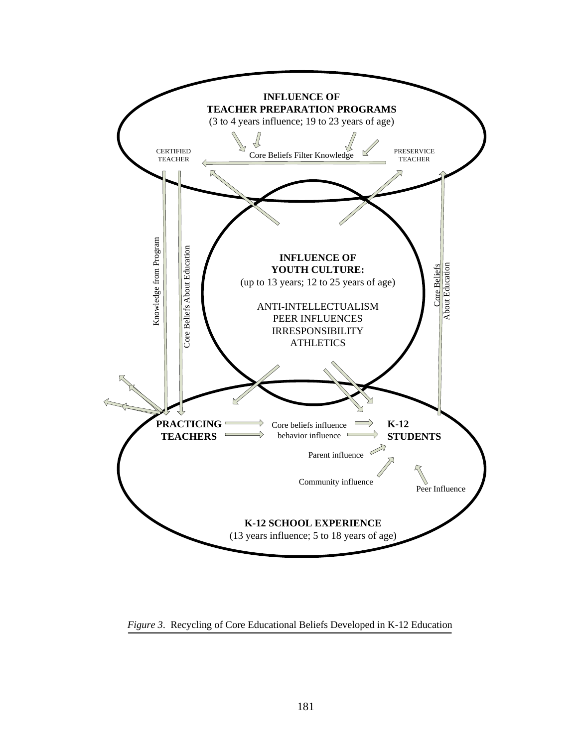**INFLUENCE OF TEACHER PREPARATION PROGRAMS**
(3 to 4 years influence; 19 to 23 years of age)

CERTIFIED TEACHER

Core Beliefs Filter Knowledge

PRESERVICE TEACHER

Knowledge from Program

Core Beliefs About Education

**INFLUENCE OF YOUTH CULTURE:**
(up to 13 years; 12 to 25 years of age)

ANTI-INTELLECTUALISM
PEER INFLUENCES
IRRESPONSIBILITY
ATHLETICS

Core Beliefs About Education

**PRACTICING TEACHERS**

Core beliefs influence
behavior influence

**K-12 STUDENTS**

Parent influence

Community influence

Peer Influence

**K-12 SCHOOL EXPERIENCE**
(13 years influence; 5 to 18 years of age)

*Figure 3*. Recycling of Core Educational Beliefs Developed in K-12 Education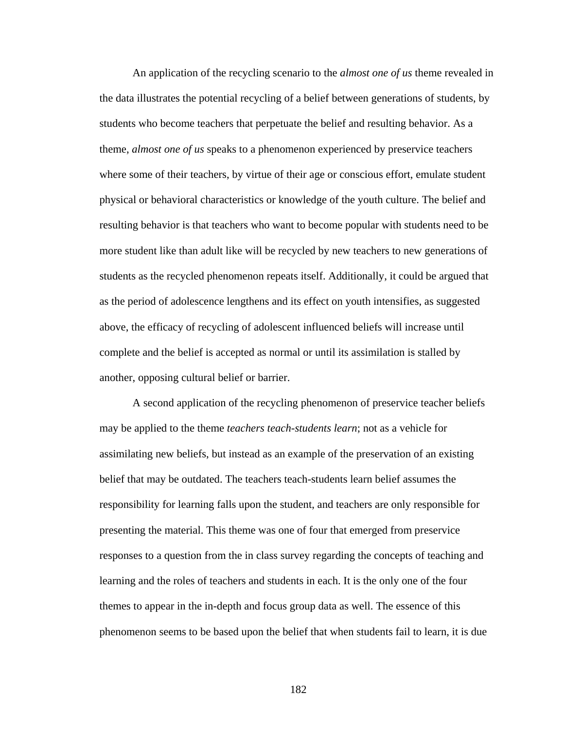An application of the recycling scenario to the *almost one of us* theme revealed in the data illustrates the potential recycling of a belief between generations of students, by students who become teachers that perpetuate the belief and resulting behavior. As a theme, *almost one of us* speaks to a phenomenon experienced by preservice teachers where some of their teachers, by virtue of their age or conscious effort, emulate student physical or behavioral characteristics or knowledge of the youth culture. The belief and resulting behavior is that teachers who want to become popular with students need to be more student like than adult like will be recycled by new teachers to new generations of students as the recycled phenomenon repeats itself. Additionally, it could be argued that as the period of adolescence lengthens and its effect on youth intensifies, as suggested above, the efficacy of recycling of adolescent influenced beliefs will increase until complete and the belief is accepted as normal or until its assimilation is stalled by another, opposing cultural belief or barrier.

A second application of the recycling phenomenon of preservice teacher beliefs may be applied to the theme *teachers teach-students learn*; not as a vehicle for assimilating new beliefs, but instead as an example of the preservation of an existing belief that may be outdated. The teachers teach-students learn belief assumes the responsibility for learning falls upon the student, and teachers are only responsible for presenting the material. This theme was one of four that emerged from preservice responses to a question from the in class survey regarding the concepts of teaching and learning and the roles of teachers and students in each. It is the only one of the four themes to appear in the in-depth and focus group data as well. The essence of this phenomenon seems to be based upon the belief that when students fail to learn, it is due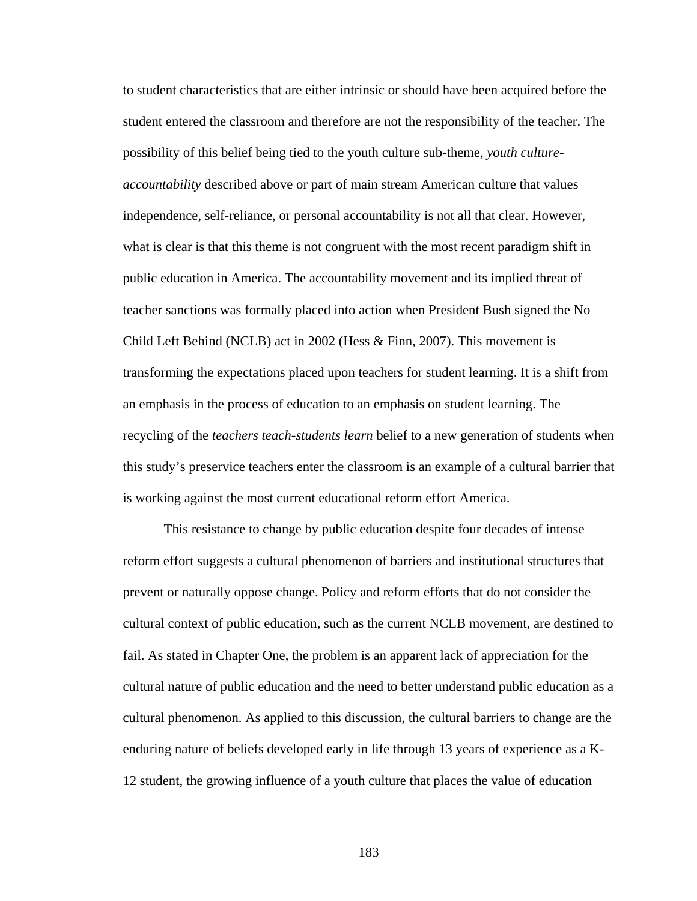to student characteristics that are either intrinsic or should have been acquired before the student entered the classroom and therefore are not the responsibility of the teacher. The possibility of this belief being tied to the youth culture sub-theme, *youth culture-accountability* described above or part of main stream American culture that values independence, self-reliance, or personal accountability is not all that clear. However, what is clear is that this theme is not congruent with the most recent paradigm shift in public education in America. The accountability movement and its implied threat of teacher sanctions was formally placed into action when President Bush signed the No Child Left Behind (NCLB) act in 2002 (Hess & Finn, 2007). This movement is transforming the expectations placed upon teachers for student learning. It is a shift from an emphasis in the process of education to an emphasis on student learning. The recycling of the *teachers teach-students learn* belief to a new generation of students when this study's preservice teachers enter the classroom is an example of a cultural barrier that is working against the most current educational reform effort America.

This resistance to change by public education despite four decades of intense reform effort suggests a cultural phenomenon of barriers and institutional structures that prevent or naturally oppose change. Policy and reform efforts that do not consider the cultural context of public education, such as the current NCLB movement, are destined to fail. As stated in Chapter One, the problem is an apparent lack of appreciation for the cultural nature of public education and the need to better understand public education as a cultural phenomenon. As applied to this discussion, the cultural barriers to change are the enduring nature of beliefs developed early in life through 13 years of experience as a K-12 student, the growing influence of a youth culture that places the value of education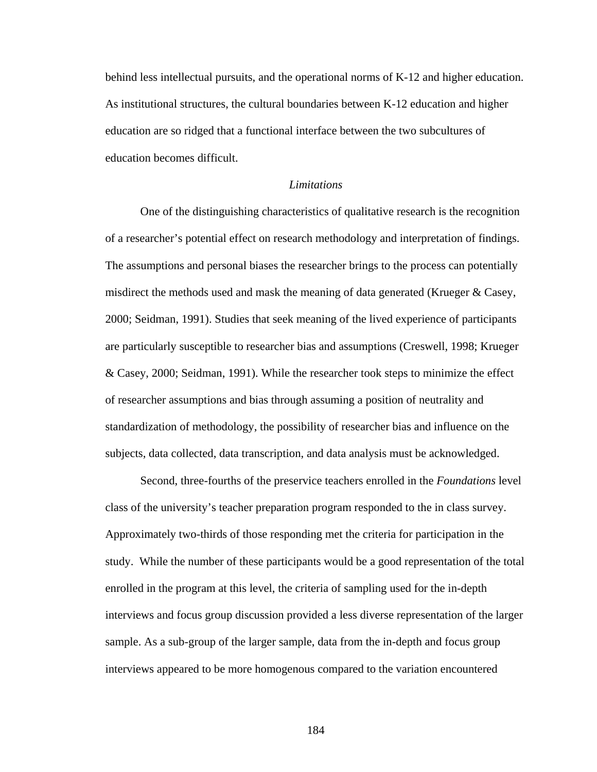behind less intellectual pursuits, and the operational norms of K-12 and higher education. As institutional structures, the cultural boundaries between K-12 education and higher education are so ridged that a functional interface between the two subcultures of education becomes difficult.

### *Limitations*

One of the distinguishing characteristics of qualitative research is the recognition of a researcher's potential effect on research methodology and interpretation of findings. The assumptions and personal biases the researcher brings to the process can potentially misdirect the methods used and mask the meaning of data generated (Krueger & Casey, 2000; Seidman, 1991). Studies that seek meaning of the lived experience of participants are particularly susceptible to researcher bias and assumptions (Creswell, 1998; Krueger & Casey, 2000; Seidman, 1991). While the researcher took steps to minimize the effect of researcher assumptions and bias through assuming a position of neutrality and standardization of methodology, the possibility of researcher bias and influence on the subjects, data collected, data transcription, and data analysis must be acknowledged.

Second, three-fourths of the preservice teachers enrolled in the *Foundations* level class of the university's teacher preparation program responded to the in class survey. Approximately two-thirds of those responding met the criteria for participation in the study. While the number of these participants would be a good representation of the total enrolled in the program at this level, the criteria of sampling used for the in-depth interviews and focus group discussion provided a less diverse representation of the larger sample. As a sub-group of the larger sample, data from the in-depth and focus group interviews appeared to be more homogenous compared to the variation encountered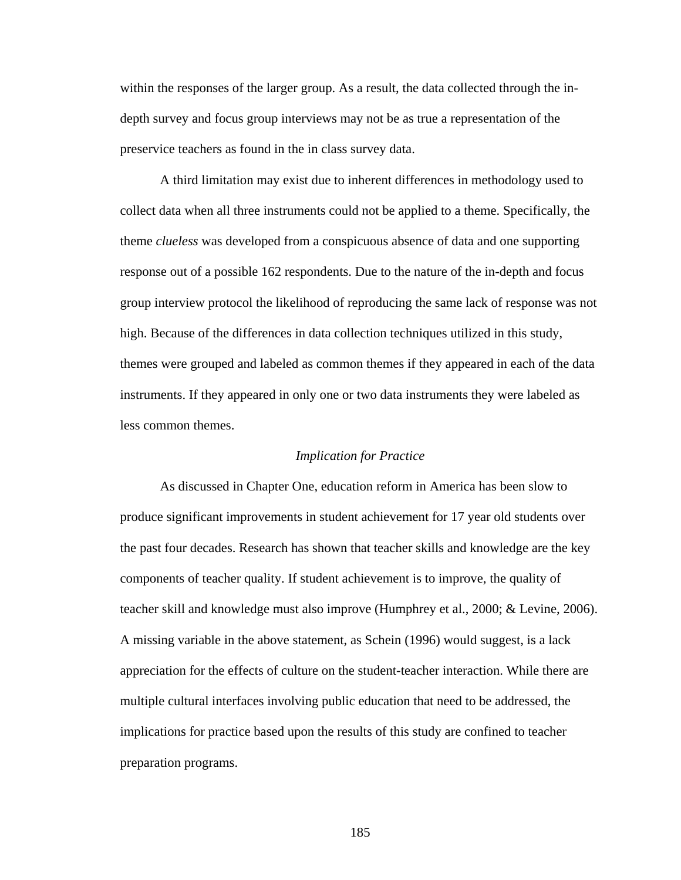within the responses of the larger group. As a result, the data collected through the in-depth survey and focus group interviews may not be as true a representation of the preservice teachers as found in the in class survey data.

A third limitation may exist due to inherent differences in methodology used to collect data when all three instruments could not be applied to a theme. Specifically, the theme *clueless* was developed from a conspicuous absence of data and one supporting response out of a possible 162 respondents. Due to the nature of the in-depth and focus group interview protocol the likelihood of reproducing the same lack of response was not high. Because of the differences in data collection techniques utilized in this study, themes were grouped and labeled as common themes if they appeared in each of the data instruments. If they appeared in only one or two data instruments they were labeled as less common themes.

### *Implication for Practice*

As discussed in Chapter One, education reform in America has been slow to produce significant improvements in student achievement for 17 year old students over the past four decades. Research has shown that teacher skills and knowledge are the key components of teacher quality. If student achievement is to improve, the quality of teacher skill and knowledge must also improve (Humphrey et al., 2000; & Levine, 2006). A missing variable in the above statement, as Schein (1996) would suggest, is a lack appreciation for the effects of culture on the student-teacher interaction. While there are multiple cultural interfaces involving public education that need to be addressed, the implications for practice based upon the results of this study are confined to teacher preparation programs.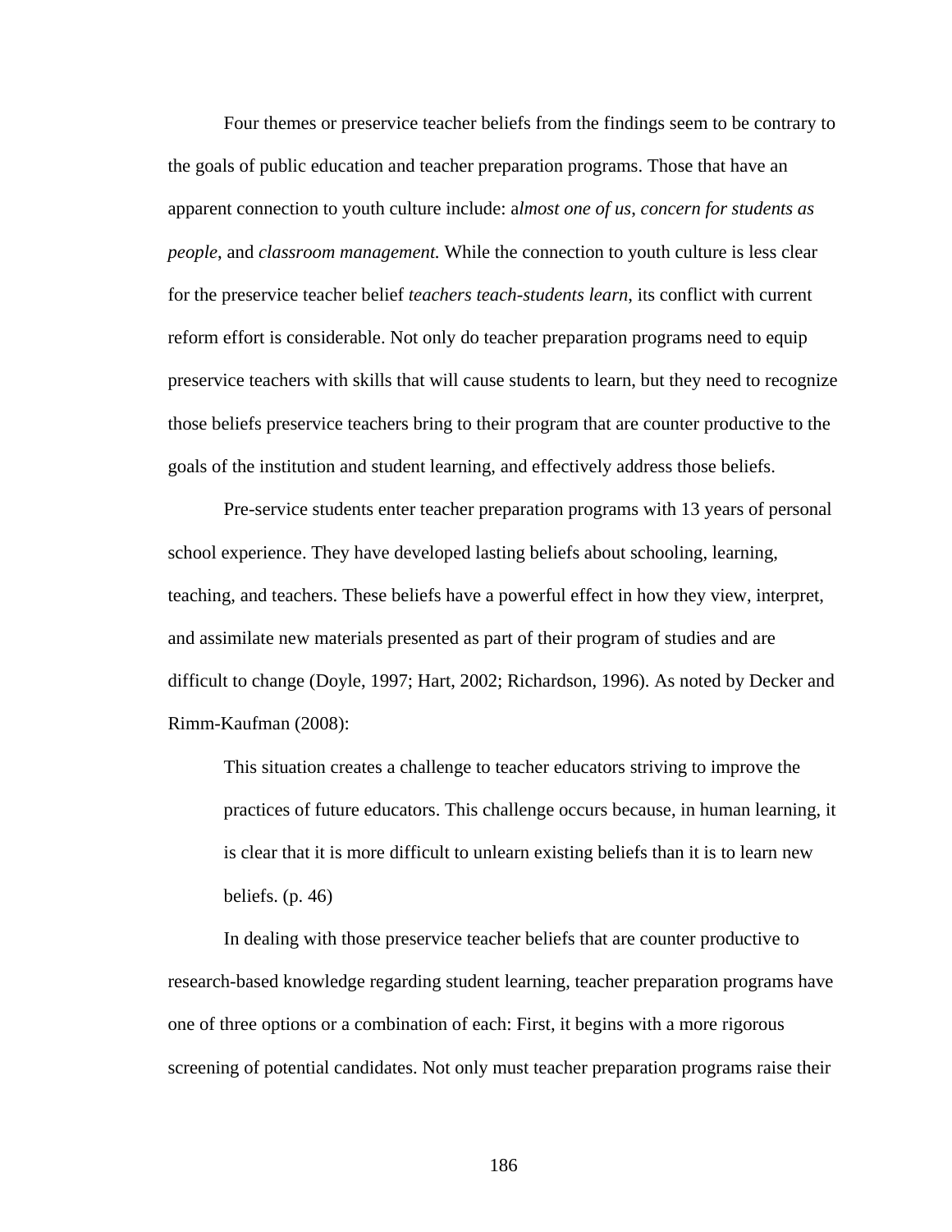Four themes or preservice teacher beliefs from the findings seem to be contrary to the goals of public education and teacher preparation programs. Those that have an apparent connection to youth culture include: a*lmost one of us*, *concern for students as people*, and *classroom management.* While the connection to youth culture is less clear for the preservice teacher belief *teachers teach-students learn*, its conflict with current reform effort is considerable. Not only do teacher preparation programs need to equip preservice teachers with skills that will cause students to learn, but they need to recognize those beliefs preservice teachers bring to their program that are counter productive to the goals of the institution and student learning, and effectively address those beliefs.

Pre-service students enter teacher preparation programs with 13 years of personal school experience. They have developed lasting beliefs about schooling, learning, teaching, and teachers. These beliefs have a powerful effect in how they view, interpret, and assimilate new materials presented as part of their program of studies and are difficult to change (Doyle, 1997; Hart, 2002; Richardson, 1996). As noted by Decker and Rimm-Kaufman (2008):

> This situation creates a challenge to teacher educators striving to improve the practices of future educators. This challenge occurs because, in human learning, it is clear that it is more difficult to unlearn existing beliefs than it is to learn new beliefs. (p. 46)

In dealing with those preservice teacher beliefs that are counter productive to research-based knowledge regarding student learning, teacher preparation programs have one of three options or a combination of each: First, it begins with a more rigorous screening of potential candidates. Not only must teacher preparation programs raise their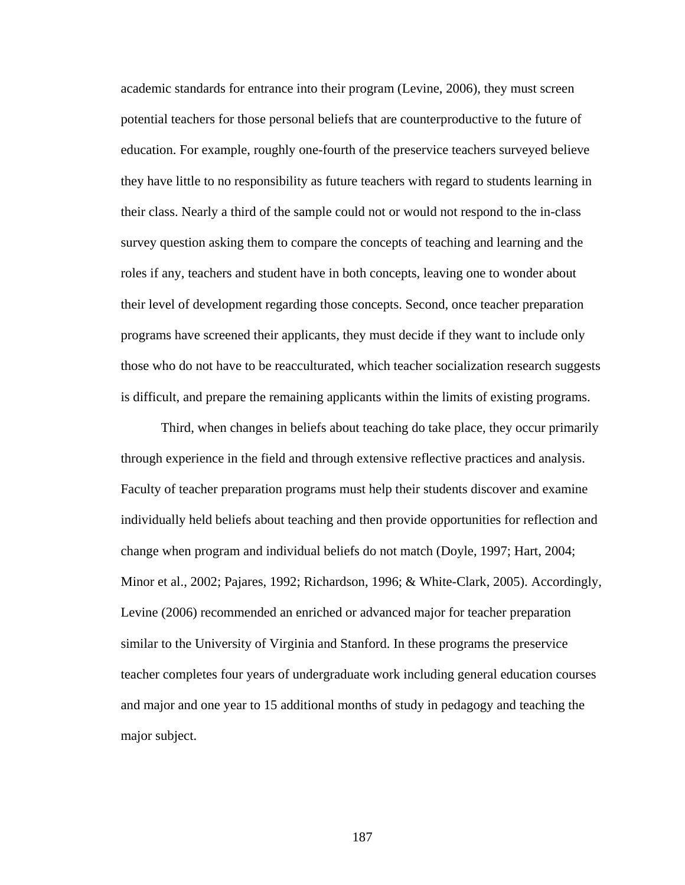academic standards for entrance into their program (Levine, 2006), they must screen potential teachers for those personal beliefs that are counterproductive to the future of education. For example, roughly one-fourth of the preservice teachers surveyed believe they have little to no responsibility as future teachers with regard to students learning in their class. Nearly a third of the sample could not or would not respond to the in-class survey question asking them to compare the concepts of teaching and learning and the roles if any, teachers and student have in both concepts, leaving one to wonder about their level of development regarding those concepts. Second, once teacher preparation programs have screened their applicants, they must decide if they want to include only those who do not have to be reacculturated, which teacher socialization research suggests is difficult, and prepare the remaining applicants within the limits of existing programs.

Third, when changes in beliefs about teaching do take place, they occur primarily through experience in the field and through extensive reflective practices and analysis. Faculty of teacher preparation programs must help their students discover and examine individually held beliefs about teaching and then provide opportunities for reflection and change when program and individual beliefs do not match (Doyle, 1997; Hart, 2004; Minor et al., 2002; Pajares, 1992; Richardson, 1996; & White-Clark, 2005). Accordingly, Levine (2006) recommended an enriched or advanced major for teacher preparation similar to the University of Virginia and Stanford. In these programs the preservice teacher completes four years of undergraduate work including general education courses and major and one year to 15 additional months of study in pedagogy and teaching the major subject.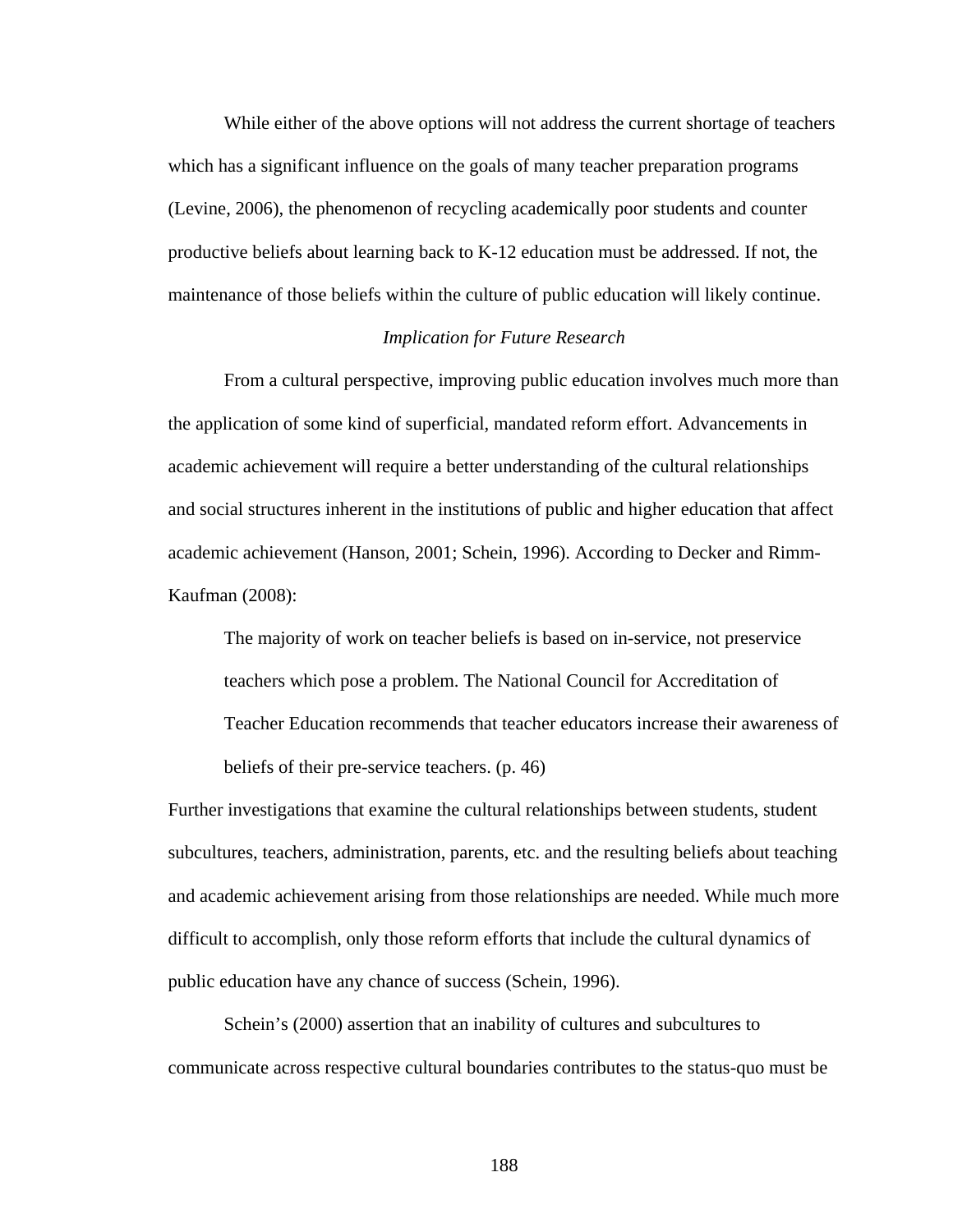While either of the above options will not address the current shortage of teachers which has a significant influence on the goals of many teacher preparation programs (Levine, 2006), the phenomenon of recycling academically poor students and counter productive beliefs about learning back to K-12 education must be addressed. If not, the maintenance of those beliefs within the culture of public education will likely continue.

### *Implication for Future Research*

From a cultural perspective, improving public education involves much more than the application of some kind of superficial, mandated reform effort. Advancements in academic achievement will require a better understanding of the cultural relationships and social structures inherent in the institutions of public and higher education that affect academic achievement (Hanson, 2001; Schein, 1996). According to Decker and Rimm-Kaufman (2008):

> The majority of work on teacher beliefs is based on in-service, not preservice teachers which pose a problem. The National Council for Accreditation of Teacher Education recommends that teacher educators increase their awareness of beliefs of their pre-service teachers. (p. 46)

Further investigations that examine the cultural relationships between students, student subcultures, teachers, administration, parents, etc. and the resulting beliefs about teaching and academic achievement arising from those relationships are needed. While much more difficult to accomplish, only those reform efforts that include the cultural dynamics of public education have any chance of success (Schein, 1996).

Schein's (2000) assertion that an inability of cultures and subcultures to communicate across respective cultural boundaries contributes to the status-quo must be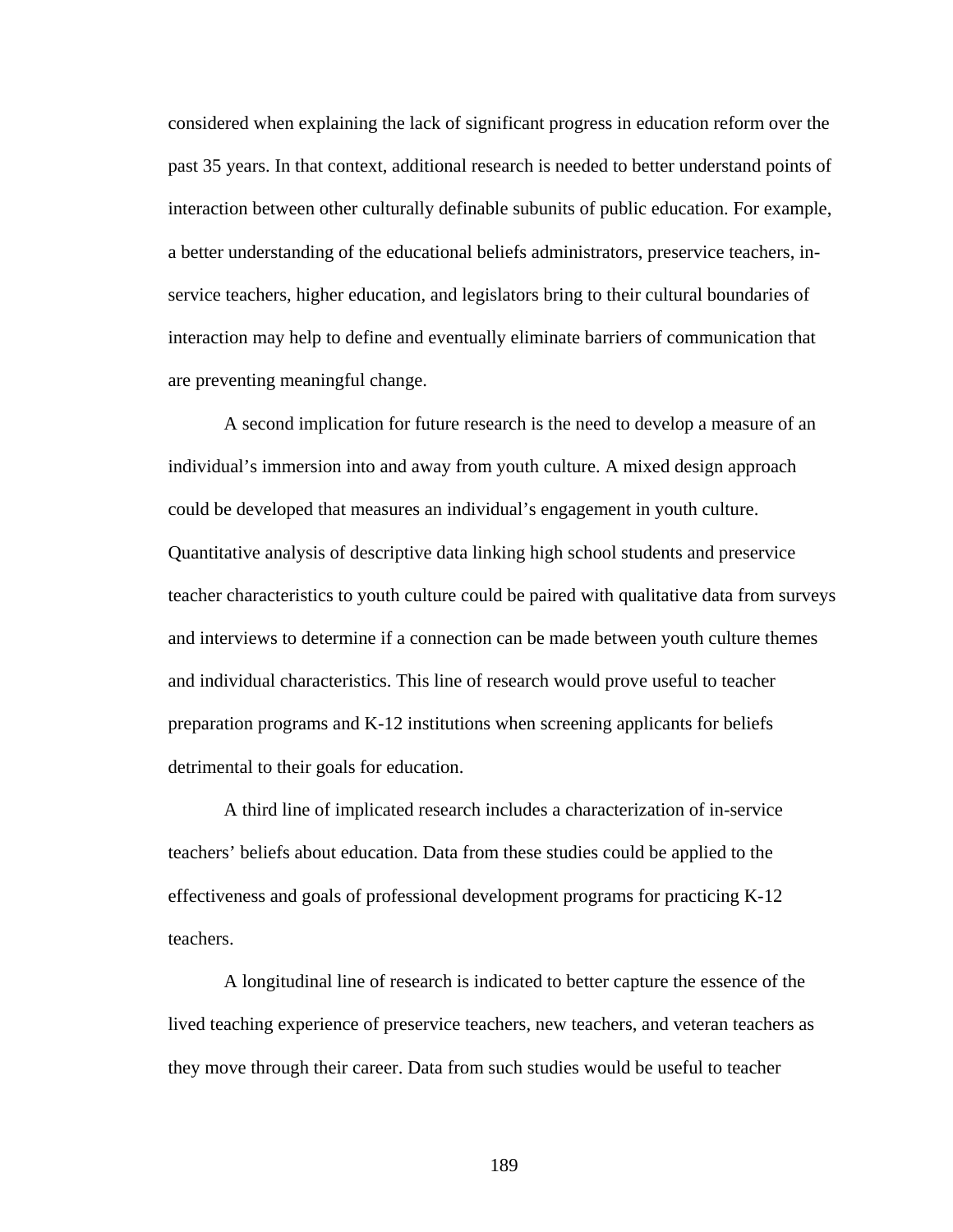considered when explaining the lack of significant progress in education reform over the past 35 years. In that context, additional research is needed to better understand points of interaction between other culturally definable subunits of public education. For example, a better understanding of the educational beliefs administrators, preservice teachers, in-service teachers, higher education, and legislators bring to their cultural boundaries of interaction may help to define and eventually eliminate barriers of communication that are preventing meaningful change.

A second implication for future research is the need to develop a measure of an individual's immersion into and away from youth culture. A mixed design approach could be developed that measures an individual's engagement in youth culture. Quantitative analysis of descriptive data linking high school students and preservice teacher characteristics to youth culture could be paired with qualitative data from surveys and interviews to determine if a connection can be made between youth culture themes and individual characteristics. This line of research would prove useful to teacher preparation programs and K-12 institutions when screening applicants for beliefs detrimental to their goals for education.

A third line of implicated research includes a characterization of in-service teachers' beliefs about education. Data from these studies could be applied to the effectiveness and goals of professional development programs for practicing K-12 teachers.

A longitudinal line of research is indicated to better capture the essence of the lived teaching experience of preservice teachers, new teachers, and veteran teachers as they move through their career. Data from such studies would be useful to teacher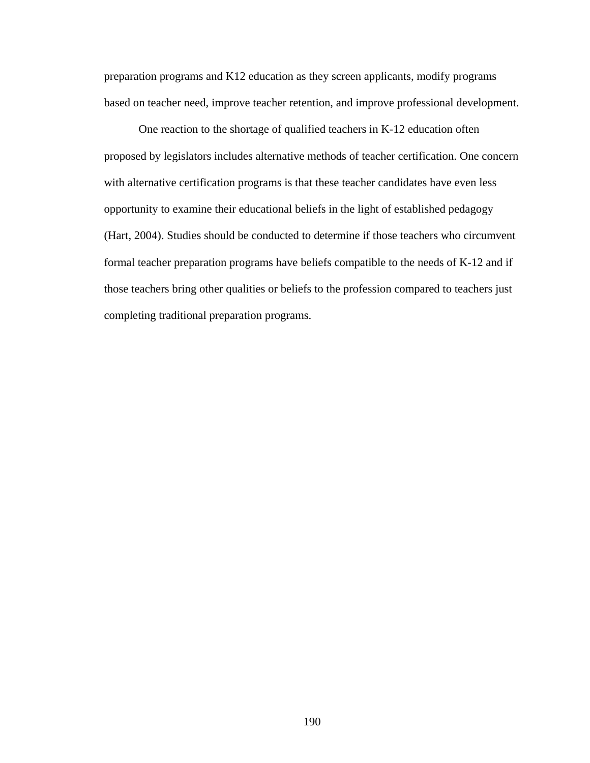preparation programs and K12 education as they screen applicants, modify programs based on teacher need, improve teacher retention, and improve professional development.

One reaction to the shortage of qualified teachers in K-12 education often proposed by legislators includes alternative methods of teacher certification. One concern with alternative certification programs is that these teacher candidates have even less opportunity to examine their educational beliefs in the light of established pedagogy (Hart, 2004). Studies should be conducted to determine if those teachers who circumvent formal teacher preparation programs have beliefs compatible to the needs of K-12 and if those teachers bring other qualities or beliefs to the profession compared to teachers just completing traditional preparation programs.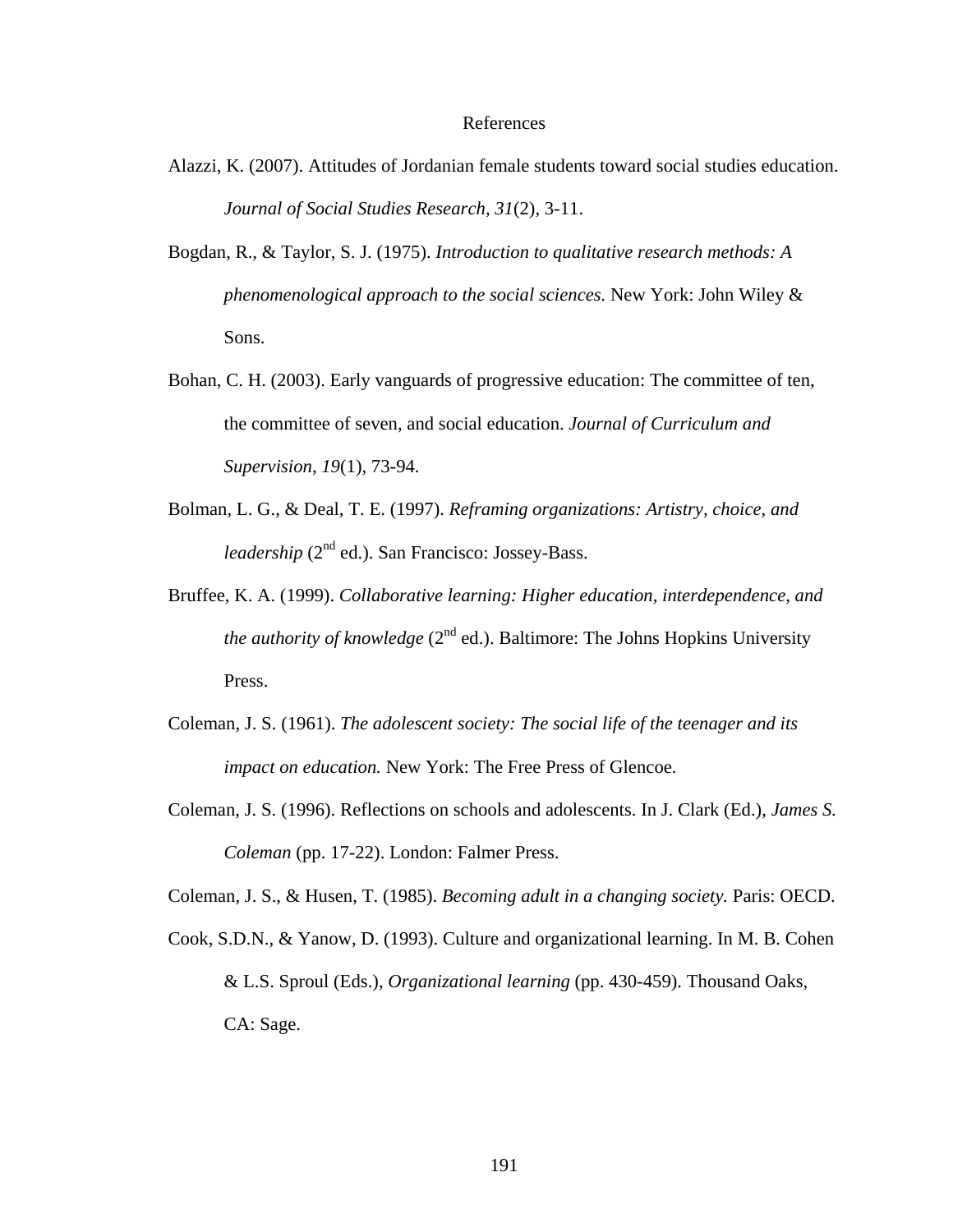# References

Alazzi, K. (2007). Attitudes of Jordanian female students toward social studies education. *Journal of Social Studies Research, 31*(2), 3-11.

Bogdan, R., & Taylor, S. J. (1975). *Introduction to qualitative research methods: A phenomenological approach to the social sciences.* New York: John Wiley & Sons.

Bohan, C. H. (2003). Early vanguards of progressive education: The committee of ten, the committee of seven, and social education. *Journal of Curriculum and Supervision, 19*(1), 73-94.

Bolman, L. G., & Deal, T. E. (1997). *Reframing organizations: Artistry, choice, and leadership* (2nd ed.). San Francisco: Jossey-Bass.

Bruffee, K. A. (1999). *Collaborative learning: Higher education, interdependence, and the authority of knowledge* (2nd ed.). Baltimore: The Johns Hopkins University Press.

Coleman, J. S. (1961). *The adolescent society: The social life of the teenager and its impact on education.* New York: The Free Press of Glencoe.

Coleman, J. S. (1996). Reflections on schools and adolescents. In J. Clark (Ed.), *James S. Coleman* (pp. 17-22). London: Falmer Press.

Coleman, J. S., & Husen, T. (1985). *Becoming adult in a changing society.* Paris: OECD.

Cook, S.D.N., & Yanow, D. (1993). Culture and organizational learning. In M. B. Cohen & L.S. Sproul (Eds.), *Organizational learning* (pp. 430-459). Thousand Oaks, CA: Sage.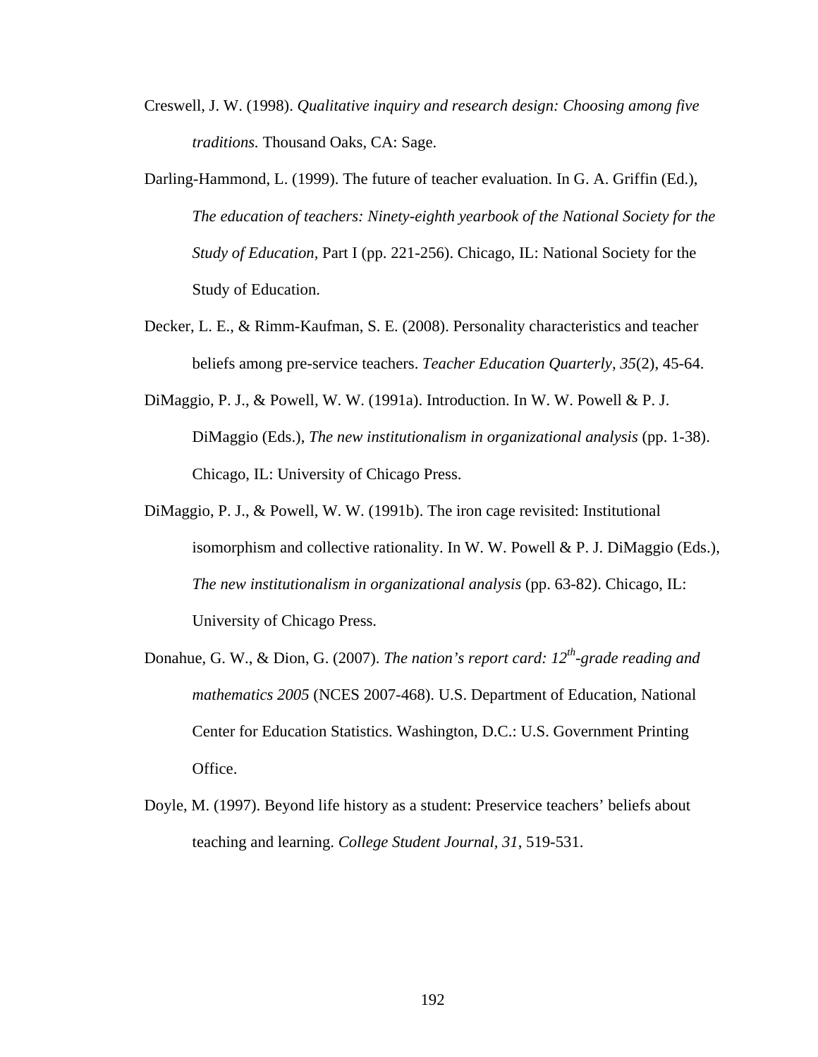Creswell, J. W. (1998). *Qualitative inquiry and research design: Choosing among five traditions.* Thousand Oaks, CA: Sage.

Darling-Hammond, L. (1999). The future of teacher evaluation. In G. A. Griffin (Ed.), *The education of teachers: Ninety-eighth yearbook of the National Society for the Study of Education,* Part I (pp. 221-256). Chicago, IL: National Society for the Study of Education.

Decker, L. E., & Rimm-Kaufman, S. E. (2008). Personality characteristics and teacher beliefs among pre-service teachers. *Teacher Education Quarterly, 35*(2), 45-64.

DiMaggio, P. J., & Powell, W. W. (1991a). Introduction. In W. W. Powell & P. J. DiMaggio (Eds.), *The new institutionalism in organizational analysis* (pp. 1-38). Chicago, IL: University of Chicago Press.

DiMaggio, P. J., & Powell, W. W. (1991b). The iron cage revisited: Institutional isomorphism and collective rationality. In W. W. Powell & P. J. DiMaggio (Eds.), *The new institutionalism in organizational analysis* (pp. 63-82). Chicago, IL: University of Chicago Press.

Donahue, G. W., & Dion, G. (2007). *The nation's report card: 12th-grade reading and mathematics 2005* (NCES 2007-468). U.S. Department of Education, National Center for Education Statistics. Washington, D.C.: U.S. Government Printing Office.

Doyle, M. (1997). Beyond life history as a student: Preservice teachers' beliefs about teaching and learning. *College Student Journal, 31*, 519-531.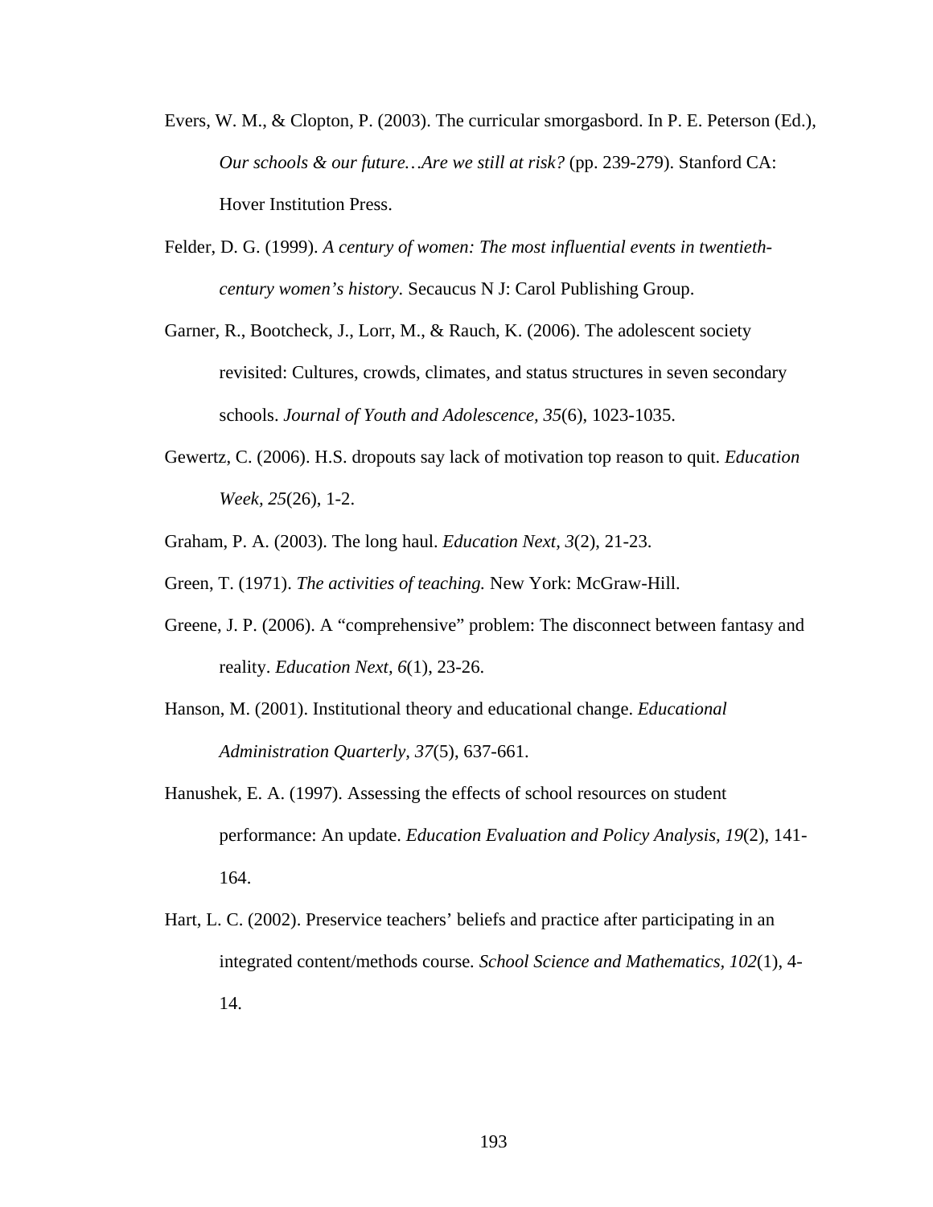Evers, W. M., & Clopton, P. (2003). The curricular smorgasbord. In P. E. Peterson (Ed.), *Our schools & our future…Are we still at risk?* (pp. 239-279). Stanford CA: Hover Institution Press.

Felder, D. G. (1999). *A century of women: The most influential events in twentieth-century women's history.* Secaucus N J: Carol Publishing Group.

Garner, R., Bootcheck, J., Lorr, M., & Rauch, K. (2006). The adolescent society revisited: Cultures, crowds, climates, and status structures in seven secondary schools. *Journal of Youth and Adolescence, 35*(6), 1023-1035.

Gewertz, C. (2006). H.S. dropouts say lack of motivation top reason to quit. *Education Week, 25*(26), 1-2.

Graham, P. A. (2003). The long haul. *Education Next, 3*(2), 21-23.

Green, T. (1971). *The activities of teaching.* New York: McGraw-Hill.

Greene, J. P. (2006). A "comprehensive" problem: The disconnect between fantasy and reality. *Education Next, 6*(1), 23-26.

Hanson, M. (2001). Institutional theory and educational change. *Educational Administration Quarterly, 37*(5), 637-661.

Hanushek, E. A. (1997). Assessing the effects of school resources on student performance: An update. *Education Evaluation and Policy Analysis, 19*(2), 141-164.

Hart, L. C. (2002). Preservice teachers' beliefs and practice after participating in an integrated content/methods course. *School Science and Mathematics, 102*(1), 4-14.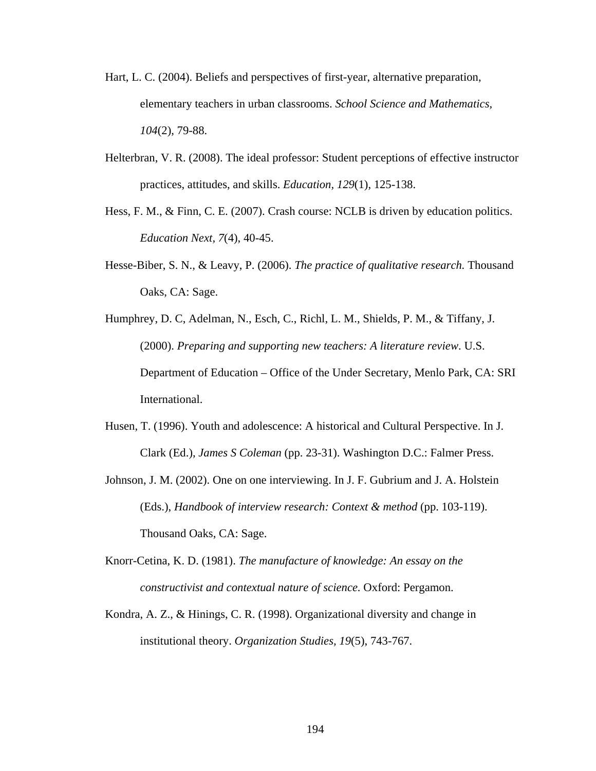Hart, L. C. (2004). Beliefs and perspectives of first-year, alternative preparation, elementary teachers in urban classrooms. *School Science and Mathematics, 104*(2), 79-88.

Helterbran, V. R. (2008). The ideal professor: Student perceptions of effective instructor practices, attitudes, and skills. *Education, 129*(1), 125-138.

Hess, F. M., & Finn, C. E. (2007). Crash course: NCLB is driven by education politics. *Education Next, 7*(4), 40-45.

Hesse-Biber, S. N., & Leavy, P. (2006). *The practice of qualitative research.* Thousand Oaks, CA: Sage.

Humphrey, D. C, Adelman, N., Esch, C., Richl, L. M., Shields, P. M., & Tiffany, J. (2000). *Preparing and supporting new teachers: A literature review*. U.S. Department of Education – Office of the Under Secretary, Menlo Park, CA: SRI International.

Husen, T. (1996). Youth and adolescence: A historical and Cultural Perspective. In J. Clark (Ed.), *James S Coleman* (pp. 23-31). Washington D.C.: Falmer Press.

Johnson, J. M. (2002). One on one interviewing. In J. F. Gubrium and J. A. Holstein (Eds.), *Handbook of interview research: Context & method* (pp. 103-119). Thousand Oaks, CA: Sage.

Knorr-Cetina, K. D. (1981). *The manufacture of knowledge: An essay on the constructivist and contextual nature of science.* Oxford: Pergamon.

Kondra, A. Z., & Hinings, C. R. (1998). Organizational diversity and change in institutional theory. *Organization Studies, 19*(5), 743-767.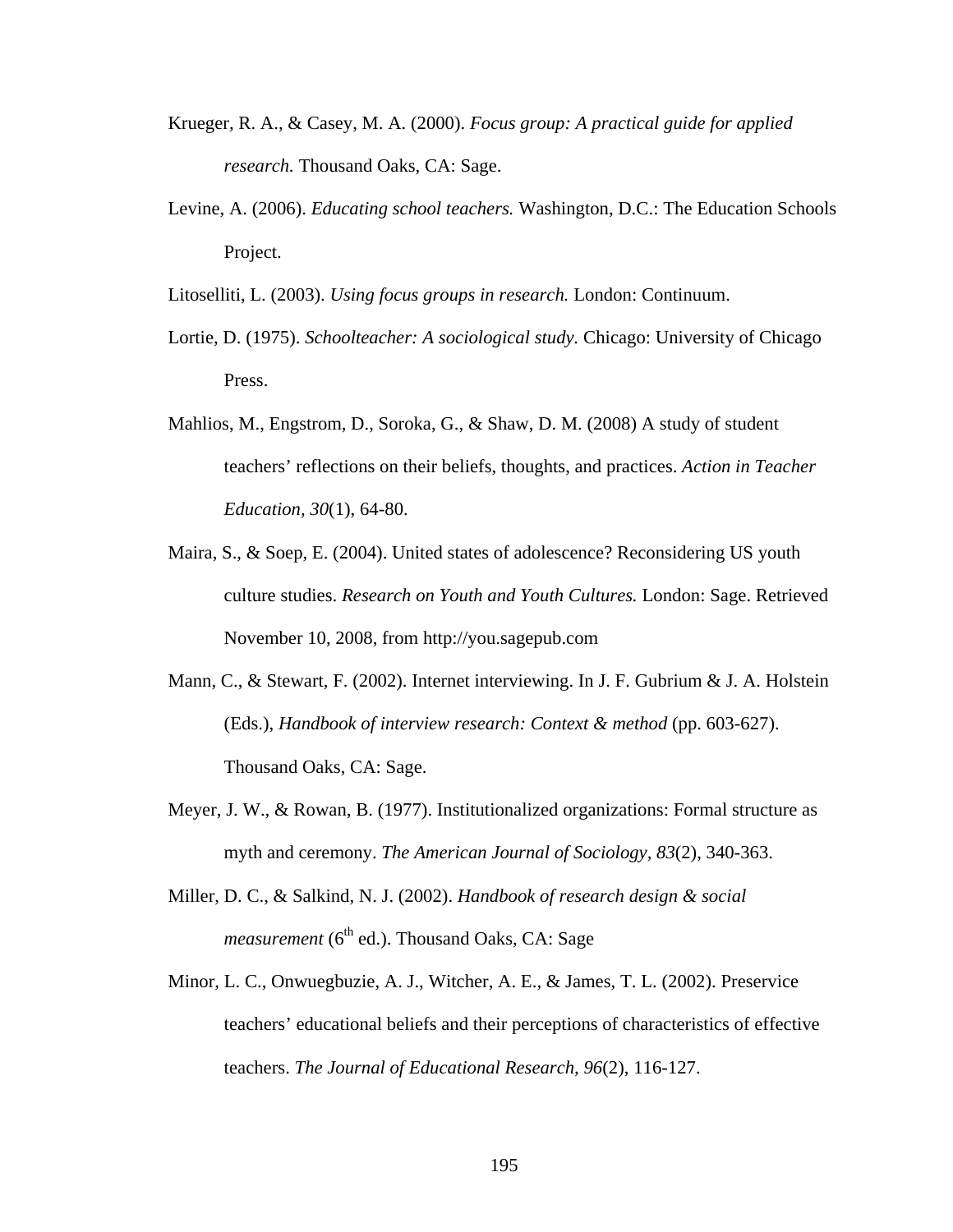Krueger, R. A., & Casey, M. A. (2000). *Focus group: A practical guide for applied research.* Thousand Oaks, CA: Sage.

Levine, A. (2006). *Educating school teachers.* Washington, D.C.: The Education Schools Project.

Litoselliti, L. (2003). *Using focus groups in research.* London: Continuum.

Lortie, D. (1975). *Schoolteacher: A sociological study.* Chicago: University of Chicago Press.

Mahlios, M., Engstrom, D., Soroka, G., & Shaw, D. M. (2008) A study of student teachers' reflections on their beliefs, thoughts, and practices. *Action in Teacher Education*, *30*(1), 64-80.

Maira, S., & Soep, E. (2004). United states of adolescence? Reconsidering US youth culture studies. *Research on Youth and Youth Cultures.* London: Sage. Retrieved November 10, 2008, from http://you.sagepub.com

Mann, C., & Stewart, F. (2002). Internet interviewing. In J. F. Gubrium & J. A. Holstein (Eds.), *Handbook of interview research: Context & method* (pp. 603-627). Thousand Oaks, CA: Sage.

Meyer, J. W., & Rowan, B. (1977). Institutionalized organizations: Formal structure as myth and ceremony. *The American Journal of Sociology*, *83*(2), 340-363.

Miller, D. C., & Salkind, N. J. (2002). *Handbook of research design & social measurement* (6th ed.). Thousand Oaks, CA: Sage

Minor, L. C., Onwuegbuzie, A. J., Witcher, A. E., & James, T. L. (2002). Preservice teachers' educational beliefs and their perceptions of characteristics of effective teachers. *The Journal of Educational Research*, *96*(2), 116-127.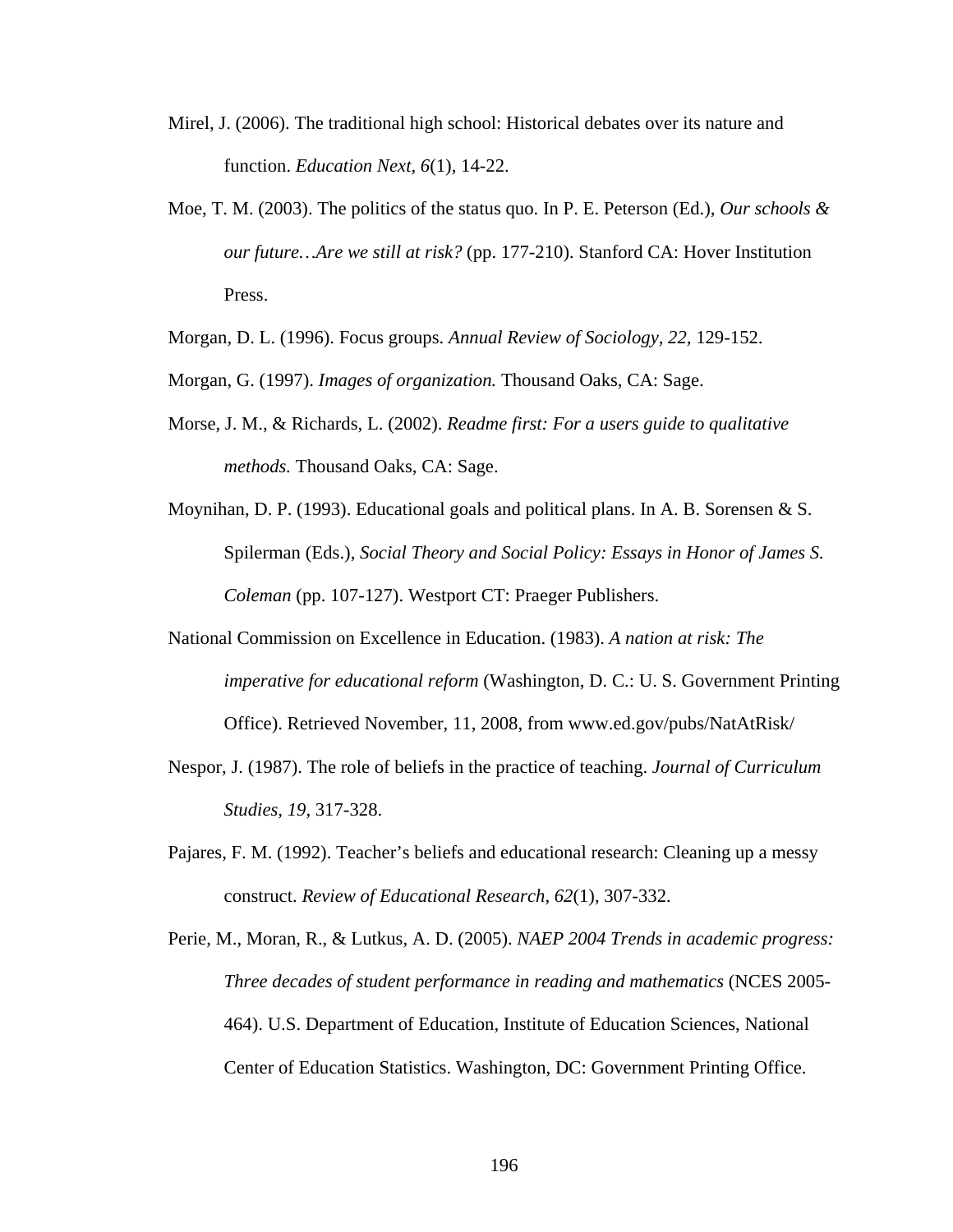Mirel, J. (2006). The traditional high school: Historical debates over its nature and function. *Education Next, 6*(1), 14-22.

Moe, T. M. (2003). The politics of the status quo. In P. E. Peterson (Ed.), *Our schools & our future…Are we still at risk?* (pp. 177-210). Stanford CA: Hover Institution Press.

Morgan, D. L. (1996). Focus groups. *Annual Review of Sociology, 22,* 129-152.

Morgan, G. (1997). *Images of organization.* Thousand Oaks, CA: Sage.

Morse, J. M., & Richards, L. (2002). *Readme first: For a users guide to qualitative methods.* Thousand Oaks, CA: Sage.

Moynihan, D. P. (1993). Educational goals and political plans. In A. B. Sorensen & S. Spilerman (Eds.), *Social Theory and Social Policy: Essays in Honor of James S. Coleman* (pp. 107-127). Westport CT: Praeger Publishers.

National Commission on Excellence in Education. (1983). *A nation at risk: The imperative for educational reform* (Washington, D. C.: U. S. Government Printing Office). Retrieved November, 11, 2008, from www.ed.gov/pubs/NatAtRisk/

Nespor, J. (1987). The role of beliefs in the practice of teaching. *Journal of Curriculum Studies, 19,* 317-328.

Pajares, F. M. (1992). Teacher's beliefs and educational research: Cleaning up a messy construct. *Review of Educational Research, 62*(1), 307-332.

Perie, M., Moran, R., & Lutkus, A. D. (2005). *NAEP 2004 Trends in academic progress: Three decades of student performance in reading and mathematics* (NCES 2005-464). U.S. Department of Education, Institute of Education Sciences, National Center of Education Statistics. Washington, DC: Government Printing Office.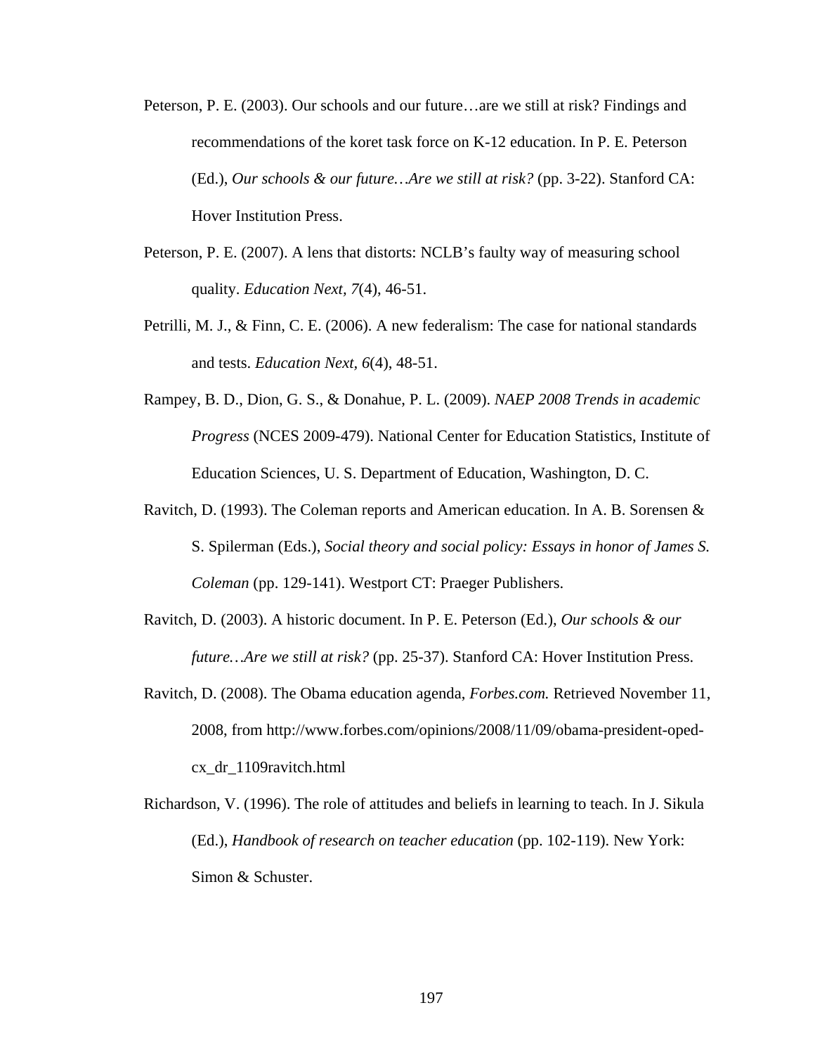Peterson, P. E. (2003). Our schools and our future…are we still at risk? Findings and recommendations of the koret task force on K-12 education. In P. E. Peterson (Ed.), *Our schools & our future…Are we still at risk?* (pp. 3-22). Stanford CA: Hover Institution Press.

Peterson, P. E. (2007). A lens that distorts: NCLB's faulty way of measuring school quality. *Education Next, 7*(4), 46-51.

Petrilli, M. J., & Finn, C. E. (2006). A new federalism: The case for national standards and tests. *Education Next, 6*(4), 48-51.

Rampey, B. D., Dion, G. S., & Donahue, P. L. (2009). *NAEP 2008 Trends in academic Progress* (NCES 2009-479). National Center for Education Statistics, Institute of Education Sciences, U. S. Department of Education, Washington, D. C.

Ravitch, D. (1993). The Coleman reports and American education. In A. B. Sorensen & S. Spilerman (Eds.), *Social theory and social policy: Essays in honor of James S. Coleman* (pp. 129-141). Westport CT: Praeger Publishers.

Ravitch, D. (2003). A historic document. In P. E. Peterson (Ed.), *Our schools & our future…Are we still at risk?* (pp. 25-37). Stanford CA: Hover Institution Press.

Ravitch, D. (2008). The Obama education agenda, *Forbes.com.* Retrieved November 11, 2008, from http://www.forbes.com/opinions/2008/11/09/obama-president-oped-cx_dr_1109ravitch.html

Richardson, V. (1996). The role of attitudes and beliefs in learning to teach. In J. Sikula (Ed.), *Handbook of research on teacher education* (pp. 102-119). New York: Simon & Schuster.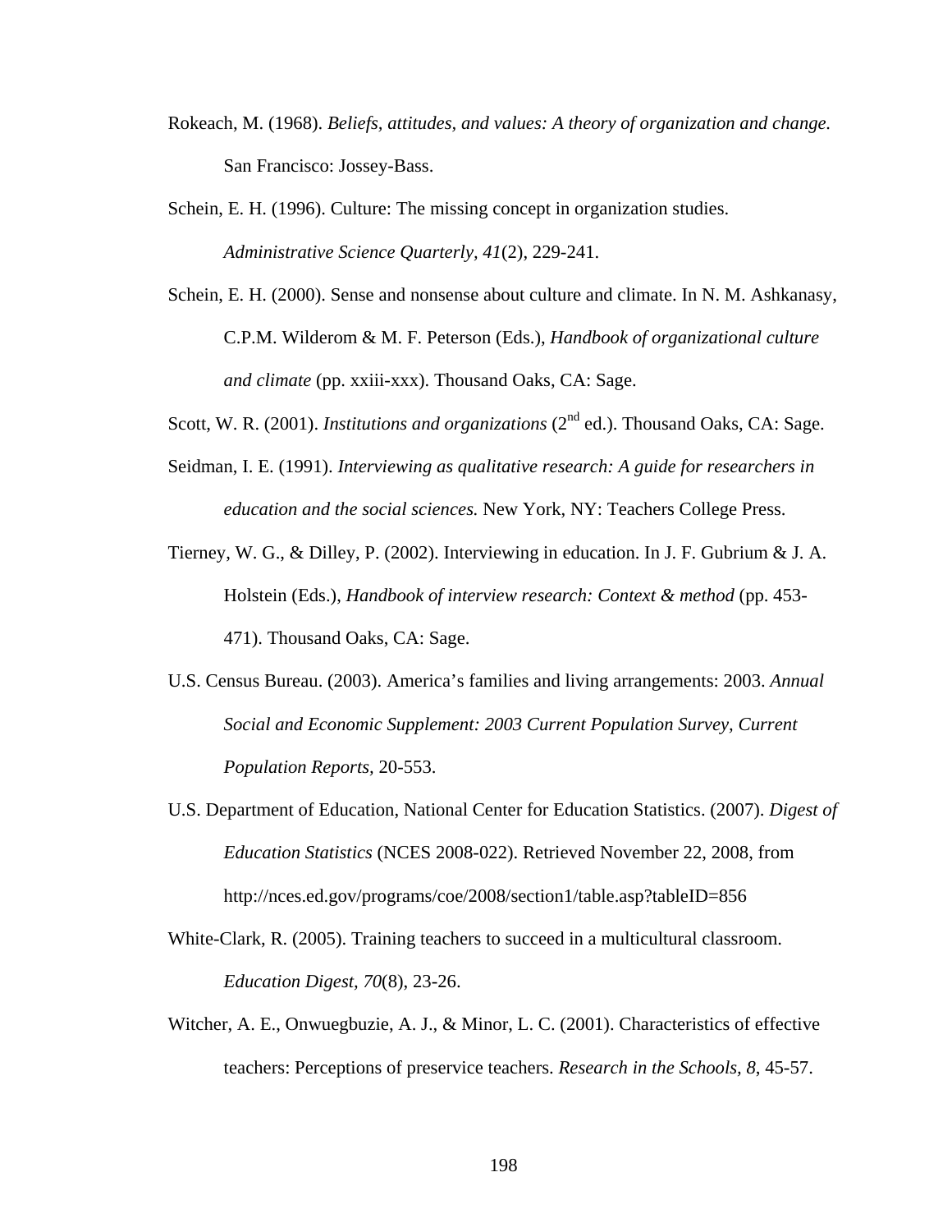Rokeach, M. (1968). *Beliefs, attitudes, and values: A theory of organization and change.* San Francisco: Jossey-Bass.

Schein, E. H. (1996). Culture: The missing concept in organization studies. *Administrative Science Quarterly, 41*(2), 229-241.

Schein, E. H. (2000). Sense and nonsense about culture and climate. In N. M. Ashkanasy, C.P.M. Wilderom & M. F. Peterson (Eds.), *Handbook of organizational culture and climate* (pp. xxiii-xxx). Thousand Oaks, CA: Sage.

Scott, W. R. (2001). *Institutions and organizations* (2nd ed.). Thousand Oaks, CA: Sage.

Seidman, I. E. (1991). *Interviewing as qualitative research: A guide for researchers in education and the social sciences.* New York, NY: Teachers College Press.

Tierney, W. G., & Dilley, P. (2002). Interviewing in education. In J. F. Gubrium & J. A. Holstein (Eds.), *Handbook of interview research: Context & method* (pp. 453-471). Thousand Oaks, CA: Sage.

U.S. Census Bureau. (2003). America's families and living arrangements: 2003. *Annual Social and Economic Supplement: 2003 Current Population Survey, Current Population Reports,* 20-553.

U.S. Department of Education, National Center for Education Statistics. (2007). *Digest of Education Statistics* (NCES 2008-022). Retrieved November 22, 2008, from http://nces.ed.gov/programs/coe/2008/section1/table.asp?tableID=856

White-Clark, R. (2005). Training teachers to succeed in a multicultural classroom. *Education Digest, 70*(8), 23-26.

Witcher, A. E., Onwuegbuzie, A. J., & Minor, L. C. (2001). Characteristics of effective teachers: Perceptions of preservice teachers. *Research in the Schools, 8*, 45-57.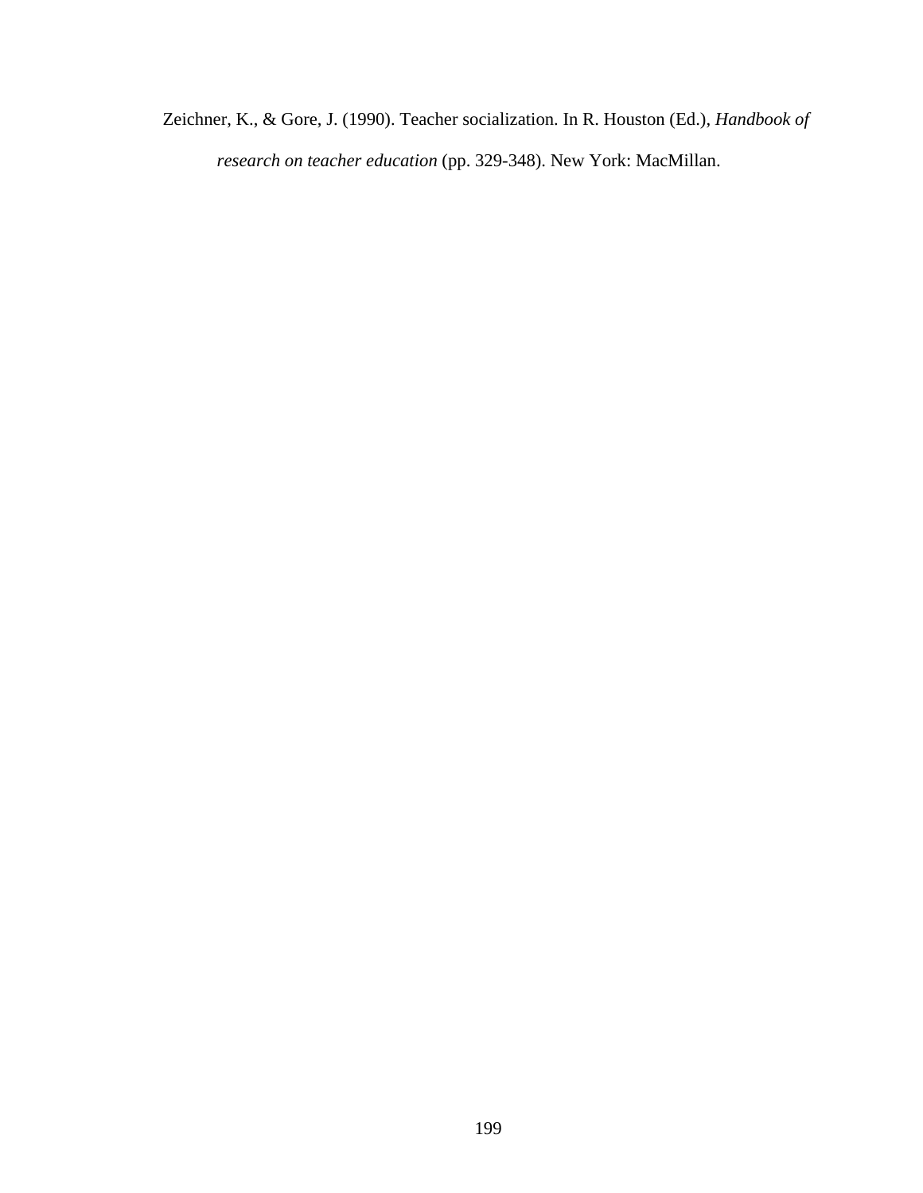Zeichner, K., & Gore, J. (1990). Teacher socialization. In R. Houston (Ed.), *Handbook of research on teacher education* (pp. 329-348). New York: MacMillan.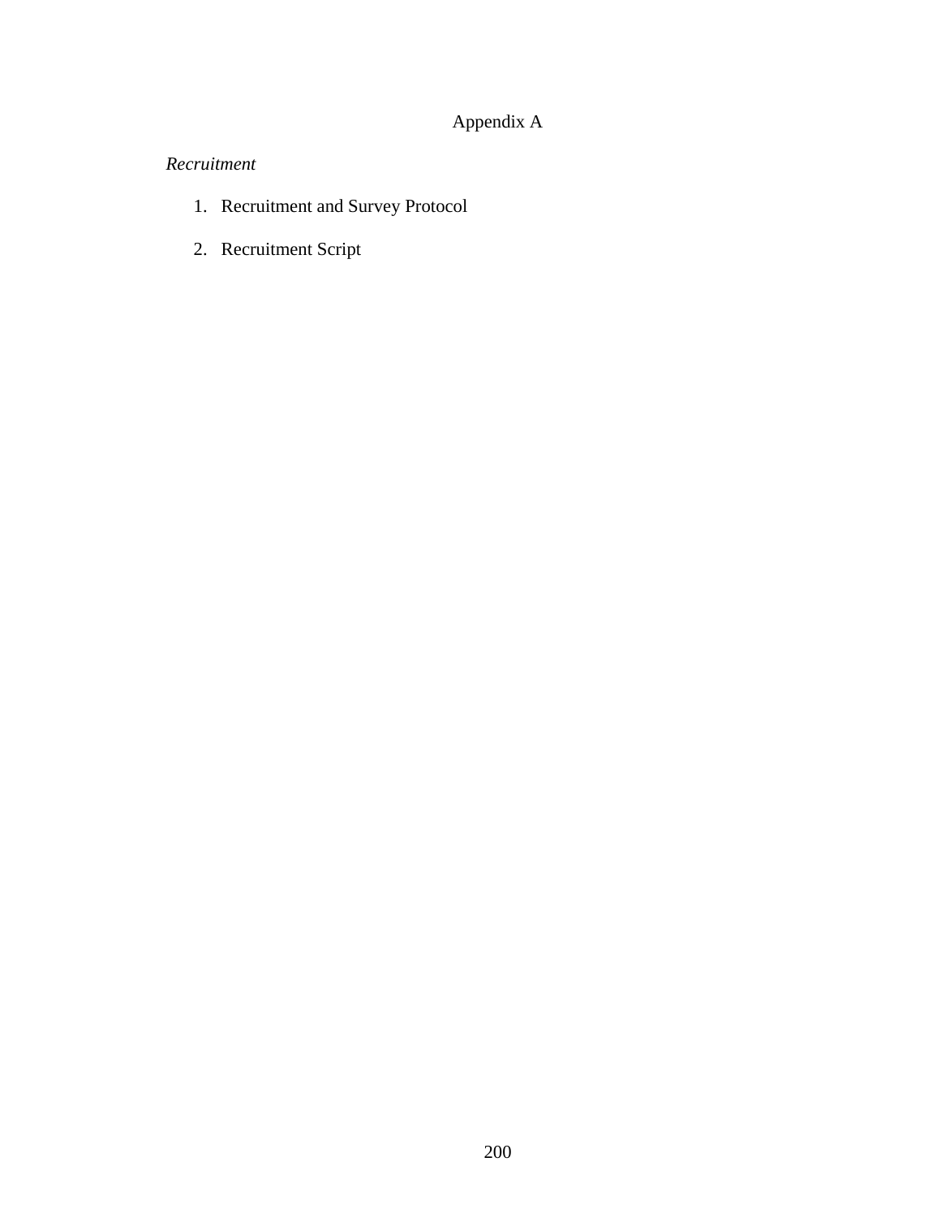# Appendix A

*Recruitment*

1. Recruitment and Survey Protocol
2. Recruitment Script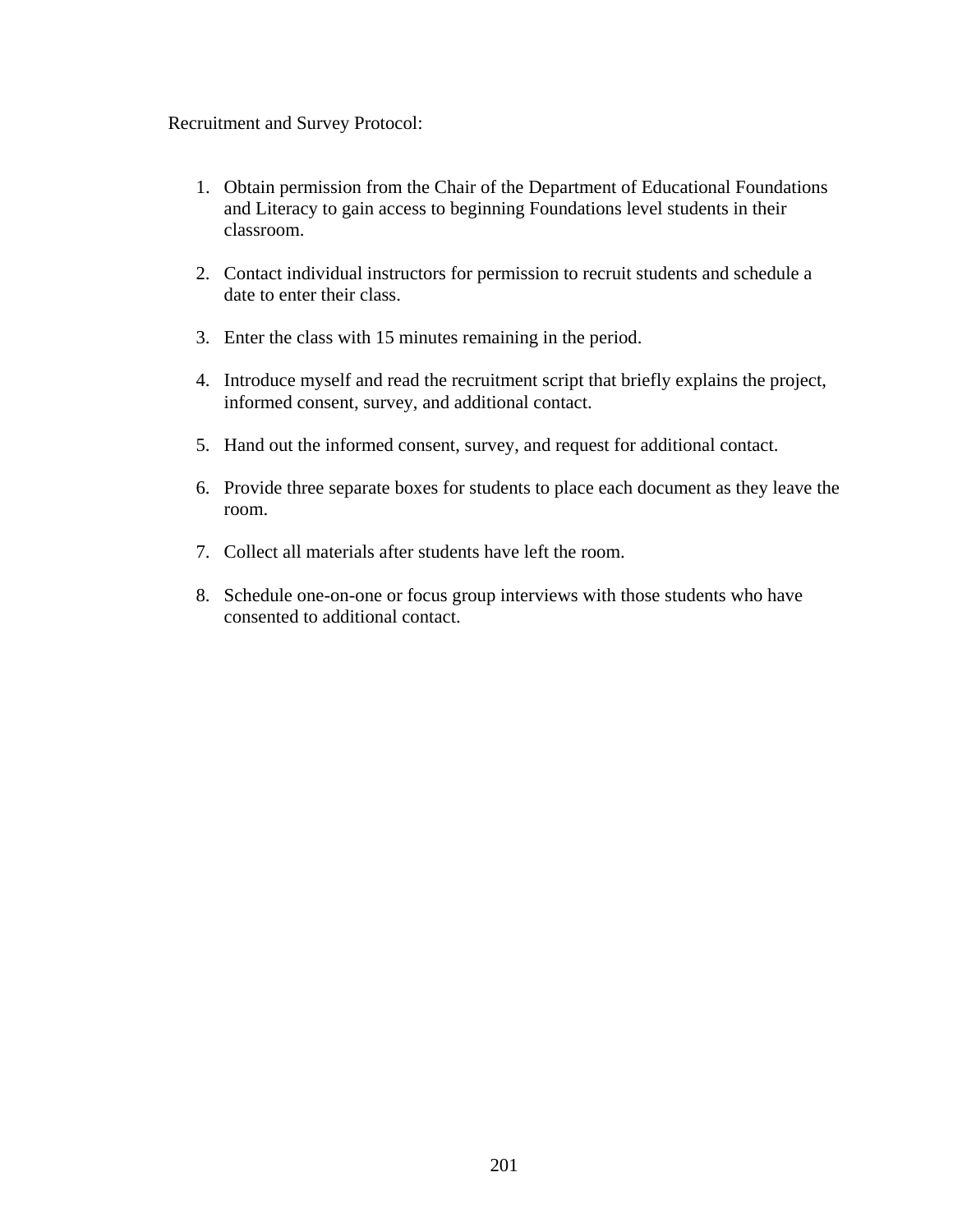Recruitment and Survey Protocol:

1. Obtain permission from the Chair of the Department of Educational Foundations and Literacy to gain access to beginning Foundations level students in their classroom.

2. Contact individual instructors for permission to recruit students and schedule a date to enter their class.

3. Enter the class with 15 minutes remaining in the period.

4. Introduce myself and read the recruitment script that briefly explains the project, informed consent, survey, and additional contact.

5. Hand out the informed consent, survey, and request for additional contact.

6. Provide three separate boxes for students to place each document as they leave the room.

7. Collect all materials after students have left the room.

8. Schedule one-on-one or focus group interviews with those students who have consented to additional contact.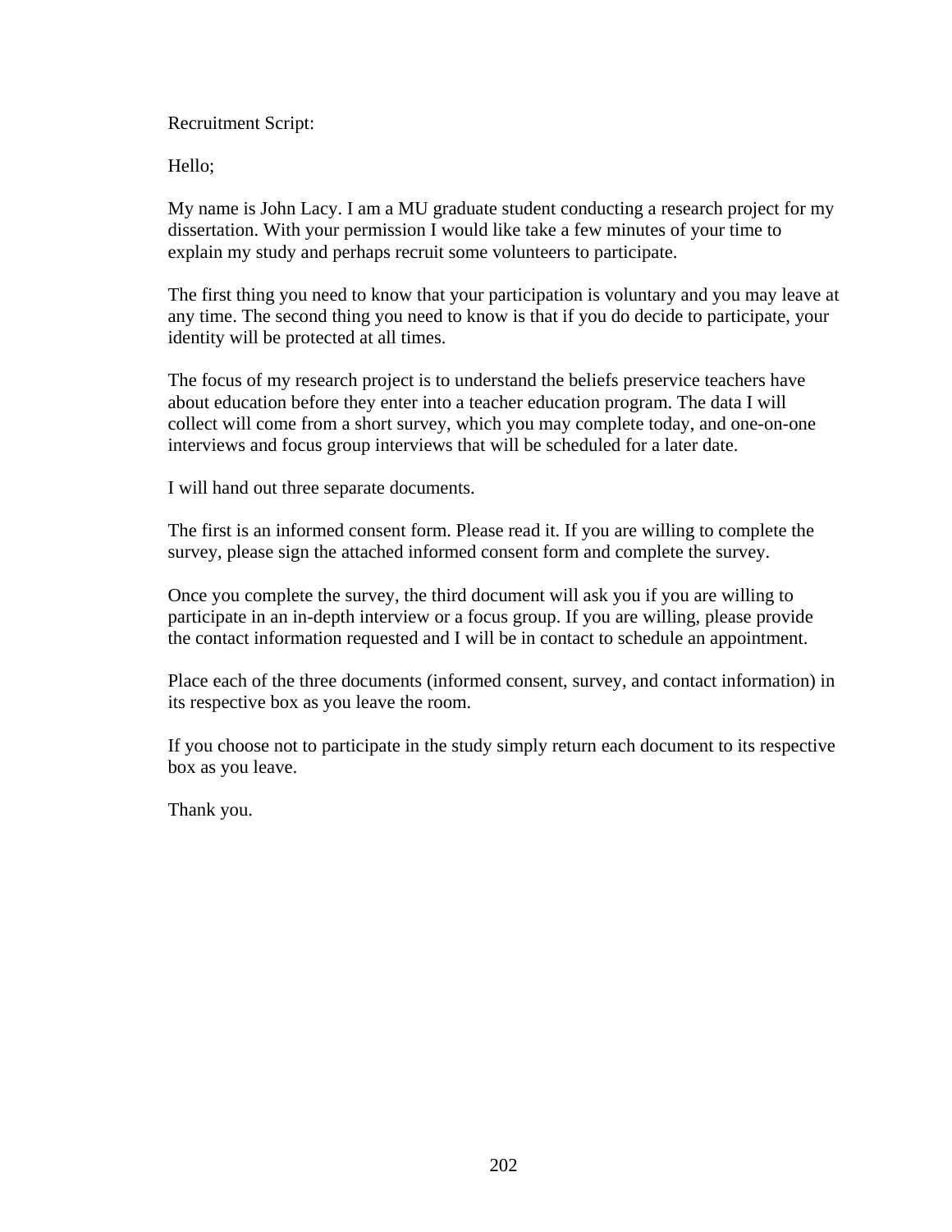Recruitment Script:

Hello;

My name is John Lacy. I am a MU graduate student conducting a research project for my dissertation. With your permission I would like take a few minutes of your time to explain my study and perhaps recruit some volunteers to participate.

The first thing you need to know that your participation is voluntary and you may leave at any time. The second thing you need to know is that if you do decide to participate, your identity will be protected at all times.

The focus of my research project is to understand the beliefs preservice teachers have about education before they enter into a teacher education program. The data I will collect will come from a short survey, which you may complete today, and one-on-one interviews and focus group interviews that will be scheduled for a later date.

I will hand out three separate documents.

The first is an informed consent form. Please read it. If you are willing to complete the survey, please sign the attached informed consent form and complete the survey.

Once you complete the survey, the third document will ask you if you are willing to participate in an in-depth interview or a focus group. If you are willing, please provide the contact information requested and I will be in contact to schedule an appointment.

Place each of the three documents (informed consent, survey, and contact information) in its respective box as you leave the room.

If you choose not to participate in the study simply return each document to its respective box as you leave.

Thank you.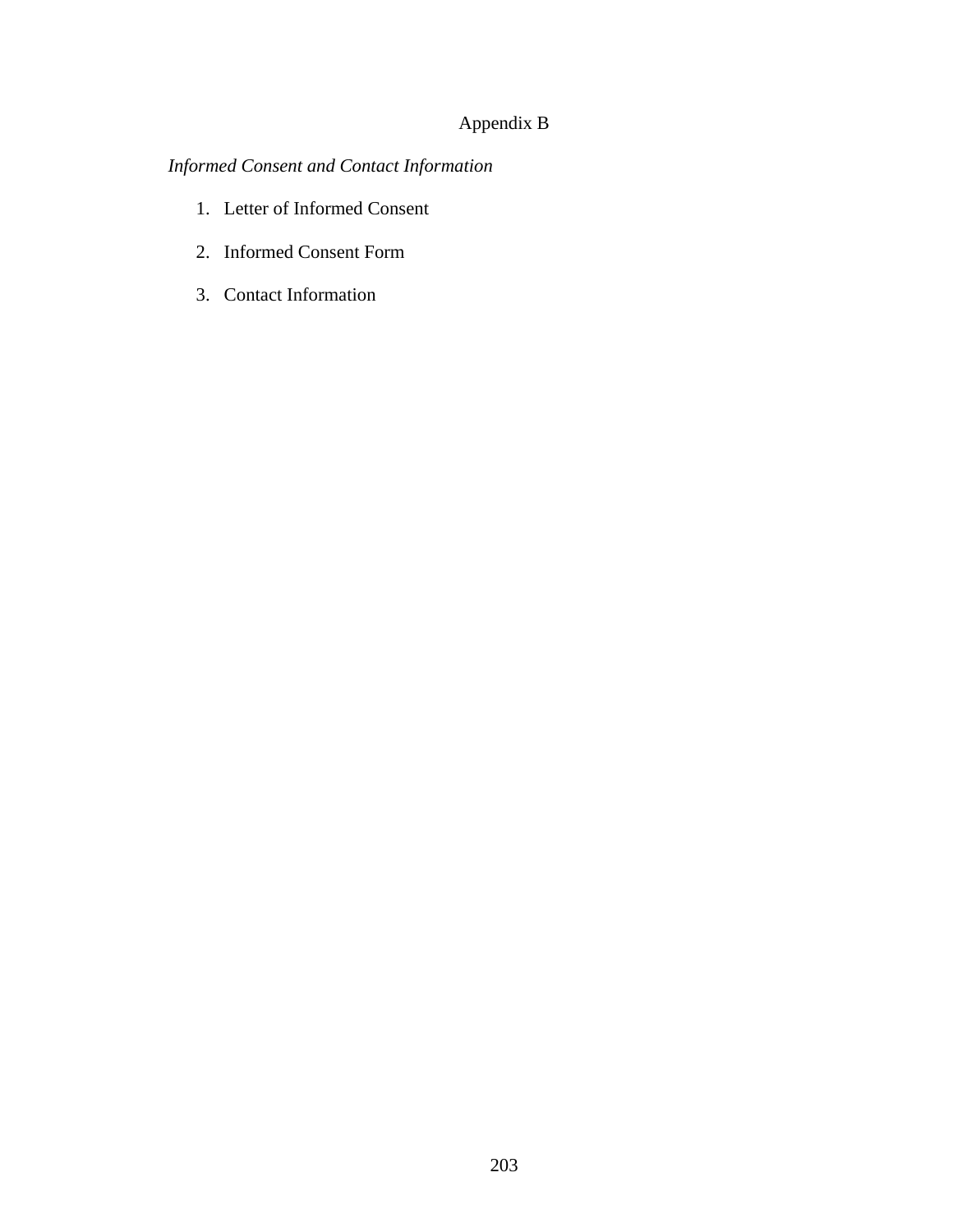# Appendix B

*Informed Consent and Contact Information*

1. Letter of Informed Consent
2. Informed Consent Form
3. Contact Information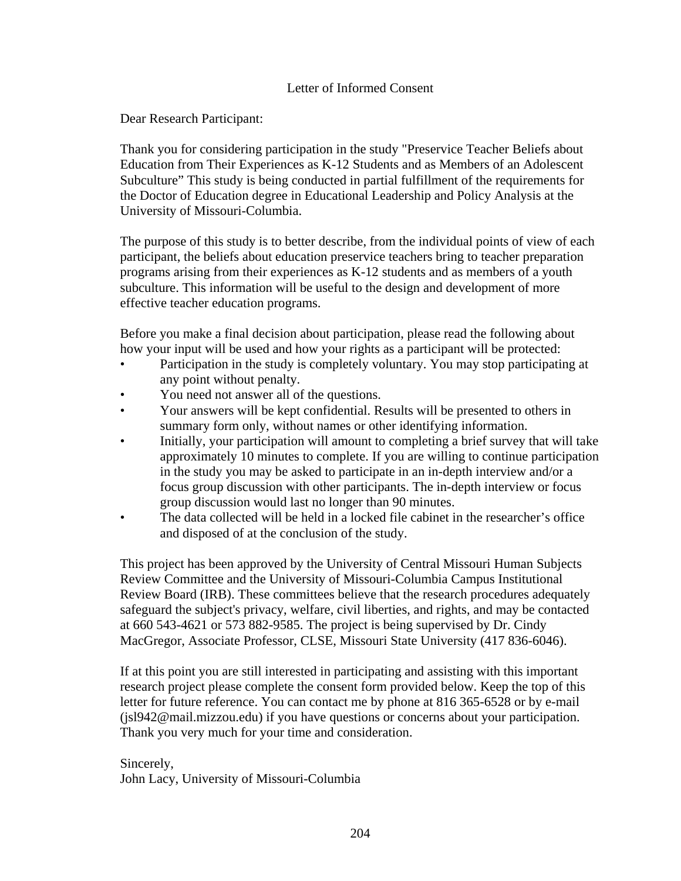# Letter of Informed Consent

Dear Research Participant:

Thank you for considering participation in the study "Preservice Teacher Beliefs about Education from Their Experiences as K-12 Students and as Members of an Adolescent Subculture" This study is being conducted in partial fulfillment of the requirements for the Doctor of Education degree in Educational Leadership and Policy Analysis at the University of Missouri-Columbia.

The purpose of this study is to better describe, from the individual points of view of each participant, the beliefs about education preservice teachers bring to teacher preparation programs arising from their experiences as K-12 students and as members of a youth subculture. This information will be useful to the design and development of more effective teacher education programs.

Before you make a final decision about participation, please read the following about how your input will be used and how your rights as a participant will be protected:

- Participation in the study is completely voluntary. You may stop participating at any point without penalty.
- You need not answer all of the questions.
- Your answers will be kept confidential. Results will be presented to others in summary form only, without names or other identifying information.
- Initially, your participation will amount to completing a brief survey that will take approximately 10 minutes to complete. If you are willing to continue participation in the study you may be asked to participate in an in-depth interview and/or a focus group discussion with other participants. The in-depth interview or focus group discussion would last no longer than 90 minutes.
- The data collected will be held in a locked file cabinet in the researcher's office and disposed of at the conclusion of the study.

This project has been approved by the University of Central Missouri Human Subjects Review Committee and the University of Missouri-Columbia Campus Institutional Review Board (IRB). These committees believe that the research procedures adequately safeguard the subject's privacy, welfare, civil liberties, and rights, and may be contacted at 660 543-4621 or 573 882-9585. The project is being supervised by Dr. Cindy MacGregor, Associate Professor, CLSE, Missouri State University (417 836-6046).

If at this point you are still interested in participating and assisting with this important research project please complete the consent form provided below. Keep the top of this letter for future reference. You can contact me by phone at 816 365-6528 or by e-mail (jsl942@mail.mizzou.edu) if you have questions or concerns about your participation. Thank you very much for your time and consideration.

Sincerely,
John Lacy, University of Missouri-Columbia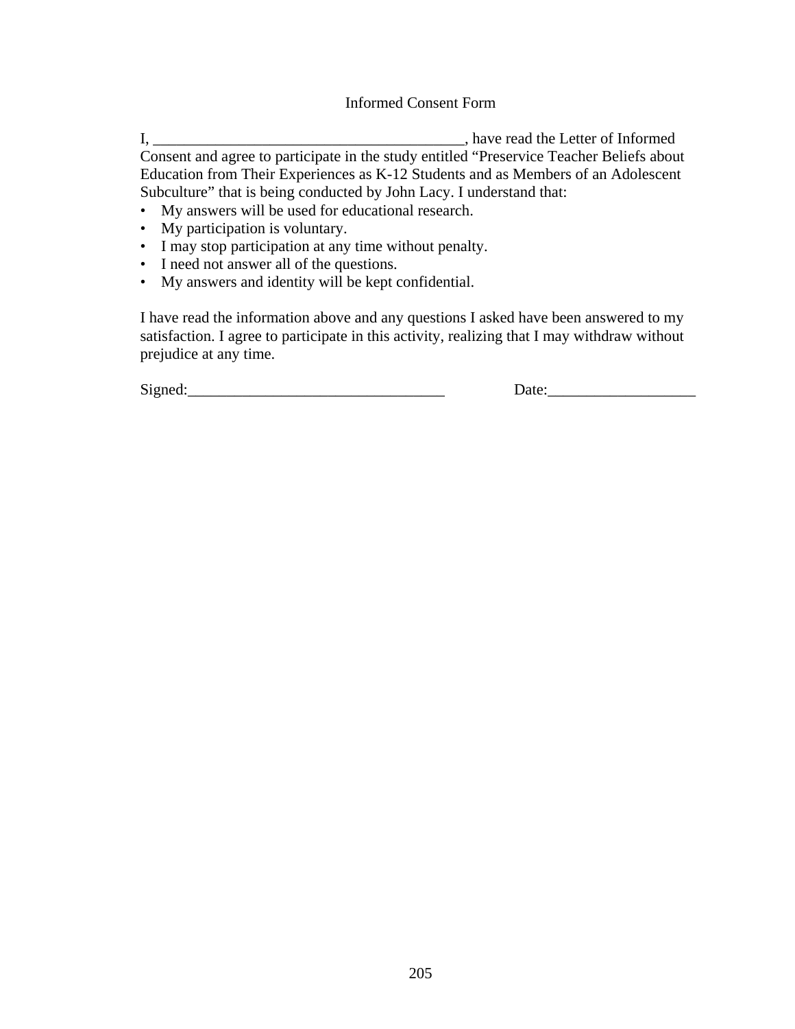# Informed Consent Form

I, ________________________________________, have read the Letter of Informed Consent and agree to participate in the study entitled "Preservice Teacher Beliefs about Education from Their Experiences as K-12 Students and as Members of an Adolescent Subculture" that is being conducted by John Lacy. I understand that:

- My answers will be used for educational research.
- My participation is voluntary.
- I may stop participation at any time without penalty.
- I need not answer all of the questions.
- My answers and identity will be kept confidential.

I have read the information above and any questions I asked have been answered to my satisfaction. I agree to participate in this activity, realizing that I may withdraw without prejudice at any time.

Signed:_________________________________ Date:___________________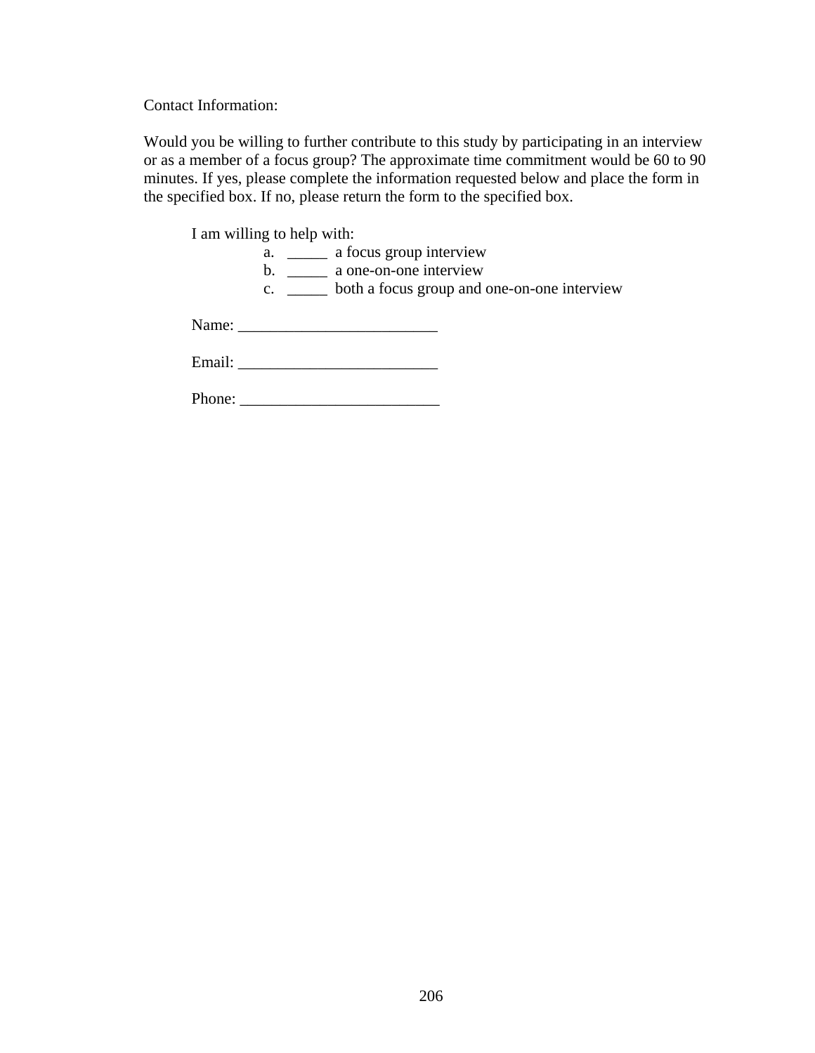Contact Information:

Would you be willing to further contribute to this study by participating in an interview or as a member of a focus group? The approximate time commitment would be 60 to 90 minutes. If yes, please complete the information requested below and place the form in the specified box. If no, please return the form to the specified box.

I am willing to help with:

a. _____ a focus group interview
b. _____ a one-on-one interview
c. _____ both a focus group and one-on-one interview

Name: _________________________

Email: _________________________

Phone: _________________________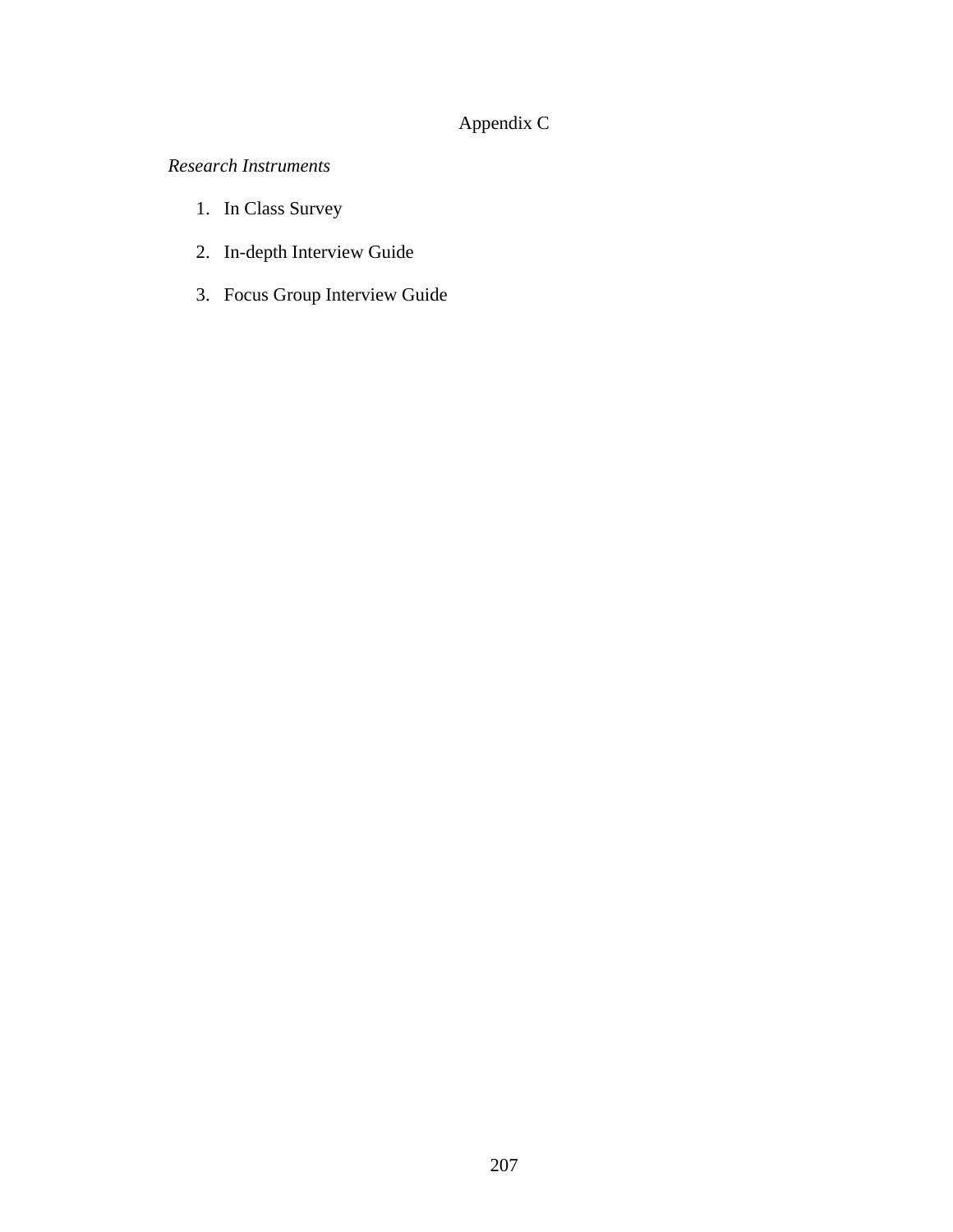# Appendix C

*Research Instruments*

1. In Class Survey
2. In-depth Interview Guide
3. Focus Group Interview Guide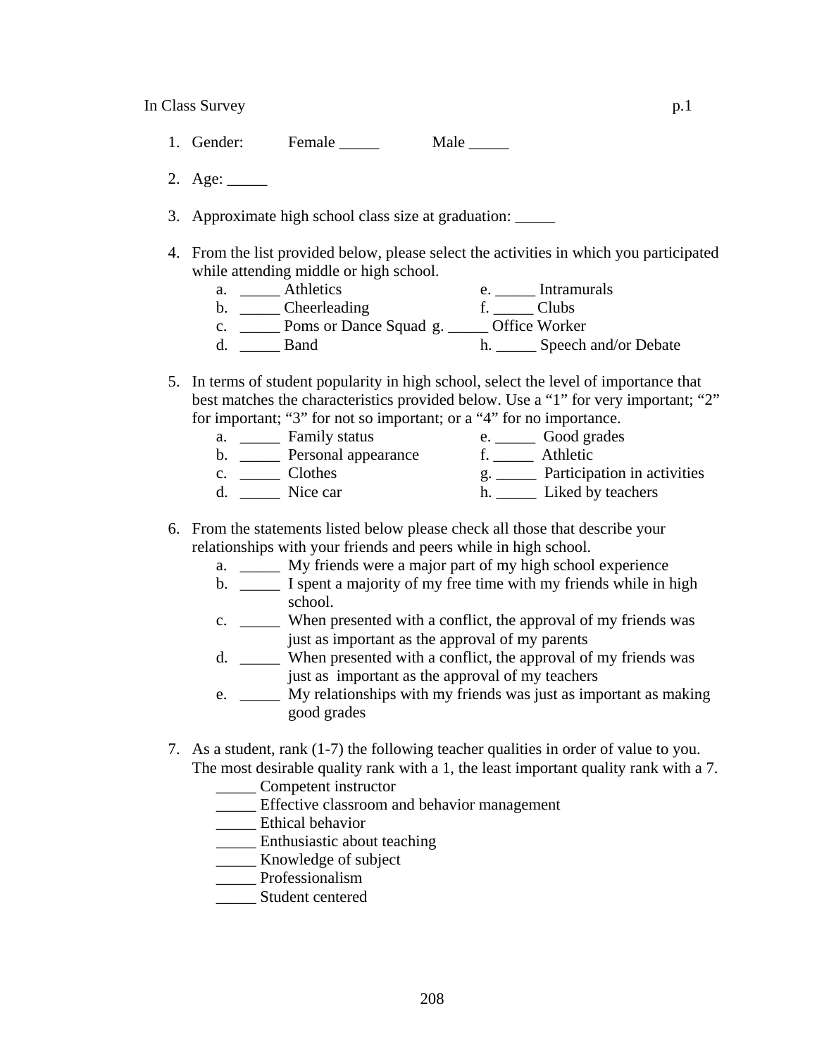In Class Survey p.1

1. Gender: Female _____ Male _____

2. Age: _____

3. Approximate high school class size at graduation: _____

4. From the list provided below, please select the activities in which you participated while attending middle or high school.
   a. _____ Athletics
   b. _____ Cheerleading
   c. _____ Poms or Dance Squad
   d. _____ Band
   e. _____ Intramurals
   f. _____ Clubs
   g. _____ Office Worker
   h. _____ Speech and/or Debate

5. In terms of student popularity in high school, select the level of importance that best matches the characteristics provided below. Use a "1" for very important; "2" for important; "3" for not so important; or a "4" for no importance.
   a. _____ Family status
   b. _____ Personal appearance
   c. _____ Clothes
   d. _____ Nice car
   e. _____ Good grades
   f. _____ Athletic
   g. _____ Participation in activities
   h. _____ Liked by teachers

6. From the statements listed below please check all those that describe your relationships with your friends and peers while in high school.
   a. _____ My friends were a major part of my high school experience
   b. _____ I spent a majority of my free time with my friends while in high school.
   c. _____ When presented with a conflict, the approval of my friends was just as important as the approval of my parents
   d. _____ When presented with a conflict, the approval of my friends was just as important as the approval of my teachers
   e. _____ My relationships with my friends was just as important as making good grades

7. As a student, rank (1-7) the following teacher qualities in order of value to you. The most desirable quality rank with a 1, the least important quality rank with a 7.
   _____ Competent instructor
   _____ Effective classroom and behavior management
   _____ Ethical behavior
   _____ Enthusiastic about teaching
   _____ Knowledge of subject
   _____ Professionalism
   _____ Student centered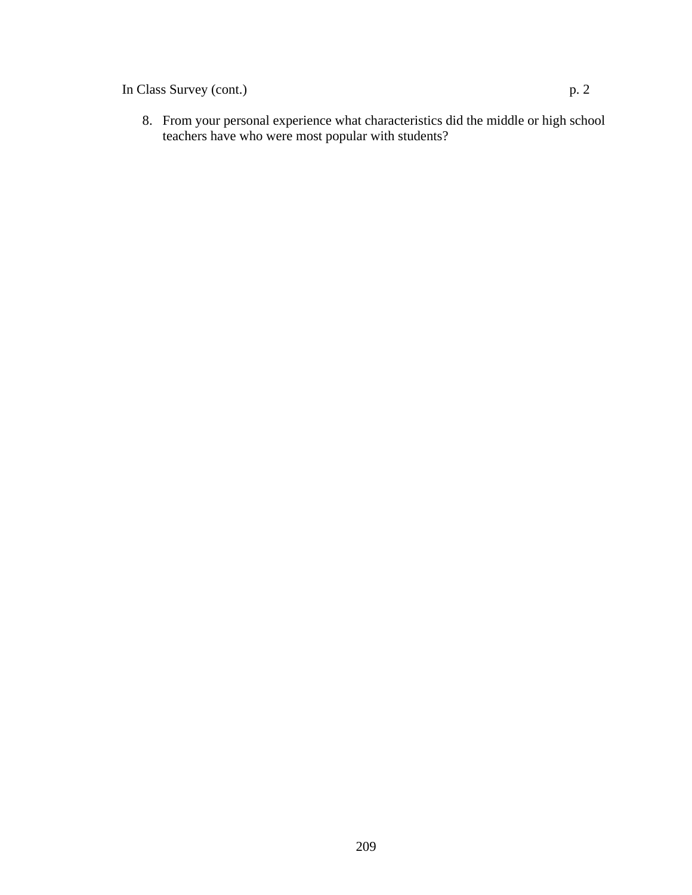In Class Survey (cont.) p. 2

8. From your personal experience what characteristics did the middle or high school teachers have who were most popular with students?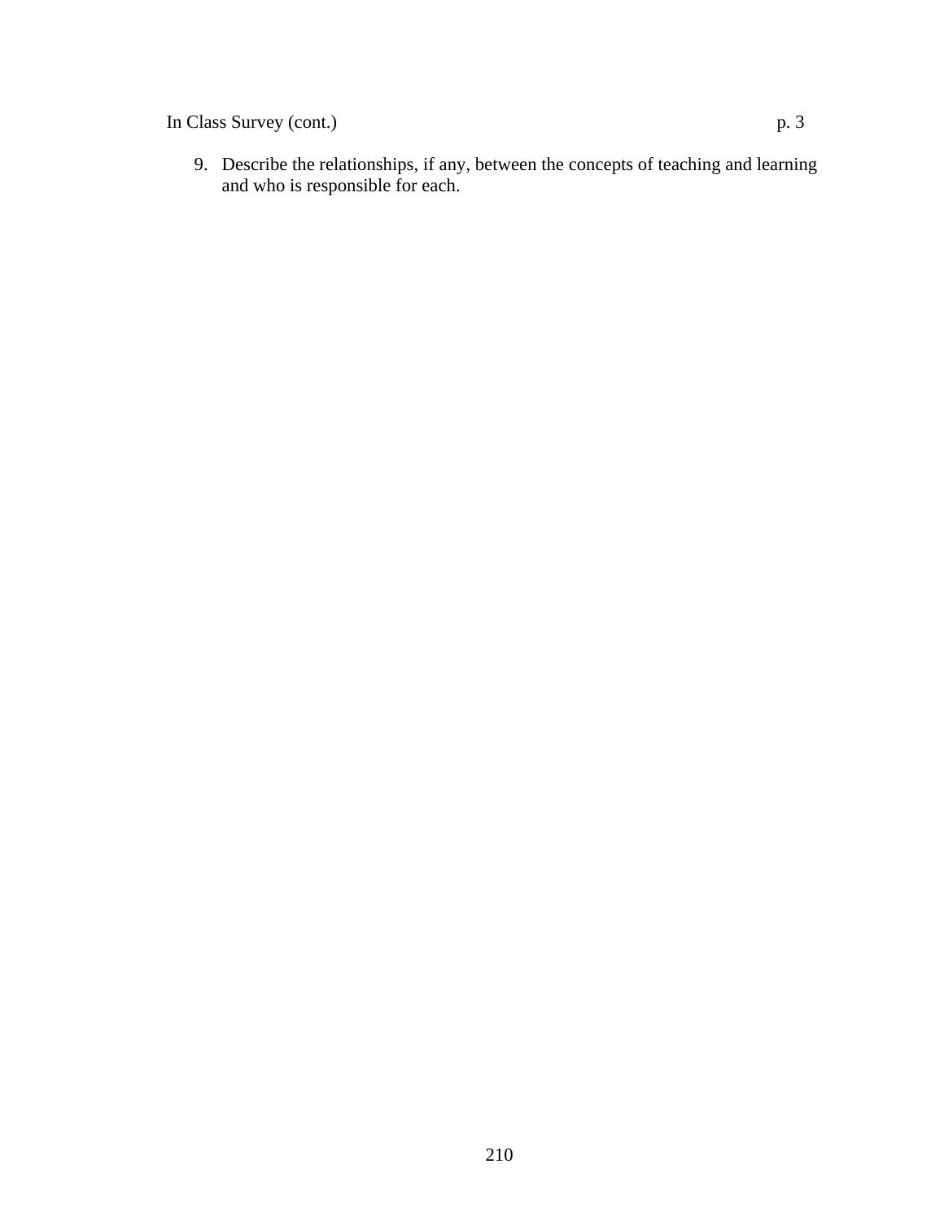In Class Survey (cont.) p. 3

9. Describe the relationships, if any, between the concepts of teaching and learning and who is responsible for each.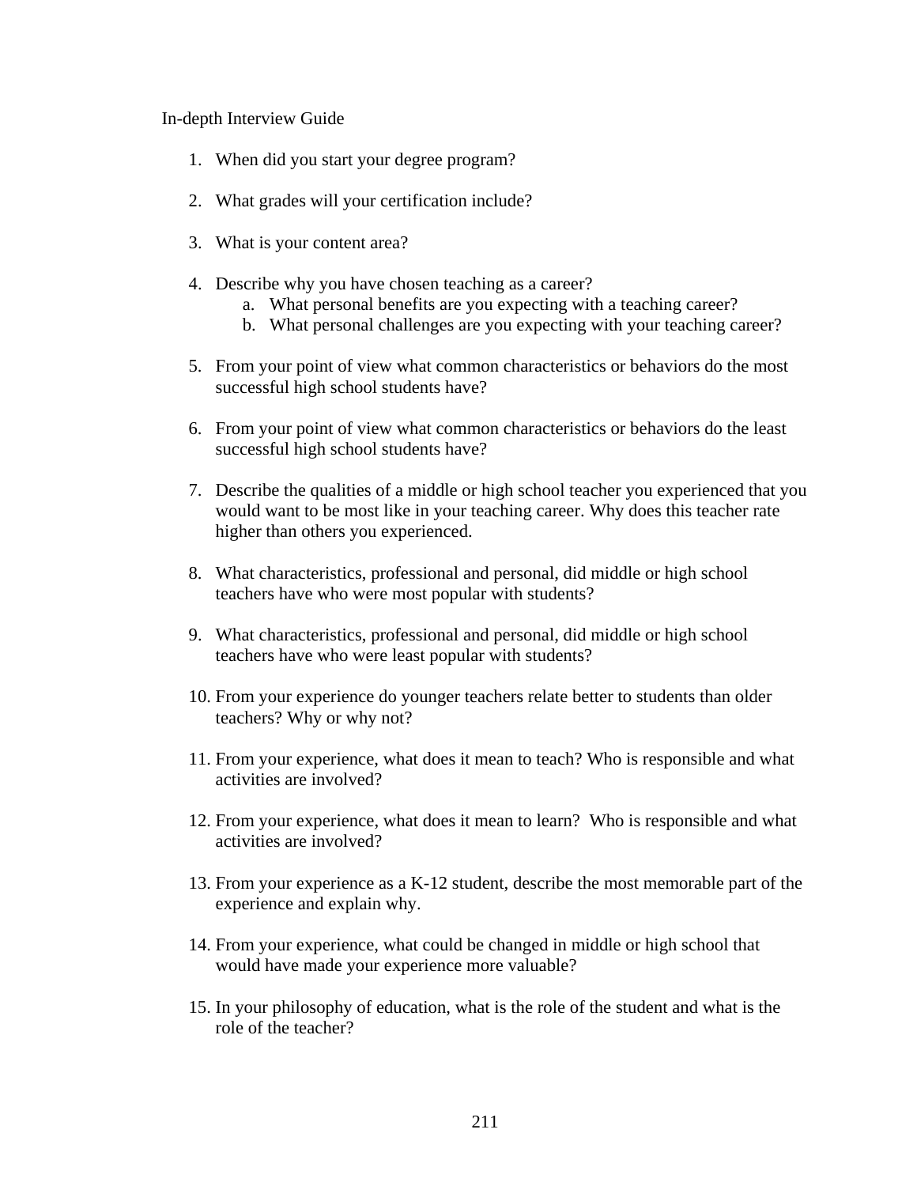In-depth Interview Guide

1. When did you start your degree program?

2. What grades will your certification include?

3. What is your content area?

4. Describe why you have chosen teaching as a career?
   a. What personal benefits are you expecting with a teaching career?
   b. What personal challenges are you expecting with your teaching career?

5. From your point of view what common characteristics or behaviors do the most successful high school students have?

6. From your point of view what common characteristics or behaviors do the least successful high school students have?

7. Describe the qualities of a middle or high school teacher you experienced that you would want to be most like in your teaching career. Why does this teacher rate higher than others you experienced.

8. What characteristics, professional and personal, did middle or high school teachers have who were most popular with students?

9. What characteristics, professional and personal, did middle or high school teachers have who were least popular with students?

10. From your experience do younger teachers relate better to students than older teachers? Why or why not?

11. From your experience, what does it mean to teach? Who is responsible and what activities are involved?

12. From your experience, what does it mean to learn? Who is responsible and what activities are involved?

13. From your experience as a K-12 student, describe the most memorable part of the experience and explain why.

14. From your experience, what could be changed in middle or high school that would have made your experience more valuable?

15. In your philosophy of education, what is the role of the student and what is the role of the teacher?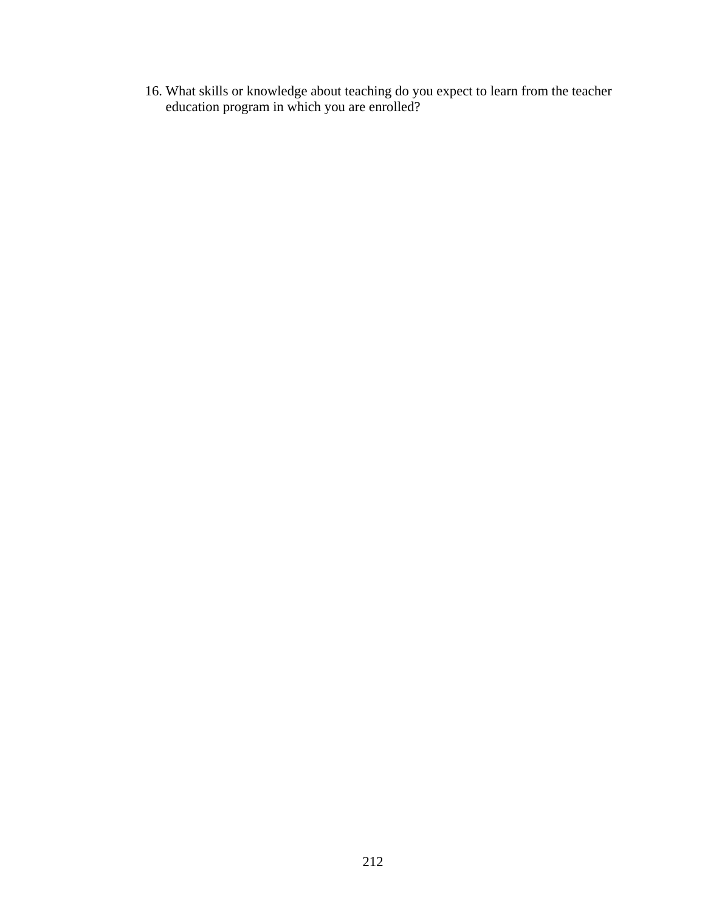16. What skills or knowledge about teaching do you expect to learn from the teacher education program in which you are enrolled?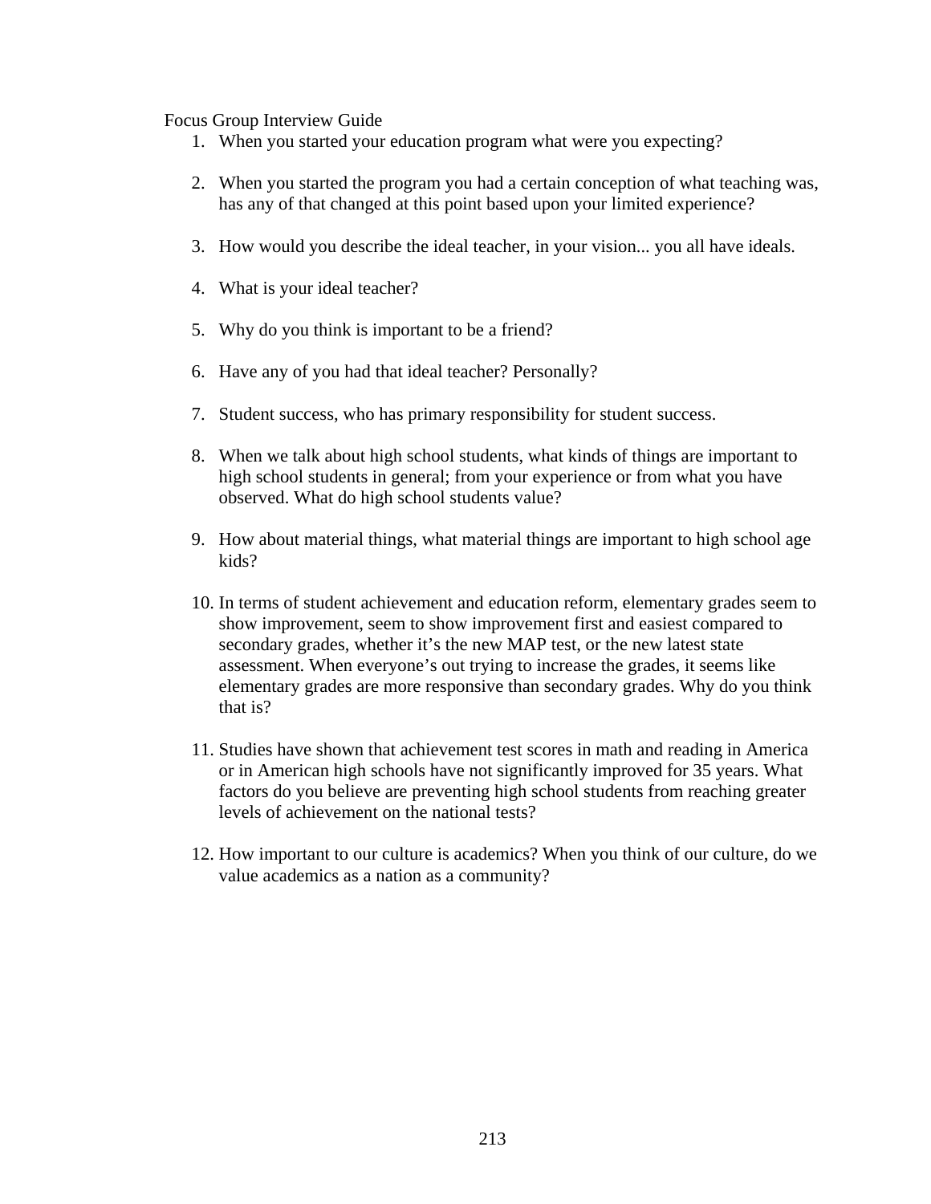Focus Group Interview Guide

1. When you started your education program what were you expecting?

2. When you started the program you had a certain conception of what teaching was, has any of that changed at this point based upon your limited experience?

3. How would you describe the ideal teacher, in your vision... you all have ideals.

4. What is your ideal teacher?

5. Why do you think is important to be a friend?

6. Have any of you had that ideal teacher? Personally?

7. Student success, who has primary responsibility for student success.

8. When we talk about high school students, what kinds of things are important to high school students in general; from your experience or from what you have observed. What do high school students value?

9. How about material things, what material things are important to high school age kids?

10. In terms of student achievement and education reform, elementary grades seem to show improvement, seem to show improvement first and easiest compared to secondary grades, whether it's the new MAP test, or the new latest state assessment. When everyone's out trying to increase the grades, it seems like elementary grades are more responsive than secondary grades. Why do you think that is?

11. Studies have shown that achievement test scores in math and reading in America or in American high schools have not significantly improved for 35 years. What factors do you believe are preventing high school students from reaching greater levels of achievement on the national tests?

12. How important to our culture is academics? When you think of our culture, do we value academics as a nation as a community?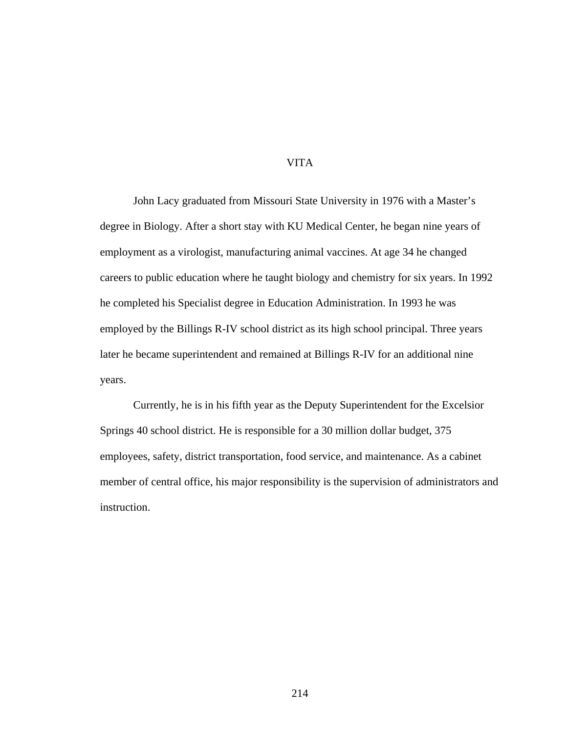# VITA

John Lacy graduated from Missouri State University in 1976 with a Master's degree in Biology. After a short stay with KU Medical Center, he began nine years of employment as a virologist, manufacturing animal vaccines. At age 34 he changed careers to public education where he taught biology and chemistry for six years. In 1992 he completed his Specialist degree in Education Administration. In 1993 he was employed by the Billings R-IV school district as its high school principal. Three years later he became superintendent and remained at Billings R-IV for an additional nine years.

Currently, he is in his fifth year as the Deputy Superintendent for the Excelsior Springs 40 school district. He is responsible for a 30 million dollar budget, 375 employees, safety, district transportation, food service, and maintenance. As a cabinet member of central office, his major responsibility is the supervision of administrators and instruction.